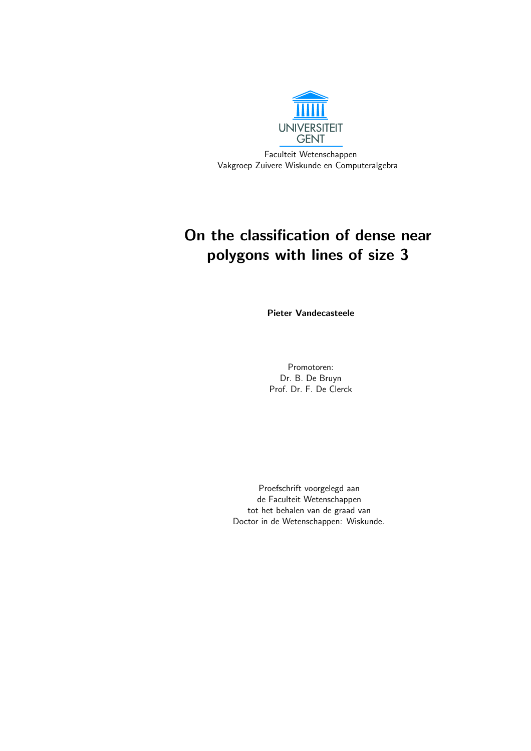UNIVERSITEIT GENT

Faculteit Wetenschappen
Vakgroep Zuivere Wiskunde en Computeralgebra

# On the classification of dense near polygons with lines of size 3

**Pieter Vandecasteele**

Promotoren:
Dr. B. De Bruyn
Prof. Dr. F. De Clerck

Proefschrift voorgelegd aan
de Faculteit Wetenschappen
tot het behalen van de graad van
Doctor in de Wetenschappen: Wiskunde.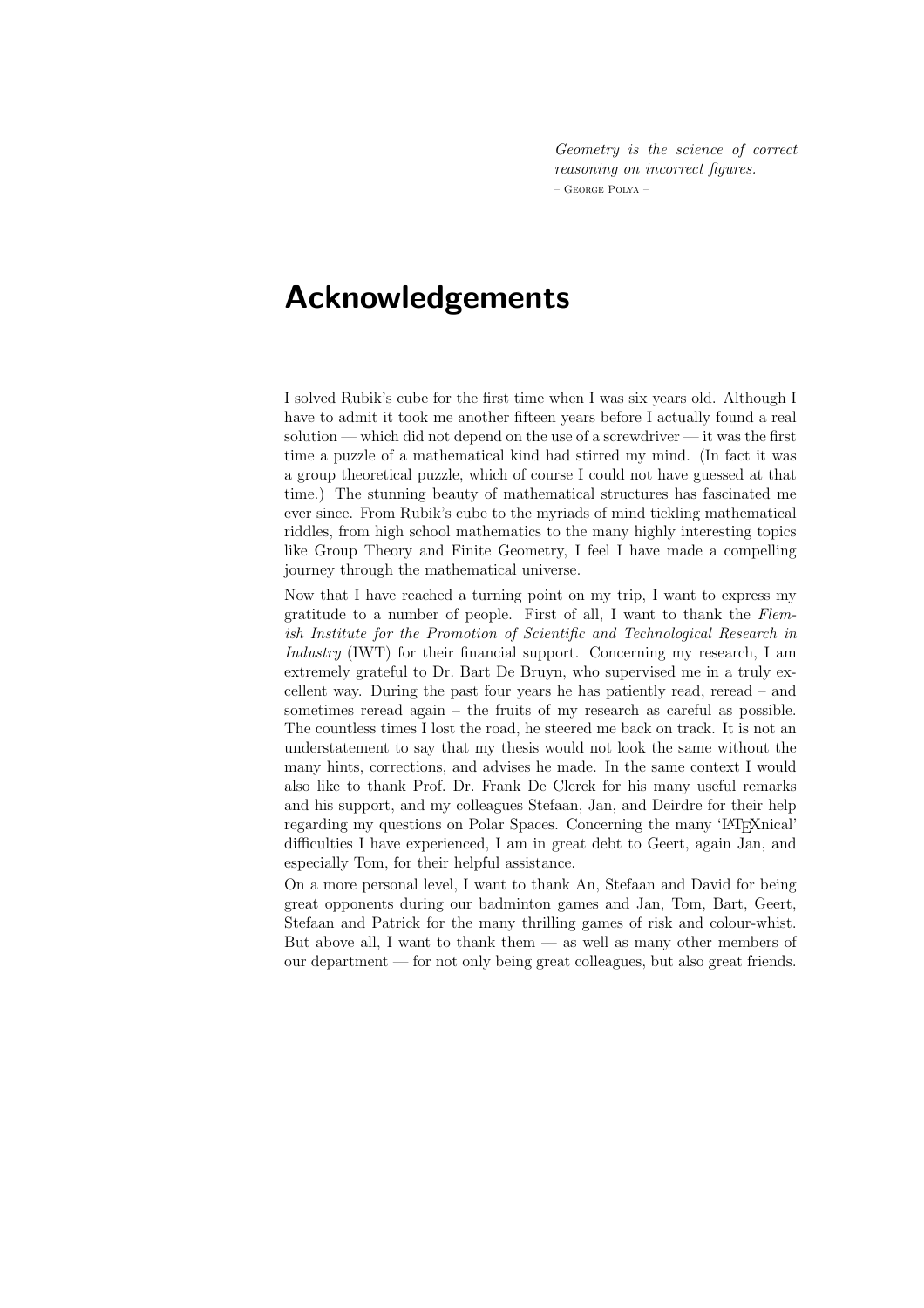*Geometry is the science of correct reasoning on incorrect figures.*
– George Polya –

# Acknowledgements

I solved Rubik's cube for the first time when I was six years old. Although I have to admit it took me another fifteen years before I actually found a real solution — which did not depend on the use of a screwdriver — it was the first time a puzzle of a mathematical kind had stirred my mind. (In fact it was a group theoretical puzzle, which of course I could not have guessed at that time.) The stunning beauty of mathematical structures has fascinated me ever since. From Rubik's cube to the myriads of mind tickling mathematical riddles, from high school mathematics to the many highly interesting topics like Group Theory and Finite Geometry, I feel I have made a compelling journey through the mathematical universe.

Now that I have reached a turning point on my trip, I want to express my gratitude to a number of people. First of all, I want to thank the *Flemish Institute for the Promotion of Scientific and Technological Research in Industry* (IWT) for their financial support. Concerning my research, I am extremely grateful to Dr. Bart De Bruyn, who supervised me in a truly excellent way. During the past four years he has patiently read, reread – and sometimes reread again – the fruits of my research as careful as possible. The countless times I lost the road, he steered me back on track. It is not an understatement to say that my thesis would not look the same without the many hints, corrections, and advises he made. In the same context I would also like to thank Prof. Dr. Frank De Clerck for his many useful remarks and his support, and my colleagues Stefaan, Jan, and Deirdre for their help regarding my questions on Polar Spaces. Concerning the many 'LaTeXnical' difficulties I have experienced, I am in great debt to Geert, again Jan, and especially Tom, for their helpful assistance.

On a more personal level, I want to thank An, Stefaan and David for being great opponents during our badminton games and Jan, Tom, Bart, Geert, Stefaan and Patrick for the many thrilling games of risk and colour-whist. But above all, I want to thank them — as well as many other members of our department — for not only being great colleagues, but also great friends.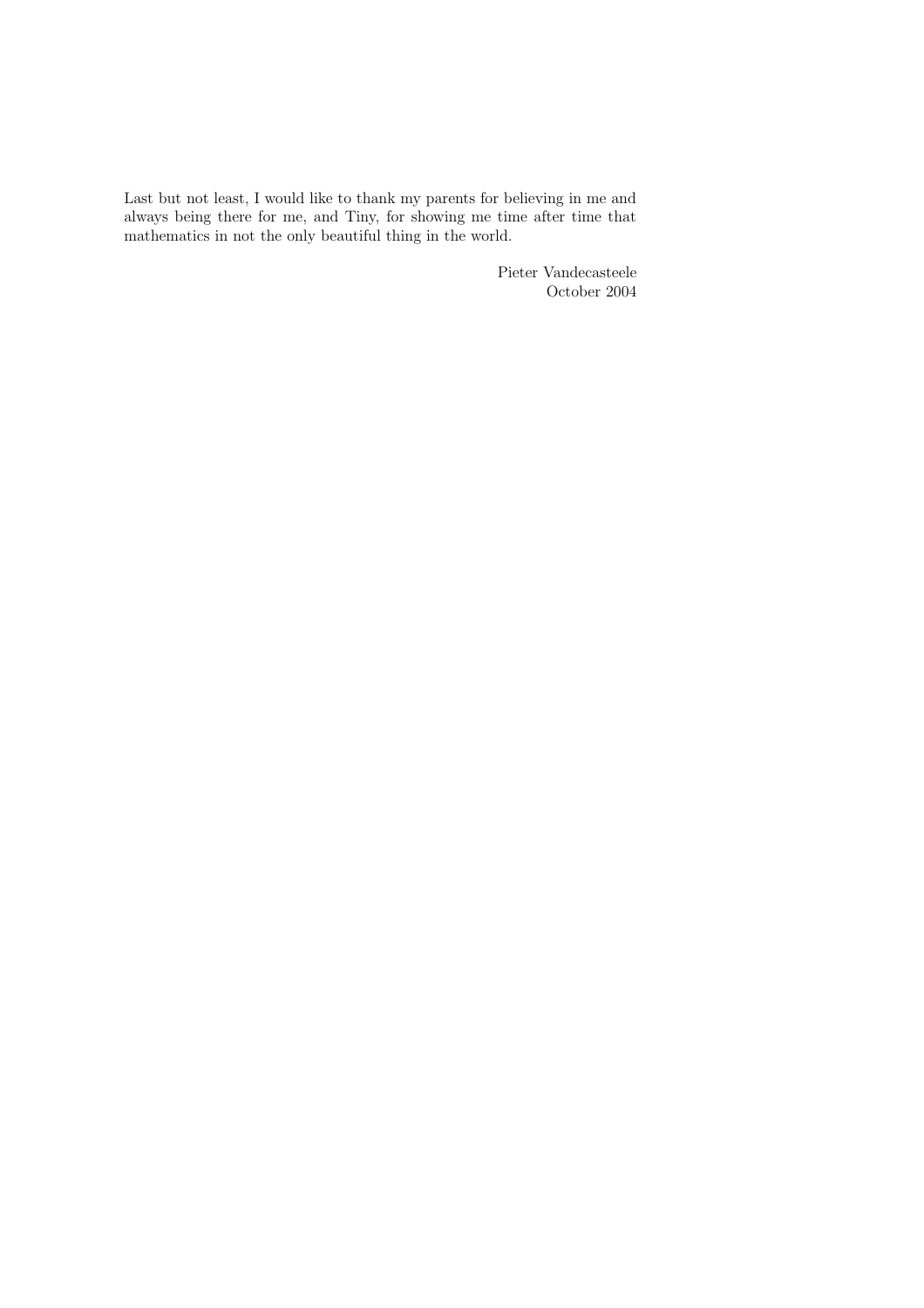Last but not least, I would like to thank my parents for believing in me and always being there for me, and Tiny, for showing me time after time that mathematics in not the only beautiful thing in the world.

Pieter Vandecasteele
October 2004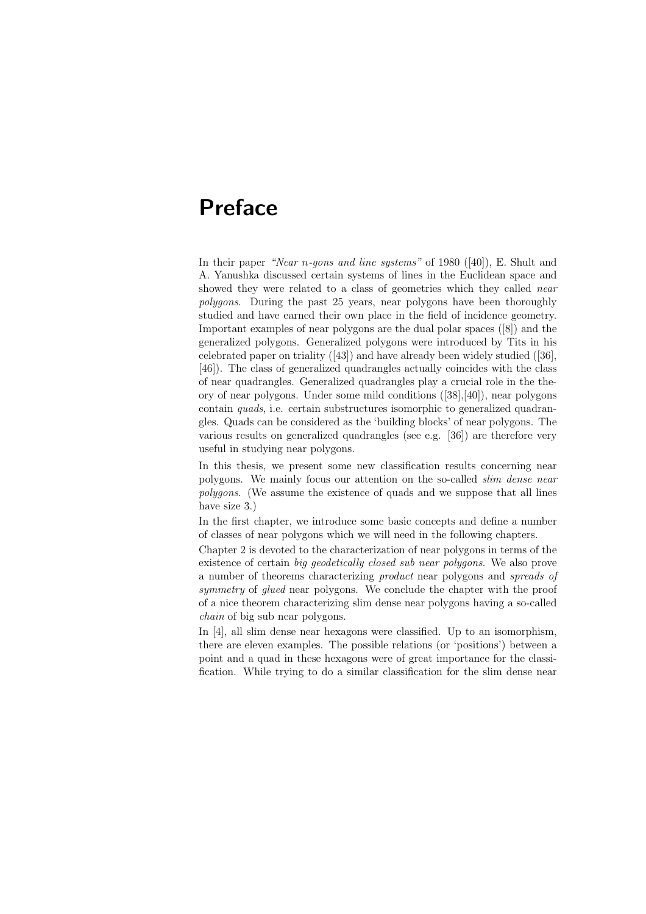# Preface

In their paper *"Near n-gons and line systems"* of 1980 ([40]), E. Shult and A. Yanushka discussed certain systems of lines in the Euclidean space and showed they were related to a class of geometries which they called *near polygons*. During the past 25 years, near polygons have been thoroughly studied and have earned their own place in the field of incidence geometry. Important examples of near polygons are the dual polar spaces ([8]) and the generalized polygons. Generalized polygons were introduced by Tits in his celebrated paper on triality ([43]) and have already been widely studied ([36], [46]). The class of generalized quadrangles actually coincides with the class of near quadrangles. Generalized quadrangles play a crucial role in the theory of near polygons. Under some mild conditions ([38],[40]), near polygons contain *quads*, i.e. certain substructures isomorphic to generalized quadrangles. Quads can be considered as the 'building blocks' of near polygons. The various results on generalized quadrangles (see e.g. [36]) are therefore very useful in studying near polygons.

In this thesis, we present some new classification results concerning near polygons. We mainly focus our attention on the so-called *slim dense near polygons*. (We assume the existence of quads and we suppose that all lines have size 3.)

In the first chapter, we introduce some basic concepts and define a number of classes of near polygons which we will need in the following chapters.

Chapter 2 is devoted to the characterization of near polygons in terms of the existence of certain *big geodetically closed sub near polygons*. We also prove a number of theorems characterizing *product* near polygons and *spreads of symmetry* of *glued* near polygons. We conclude the chapter with the proof of a nice theorem characterizing slim dense near polygons having a so-called *chain* of big sub near polygons.

In [4], all slim dense near hexagons were classified. Up to an isomorphism, there are eleven examples. The possible relations (or 'positions') between a point and a quad in these hexagons were of great importance for the classification. While trying to do a similar classification for the slim dense near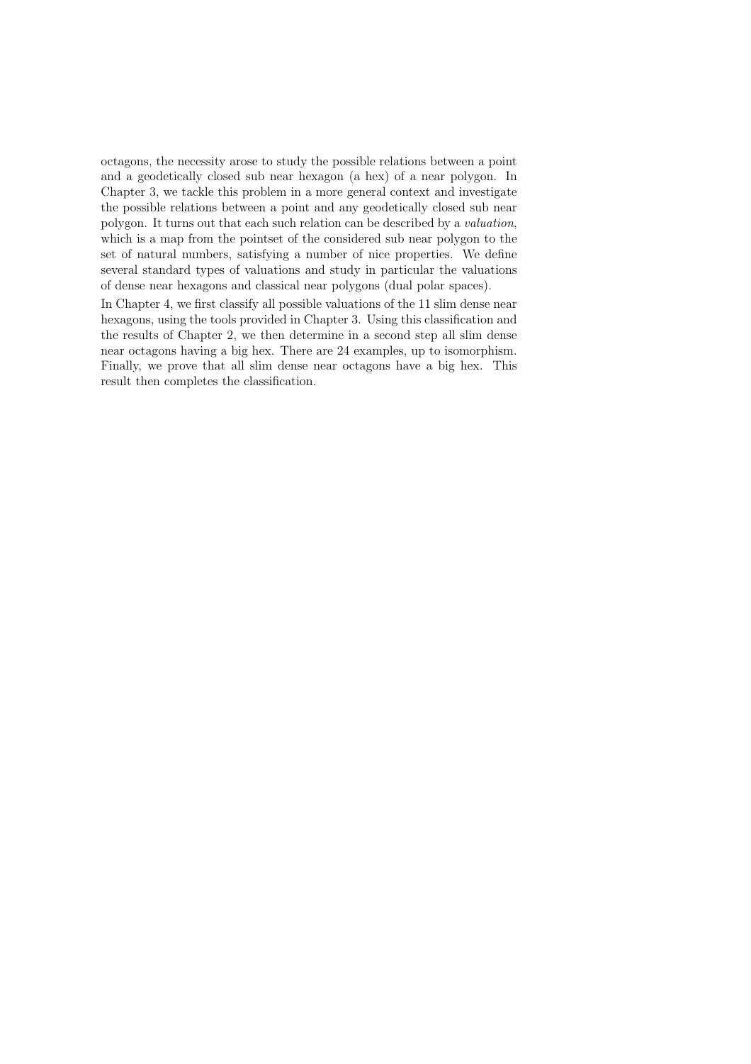octagons, the necessity arose to study the possible relations between a point and a geodetically closed sub near hexagon (a hex) of a near polygon. In Chapter 3, we tackle this problem in a more general context and investigate the possible relations between a point and any geodetically closed sub near polygon. It turns out that each such relation can be described by a *valuation*, which is a map from the pointset of the considered sub near polygon to the set of natural numbers, satisfying a number of nice properties. We define several standard types of valuations and study in particular the valuations of dense near hexagons and classical near polygons (dual polar spaces).

In Chapter 4, we first classify all possible valuations of the 11 slim dense near hexagons, using the tools provided in Chapter 3. Using this classification and the results of Chapter 2, we then determine in a second step all slim dense near octagons having a big hex. There are 24 examples, up to isomorphism. Finally, we prove that all slim dense near octagons have a big hex. This result then completes the classification.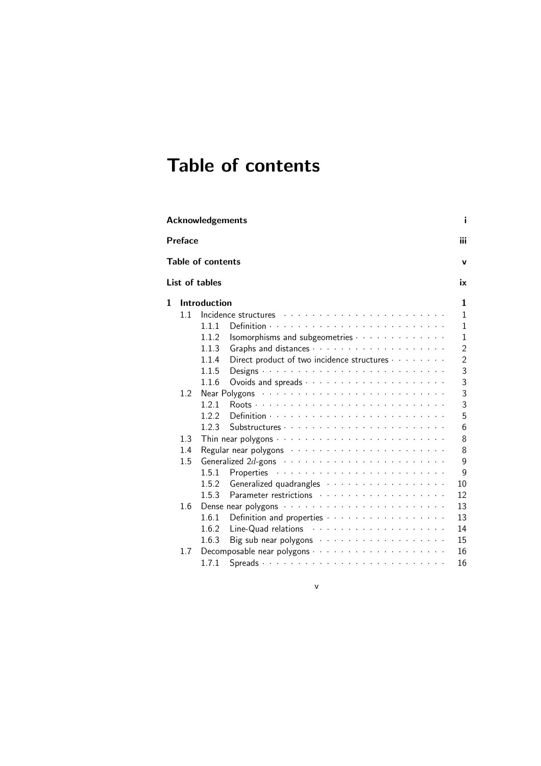# Table of contents

| | |
|---|---|
| **Acknowledgements** | **i** |
| **Preface** | **iii** |
| **Table of contents** | **v** |
| **List of tables** | **ix** |
| **1 Introduction** | **1** |
| 1.1 Incidence structures | 1 |
| 1.1.1 Definition | 1 |
| 1.1.2 Isomorphisms and subgeometries | 1 |
| 1.1.3 Graphs and distances | 2 |
| 1.1.4 Direct product of two incidence structures | 2 |
| 1.1.5 Designs | 3 |
| 1.1.6 Ovoids and spreads | 3 |
| 1.2 Near Polygons | 3 |
| 1.2.1 Roots | 3 |
| 1.2.2 Definition | 5 |
| 1.2.3 Substructures | 6 |
| 1.3 Thin near polygons | 8 |
| 1.4 Regular near polygons | 8 |
| 1.5 Generalized $2d$-gons | 9 |
| 1.5.1 Properties | 9 |
| 1.5.2 Generalized quadrangles | 10 |
| 1.5.3 Parameter restrictions | 12 |
| 1.6 Dense near polygons | 13 |
| 1.6.1 Definition and properties | 13 |
| 1.6.2 Line-Quad relations | 14 |
| 1.6.3 Big sub near polygons | 15 |
| 1.7 Decomposable near polygons | 16 |
| 1.7.1 Spreads | 16 |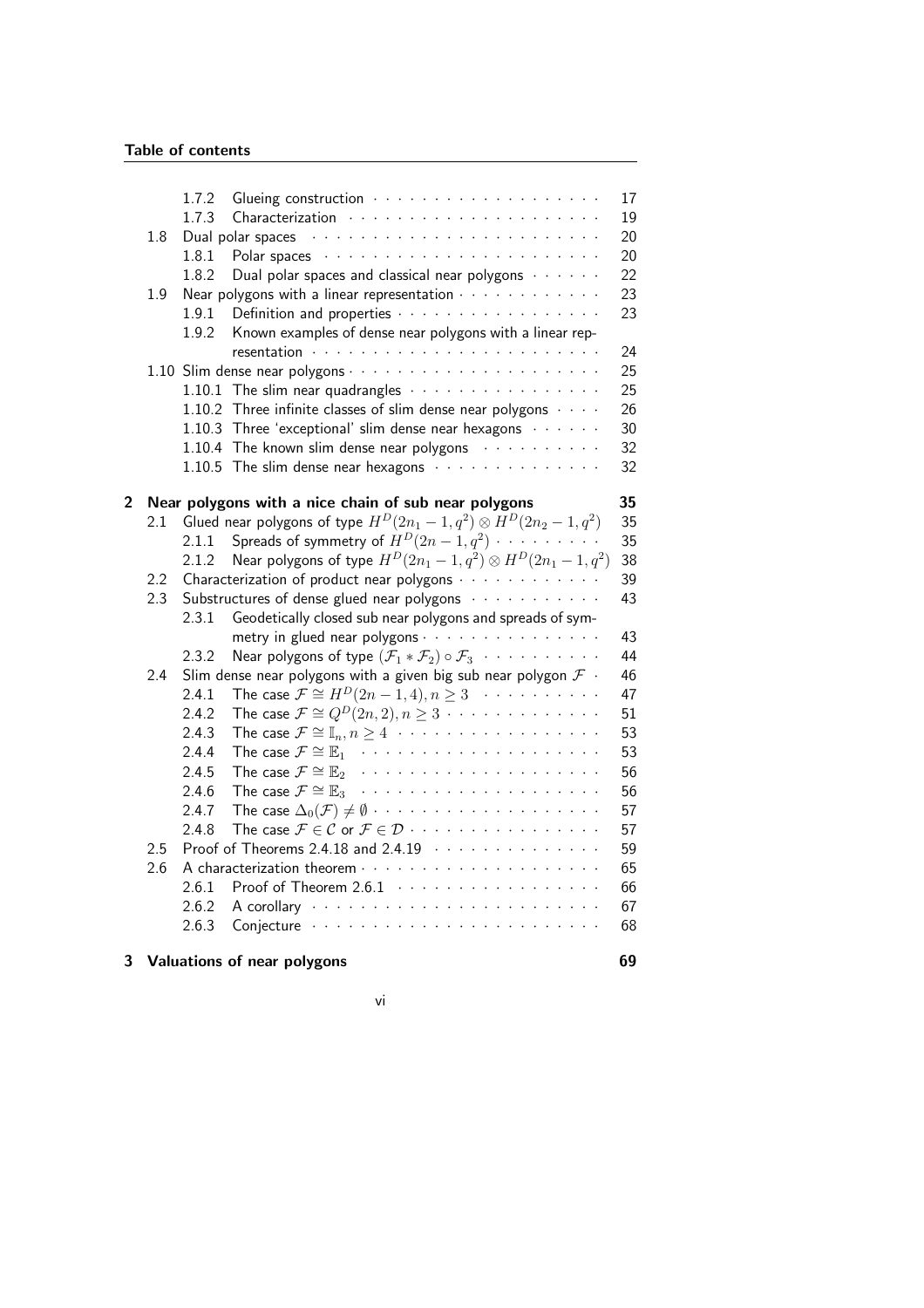| | | | |
|---|---|---|---|
| | 1.7.2 | Glueing construction | 17 |
| | 1.7.3 | Characterization | 19 |
| 1.8 | | Dual polar spaces | 20 |
| | 1.8.1 | Polar spaces | 20 |
| | 1.8.2 | Dual polar spaces and classical near polygons | 22 |
| 1.9 | | Near polygons with a linear representation | 23 |
| | 1.9.1 | Definition and properties | 23 |
| | 1.9.2 | Known examples of dense near polygons with a linear representation | 24 |
| 1.10 | | Slim dense near polygons | 25 |
| | 1.10.1 | The slim near quadrangles | 25 |
| | 1.10.2 | Three infinite classes of slim dense near polygons | 26 |
| | 1.10.3 | Three 'exceptional' slim dense near hexagons | 30 |
| | 1.10.4 | The known slim dense near polygons | 32 |
| | 1.10.5 | The slim dense near hexagons | 32 |

**2 Near polygons with a nice chain of sub near polygons** **35**

| | | | |
|---|---|---|---|
| 2.1 | | Glued near polygons of type $H^D(2n_1-1,q^2) \otimes H^D(2n_2-1,q^2)$ | 35 |
| | 2.1.1 | Spreads of symmetry of $H^D(2n-1,q^2)$ | 35 |
| | 2.1.2 | Near polygons of type $H^D(2n_1-1,q^2) \otimes H^D(2n_1-1,q^2)$ | 38 |
| 2.2 | | Characterization of product near polygons | 39 |
| 2.3 | | Substructures of dense glued near polygons | 43 |
| | 2.3.1 | Geodetically closed sub near polygons and spreads of symmetry in glued near polygons | 43 |
| | 2.3.2 | Near polygons of type $(\mathcal{F}_1 * \mathcal{F}_2) \circ \mathcal{F}_3$ | 44 |
| 2.4 | | Slim dense near polygons with a given big sub near polygon $\mathcal{F}$ | 46 |
| | 2.4.1 | The case $\mathcal{F} \cong H^D(2n-1,4), n \geq 3$ | 47 |
| | 2.4.2 | The case $\mathcal{F} \cong Q^D(2n,2), n \geq 3$ | 51 |
| | 2.4.3 | The case $\mathcal{F} \cong \mathbb{I}_n, n \geq 4$ | 53 |
| | 2.4.4 | The case $\mathcal{F} \cong \mathbb{E}_1$ | 53 |
| | 2.4.5 | The case $\mathcal{F} \cong \mathbb{E}_2$ | 56 |
| | 2.4.6 | The case $\mathcal{F} \cong \mathbb{E}_3$ | 56 |
| | 2.4.7 | The case $\Delta_0(\mathcal{F}) \neq \emptyset$ | 57 |
| | 2.4.8 | The case $\mathcal{F} \in \mathcal{C}$ or $\mathcal{F} \in \mathcal{D}$ | 57 |
| 2.5 | | Proof of Theorems 2.4.18 and 2.4.19 | 59 |
| 2.6 | | A characterization theorem | 65 |
| | 2.6.1 | Proof of Theorem 2.6.1 | 66 |
| | 2.6.2 | A corollary | 67 |
| | 2.6.3 | Conjecture | 68 |

**3 Valuations of near polygons** **69**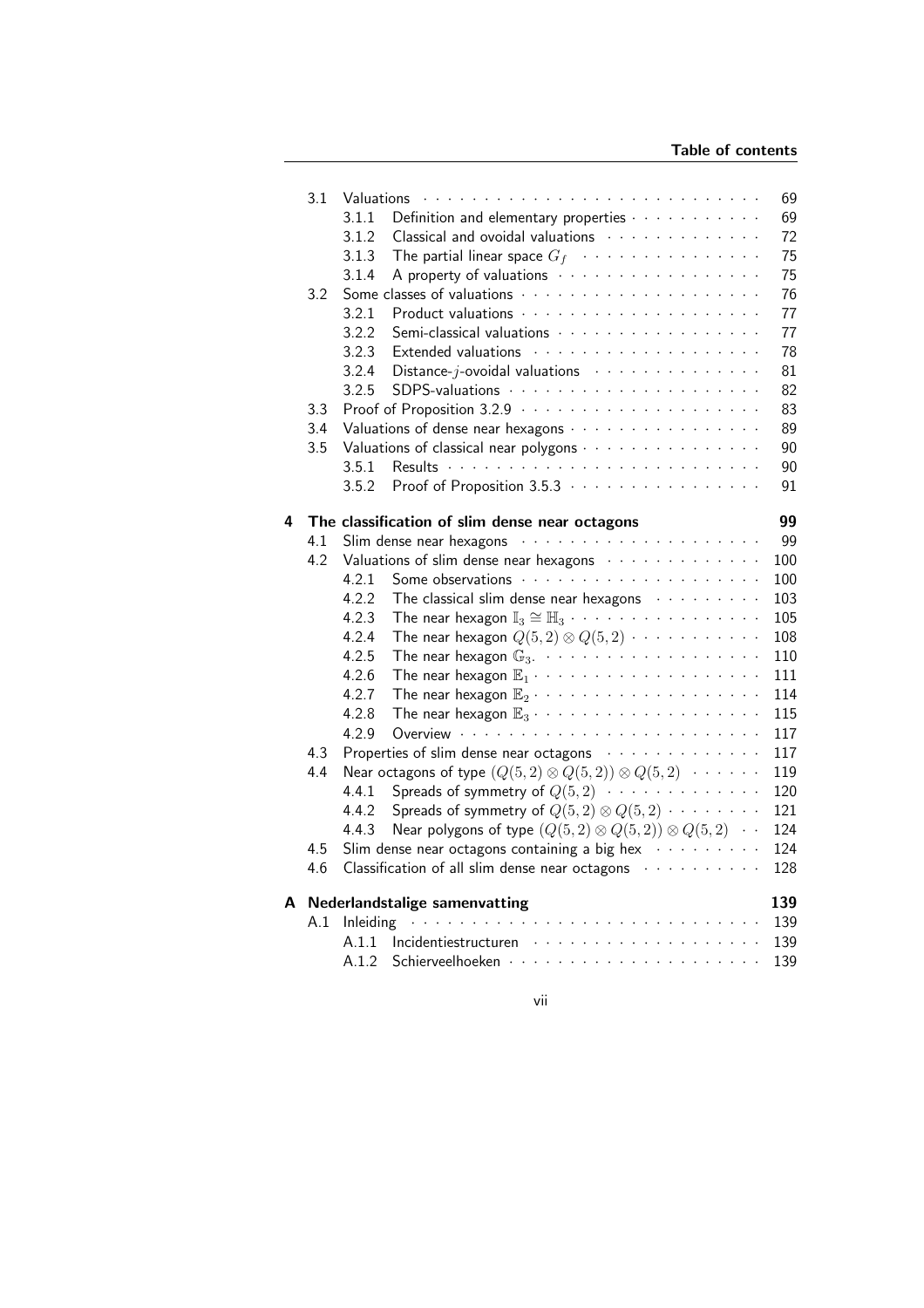| | | | |
|---|---|---|---|
| 3.1 | Valuations | | 69 |
| | 3.1.1 | Definition and elementary properties | 69 |
| | 3.1.2 | Classical and ovoidal valuations | 72 |
| | 3.1.3 | The partial linear space $G_f$ | 75 |
| | 3.1.4 | A property of valuations | 75 |
| 3.2 | Some classes of valuations | | 76 |
| | 3.2.1 | Product valuations | 77 |
| | 3.2.2 | Semi-classical valuations | 77 |
| | 3.2.3 | Extended valuations | 78 |
| | 3.2.4 | Distance-$j$-ovoidal valuations | 81 |
| | 3.2.5 | SDPS-valuations | 82 |
| 3.3 | Proof of Proposition 3.2.9 | | 83 |
| 3.4 | Valuations of dense near hexagons | | 89 |
| 3.5 | Valuations of classical near polygons | | 90 |
| | 3.5.1 | Results | 90 |
| | 3.5.2 | Proof of Proposition 3.5.3 | 91 |

**4 The classification of slim dense near octagons** **99**

| | | | |
|---|---|---|---|
| 4.1 | Slim dense near hexagons | | 99 |
| 4.2 | Valuations of slim dense near hexagons | | 100 |
| | 4.2.1 | Some observations | 100 |
| | 4.2.2 | The classical slim dense near hexagons | 103 |
| | 4.2.3 | The near hexagon $\mathbb{I}_3 \cong \mathbb{H}_3$ | 105 |
| | 4.2.4 | The near hexagon $Q(5,2) \otimes Q(5,2)$ | 108 |
| | 4.2.5 | The near hexagon $\mathbb{G}_3$. | 110 |
| | 4.2.6 | The near hexagon $\mathbb{E}_1$ | 111 |
| | 4.2.7 | The near hexagon $\mathbb{E}_2$ | 114 |
| | 4.2.8 | The near hexagon $\mathbb{E}_3$ | 115 |
| | 4.2.9 | Overview | 117 |
| 4.3 | Properties of slim dense near octagons | | 117 |
| 4.4 | Near octagons of type $(Q(5,2) \otimes Q(5,2)) \otimes Q(5,2)$ | | 119 |
| | 4.4.1 | Spreads of symmetry of $Q(5,2)$ | 120 |
| | 4.4.2 | Spreads of symmetry of $Q(5,2) \otimes Q(5,2)$ | 121 |
| | 4.4.3 | Near polygons of type $(Q(5,2) \otimes Q(5,2)) \otimes Q(5,2)$ | 124 |
| 4.5 | Slim dense near octagons containing a big hex | | 124 |
| 4.6 | Classification of all slim dense near octagons | | 128 |

**A Nederlandstalige samenvatting** **139**

| | | | |
|---|---|---|---|
| A.1 | Inleiding | | 139 |
| | A.1.1 | Incidentiestructuren | 139 |
| | A.1.2 | Schierveelhoeken | 139 |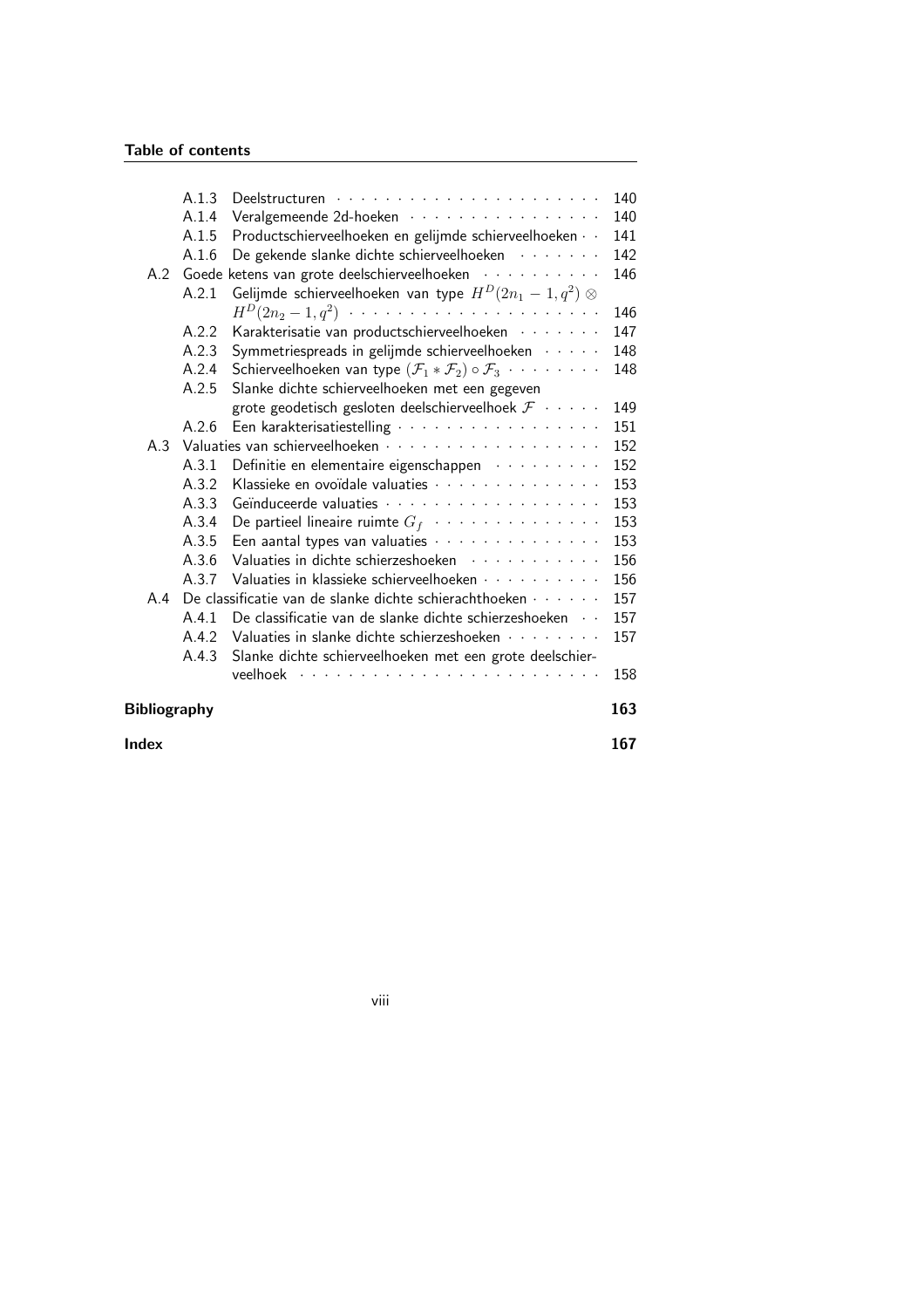| | | |
|---|---|---|
| A.1.3 | Deelstructuren | 140 |
| A.1.4 | Veralgemeende 2d-hoeken | 140 |
| A.1.5 | Productschierveelhoeken en gelijmde schierveelhoeken | 141 |
| A.1.6 | De gekende slanke dichte schierveelhoeken | 142 |
| A.2 | Goede ketens van grote deelschierveelhoeken | 146 |
| A.2.1 | Gelijmde schierveelhoeken van type $H^D(2n_1 - 1, q^2) \otimes H^D(2n_2 - 1, q^2)$ | 146 |
| A.2.2 | Karakterisatie van productschierveelhoeken | 147 |
| A.2.3 | Symmetriespreads in gelijmde schierveelhoeken | 148 |
| A.2.4 | Schierveelhoeken van type $(\mathcal{F}_1 * \mathcal{F}_2) \circ \mathcal{F}_3$ | 148 |
| A.2.5 | Slanke dichte schierveelhoeken met een gegeven grote geodetisch gesloten deelschierveelhoek $\mathcal{F}$ | 149 |
| A.2.6 | Een karakterisatiestelling | 151 |
| A.3 | Valuaties van schierveelhoeken | 152 |
| A.3.1 | Definitie en elementaire eigenschappen | 152 |
| A.3.2 | Klassieke en ovoïdale valuaties | 153 |
| A.3.3 | Geïnduceerde valuaties | 153 |
| A.3.4 | De partieel lineaire ruimte $G_f$ | 153 |
| A.3.5 | Een aantal types van valuaties | 153 |
| A.3.6 | Valuaties in dichte schierzeshoeken | 156 |
| A.3.7 | Valuaties in klassieke schierveelhoeken | 156 |
| A.4 | De classificatie van de slanke dichte schierachthoeken | 157 |
| A.4.1 | De classificatie van de slanke dichte schierzeshoeken | 157 |
| A.4.2 | Valuaties in slanke dichte schierzeshoeken | 157 |
| A.4.3 | Slanke dichte schierveelhoeken met een grote deelschierveelhoek | 158 |

**Bibliography** **163**

**Index** **167**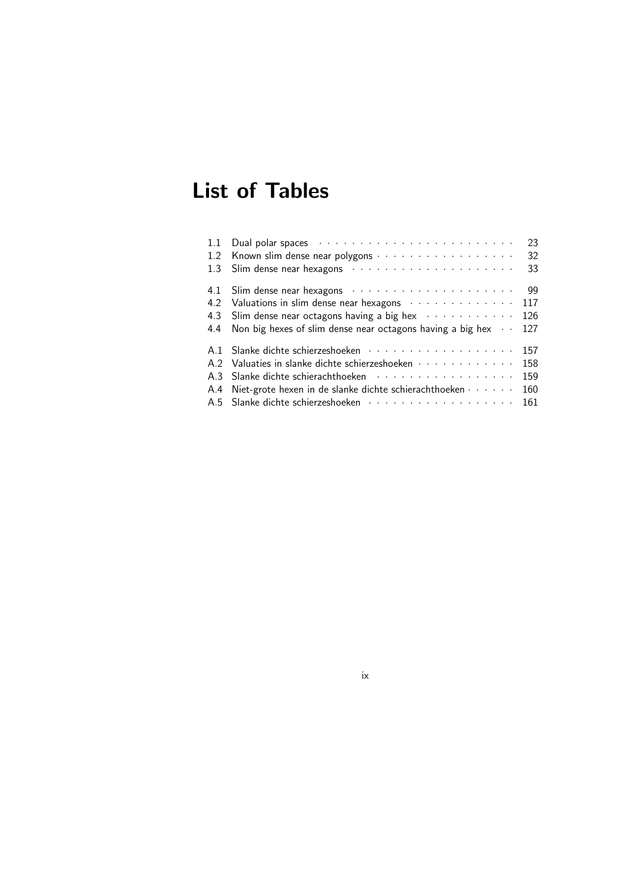# List of Tables

| | | |
|---|---|---|
| 1.1 | Dual polar spaces | 23 |
| 1.2 | Known slim dense near polygons | 32 |
| 1.3 | Slim dense near hexagons | 33 |
| 4.1 | Slim dense near hexagons | 99 |
| 4.2 | Valuations in slim dense near hexagons | 117 |
| 4.3 | Slim dense near octagons having a big hex | 126 |
| 4.4 | Non big hexes of slim dense near octagons having a big hex | 127 |
| A.1 | Slanke dichte schierzeshoeken | 157 |
| A.2 | Valuaties in slanke dichte schierzeshoeken | 158 |
| A.3 | Slanke dichte schierachthoeken | 159 |
| A.4 | Niet-grote hexen in de slanke dichte schierachthoeken | 160 |
| A.5 | Slanke dichte schierzeshoeken | 161 |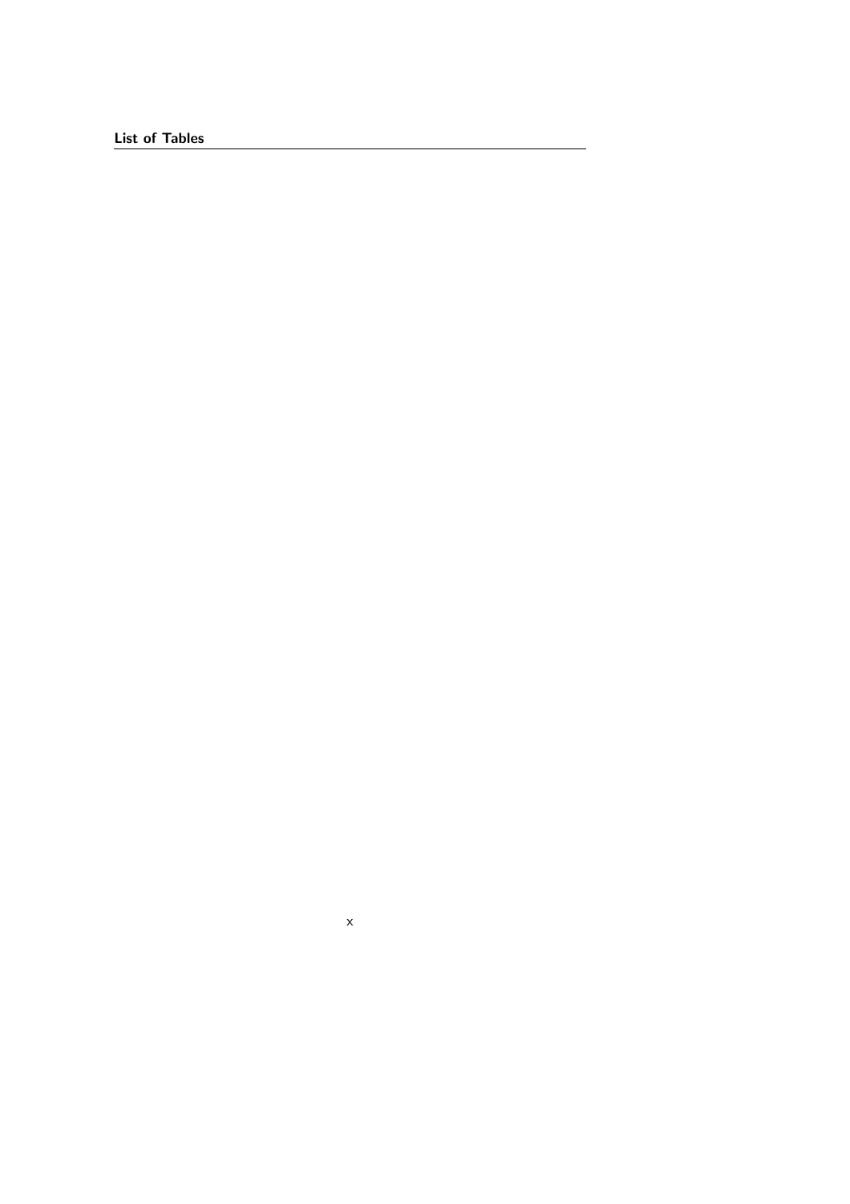# List of Tables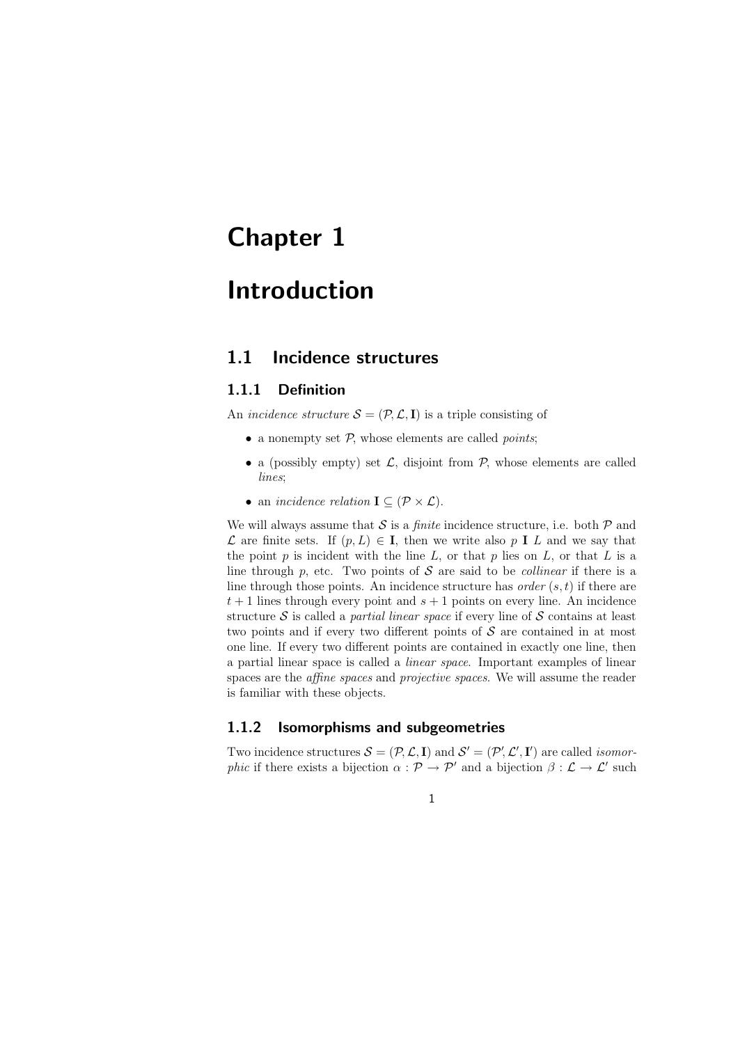# Chapter 1

# Introduction

## 1.1 Incidence structures

### 1.1.1 Definition

An *incidence structure* $\mathcal{S} = (\mathcal{P}, \mathcal{L}, \mathbf{I})$ is a triple consisting of

- a nonempty set $\mathcal{P}$, whose elements are called *points*;
- a (possibly empty) set $\mathcal{L}$, disjoint from $\mathcal{P}$, whose elements are called *lines*;
- an *incidence relation* $\mathbf{I} \subseteq (\mathcal{P} \times \mathcal{L})$.

We will always assume that $\mathcal{S}$ is a *finite* incidence structure, i.e. both $\mathcal{P}$ and $\mathcal{L}$ are finite sets. If $(p, L) \in \mathbf{I}$, then we write also $p \mathbf{I} L$ and we say that the point $p$ is incident with the line $L$, or that $p$ lies on $L$, or that $L$ is a line through $p$, etc. Two points of $\mathcal{S}$ are said to be *collinear* if there is a line through those points. An incidence structure has *order* $(s, t)$ if there are $t + 1$ lines through every point and $s + 1$ points on every line. An incidence structure $\mathcal{S}$ is called a *partial linear space* if every line of $\mathcal{S}$ contains at least two points and if every two different points of $\mathcal{S}$ are contained in at most one line. If every two different points are contained in exactly one line, then a partial linear space is called a *linear space*. Important examples of linear spaces are the *affine spaces* and *projective spaces*. We will assume the reader is familiar with these objects.

### 1.1.2 Isomorphisms and subgeometries

Two incidence structures $\mathcal{S} = (\mathcal{P}, \mathcal{L}, \mathbf{I})$ and $\mathcal{S}' = (\mathcal{P}', \mathcal{L}', \mathbf{I}')$ are called *isomorphic* if there exists a bijection $\alpha : \mathcal{P} \rightarrow \mathcal{P}'$ and a bijection $\beta : \mathcal{L} \rightarrow \mathcal{L}'$ such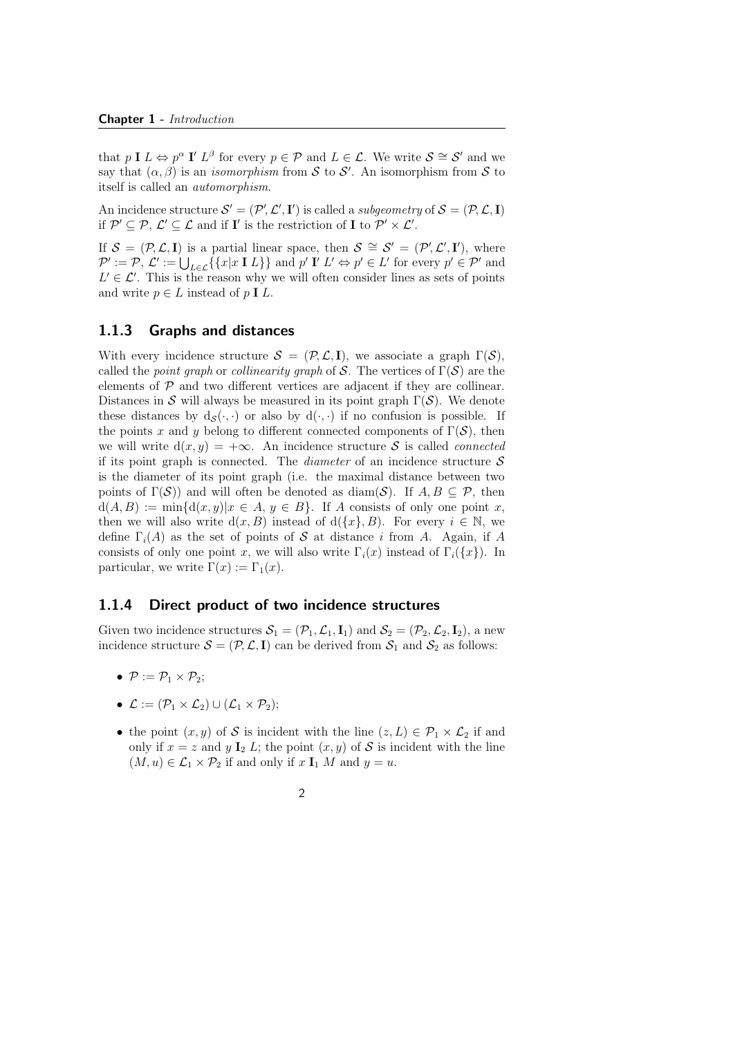that $p \mathbf{I} L \Leftrightarrow p^\alpha \mathbf{I}' L^\beta$ for every $p \in \mathcal{P}$ and $L \in \mathcal{L}$. We write $\mathcal{S} \cong \mathcal{S}'$ and we say that $(\alpha, \beta)$ is an *isomorphism* from $\mathcal{S}$ to $\mathcal{S}'$. An isomorphism from $\mathcal{S}$ to itself is called an *automorphism*.

An incidence structure $\mathcal{S}' = (\mathcal{P}', \mathcal{L}', \mathbf{I}')$ is called a *subgeometry* of $\mathcal{S} = (\mathcal{P}, \mathcal{L}, \mathbf{I})$ if $\mathcal{P}' \subseteq \mathcal{P}$, $\mathcal{L}' \subseteq \mathcal{L}$ and if $\mathbf{I}'$ is the restriction of $\mathbf{I}$ to $\mathcal{P}' \times \mathcal{L}'$.

If $\mathcal{S} = (\mathcal{P}, \mathcal{L}, \mathbf{I})$ is a partial linear space, then $\mathcal{S} \cong \mathcal{S}' = (\mathcal{P}', \mathcal{L}', \mathbf{I}')$, where $\mathcal{P}' := \mathcal{P}$, $\mathcal{L}' := \bigcup_{L \in \mathcal{L}} \{\{x | x \mathbf{I} L\}\}$ and $p' \mathbf{I}' L' \Leftrightarrow p' \in L'$ for every $p' \in \mathcal{P}'$ and $L' \in \mathcal{L}'$. This is the reason why we will often consider lines as sets of points and write $p \in L$ instead of $p \mathbf{I} L$.

### 1.1.3 Graphs and distances

With every incidence structure $\mathcal{S} = (\mathcal{P}, \mathcal{L}, \mathbf{I})$, we associate a graph $\Gamma(\mathcal{S})$, called the *point graph* or *collinearity graph* of $\mathcal{S}$. The vertices of $\Gamma(\mathcal{S})$ are the elements of $\mathcal{P}$ and two different vertices are adjacent if they are collinear. Distances in $\mathcal{S}$ will always be measured in its point graph $\Gamma(\mathcal{S})$. We denote these distances by $\mathrm{d}_{\mathcal{S}}(\cdot, \cdot)$ or also by $\mathrm{d}(\cdot, \cdot)$ if no confusion is possible. If the points $x$ and $y$ belong to different connected components of $\Gamma(\mathcal{S})$, then we will write $\mathrm{d}(x, y) = +\infty$. An incidence structure $\mathcal{S}$ is called *connected* if its point graph is connected. The *diameter* of an incidence structure $\mathcal{S}$ is the diameter of its point graph (i.e. the maximal distance between two points of $\Gamma(\mathcal{S})$) and will often be denoted as $\mathrm{diam}(\mathcal{S})$. If $A, B \subseteq \mathcal{P}$, then $\mathrm{d}(A, B) := \min\{\mathrm{d}(x, y) | x \in A,\, y \in B\}$. If $A$ consists of only one point $x$, then we will also write $\mathrm{d}(x, B)$ instead of $\mathrm{d}(\{x\}, B)$. For every $i \in \mathbb{N}$, we define $\Gamma_i(A)$ as the set of points of $\mathcal{S}$ at distance $i$ from $A$. Again, if $A$ consists of only one point $x$, we will also write $\Gamma_i(x)$ instead of $\Gamma_i(\{x\})$. In particular, we write $\Gamma(x) := \Gamma_1(x)$.

### 1.1.4 Direct product of two incidence structures

Given two incidence structures $\mathcal{S}_1 = (\mathcal{P}_1, \mathcal{L}_1, \mathbf{I}_1)$ and $\mathcal{S}_2 = (\mathcal{P}_2, \mathcal{L}_2, \mathbf{I}_2)$, a new incidence structure $\mathcal{S} = (\mathcal{P}, \mathcal{L}, \mathbf{I})$ can be derived from $\mathcal{S}_1$ and $\mathcal{S}_2$ as follows:

- $\mathcal{P} := \mathcal{P}_1 \times \mathcal{P}_2$;
- $\mathcal{L} := (\mathcal{P}_1 \times \mathcal{L}_2) \cup (\mathcal{L}_1 \times \mathcal{P}_2)$;
- the point $(x, y)$ of $\mathcal{S}$ is incident with the line $(z, L) \in \mathcal{P}_1 \times \mathcal{L}_2$ if and only if $x = z$ and $y \mathbf{I}_2 L$; the point $(x, y)$ of $\mathcal{S}$ is incident with the line $(M, u) \in \mathcal{L}_1 \times \mathcal{P}_2$ if and only if $x \mathbf{I}_1 M$ and $y = u$.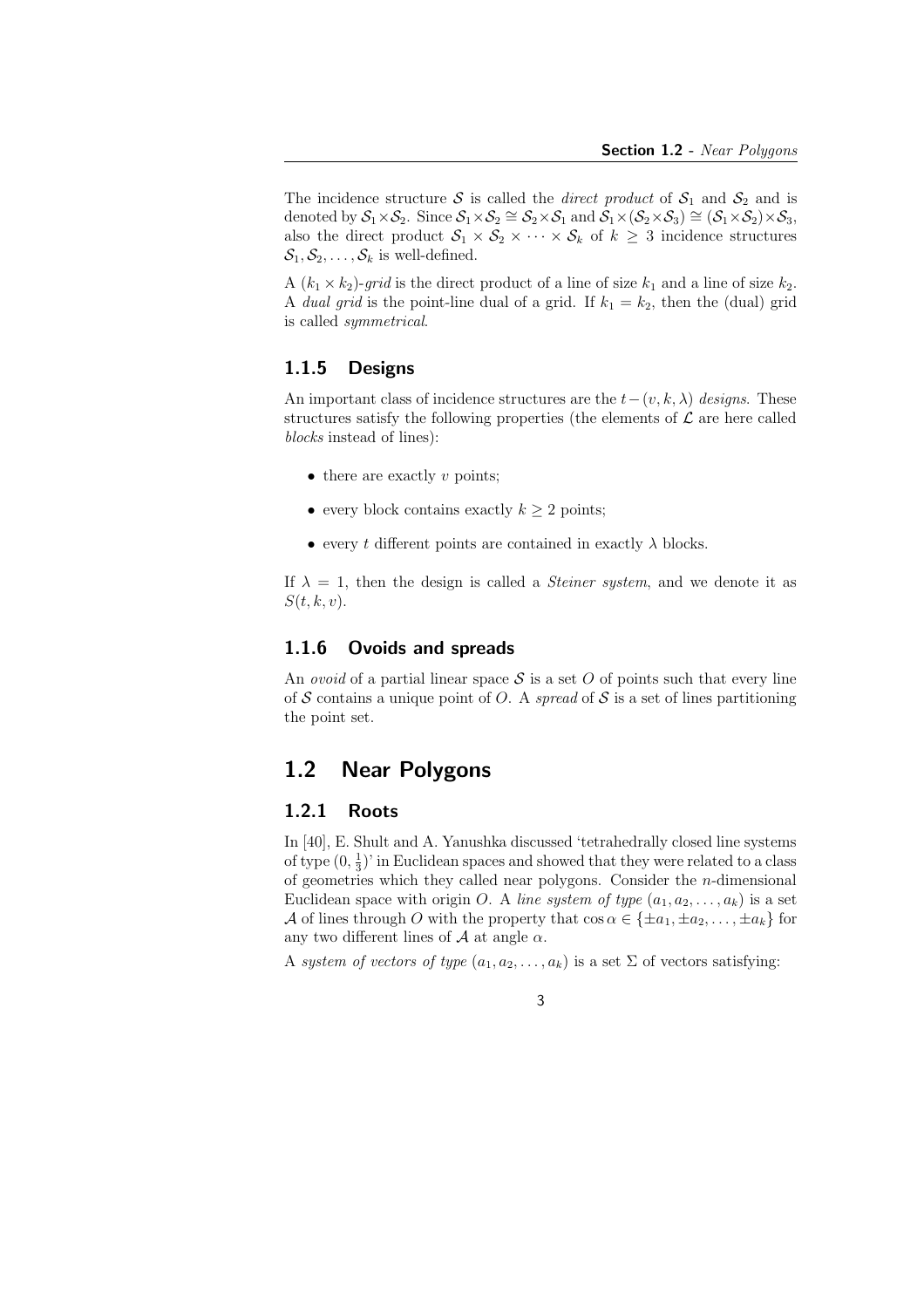The incidence structure $\mathcal{S}$ is called the *direct product* of $\mathcal{S}_1$ and $\mathcal{S}_2$ and is denoted by $\mathcal{S}_1 \times \mathcal{S}_2$. Since $\mathcal{S}_1 \times \mathcal{S}_2 \cong \mathcal{S}_2 \times \mathcal{S}_1$ and $\mathcal{S}_1 \times (\mathcal{S}_2 \times \mathcal{S}_3) \cong (\mathcal{S}_1 \times \mathcal{S}_2) \times \mathcal{S}_3$, also the direct product $\mathcal{S}_1 \times \mathcal{S}_2 \times \cdots \times \mathcal{S}_k$ of $k \geq 3$ incidence structures $\mathcal{S}_1, \mathcal{S}_2, \ldots, \mathcal{S}_k$ is well-defined.

A $(k_1 \times k_2)$-*grid* is the direct product of a line of size $k_1$ and a line of size $k_2$. A *dual grid* is the point-line dual of a grid. If $k_1 = k_2$, then the (dual) grid is called *symmetrical*.

### 1.1.5 Designs

An important class of incidence structures are the $t-(v,k,\lambda)$ *designs*. These structures satisfy the following properties (the elements of $\mathcal{L}$ are here called *blocks* instead of lines):

- there are exactly $v$ points;
- every block contains exactly $k \geq 2$ points;
- every $t$ different points are contained in exactly $\lambda$ blocks.

If $\lambda = 1$, then the design is called a *Steiner system*, and we denote it as $S(t,k,v)$.

### 1.1.6 Ovoids and spreads

An *ovoid* of a partial linear space $\mathcal{S}$ is a set $O$ of points such that every line of $\mathcal{S}$ contains a unique point of $O$. A *spread* of $\mathcal{S}$ is a set of lines partitioning the point set.

## 1.2 Near Polygons

### 1.2.1 Roots

In [40], E. Shult and A. Yanushka discussed 'tetrahedrally closed line systems of type $(0, \frac{1}{3})$' in Euclidean spaces and showed that they were related to a class of geometries which they called near polygons. Consider the $n$-dimensional Euclidean space with origin $O$. A *line system of type* $(a_1, a_2, \ldots, a_k)$ is a set $\mathcal{A}$ of lines through $O$ with the property that $\cos\alpha \in \{\pm a_1, \pm a_2, \ldots, \pm a_k\}$ for any two different lines of $\mathcal{A}$ at angle $\alpha$.

A *system of vectors of type* $(a_1, a_2, \ldots, a_k)$ is a set $\Sigma$ of vectors satisfying: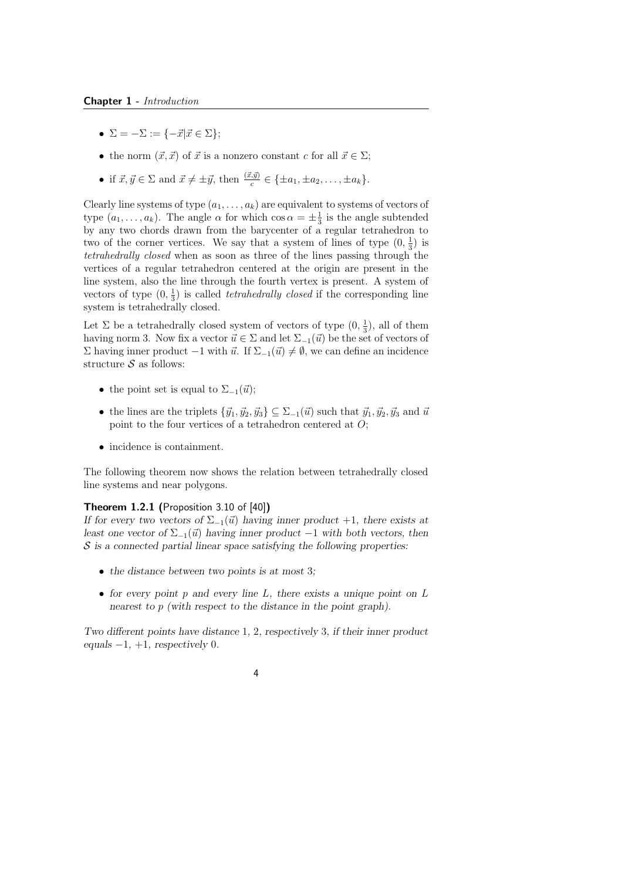- $\Sigma = -\Sigma := \{-\vec{x} | \vec{x} \in \Sigma\}$;
- the norm $(\vec{x}, \vec{x})$ of $\vec{x}$ is a nonzero constant $c$ for all $\vec{x} \in \Sigma$;
- if $\vec{x}, \vec{y} \in \Sigma$ and $\vec{x} \neq \pm\vec{y}$, then $\frac{(\vec{x},\vec{y})}{c} \in \{\pm a_1, \pm a_2, \ldots, \pm a_k\}$.

Clearly line systems of type $(a_1, \ldots, a_k)$ are equivalent to systems of vectors of type $(a_1, \ldots, a_k)$. The angle $\alpha$ for which $\cos\alpha = \pm\frac{1}{3}$ is the angle subtended by any two chords drawn from the barycenter of a regular tetrahedron to two of the corner vertices. We say that a system of lines of type $(0, \frac{1}{3})$ is *tetrahedrally closed* when as soon as three of the lines passing through the vertices of a regular tetrahedron centered at the origin are present in the line system, also the line through the fourth vertex is present. A system of vectors of type $(0, \frac{1}{3})$ is called *tetrahedrally closed* if the corresponding line system is tetrahedrally closed.

Let $\Sigma$ be a tetrahedrally closed system of vectors of type $(0, \frac{1}{3})$, all of them having norm 3. Now fix a vector $\vec{u} \in \Sigma$ and let $\Sigma_{-1}(\vec{u})$ be the set of vectors of $\Sigma$ having inner product $-1$ with $\vec{u}$. If $\Sigma_{-1}(\vec{u}) \neq \emptyset$, we can define an incidence structure $\mathcal{S}$ as follows:

- the point set is equal to $\Sigma_{-1}(\vec{u})$;
- the lines are the triplets $\{\vec{y}_1, \vec{y}_2, \vec{y}_3\} \subseteq \Sigma_{-1}(\vec{u})$ such that $\vec{y}_1, \vec{y}_2, \vec{y}_3$ and $\vec{u}$ point to the four vertices of a tetrahedron centered at $O$;
- incidence is containment.

The following theorem now shows the relation between tetrahedrally closed line systems and near polygons.

**Theorem 1.2.1 (**Proposition 3.10 of [40]**)**
*If for every two vectors of $\Sigma_{-1}(\vec{u})$ having inner product $+1$, there exists at least one vector of $\Sigma_{-1}(\vec{u})$ having inner product $-1$ with both vectors, then $\mathcal{S}$ is a connected partial linear space satisfying the following properties:*

- *the distance between two points is at most 3;*
- *for every point $p$ and every line $L$, there exists a unique point on $L$ nearest to $p$ (with respect to the distance in the point graph).*

*Two different points have distance 1, 2, respectively 3, if their inner product equals $-1$, $+1$, respectively 0.*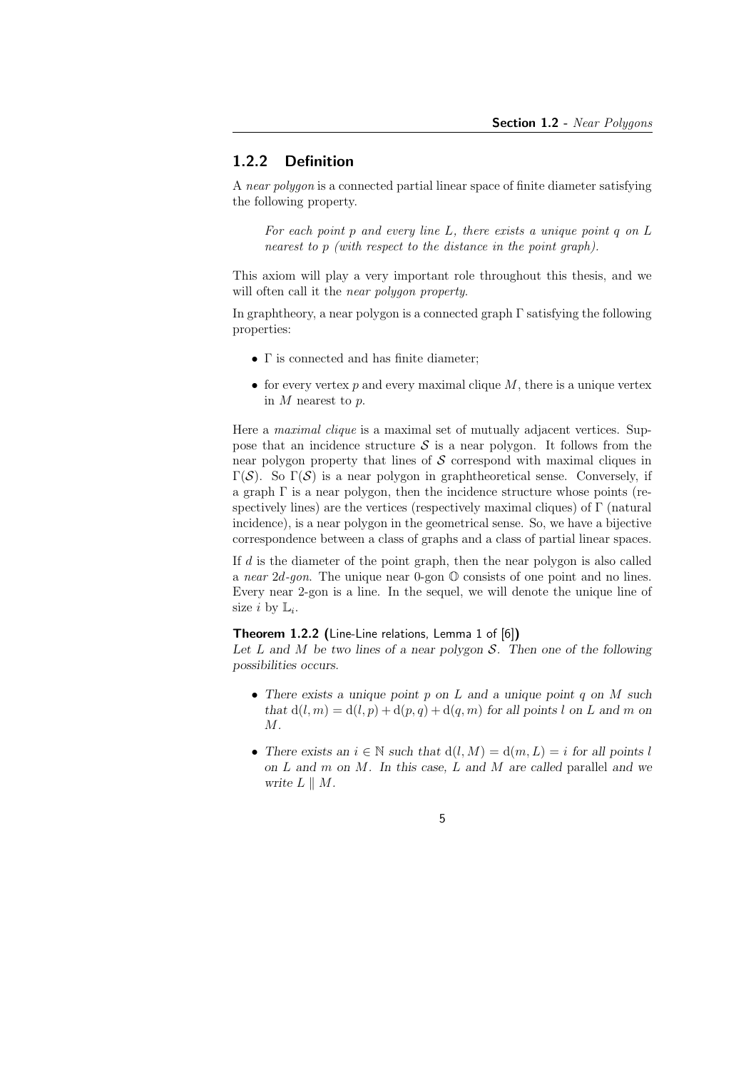### 1.2.2 Definition

A *near polygon* is a connected partial linear space of finite diameter satisfying the following property.

> *For each point $p$ and every line $L$, there exists a unique point $q$ on $L$ nearest to $p$ (with respect to the distance in the point graph).*

This axiom will play a very important role throughout this thesis, and we will often call it the *near polygon property*.

In graphtheory, a near polygon is a connected graph $\Gamma$ satisfying the following properties:

- $\Gamma$ is connected and has finite diameter;
- for every vertex $p$ and every maximal clique $M$, there is a unique vertex in $M$ nearest to $p$.

Here a *maximal clique* is a maximal set of mutually adjacent vertices. Suppose that an incidence structure $\mathcal{S}$ is a near polygon. It follows from the near polygon property that lines of $\mathcal{S}$ correspond with maximal cliques in $\Gamma(\mathcal{S})$. So $\Gamma(\mathcal{S})$ is a near polygon in graphtheoretical sense. Conversely, if a graph $\Gamma$ is a near polygon, then the incidence structure whose points (respectively lines) are the vertices (respectively maximal cliques) of $\Gamma$ (natural incidence), is a near polygon in the geometrical sense. So, we have a bijective correspondence between a class of graphs and a class of partial linear spaces.

If $d$ is the diameter of the point graph, then the near polygon is also called a *near $2d$-gon*. The unique near 0-gon $\mathbb{O}$ consists of one point and no lines. Every near 2-gon is a line. In the sequel, we will denote the unique line of size $i$ by $\mathbb{L}_i$.

**Theorem 1.2.2 (**Line-Line relations, Lemma 1 of [6]**)**
*Let $L$ and $M$ be two lines of a near polygon $\mathcal{S}$. Then one of the following possibilities occurs.*

- *There exists a unique point $p$ on $L$ and a unique point $q$ on $M$ such that $\mathrm{d}(l, m) = \mathrm{d}(l, p) + \mathrm{d}(p, q) + \mathrm{d}(q, m)$ for all points $l$ on $L$ and $m$ on $M$.*
- *There exists an $i \in \mathbb{N}$ such that $\mathrm{d}(l, M) = \mathrm{d}(m, L) = i$ for all points $l$ on $L$ and $m$ on $M$. In this case, $L$ and $M$ are called* parallel *and we write $L \parallel M$.*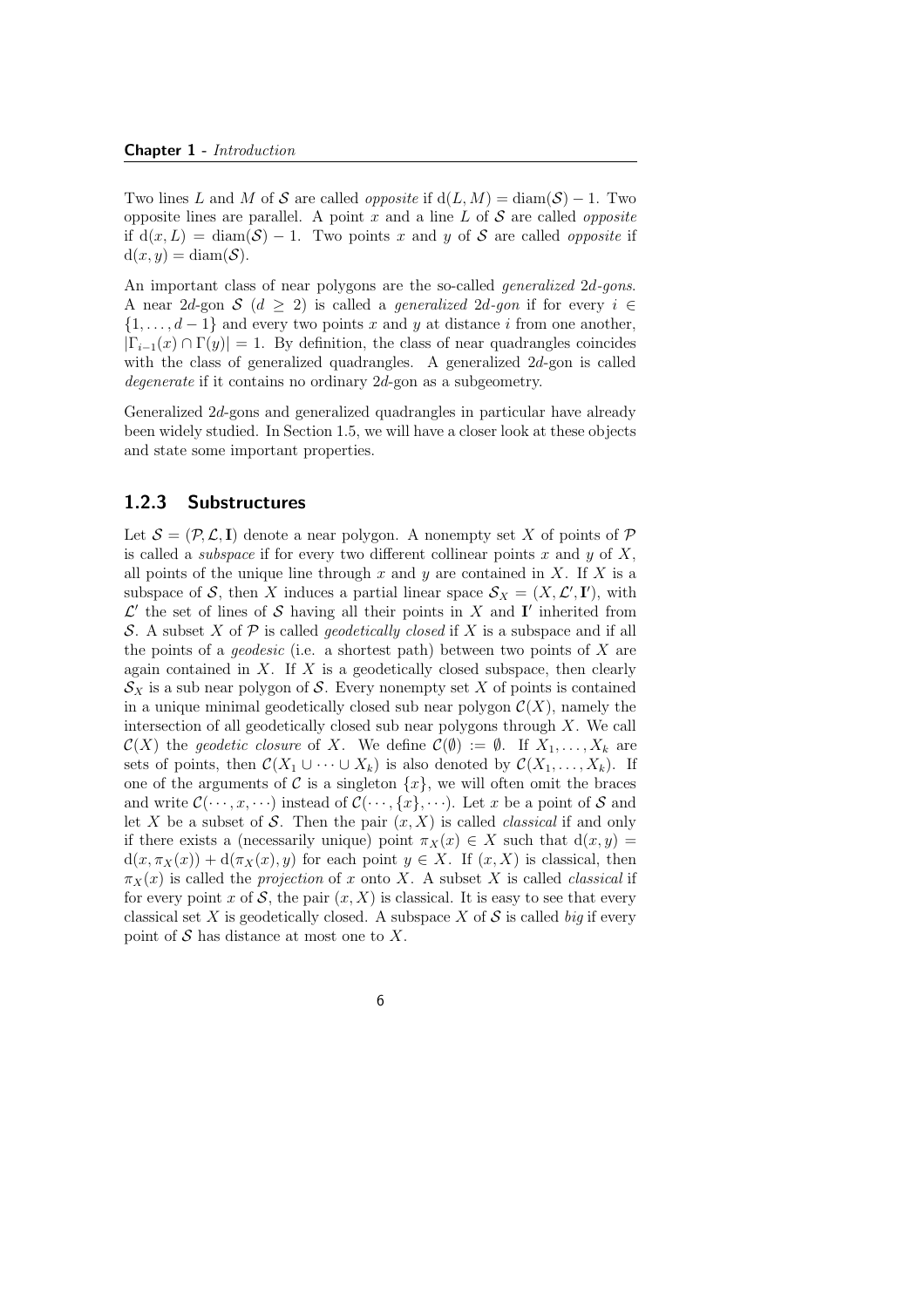Two lines $L$ and $M$ of $\mathcal{S}$ are called *opposite* if $\mathrm{d}(L, M) = \mathrm{diam}(\mathcal{S}) - 1$. Two opposite lines are parallel. A point $x$ and a line $L$ of $\mathcal{S}$ are called *opposite* if $\mathrm{d}(x, L) = \mathrm{diam}(\mathcal{S}) - 1$. Two points $x$ and $y$ of $\mathcal{S}$ are called *opposite* if $\mathrm{d}(x, y) = \mathrm{diam}(\mathcal{S})$.

An important class of near polygons are the so-called *generalized* $2d$*-gons*. A near $2d$-gon $\mathcal{S}$ ($d \geq 2$) is called a *generalized* $2d$*-gon* if for every $i \in \{1, \ldots, d-1\}$ and every two points $x$ and $y$ at distance $i$ from one another, $|\Gamma_{i-1}(x) \cap \Gamma(y)| = 1$. By definition, the class of near quadrangles coincides with the class of generalized quadrangles. A generalized $2d$-gon is called *degenerate* if it contains no ordinary $2d$-gon as a subgeometry.

Generalized $2d$-gons and generalized quadrangles in particular have already been widely studied. In Section 1.5, we will have a closer look at these objects and state some important properties.

### 1.2.3 Substructures

Let $\mathcal{S} = (\mathcal{P}, \mathcal{L}, \mathbf{I})$ denote a near polygon. A nonempty set $X$ of points of $\mathcal{P}$ is called a *subspace* if for every two different collinear points $x$ and $y$ of $X$, all points of the unique line through $x$ and $y$ are contained in $X$. If $X$ is a subspace of $\mathcal{S}$, then $X$ induces a partial linear space $\mathcal{S}_X = (X, \mathcal{L}', \mathbf{I}')$, with $\mathcal{L}'$ the set of lines of $\mathcal{S}$ having all their points in $X$ and $\mathbf{I}'$ inherited from $\mathcal{S}$. A subset $X$ of $\mathcal{P}$ is called *geodetically closed* if $X$ is a subspace and if all the points of a *geodesic* (i.e. a shortest path) between two points of $X$ are again contained in $X$. If $X$ is a geodetically closed subspace, then clearly $\mathcal{S}_X$ is a sub near polygon of $\mathcal{S}$. Every nonempty set $X$ of points is contained in a unique minimal geodetically closed sub near polygon $\mathcal{C}(X)$, namely the intersection of all geodetically closed sub near polygons through $X$. We call $\mathcal{C}(X)$ the *geodetic closure* of $X$. We define $\mathcal{C}(\emptyset) := \emptyset$. If $X_1, \ldots, X_k$ are sets of points, then $\mathcal{C}(X_1 \cup \cdots \cup X_k)$ is also denoted by $\mathcal{C}(X_1, \ldots, X_k)$. If one of the arguments of $\mathcal{C}$ is a singleton $\{x\}$, we will often omit the braces and write $\mathcal{C}(\cdots, x, \cdots)$ instead of $\mathcal{C}(\cdots, \{x\}, \cdots)$. Let $x$ be a point of $\mathcal{S}$ and let $X$ be a subset of $\mathcal{S}$. Then the pair $(x, X)$ is called *classical* if and only if there exists a (necessarily unique) point $\pi_X(x) \in X$ such that $\mathrm{d}(x, y) = \mathrm{d}(x, \pi_X(x)) + \mathrm{d}(\pi_X(x), y)$ for each point $y \in X$. If $(x, X)$ is classical, then $\pi_X(x)$ is called the *projection* of $x$ onto $X$. A subset $X$ is called *classical* if for every point $x$ of $\mathcal{S}$, the pair $(x, X)$ is classical. It is easy to see that every classical set $X$ is geodetically closed. A subspace $X$ of $\mathcal{S}$ is called *big* if every point of $\mathcal{S}$ has distance at most one to $X$.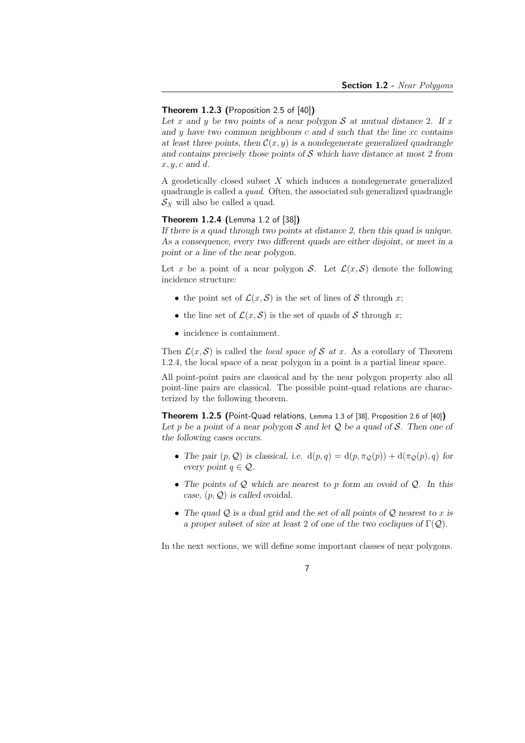**Theorem 1.2.3 (**Proposition 2.5 of [40]**)**
*Let $x$ and $y$ be two points of a near polygon $\mathcal{S}$ at mutual distance 2. If $x$ and $y$ have two common neighbours $c$ and $d$ such that the line $xc$ contains at least three points, then $\mathcal{C}(x, y)$ is a nondegenerate generalized quadrangle and contains precisely those points of $\mathcal{S}$ which have distance at most 2 from $x, y, c$ and $d$.*

A geodetically closed subset $X$ which induces a nondegenerate generalized quadrangle is called a *quad*. Often, the associated sub generalized quadrangle $\mathcal{S}_X$ will also be called a quad.

**Theorem 1.2.4 (**Lemma 1.2 of [38]**)**
*If there is a quad through two points at distance 2, then this quad is unique. As a consequence, every two different quads are either disjoint, or meet in a point or a line of the near polygon.*

Let $x$ be a point of a near polygon $\mathcal{S}$. Let $\mathcal{L}(x, \mathcal{S})$ denote the following incidence structure:

- the point set of $\mathcal{L}(x, \mathcal{S})$ is the set of lines of $\mathcal{S}$ through $x$;
- the line set of $\mathcal{L}(x, \mathcal{S})$ is the set of quads of $\mathcal{S}$ through $x$;
- incidence is containment.

Then $\mathcal{L}(x, \mathcal{S})$ is called the *local space of $\mathcal{S}$ at $x$*. As a corollary of Theorem 1.2.4, the local space of a near polygon in a point is a partial linear space.

All point-point pairs are classical and by the near polygon property also all point-line pairs are classical. The possible point-quad relations are characterized by the following theorem.

**Theorem 1.2.5 (**Point-Quad relations, Lemma 1.3 of [38], Proposition 2.6 of [40]**)**
*Let $p$ be a point of a near polygon $\mathcal{S}$ and let $\mathcal{Q}$ be a quad of $\mathcal{S}$. Then one of the following cases occurs.*

- *The pair $(p, \mathcal{Q})$ is classical, i.e. $\mathrm{d}(p, q) = \mathrm{d}(p, \pi_{\mathcal{Q}}(p)) + \mathrm{d}(\pi_{\mathcal{Q}}(p), q)$ for every point $q \in \mathcal{Q}$.*
- *The points of $\mathcal{Q}$ which are nearest to $p$ form an ovoid of $\mathcal{Q}$. In this case, $(p, \mathcal{Q})$ is called* ovoidal.
- *The quad $\mathcal{Q}$ is a dual grid and the set of all points of $\mathcal{Q}$ nearest to $x$ is a proper subset of size at least 2 of one of the two cocliques of $\Gamma(\mathcal{Q})$.*

In the next sections, we will define some important classes of near polygons.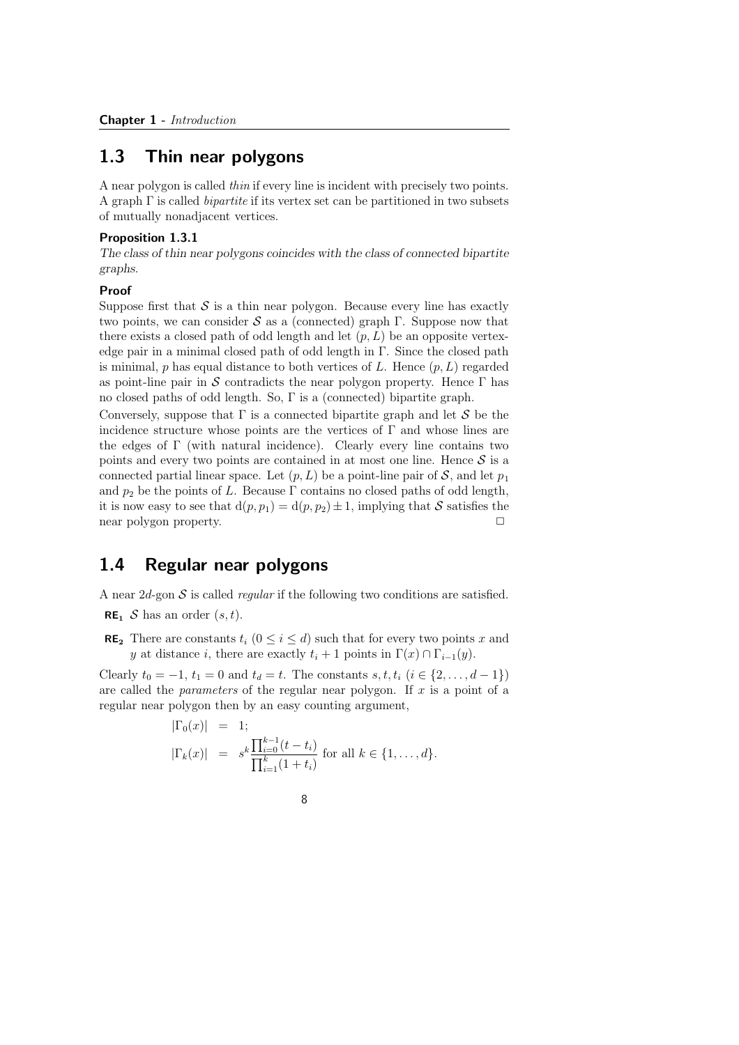## 1.3 Thin near polygons

A near polygon is called *thin* if every line is incident with precisely two points. A graph $\Gamma$ is called *bipartite* if its vertex set can be partitioned in two subsets of mutually nonadjacent vertices.

**Proposition 1.3.1**

*The class of thin near polygons coincides with the class of connected bipartite graphs.*

**Proof**

Suppose first that $\mathcal{S}$ is a thin near polygon. Because every line has exactly two points, we can consider $\mathcal{S}$ as a (connected) graph $\Gamma$. Suppose now that there exists a closed path of odd length and let $(p, L)$ be an opposite vertex-edge pair in a minimal closed path of odd length in $\Gamma$. Since the closed path is minimal, $p$ has equal distance to both vertices of $L$. Hence $(p, L)$ regarded as point-line pair in $\mathcal{S}$ contradicts the near polygon property. Hence $\Gamma$ has no closed paths of odd length. So, $\Gamma$ is a (connected) bipartite graph.

Conversely, suppose that $\Gamma$ is a connected bipartite graph and let $\mathcal{S}$ be the incidence structure whose points are the vertices of $\Gamma$ and whose lines are the edges of $\Gamma$ (with natural incidence). Clearly every line contains two points and every two points are contained in at most one line. Hence $\mathcal{S}$ is a connected partial linear space. Let $(p, L)$ be a point-line pair of $\mathcal{S}$, and let $p_1$ and $p_2$ be the points of $L$. Because $\Gamma$ contains no closed paths of odd length, it is now easy to see that $\mathrm{d}(p, p_1) = \mathrm{d}(p, p_2) \pm 1$, implying that $\mathcal{S}$ satisfies the near polygon property. □

## 1.4 Regular near polygons

A near $2d$-gon $\mathcal{S}$ is called *regular* if the following two conditions are satisfied.

**RE$_1$** $\mathcal{S}$ has an order $(s, t)$.

**RE$_2$** There are constants $t_i$ $(0 \leq i \leq d)$ such that for every two points $x$ and $y$ at distance $i$, there are exactly $t_i + 1$ points in $\Gamma(x) \cap \Gamma_{i-1}(y)$.

Clearly $t_0 = -1$, $t_1 = 0$ and $t_d = t$. The constants $s, t, t_i$ $(i \in \{2, \ldots, d-1\})$ are called the *parameters* of the regular near polygon. If $x$ is a point of a regular near polygon then by an easy counting argument,

$$
\begin{aligned}
|\Gamma_0(x)| &= 1; \\
|\Gamma_k(x)| &= s^k \frac{\prod_{i=0}^{k-1}(t - t_i)}{\prod_{i=1}^{k}(1 + t_i)} \text{ for all } k \in \{1, \ldots, d\}.
\end{aligned}
$$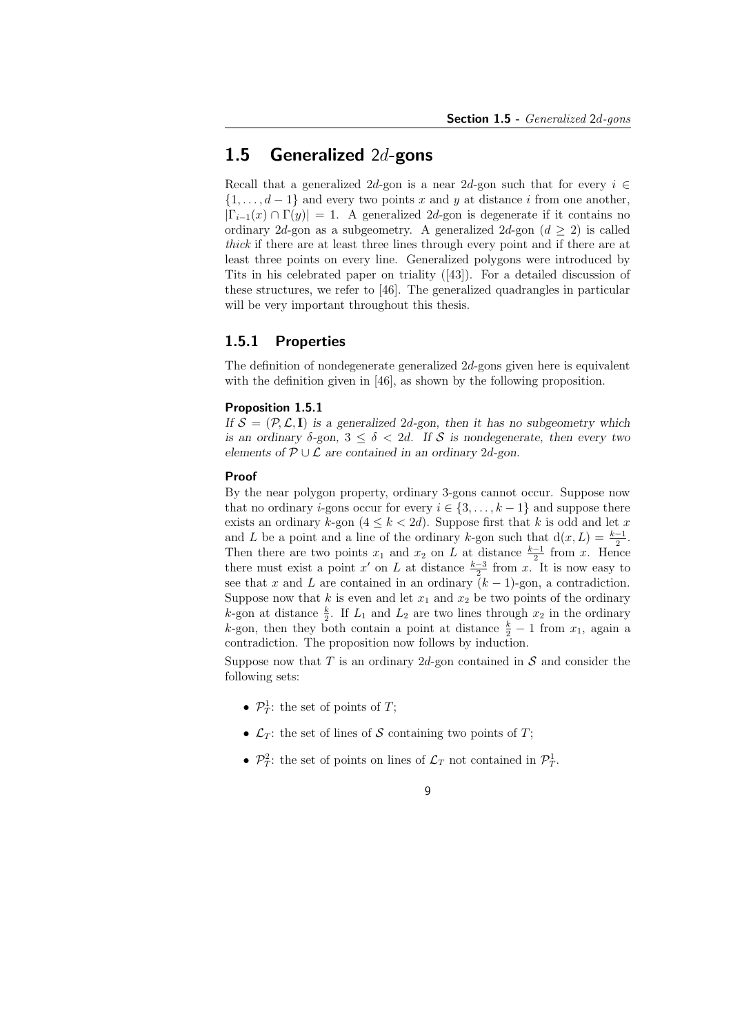## 1.5 Generalized $2d$-gons

Recall that a generalized $2d$-gon is a near $2d$-gon such that for every $i \in \{1, \ldots, d-1\}$ and every two points $x$ and $y$ at distance $i$ from one another, $|\Gamma_{i-1}(x) \cap \Gamma(y)| = 1$. A generalized $2d$-gon is degenerate if it contains no ordinary $2d$-gon as a subgeometry. A generalized $2d$-gon ($d \geq 2$) is called *thick* if there are at least three lines through every point and if there are at least three points on every line. Generalized polygons were introduced by Tits in his celebrated paper on triality ([43]). For a detailed discussion of these structures, we refer to [46]. The generalized quadrangles in particular will be very important throughout this thesis.

### 1.5.1 Properties

The definition of nondegenerate generalized $2d$-gons given here is equivalent with the definition given in [46], as shown by the following proposition.

**Proposition 1.5.1**
*If $\mathcal{S} = (\mathcal{P}, \mathcal{L}, \mathbf{I})$ is a generalized $2d$-gon, then it has no subgeometry which is an ordinary $\delta$-gon, $3 \leq \delta < 2d$. If $\mathcal{S}$ is nondegenerate, then every two elements of $\mathcal{P} \cup \mathcal{L}$ are contained in an ordinary $2d$-gon.*

**Proof**
By the near polygon property, ordinary 3-gons cannot occur. Suppose now that no ordinary $i$-gons occur for every $i \in \{3, \ldots, k-1\}$ and suppose there exists an ordinary $k$-gon ($4 \leq k < 2d$). Suppose first that $k$ is odd and let $x$ and $L$ be a point and a line of the ordinary $k$-gon such that $\mathrm{d}(x, L) = \frac{k-1}{2}$. Then there are two points $x_1$ and $x_2$ on $L$ at distance $\frac{k-1}{2}$ from $x$. Hence there must exist a point $x'$ on $L$ at distance $\frac{k-3}{2}$ from $x$. It is now easy to see that $x$ and $L$ are contained in an ordinary $(k-1)$-gon, a contradiction. Suppose now that $k$ is even and let $x_1$ and $x_2$ be two points of the ordinary $k$-gon at distance $\frac{k}{2}$. If $L_1$ and $L_2$ are two lines through $x_2$ in the ordinary $k$-gon, then they both contain a point at distance $\frac{k}{2} - 1$ from $x_1$, again a contradiction. The proposition now follows by induction.

Suppose now that $T$ is an ordinary $2d$-gon contained in $\mathcal{S}$ and consider the following sets:

- $\mathcal{P}_T^1$: the set of points of $T$;
- $\mathcal{L}_T$: the set of lines of $\mathcal{S}$ containing two points of $T$;
- $\mathcal{P}_T^2$: the set of points on lines of $\mathcal{L}_T$ not contained in $\mathcal{P}_T^1$.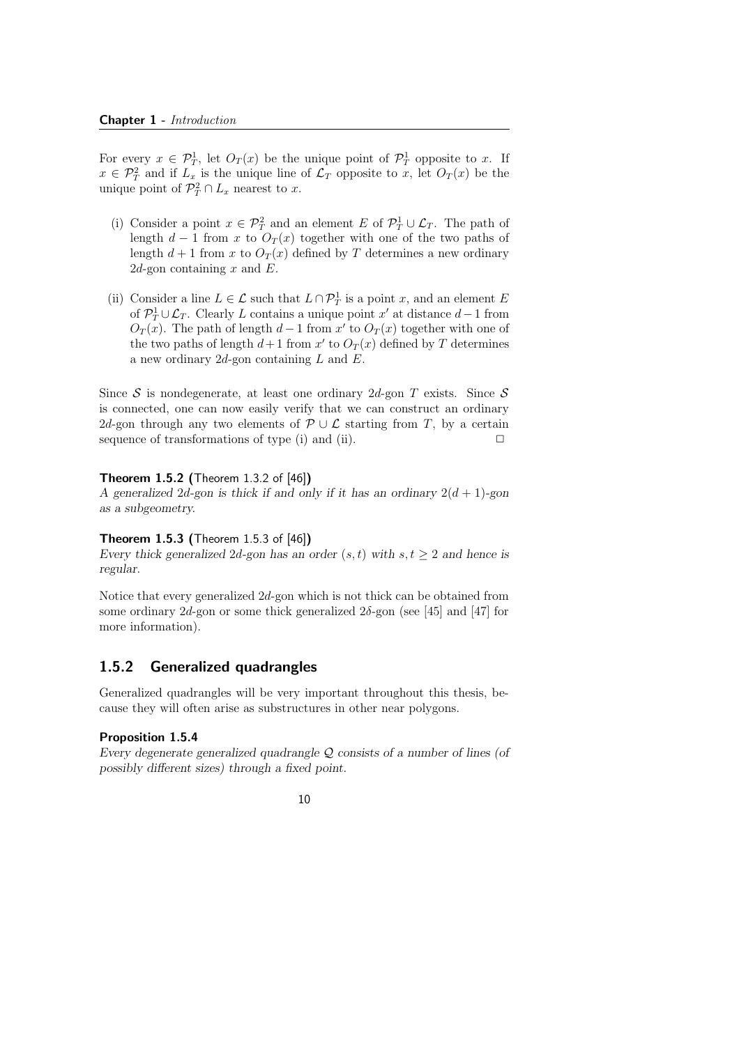For every $x \in \mathcal{P}_T^1$, let $O_T(x)$ be the unique point of $\mathcal{P}_T^1$ opposite to $x$. If $x \in \mathcal{P}_T^2$ and if $L_x$ is the unique line of $\mathcal{L}_T$ opposite to $x$, let $O_T(x)$ be the unique point of $\mathcal{P}_T^2 \cap L_x$ nearest to $x$.

(i) Consider a point $x \in \mathcal{P}_T^2$ and an element $E$ of $\mathcal{P}_T^1 \cup \mathcal{L}_T$. The path of length $d-1$ from $x$ to $O_T(x)$ together with one of the two paths of length $d+1$ from $x$ to $O_T(x)$ defined by $T$ determines a new ordinary $2d$-gon containing $x$ and $E$.

(ii) Consider a line $L \in \mathcal{L}$ such that $L \cap \mathcal{P}_T^1$ is a point $x$, and an element $E$ of $\mathcal{P}_T^1 \cup \mathcal{L}_T$. Clearly $L$ contains a unique point $x'$ at distance $d-1$ from $O_T(x)$. The path of length $d-1$ from $x'$ to $O_T(x)$ together with one of the two paths of length $d+1$ from $x'$ to $O_T(x)$ defined by $T$ determines a new ordinary $2d$-gon containing $L$ and $E$.

Since $\mathcal{S}$ is nondegenerate, at least one ordinary $2d$-gon $T$ exists. Since $\mathcal{S}$ is connected, one can now easily verify that we can construct an ordinary $2d$-gon through any two elements of $\mathcal{P} \cup \mathcal{L}$ starting from $T$, by a certain sequence of transformations of type (i) and (ii). $\square$

**Theorem 1.5.2 (**Theorem 1.3.2 of [46]**)**
*A generalized $2d$-gon is thick if and only if it has an ordinary $2(d+1)$-gon as a subgeometry.*

**Theorem 1.5.3 (**Theorem 1.5.3 of [46]**)**
*Every thick generalized $2d$-gon has an order $(s,t)$ with $s,t \geq 2$ and hence is regular.*

Notice that every generalized $2d$-gon which is not thick can be obtained from some ordinary $2d$-gon or some thick generalized $2\delta$-gon (see [45] and [47] for more information).

## 1.5.2 Generalized quadrangles

Generalized quadrangles will be very important throughout this thesis, because they will often arise as substructures in other near polygons.

**Proposition 1.5.4**
*Every degenerate generalized quadrangle $\mathcal{Q}$ consists of a number of lines (of possibly different sizes) through a fixed point.*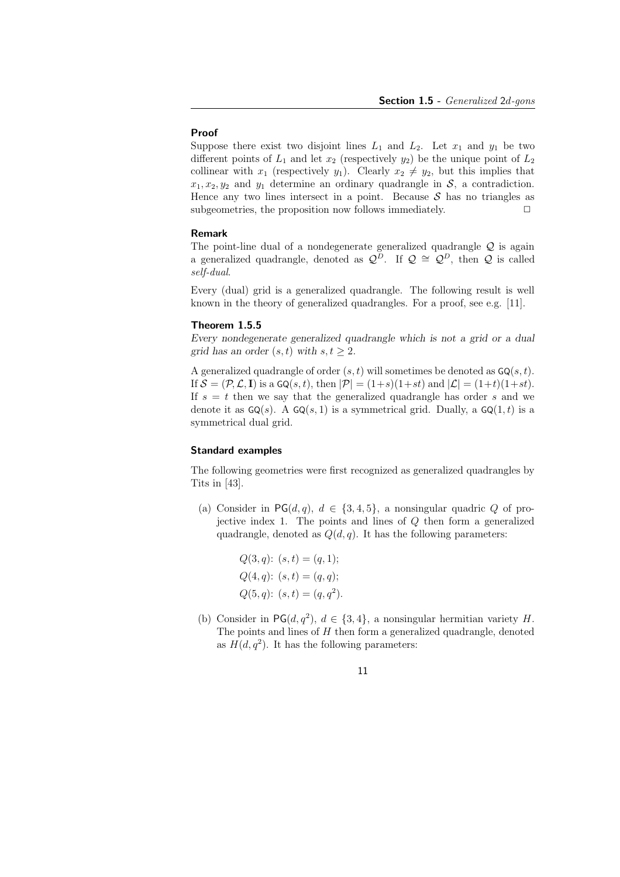#### Proof

Suppose there exist two disjoint lines $L_1$ and $L_2$. Let $x_1$ and $y_1$ be two different points of $L_1$ and let $x_2$ (respectively $y_2$) be the unique point of $L_2$ collinear with $x_1$ (respectively $y_1$). Clearly $x_2 \neq y_2$, but this implies that $x_1, x_2, y_2$ and $y_1$ determine an ordinary quadrangle in $\mathcal{S}$, a contradiction. Hence any two lines intersect in a point. Because $\mathcal{S}$ has no triangles as subgeometries, the proposition now follows immediately. □

#### Remark

The point-line dual of a nondegenerate generalized quadrangle $\mathcal{Q}$ is again a generalized quadrangle, denoted as $\mathcal{Q}^D$. If $\mathcal{Q} \cong \mathcal{Q}^D$, then $\mathcal{Q}$ is called *self-dual*.

Every (dual) grid is a generalized quadrangle. The following result is well known in the theory of generalized quadrangles. For a proof, see e.g. [11].

#### Theorem 1.5.5

*Every nondegenerate generalized quadrangle which is not a grid or a dual grid has an order $(s, t)$ with $s, t \geq 2$.*

A generalized quadrangle of order $(s, t)$ will sometimes be denoted as $\mathsf{GQ}(s, t)$. If $\mathcal{S} = (\mathcal{P}, \mathcal{L}, \mathbf{I})$ is a $\mathsf{GQ}(s, t)$, then $|\mathcal{P}| = (1+s)(1+st)$ and $|\mathcal{L}| = (1+t)(1+st)$. If $s = t$ then we say that the generalized quadrangle has order $s$ and we denote it as $\mathsf{GQ}(s)$. A $\mathsf{GQ}(s, 1)$ is a symmetrical grid. Dually, a $\mathsf{GQ}(1, t)$ is a symmetrical dual grid.

#### Standard examples

The following geometries were first recognized as generalized quadrangles by Tits in [43].

(a) Consider in $\mathsf{PG}(d, q)$, $d \in \{3, 4, 5\}$, a nonsingular quadric $Q$ of projective index 1. The points and lines of $Q$ then form a generalized quadrangle, denoted as $Q(d, q)$. It has the following parameters:

   $Q(3, q)$: $(s, t) = (q, 1)$;

   $Q(4, q)$: $(s, t) = (q, q)$;

   $Q(5, q)$: $(s, t) = (q, q^2)$.

(b) Consider in $\mathsf{PG}(d, q^2)$, $d \in \{3, 4\}$, a nonsingular hermitian variety $H$. The points and lines of $H$ then form a generalized quadrangle, denoted as $H(d, q^2)$. It has the following parameters: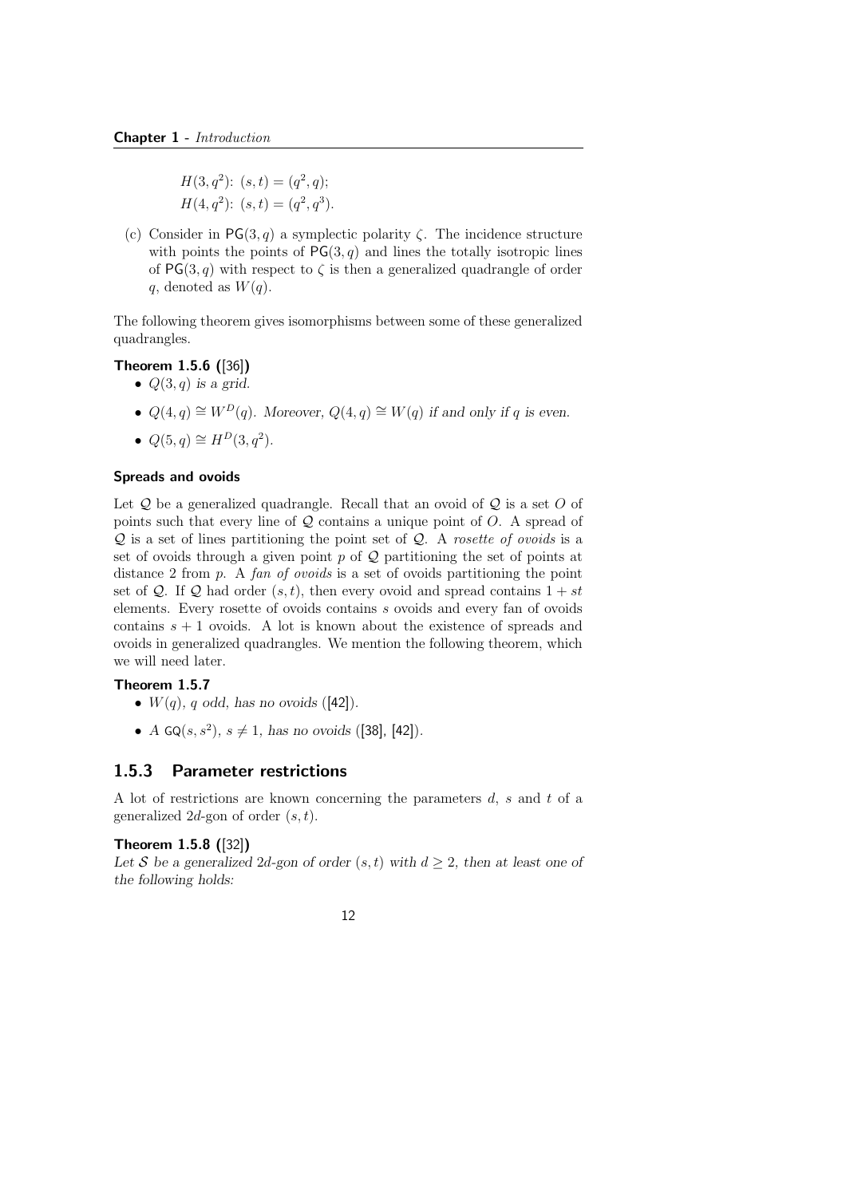$H(3, q^2)$: $(s, t) = (q^2, q)$;
$H(4, q^2)$: $(s, t) = (q^2, q^3)$.

(c) Consider in $\mathsf{PG}(3, q)$ a symplectic polarity $\zeta$. The incidence structure with points the points of $\mathsf{PG}(3, q)$ and lines the totally isotropic lines of $\mathsf{PG}(3, q)$ with respect to $\zeta$ is then a generalized quadrangle of order $q$, denoted as $W(q)$.

The following theorem gives isomorphisms between some of these generalized quadrangles.

**Theorem 1.5.6 ([36])**

- *$Q(3, q)$ is a grid.*
- *$Q(4, q) \cong W^D(q)$. Moreover, $Q(4, q) \cong W(q)$ if and only if $q$ is even.*
- *$Q(5, q) \cong H^D(3, q^2)$.*

#### Spreads and ovoids

Let $\mathcal{Q}$ be a generalized quadrangle. Recall that an ovoid of $\mathcal{Q}$ is a set $O$ of points such that every line of $\mathcal{Q}$ contains a unique point of $O$. A spread of $\mathcal{Q}$ is a set of lines partitioning the point set of $\mathcal{Q}$. A *rosette of ovoids* is a set of ovoids through a given point $p$ of $\mathcal{Q}$ partitioning the set of points at distance 2 from $p$. A *fan of ovoids* is a set of ovoids partitioning the point set of $\mathcal{Q}$. If $\mathcal{Q}$ had order $(s, t)$, then every ovoid and spread contains $1 + st$ elements. Every rosette of ovoids contains $s$ ovoids and every fan of ovoids contains $s + 1$ ovoids. A lot is known about the existence of spreads and ovoids in generalized quadrangles. We mention the following theorem, which we will need later.

**Theorem 1.5.7**

- *$W(q)$, $q$ odd, has no ovoids* ([42]).
- *A $\mathsf{GQ}(s, s^2)$, $s \neq 1$, has no ovoids* ([38], [42]).

### 1.5.3 Parameter restrictions

A lot of restrictions are known concerning the parameters $d$, $s$ and $t$ of a generalized $2d$-gon of order $(s, t)$.

**Theorem 1.5.8 ([32])**
*Let $\mathcal{S}$ be a generalized $2d$-gon of order $(s, t)$ with $d \geq 2$, then at least one of the following holds:*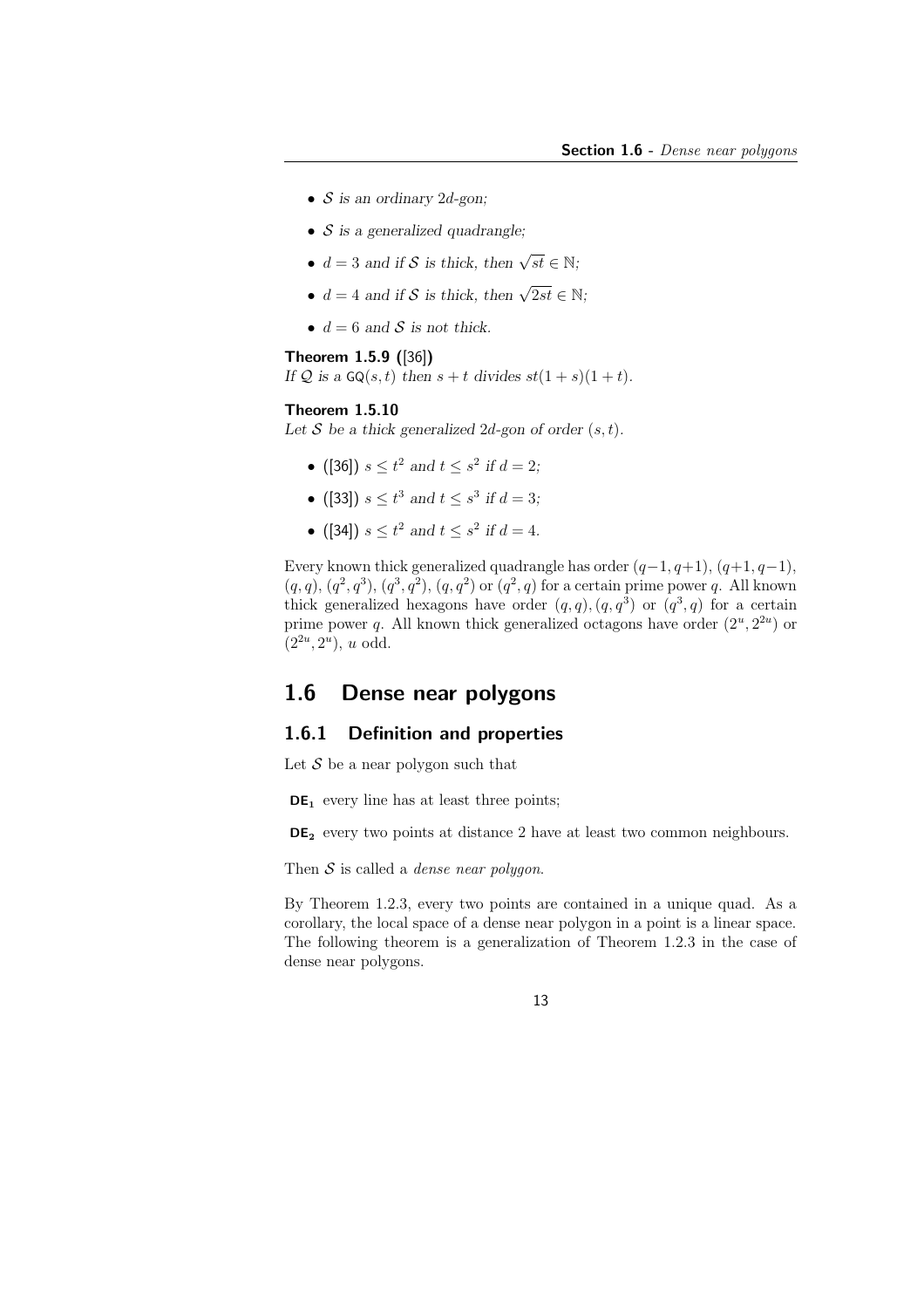- $\mathcal{S}$ *is an ordinary* $2d$*-gon;*
- $\mathcal{S}$ *is a generalized quadrangle;*
- $d = 3$ *and if* $\mathcal{S}$ *is thick, then* $\sqrt{st} \in \mathbb{N}$*;*
- $d = 4$ *and if* $\mathcal{S}$ *is thick, then* $\sqrt{2st} \in \mathbb{N}$*;*
- $d = 6$ *and* $\mathcal{S}$ *is not thick.*

**Theorem 1.5.9 ([36])**
*If* $\mathcal{Q}$ *is a* $\mathsf{GQ}(s,t)$ *then* $s + t$ *divides* $st(1 + s)(1 + t)$*.*

**Theorem 1.5.10**
*Let* $\mathcal{S}$ *be a thick generalized* $2d$*-gon of order* $(s,t)$*.*

- ([36]) $s \leq t^2$ *and* $t \leq s^2$ *if* $d = 2$*;*
- ([33]) $s \leq t^3$ *and* $t \leq s^3$ *if* $d = 3$*;*
- ([34]) $s \leq t^2$ *and* $t \leq s^2$ *if* $d = 4$*.*

Every known thick generalized quadrangle has order $(q-1, q+1)$, $(q+1, q-1)$, $(q,q)$, $(q^2,q^3)$, $(q^3,q^2)$, $(q,q^2)$ or $(q^2,q)$ for a certain prime power $q$. All known thick generalized hexagons have order $(q,q), (q,q^3)$ or $(q^3,q)$ for a certain prime power $q$. All known thick generalized octagons have order $(2^u, 2^{2u})$ or $(2^{2u}, 2^u)$, $u$ odd.

## 1.6 Dense near polygons

### 1.6.1 Definition and properties

Let $\mathcal{S}$ be a near polygon such that

**$\mathsf{DE_1}$** every line has at least three points;

**$\mathsf{DE_2}$** every two points at distance 2 have at least two common neighbours.

Then $\mathcal{S}$ is called a *dense near polygon*.

By Theorem 1.2.3, every two points are contained in a unique quad. As a corollary, the local space of a dense near polygon in a point is a linear space. The following theorem is a generalization of Theorem 1.2.3 in the case of dense near polygons.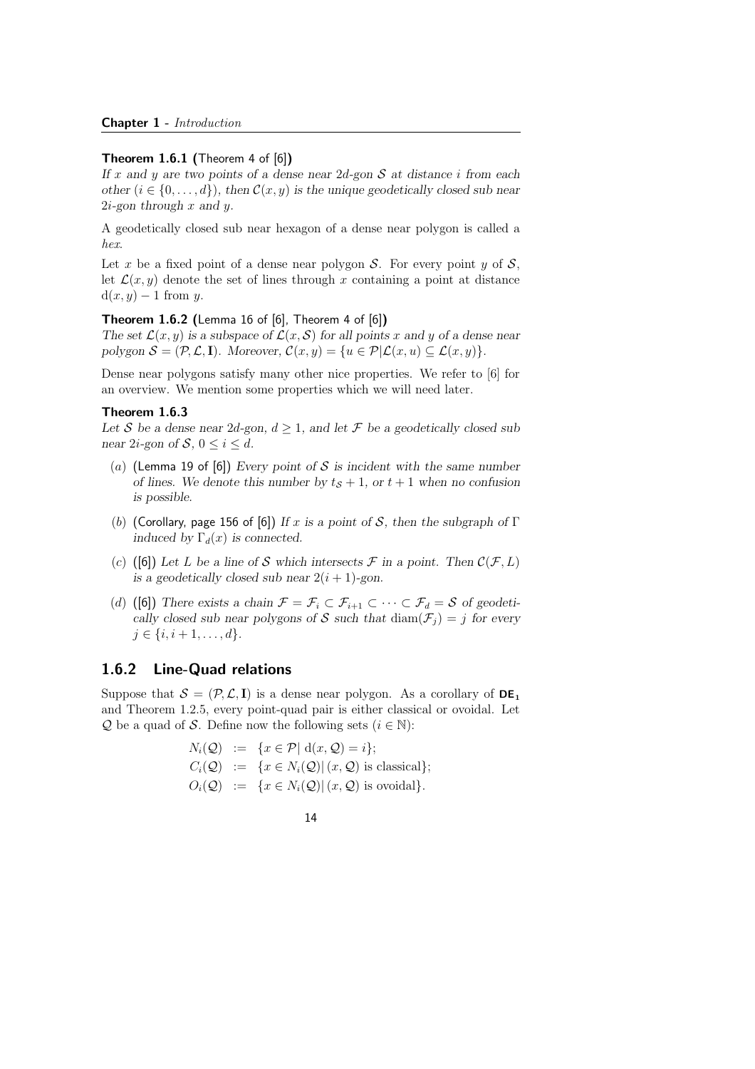**Theorem 1.6.1 (**Theorem 4 of [6]**)**
*If $x$ and $y$ are two points of a dense near $2d$-gon $\mathcal{S}$ at distance $i$ from each other ($i \in \{0, \ldots, d\}$), then $\mathcal{C}(x, y)$ is the unique geodetically closed sub near $2i$-gon through $x$ and $y$.*

A geodetically closed sub near hexagon of a dense near polygon is called a *hex*.

Let $x$ be a fixed point of a dense near polygon $\mathcal{S}$. For every point $y$ of $\mathcal{S}$, let $\mathcal{L}(x, y)$ denote the set of lines through $x$ containing a point at distance $\mathrm{d}(x, y) - 1$ from $y$.

**Theorem 1.6.2 (**Lemma 16 of [6], Theorem 4 of [6]**)**
*The set $\mathcal{L}(x, y)$ is a subspace of $\mathcal{L}(x, \mathcal{S})$ for all points $x$ and $y$ of a dense near polygon $\mathcal{S} = (\mathcal{P}, \mathcal{L}, \mathbf{I})$. Moreover, $\mathcal{C}(x, y) = \{u \in \mathcal{P} | \mathcal{L}(x, u) \subseteq \mathcal{L}(x, y)\}$.*

Dense near polygons satisfy many other nice properties. We refer to [6] for an overview. We mention some properties which we will need later.

**Theorem 1.6.3**
*Let $\mathcal{S}$ be a dense near $2d$-gon, $d \geq 1$, and let $\mathcal{F}$ be a geodetically closed sub near $2i$-gon of $\mathcal{S}$, $0 \leq i \leq d$.*

- ($a$) (Lemma 19 of [6]) *Every point of $\mathcal{S}$ is incident with the same number of lines. We denote this number by $t_{\mathcal{S}} + 1$, or $t + 1$ when no confusion is possible.*
- ($b$) (Corollary, page 156 of [6]) *If $x$ is a point of $\mathcal{S}$, then the subgraph of $\Gamma$ induced by $\Gamma_d(x)$ is connected.*
- ($c$) ([6]) *Let $L$ be a line of $\mathcal{S}$ which intersects $\mathcal{F}$ in a point. Then $\mathcal{C}(\mathcal{F}, L)$ is a geodetically closed sub near $2(i + 1)$-gon.*
- ($d$) ([6]) *There exists a chain $\mathcal{F} = \mathcal{F}_i \subset \mathcal{F}_{i+1} \subset \cdots \subset \mathcal{F}_d = \mathcal{S}$ of geodetically closed sub near polygons of $\mathcal{S}$ such that $\mathrm{diam}(\mathcal{F}_j) = j$ for every $j \in \{i, i + 1, \ldots, d\}$.*

## 1.6.2 Line-Quad relations

Suppose that $\mathcal{S} = (\mathcal{P}, \mathcal{L}, \mathbf{I})$ is a dense near polygon. As a corollary of $\mathbf{DE_1}$ and Theorem 1.2.5, every point-quad pair is either classical or ovoidal. Let $\mathcal{Q}$ be a quad of $\mathcal{S}$. Define now the following sets ($i \in \mathbb{N}$):

$$
\begin{aligned}
N_i(\mathcal{Q}) &:= \{x \in \mathcal{P} | \, \mathrm{d}(x, \mathcal{Q}) = i\}; \\
C_i(\mathcal{Q}) &:= \{x \in N_i(\mathcal{Q}) | \, (x, \mathcal{Q}) \text{ is classical}\}; \\
O_i(\mathcal{Q}) &:= \{x \in N_i(\mathcal{Q}) | \, (x, \mathcal{Q}) \text{ is ovoidal}\}.
\end{aligned}
$$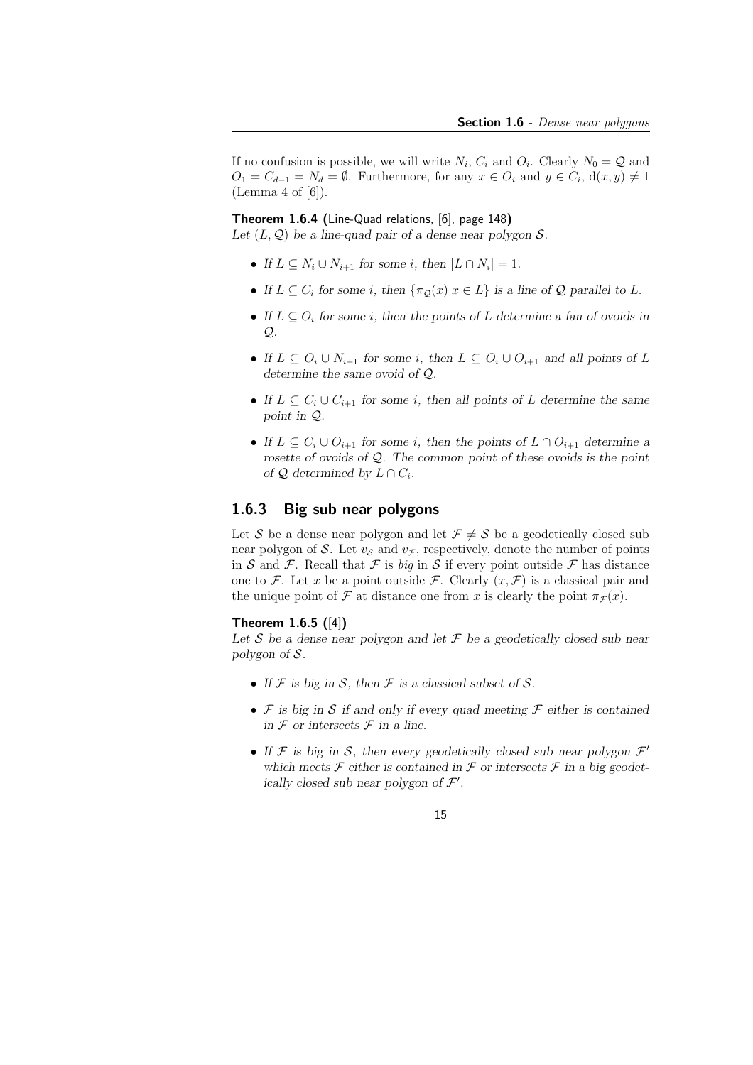If no confusion is possible, we will write $N_i$, $C_i$ and $O_i$. Clearly $N_0 = \mathcal{Q}$ and $O_1 = C_{d-1} = N_d = \emptyset$. Furthermore, for any $x \in O_i$ and $y \in C_i$, $\mathrm{d}(x, y) \neq 1$ (Lemma 4 of [6]).

**Theorem 1.6.4 (**Line-Quad relations, [6], page 148**)**
*Let $(L, \mathcal{Q})$ be a line-quad pair of a dense near polygon $\mathcal{S}$.*

- *If $L \subseteq N_i \cup N_{i+1}$ for some $i$, then $|L \cap N_i| = 1$.*
- *If $L \subseteq C_i$ for some $i$, then $\{\pi_{\mathcal{Q}}(x) | x \in L\}$ is a line of $\mathcal{Q}$ parallel to $L$.*
- *If $L \subseteq O_i$ for some $i$, then the points of $L$ determine a fan of ovoids in $\mathcal{Q}$.*
- *If $L \subseteq O_i \cup N_{i+1}$ for some $i$, then $L \subseteq O_i \cup O_{i+1}$ and all points of $L$ determine the same ovoid of $\mathcal{Q}$.*
- *If $L \subseteq C_i \cup C_{i+1}$ for some $i$, then all points of $L$ determine the same point in $\mathcal{Q}$.*
- *If $L \subseteq C_i \cup O_{i+1}$ for some $i$, then the points of $L \cap O_{i+1}$ determine a rosette of ovoids of $\mathcal{Q}$. The common point of these ovoids is the point of $\mathcal{Q}$ determined by $L \cap C_i$.*

### 1.6.3 Big sub near polygons

Let $\mathcal{S}$ be a dense near polygon and let $\mathcal{F} \neq \mathcal{S}$ be a geodetically closed sub near polygon of $\mathcal{S}$. Let $v_{\mathcal{S}}$ and $v_{\mathcal{F}}$, respectively, denote the number of points in $\mathcal{S}$ and $\mathcal{F}$. Recall that $\mathcal{F}$ is *big* in $\mathcal{S}$ if every point outside $\mathcal{F}$ has distance one to $\mathcal{F}$. Let $x$ be a point outside $\mathcal{F}$. Clearly $(x, \mathcal{F})$ is a classical pair and the unique point of $\mathcal{F}$ at distance one from $x$ is clearly the point $\pi_{\mathcal{F}}(x)$.

**Theorem 1.6.5 (**[4]**)**
*Let $\mathcal{S}$ be a dense near polygon and let $\mathcal{F}$ be a geodetically closed sub near polygon of $\mathcal{S}$.*

- *If $\mathcal{F}$ is big in $\mathcal{S}$, then $\mathcal{F}$ is a classical subset of $\mathcal{S}$.*
- *$\mathcal{F}$ is big in $\mathcal{S}$ if and only if every quad meeting $\mathcal{F}$ either is contained in $\mathcal{F}$ or intersects $\mathcal{F}$ in a line.*
- *If $\mathcal{F}$ is big in $\mathcal{S}$, then every geodetically closed sub near polygon $\mathcal{F}'$ which meets $\mathcal{F}$ either is contained in $\mathcal{F}$ or intersects $\mathcal{F}$ in a big geodetically closed sub near polygon of $\mathcal{F}'$.*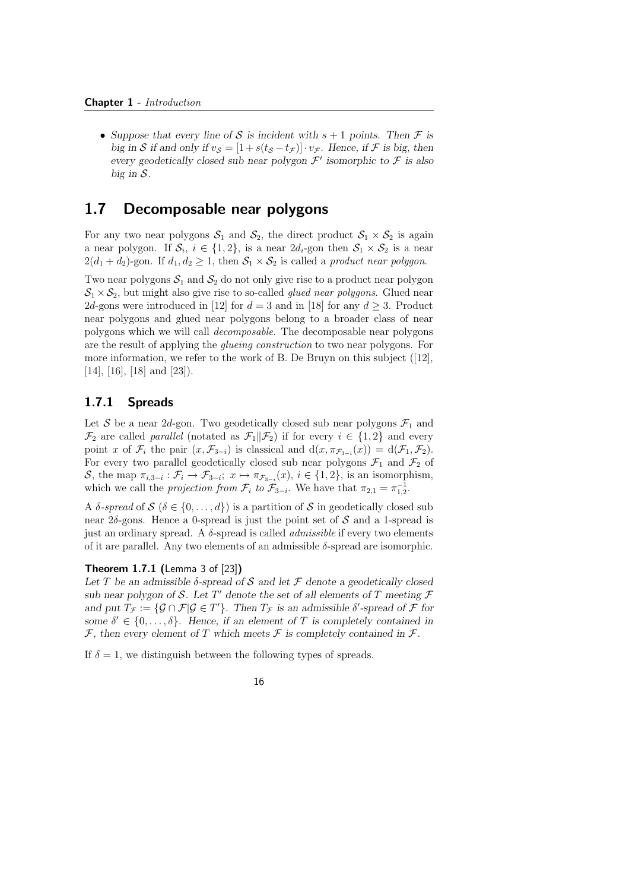- *Suppose that every line of $\mathcal{S}$ is incident with $s + 1$ points. Then $\mathcal{F}$ is big in $\mathcal{S}$ if and only if $v_{\mathcal{S}} = [1 + s(t_{\mathcal{S}} - t_{\mathcal{F}})] \cdot v_{\mathcal{F}}$. Hence, if $\mathcal{F}$ is big, then every geodetically closed sub near polygon $\mathcal{F}'$ isomorphic to $\mathcal{F}$ is also big in $\mathcal{S}$.*

## 1.7 Decomposable near polygons

For any two near polygons $\mathcal{S}_1$ and $\mathcal{S}_2$, the direct product $\mathcal{S}_1 \times \mathcal{S}_2$ is again a near polygon. If $\mathcal{S}_i$, $i \in \{1, 2\}$, is a near $2d_i$-gon then $\mathcal{S}_1 \times \mathcal{S}_2$ is a near $2(d_1 + d_2)$-gon. If $d_1, d_2 \geq 1$, then $\mathcal{S}_1 \times \mathcal{S}_2$ is called a *product near polygon*.

Two near polygons $\mathcal{S}_1$ and $\mathcal{S}_2$ do not only give rise to a product near polygon $\mathcal{S}_1 \times \mathcal{S}_2$, but might also give rise to so-called *glued near polygons*. Glued near $2d$-gons were introduced in [12] for $d = 3$ and in [18] for any $d \geq 3$. Product near polygons and glued near polygons belong to a broader class of near polygons which we will call *decomposable*. The decomposable near polygons are the result of applying the *glueing construction* to two near polygons. For more information, we refer to the work of B. De Bruyn on this subject ([12], [14], [16], [18] and [23]).

### 1.7.1 Spreads

Let $\mathcal{S}$ be a near $2d$-gon. Two geodetically closed sub near polygons $\mathcal{F}_1$ and $\mathcal{F}_2$ are called *parallel* (notated as $\mathcal{F}_1 \| \mathcal{F}_2$) if for every $i \in \{1, 2\}$ and every point $x$ of $\mathcal{F}_i$ the pair $(x, \mathcal{F}_{3-i})$ is classical and $\mathrm{d}(x, \pi_{\mathcal{F}_{3-i}}(x)) = \mathrm{d}(\mathcal{F}_1, \mathcal{F}_2)$. For every two parallel geodetically closed sub near polygons $\mathcal{F}_1$ and $\mathcal{F}_2$ of $\mathcal{S}$, the map $\pi_{i,3-i} : \mathcal{F}_i \to \mathcal{F}_{3-i};\ x \mapsto \pi_{\mathcal{F}_{3-i}}(x)$, $i \in \{1, 2\}$, is an isomorphism, which we call the *projection from $\mathcal{F}_i$ to $\mathcal{F}_{3-i}$*. We have that $\pi_{2,1} = \pi_{1,2}^{-1}$.

A *$\delta$-spread* of $\mathcal{S}$ ($\delta \in \{0, \ldots, d\}$) is a partition of $\mathcal{S}$ in geodetically closed sub near $2\delta$-gons. Hence a 0-spread is just the point set of $\mathcal{S}$ and a 1-spread is just an ordinary spread. A $\delta$-spread is called *admissible* if every two elements of it are parallel. Any two elements of an admissible $\delta$-spread are isomorphic.

**Theorem 1.7.1 (**Lemma 3 of [23]**)**
*Let $T$ be an admissible $\delta$-spread of $\mathcal{S}$ and let $\mathcal{F}$ denote a geodetically closed sub near polygon of $\mathcal{S}$. Let $T'$ denote the set of all elements of $T$ meeting $\mathcal{F}$ and put $T_{\mathcal{F}} := \{\mathcal{G} \cap \mathcal{F} | \mathcal{G} \in T'\}$. Then $T_{\mathcal{F}}$ is an admissible $\delta'$-spread of $\mathcal{F}$ for some $\delta' \in \{0, \ldots, \delta\}$. Hence, if an element of $T$ is completely contained in $\mathcal{F}$, then every element of $T$ which meets $\mathcal{F}$ is completely contained in $\mathcal{F}$.*

If $\delta = 1$, we distinguish between the following types of spreads.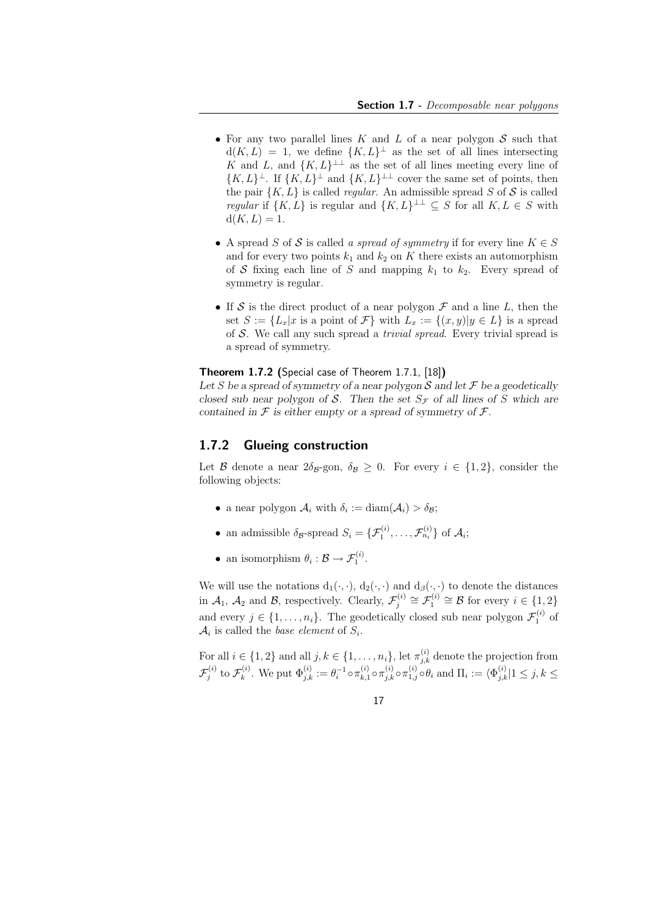- For any two parallel lines $K$ and $L$ of a near polygon $\mathcal{S}$ such that $\mathrm{d}(K, L) = 1$, we define $\{K, L\}^\perp$ as the set of all lines intersecting $K$ and $L$, and $\{K, L\}^{\perp\perp}$ as the set of all lines meeting every line of $\{K, L\}^\perp$. If $\{K, L\}^\perp$ and $\{K, L\}^{\perp\perp}$ cover the same set of points, then the pair $\{K, L\}$ is called *regular*. An admissible spread $S$ of $\mathcal{S}$ is called *regular* if $\{K, L\}$ is regular and $\{K, L\}^{\perp\perp} \subseteq S$ for all $K, L \in S$ with $\mathrm{d}(K, L) = 1$.

- A spread $S$ of $\mathcal{S}$ is called *a spread of symmetry* if for every line $K \in S$ and for every two points $k_1$ and $k_2$ on $K$ there exists an automorphism of $\mathcal{S}$ fixing each line of $S$ and mapping $k_1$ to $k_2$. Every spread of symmetry is regular.

- If $\mathcal{S}$ is the direct product of a near polygon $\mathcal{F}$ and a line $L$, then the set $S := \{L_x | x \text{ is a point of } \mathcal{F}\}$ with $L_x := \{(x, y) | y \in L\}$ is a spread of $\mathcal{S}$. We call any such spread a *trivial spread*. Every trivial spread is a spread of symmetry.

**Theorem 1.7.2 (**Special case of Theorem 1.7.1, [18]**)**
*Let $S$ be a spread of symmetry of a near polygon $\mathcal{S}$ and let $\mathcal{F}$ be a geodetically closed sub near polygon of $\mathcal{S}$. Then the set $S_{\mathcal{F}}$ of all lines of $S$ which are contained in $\mathcal{F}$ is either empty or a spread of symmetry of $\mathcal{F}$.*

### 1.7.2 Glueing construction

Let $\mathcal{B}$ denote a near $2\delta_{\mathcal{B}}$-gon, $\delta_{\mathcal{B}} \geq 0$. For every $i \in \{1, 2\}$, consider the following objects:

- a near polygon $\mathcal{A}_i$ with $\delta_i := \mathrm{diam}(\mathcal{A}_i) > \delta_{\mathcal{B}}$;
- an admissible $\delta_{\mathcal{B}}$-spread $S_i = \{\mathcal{F}_1^{(i)}, \dots, \mathcal{F}_{n_i}^{(i)}\}$ of $\mathcal{A}_i$;
- an isomorphism $\theta_i : \mathcal{B} \to \mathcal{F}_1^{(i)}$.

We will use the notations $\mathrm{d}_1(\cdot, \cdot)$, $\mathrm{d}_2(\cdot, \cdot)$ and $\mathrm{d}_\beta(\cdot, \cdot)$ to denote the distances in $\mathcal{A}_1$, $\mathcal{A}_2$ and $\mathcal{B}$, respectively. Clearly, $\mathcal{F}_j^{(i)} \cong \mathcal{F}_1^{(i)} \cong \mathcal{B}$ for every $i \in \{1, 2\}$ and every $j \in \{1, \dots, n_i\}$. The geodetically closed sub near polygon $\mathcal{F}_1^{(i)}$ of $\mathcal{A}_i$ is called the *base element* of $S_i$.

For all $i \in \{1, 2\}$ and all $j, k \in \{1, \dots, n_i\}$, let $\pi_{j,k}^{(i)}$ denote the projection from $\mathcal{F}_j^{(i)}$ to $\mathcal{F}_k^{(i)}$. We put $\Phi_{j,k}^{(i)} := \theta_i^{-1} \circ \pi_{k,1}^{(i)} \circ \pi_{j,k}^{(i)} \circ \pi_{1,j}^{(i)} \circ \theta_i$ and $\Pi_i := \langle \Phi_{j,k}^{(i)} | 1 \leq j, k \leq$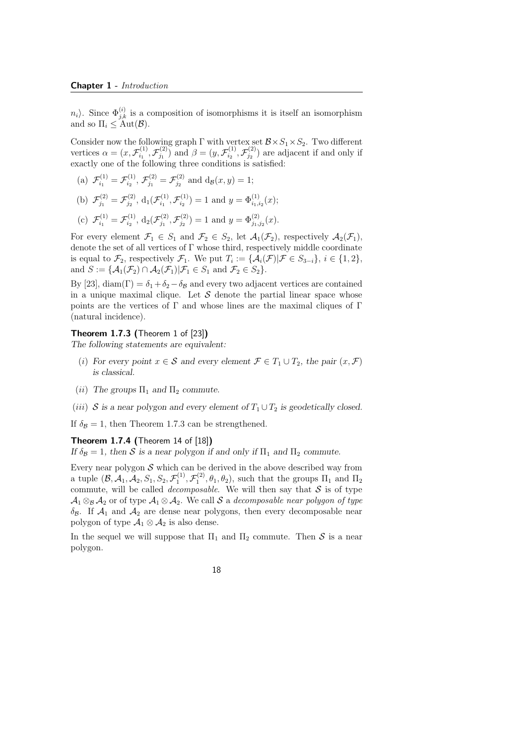$n_i\rangle$. Since $\Phi^{(i)}_{j,k}$ is a composition of isomorphisms it is itself an isomorphism and so $\Pi_i \leq \mathrm{Aut}(\mathcal{B})$.

Consider now the following graph $\Gamma$ with vertex set $\mathcal{B} \times S_1 \times S_2$. Two different vertices $\alpha = (x, \mathcal{F}^{(1)}_{i_1}, \mathcal{F}^{(2)}_{j_1})$ and $\beta = (y, \mathcal{F}^{(1)}_{i_2}, \mathcal{F}^{(2)}_{j_2})$ are adjacent if and only if exactly one of the following three conditions is satisfied:

(a) $\mathcal{F}^{(1)}_{i_1} = \mathcal{F}^{(1)}_{i_2}$, $\mathcal{F}^{(2)}_{j_1} = \mathcal{F}^{(2)}_{j_2}$ and $\mathrm{d}_{\mathcal{B}}(x, y) = 1$;

(b) $\mathcal{F}^{(2)}_{j_1} = \mathcal{F}^{(2)}_{j_2}$, $\mathrm{d}_1(\mathcal{F}^{(1)}_{i_1}, \mathcal{F}^{(1)}_{i_2}) = 1$ and $y = \Phi^{(1)}_{i_1,i_2}(x)$;

(c) $\mathcal{F}^{(1)}_{i_1} = \mathcal{F}^{(1)}_{i_2}$, $\mathrm{d}_2(\mathcal{F}^{(2)}_{j_1}, \mathcal{F}^{(2)}_{j_2}) = 1$ and $y = \Phi^{(2)}_{j_1,j_2}(x)$.

For every element $\mathcal{F}_1 \in S_1$ and $\mathcal{F}_2 \in S_2$, let $\mathcal{A}_1(\mathcal{F}_2)$, respectively $\mathcal{A}_2(\mathcal{F}_1)$, denote the set of all vertices of $\Gamma$ whose third, respectively middle coordinate is equal to $\mathcal{F}_2$, respectively $\mathcal{F}_1$. We put $T_i := \{\mathcal{A}_i(\mathcal{F}) | \mathcal{F} \in S_{3-i}\}$, $i \in \{1, 2\}$, and $S := \{\mathcal{A}_1(\mathcal{F}_2) \cap \mathcal{A}_2(\mathcal{F}_1) | \mathcal{F}_1 \in S_1 \text{ and } \mathcal{F}_2 \in S_2\}$.

By [23], $\mathrm{diam}(\Gamma) = \delta_1 + \delta_2 - \delta_{\mathcal{B}}$ and every two adjacent vertices are contained in a unique maximal clique. Let $\mathcal{S}$ denote the partial linear space whose points are the vertices of $\Gamma$ and whose lines are the maximal cliques of $\Gamma$ (natural incidence).

**Theorem 1.7.3 (**Theorem 1 of [23]**)**
*The following statements are equivalent:*

(*i*) *For every point $x \in \mathcal{S}$ and every element $\mathcal{F} \in T_1 \cup T_2$, the pair $(x, \mathcal{F})$ is classical.*

(*ii*) *The groups $\Pi_1$ and $\Pi_2$ commute.*

(*iii*) *$\mathcal{S}$ is a near polygon and every element of $T_1 \cup T_2$ is geodetically closed.*

If $\delta_{\mathcal{B}} = 1$, then Theorem 1.7.3 can be strengthened.

**Theorem 1.7.4 (**Theorem 14 of [18]**)**
*If $\delta_{\mathcal{B}} = 1$, then $\mathcal{S}$ is a near polygon if and only if $\Pi_1$ and $\Pi_2$ commute.*

Every near polygon $\mathcal{S}$ which can be derived in the above described way from a tuple $(\mathcal{B}, \mathcal{A}_1, \mathcal{A}_2, S_1, S_2, \mathcal{F}^{(1)}_1, \mathcal{F}^{(2)}_1, \theta_1, \theta_2)$, such that the groups $\Pi_1$ and $\Pi_2$ commute, will be called *decomposable*. We will then say that $\mathcal{S}$ is of type $\mathcal{A}_1 \otimes_{\mathcal{B}} \mathcal{A}_2$ or of type $\mathcal{A}_1 \otimes \mathcal{A}_2$. We call $\mathcal{S}$ a *decomposable near polygon of type* $\delta_{\mathcal{B}}$. If $\mathcal{A}_1$ and $\mathcal{A}_2$ are dense near polygons, then every decomposable near polygon of type $\mathcal{A}_1 \otimes \mathcal{A}_2$ is also dense.

In the sequel we will suppose that $\Pi_1$ and $\Pi_2$ commute. Then $\mathcal{S}$ is a near polygon.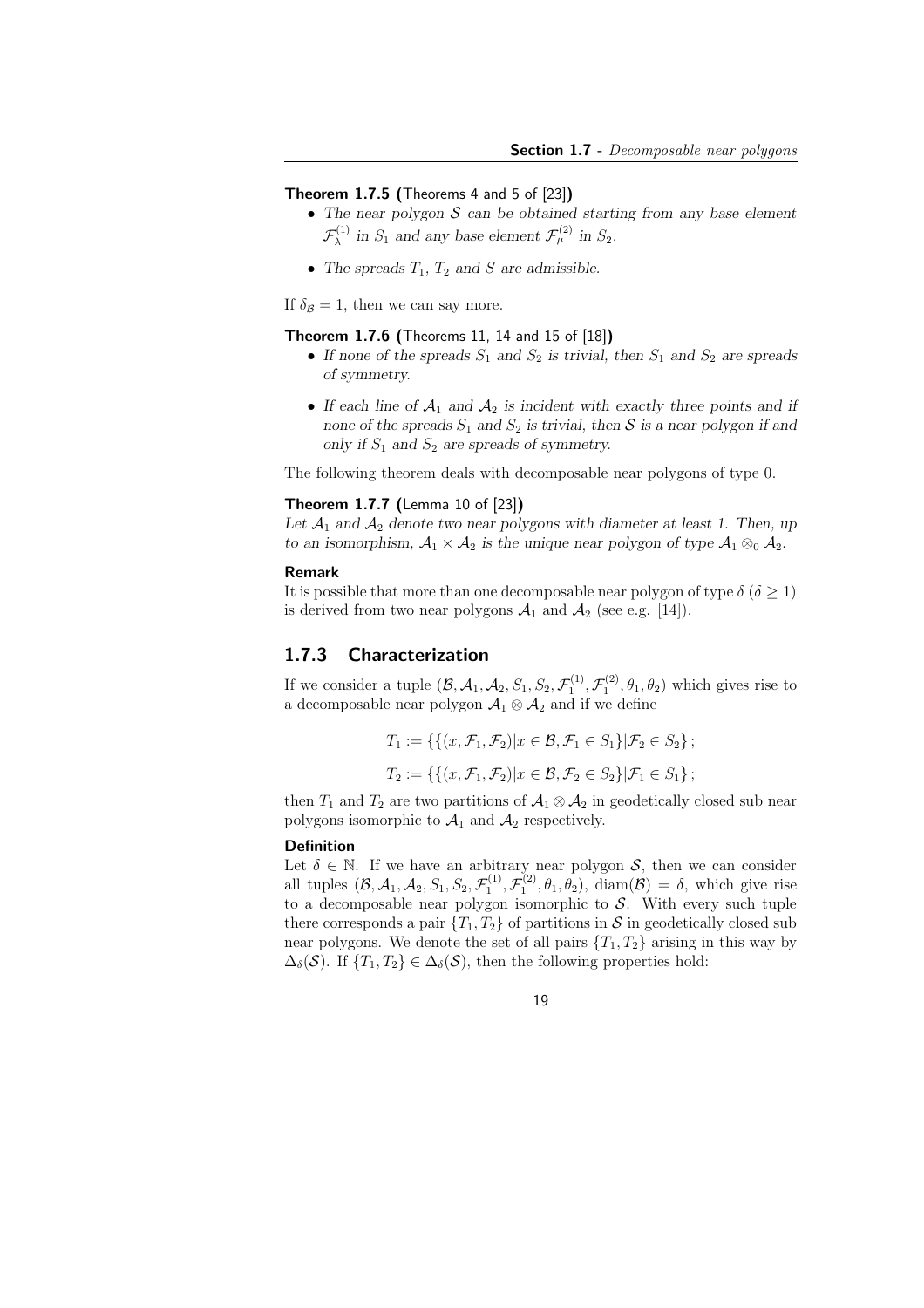**Theorem 1.7.5 (**Theorems 4 and 5 of [23]**)**

- *The near polygon $\mathcal{S}$ can be obtained starting from any base element $\mathcal{F}_\lambda^{(1)}$ in $S_1$ and any base element $\mathcal{F}_\mu^{(2)}$ in $S_2$.*
- *The spreads $T_1$, $T_2$ and $S$ are admissible.*

If $\delta_{\mathcal{B}} = 1$, then we can say more.

**Theorem 1.7.6 (**Theorems 11, 14 and 15 of [18]**)**

- *If none of the spreads $S_1$ and $S_2$ is trivial, then $S_1$ and $S_2$ are spreads of symmetry.*
- *If each line of $\mathcal{A}_1$ and $\mathcal{A}_2$ is incident with exactly three points and if none of the spreads $S_1$ and $S_2$ is trivial, then $\mathcal{S}$ is a near polygon if and only if $S_1$ and $S_2$ are spreads of symmetry.*

The following theorem deals with decomposable near polygons of type 0.

**Theorem 1.7.7 (**Lemma 10 of [23]**)**

*Let $\mathcal{A}_1$ and $\mathcal{A}_2$ denote two near polygons with diameter at least 1. Then, up to an isomorphism, $\mathcal{A}_1 \times \mathcal{A}_2$ is the unique near polygon of type $\mathcal{A}_1 \otimes_0 \mathcal{A}_2$.*

**Remark**

It is possible that more than one decomposable near polygon of type $\delta$ ($\delta \geq 1$) is derived from two near polygons $\mathcal{A}_1$ and $\mathcal{A}_2$ (see e.g. [14]).

### 1.7.3 Characterization

If we consider a tuple $(\mathcal{B}, \mathcal{A}_1, \mathcal{A}_2, S_1, S_2, \mathcal{F}_1^{(1)}, \mathcal{F}_1^{(2)}, \theta_1, \theta_2)$ which gives rise to a decomposable near polygon $\mathcal{A}_1 \otimes \mathcal{A}_2$ and if we define

$$T_1 := \{\{(x, \mathcal{F}_1, \mathcal{F}_2) | x \in \mathcal{B}, \mathcal{F}_1 \in S_1\} | \mathcal{F}_2 \in S_2\};$$

$$T_2 := \{\{(x, \mathcal{F}_1, \mathcal{F}_2) | x \in \mathcal{B}, \mathcal{F}_2 \in S_2\} | \mathcal{F}_1 \in S_1\};$$

then $T_1$ and $T_2$ are two partitions of $\mathcal{A}_1 \otimes \mathcal{A}_2$ in geodetically closed sub near polygons isomorphic to $\mathcal{A}_1$ and $\mathcal{A}_2$ respectively.

**Definition**

Let $\delta \in \mathbb{N}$. If we have an arbitrary near polygon $\mathcal{S}$, then we can consider all tuples $(\mathcal{B}, \mathcal{A}_1, \mathcal{A}_2, S_1, S_2, \mathcal{F}_1^{(1)}, \mathcal{F}_1^{(2)}, \theta_1, \theta_2)$, $\text{diam}(\mathcal{B}) = \delta$, which give rise to a decomposable near polygon isomorphic to $\mathcal{S}$. With every such tuple there corresponds a pair $\{T_1, T_2\}$ of partitions in $\mathcal{S}$ in geodetically closed sub near polygons. We denote the set of all pairs $\{T_1, T_2\}$ arising in this way by $\Delta_\delta(\mathcal{S})$. If $\{T_1, T_2\} \in \Delta_\delta(\mathcal{S})$, then the following properties hold: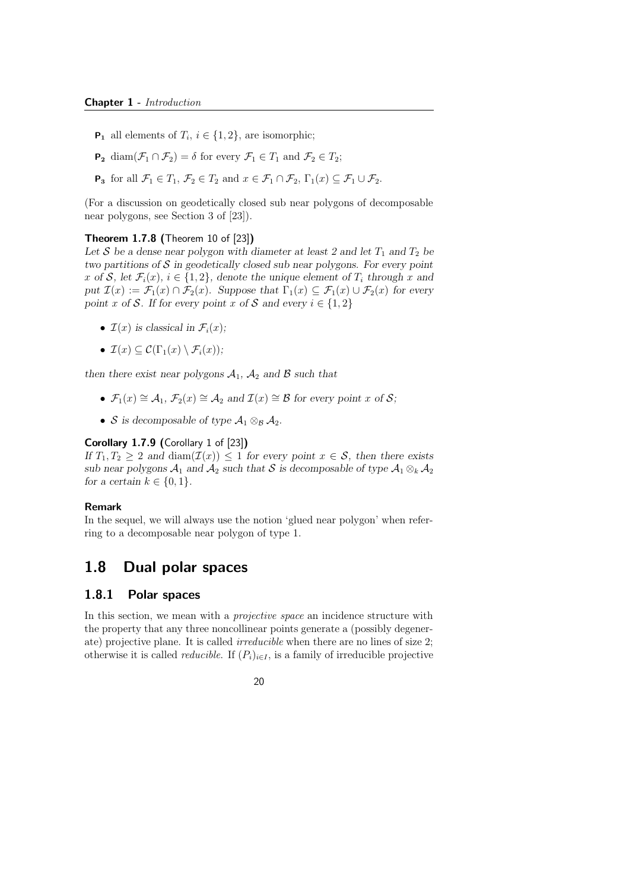- $\mathbf{P_1}$ all elements of $T_i$, $i \in \{1, 2\}$, are isomorphic;
- $\mathbf{P_2}$ $\mathrm{diam}(\mathcal{F}_1 \cap \mathcal{F}_2) = \delta$ for every $\mathcal{F}_1 \in T_1$ and $\mathcal{F}_2 \in T_2$;
- $\mathbf{P_3}$ for all $\mathcal{F}_1 \in T_1$, $\mathcal{F}_2 \in T_2$ and $x \in \mathcal{F}_1 \cap \mathcal{F}_2$, $\Gamma_1(x) \subseteq \mathcal{F}_1 \cup \mathcal{F}_2$.

(For a discussion on geodetically closed sub near polygons of decomposable near polygons, see Section 3 of [23]).

**Theorem 1.7.8 (**Theorem 10 of [23]**)**
*Let $\mathcal{S}$ be a dense near polygon with diameter at least 2 and let $T_1$ and $T_2$ be two partitions of $\mathcal{S}$ in geodetically closed sub near polygons. For every point $x$ of $\mathcal{S}$, let $\mathcal{F}_i(x)$, $i \in \{1, 2\}$, denote the unique element of $T_i$ through $x$ and put $\mathcal{I}(x) := \mathcal{F}_1(x) \cap \mathcal{F}_2(x)$. Suppose that $\Gamma_1(x) \subseteq \mathcal{F}_1(x) \cup \mathcal{F}_2(x)$ for every point $x$ of $\mathcal{S}$. If for every point $x$ of $\mathcal{S}$ and every $i \in \{1, 2\}$*

- *$\mathcal{I}(x)$ is classical in $\mathcal{F}_i(x)$;*
- *$\mathcal{I}(x) \subseteq \mathcal{C}(\Gamma_1(x) \setminus \mathcal{F}_i(x))$;*

*then there exist near polygons $\mathcal{A}_1$, $\mathcal{A}_2$ and $\mathcal{B}$ such that*

- *$\mathcal{F}_1(x) \cong \mathcal{A}_1$, $\mathcal{F}_2(x) \cong \mathcal{A}_2$ and $\mathcal{I}(x) \cong \mathcal{B}$ for every point $x$ of $\mathcal{S}$;*
- *$\mathcal{S}$ is decomposable of type $\mathcal{A}_1 \otimes_{\mathcal{B}} \mathcal{A}_2$.*

**Corollary 1.7.9 (**Corollary 1 of [23]**)**
*If $T_1, T_2 \geq 2$ and $\mathrm{diam}(\mathcal{I}(x)) \leq 1$ for every point $x \in \mathcal{S}$, then there exists sub near polygons $\mathcal{A}_1$ and $\mathcal{A}_2$ such that $\mathcal{S}$ is decomposable of type $\mathcal{A}_1 \otimes_k \mathcal{A}_2$ for a certain $k \in \{0, 1\}$.*

**Remark**
In the sequel, we will always use the notion 'glued near polygon' when referring to a decomposable near polygon of type 1.

## 1.8 Dual polar spaces

### 1.8.1 Polar spaces

In this section, we mean with a *projective space* an incidence structure with the property that any three noncollinear points generate a (possibly degenerate) projective plane. It is called *irreducible* when there are no lines of size 2; otherwise it is called *reducible*. If $(P_i)_{i \in I}$, is a family of irreducible projective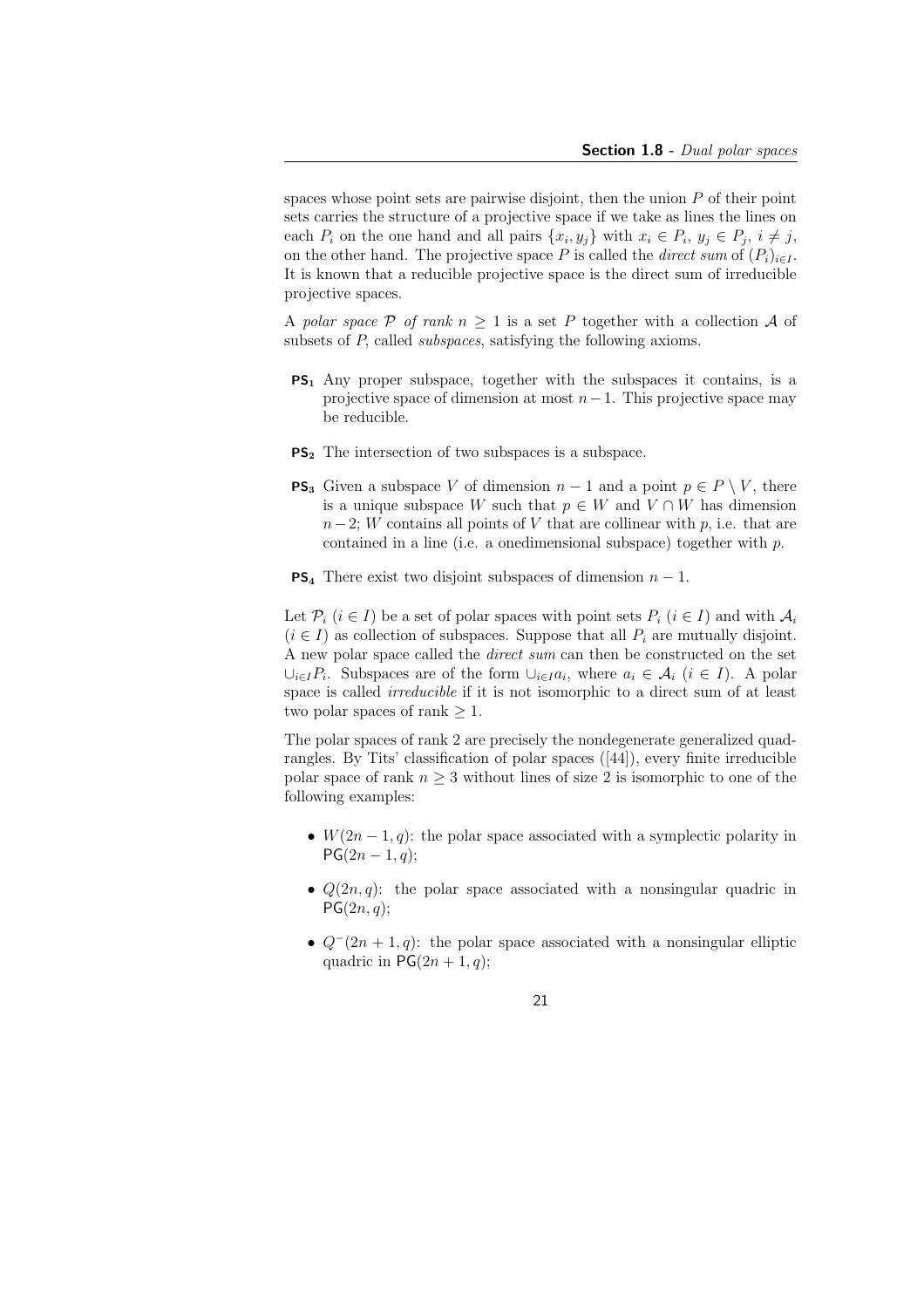spaces whose point sets are pairwise disjoint, then the union $P$ of their point sets carries the structure of a projective space if we take as lines the lines on each $P_i$ on the one hand and all pairs $\{x_i, y_j\}$ with $x_i \in P_i$, $y_j \in P_j$, $i \neq j$, on the other hand. The projective space $P$ is called the *direct sum* of $(P_i)_{i \in I}$. It is known that a reducible projective space is the direct sum of irreducible projective spaces.

A *polar space* $\mathcal{P}$ *of rank* $n \geq 1$ is a set $P$ together with a collection $\mathcal{A}$ of subsets of $P$, called *subspaces*, satisfying the following axioms.

- **PS$_1$** Any proper subspace, together with the subspaces it contains, is a projective space of dimension at most $n-1$. This projective space may be reducible.
- **PS$_2$** The intersection of two subspaces is a subspace.
- **PS$_3$** Given a subspace $V$ of dimension $n-1$ and a point $p \in P \setminus V$, there is a unique subspace $W$ such that $p \in W$ and $V \cap W$ has dimension $n-2$; $W$ contains all points of $V$ that are collinear with $p$, i.e. that are contained in a line (i.e. a onedimensional subspace) together with $p$.
- **PS$_4$** There exist two disjoint subspaces of dimension $n-1$.

Let $\mathcal{P}_i$ $(i \in I)$ be a set of polar spaces with point sets $P_i$ $(i \in I)$ and with $\mathcal{A}_i$ $(i \in I)$ as collection of subspaces. Suppose that all $P_i$ are mutually disjoint. A new polar space called the *direct sum* can then be constructed on the set $\cup_{i \in I} P_i$. Subspaces are of the form $\cup_{i \in I} a_i$, where $a_i \in \mathcal{A}_i$ $(i \in I)$. A polar space is called *irreducible* if it is not isomorphic to a direct sum of at least two polar spaces of rank $\geq 1$.

The polar spaces of rank 2 are precisely the nondegenerate generalized quadrangles. By Tits' classification of polar spaces ([44]), every finite irreducible polar space of rank $n \geq 3$ without lines of size 2 is isomorphic to one of the following examples:

- $W(2n-1, q)$: the polar space associated with a symplectic polarity in $\mathsf{PG}(2n-1, q)$;
- $Q(2n, q)$: the polar space associated with a nonsingular quadric in $\mathsf{PG}(2n, q)$;
- $Q^-(2n+1, q)$: the polar space associated with a nonsingular elliptic quadric in $\mathsf{PG}(2n+1, q)$;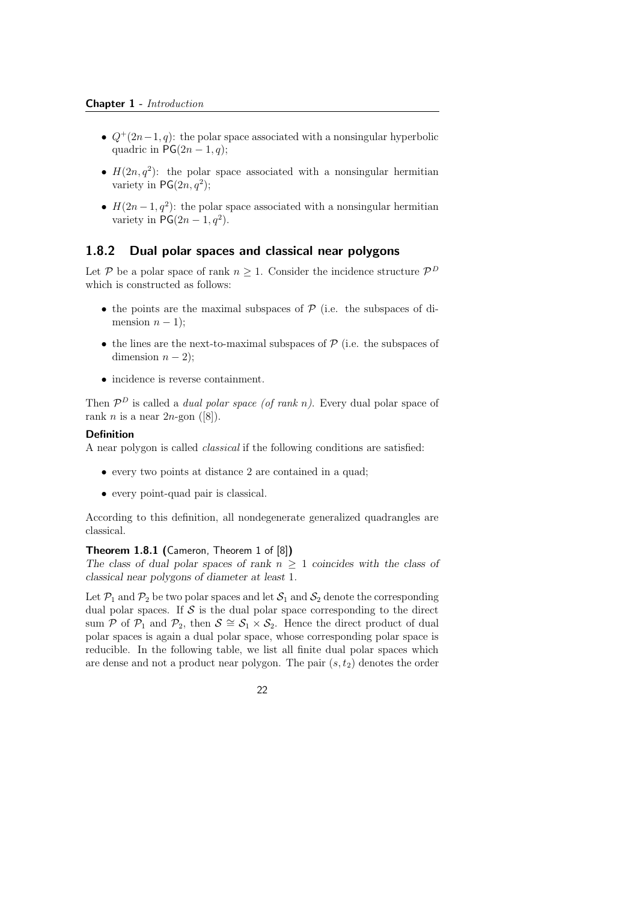- $Q^+(2n-1,q)$: the polar space associated with a nonsingular hyperbolic quadric in $\mathsf{PG}(2n-1,q)$;
- $H(2n,q^2)$: the polar space associated with a nonsingular hermitian variety in $\mathsf{PG}(2n,q^2)$;
- $H(2n-1,q^2)$: the polar space associated with a nonsingular hermitian variety in $\mathsf{PG}(2n-1,q^2)$.

### 1.8.2 Dual polar spaces and classical near polygons

Let $\mathcal{P}$ be a polar space of rank $n \geq 1$. Consider the incidence structure $\mathcal{P}^D$ which is constructed as follows:

- the points are the maximal subspaces of $\mathcal{P}$ (i.e. the subspaces of dimension $n-1$);
- the lines are the next-to-maximal subspaces of $\mathcal{P}$ (i.e. the subspaces of dimension $n-2$);
- incidence is reverse containment.

Then $\mathcal{P}^D$ is called a *dual polar space (of rank $n$)*. Every dual polar space of rank $n$ is a near $2n$-gon ([8]).

**Definition**

A near polygon is called *classical* if the following conditions are satisfied:

- every two points at distance 2 are contained in a quad;
- every point-quad pair is classical.

According to this definition, all nondegenerate generalized quadrangles are classical.

**Theorem 1.8.1 (**Cameron, Theorem 1 of [8]**)**

*The class of dual polar spaces of rank $n \geq 1$ coincides with the class of classical near polygons of diameter at least 1.*

Let $\mathcal{P}_1$ and $\mathcal{P}_2$ be two polar spaces and let $\mathcal{S}_1$ and $\mathcal{S}_2$ denote the corresponding dual polar spaces. If $\mathcal{S}$ is the dual polar space corresponding to the direct sum $\mathcal{P}$ of $\mathcal{P}_1$ and $\mathcal{P}_2$, then $\mathcal{S} \cong \mathcal{S}_1 \times \mathcal{S}_2$. Hence the direct product of dual polar spaces is again a dual polar space, whose corresponding polar space is reducible. In the following table, we list all finite dual polar spaces which are dense and not a product near polygon. The pair $(s, t_2)$ denotes the order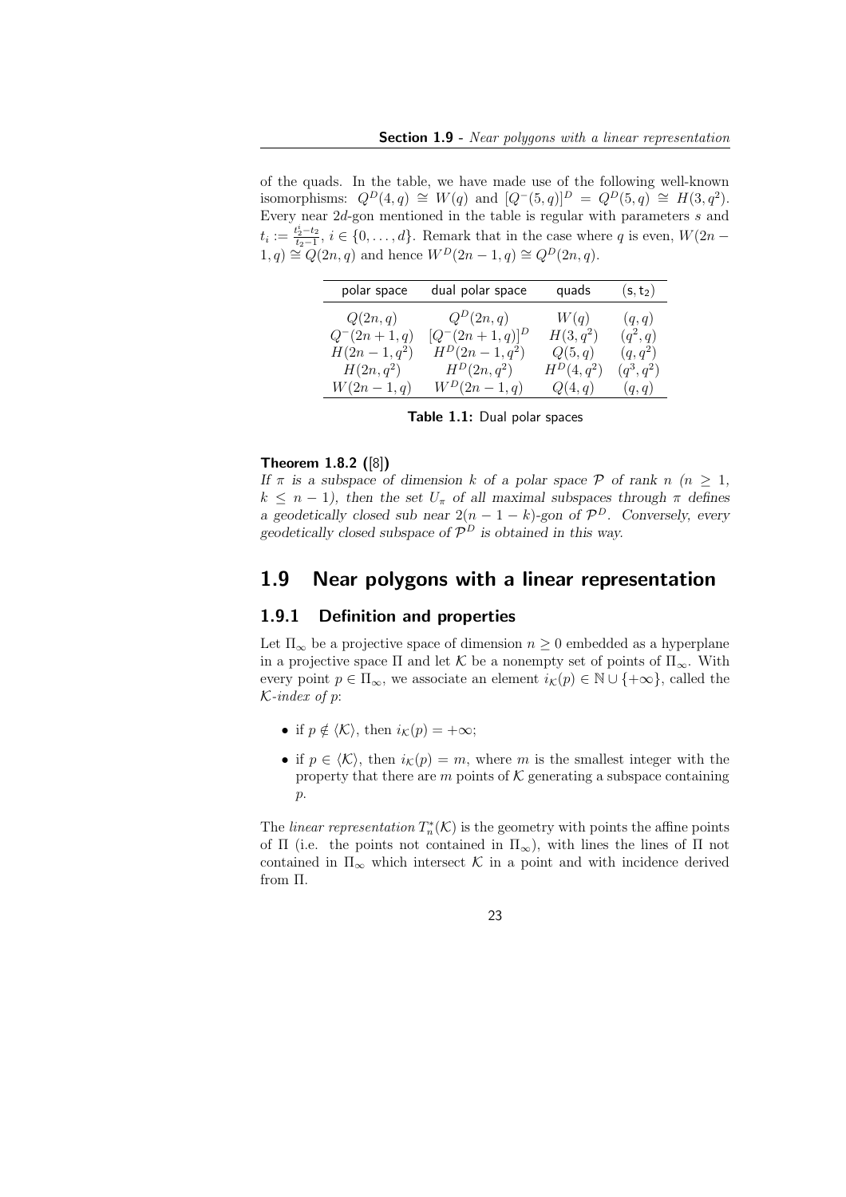of the quads. In the table, we have made use of the following well-known isomorphisms: $Q^D(4,q) \cong W(q)$ and $[Q^-(5,q)]^D = Q^D(5,q) \cong H(3,q^2)$. Every near $2d$-gon mentioned in the table is regular with parameters $s$ and $t_i := \frac{t_2^i - t_2}{t_2 - 1}$, $i \in \{0, \ldots, d\}$. Remark that in the case where $q$ is even, $W(2n-1,q) \cong Q(2n,q)$ and hence $W^D(2n-1,q) \cong Q^D(2n,q)$.

| polar space | dual polar space | quads | $(s, t_2)$ |
|---|---|---|---|
| $Q(2n,q)$ | $Q^D(2n,q)$ | $W(q)$ | $(q,q)$ |
| $Q^-(2n+1,q)$ | $[Q^-(2n+1,q)]^D$ | $H(3,q^2)$ | $(q^2,q)$ |
| $H(2n-1,q^2)$ | $H^D(2n-1,q^2)$ | $Q(5,q)$ | $(q,q^2)$ |
| $H(2n,q^2)$ | $H^D(2n,q^2)$ | $H^D(4,q^2)$ | $(q^3,q^2)$ |
| $W(2n-1,q)$ | $W^D(2n-1,q)$ | $Q(4,q)$ | $(q,q)$ |

**Table 1.1:** Dual polar spaces

**Theorem 1.8.2 ([8])**
*If $\pi$ is a subspace of dimension $k$ of a polar space $\mathcal{P}$ of rank $n$ ($n \geq 1$, $k \leq n-1$), then the set $U_\pi$ of all maximal subspaces through $\pi$ defines a geodetically closed sub near $2(n-1-k)$-gon of $\mathcal{P}^D$. Conversely, every geodetically closed subspace of $\mathcal{P}^D$ is obtained in this way.*

## 1.9 Near polygons with a linear representation

### 1.9.1 Definition and properties

Let $\Pi_\infty$ be a projective space of dimension $n \geq 0$ embedded as a hyperplane in a projective space $\Pi$ and let $\mathcal{K}$ be a nonempty set of points of $\Pi_\infty$. With every point $p \in \Pi_\infty$, we associate an element $i_\mathcal{K}(p) \in \mathbb{N} \cup \{+\infty\}$, called the *$\mathcal{K}$-index of $p$*:

- if $p \notin \langle \mathcal{K} \rangle$, then $i_\mathcal{K}(p) = +\infty$;
- if $p \in \langle \mathcal{K} \rangle$, then $i_\mathcal{K}(p) = m$, where $m$ is the smallest integer with the property that there are $m$ points of $\mathcal{K}$ generating a subspace containing $p$.

The *linear representation* $T_n^*(\mathcal{K})$ is the geometry with points the affine points of $\Pi$ (i.e. the points not contained in $\Pi_\infty$), with lines the lines of $\Pi$ not contained in $\Pi_\infty$ which intersect $\mathcal{K}$ in a point and with incidence derived from $\Pi$.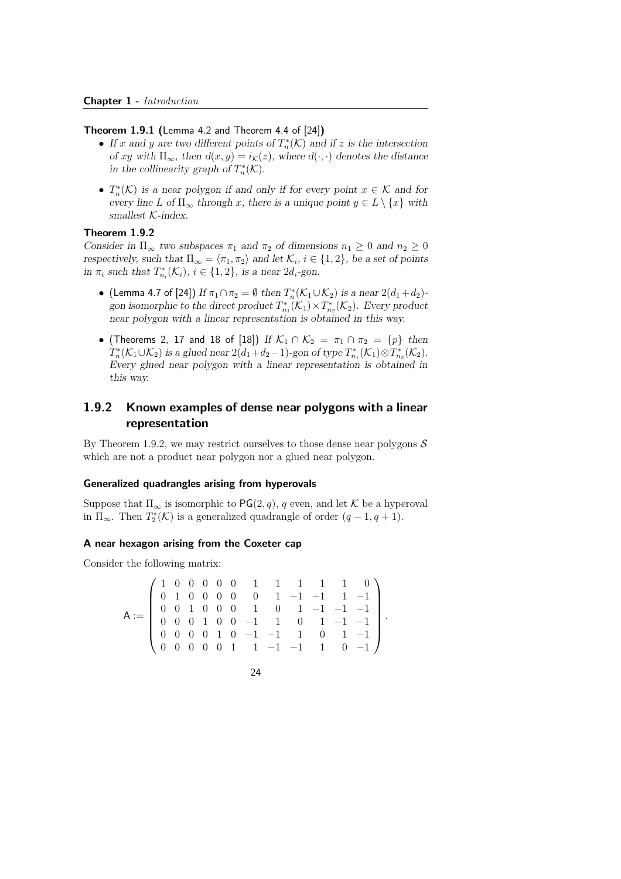**Theorem 1.9.1 (**Lemma 4.2 and Theorem 4.4 of [24]**)**

- *If $x$ and $y$ are two different points of $T_n^*(\mathcal{K})$ and if $z$ is the intersection of $xy$ with $\Pi_\infty$, then $d(x,y) = i_{\mathcal{K}}(z)$, where $d(\cdot,\cdot)$ denotes the distance in the collinearity graph of $T_n^*(\mathcal{K})$.*

- *$T_n^*(\mathcal{K})$ is a near polygon if and only if for every point $x \in \mathcal{K}$ and for every line $L$ of $\Pi_\infty$ through $x$, there is a unique point $y \in L \setminus \{x\}$ with smallest $\mathcal{K}$-index.*

**Theorem 1.9.2**

*Consider in $\Pi_\infty$ two subspaces $\pi_1$ and $\pi_2$ of dimensions $n_1 \geq 0$ and $n_2 \geq 0$ respectively, such that $\Pi_\infty = \langle \pi_1, \pi_2 \rangle$ and let $\mathcal{K}_i$, $i \in \{1,2\}$, be a set of points in $\pi_i$ such that $T_{n_i}^*(\mathcal{K}_i)$, $i \in \{1,2\}$, is a near $2d_i$-gon.*

- (Lemma 4.7 of [24]) *If $\pi_1 \cap \pi_2 = \emptyset$ then $T_n^*(\mathcal{K}_1 \cup \mathcal{K}_2)$ is a near $2(d_1+d_2)$-gon isomorphic to the direct product $T_{n_1}^*(\mathcal{K}_1) \times T_{n_2}^*(\mathcal{K}_2)$. Every product near polygon with a linear representation is obtained in this way.*

- (Theorems 2, 17 and 18 of [18]) *If $\mathcal{K}_1 \cap \mathcal{K}_2 = \pi_1 \cap \pi_2 = \{p\}$ then $T_n^*(\mathcal{K}_1 \cup \mathcal{K}_2)$ is a glued near $2(d_1+d_2-1)$-gon of type $T_{n_1}^*(\mathcal{K}_1) \otimes T_{n_2}^*(\mathcal{K}_2)$. Every glued near polygon with a linear representation is obtained in this way.*

## 1.9.2 Known examples of dense near polygons with a linear representation

By Theorem 1.9.2, we may restrict ourselves to those dense near polygons $\mathcal{S}$ which are not a product near polygon nor a glued near polygon.

#### Generalized quadrangles arising from hyperovals

Suppose that $\Pi_\infty$ is isomorphic to $\mathsf{PG}(2,q)$, $q$ even, and let $\mathcal{K}$ be a hyperoval in $\Pi_\infty$. Then $T_2^*(\mathcal{K})$ is a generalized quadrangle of order $(q-1, q+1)$.

#### A near hexagon arising from the Coxeter cap

Consider the following matrix:

$$\mathsf{A} := \begin{pmatrix} 1 & 0 & 0 & 0 & 0 & 0 & 1 & 1 & 1 & 1 & 1 & 0 \\ 0 & 1 & 0 & 0 & 0 & 0 & 0 & 1 & -1 & -1 & 1 & -1 \\ 0 & 0 & 1 & 0 & 0 & 0 & 1 & 0 & 1 & -1 & -1 & -1 \\ 0 & 0 & 0 & 1 & 0 & 0 & -1 & 1 & 0 & 1 & -1 & -1 \\ 0 & 0 & 0 & 0 & 1 & 0 & -1 & -1 & 1 & 0 & 1 & -1 \\ 0 & 0 & 0 & 0 & 0 & 1 & 1 & -1 & -1 & 1 & 0 & -1 \end{pmatrix}.$$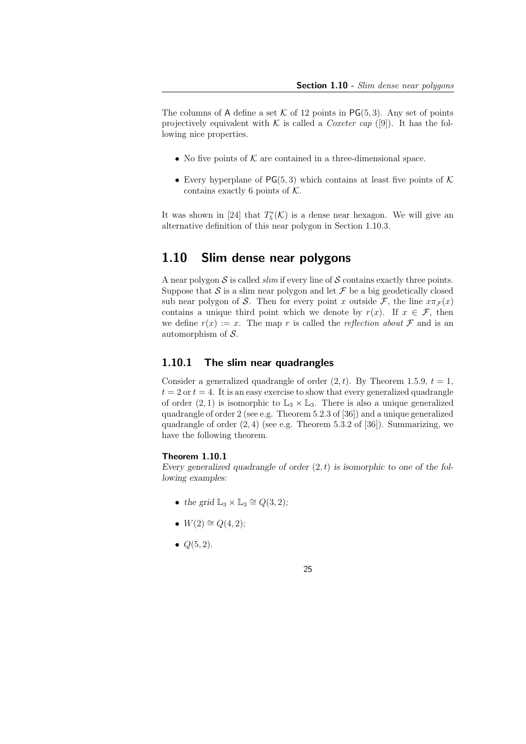The columns of $\mathsf{A}$ define a set $\mathcal{K}$ of 12 points in $\mathsf{PG}(5,3)$. Any set of points projectively equivalent with $\mathcal{K}$ is called a *Coxeter cap* ([9]). It has the following nice properties.

- No five points of $\mathcal{K}$ are contained in a three-dimensional space.
- Every hyperplane of $\mathsf{PG}(5,3)$ which contains at least five points of $\mathcal{K}$ contains exactly 6 points of $\mathcal{K}$.

It was shown in [24] that $T_5^*(\mathcal{K})$ is a dense near hexagon. We will give an alternative definition of this near polygon in Section 1.10.3.

## 1.10 Slim dense near polygons

A near polygon $\mathcal{S}$ is called *slim* if every line of $\mathcal{S}$ contains exactly three points. Suppose that $\mathcal{S}$ is a slim near polygon and let $\mathcal{F}$ be a big geodetically closed sub near polygon of $\mathcal{S}$. Then for every point $x$ outside $\mathcal{F}$, the line $x\pi_{\mathcal{F}}(x)$ contains a unique third point which we denote by $r(x)$. If $x \in \mathcal{F}$, then we define $r(x) := x$. The map $r$ is called the *reflection about* $\mathcal{F}$ and is an automorphism of $\mathcal{S}$.

### 1.10.1 The slim near quadrangles

Consider a generalized quadrangle of order $(2,t)$. By Theorem 1.5.9, $t = 1$, $t = 2$ or $t = 4$. It is an easy exercise to show that every generalized quadrangle of order $(2,1)$ is isomorphic to $\mathbb{L}_3 \times \mathbb{L}_3$. There is also a unique generalized quadrangle of order 2 (see e.g. Theorem 5.2.3 of [36]) and a unique generalized quadrangle of order $(2,4)$ (see e.g. Theorem 5.3.2 of [36]). Summarizing, we have the following theorem.

**Theorem 1.10.1**
*Every generalized quadrangle of order $(2,t)$ is isomorphic to one of the following examples:*

- *the grid $\mathbb{L}_3 \times \mathbb{L}_3 \cong Q(3,2)$;*
- *$W(2) \cong Q(4,2)$;*
- *$Q(5,2)$.*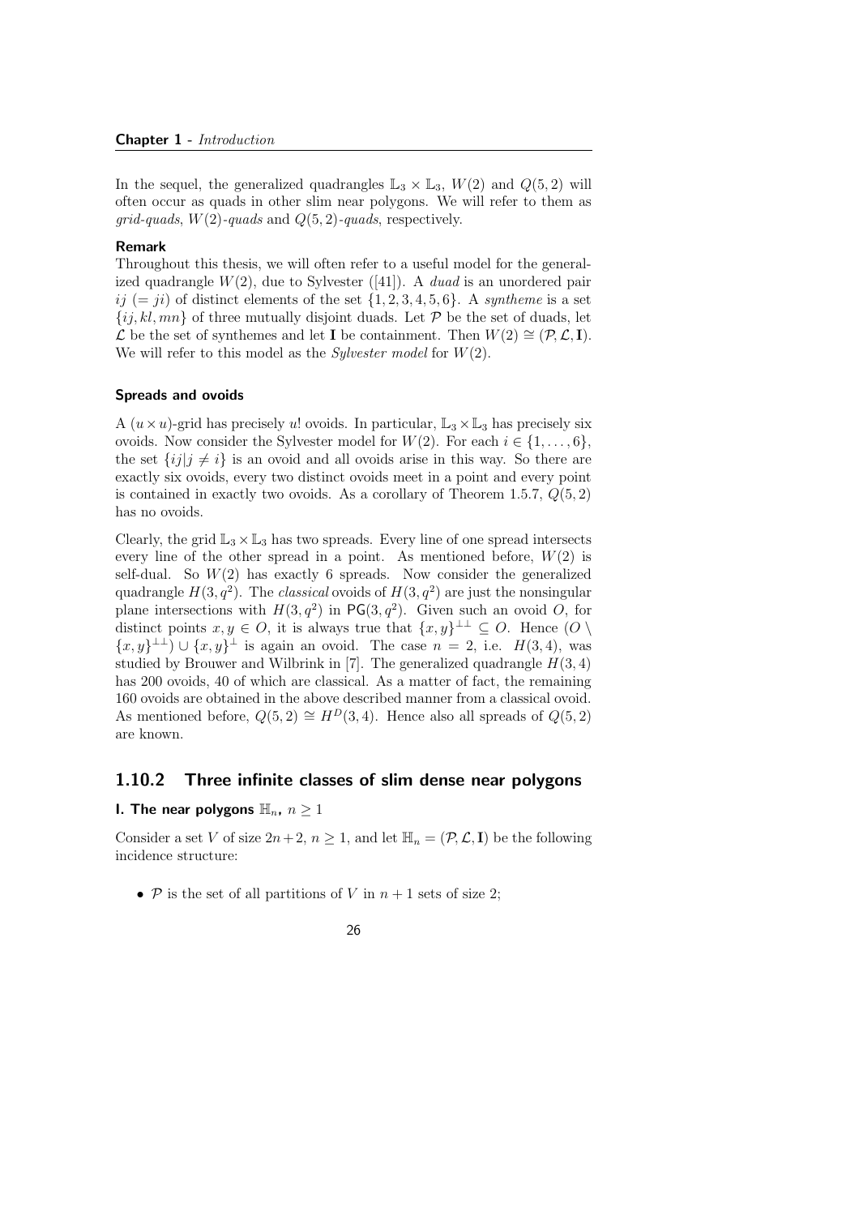In the sequel, the generalized quadrangles $\mathbb{L}_3 \times \mathbb{L}_3$, $W(2)$ and $Q(5,2)$ will often occur as quads in other slim near polygons. We will refer to them as *grid-quads*, *$W(2)$-quads* and *$Q(5,2)$-quads*, respectively.

**Remark**

Throughout this thesis, we will often refer to a useful model for the generalized quadrangle $W(2)$, due to Sylvester ([41]). A *duad* is an unordered pair $ij$ ($= ji$) of distinct elements of the set $\{1,2,3,4,5,6\}$. A *syntheme* is a set $\{ij, kl, mn\}$ of three mutually disjoint duads. Let $\mathcal{P}$ be the set of duads, let $\mathcal{L}$ be the set of synthemes and let $\mathbf{I}$ be containment. Then $W(2) \cong (\mathcal{P}, \mathcal{L}, \mathbf{I})$. We will refer to this model as the *Sylvester model* for $W(2)$.

#### Spreads and ovoids

A $(u \times u)$-grid has precisely $u!$ ovoids. In particular, $\mathbb{L}_3 \times \mathbb{L}_3$ has precisely six ovoids. Now consider the Sylvester model for $W(2)$. For each $i \in \{1, \ldots, 6\}$, the set $\{ij | j \neq i\}$ is an ovoid and all ovoids arise in this way. So there are exactly six ovoids, every two distinct ovoids meet in a point and every point is contained in exactly two ovoids. As a corollary of Theorem 1.5.7, $Q(5,2)$ has no ovoids.

Clearly, the grid $\mathbb{L}_3 \times \mathbb{L}_3$ has two spreads. Every line of one spread intersects every line of the other spread in a point. As mentioned before, $W(2)$ is self-dual. So $W(2)$ has exactly 6 spreads. Now consider the generalized quadrangle $H(3,q^2)$. The *classical* ovoids of $H(3,q^2)$ are just the nonsingular plane intersections with $H(3,q^2)$ in $\mathsf{PG}(3,q^2)$. Given such an ovoid $O$, for distinct points $x, y \in O$, it is always true that $\{x,y\}^{\perp\perp} \subseteq O$. Hence $(O \setminus \{x,y\}^{\perp\perp}) \cup \{x,y\}^{\perp}$ is again an ovoid. The case $n = 2$, i.e. $H(3,4)$, was studied by Brouwer and Wilbrink in [7]. The generalized quadrangle $H(3,4)$ has 200 ovoids, 40 of which are classical. As a matter of fact, the remaining 160 ovoids are obtained in the above described manner from a classical ovoid. As mentioned before, $Q(5,2) \cong H^D(3,4)$. Hence also all spreads of $Q(5,2)$ are known.

### 1.10.2 Three infinite classes of slim dense near polygons

#### I. The near polygons $\mathbb{H}_n$, $n \geq 1$

Consider a set $V$ of size $2n+2$, $n \geq 1$, and let $\mathbb{H}_n = (\mathcal{P}, \mathcal{L}, \mathbf{I})$ be the following incidence structure:

- $\mathcal{P}$ is the set of all partitions of $V$ in $n+1$ sets of size 2;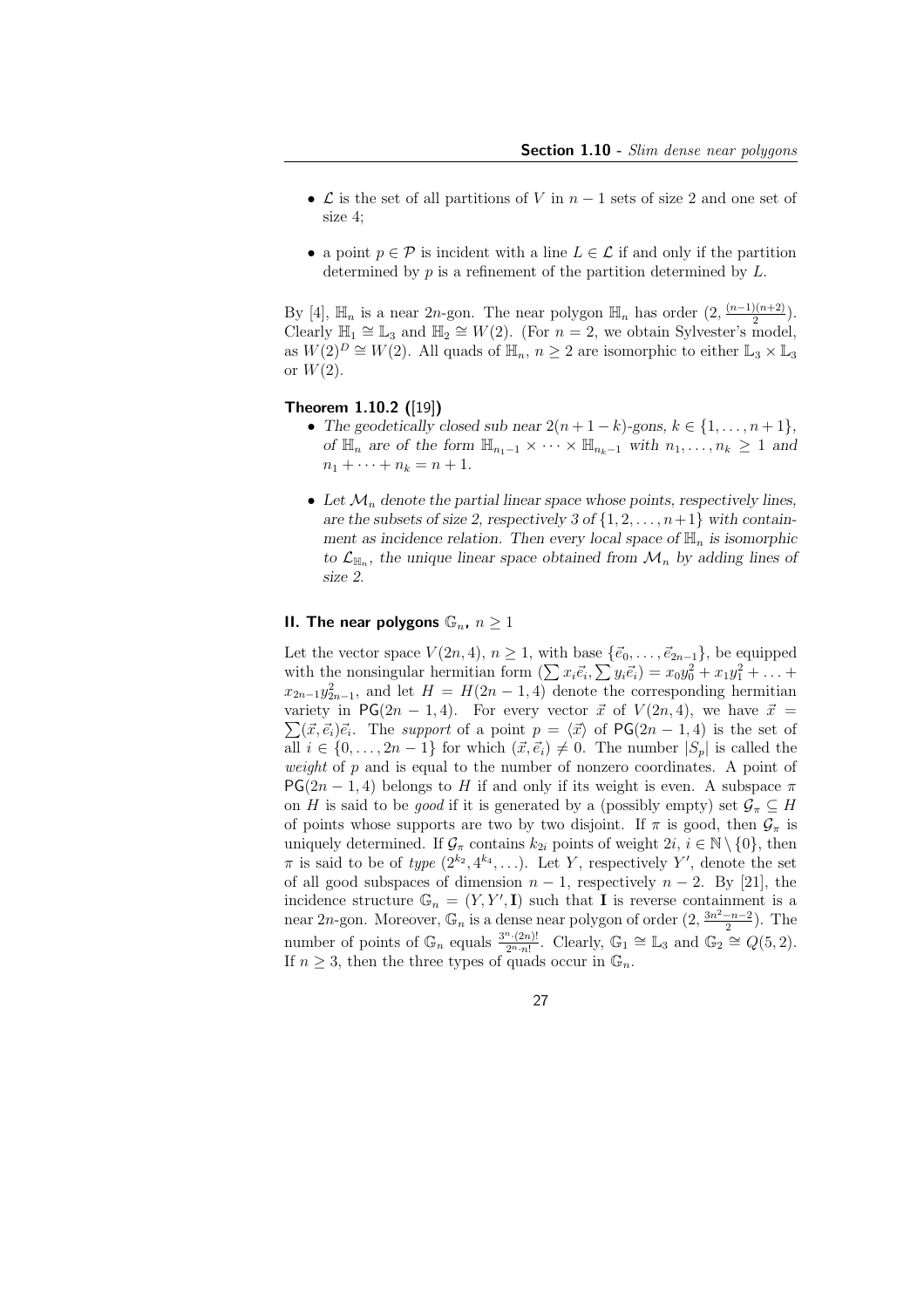- $\mathcal{L}$ is the set of all partitions of $V$ in $n-1$ sets of size 2 and one set of size 4;

- a point $p \in \mathcal{P}$ is incident with a line $L \in \mathcal{L}$ if and only if the partition determined by $p$ is a refinement of the partition determined by $L$.

By [4], $\mathbb{H}_n$ is a near $2n$-gon. The near polygon $\mathbb{H}_n$ has order $(2, \frac{(n-1)(n+2)}{2})$. Clearly $\mathbb{H}_1 \cong \mathbb{L}_3$ and $\mathbb{H}_2 \cong W(2)$. (For $n = 2$, we obtain Sylvester's model, as $W(2)^D \cong W(2)$. All quads of $\mathbb{H}_n$, $n \geq 2$ are isomorphic to either $\mathbb{L}_3 \times \mathbb{L}_3$ or $W(2)$.

**Theorem 1.10.2 ([19])**

- *The geodetically closed sub near $2(n+1-k)$-gons, $k \in \{1, \ldots, n+1\}$, of $\mathbb{H}_n$ are of the form $\mathbb{H}_{n_1-1} \times \cdots \times \mathbb{H}_{n_k-1}$ with $n_1, \ldots, n_k \geq 1$ and $n_1 + \cdots + n_k = n+1$.*

- *Let $\mathcal{M}_n$ denote the partial linear space whose points, respectively lines, are the subsets of size 2, respectively 3 of $\{1, 2, \ldots, n+1\}$ with containment as incidence relation. Then every local space of $\mathbb{H}_n$ is isomorphic to $\mathcal{L}_{\mathbb{H}_n}$, the unique linear space obtained from $\mathcal{M}_n$ by adding lines of size 2.*

### II. The near polygons $\mathbb{G}_n$, $n \geq 1$

Let the vector space $V(2n, 4)$, $n \geq 1$, with base $\{\vec{e}_0, \ldots, \vec{e}_{2n-1}\}$, be equipped with the nonsingular hermitian form $(\sum x_i \vec{e}_i, \sum y_i \vec{e}_i) = x_0 y_0^2 + x_1 y_1^2 + \ldots + x_{2n-1} y_{2n-1}^2$, and let $H = H(2n-1, 4)$ denote the corresponding hermitian variety in $\mathsf{PG}(2n-1, 4)$. For every vector $\vec{x}$ of $V(2n, 4)$, we have $\vec{x} = \sum (\vec{x}, \vec{e}_i) \vec{e}_i$. The *support* of a point $p = \langle \vec{x} \rangle$ of $\mathsf{PG}(2n-1, 4)$ is the set of all $i \in \{0, \ldots, 2n-1\}$ for which $(\vec{x}, \vec{e}_i) \neq 0$. The number $|S_p|$ is called the *weight* of $p$ and is equal to the number of nonzero coordinates. A point of $\mathsf{PG}(2n-1, 4)$ belongs to $H$ if and only if its weight is even. A subspace $\pi$ on $H$ is said to be *good* if it is generated by a (possibly empty) set $\mathcal{G}_\pi \subseteq H$ of points whose supports are two by two disjoint. If $\pi$ is good, then $\mathcal{G}_\pi$ is uniquely determined. If $\mathcal{G}_\pi$ contains $k_{2i}$ points of weight $2i$, $i \in \mathbb{N} \setminus \{0\}$, then $\pi$ is said to be of *type* $(2^{k_2}, 4^{k_4}, \ldots)$. Let $Y$, respectively $Y'$, denote the set of all good subspaces of dimension $n-1$, respectively $n-2$. By [21], the incidence structure $\mathbb{G}_n = (Y, Y', \mathbf{I})$ such that $\mathbf{I}$ is reverse containment is a near $2n$-gon. Moreover, $\mathbb{G}_n$ is a dense near polygon of order $(2, \frac{3n^2-n-2}{2})$. The number of points of $\mathbb{G}_n$ equals $\frac{3^n \cdot (2n)!}{2^n \cdot n!}$. Clearly, $\mathbb{G}_1 \cong \mathbb{L}_3$ and $\mathbb{G}_2 \cong Q(5, 2)$. If $n \geq 3$, then the three types of quads occur in $\mathbb{G}_n$.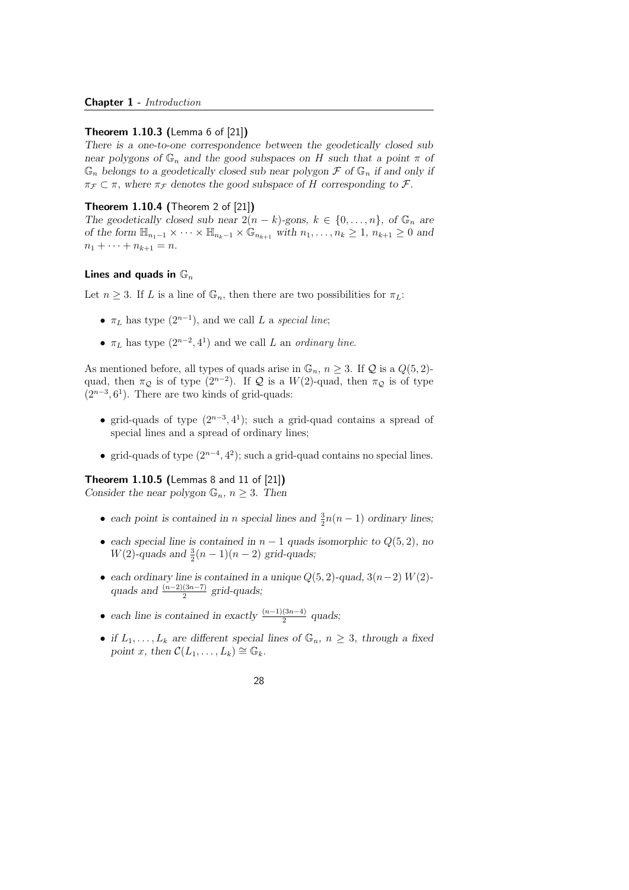**Theorem 1.10.3 (**Lemma 6 of [21]**)**
*There is a one-to-one correspondence between the geodetically closed sub near polygons of $\mathbb{G}_n$ and the good subspaces on $H$ such that a point $\pi$ of $\mathbb{G}_n$ belongs to a geodetically closed sub near polygon $\mathcal{F}$ of $\mathbb{G}_n$ if and only if $\pi_{\mathcal{F}} \subset \pi$, where $\pi_{\mathcal{F}}$ denotes the good subspace of $H$ corresponding to $\mathcal{F}$.*

**Theorem 1.10.4 (**Theorem 2 of [21]**)**
*The geodetically closed sub near $2(n-k)$-gons, $k \in \{0, \ldots, n\}$, of $\mathbb{G}_n$ are of the form $\mathbb{H}_{n_1-1} \times \cdots \times \mathbb{H}_{n_k-1} \times \mathbb{G}_{n_{k+1}}$ with $n_1, \ldots, n_k \geq 1$, $n_{k+1} \geq 0$ and $n_1 + \cdots + n_{k+1} = n$.*

#### Lines and quads in $\mathbb{G}_n$

Let $n \geq 3$. If $L$ is a line of $\mathbb{G}_n$, then there are two possibilities for $\pi_L$:

- $\pi_L$ has type $(2^{n-1})$, and we call $L$ a *special line*;
- $\pi_L$ has type $(2^{n-2}, 4^1)$ and we call $L$ an *ordinary line*.

As mentioned before, all types of quads arise in $\mathbb{G}_n$, $n \geq 3$. If $\mathcal{Q}$ is a $Q(5,2)$-quad, then $\pi_{\mathcal{Q}}$ is of type $(2^{n-2})$. If $\mathcal{Q}$ is a $W(2)$-quad, then $\pi_{\mathcal{Q}}$ is of type $(2^{n-3}, 6^1)$. There are two kinds of grid-quads:

- grid-quads of type $(2^{n-3}, 4^1)$; such a grid-quad contains a spread of special lines and a spread of ordinary lines;
- grid-quads of type $(2^{n-4}, 4^2)$; such a grid-quad contains no special lines.

**Theorem 1.10.5 (**Lemmas 8 and 11 of [21]**)**
*Consider the near polygon $\mathbb{G}_n$, $n \geq 3$. Then*

- *each point is contained in $n$ special lines and $\frac{3}{2}n(n-1)$ ordinary lines;*
- *each special line is contained in $n-1$ quads isomorphic to $Q(5,2)$, no $W(2)$-quads and $\frac{3}{2}(n-1)(n-2)$ grid-quads;*
- *each ordinary line is contained in a unique $Q(5,2)$-quad, $3(n-2)$ $W(2)$-quads and $\frac{(n-2)(3n-7)}{2}$ grid-quads;*
- *each line is contained in exactly $\frac{(n-1)(3n-4)}{2}$ quads;*
- *if $L_1, \ldots, L_k$ are different special lines of $\mathbb{G}_n$, $n \geq 3$, through a fixed point $x$, then $\mathcal{C}(L_1, \ldots, L_k) \cong \mathbb{G}_k$.*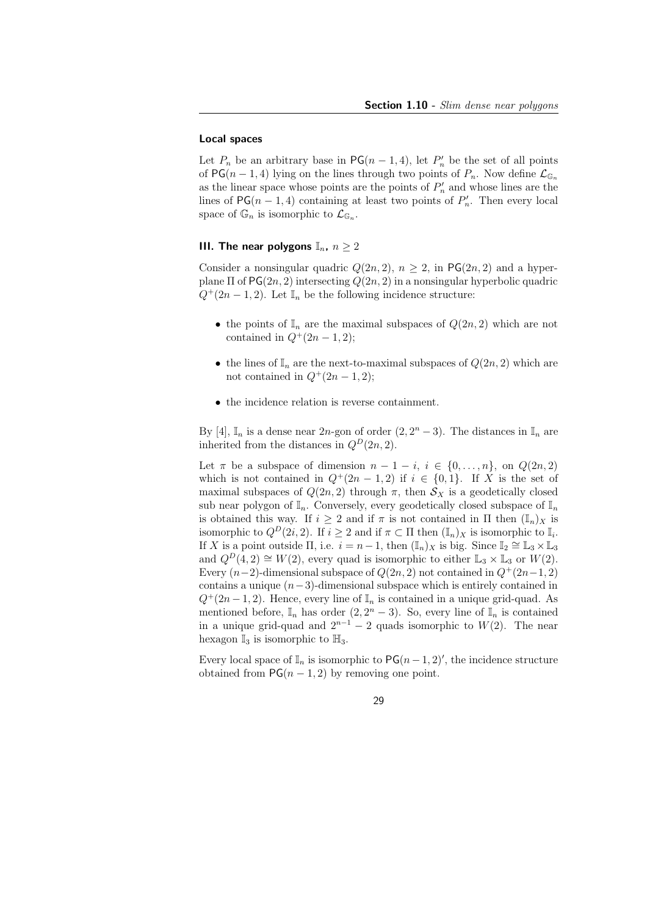#### Local spaces

Let $P_n$ be an arbitrary base in $\mathsf{PG}(n-1,4)$, let $P_n'$ be the set of all points of $\mathsf{PG}(n-1,4)$ lying on the lines through two points of $P_n$. Now define $\mathcal{L}_{\mathbb{G}_n}$ as the linear space whose points are the points of $P_n'$ and whose lines are the lines of $\mathsf{PG}(n-1,4)$ containing at least two points of $P_n'$. Then every local space of $\mathbb{G}_n$ is isomorphic to $\mathcal{L}_{\mathbb{G}_n}$.

### III. The near polygons $\mathbb{I}_n$, $n \geq 2$

Consider a nonsingular quadric $Q(2n,2)$, $n \geq 2$, in $\mathsf{PG}(2n,2)$ and a hyperplane $\Pi$ of $\mathsf{PG}(2n,2)$ intersecting $Q(2n,2)$ in a nonsingular hyperbolic quadric $Q^+(2n-1,2)$. Let $\mathbb{I}_n$ be the following incidence structure:

- the points of $\mathbb{I}_n$ are the maximal subspaces of $Q(2n,2)$ which are not contained in $Q^+(2n-1,2)$;
- the lines of $\mathbb{I}_n$ are the next-to-maximal subspaces of $Q(2n,2)$ which are not contained in $Q^+(2n-1,2)$;
- the incidence relation is reverse containment.

By [4], $\mathbb{I}_n$ is a dense near $2n$-gon of order $(2, 2^n-3)$. The distances in $\mathbb{I}_n$ are inherited from the distances in $Q^D(2n,2)$.

Let $\pi$ be a subspace of dimension $n-1-i$, $i \in \{0,\ldots,n\}$, on $Q(2n,2)$ which is not contained in $Q^+(2n-1,2)$ if $i \in \{0,1\}$. If $X$ is the set of maximal subspaces of $Q(2n,2)$ through $\pi$, then $\mathcal{S}_X$ is a geodetically closed sub near polygon of $\mathbb{I}_n$. Conversely, every geodetically closed subspace of $\mathbb{I}_n$ is obtained this way. If $i \geq 2$ and if $\pi$ is not contained in $\Pi$ then $(\mathbb{I}_n)_X$ is isomorphic to $Q^D(2i,2)$. If $i \geq 2$ and if $\pi \subset \Pi$ then $(\mathbb{I}_n)_X$ is isomorphic to $\mathbb{I}_i$. If $X$ is a point outside $\Pi$, i.e. $i = n-1$, then $(\mathbb{I}_n)_X$ is big. Since $\mathbb{I}_2 \cong \mathbb{L}_3 \times \mathbb{L}_3$ and $Q^D(4,2) \cong W(2)$, every quad is isomorphic to either $\mathbb{L}_3 \times \mathbb{L}_3$ or $W(2)$. Every $(n-2)$-dimensional subspace of $Q(2n,2)$ not contained in $Q^+(2n-1,2)$ contains a unique $(n-3)$-dimensional subspace which is entirely contained in $Q^+(2n-1,2)$. Hence, every line of $\mathbb{I}_n$ is contained in a unique grid-quad. As mentioned before, $\mathbb{I}_n$ has order $(2, 2^n-3)$. So, every line of $\mathbb{I}_n$ is contained in a unique grid-quad and $2^{n-1}-2$ quads isomorphic to $W(2)$. The near hexagon $\mathbb{I}_3$ is isomorphic to $\mathbb{H}_3$.

Every local space of $\mathbb{I}_n$ is isomorphic to $\mathsf{PG}(n-1,2)'$, the incidence structure obtained from $\mathsf{PG}(n-1,2)$ by removing one point.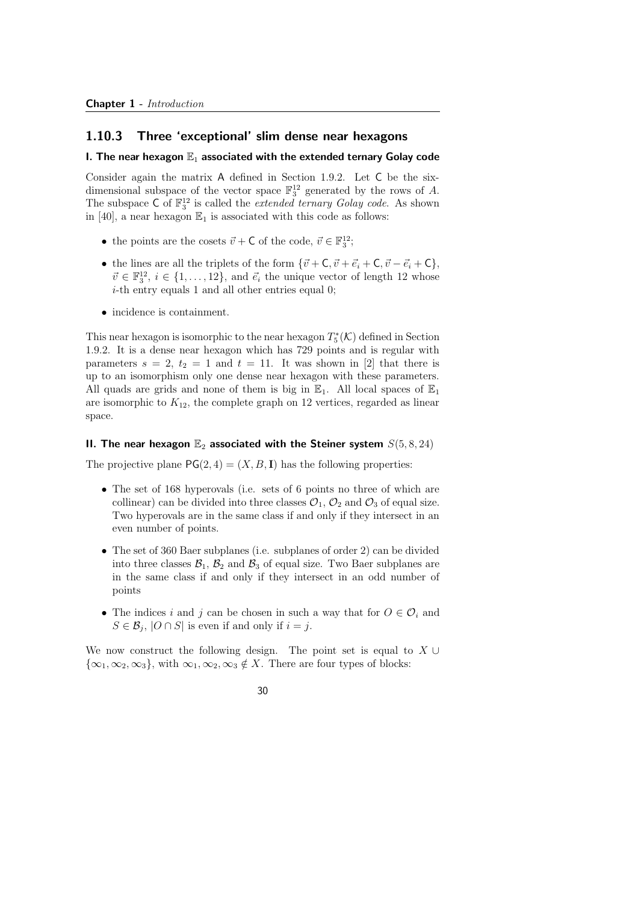### 1.10.3 Three 'exceptional' slim dense near hexagons

#### I. The near hexagon $\mathbb{E}_1$ associated with the extended ternary Golay code

Consider again the matrix A defined in Section 1.9.2. Let C be the six-dimensional subspace of the vector space $\mathbb{F}_3^{12}$ generated by the rows of $A$. The subspace C of $\mathbb{F}_3^{12}$ is called the *extended ternary Golay code*. As shown in [40], a near hexagon $\mathbb{E}_1$ is associated with this code as follows:

- the points are the cosets $\vec{v} + \mathsf{C}$ of the code, $\vec{v} \in \mathbb{F}_3^{12}$;
- the lines are all the triplets of the form $\{\vec{v} + \mathsf{C}, \vec{v} + \vec{e}_i + \mathsf{C}, \vec{v} - \vec{e}_i + \mathsf{C}\}$, $\vec{v} \in \mathbb{F}_3^{12}$, $i \in \{1, \ldots, 12\}$, and $\vec{e}_i$ the unique vector of length 12 whose $i$-th entry equals 1 and all other entries equal 0;
- incidence is containment.

This near hexagon is isomorphic to the near hexagon $T_5^*(\mathcal{K})$ defined in Section 1.9.2. It is a dense near hexagon which has 729 points and is regular with parameters $s = 2$, $t_2 = 1$ and $t = 11$. It was shown in [2] that there is up to an isomorphism only one dense near hexagon with these parameters. All quads are grids and none of them is big in $\mathbb{E}_1$. All local spaces of $\mathbb{E}_1$ are isomorphic to $K_{12}$, the complete graph on 12 vertices, regarded as linear space.

#### II. The near hexagon $\mathbb{E}_2$ associated with the Steiner system $S(5, 8, 24)$

The projective plane $\mathsf{PG}(2, 4) = (X, B, \mathbf{I})$ has the following properties:

- The set of 168 hyperovals (i.e. sets of 6 points no three of which are collinear) can be divided into three classes $\mathcal{O}_1$, $\mathcal{O}_2$ and $\mathcal{O}_3$ of equal size. Two hyperovals are in the same class if and only if they intersect in an even number of points.
- The set of 360 Baer subplanes (i.e. subplanes of order 2) can be divided into three classes $\mathcal{B}_1$, $\mathcal{B}_2$ and $\mathcal{B}_3$ of equal size. Two Baer subplanes are in the same class if and only if they intersect in an odd number of points
- The indices $i$ and $j$ can be chosen in such a way that for $O \in \mathcal{O}_i$ and $S \in \mathcal{B}_j$, $|O \cap S|$ is even if and only if $i = j$.

We now construct the following design. The point set is equal to $X \cup \{\infty_1, \infty_2, \infty_3\}$, with $\infty_1, \infty_2, \infty_3 \notin X$. There are four types of blocks: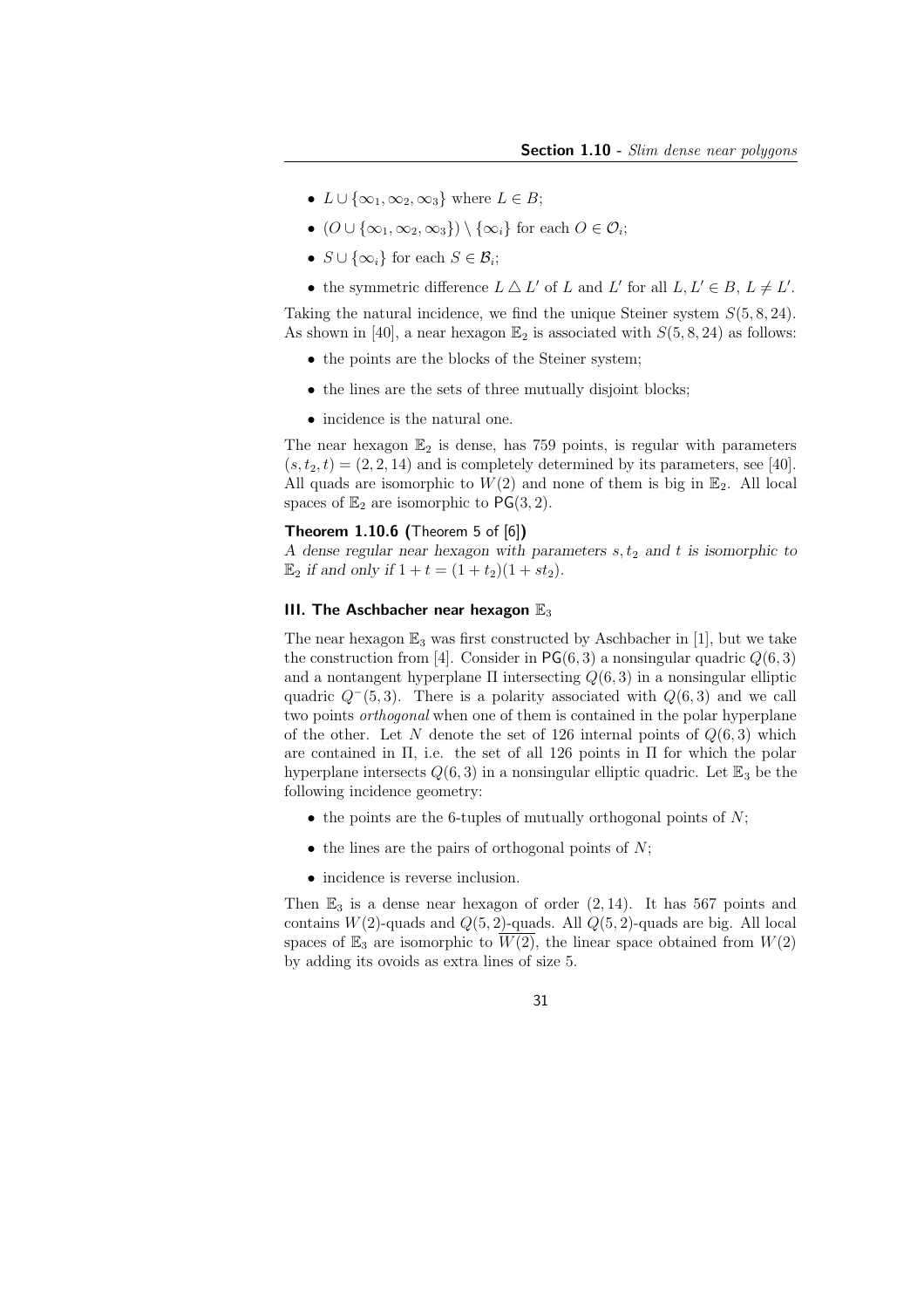- $L \cup \{\infty_1, \infty_2, \infty_3\}$ where $L \in B$;
- $(O \cup \{\infty_1, \infty_2, \infty_3\}) \setminus \{\infty_i\}$ for each $O \in \mathcal{O}_i$;
- $S \cup \{\infty_i\}$ for each $S \in \mathcal{B}_i$;
- the symmetric difference $L \triangle L'$ of $L$ and $L'$ for all $L, L' \in B$, $L \neq L'$.

Taking the natural incidence, we find the unique Steiner system $S(5, 8, 24)$. As shown in [40], a near hexagon $\mathbb{E}_2$ is associated with $S(5, 8, 24)$ as follows:

- the points are the blocks of the Steiner system;
- the lines are the sets of three mutually disjoint blocks;
- incidence is the natural one.

The near hexagon $\mathbb{E}_2$ is dense, has 759 points, is regular with parameters $(s, t_2, t) = (2, 2, 14)$ and is completely determined by its parameters, see [40]. All quads are isomorphic to $W(2)$ and none of them is big in $\mathbb{E}_2$. All local spaces of $\mathbb{E}_2$ are isomorphic to $\mathsf{PG}(3, 2)$.

**Theorem 1.10.6 (**Theorem 5 of [6]**)**
*A dense regular near hexagon with parameters $s, t_2$ and $t$ is isomorphic to $\mathbb{E}_2$ if and only if $1 + t = (1 + t_2)(1 + st_2)$.*

### III. The Aschbacher near hexagon $\mathbb{E}_3$

The near hexagon $\mathbb{E}_3$ was first constructed by Aschbacher in [1], but we take the construction from [4]. Consider in $\mathsf{PG}(6, 3)$ a nonsingular quadric $Q(6, 3)$ and a nontangent hyperplane $\Pi$ intersecting $Q(6, 3)$ in a nonsingular elliptic quadric $Q^-(5, 3)$. There is a polarity associated with $Q(6, 3)$ and we call two points *orthogonal* when one of them is contained in the polar hyperplane of the other. Let $N$ denote the set of 126 internal points of $Q(6, 3)$ which are contained in $\Pi$, i.e. the set of all 126 points in $\Pi$ for which the polar hyperplane intersects $Q(6, 3)$ in a nonsingular elliptic quadric. Let $\mathbb{E}_3$ be the following incidence geometry:

- the points are the 6-tuples of mutually orthogonal points of $N$;
- the lines are the pairs of orthogonal points of $N$;
- incidence is reverse inclusion.

Then $\mathbb{E}_3$ is a dense near hexagon of order $(2, 14)$. It has 567 points and contains $W(2)$-quads and $Q(5, 2)$-quads. All $Q(5, 2)$-quads are big. All local spaces of $\mathbb{E}_3$ are isomorphic to $\overline{W(2)}$, the linear space obtained from $W(2)$ by adding its ovoids as extra lines of size 5.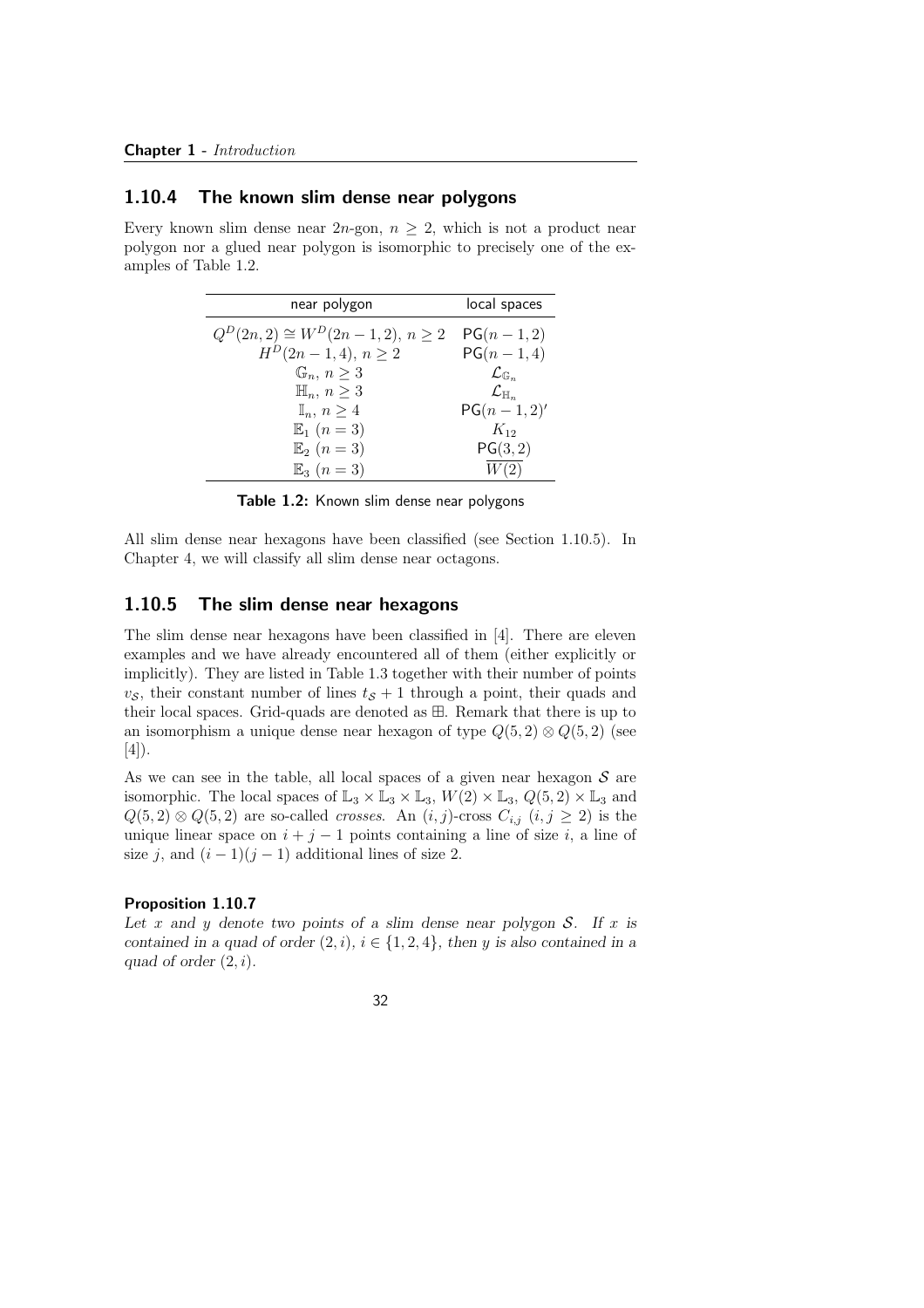### 1.10.4 The known slim dense near polygons

Every known slim dense near $2n$-gon, $n \geq 2$, which is not a product near polygon nor a glued near polygon is isomorphic to precisely one of the examples of Table 1.2.

| near polygon | local spaces |
|---|---|
| $Q^D(2n,2) \cong W^D(2n-1,2)$, $n \geq 2$ | $\mathsf{PG}(n-1,2)$ |
| $H^D(2n-1,4)$, $n \geq 2$ | $\mathsf{PG}(n-1,4)$ |
| $\mathbb{G}_n$, $n \geq 3$ | $\mathcal{L}_{\mathbb{G}_n}$ |
| $\mathbb{H}_n$, $n \geq 3$ | $\mathcal{L}_{\mathbb{H}_n}$ |
| $\mathbb{I}_n$, $n \geq 4$ | $\mathsf{PG}(n-1,2)'$ |
| $\mathbb{E}_1$ $(n=3)$ | $K_{12}$ |
| $\mathbb{E}_2$ $(n=3)$ | $\mathsf{PG}(3,2)$ |
| $\mathbb{E}_3$ $(n=3)$ | $\overline{W(2)}$ |

**Table 1.2:** Known slim dense near polygons

All slim dense near hexagons have been classified (see Section 1.10.5). In Chapter 4, we will classify all slim dense near octagons.

### 1.10.5 The slim dense near hexagons

The slim dense near hexagons have been classified in [4]. There are eleven examples and we have already encountered all of them (either explicitly or implicitly). They are listed in Table 1.3 together with their number of points $v_{\mathcal{S}}$, their constant number of lines $t_{\mathcal{S}}+1$ through a point, their quads and their local spaces. Grid-quads are denoted as $\boxplus$. Remark that there is up to an isomorphism a unique dense near hexagon of type $Q(5,2) \otimes Q(5,2)$ (see [4]).

As we can see in the table, all local spaces of a given near hexagon $\mathcal{S}$ are isomorphic. The local spaces of $\mathbb{L}_3 \times \mathbb{L}_3 \times \mathbb{L}_3$, $W(2) \times \mathbb{L}_3$, $Q(5,2) \times \mathbb{L}_3$ and $Q(5,2) \otimes Q(5,2)$ are so-called *crosses*. An $(i,j)$-cross $C_{i,j}$ $(i,j \geq 2)$ is the unique linear space on $i+j-1$ points containing a line of size $i$, a line of size $j$, and $(i-1)(j-1)$ additional lines of size 2.

**Proposition 1.10.7**

*Let $x$ and $y$ denote two points of a slim dense near polygon $\mathcal{S}$. If $x$ is contained in a quad of order $(2,i)$, $i \in \{1,2,4\}$, then $y$ is also contained in a quad of order $(2,i)$.*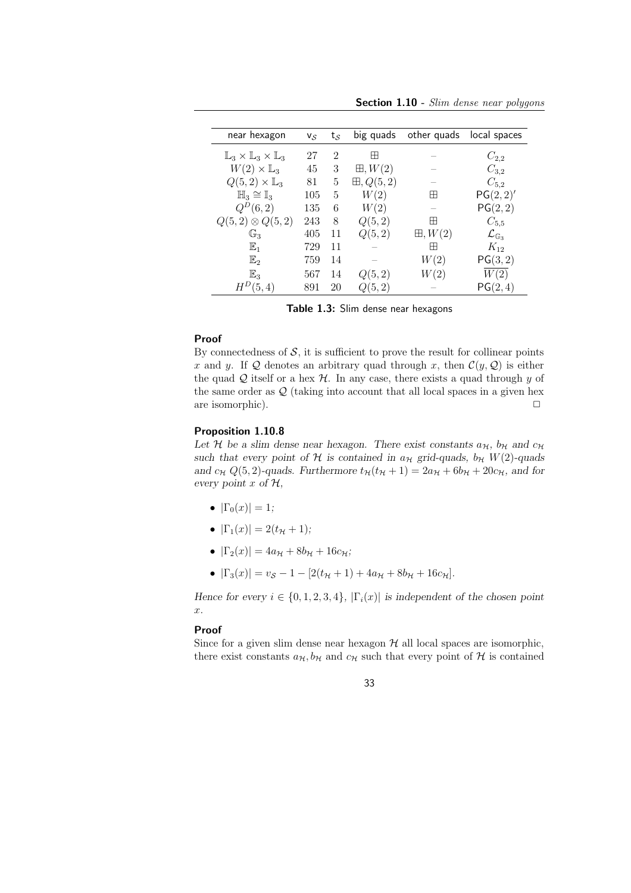| near hexagon | $v_{\mathcal{S}}$ | $t_{\mathcal{S}}$ | big quads | other quads | local spaces |
|---|---|---|---|---|---|
| $\mathbb{L}_3 \times \mathbb{L}_3 \times \mathbb{L}_3$ | 27 | 2 | $\boxplus$ | – | $C_{2,2}$ |
| $W(2) \times \mathbb{L}_3$ | 45 | 3 | $\boxplus, W(2)$ | – | $C_{3,2}$ |
| $Q(5,2) \times \mathbb{L}_3$ | 81 | 5 | $\boxplus, Q(5,2)$ | – | $C_{5,2}$ |
| $\mathbb{H}_3 \cong \mathbb{I}_3$ | 105 | 5 | $W(2)$ | $\boxplus$ | $\mathsf{PG}(2,2)'$ |
| $Q^D(6,2)$ | 135 | 6 | $W(2)$ | – | $\mathsf{PG}(2,2)$ |
| $Q(5,2) \otimes Q(5,2)$ | 243 | 8 | $Q(5,2)$ | $\boxplus$ | $C_{5,5}$ |
| $\mathbb{G}_3$ | 405 | 11 | $Q(5,2)$ | $\boxplus, W(2)$ | $\mathcal{L}_{\mathbb{G}_3}$ |
| $\mathbb{E}_1$ | 729 | 11 | – | $\boxplus$ | $K_{12}$ |
| $\mathbb{E}_2$ | 759 | 14 | – | $W(2)$ | $\mathsf{PG}(3,2)$ |
| $\mathbb{E}_3$ | 567 | 14 | $Q(5,2)$ | $W(2)$ | $\overline{W(2)}$ |
| $H^D(5,4)$ | 891 | 20 | $Q(5,2)$ | – | $\mathsf{PG}(2,4)$ |

**Table 1.3:** Slim dense near hexagons

#### Proof

By connectedness of $\mathcal{S}$, it is sufficient to prove the result for collinear points $x$ and $y$. If $\mathcal{Q}$ denotes an arbitrary quad through $x$, then $\mathcal{C}(y, \mathcal{Q})$ is either the quad $\mathcal{Q}$ itself or a hex $\mathcal{H}$. In any case, there exists a quad through $y$ of the same order as $\mathcal{Q}$ (taking into account that all local spaces in a given hex are isomorphic). $\square$

#### Proposition 1.10.8

*Let $\mathcal{H}$ be a slim dense near hexagon. There exist constants $a_{\mathcal{H}}$, $b_{\mathcal{H}}$ and $c_{\mathcal{H}}$ such that every point of $\mathcal{H}$ is contained in $a_{\mathcal{H}}$ grid-quads, $b_{\mathcal{H}}$ $W(2)$-quads and $c_{\mathcal{H}}$ $Q(5,2)$-quads. Furthermore $t_{\mathcal{H}}(t_{\mathcal{H}}+1) = 2a_{\mathcal{H}} + 6b_{\mathcal{H}} + 20c_{\mathcal{H}}$, and for every point $x$ of $\mathcal{H}$,*

- $|\Gamma_0(x)| = 1$;
- $|\Gamma_1(x)| = 2(t_{\mathcal{H}}+1)$;
- $|\Gamma_2(x)| = 4a_{\mathcal{H}} + 8b_{\mathcal{H}} + 16c_{\mathcal{H}}$;
- $|\Gamma_3(x)| = v_{\mathcal{S}} - 1 - [2(t_{\mathcal{H}}+1) + 4a_{\mathcal{H}} + 8b_{\mathcal{H}} + 16c_{\mathcal{H}}]$.

*Hence for every $i \in \{0,1,2,3,4\}$, $|\Gamma_i(x)|$ is independent of the chosen point $x$.*

#### Proof

Since for a given slim dense near hexagon $\mathcal{H}$ all local spaces are isomorphic, there exist constants $a_{\mathcal{H}}, b_{\mathcal{H}}$ and $c_{\mathcal{H}}$ such that every point of $\mathcal{H}$ is contained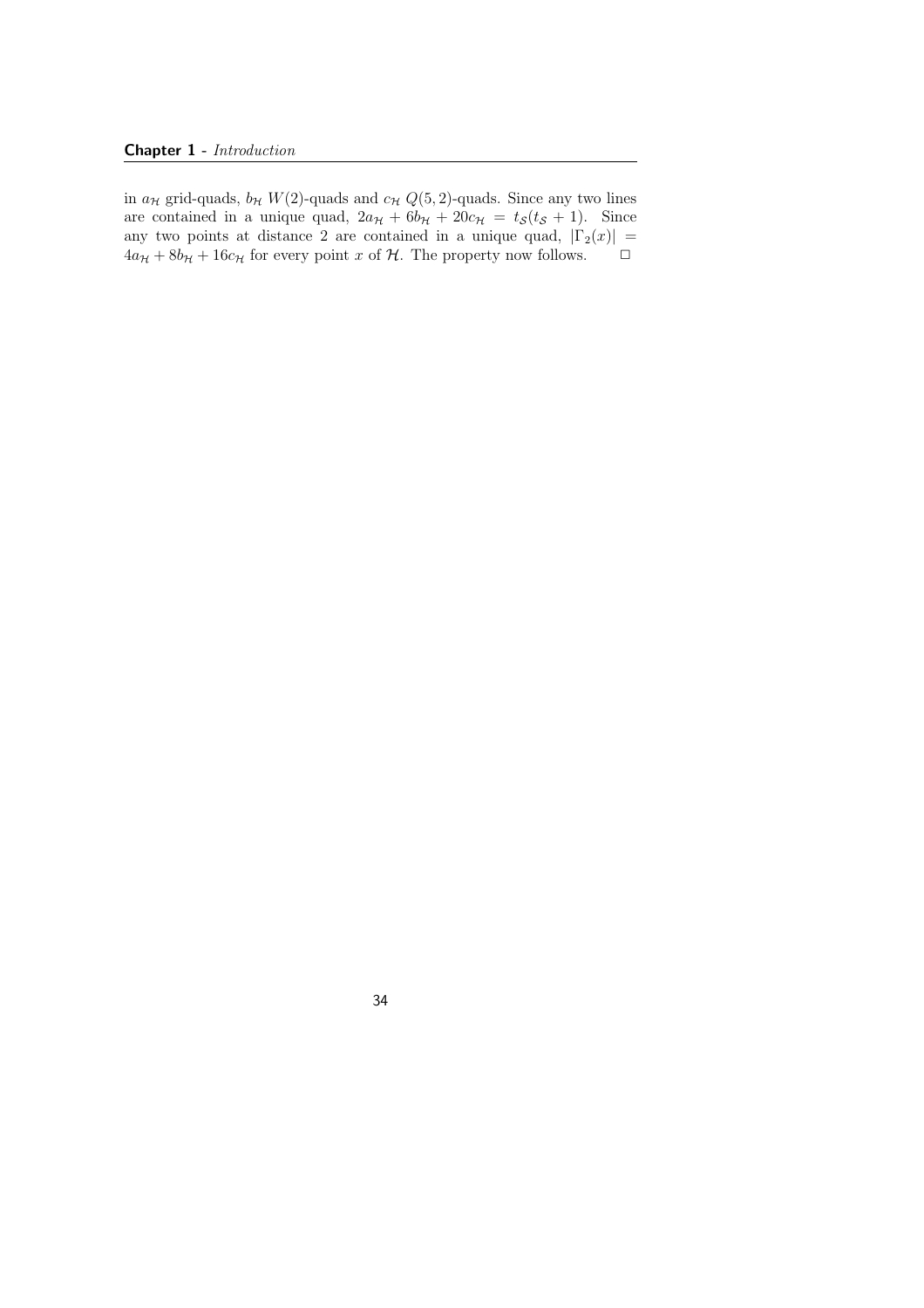in $a_{\mathcal{H}}$ grid-quads, $b_{\mathcal{H}}$ $W(2)$-quads and $c_{\mathcal{H}}$ $Q(5,2)$-quads. Since any two lines are contained in a unique quad, $2a_{\mathcal{H}} + 6b_{\mathcal{H}} + 20c_{\mathcal{H}} = t_{\mathcal{S}}(t_{\mathcal{S}} + 1)$. Since any two points at distance 2 are contained in a unique quad, $|\Gamma_2(x)| = 4a_{\mathcal{H}} + 8b_{\mathcal{H}} + 16c_{\mathcal{H}}$ for every point $x$ of $\mathcal{H}$. The property now follows. $\square$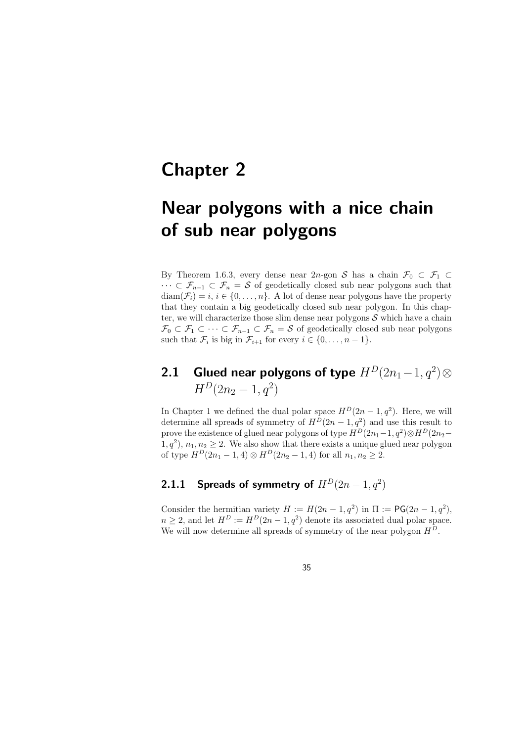# Chapter 2

# Near polygons with a nice chain of sub near polygons

By Theorem 1.6.3, every dense near $2n$-gon $\mathcal{S}$ has a chain $\mathcal{F}_0 \subset \mathcal{F}_1 \subset \cdots \subset \mathcal{F}_{n-1} \subset \mathcal{F}_n = \mathcal{S}$ of geodetically closed sub near polygons such that $\mathrm{diam}(\mathcal{F}_i) = i$, $i \in \{0, \ldots, n\}$. A lot of dense near polygons have the property that they contain a big geodetically closed sub near polygon. In this chapter, we will characterize those slim dense near polygons $\mathcal{S}$ which have a chain $\mathcal{F}_0 \subset \mathcal{F}_1 \subset \cdots \subset \mathcal{F}_{n-1} \subset \mathcal{F}_n = \mathcal{S}$ of geodetically closed sub near polygons such that $\mathcal{F}_i$ is big in $\mathcal{F}_{i+1}$ for every $i \in \{0, \ldots, n-1\}$.

## 2.1 Glued near polygons of type $H^D(2n_1-1, q^2) \otimes H^D(2n_2-1, q^2)$

In Chapter 1 we defined the dual polar space $H^D(2n-1, q^2)$. Here, we will determine all spreads of symmetry of $H^D(2n-1, q^2)$ and use this result to prove the existence of glued near polygons of type $H^D(2n_1-1, q^2) \otimes H^D(2n_2-1, q^2)$, $n_1, n_2 \geq 2$. We also show that there exists a unique glued near polygon of type $H^D(2n_1-1, 4) \otimes H^D(2n_2-1, 4)$ for all $n_1, n_2 \geq 2$.

### 2.1.1 Spreads of symmetry of $H^D(2n-1, q^2)$

Consider the hermitian variety $H := H(2n-1, q^2)$ in $\Pi := \mathsf{PG}(2n-1, q^2)$, $n \geq 2$, and let $H^D := H^D(2n-1, q^2)$ denote its associated dual polar space. We will now determine all spreads of symmetry of the near polygon $H^D$.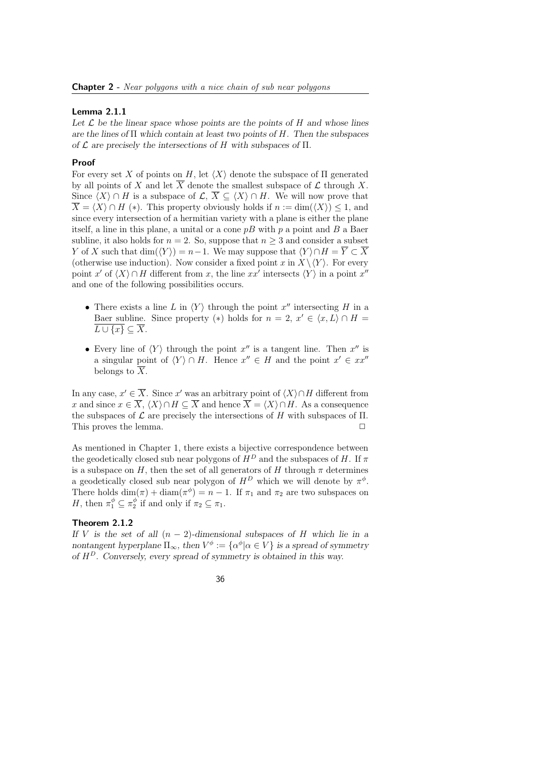**Lemma 2.1.1**

*Let $\mathcal{L}$ be the linear space whose points are the points of $H$ and whose lines are the lines of $\Pi$ which contain at least two points of $H$. Then the subspaces of $\mathcal{L}$ are precisely the intersections of $H$ with subspaces of $\Pi$.*

**Proof**

For every set $X$ of points on $H$, let $\langle X \rangle$ denote the subspace of $\Pi$ generated by all points of $X$ and let $\overline{X}$ denote the smallest subspace of $\mathcal{L}$ through $X$. Since $\langle X \rangle \cap H$ is a subspace of $\mathcal{L}$, $\overline{X} \subseteq \langle X \rangle \cap H$. We will now prove that $\overline{X} = \langle X \rangle \cap H$ $(*)$. This property obviously holds if $n := \dim(\langle X \rangle) \leq 1$, and since every intersection of a hermitian variety with a plane is either the plane itself, a line in this plane, a unital or a cone $pB$ with $p$ a point and $B$ a Baer subline, it also holds for $n = 2$. So, suppose that $n \geq 3$ and consider a subset $Y$ of $X$ such that $\dim(\langle Y \rangle) = n-1$. We may suppose that $\langle Y \rangle \cap H = \overline{Y} \subset \overline{X}$ (otherwise use induction). Now consider a fixed point $x$ in $X \setminus \langle Y \rangle$. For every point $x'$ of $\langle X \rangle \cap H$ different from $x$, the line $xx'$ intersects $\langle Y \rangle$ in a point $x''$ and one of the following possibilities occurs.

- There exists a line $L$ in $\langle Y \rangle$ through the point $x''$ intersecting $H$ in a Baer subline. Since property $(*)$ holds for $n = 2$, $x' \in \langle x, L \rangle \cap H = \overline{L \cup \{x\}} \subseteq \overline{X}$.
- Every line of $\langle Y \rangle$ through the point $x''$ is a tangent line. Then $x''$ is a singular point of $\langle Y \rangle \cap H$. Hence $x'' \in H$ and the point $x' \in xx''$ belongs to $\overline{X}$.

In any case, $x' \in \overline{X}$. Since $x'$ was an arbitrary point of $\langle X \rangle \cap H$ different from $x$ and since $x \in \overline{X}$, $\langle X \rangle \cap H \subseteq \overline{X}$ and hence $\overline{X} = \langle X \rangle \cap H$. As a consequence the subspaces of $\mathcal{L}$ are precisely the intersections of $H$ with subspaces of $\Pi$. This proves the lemma. $\square$

As mentioned in Chapter 1, there exists a bijective correspondence between the geodetically closed sub near polygons of $H^D$ and the subspaces of $H$. If $\pi$ is a subspace on $H$, then the set of all generators of $H$ through $\pi$ determines a geodetically closed sub near polygon of $H^D$ which we will denote by $\pi^\phi$. There holds $\dim(\pi) + \mathrm{diam}(\pi^\phi) = n - 1$. If $\pi_1$ and $\pi_2$ are two subspaces on $H$, then $\pi_1^\phi \subseteq \pi_2^\phi$ if and only if $\pi_2 \subseteq \pi_1$.

**Theorem 2.1.2**

*If $V$ is the set of all $(n-2)$-dimensional subspaces of $H$ which lie in a nontangent hyperplane $\Pi_\infty$, then $V^\phi := \{\alpha^\phi | \alpha \in V\}$ is a spread of symmetry of $H^D$. Conversely, every spread of symmetry is obtained in this way.*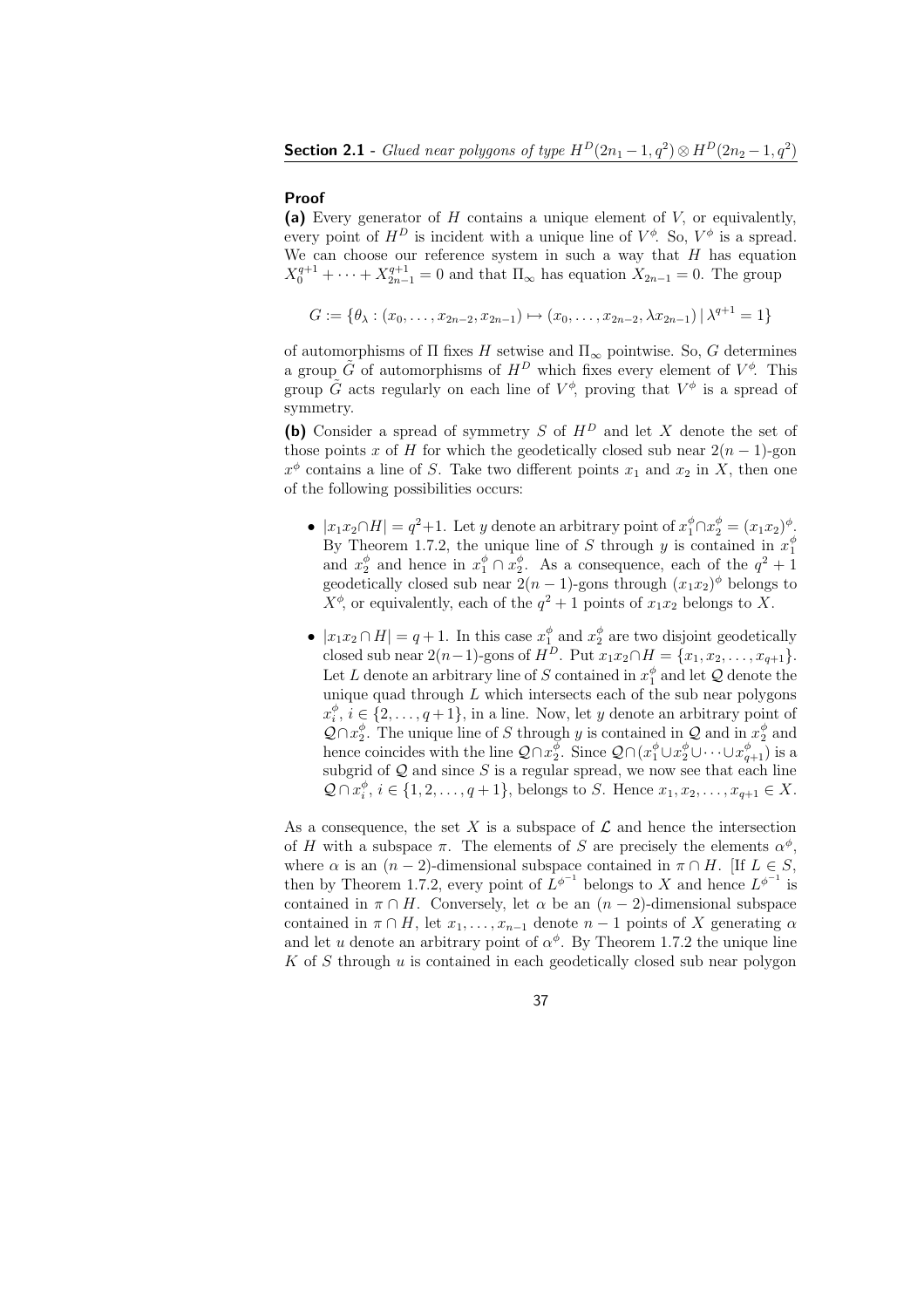**Proof**

**(a)** Every generator of $H$ contains a unique element of $V$, or equivalently, every point of $H^D$ is incident with a unique line of $V^\phi$. So, $V^\phi$ is a spread. We can choose our reference system in such a way that $H$ has equation $X_0^{q+1} + \cdots + X_{2n-1}^{q+1} = 0$ and that $\Pi_\infty$ has equation $X_{2n-1} = 0$. The group

$$G := \{\theta_\lambda : (x_0, \ldots, x_{2n-2}, x_{2n-1}) \mapsto (x_0, \ldots, x_{2n-2}, \lambda x_{2n-1}) \mid \lambda^{q+1} = 1\}$$

of automorphisms of $\Pi$ fixes $H$ setwise and $\Pi_\infty$ pointwise. So, $G$ determines a group $\tilde{G}$ of automorphisms of $H^D$ which fixes every element of $V^\phi$. This group $\tilde{G}$ acts regularly on each line of $V^\phi$, proving that $V^\phi$ is a spread of symmetry.

**(b)** Consider a spread of symmetry $S$ of $H^D$ and let $X$ denote the set of those points $x$ of $H$ for which the geodetically closed sub near $2(n-1)$-gon $x^\phi$ contains a line of $S$. Take two different points $x_1$ and $x_2$ in $X$, then one of the following possibilities occurs:

- $|x_1x_2 \cap H| = q^2+1$. Let $y$ denote an arbitrary point of $x_1^\phi \cap x_2^\phi = (x_1x_2)^\phi$. By Theorem 1.7.2, the unique line of $S$ through $y$ is contained in $x_1^\phi$ and $x_2^\phi$ and hence in $x_1^\phi \cap x_2^\phi$. As a consequence, each of the $q^2+1$ geodetically closed sub near $2(n-1)$-gons through $(x_1x_2)^\phi$ belongs to $X^\phi$, or equivalently, each of the $q^2+1$ points of $x_1x_2$ belongs to $X$.
- $|x_1x_2 \cap H| = q+1$. In this case $x_1^\phi$ and $x_2^\phi$ are two disjoint geodetically closed sub near $2(n-1)$-gons of $H^D$. Put $x_1x_2 \cap H = \{x_1, x_2, \ldots, x_{q+1}\}$. Let $L$ denote an arbitrary line of $S$ contained in $x_1^\phi$ and let $\mathcal{Q}$ denote the unique quad through $L$ which intersects each of the sub near polygons $x_i^\phi$, $i \in \{2, \ldots, q+1\}$, in a line. Now, let $y$ denote an arbitrary point of $\mathcal{Q} \cap x_2^\phi$. The unique line of $S$ through $y$ is contained in $\mathcal{Q}$ and in $x_2^\phi$ and hence coincides with the line $\mathcal{Q} \cap x_2^\phi$. Since $\mathcal{Q} \cap (x_1^\phi \cup x_2^\phi \cup \cdots \cup x_{q+1}^\phi)$ is a subgrid of $\mathcal{Q}$ and since $S$ is a regular spread, we now see that each line $\mathcal{Q} \cap x_i^\phi$, $i \in \{1, 2, \ldots, q+1\}$, belongs to $S$. Hence $x_1, x_2, \ldots, x_{q+1} \in X$.

As a consequence, the set $X$ is a subspace of $\mathcal{L}$ and hence the intersection of $H$ with a subspace $\pi$. The elements of $S$ are precisely the elements $\alpha^\phi$, where $\alpha$ is an $(n-2)$-dimensional subspace contained in $\pi \cap H$. [If $L \in S$, then by Theorem 1.7.2, every point of $L^{\phi^{-1}}$ belongs to $X$ and hence $L^{\phi^{-1}}$ is contained in $\pi \cap H$. Conversely, let $\alpha$ be an $(n-2)$-dimensional subspace contained in $\pi \cap H$, let $x_1, \ldots, x_{n-1}$ denote $n-1$ points of $X$ generating $\alpha$ and let $u$ denote an arbitrary point of $\alpha^\phi$. By Theorem 1.7.2 the unique line $K$ of $S$ through $u$ is contained in each geodetically closed sub near polygon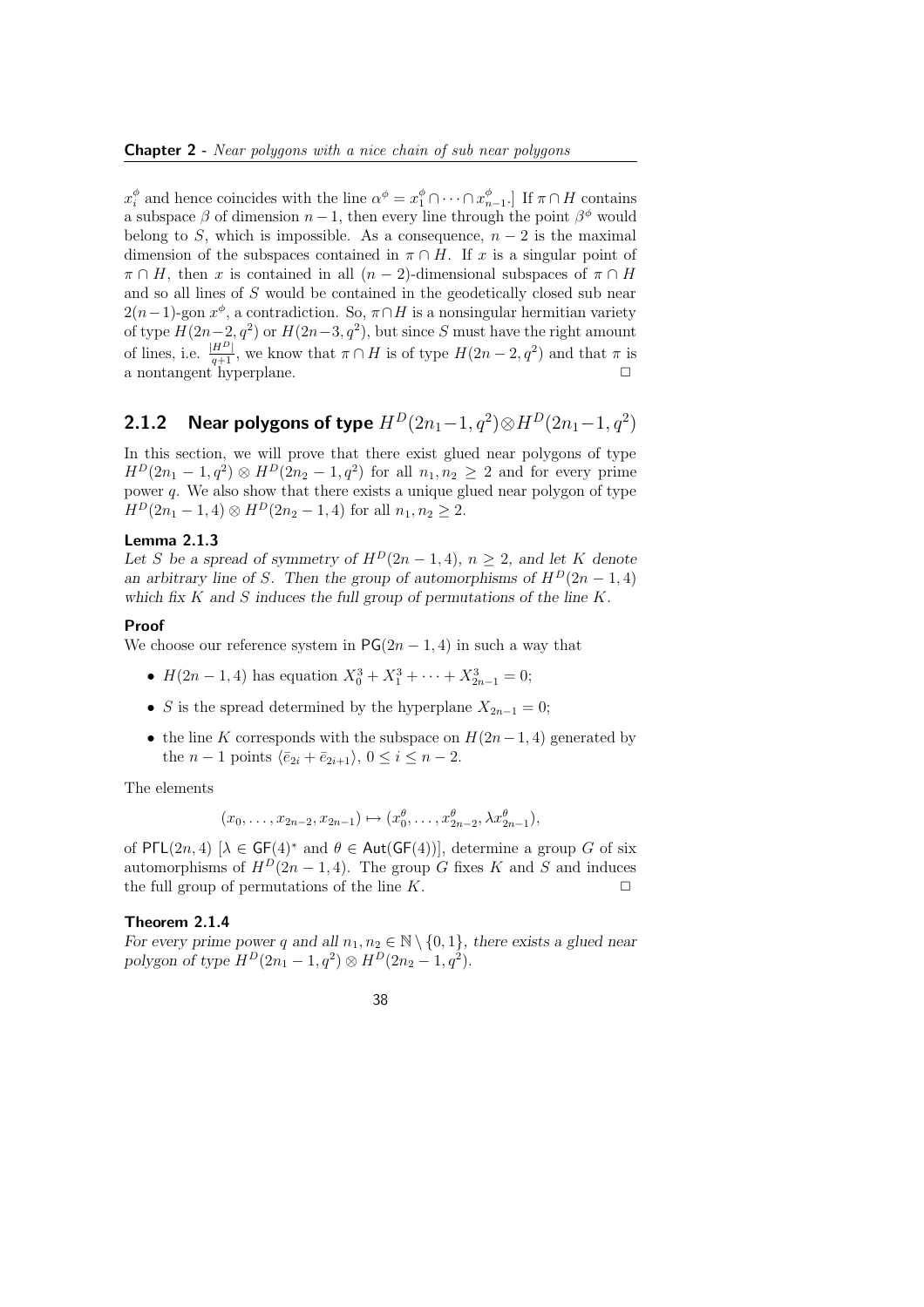$x_i^\phi$ and hence coincides with the line $\alpha^\phi = x_1^\phi \cap \cdots \cap x_{n-1}^\phi$.] If $\pi \cap H$ contains a subspace $\beta$ of dimension $n-1$, then every line through the point $\beta^\phi$ would belong to $S$, which is impossible. As a consequence, $n-2$ is the maximal dimension of the subspaces contained in $\pi \cap H$. If $x$ is a singular point of $\pi \cap H$, then $x$ is contained in all $(n-2)$-dimensional subspaces of $\pi \cap H$ and so all lines of $S$ would be contained in the geodetically closed sub near $2(n-1)$-gon $x^\phi$, a contradiction. So, $\pi \cap H$ is a nonsingular hermitian variety of type $H(2n-2, q^2)$ or $H(2n-3, q^2)$, but since $S$ must have the right amount of lines, i.e. $\frac{|H^D|}{q+1}$, we know that $\pi \cap H$ is of type $H(2n-2, q^2)$ and that $\pi$ is a nontangent hyperplane. □

### 2.1.2 Near polygons of type $H^D(2n_1-1, q^2) \otimes H^D(2n_1-1, q^2)$

In this section, we will prove that there exist glued near polygons of type $H^D(2n_1-1, q^2) \otimes H^D(2n_2-1, q^2)$ for all $n_1, n_2 \geq 2$ and for every prime power $q$. We also show that there exists a unique glued near polygon of type $H^D(2n_1-1, 4) \otimes H^D(2n_2-1, 4)$ for all $n_1, n_2 \geq 2$.

**Lemma 2.1.3**
*Let $S$ be a spread of symmetry of $H^D(2n-1, 4)$, $n \geq 2$, and let $K$ denote an arbitrary line of $S$. Then the group of automorphisms of $H^D(2n-1, 4)$ which fix $K$ and $S$ induces the full group of permutations of the line $K$.*

**Proof**
We choose our reference system in $\mathsf{PG}(2n-1, 4)$ in such a way that

- $H(2n-1, 4)$ has equation $X_0^3 + X_1^3 + \cdots + X_{2n-1}^3 = 0$;
- $S$ is the spread determined by the hyperplane $X_{2n-1} = 0$;
- the line $K$ corresponds with the subspace on $H(2n-1, 4)$ generated by the $n-1$ points $\langle \bar{e}_{2i} + \bar{e}_{2i+1} \rangle$, $0 \leq i \leq n-2$.

The elements

$$(x_0, \ldots, x_{2n-2}, x_{2n-1}) \mapsto (x_0^\theta, \ldots, x_{2n-2}^\theta, \lambda x_{2n-1}^\theta),$$

of $\mathsf{P\Gamma L}(2n, 4)$ [$\lambda \in \mathsf{GF}(4)^*$ and $\theta \in \mathsf{Aut}(\mathsf{GF}(4))$], determine a group $G$ of six automorphisms of $H^D(2n-1, 4)$. The group $G$ fixes $K$ and $S$ and induces the full group of permutations of the line $K$. □

**Theorem 2.1.4**
*For every prime power $q$ and all $n_1, n_2 \in \mathbb{N} \setminus \{0, 1\}$, there exists a glued near polygon of type $H^D(2n_1-1, q^2) \otimes H^D(2n_2-1, q^2)$.*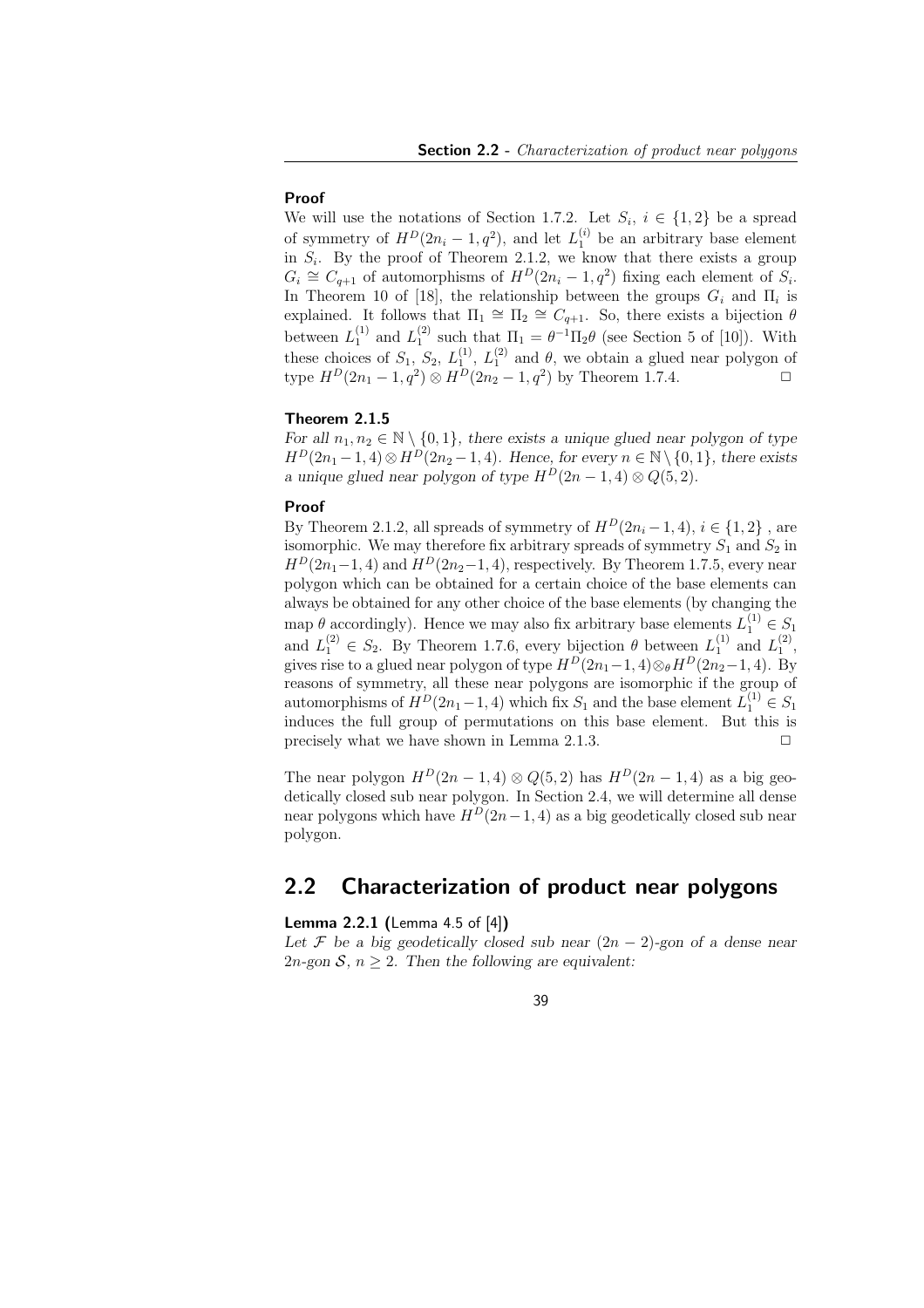**Proof**

We will use the notations of Section 1.7.2. Let $S_i$, $i \in \{1,2\}$ be a spread of symmetry of $H^D(2n_i - 1, q^2)$, and let $L_1^{(i)}$ be an arbitrary base element in $S_i$. By the proof of Theorem 2.1.2, we know that there exists a group $G_i \cong C_{q+1}$ of automorphisms of $H^D(2n_i - 1, q^2)$ fixing each element of $S_i$. In Theorem 10 of [18], the relationship between the groups $G_i$ and $\Pi_i$ is explained. It follows that $\Pi_1 \cong \Pi_2 \cong C_{q+1}$. So, there exists a bijection $\theta$ between $L_1^{(1)}$ and $L_1^{(2)}$ such that $\Pi_1 = \theta^{-1}\Pi_2\theta$ (see Section 5 of [10]). With these choices of $S_1$, $S_2$, $L_1^{(1)}$, $L_1^{(2)}$ and $\theta$, we obtain a glued near polygon of type $H^D(2n_1 - 1, q^2) \otimes H^D(2n_2 - 1, q^2)$ by Theorem 1.7.4. □

**Theorem 2.1.5**

*For all $n_1, n_2 \in \mathbb{N} \setminus \{0, 1\}$, there exists a unique glued near polygon of type $H^D(2n_1 - 1, 4) \otimes H^D(2n_2 - 1, 4)$. Hence, for every $n \in \mathbb{N} \setminus \{0, 1\}$, there exists a unique glued near polygon of type $H^D(2n - 1, 4) \otimes Q(5, 2)$.*

**Proof**

By Theorem 2.1.2, all spreads of symmetry of $H^D(2n_i - 1, 4)$, $i \in \{1, 2\}$ , are isomorphic. We may therefore fix arbitrary spreads of symmetry $S_1$ and $S_2$ in $H^D(2n_1 - 1, 4)$ and $H^D(2n_2 - 1, 4)$, respectively. By Theorem 1.7.5, every near polygon which can be obtained for a certain choice of the base elements can always be obtained for any other choice of the base elements (by changing the map $\theta$ accordingly). Hence we may also fix arbitrary base elements $L_1^{(1)} \in S_1$ and $L_1^{(2)} \in S_2$. By Theorem 1.7.6, every bijection $\theta$ between $L_1^{(1)}$ and $L_1^{(2)}$, gives rise to a glued near polygon of type $H^D(2n_1 - 1, 4) \otimes_\theta H^D(2n_2 - 1, 4)$. By reasons of symmetry, all these near polygons are isomorphic if the group of automorphisms of $H^D(2n_1 - 1, 4)$ which fix $S_1$ and the base element $L_1^{(1)} \in S_1$ induces the full group of permutations on this base element. But this is precisely what we have shown in Lemma 2.1.3. □

The near polygon $H^D(2n - 1, 4) \otimes Q(5, 2)$ has $H^D(2n - 1, 4)$ as a big geodetically closed sub near polygon. In Section 2.4, we will determine all dense near polygons which have $H^D(2n - 1, 4)$ as a big geodetically closed sub near polygon.

## 2.2 Characterization of product near polygons

**Lemma 2.2.1 (**Lemma 4.5 of [4]**)**

*Let $\mathcal{F}$ be a big geodetically closed sub near $(2n - 2)$-gon of a dense near $2n$-gon $\mathcal{S}$, $n \geq 2$. Then the following are equivalent:*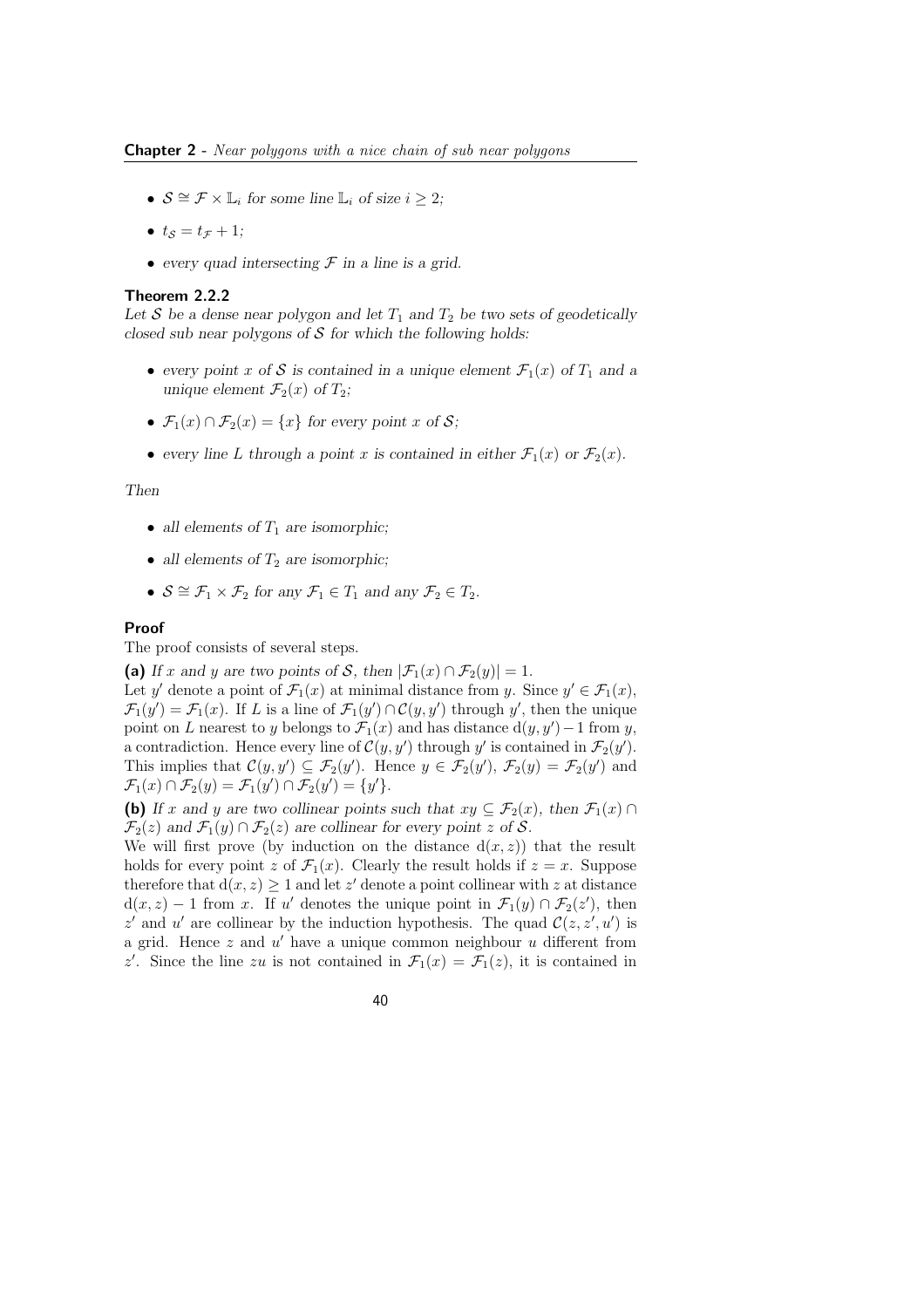- $\mathcal{S} \cong \mathcal{F} \times \mathbb{L}_i$ *for some line* $\mathbb{L}_i$ *of size* $i \geq 2$;
- $t_{\mathcal{S}} = t_{\mathcal{F}} + 1$;
- *every quad intersecting* $\mathcal{F}$ *in a line is a grid.*

### Theorem 2.2.2

*Let* $\mathcal{S}$ *be a dense near polygon and let* $T_1$ *and* $T_2$ *be two sets of geodetically closed sub near polygons of* $\mathcal{S}$ *for which the following holds:*

- *every point* $x$ *of* $\mathcal{S}$ *is contained in a unique element* $\mathcal{F}_1(x)$ *of* $T_1$ *and a unique element* $\mathcal{F}_2(x)$ *of* $T_2$;
- $\mathcal{F}_1(x) \cap \mathcal{F}_2(x) = \{x\}$ *for every point* $x$ *of* $\mathcal{S}$;
- *every line* $L$ *through a point* $x$ *is contained in either* $\mathcal{F}_1(x)$ *or* $\mathcal{F}_2(x)$.

*Then*

- *all elements of* $T_1$ *are isomorphic;*
- *all elements of* $T_2$ *are isomorphic;*
- $\mathcal{S} \cong \mathcal{F}_1 \times \mathcal{F}_2$ *for any* $\mathcal{F}_1 \in T_1$ *and any* $\mathcal{F}_2 \in T_2$.

### Proof

The proof consists of several steps.

**(a)** *If* $x$ *and* $y$ *are two points of* $\mathcal{S}$*, then* $|\mathcal{F}_1(x) \cap \mathcal{F}_2(y)| = 1$.
Let $y'$ denote a point of $\mathcal{F}_1(x)$ at minimal distance from $y$. Since $y' \in \mathcal{F}_1(x)$, $\mathcal{F}_1(y') = \mathcal{F}_1(x)$. If $L$ is a line of $\mathcal{F}_1(y') \cap \mathcal{C}(y, y')$ through $y'$, then the unique point on $L$ nearest to $y$ belongs to $\mathcal{F}_1(x)$ and has distance $\mathrm{d}(y, y') - 1$ from $y$, a contradiction. Hence every line of $\mathcal{C}(y, y')$ through $y'$ is contained in $\mathcal{F}_2(y')$. This implies that $\mathcal{C}(y, y') \subseteq \mathcal{F}_2(y')$. Hence $y \in \mathcal{F}_2(y')$, $\mathcal{F}_2(y) = \mathcal{F}_2(y')$ and $\mathcal{F}_1(x) \cap \mathcal{F}_2(y) = \mathcal{F}_1(y') \cap \mathcal{F}_2(y') = \{y'\}$.

**(b)** *If* $x$ *and* $y$ *are two collinear points such that* $xy \subseteq \mathcal{F}_2(x)$*, then* $\mathcal{F}_1(x) \cap \mathcal{F}_2(z)$ *and* $\mathcal{F}_1(y) \cap \mathcal{F}_2(z)$ *are collinear for every point* $z$ *of* $\mathcal{S}$.
We will first prove (by induction on the distance $\mathrm{d}(x, z)$) that the result holds for every point $z$ of $\mathcal{F}_1(x)$. Clearly the result holds if $z = x$. Suppose therefore that $\mathrm{d}(x, z) \geq 1$ and let $z'$ denote a point collinear with $z$ at distance $\mathrm{d}(x, z) - 1$ from $x$. If $u'$ denotes the unique point in $\mathcal{F}_1(y) \cap \mathcal{F}_2(z')$, then $z'$ and $u'$ are collinear by the induction hypothesis. The quad $\mathcal{C}(z, z', u')$ is a grid. Hence $z$ and $u'$ have a unique common neighbour $u$ different from $z'$. Since the line $zu$ is not contained in $\mathcal{F}_1(x) = \mathcal{F}_1(z)$, it is contained in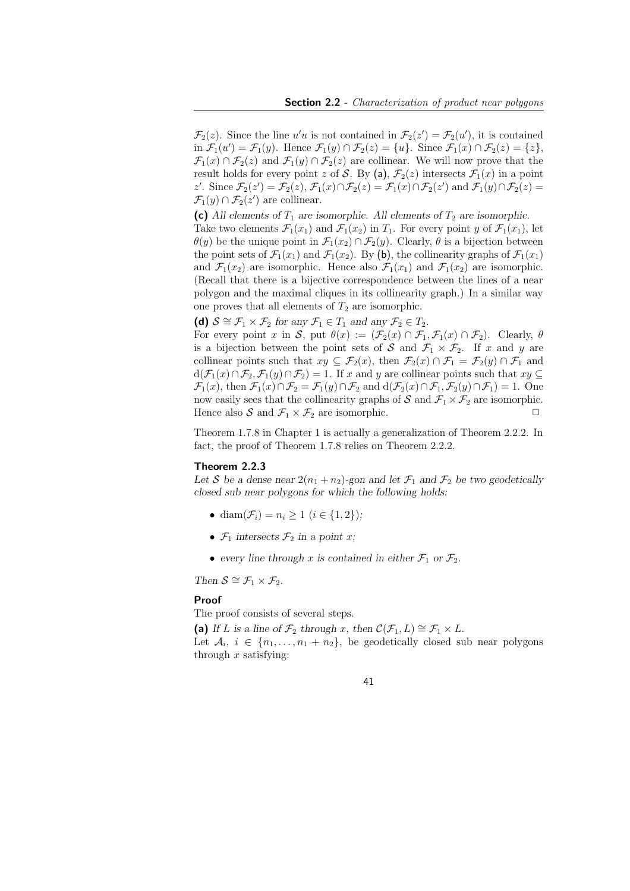$\mathcal{F}_2(z)$. Since the line $u'u$ is not contained in $\mathcal{F}_2(z') = \mathcal{F}_2(u')$, it is contained in $\mathcal{F}_1(u') = \mathcal{F}_1(y)$. Hence $\mathcal{F}_1(y) \cap \mathcal{F}_2(z) = \{u\}$. Since $\mathcal{F}_1(x) \cap \mathcal{F}_2(z) = \{z\}$, $\mathcal{F}_1(x) \cap \mathcal{F}_2(z)$ and $\mathcal{F}_1(y) \cap \mathcal{F}_2(z)$ are collinear. We will now prove that the result holds for every point $z$ of $\mathcal{S}$. By **(a)**, $\mathcal{F}_2(z)$ intersects $\mathcal{F}_1(x)$ in a point $z'$. Since $\mathcal{F}_2(z') = \mathcal{F}_2(z)$, $\mathcal{F}_1(x) \cap \mathcal{F}_2(z) = \mathcal{F}_1(x) \cap \mathcal{F}_2(z')$ and $\mathcal{F}_1(y) \cap \mathcal{F}_2(z) = \mathcal{F}_1(y) \cap \mathcal{F}_2(z')$ are collinear.

**(c)** *All elements of $T_1$ are isomorphic. All elements of $T_2$ are isomorphic.*
Take two elements $\mathcal{F}_1(x_1)$ and $\mathcal{F}_1(x_2)$ in $T_1$. For every point $y$ of $\mathcal{F}_1(x_1)$, let $\theta(y)$ be the unique point in $\mathcal{F}_1(x_2) \cap \mathcal{F}_2(y)$. Clearly, $\theta$ is a bijection between the point sets of $\mathcal{F}_1(x_1)$ and $\mathcal{F}_1(x_2)$. By **(b)**, the collinearity graphs of $\mathcal{F}_1(x_1)$ and $\mathcal{F}_1(x_2)$ are isomorphic. Hence also $\mathcal{F}_1(x_1)$ and $\mathcal{F}_1(x_2)$ are isomorphic. (Recall that there is a bijective correspondence between the lines of a near polygon and the maximal cliques in its collinearity graph.) In a similar way one proves that all elements of $T_2$ are isomorphic.

**(d)** *$\mathcal{S} \cong \mathcal{F}_1 \times \mathcal{F}_2$ for any $\mathcal{F}_1 \in T_1$ and any $\mathcal{F}_2 \in T_2$.*
For every point $x$ in $\mathcal{S}$, put $\theta(x) := (\mathcal{F}_2(x) \cap \mathcal{F}_1, \mathcal{F}_1(x) \cap \mathcal{F}_2)$. Clearly, $\theta$ is a bijection between the point sets of $\mathcal{S}$ and $\mathcal{F}_1 \times \mathcal{F}_2$. If $x$ and $y$ are collinear points such that $xy \subseteq \mathcal{F}_2(x)$, then $\mathcal{F}_2(x) \cap \mathcal{F}_1 = \mathcal{F}_2(y) \cap \mathcal{F}_1$ and $\mathrm{d}(\mathcal{F}_1(x) \cap \mathcal{F}_2, \mathcal{F}_1(y) \cap \mathcal{F}_2) = 1$. If $x$ and $y$ are collinear points such that $xy \subseteq \mathcal{F}_1(x)$, then $\mathcal{F}_1(x) \cap \mathcal{F}_2 = \mathcal{F}_1(y) \cap \mathcal{F}_2$ and $\mathrm{d}(\mathcal{F}_2(x) \cap \mathcal{F}_1, \mathcal{F}_2(y) \cap \mathcal{F}_1) = 1$. One now easily sees that the collinearity graphs of $\mathcal{S}$ and $\mathcal{F}_1 \times \mathcal{F}_2$ are isomorphic. Hence also $\mathcal{S}$ and $\mathcal{F}_1 \times \mathcal{F}_2$ are isomorphic. □

Theorem 1.7.8 in Chapter 1 is actually a generalization of Theorem 2.2.2. In fact, the proof of Theorem 1.7.8 relies on Theorem 2.2.2.

#### Theorem 2.2.3

*Let $\mathcal{S}$ be a dense near $2(n_1 + n_2)$-gon and let $\mathcal{F}_1$ and $\mathcal{F}_2$ be two geodetically closed sub near polygons for which the following holds:*

- $\mathrm{diam}(\mathcal{F}_i) = n_i \geq 1$ $(i \in \{1, 2\})$;
- *$\mathcal{F}_1$ intersects $\mathcal{F}_2$ in a point $x$;*
- *every line through $x$ is contained in either $\mathcal{F}_1$ or $\mathcal{F}_2$.*

*Then $\mathcal{S} \cong \mathcal{F}_1 \times \mathcal{F}_2$.*

#### Proof

The proof consists of several steps.

**(a)** *If $L$ is a line of $\mathcal{F}_2$ through $x$, then $\mathcal{C}(\mathcal{F}_1, L) \cong \mathcal{F}_1 \times L$.*
Let $\mathcal{A}_i$, $i \in \{n_1, \ldots, n_1 + n_2\}$, be geodetically closed sub near polygons through $x$ satisfying: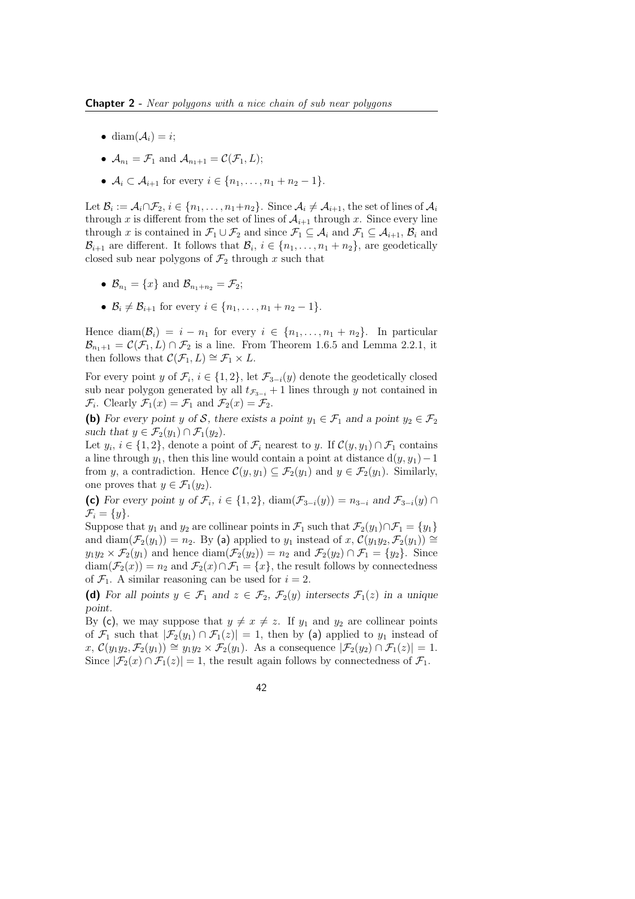- $\mathrm{diam}(\mathcal{A}_i) = i$;
- $\mathcal{A}_{n_1} = \mathcal{F}_1$ and $\mathcal{A}_{n_1+1} = \mathcal{C}(\mathcal{F}_1, L)$;
- $\mathcal{A}_i \subset \mathcal{A}_{i+1}$ for every $i \in \{n_1, \ldots, n_1 + n_2 - 1\}$.

Let $\mathcal{B}_i := \mathcal{A}_i \cap \mathcal{F}_2$, $i \in \{n_1, \ldots, n_1+n_2\}$. Since $\mathcal{A}_i \neq \mathcal{A}_{i+1}$, the set of lines of $\mathcal{A}_i$ through $x$ is different from the set of lines of $\mathcal{A}_{i+1}$ through $x$. Since every line through $x$ is contained in $\mathcal{F}_1 \cup \mathcal{F}_2$ and since $\mathcal{F}_1 \subseteq \mathcal{A}_i$ and $\mathcal{F}_1 \subseteq \mathcal{A}_{i+1}$, $\mathcal{B}_i$ and $\mathcal{B}_{i+1}$ are different. It follows that $\mathcal{B}_i$, $i \in \{n_1, \ldots, n_1 + n_2\}$, are geodetically closed sub near polygons of $\mathcal{F}_2$ through $x$ such that

- $\mathcal{B}_{n_1} = \{x\}$ and $\mathcal{B}_{n_1+n_2} = \mathcal{F}_2$;
- $\mathcal{B}_i \neq \mathcal{B}_{i+1}$ for every $i \in \{n_1, \ldots, n_1 + n_2 - 1\}$.

Hence $\mathrm{diam}(\mathcal{B}_i) = i - n_1$ for every $i \in \{n_1, \ldots, n_1 + n_2\}$. In particular $\mathcal{B}_{n_1+1} = \mathcal{C}(\mathcal{F}_1, L) \cap \mathcal{F}_2$ is a line. From Theorem 1.6.5 and Lemma 2.2.1, it then follows that $\mathcal{C}(\mathcal{F}_1, L) \cong \mathcal{F}_1 \times L$.

For every point $y$ of $\mathcal{F}_i$, $i \in \{1, 2\}$, let $\mathcal{F}_{3-i}(y)$ denote the geodetically closed sub near polygon generated by all $t_{\mathcal{F}_{3-i}} + 1$ lines through $y$ not contained in $\mathcal{F}_i$. Clearly $\mathcal{F}_1(x) = \mathcal{F}_1$ and $\mathcal{F}_2(x) = \mathcal{F}_2$.

**(b)** *For every point $y$ of $\mathcal{S}$, there exists a point $y_1 \in \mathcal{F}_1$ and a point $y_2 \in \mathcal{F}_2$ such that $y \in \mathcal{F}_2(y_1) \cap \mathcal{F}_1(y_2)$.*

Let $y_i$, $i \in \{1, 2\}$, denote a point of $\mathcal{F}_i$ nearest to $y$. If $\mathcal{C}(y, y_1) \cap \mathcal{F}_1$ contains a line through $y_1$, then this line would contain a point at distance $\mathrm{d}(y, y_1) - 1$ from $y$, a contradiction. Hence $\mathcal{C}(y, y_1) \subseteq \mathcal{F}_2(y_1)$ and $y \in \mathcal{F}_2(y_1)$. Similarly, one proves that $y \in \mathcal{F}_1(y_2)$.

**(c)** *For every point $y$ of $\mathcal{F}_i$, $i \in \{1, 2\}$, $\mathrm{diam}(\mathcal{F}_{3-i}(y)) = n_{3-i}$ and $\mathcal{F}_{3-i}(y) \cap \mathcal{F}_i = \{y\}$.*

Suppose that $y_1$ and $y_2$ are collinear points in $\mathcal{F}_1$ such that $\mathcal{F}_2(y_1) \cap \mathcal{F}_1 = \{y_1\}$ and $\mathrm{diam}(\mathcal{F}_2(y_1)) = n_2$. By **(a)** applied to $y_1$ instead of $x$, $\mathcal{C}(y_1y_2, \mathcal{F}_2(y_1)) \cong y_1y_2 \times \mathcal{F}_2(y_1)$ and hence $\mathrm{diam}(\mathcal{F}_2(y_2)) = n_2$ and $\mathcal{F}_2(y_2) \cap \mathcal{F}_1 = \{y_2\}$. Since $\mathrm{diam}(\mathcal{F}_2(x)) = n_2$ and $\mathcal{F}_2(x) \cap \mathcal{F}_1 = \{x\}$, the result follows by connectedness of $\mathcal{F}_1$. A similar reasoning can be used for $i = 2$.

**(d)** *For all points $y \in \mathcal{F}_1$ and $z \in \mathcal{F}_2$, $\mathcal{F}_2(y)$ intersects $\mathcal{F}_1(z)$ in a unique point.*

By **(c)**, we may suppose that $y \neq x \neq z$. If $y_1$ and $y_2$ are collinear points of $\mathcal{F}_1$ such that $|\mathcal{F}_2(y_1) \cap \mathcal{F}_1(z)| = 1$, then by **(a)** applied to $y_1$ instead of $x$, $\mathcal{C}(y_1y_2, \mathcal{F}_2(y_1)) \cong y_1y_2 \times \mathcal{F}_2(y_1)$. As a consequence $|\mathcal{F}_2(y_2) \cap \mathcal{F}_1(z)| = 1$. Since $|\mathcal{F}_2(x) \cap \mathcal{F}_1(z)| = 1$, the result again follows by connectedness of $\mathcal{F}_1$.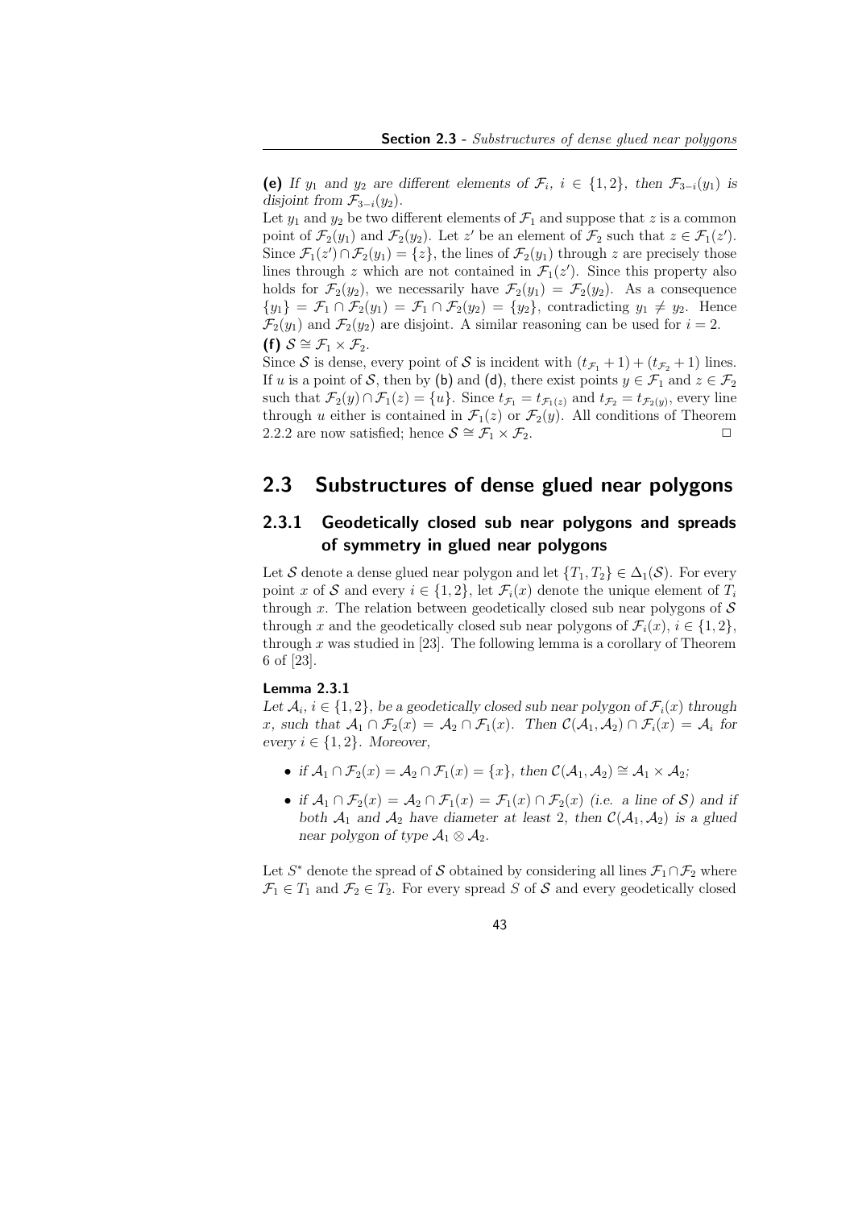**(e)** *If $y_1$ and $y_2$ are different elements of $\mathcal{F}_i$, $i \in \{1,2\}$, then $\mathcal{F}_{3-i}(y_1)$ is disjoint from $\mathcal{F}_{3-i}(y_2)$.*

Let $y_1$ and $y_2$ be two different elements of $\mathcal{F}_1$ and suppose that $z$ is a common point of $\mathcal{F}_2(y_1)$ and $\mathcal{F}_2(y_2)$. Let $z'$ be an element of $\mathcal{F}_2$ such that $z \in \mathcal{F}_1(z')$. Since $\mathcal{F}_1(z') \cap \mathcal{F}_2(y_1) = \{z\}$, the lines of $\mathcal{F}_2(y_1)$ through $z$ are precisely those lines through $z$ which are not contained in $\mathcal{F}_1(z')$. Since this property also holds for $\mathcal{F}_2(y_2)$, we necessarily have $\mathcal{F}_2(y_1) = \mathcal{F}_2(y_2)$. As a consequence $\{y_1\} = \mathcal{F}_1 \cap \mathcal{F}_2(y_1) = \mathcal{F}_1 \cap \mathcal{F}_2(y_2) = \{y_2\}$, contradicting $y_1 \neq y_2$. Hence $\mathcal{F}_2(y_1)$ and $\mathcal{F}_2(y_2)$ are disjoint. A similar reasoning can be used for $i = 2$.

**(f)** $\mathcal{S} \cong \mathcal{F}_1 \times \mathcal{F}_2$.

Since $\mathcal{S}$ is dense, every point of $\mathcal{S}$ is incident with $(t_{\mathcal{F}_1}+1)+(t_{\mathcal{F}_2}+1)$ lines. If $u$ is a point of $\mathcal{S}$, then by (b) and (d), there exist points $y \in \mathcal{F}_1$ and $z \in \mathcal{F}_2$ such that $\mathcal{F}_2(y) \cap \mathcal{F}_1(z) = \{u\}$. Since $t_{\mathcal{F}_1} = t_{\mathcal{F}_1(z)}$ and $t_{\mathcal{F}_2} = t_{\mathcal{F}_2(y)}$, every line through $u$ either is contained in $\mathcal{F}_1(z)$ or $\mathcal{F}_2(y)$. All conditions of Theorem 2.2.2 are now satisfied; hence $\mathcal{S} \cong \mathcal{F}_1 \times \mathcal{F}_2$. $\square$

## 2.3 Substructures of dense glued near polygons

### 2.3.1 Geodetically closed sub near polygons and spreads of symmetry in glued near polygons

Let $\mathcal{S}$ denote a dense glued near polygon and let $\{T_1, T_2\} \in \Delta_1(\mathcal{S})$. For every point $x$ of $\mathcal{S}$ and every $i \in \{1,2\}$, let $\mathcal{F}_i(x)$ denote the unique element of $T_i$ through $x$. The relation between geodetically closed sub near polygons of $\mathcal{S}$ through $x$ and the geodetically closed sub near polygons of $\mathcal{F}_i(x)$, $i \in \{1,2\}$, through $x$ was studied in [23]. The following lemma is a corollary of Theorem 6 of [23].

**Lemma 2.3.1**

*Let $\mathcal{A}_i$, $i \in \{1,2\}$, be a geodetically closed sub near polygon of $\mathcal{F}_i(x)$ through $x$, such that $\mathcal{A}_1 \cap \mathcal{F}_2(x) = \mathcal{A}_2 \cap \mathcal{F}_1(x)$. Then $\mathcal{C}(\mathcal{A}_1, \mathcal{A}_2) \cap \mathcal{F}_i(x) = \mathcal{A}_i$ for every $i \in \{1,2\}$. Moreover,*

- *if $\mathcal{A}_1 \cap \mathcal{F}_2(x) = \mathcal{A}_2 \cap \mathcal{F}_1(x) = \{x\}$, then $\mathcal{C}(\mathcal{A}_1, \mathcal{A}_2) \cong \mathcal{A}_1 \times \mathcal{A}_2$;*
- *if $\mathcal{A}_1 \cap \mathcal{F}_2(x) = \mathcal{A}_2 \cap \mathcal{F}_1(x) = \mathcal{F}_1(x) \cap \mathcal{F}_2(x)$ (i.e. a line of $\mathcal{S}$) and if both $\mathcal{A}_1$ and $\mathcal{A}_2$ have diameter at least 2, then $\mathcal{C}(\mathcal{A}_1, \mathcal{A}_2)$ is a glued near polygon of type $\mathcal{A}_1 \otimes \mathcal{A}_2$.*

Let $S^*$ denote the spread of $\mathcal{S}$ obtained by considering all lines $\mathcal{F}_1 \cap \mathcal{F}_2$ where $\mathcal{F}_1 \in T_1$ and $\mathcal{F}_2 \in T_2$. For every spread $S$ of $\mathcal{S}$ and every geodetically closed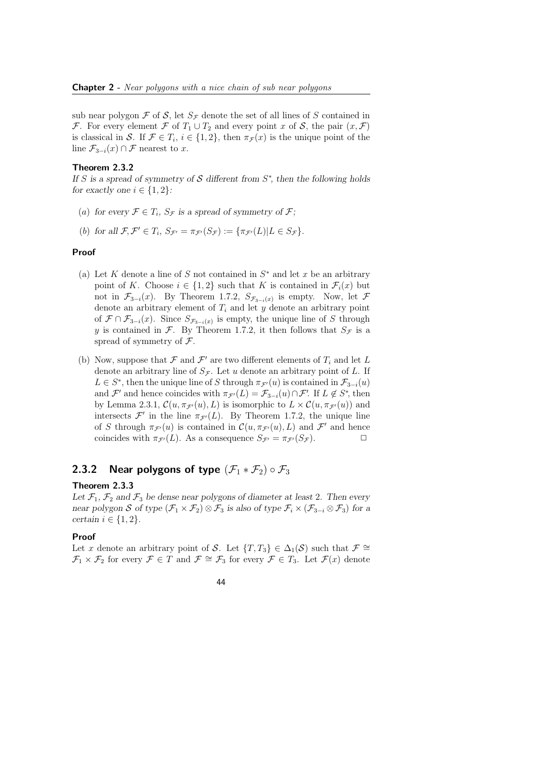sub near polygon $\mathcal{F}$ of $\mathcal{S}$, let $S_{\mathcal{F}}$ denote the set of all lines of $S$ contained in $\mathcal{F}$. For every element $\mathcal{F}$ of $T_1 \cup T_2$ and every point $x$ of $\mathcal{S}$, the pair $(x, \mathcal{F})$ is classical in $\mathcal{S}$. If $\mathcal{F} \in T_i$, $i \in \{1, 2\}$, then $\pi_{\mathcal{F}}(x)$ is the unique point of the line $\mathcal{F}_{3-i}(x) \cap \mathcal{F}$ nearest to $x$.

### Theorem 2.3.2

*If $S$ is a spread of symmetry of $\mathcal{S}$ different from $S^*$, then the following holds for exactly one $i \in \{1, 2\}$:*

- $(a)$ *for every $\mathcal{F} \in T_i$, $S_{\mathcal{F}}$ is a spread of symmetry of $\mathcal{F}$;*
- $(b)$ *for all $\mathcal{F}, \mathcal{F}' \in T_i$, $S_{\mathcal{F}'} = \pi_{\mathcal{F}'}(S_{\mathcal{F}}) := \{\pi_{\mathcal{F}'}(L) | L \in S_{\mathcal{F}}\}$.*

### Proof

- (a) Let $K$ denote a line of $S$ not contained in $S^*$ and let $x$ be an arbitrary point of $K$. Choose $i \in \{1, 2\}$ such that $K$ is contained in $\mathcal{F}_i(x)$ but not in $\mathcal{F}_{3-i}(x)$. By Theorem 1.7.2, $S_{\mathcal{F}_{3-i}(x)}$ is empty. Now, let $\mathcal{F}$ denote an arbitrary element of $T_i$ and let $y$ denote an arbitrary point of $\mathcal{F} \cap \mathcal{F}_{3-i}(x)$. Since $S_{\mathcal{F}_{3-i}(x)}$ is empty, the unique line of $S$ through $y$ is contained in $\mathcal{F}$. By Theorem 1.7.2, it then follows that $S_{\mathcal{F}}$ is a spread of symmetry of $\mathcal{F}$.
- (b) Now, suppose that $\mathcal{F}$ and $\mathcal{F}'$ are two different elements of $T_i$ and let $L$ denote an arbitrary line of $S_{\mathcal{F}}$. Let $u$ denote an arbitrary point of $L$. If $L \in S^*$, then the unique line of $S$ through $\pi_{\mathcal{F}'}(u)$ is contained in $\mathcal{F}_{3-i}(u)$ and $\mathcal{F}'$ and hence coincides with $\pi_{\mathcal{F}'}(L) = \mathcal{F}_{3-i}(u) \cap \mathcal{F}'$. If $L \notin S^*$, then by Lemma 2.3.1, $\mathcal{C}(u, \pi_{\mathcal{F}'}(u), L)$ is isomorphic to $L \times \mathcal{C}(u, \pi_{\mathcal{F}'}(u))$ and intersects $\mathcal{F}'$ in the line $\pi_{\mathcal{F}'}(L)$. By Theorem 1.7.2, the unique line of $S$ through $\pi_{\mathcal{F}'}(u)$ is contained in $\mathcal{C}(u, \pi_{\mathcal{F}'}(u), L)$ and $\mathcal{F}'$ and hence coincides with $\pi_{\mathcal{F}'}(L)$. As a consequence $S_{\mathcal{F}'} = \pi_{\mathcal{F}'}(S_{\mathcal{F}})$. □

## 2.3.2 Near polygons of type $(\mathcal{F}_1 * \mathcal{F}_2) \circ \mathcal{F}_3$

### Theorem 2.3.3

*Let $\mathcal{F}_1$, $\mathcal{F}_2$ and $\mathcal{F}_3$ be dense near polygons of diameter at least 2. Then every near polygon $\mathcal{S}$ of type $(\mathcal{F}_1 \times \mathcal{F}_2) \otimes \mathcal{F}_3$ is also of type $\mathcal{F}_i \times (\mathcal{F}_{3-i} \otimes \mathcal{F}_3)$ for a certain $i \in \{1, 2\}$.*

### Proof

Let $x$ denote an arbitrary point of $\mathcal{S}$. Let $\{T, T_3\} \in \Delta_1(\mathcal{S})$ such that $\mathcal{F} \cong \mathcal{F}_1 \times \mathcal{F}_2$ for every $\mathcal{F} \in T$ and $\mathcal{F} \cong \mathcal{F}_3$ for every $\mathcal{F} \in T_3$. Let $\mathcal{F}(x)$ denote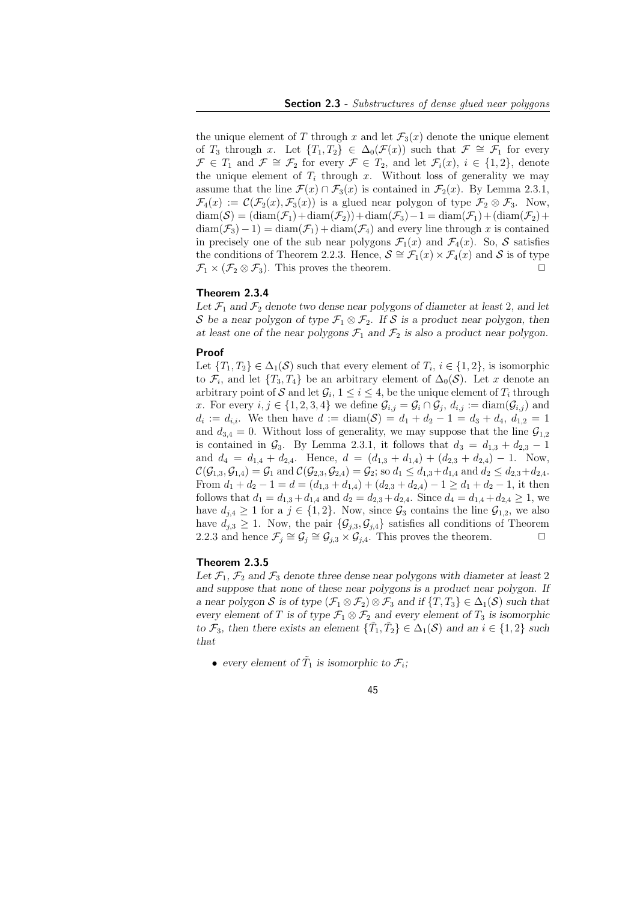the unique element of $T$ through $x$ and let $\mathcal{F}_3(x)$ denote the unique element of $T_3$ through $x$. Let $\{T_1, T_2\} \in \Delta_0(\mathcal{F}(x))$ such that $\mathcal{F} \cong \mathcal{F}_1$ for every $\mathcal{F} \in T_1$ and $\mathcal{F} \cong \mathcal{F}_2$ for every $\mathcal{F} \in T_2$, and let $\mathcal{F}_i(x)$, $i \in \{1, 2\}$, denote the unique element of $T_i$ through $x$. Without loss of generality we may assume that the line $\mathcal{F}(x) \cap \mathcal{F}_3(x)$ is contained in $\mathcal{F}_2(x)$. By Lemma 2.3.1, $\mathcal{F}_4(x) := \mathcal{C}(\mathcal{F}_2(x), \mathcal{F}_3(x))$ is a glued near polygon of type $\mathcal{F}_2 \otimes \mathcal{F}_3$. Now, $\mathrm{diam}(\mathcal{S}) = (\mathrm{diam}(\mathcal{F}_1) + \mathrm{diam}(\mathcal{F}_2)) + \mathrm{diam}(\mathcal{F}_3) - 1 = \mathrm{diam}(\mathcal{F}_1) + (\mathrm{diam}(\mathcal{F}_2) + \mathrm{diam}(\mathcal{F}_3) - 1) = \mathrm{diam}(\mathcal{F}_1) + \mathrm{diam}(\mathcal{F}_4)$ and every line through $x$ is contained in precisely one of the sub near polygons $\mathcal{F}_1(x)$ and $\mathcal{F}_4(x)$. So, $\mathcal{S}$ satisfies the conditions of Theorem 2.2.3. Hence, $\mathcal{S} \cong \mathcal{F}_1(x) \times \mathcal{F}_4(x)$ and $\mathcal{S}$ is of type $\mathcal{F}_1 \times (\mathcal{F}_2 \otimes \mathcal{F}_3)$. This proves the theorem. □

#### Theorem 2.3.4

*Let $\mathcal{F}_1$ and $\mathcal{F}_2$ denote two dense near polygons of diameter at least 2, and let $\mathcal{S}$ be a near polygon of type $\mathcal{F}_1 \otimes \mathcal{F}_2$. If $\mathcal{S}$ is a product near polygon, then at least one of the near polygons $\mathcal{F}_1$ and $\mathcal{F}_2$ is also a product near polygon.*

#### Proof

Let $\{T_1, T_2\} \in \Delta_1(\mathcal{S})$ such that every element of $T_i$, $i \in \{1, 2\}$, is isomorphic to $\mathcal{F}_i$, and let $\{T_3, T_4\}$ be an arbitrary element of $\Delta_0(\mathcal{S})$. Let $x$ denote an arbitrary point of $\mathcal{S}$ and let $\mathcal{G}_i$, $1 \leq i \leq 4$, be the unique element of $T_i$ through $x$. For every $i, j \in \{1, 2, 3, 4\}$ we define $\mathcal{G}_{i,j} = \mathcal{G}_i \cap \mathcal{G}_j$, $d_{i,j} := \mathrm{diam}(\mathcal{G}_{i,j})$ and $d_i := d_{i,i}$. We then have $d := \mathrm{diam}(\mathcal{S}) = d_1 + d_2 - 1 = d_3 + d_4$, $d_{1,2} = 1$ and $d_{3,4} = 0$. Without loss of generality, we may suppose that the line $\mathcal{G}_{1,2}$ is contained in $\mathcal{G}_3$. By Lemma 2.3.1, it follows that $d_3 = d_{1,3} + d_{2,3} - 1$ and $d_4 = d_{1,4} + d_{2,4}$. Hence, $d = (d_{1,3} + d_{1,4}) + (d_{2,3} + d_{2,4}) - 1$. Now, $\mathcal{C}(\mathcal{G}_{1,3}, \mathcal{G}_{1,4}) = \mathcal{G}_1$ and $\mathcal{C}(\mathcal{G}_{2,3}, \mathcal{G}_{2,4}) = \mathcal{G}_2$; so $d_1 \leq d_{1,3} + d_{1,4}$ and $d_2 \leq d_{2,3} + d_{2,4}$. From $d_1 + d_2 - 1 = d = (d_{1,3} + d_{1,4}) + (d_{2,3} + d_{2,4}) - 1 \geq d_1 + d_2 - 1$, it then follows that $d_1 = d_{1,3} + d_{1,4}$ and $d_2 = d_{2,3} + d_{2,4}$. Since $d_4 = d_{1,4} + d_{2,4} \geq 1$, we have $d_{j,4} \geq 1$ for a $j \in \{1, 2\}$. Now, since $\mathcal{G}_3$ contains the line $\mathcal{G}_{1,2}$, we also have $d_{j,3} \geq 1$. Now, the pair $\{\mathcal{G}_{j,3}, \mathcal{G}_{j,4}\}$ satisfies all conditions of Theorem 2.2.3 and hence $\mathcal{F}_j \cong \mathcal{G}_j \cong \mathcal{G}_{j,3} \times \mathcal{G}_{j,4}$. This proves the theorem. □

#### Theorem 2.3.5

*Let $\mathcal{F}_1$, $\mathcal{F}_2$ and $\mathcal{F}_3$ denote three dense near polygons with diameter at least 2 and suppose that none of these near polygons is a product near polygon. If a near polygon $\mathcal{S}$ is of type $(\mathcal{F}_1 \otimes \mathcal{F}_2) \otimes \mathcal{F}_3$ and if $\{T, T_3\} \in \Delta_1(\mathcal{S})$ such that every element of $T$ is of type $\mathcal{F}_1 \otimes \mathcal{F}_2$ and every element of $T_3$ is isomorphic to $\mathcal{F}_3$, then there exists an element $\{\tilde{T}_1, \tilde{T}_2\} \in \Delta_1(\mathcal{S})$ and an $i \in \{1, 2\}$ such that*

- *every element of $\tilde{T}_1$ is isomorphic to $\mathcal{F}_i$;*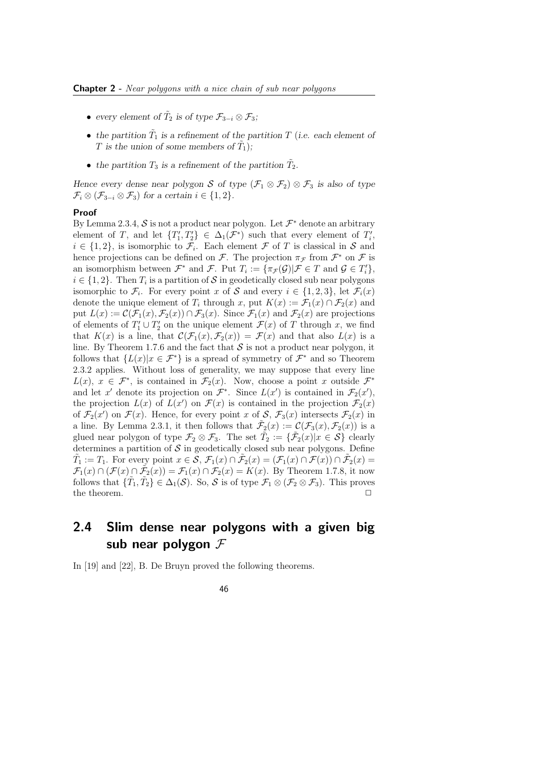- *every element of $\tilde{T}_2$ is of type $\mathcal{F}_{3-i} \otimes \mathcal{F}_3$;*
- *the partition $\tilde{T}_1$ is a refinement of the partition $T$ (i.e. each element of $T$ is the union of some members of $\tilde{T}_1$);*
- *the partition $T_3$ is a refinement of the partition $\tilde{T}_2$.*

*Hence every dense near polygon $\mathcal{S}$ of type $(\mathcal{F}_1 \otimes \mathcal{F}_2) \otimes \mathcal{F}_3$ is also of type $\mathcal{F}_i \otimes (\mathcal{F}_{3-i} \otimes \mathcal{F}_3)$ for a certain $i \in \{1, 2\}$.*

**Proof**

By Lemma 2.3.4, $\mathcal{S}$ is not a product near polygon. Let $\mathcal{F}^*$ denote an arbitrary element of $T$, and let $\{T_1', T_2'\} \in \Delta_1(\mathcal{F}^*)$ such that every element of $T_i'$, $i \in \{1, 2\}$, is isomorphic to $\mathcal{F}_i$. Each element $\mathcal{F}$ of $T$ is classical in $\mathcal{S}$ and hence projections can be defined on $\mathcal{F}$. The projection $\pi_{\mathcal{F}}$ from $\mathcal{F}^*$ on $\mathcal{F}$ is an isomorphism between $\mathcal{F}^*$ and $\mathcal{F}$. Put $T_i := \{\pi_{\mathcal{F}}(\mathcal{G}) | \mathcal{F} \in T \text{ and } \mathcal{G} \in T_i'\}$, $i \in \{1, 2\}$. Then $T_i$ is a partition of $\mathcal{S}$ in geodetically closed sub near polygons isomorphic to $\mathcal{F}_i$. For every point $x$ of $\mathcal{S}$ and every $i \in \{1, 2, 3\}$, let $\mathcal{F}_i(x)$ denote the unique element of $T_i$ through $x$, put $K(x) := \mathcal{F}_1(x) \cap \mathcal{F}_2(x)$ and put $L(x) := \mathcal{C}(\mathcal{F}_1(x), \mathcal{F}_2(x)) \cap \mathcal{F}_3(x)$. Since $\mathcal{F}_1(x)$ and $\mathcal{F}_2(x)$ are projections of elements of $T_1' \cup T_2'$ on the unique element $\mathcal{F}(x)$ of $T$ through $x$, we find that $K(x)$ is a line, that $\mathcal{C}(\mathcal{F}_1(x), \mathcal{F}_2(x)) = \mathcal{F}(x)$ and that also $L(x)$ is a line. By Theorem 1.7.6 and the fact that $\mathcal{S}$ is not a product near polygon, it follows that $\{L(x) | x \in \mathcal{F}^*\}$ is a spread of symmetry of $\mathcal{F}^*$ and so Theorem 2.3.2 applies. Without loss of generality, we may suppose that every line $L(x)$, $x \in \mathcal{F}^*$, is contained in $\mathcal{F}_2(x)$. Now, choose a point $x$ outside $\mathcal{F}^*$ and let $x'$ denote its projection on $\mathcal{F}^*$. Since $L(x')$ is contained in $\mathcal{F}_2(x')$, the projection $L(x)$ of $L(x')$ on $\mathcal{F}(x)$ is contained in the projection $\mathcal{F}_2(x)$ of $\mathcal{F}_2(x')$ on $\mathcal{F}(x)$. Hence, for every point $x$ of $\mathcal{S}$, $\mathcal{F}_3(x)$ intersects $\mathcal{F}_2(x)$ in a line. By Lemma 2.3.1, it then follows that $\tilde{\mathcal{F}}_2(x) := \mathcal{C}(\mathcal{F}_3(x), \mathcal{F}_2(x))$ is a glued near polygon of type $\mathcal{F}_2 \otimes \mathcal{F}_3$. The set $\tilde{T}_2 := \{\tilde{\mathcal{F}}_2(x) | x \in \mathcal{S}\}$ clearly determines a partition of $\mathcal{S}$ in geodetically closed sub near polygons. Define $\tilde{T}_1 := T_1$. For every point $x \in \mathcal{S}$, $\mathcal{F}_1(x) \cap \tilde{\mathcal{F}}_2(x) = (\mathcal{F}_1(x) \cap \mathcal{F}(x)) \cap \tilde{\mathcal{F}}_2(x) = \mathcal{F}_1(x) \cap (\mathcal{F}(x) \cap \tilde{\mathcal{F}}_2(x)) = \mathcal{F}_1(x) \cap \mathcal{F}_2(x) = K(x)$. By Theorem 1.7.8, it now follows that $\{\tilde{T}_1, \tilde{T}_2\} \in \Delta_1(\mathcal{S})$. So, $\mathcal{S}$ is of type $\mathcal{F}_1 \otimes (\mathcal{F}_2 \otimes \mathcal{F}_3)$. This proves the theorem. $\square$

## 2.4 Slim dense near polygons with a given big sub near polygon $\mathcal{F}$

In [19] and [22], B. De Bruyn proved the following theorems.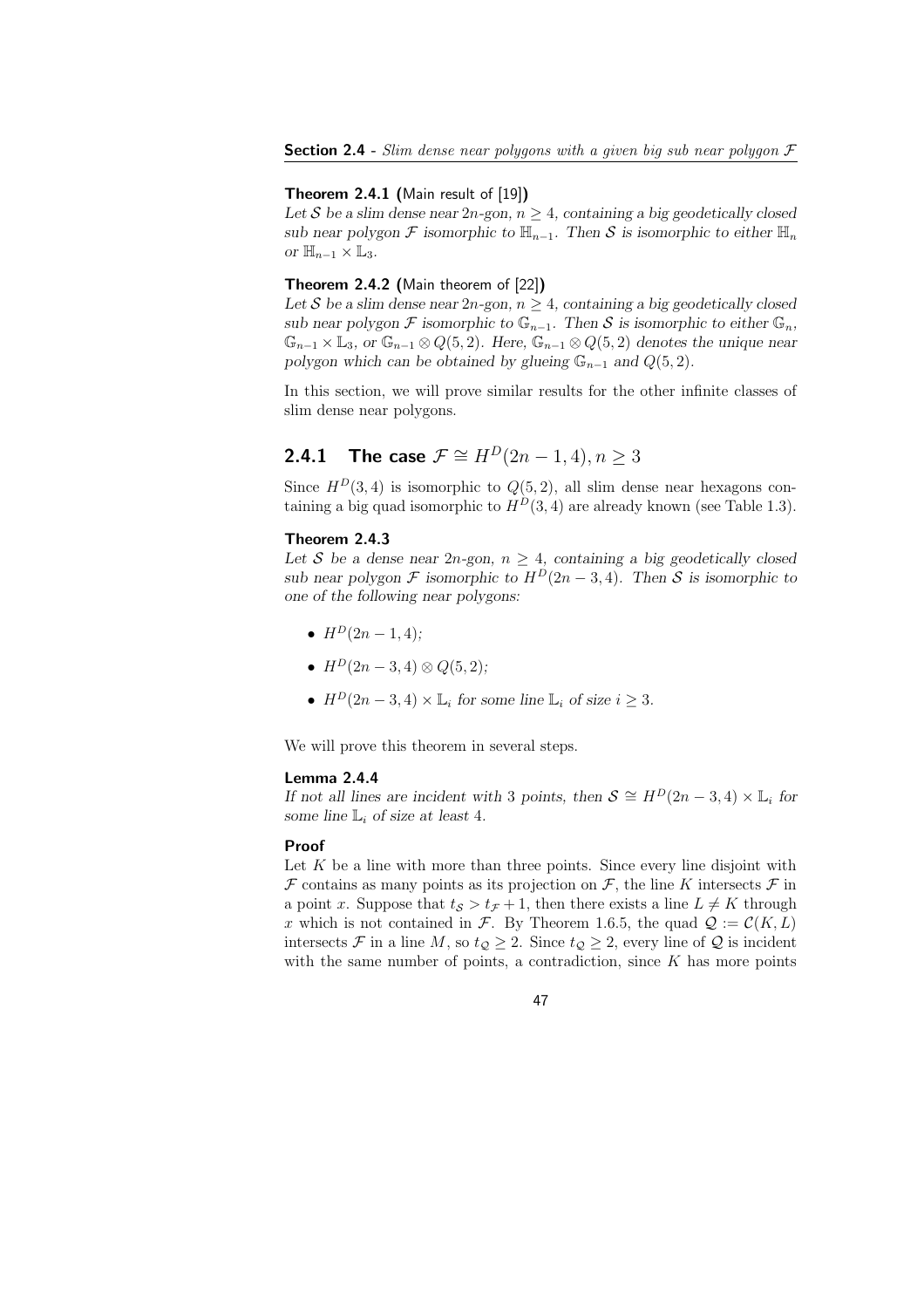**Theorem 2.4.1 (**Main result of [19]**)**
*Let $\mathcal{S}$ be a slim dense near $2n$-gon, $n \geq 4$, containing a big geodetically closed sub near polygon $\mathcal{F}$ isomorphic to $\mathbb{H}_{n-1}$. Then $\mathcal{S}$ is isomorphic to either $\mathbb{H}_n$ or $\mathbb{H}_{n-1} \times \mathbb{L}_3$.*

**Theorem 2.4.2 (**Main theorem of [22]**)**
*Let $\mathcal{S}$ be a slim dense near $2n$-gon, $n \geq 4$, containing a big geodetically closed sub near polygon $\mathcal{F}$ isomorphic to $\mathbb{G}_{n-1}$. Then $\mathcal{S}$ is isomorphic to either $\mathbb{G}_n$, $\mathbb{G}_{n-1} \times \mathbb{L}_3$, or $\mathbb{G}_{n-1} \otimes Q(5,2)$. Here, $\mathbb{G}_{n-1} \otimes Q(5,2)$ denotes the unique near polygon which can be obtained by glueing $\mathbb{G}_{n-1}$ and $Q(5,2)$.*

In this section, we will prove similar results for the other infinite classes of slim dense near polygons.

### 2.4.1 The case $\mathcal{F} \cong H^D(2n-1,4), n \geq 3$

Since $H^D(3,4)$ is isomorphic to $Q(5,2)$, all slim dense near hexagons containing a big quad isomorphic to $H^D(3,4)$ are already known (see Table 1.3).

**Theorem 2.4.3**
*Let $\mathcal{S}$ be a dense near $2n$-gon, $n \geq 4$, containing a big geodetically closed sub near polygon $\mathcal{F}$ isomorphic to $H^D(2n-3,4)$. Then $\mathcal{S}$ is isomorphic to one of the following near polygons:*

- *$H^D(2n-1,4)$;*
- *$H^D(2n-3,4) \otimes Q(5,2)$;*
- *$H^D(2n-3,4) \times \mathbb{L}_i$ for some line $\mathbb{L}_i$ of size $i \geq 3$.*

We will prove this theorem in several steps.

**Lemma 2.4.4**
*If not all lines are incident with 3 points, then $\mathcal{S} \cong H^D(2n-3,4) \times \mathbb{L}_i$ for some line $\mathbb{L}_i$ of size at least 4.*

**Proof**
Let $K$ be a line with more than three points. Since every line disjoint with $\mathcal{F}$ contains as many points as its projection on $\mathcal{F}$, the line $K$ intersects $\mathcal{F}$ in a point $x$. Suppose that $t_{\mathcal{S}} > t_{\mathcal{F}} + 1$, then there exists a line $L \neq K$ through $x$ which is not contained in $\mathcal{F}$. By Theorem 1.6.5, the quad $\mathcal{Q} := \mathcal{C}(K,L)$ intersects $\mathcal{F}$ in a line $M$, so $t_{\mathcal{Q}} \geq 2$. Since $t_{\mathcal{Q}} \geq 2$, every line of $\mathcal{Q}$ is incident with the same number of points, a contradiction, since $K$ has more points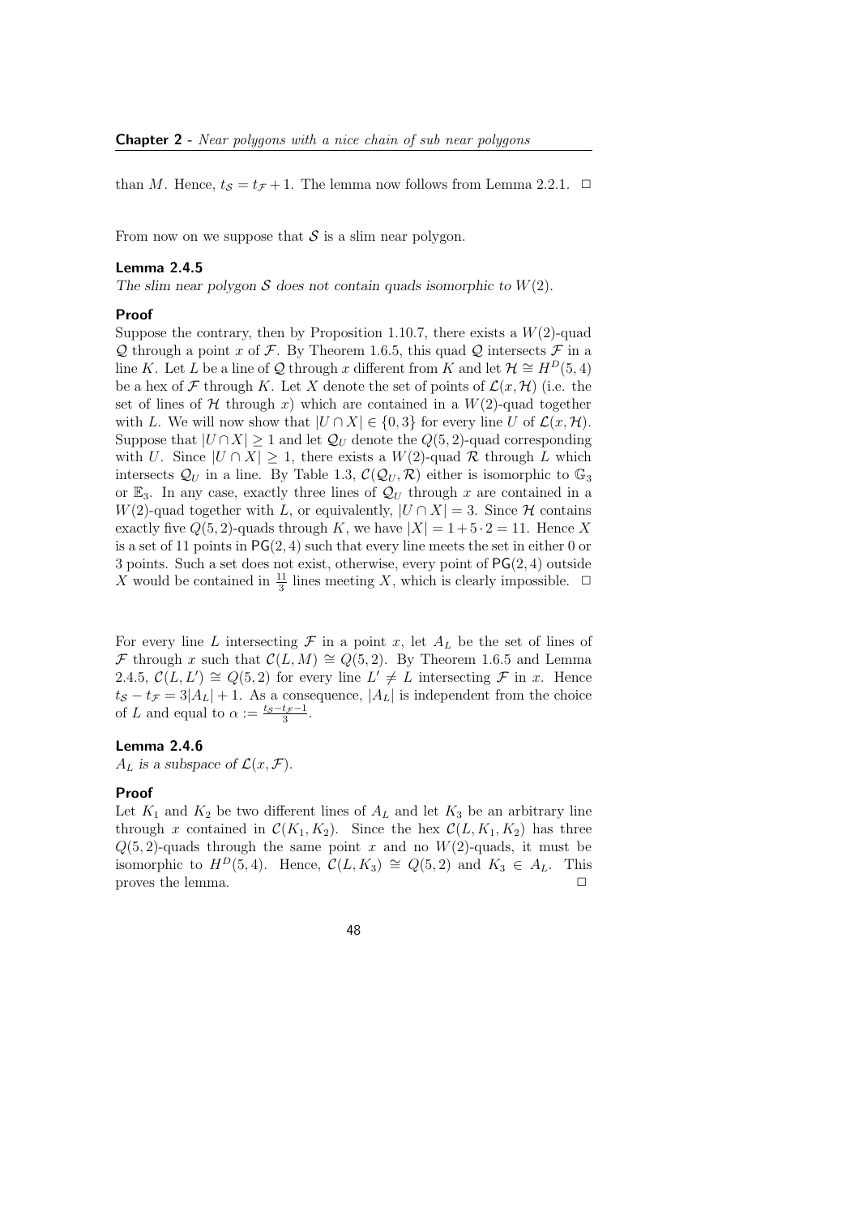than $M$. Hence, $t_{\mathcal{S}} = t_{\mathcal{F}} + 1$. The lemma now follows from Lemma 2.2.1. $\square$

From now on we suppose that $\mathcal{S}$ is a slim near polygon.

**Lemma 2.4.5**

*The slim near polygon $\mathcal{S}$ does not contain quads isomorphic to $W(2)$.*

**Proof**

Suppose the contrary, then by Proposition 1.10.7, there exists a $W(2)$-quad $\mathcal{Q}$ through a point $x$ of $\mathcal{F}$. By Theorem 1.6.5, this quad $\mathcal{Q}$ intersects $\mathcal{F}$ in a line $K$. Let $L$ be a line of $\mathcal{Q}$ through $x$ different from $K$ and let $\mathcal{H} \cong H^D(5,4)$ be a hex of $\mathcal{F}$ through $K$. Let $X$ denote the set of points of $\mathcal{L}(x, \mathcal{H})$ (i.e. the set of lines of $\mathcal{H}$ through $x$) which are contained in a $W(2)$-quad together with $L$. We will now show that $|U \cap X| \in \{0, 3\}$ for every line $U$ of $\mathcal{L}(x, \mathcal{H})$. Suppose that $|U \cap X| \geq 1$ and let $\mathcal{Q}_U$ denote the $Q(5,2)$-quad corresponding with $U$. Since $|U \cap X| \geq 1$, there exists a $W(2)$-quad $\mathcal{R}$ through $L$ which intersects $\mathcal{Q}_U$ in a line. By Table 1.3, $\mathcal{C}(\mathcal{Q}_U, \mathcal{R})$ either is isomorphic to $\mathbb{G}_3$ or $\mathbb{E}_3$. In any case, exactly three lines of $\mathcal{Q}_U$ through $x$ are contained in a $W(2)$-quad together with $L$, or equivalently, $|U \cap X| = 3$. Since $\mathcal{H}$ contains exactly five $Q(5,2)$-quads through $K$, we have $|X| = 1 + 5 \cdot 2 = 11$. Hence $X$ is a set of 11 points in $\mathsf{PG}(2,4)$ such that every line meets the set in either 0 or 3 points. Such a set does not exist, otherwise, every point of $\mathsf{PG}(2,4)$ outside $X$ would be contained in $\frac{11}{3}$ lines meeting $X$, which is clearly impossible. $\square$

For every line $L$ intersecting $\mathcal{F}$ in a point $x$, let $A_L$ be the set of lines of $\mathcal{F}$ through $x$ such that $\mathcal{C}(L, M) \cong Q(5,2)$. By Theorem 1.6.5 and Lemma 2.4.5, $\mathcal{C}(L, L') \cong Q(5,2)$ for every line $L' \neq L$ intersecting $\mathcal{F}$ in $x$. Hence $t_{\mathcal{S}} - t_{\mathcal{F}} = 3|A_L| + 1$. As a consequence, $|A_L|$ is independent from the choice of $L$ and equal to $\alpha := \frac{t_{\mathcal{S}} - t_{\mathcal{F}} - 1}{3}$.

**Lemma 2.4.6**

*$A_L$ is a subspace of $\mathcal{L}(x, \mathcal{F})$.*

**Proof**

Let $K_1$ and $K_2$ be two different lines of $A_L$ and let $K_3$ be an arbitrary line through $x$ contained in $\mathcal{C}(K_1, K_2)$. Since the hex $\mathcal{C}(L, K_1, K_2)$ has three $Q(5,2)$-quads through the same point $x$ and no $W(2)$-quads, it must be isomorphic to $H^D(5,4)$. Hence, $\mathcal{C}(L, K_3) \cong Q(5,2)$ and $K_3 \in A_L$. This proves the lemma. $\square$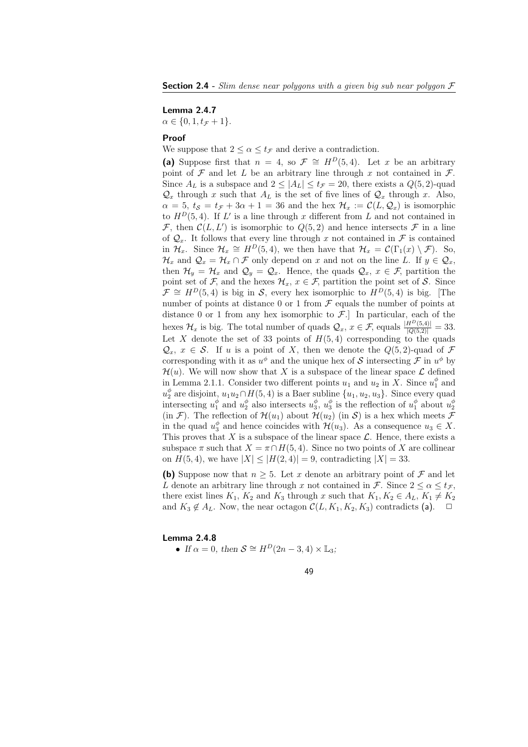**Lemma 2.4.7**

$\alpha \in \{0, 1, t_{\mathcal{F}} + 1\}$.

**Proof**

We suppose that $2 \leq \alpha \leq t_{\mathcal{F}}$ and derive a contradiction.

**(a)** Suppose first that $n = 4$, so $\mathcal{F} \cong H^D(5, 4)$. Let $x$ be an arbitrary point of $\mathcal{F}$ and let $L$ be an arbitrary line through $x$ not contained in $\mathcal{F}$. Since $A_L$ is a subspace and $2 \leq |A_L| \leq t_{\mathcal{F}} = 20$, there exists a $Q(5, 2)$-quad $\mathcal{Q}_x$ through $x$ such that $A_L$ is the set of five lines of $\mathcal{Q}_x$ through $x$. Also, $\alpha = 5$, $t_{\mathcal{S}} = t_{\mathcal{F}} + 3\alpha + 1 = 36$ and the hex $\mathcal{H}_x := \mathcal{C}(L, \mathcal{Q}_x)$ is isomorphic to $H^D(5, 4)$. If $L'$ is a line through $x$ different from $L$ and not contained in $\mathcal{F}$, then $\mathcal{C}(L, L')$ is isomorphic to $Q(5, 2)$ and hence intersects $\mathcal{F}$ in a line of $\mathcal{Q}_x$. It follows that every line through $x$ not contained in $\mathcal{F}$ is contained in $\mathcal{H}_x$. Since $\mathcal{H}_x \cong H^D(5, 4)$, we then have that $\mathcal{H}_x = \mathcal{C}(\Gamma_1(x) \setminus \mathcal{F})$. So, $\mathcal{H}_x$ and $\mathcal{Q}_x = \mathcal{H}_x \cap \mathcal{F}$ only depend on $x$ and not on the line $L$. If $y \in \mathcal{Q}_x$, then $\mathcal{H}_y = \mathcal{H}_x$ and $\mathcal{Q}_y = \mathcal{Q}_x$. Hence, the quads $\mathcal{Q}_x$, $x \in \mathcal{F}$, partition the point set of $\mathcal{F}$, and the hexes $\mathcal{H}_x$, $x \in \mathcal{F}$, partition the point set of $\mathcal{S}$. Since $\mathcal{F} \cong H^D(5, 4)$ is big in $\mathcal{S}$, every hex isomorphic to $H^D(5, 4)$ is big. [The number of points at distance 0 or 1 from $\mathcal{F}$ equals the number of points at distance 0 or 1 from any hex isomorphic to $\mathcal{F}$.] In particular, each of the hexes $\mathcal{H}_x$ is big. The total number of quads $\mathcal{Q}_x$, $x \in \mathcal{F}$, equals $\frac{|H^D(5,4)|}{|Q(5,2)|} = 33$. Let $X$ denote the set of 33 points of $H(5, 4)$ corresponding to the quads $\mathcal{Q}_x$, $x \in \mathcal{S}$. If $u$ is a point of $X$, then we denote the $Q(5, 2)$-quad of $\mathcal{F}$ corresponding with it as $u^\phi$ and the unique hex of $\mathcal{S}$ intersecting $\mathcal{F}$ in $u^\phi$ by $\mathcal{H}(u)$. We will now show that $X$ is a subspace of the linear space $\mathcal{L}$ defined in Lemma 2.1.1. Consider two different points $u_1$ and $u_2$ in $X$. Since $u_1^\phi$ and $u_2^\phi$ are disjoint, $u_1u_2 \cap H(5, 4)$ is a Baer subline $\{u_1, u_2, u_3\}$. Since every quad intersecting $u_1^\phi$ and $u_2^\phi$ also intersects $u_3^\phi$, $u_3^\phi$ is the reflection of $u_1^\phi$ about $u_2^\phi$ (in $\mathcal{F}$). The reflection of $\mathcal{H}(u_1)$ about $\mathcal{H}(u_2)$ (in $\mathcal{S}$) is a hex which meets $\mathcal{F}$ in the quad $u_3^\phi$ and hence coincides with $\mathcal{H}(u_3)$. As a consequence $u_3 \in X$. This proves that $X$ is a subspace of the linear space $\mathcal{L}$. Hence, there exists a subspace $\pi$ such that $X = \pi \cap H(5, 4)$. Since no two points of $X$ are collinear on $H(5, 4)$, we have $|X| \leq |H(2, 4)| = 9$, contradicting $|X| = 33$.

**(b)** Suppose now that $n \geq 5$. Let $x$ denote an arbitrary point of $\mathcal{F}$ and let $L$ denote an arbitrary line through $x$ not contained in $\mathcal{F}$. Since $2 \leq \alpha \leq t_{\mathcal{F}}$, there exist lines $K_1$, $K_2$ and $K_3$ through $x$ such that $K_1, K_2 \in A_L$, $K_1 \neq K_2$ and $K_3 \notin A_L$. Now, the near octagon $\mathcal{C}(L, K_1, K_2, K_3)$ contradicts **(a)**. $\square$

**Lemma 2.4.8**

- *If* $\alpha = 0$, *then* $\mathcal{S} \cong H^D(2n - 3, 4) \times \mathbb{L}_3$;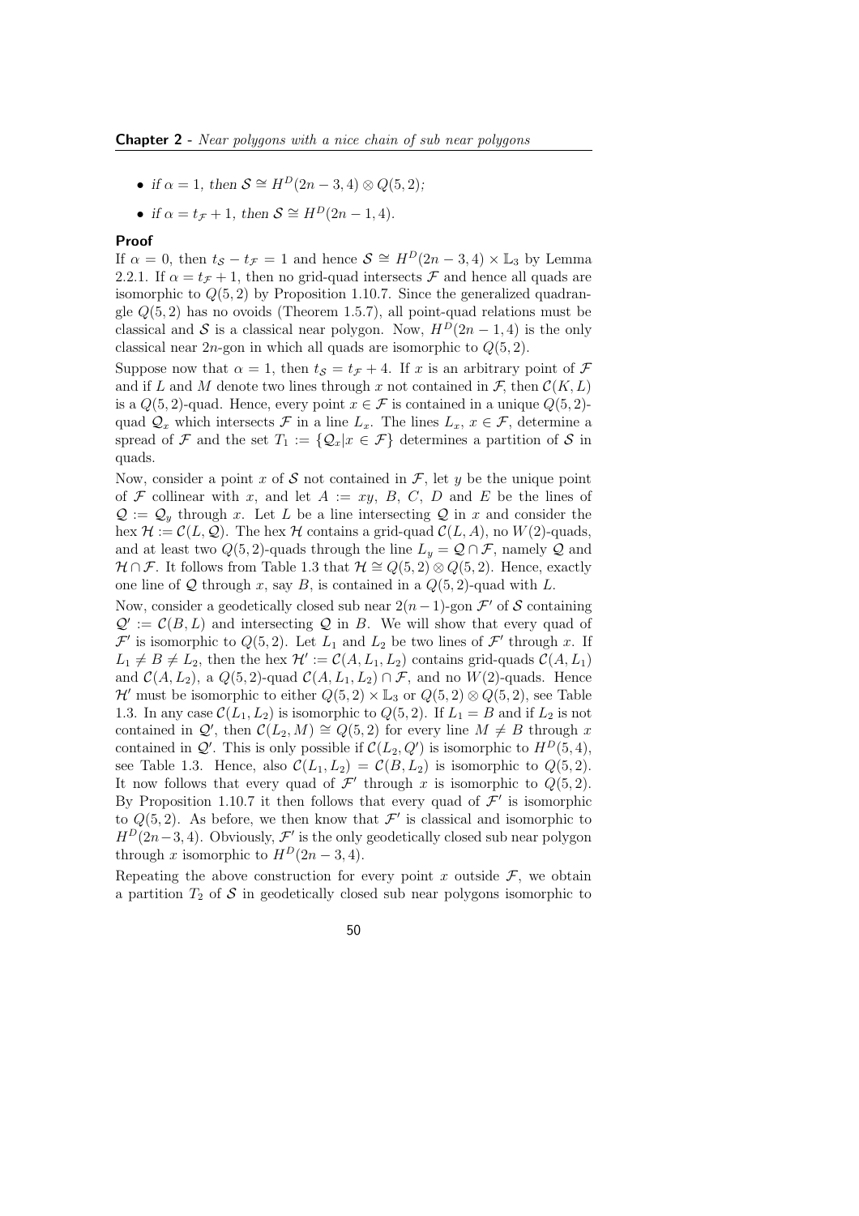- *if* $\alpha = 1$*, then* $\mathcal{S} \cong H^D(2n-3,4) \otimes Q(5,2)$*;*
- *if* $\alpha = t_{\mathcal{F}} + 1$*, then* $\mathcal{S} \cong H^D(2n-1,4)$*.*

**Proof**

If $\alpha = 0$, then $t_{\mathcal{S}} - t_{\mathcal{F}} = 1$ and hence $\mathcal{S} \cong H^D(2n-3,4) \times \mathbb{L}_3$ by Lemma 2.2.1. If $\alpha = t_{\mathcal{F}} + 1$, then no grid-quad intersects $\mathcal{F}$ and hence all quads are isomorphic to $Q(5,2)$ by Proposition 1.10.7. Since the generalized quadrangle $Q(5,2)$ has no ovoids (Theorem 1.5.7), all point-quad relations must be classical and $\mathcal{S}$ is a classical near polygon. Now, $H^D(2n-1,4)$ is the only classical near $2n$-gon in which all quads are isomorphic to $Q(5,2)$.

Suppose now that $\alpha = 1$, then $t_{\mathcal{S}} = t_{\mathcal{F}} + 4$. If $x$ is an arbitrary point of $\mathcal{F}$ and if $L$ and $M$ denote two lines through $x$ not contained in $\mathcal{F}$, then $\mathcal{C}(K,L)$ is a $Q(5,2)$-quad. Hence, every point $x \in \mathcal{F}$ is contained in a unique $Q(5,2)$-quad $\mathcal{Q}_x$ which intersects $\mathcal{F}$ in a line $L_x$. The lines $L_x$, $x \in \mathcal{F}$, determine a spread of $\mathcal{F}$ and the set $T_1 := \{\mathcal{Q}_x | x \in \mathcal{F}\}$ determines a partition of $\mathcal{S}$ in quads.

Now, consider a point $x$ of $\mathcal{S}$ not contained in $\mathcal{F}$, let $y$ be the unique point of $\mathcal{F}$ collinear with $x$, and let $A := xy$, $B$, $C$, $D$ and $E$ be the lines of $\mathcal{Q} := \mathcal{Q}_y$ through $x$. Let $L$ be a line intersecting $\mathcal{Q}$ in $x$ and consider the hex $\mathcal{H} := \mathcal{C}(L, \mathcal{Q})$. The hex $\mathcal{H}$ contains a grid-quad $\mathcal{C}(L,A)$, no $W(2)$-quads, and at least two $Q(5,2)$-quads through the line $L_y = \mathcal{Q} \cap \mathcal{F}$, namely $\mathcal{Q}$ and $\mathcal{H} \cap \mathcal{F}$. It follows from Table 1.3 that $\mathcal{H} \cong Q(5,2) \otimes Q(5,2)$. Hence, exactly one line of $\mathcal{Q}$ through $x$, say $B$, is contained in a $Q(5,2)$-quad with $L$.

Now, consider a geodetically closed sub near $2(n-1)$-gon $\mathcal{F}'$ of $\mathcal{S}$ containing $\mathcal{Q}' := \mathcal{C}(B,L)$ and intersecting $\mathcal{Q}$ in $B$. We will show that every quad of $\mathcal{F}'$ is isomorphic to $Q(5,2)$. Let $L_1$ and $L_2$ be two lines of $\mathcal{F}'$ through $x$. If $L_1 \neq B \neq L_2$, then the hex $\mathcal{H}' := \mathcal{C}(A, L_1, L_2)$ contains grid-quads $\mathcal{C}(A, L_1)$ and $\mathcal{C}(A, L_2)$, a $Q(5,2)$-quad $\mathcal{C}(A, L_1, L_2) \cap \mathcal{F}$, and no $W(2)$-quads. Hence $\mathcal{H}'$ must be isomorphic to either $Q(5,2) \times \mathbb{L}_3$ or $Q(5,2) \otimes Q(5,2)$, see Table 1.3. In any case $\mathcal{C}(L_1, L_2)$ is isomorphic to $Q(5,2)$. If $L_1 = B$ and if $L_2$ is not contained in $\mathcal{Q}'$, then $\mathcal{C}(L_2, M) \cong Q(5,2)$ for every line $M \neq B$ through $x$ contained in $\mathcal{Q}'$. This is only possible if $\mathcal{C}(L_2, Q')$ is isomorphic to $H^D(5,4)$, see Table 1.3. Hence, also $\mathcal{C}(L_1, L_2) = \mathcal{C}(B, L_2)$ is isomorphic to $Q(5,2)$. It now follows that every quad of $\mathcal{F}'$ through $x$ is isomorphic to $Q(5,2)$. By Proposition 1.10.7 it then follows that every quad of $\mathcal{F}'$ is isomorphic to $Q(5,2)$. As before, we then know that $\mathcal{F}'$ is classical and isomorphic to $H^D(2n-3,4)$. Obviously, $\mathcal{F}'$ is the only geodetically closed sub near polygon through $x$ isomorphic to $H^D(2n-3,4)$.

Repeating the above construction for every point $x$ outside $\mathcal{F}$, we obtain a partition $T_2$ of $\mathcal{S}$ in geodetically closed sub near polygons isomorphic to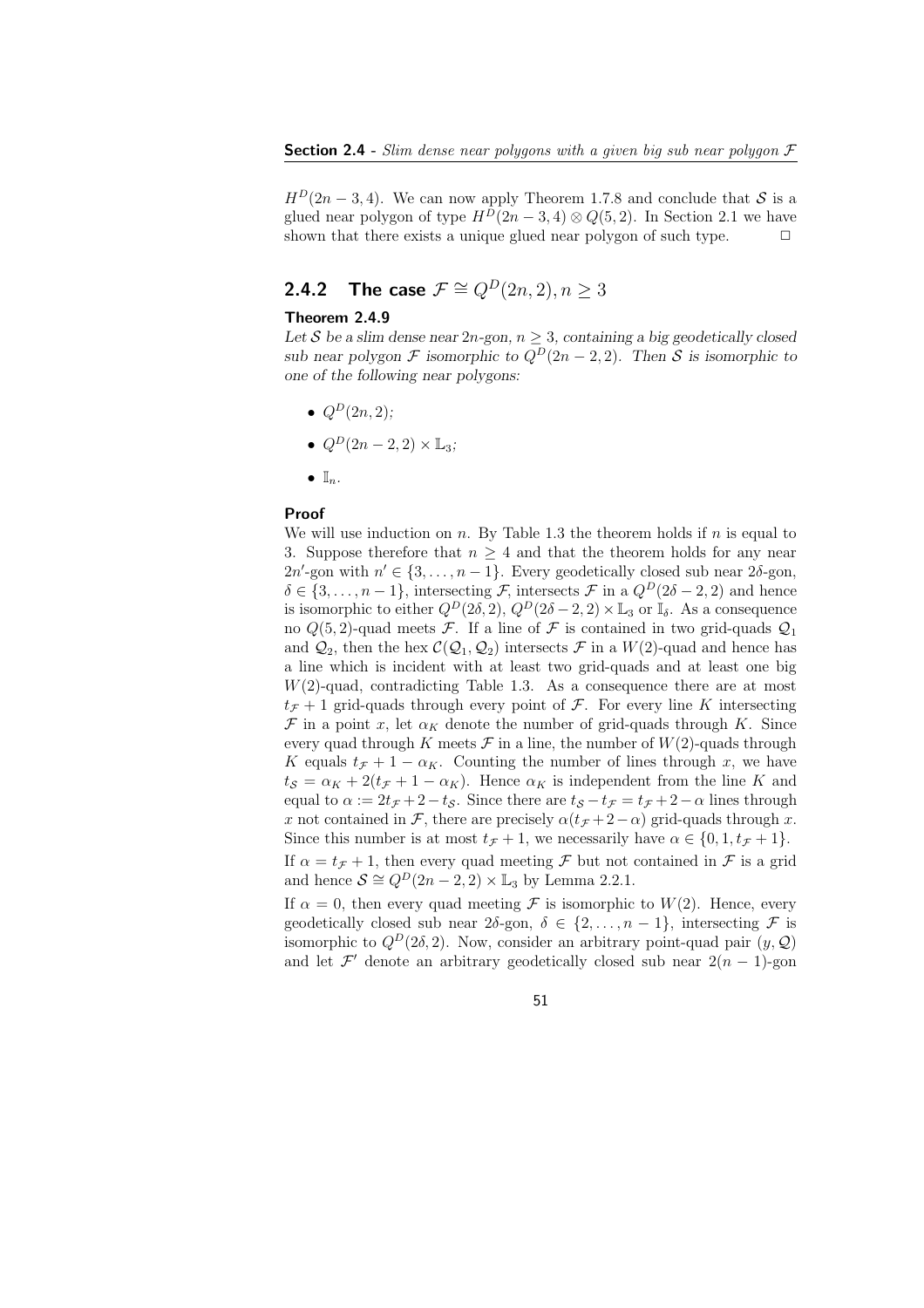$H^D(2n-3,4)$. We can now apply Theorem 1.7.8 and conclude that $\mathcal{S}$ is a glued near polygon of type $H^D(2n-3,4) \otimes Q(5,2)$. In Section 2.1 we have shown that there exists a unique glued near polygon of such type. $\square$

### 2.4.2 The case $\mathcal{F} \cong Q^D(2n,2), n \geq 3$

**Theorem 2.4.9**

*Let $\mathcal{S}$ be a slim dense near $2n$-gon, $n \geq 3$, containing a big geodetically closed sub near polygon $\mathcal{F}$ isomorphic to $Q^D(2n-2,2)$. Then $\mathcal{S}$ is isomorphic to one of the following near polygons:*

- $Q^D(2n,2)$;
- $Q^D(2n-2,2) \times \mathbb{L}_3$;
- $\mathbb{I}_n$.

**Proof**

We will use induction on $n$. By Table 1.3 the theorem holds if $n$ is equal to 3. Suppose therefore that $n \geq 4$ and that the theorem holds for any near $2n'$-gon with $n' \in \{3,\dots,n-1\}$. Every geodetically closed sub near $2\delta$-gon, $\delta \in \{3,\dots,n-1\}$, intersecting $\mathcal{F}$, intersects $\mathcal{F}$ in a $Q^D(2\delta-2,2)$ and hence is isomorphic to either $Q^D(2\delta,2)$, $Q^D(2\delta-2,2) \times \mathbb{L}_3$ or $\mathbb{I}_\delta$. As a consequence no $Q(5,2)$-quad meets $\mathcal{F}$. If a line of $\mathcal{F}$ is contained in two grid-quads $\mathcal{Q}_1$ and $\mathcal{Q}_2$, then the hex $\mathcal{C}(\mathcal{Q}_1,\mathcal{Q}_2)$ intersects $\mathcal{F}$ in a $W(2)$-quad and hence has a line which is incident with at least two grid-quads and at least one big $W(2)$-quad, contradicting Table 1.3. As a consequence there are at most $t_\mathcal{F}+1$ grid-quads through every point of $\mathcal{F}$. For every line $K$ intersecting $\mathcal{F}$ in a point $x$, let $\alpha_K$ denote the number of grid-quads through $K$. Since every quad through $K$ meets $\mathcal{F}$ in a line, the number of $W(2)$-quads through $K$ equals $t_\mathcal{F}+1-\alpha_K$. Counting the number of lines through $x$, we have $t_\mathcal{S} = \alpha_K + 2(t_\mathcal{F}+1-\alpha_K)$. Hence $\alpha_K$ is independent from the line $K$ and equal to $\alpha := 2t_\mathcal{F}+2-t_\mathcal{S}$. Since there are $t_\mathcal{S}-t_\mathcal{F} = t_\mathcal{F}+2-\alpha$ lines through $x$ not contained in $\mathcal{F}$, there are precisely $\alpha(t_\mathcal{F}+2-\alpha)$ grid-quads through $x$. Since this number is at most $t_\mathcal{F}+1$, we necessarily have $\alpha \in \{0,1,t_\mathcal{F}+1\}$.

If $\alpha = t_\mathcal{F}+1$, then every quad meeting $\mathcal{F}$ but not contained in $\mathcal{F}$ is a grid and hence $\mathcal{S} \cong Q^D(2n-2,2) \times \mathbb{L}_3$ by Lemma 2.2.1.

If $\alpha = 0$, then every quad meeting $\mathcal{F}$ is isomorphic to $W(2)$. Hence, every geodetically closed sub near $2\delta$-gon, $\delta \in \{2,\dots,n-1\}$, intersecting $\mathcal{F}$ is isomorphic to $Q^D(2\delta,2)$. Now, consider an arbitrary point-quad pair $(y,\mathcal{Q})$ and let $\mathcal{F}'$ denote an arbitrary geodetically closed sub near $2(n-1)$-gon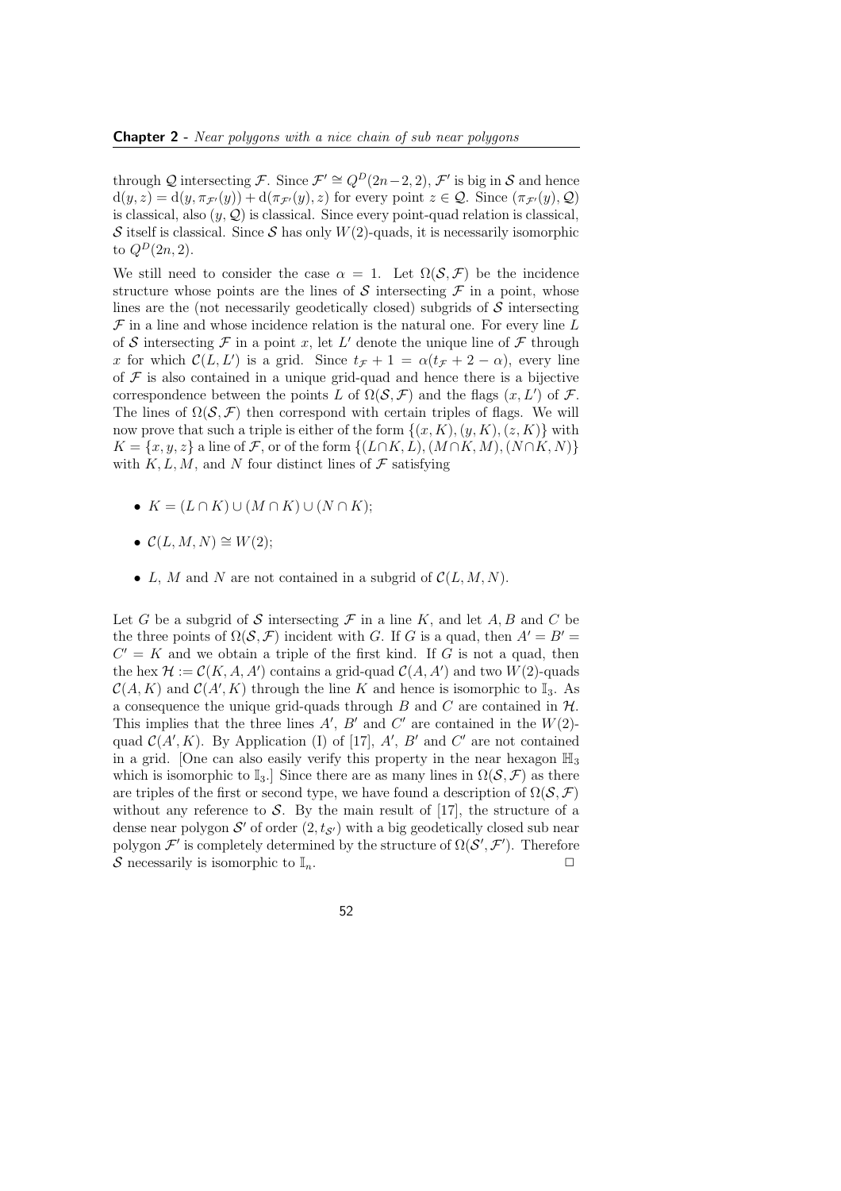through $\mathcal{Q}$ intersecting $\mathcal{F}$. Since $\mathcal{F}' \cong Q^D(2n-2,2)$, $\mathcal{F}'$ is big in $\mathcal{S}$ and hence $d(y,z) = d(y,\pi_{\mathcal{F}'}(y)) + d(\pi_{\mathcal{F}'}(y),z)$ for every point $z \in \mathcal{Q}$. Since $(\pi_{\mathcal{F}'}(y),\mathcal{Q})$ is classical, also $(y,\mathcal{Q})$ is classical. Since every point-quad relation is classical, $\mathcal{S}$ itself is classical. Since $\mathcal{S}$ has only $W(2)$-quads, it is necessarily isomorphic to $Q^D(2n,2)$.

We still need to consider the case $\alpha = 1$. Let $\Omega(\mathcal{S},\mathcal{F})$ be the incidence structure whose points are the lines of $\mathcal{S}$ intersecting $\mathcal{F}$ in a point, whose lines are the (not necessarily geodetically closed) subgrids of $\mathcal{S}$ intersecting $\mathcal{F}$ in a line and whose incidence relation is the natural one. For every line $L$ of $\mathcal{S}$ intersecting $\mathcal{F}$ in a point $x$, let $L'$ denote the unique line of $\mathcal{F}$ through $x$ for which $\mathcal{C}(L,L')$ is a grid. Since $t_{\mathcal{F}}+1 = \alpha(t_{\mathcal{F}}+2-\alpha)$, every line of $\mathcal{F}$ is also contained in a unique grid-quad and hence there is a bijective correspondence between the points $L$ of $\Omega(\mathcal{S},\mathcal{F})$ and the flags $(x,L')$ of $\mathcal{F}$. The lines of $\Omega(\mathcal{S},\mathcal{F})$ then correspond with certain triples of flags. We will now prove that such a triple is either of the form $\{(x,K),(y,K),(z,K)\}$ with $K = \{x,y,z\}$ a line of $\mathcal{F}$, or of the form $\{(L\cap K,L),(M\cap K,M),(N\cap K,N)\}$ with $K, L, M$, and $N$ four distinct lines of $\mathcal{F}$ satisfying

- $K = (L\cap K)\cup(M\cap K)\cup(N\cap K)$;
- $\mathcal{C}(L,M,N) \cong W(2)$;
- $L$, $M$ and $N$ are not contained in a subgrid of $\mathcal{C}(L,M,N)$.

Let $G$ be a subgrid of $\mathcal{S}$ intersecting $\mathcal{F}$ in a line $K$, and let $A, B$ and $C$ be the three points of $\Omega(\mathcal{S},\mathcal{F})$ incident with $G$. If $G$ is a quad, then $A' = B' = C' = K$ and we obtain a triple of the first kind. If $G$ is not a quad, then the hex $\mathcal{H} := \mathcal{C}(K,A,A')$ contains a grid-quad $\mathcal{C}(A,A')$ and two $W(2)$-quads $\mathcal{C}(A,K)$ and $\mathcal{C}(A',K)$ through the line $K$ and hence is isomorphic to $\mathbb{I}_3$. As a consequence the unique grid-quads through $B$ and $C$ are contained in $\mathcal{H}$. This implies that the three lines $A'$, $B'$ and $C'$ are contained in the $W(2)$-quad $\mathcal{C}(A',K)$. By Application (I) of [17], $A'$, $B'$ and $C'$ are not contained in a grid. [One can also easily verify this property in the near hexagon $\mathbb{H}_3$ which is isomorphic to $\mathbb{I}_3$.] Since there are as many lines in $\Omega(\mathcal{S},\mathcal{F})$ as there are triples of the first or second type, we have found a description of $\Omega(\mathcal{S},\mathcal{F})$ without any reference to $\mathcal{S}$. By the main result of [17], the structure of a dense near polygon $\mathcal{S}'$ of order $(2,t_{\mathcal{S}'})$ with a big geodetically closed sub near polygon $\mathcal{F}'$ is completely determined by the structure of $\Omega(\mathcal{S}',\mathcal{F}')$. Therefore $\mathcal{S}$ necessarily is isomorphic to $\mathbb{I}_n$. □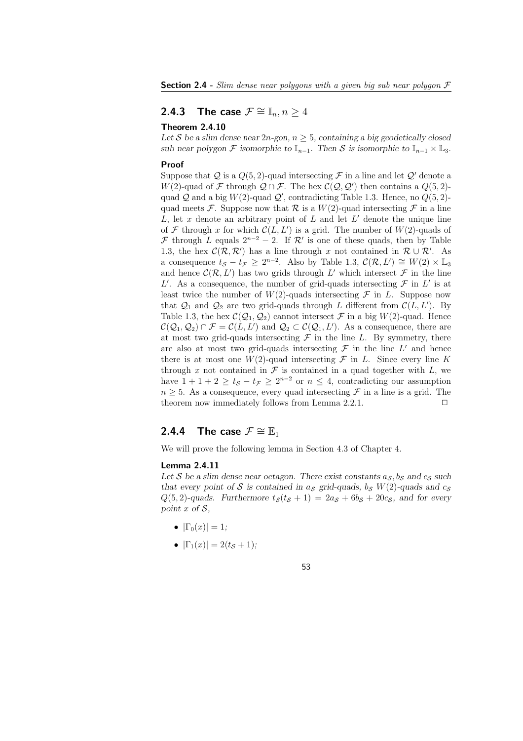### 2.4.3 The case $\mathcal{F} \cong \mathbb{I}_n, n \geq 4$

**Theorem 2.4.10**

*Let $\mathcal{S}$ be a slim dense near $2n$-gon, $n \geq 5$, containing a big geodetically closed sub near polygon $\mathcal{F}$ isomorphic to $\mathbb{I}_{n-1}$. Then $\mathcal{S}$ is isomorphic to $\mathbb{I}_{n-1} \times \mathbb{L}_3$.*

**Proof**

Suppose that $\mathcal{Q}$ is a $Q(5,2)$-quad intersecting $\mathcal{F}$ in a line and let $\mathcal{Q}'$ denote a $W(2)$-quad of $\mathcal{F}$ through $\mathcal{Q} \cap \mathcal{F}$. The hex $\mathcal{C}(\mathcal{Q}, \mathcal{Q}')$ then contains a $Q(5,2)$-quad $\mathcal{Q}$ and a big $W(2)$-quad $\mathcal{Q}'$, contradicting Table 1.3. Hence, no $Q(5,2)$-quad meets $\mathcal{F}$. Suppose now that $\mathcal{R}$ is a $W(2)$-quad intersecting $\mathcal{F}$ in a line $L$, let $x$ denote an arbitrary point of $L$ and let $L'$ denote the unique line of $\mathcal{F}$ through $x$ for which $\mathcal{C}(L, L')$ is a grid. The number of $W(2)$-quads of $\mathcal{F}$ through $L$ equals $2^{n-2} - 2$. If $\mathcal{R}'$ is one of these quads, then by Table 1.3, the hex $\mathcal{C}(\mathcal{R}, \mathcal{R}')$ has a line through $x$ not contained in $\mathcal{R} \cup \mathcal{R}'$. As a consequence $t_{\mathcal{S}} - t_{\mathcal{F}} \geq 2^{n-2}$. Also by Table 1.3, $\mathcal{C}(\mathcal{R}, L') \cong W(2) \times \mathbb{L}_3$ and hence $\mathcal{C}(\mathcal{R}, L')$ has two grids through $L'$ which intersect $\mathcal{F}$ in the line $L'$. As a consequence, the number of grid-quads intersecting $\mathcal{F}$ in $L'$ is at least twice the number of $W(2)$-quads intersecting $\mathcal{F}$ in $L$. Suppose now that $\mathcal{Q}_1$ and $\mathcal{Q}_2$ are two grid-quads through $L$ different from $\mathcal{C}(L, L')$. By Table 1.3, the hex $\mathcal{C}(\mathcal{Q}_1, \mathcal{Q}_2)$ cannot intersect $\mathcal{F}$ in a big $W(2)$-quad. Hence $\mathcal{C}(\mathcal{Q}_1, \mathcal{Q}_2) \cap \mathcal{F} = \mathcal{C}(L, L')$ and $\mathcal{Q}_2 \subset \mathcal{C}(\mathcal{Q}_1, L')$. As a consequence, there are at most two grid-quads intersecting $\mathcal{F}$ in the line $L$. By symmetry, there are also at most two grid-quads intersecting $\mathcal{F}$ in the line $L'$ and hence there is at most one $W(2)$-quad intersecting $\mathcal{F}$ in $L$. Since every line $K$ through $x$ not contained in $\mathcal{F}$ is contained in a quad together with $L$, we have $1 + 1 + 2 \geq t_{\mathcal{S}} - t_{\mathcal{F}} \geq 2^{n-2}$ or $n \leq 4$, contradicting our assumption $n \geq 5$. As a consequence, every quad intersecting $\mathcal{F}$ in a line is a grid. The theorem now immediately follows from Lemma 2.2.1. □

### 2.4.4 The case $\mathcal{F} \cong \mathbb{E}_1$

We will prove the following lemma in Section 4.3 of Chapter 4.

**Lemma 2.4.11**

*Let $\mathcal{S}$ be a slim dense near octagon. There exist constants $a_{\mathcal{S}}, b_{\mathcal{S}}$ and $c_{\mathcal{S}}$ such that every point of $\mathcal{S}$ is contained in $a_{\mathcal{S}}$ grid-quads, $b_{\mathcal{S}}$ $W(2)$-quads and $c_{\mathcal{S}}$ $Q(5,2)$-quads. Furthermore $t_{\mathcal{S}}(t_{\mathcal{S}} + 1) = 2a_{\mathcal{S}} + 6b_{\mathcal{S}} + 20c_{\mathcal{S}}$, and for every point $x$ of $\mathcal{S}$,*

- $|\Gamma_0(x)| = 1$;
- $|\Gamma_1(x)| = 2(t_{\mathcal{S}} + 1)$;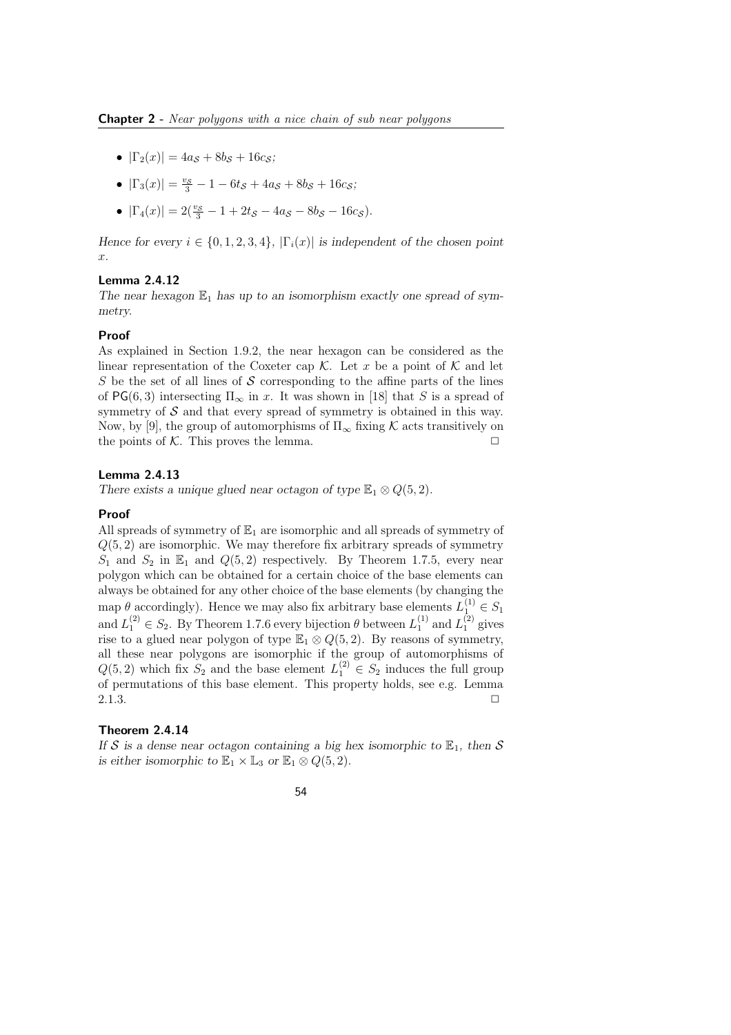- $|\Gamma_2(x)| = 4a_{\mathcal{S}} + 8b_{\mathcal{S}} + 16c_{\mathcal{S}}$;
- $|\Gamma_3(x)| = \frac{v_{\mathcal{S}}}{3} - 1 - 6t_{\mathcal{S}} + 4a_{\mathcal{S}} + 8b_{\mathcal{S}} + 16c_{\mathcal{S}}$;
- $|\Gamma_4(x)| = 2(\frac{v_{\mathcal{S}}}{3} - 1 + 2t_{\mathcal{S}} - 4a_{\mathcal{S}} - 8b_{\mathcal{S}} - 16c_{\mathcal{S}})$.

*Hence for every $i \in \{0, 1, 2, 3, 4\}$, $|\Gamma_i(x)|$ is independent of the chosen point $x$.*

#### Lemma 2.4.12

*The near hexagon $\mathbb{E}_1$ has up to an isomorphism exactly one spread of symmetry.*

#### Proof

As explained in Section 1.9.2, the near hexagon can be considered as the linear representation of the Coxeter cap $\mathcal{K}$. Let $x$ be a point of $\mathcal{K}$ and let $S$ be the set of all lines of $\mathcal{S}$ corresponding to the affine parts of the lines of $\mathsf{PG}(6, 3)$ intersecting $\Pi_\infty$ in $x$. It was shown in [18] that $S$ is a spread of symmetry of $\mathcal{S}$ and that every spread of symmetry is obtained in this way. Now, by [9], the group of automorphisms of $\Pi_\infty$ fixing $\mathcal{K}$ acts transitively on the points of $\mathcal{K}$. This proves the lemma. $\square$

#### Lemma 2.4.13

*There exists a unique glued near octagon of type $\mathbb{E}_1 \otimes Q(5, 2)$.*

#### Proof

All spreads of symmetry of $\mathbb{E}_1$ are isomorphic and all spreads of symmetry of $Q(5, 2)$ are isomorphic. We may therefore fix arbitrary spreads of symmetry $S_1$ and $S_2$ in $\mathbb{E}_1$ and $Q(5, 2)$ respectively. By Theorem 1.7.5, every near polygon which can be obtained for a certain choice of the base elements can always be obtained for any other choice of the base elements (by changing the map $\theta$ accordingly). Hence we may also fix arbitrary base elements $L_1^{(1)} \in S_1$ and $L_1^{(2)} \in S_2$. By Theorem 1.7.6 every bijection $\theta$ between $L_1^{(1)}$ and $L_1^{(2)}$ gives rise to a glued near polygon of type $\mathbb{E}_1 \otimes Q(5, 2)$. By reasons of symmetry, all these near polygons are isomorphic if the group of automorphisms of $Q(5, 2)$ which fix $S_2$ and the base element $L_1^{(2)} \in S_2$ induces the full group of permutations of this base element. This property holds, see e.g. Lemma 2.1.3. $\square$

#### Theorem 2.4.14

*If $\mathcal{S}$ is a dense near octagon containing a big hex isomorphic to $\mathbb{E}_1$, then $\mathcal{S}$ is either isomorphic to $\mathbb{E}_1 \times \mathbb{L}_3$ or $\mathbb{E}_1 \otimes Q(5, 2)$.*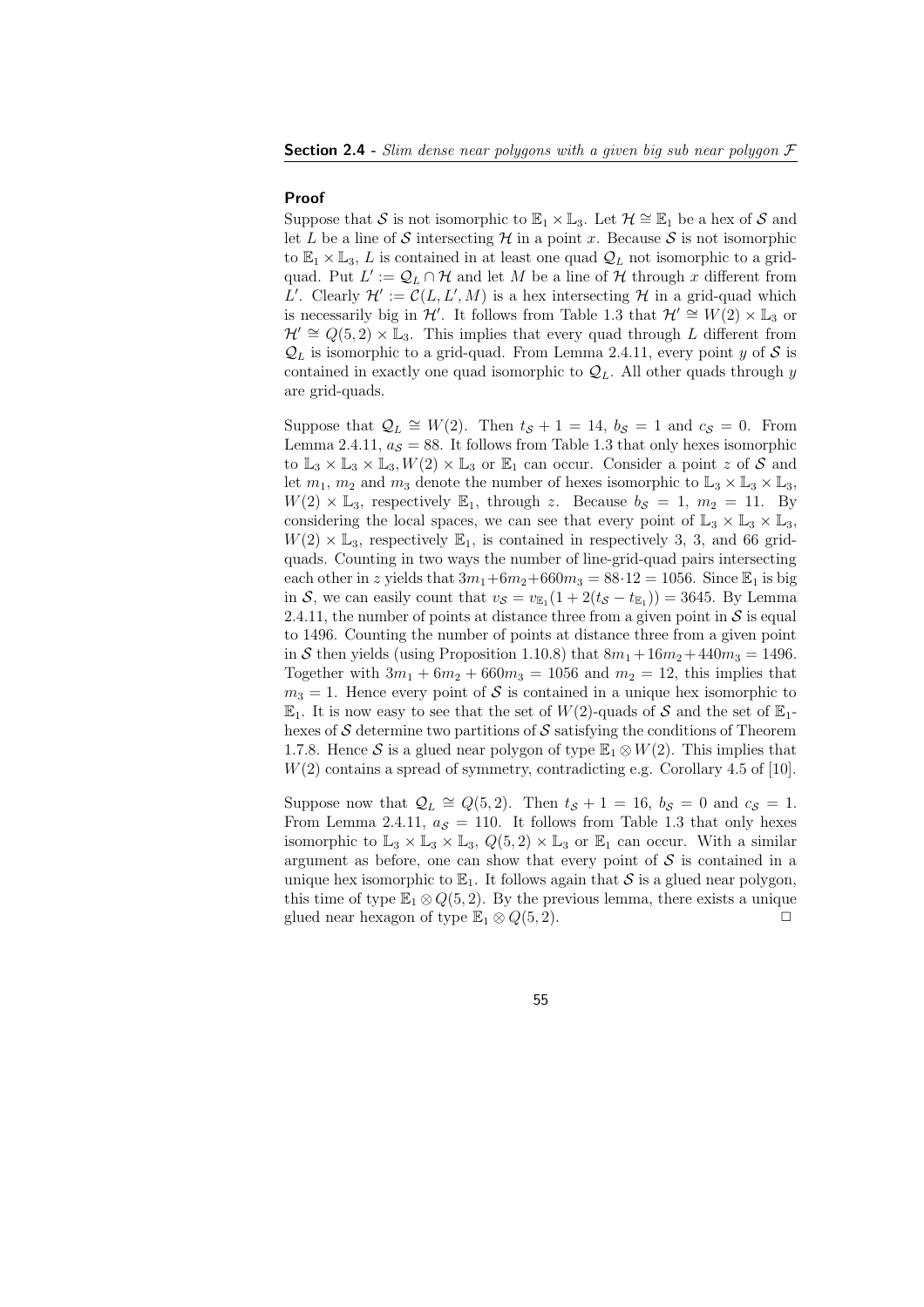**Proof**

Suppose that $\mathcal{S}$ is not isomorphic to $\mathbb{E}_1 \times \mathbb{L}_3$. Let $\mathcal{H} \cong \mathbb{E}_1$ be a hex of $\mathcal{S}$ and let $L$ be a line of $\mathcal{S}$ intersecting $\mathcal{H}$ in a point $x$. Because $\mathcal{S}$ is not isomorphic to $\mathbb{E}_1 \times \mathbb{L}_3$, $L$ is contained in at least one quad $\mathcal{Q}_L$ not isomorphic to a grid-quad. Put $L' := \mathcal{Q}_L \cap \mathcal{H}$ and let $M$ be a line of $\mathcal{H}$ through $x$ different from $L'$. Clearly $\mathcal{H}' := \mathcal{C}(L, L', M)$ is a hex intersecting $\mathcal{H}$ in a grid-quad which is necessarily big in $\mathcal{H}'$. It follows from Table 1.3 that $\mathcal{H}' \cong W(2) \times \mathbb{L}_3$ or $\mathcal{H}' \cong Q(5,2) \times \mathbb{L}_3$. This implies that every quad through $L$ different from $\mathcal{Q}_L$ is isomorphic to a grid-quad. From Lemma 2.4.11, every point $y$ of $\mathcal{S}$ is contained in exactly one quad isomorphic to $\mathcal{Q}_L$. All other quads through $y$ are grid-quads.

Suppose that $\mathcal{Q}_L \cong W(2)$. Then $t_{\mathcal{S}} + 1 = 14$, $b_{\mathcal{S}} = 1$ and $c_{\mathcal{S}} = 0$. From Lemma 2.4.11, $a_{\mathcal{S}} = 88$. It follows from Table 1.3 that only hexes isomorphic to $\mathbb{L}_3 \times \mathbb{L}_3 \times \mathbb{L}_3, W(2) \times \mathbb{L}_3$ or $\mathbb{E}_1$ can occur. Consider a point $z$ of $\mathcal{S}$ and let $m_1$, $m_2$ and $m_3$ denote the number of hexes isomorphic to $\mathbb{L}_3 \times \mathbb{L}_3 \times \mathbb{L}_3$, $W(2) \times \mathbb{L}_3$, respectively $\mathbb{E}_1$, through $z$. Because $b_{\mathcal{S}} = 1$, $m_2 = 11$. By considering the local spaces, we can see that every point of $\mathbb{L}_3 \times \mathbb{L}_3 \times \mathbb{L}_3$, $W(2) \times \mathbb{L}_3$, respectively $\mathbb{E}_1$, is contained in respectively 3, 3, and 66 grid-quads. Counting in two ways the number of line-grid-quad pairs intersecting each other in $z$ yields that $3m_1 + 6m_2 + 660m_3 = 88 \cdot 12 = 1056$. Since $\mathbb{E}_1$ is big in $\mathcal{S}$, we can easily count that $v_{\mathcal{S}} = v_{\mathbb{E}_1}(1 + 2(t_{\mathcal{S}} - t_{\mathbb{E}_1})) = 3645$. By Lemma 2.4.11, the number of points at distance three from a given point in $\mathcal{S}$ is equal to 1496. Counting the number of points at distance three from a given point in $\mathcal{S}$ then yields (using Proposition 1.10.8) that $8m_1 + 16m_2 + 440m_3 = 1496$. Together with $3m_1 + 6m_2 + 660m_3 = 1056$ and $m_2 = 12$, this implies that $m_3 = 1$. Hence every point of $\mathcal{S}$ is contained in a unique hex isomorphic to $\mathbb{E}_1$. It is now easy to see that the set of $W(2)$-quads of $\mathcal{S}$ and the set of $\mathbb{E}_1$-hexes of $\mathcal{S}$ determine two partitions of $\mathcal{S}$ satisfying the conditions of Theorem 1.7.8. Hence $\mathcal{S}$ is a glued near polygon of type $\mathbb{E}_1 \otimes W(2)$. This implies that $W(2)$ contains a spread of symmetry, contradicting e.g. Corollary 4.5 of [10].

Suppose now that $\mathcal{Q}_L \cong Q(5,2)$. Then $t_{\mathcal{S}} + 1 = 16$, $b_{\mathcal{S}} = 0$ and $c_{\mathcal{S}} = 1$. From Lemma 2.4.11, $a_{\mathcal{S}} = 110$. It follows from Table 1.3 that only hexes isomorphic to $\mathbb{L}_3 \times \mathbb{L}_3 \times \mathbb{L}_3$, $Q(5,2) \times \mathbb{L}_3$ or $\mathbb{E}_1$ can occur. With a similar argument as before, one can show that every point of $\mathcal{S}$ is contained in a unique hex isomorphic to $\mathbb{E}_1$. It follows again that $\mathcal{S}$ is a glued near polygon, this time of type $\mathbb{E}_1 \otimes Q(5,2)$. By the previous lemma, there exists a unique glued near hexagon of type $\mathbb{E}_1 \otimes Q(5,2)$. □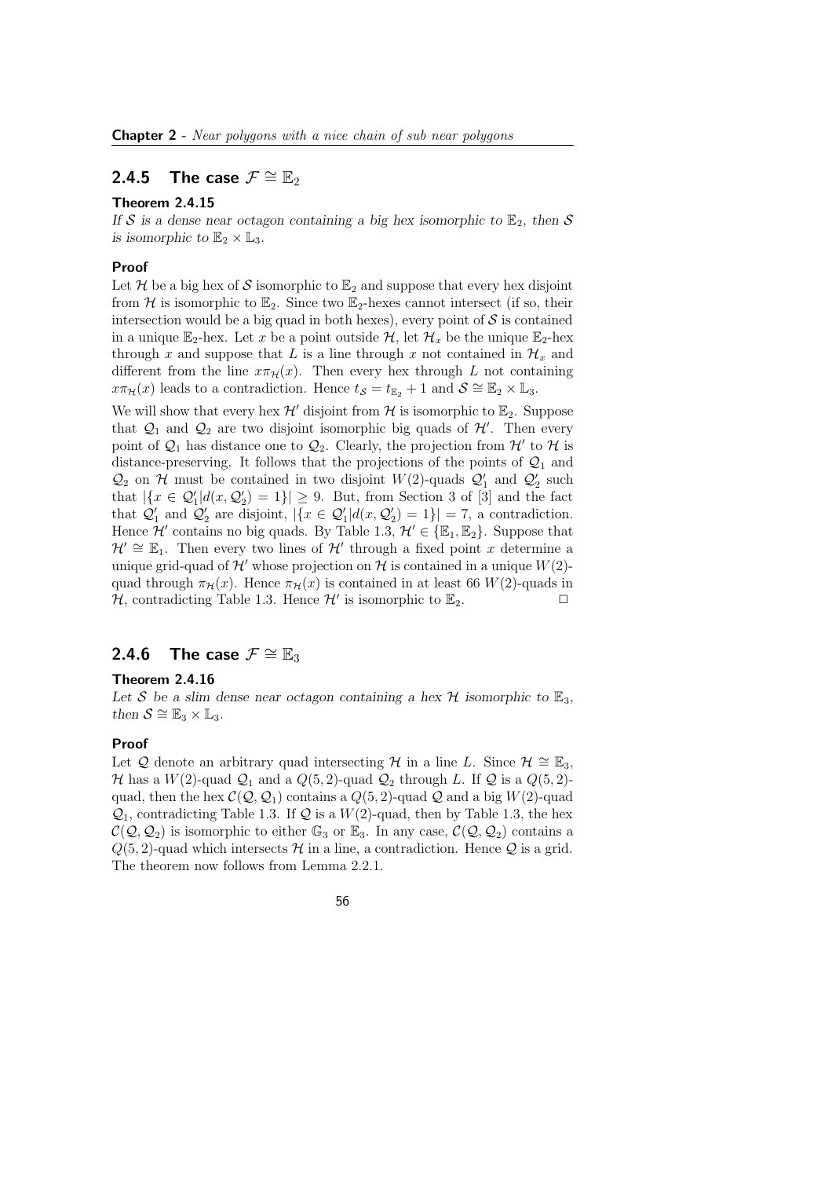### 2.4.5 The case $\mathcal{F} \cong \mathbb{E}_2$

**Theorem 2.4.15**

*If $\mathcal{S}$ is a dense near octagon containing a big hex isomorphic to $\mathbb{E}_2$, then $\mathcal{S}$ is isomorphic to $\mathbb{E}_2 \times \mathbb{L}_3$.*

**Proof**

Let $\mathcal{H}$ be a big hex of $\mathcal{S}$ isomorphic to $\mathbb{E}_2$ and suppose that every hex disjoint from $\mathcal{H}$ is isomorphic to $\mathbb{E}_2$. Since two $\mathbb{E}_2$-hexes cannot intersect (if so, their intersection would be a big quad in both hexes), every point of $\mathcal{S}$ is contained in a unique $\mathbb{E}_2$-hex. Let $x$ be a point outside $\mathcal{H}$, let $\mathcal{H}_x$ be the unique $\mathbb{E}_2$-hex through $x$ and suppose that $L$ is a line through $x$ not contained in $\mathcal{H}_x$ and different from the line $x\pi_{\mathcal{H}}(x)$. Then every hex through $L$ not containing $x\pi_{\mathcal{H}}(x)$ leads to a contradiction. Hence $t_{\mathcal{S}} = t_{\mathbb{E}_2} + 1$ and $\mathcal{S} \cong \mathbb{E}_2 \times \mathbb{L}_3$.

We will show that every hex $\mathcal{H}'$ disjoint from $\mathcal{H}$ is isomorphic to $\mathbb{E}_2$. Suppose that $\mathcal{Q}_1$ and $\mathcal{Q}_2$ are two disjoint isomorphic big quads of $\mathcal{H}'$. Then every point of $\mathcal{Q}_1$ has distance one to $\mathcal{Q}_2$. Clearly, the projection from $\mathcal{H}'$ to $\mathcal{H}$ is distance-preserving. It follows that the projections of the points of $\mathcal{Q}_1$ and $\mathcal{Q}_2$ on $\mathcal{H}$ must be contained in two disjoint $W(2)$-quads $\mathcal{Q}'_1$ and $\mathcal{Q}'_2$ such that $|\{x \in \mathcal{Q}'_1 | d(x, \mathcal{Q}'_2) = 1\}| \geq 9$. But, from Section 3 of [3] and the fact that $\mathcal{Q}'_1$ and $\mathcal{Q}'_2$ are disjoint, $|\{x \in \mathcal{Q}'_1 | d(x, \mathcal{Q}'_2) = 1\}| = 7$, a contradiction. Hence $\mathcal{H}'$ contains no big quads. By Table 1.3, $\mathcal{H}' \in \{\mathbb{E}_1, \mathbb{E}_2\}$. Suppose that $\mathcal{H}' \cong \mathbb{E}_1$. Then every two lines of $\mathcal{H}'$ through a fixed point $x$ determine a unique grid-quad of $\mathcal{H}'$ whose projection on $\mathcal{H}$ is contained in a unique $W(2)$-quad through $\pi_{\mathcal{H}}(x)$. Hence $\pi_{\mathcal{H}}(x)$ is contained in at least 66 $W(2)$-quads in $\mathcal{H}$, contradicting Table 1.3. Hence $\mathcal{H}'$ is isomorphic to $\mathbb{E}_2$. □

### 2.4.6 The case $\mathcal{F} \cong \mathbb{E}_3$

**Theorem 2.4.16**

*Let $\mathcal{S}$ be a slim dense near octagon containing a hex $\mathcal{H}$ isomorphic to $\mathbb{E}_3$, then $\mathcal{S} \cong \mathbb{E}_3 \times \mathbb{L}_3$.*

**Proof**

Let $\mathcal{Q}$ denote an arbitrary quad intersecting $\mathcal{H}$ in a line $L$. Since $\mathcal{H} \cong \mathbb{E}_3$, $\mathcal{H}$ has a $W(2)$-quad $\mathcal{Q}_1$ and a $Q(5,2)$-quad $\mathcal{Q}_2$ through $L$. If $\mathcal{Q}$ is a $Q(5,2)$-quad, then the hex $\mathcal{C}(\mathcal{Q}, \mathcal{Q}_1)$ contains a $Q(5,2)$-quad $\mathcal{Q}$ and a big $W(2)$-quad $\mathcal{Q}_1$, contradicting Table 1.3. If $\mathcal{Q}$ is a $W(2)$-quad, then by Table 1.3, the hex $\mathcal{C}(\mathcal{Q}, \mathcal{Q}_2)$ is isomorphic to either $\mathbb{G}_3$ or $\mathbb{E}_3$. In any case, $\mathcal{C}(\mathcal{Q}, \mathcal{Q}_2)$ contains a $Q(5,2)$-quad which intersects $\mathcal{H}$ in a line, a contradiction. Hence $\mathcal{Q}$ is a grid. The theorem now follows from Lemma 2.2.1.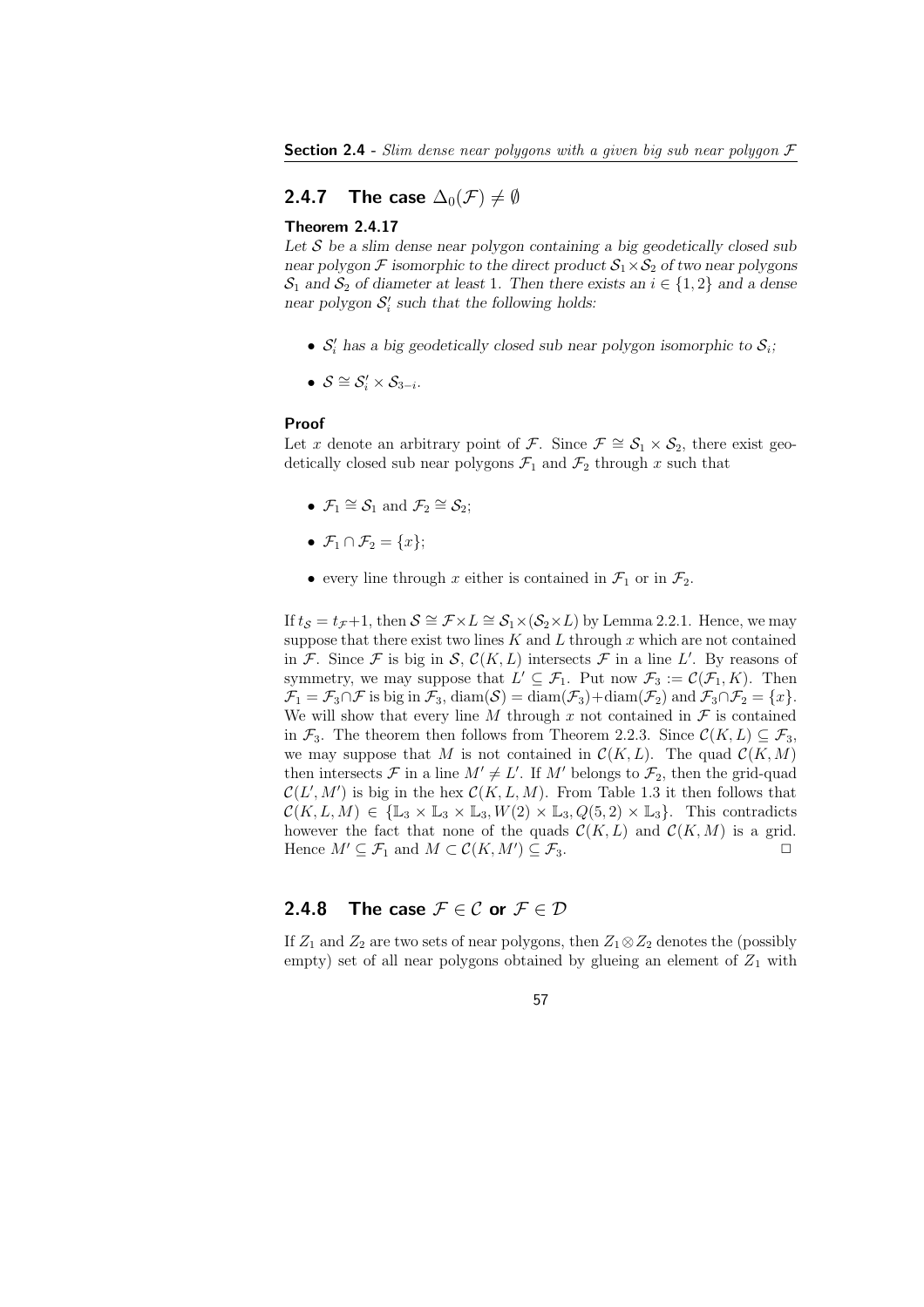### 2.4.7 The case $\Delta_0(\mathcal{F}) \neq \emptyset$

**Theorem 2.4.17**

*Let $\mathcal{S}$ be a slim dense near polygon containing a big geodetically closed sub near polygon $\mathcal{F}$ isomorphic to the direct product $\mathcal{S}_1 \times \mathcal{S}_2$ of two near polygons $\mathcal{S}_1$ and $\mathcal{S}_2$ of diameter at least 1. Then there exists an $i \in \{1, 2\}$ and a dense near polygon $\mathcal{S}'_i$ such that the following holds:*

- *$\mathcal{S}'_i$ has a big geodetically closed sub near polygon isomorphic to $\mathcal{S}_i$;*
- *$\mathcal{S} \cong \mathcal{S}'_i \times \mathcal{S}_{3-i}$.*

**Proof**

Let $x$ denote an arbitrary point of $\mathcal{F}$. Since $\mathcal{F} \cong \mathcal{S}_1 \times \mathcal{S}_2$, there exist geodetically closed sub near polygons $\mathcal{F}_1$ and $\mathcal{F}_2$ through $x$ such that

- $\mathcal{F}_1 \cong \mathcal{S}_1$ and $\mathcal{F}_2 \cong \mathcal{S}_2$;
- $\mathcal{F}_1 \cap \mathcal{F}_2 = \{x\}$;
- every line through $x$ either is contained in $\mathcal{F}_1$ or in $\mathcal{F}_2$.

If $t_{\mathcal{S}} = t_{\mathcal{F}}+1$, then $\mathcal{S} \cong \mathcal{F}\times L \cong \mathcal{S}_1\times(\mathcal{S}_2\times L)$ by Lemma 2.2.1. Hence, we may suppose that there exist two lines $K$ and $L$ through $x$ which are not contained in $\mathcal{F}$. Since $\mathcal{F}$ is big in $\mathcal{S}$, $\mathcal{C}(K, L)$ intersects $\mathcal{F}$ in a line $L'$. By reasons of symmetry, we may suppose that $L' \subseteq \mathcal{F}_1$. Put now $\mathcal{F}_3 := \mathcal{C}(\mathcal{F}_1, K)$. Then $\mathcal{F}_1 = \mathcal{F}_3\cap\mathcal{F}$ is big in $\mathcal{F}_3$, $\mathrm{diam}(\mathcal{S}) = \mathrm{diam}(\mathcal{F}_3)+\mathrm{diam}(\mathcal{F}_2)$ and $\mathcal{F}_3\cap\mathcal{F}_2 = \{x\}$. We will show that every line $M$ through $x$ not contained in $\mathcal{F}$ is contained in $\mathcal{F}_3$. The theorem then follows from Theorem 2.2.3. Since $\mathcal{C}(K, L) \subseteq \mathcal{F}_3$, we may suppose that $M$ is not contained in $\mathcal{C}(K, L)$. The quad $\mathcal{C}(K, M)$ then intersects $\mathcal{F}$ in a line $M' \neq L'$. If $M'$ belongs to $\mathcal{F}_2$, then the grid-quad $\mathcal{C}(L', M')$ is big in the hex $\mathcal{C}(K, L, M)$. From Table 1.3 it then follows that $\mathcal{C}(K, L, M) \in \{\mathbb{L}_3 \times \mathbb{L}_3 \times \mathbb{L}_3, W(2) \times \mathbb{L}_3, Q(5, 2) \times \mathbb{L}_3\}$. This contradicts however the fact that none of the quads $\mathcal{C}(K, L)$ and $\mathcal{C}(K, M)$ is a grid. Hence $M' \subseteq \mathcal{F}_1$ and $M \subset \mathcal{C}(K, M') \subseteq \mathcal{F}_3$. □

### 2.4.8 The case $\mathcal{F} \in \mathcal{C}$ or $\mathcal{F} \in \mathcal{D}$

If $Z_1$ and $Z_2$ are two sets of near polygons, then $Z_1 \otimes Z_2$ denotes the (possibly empty) set of all near polygons obtained by glueing an element of $Z_1$ with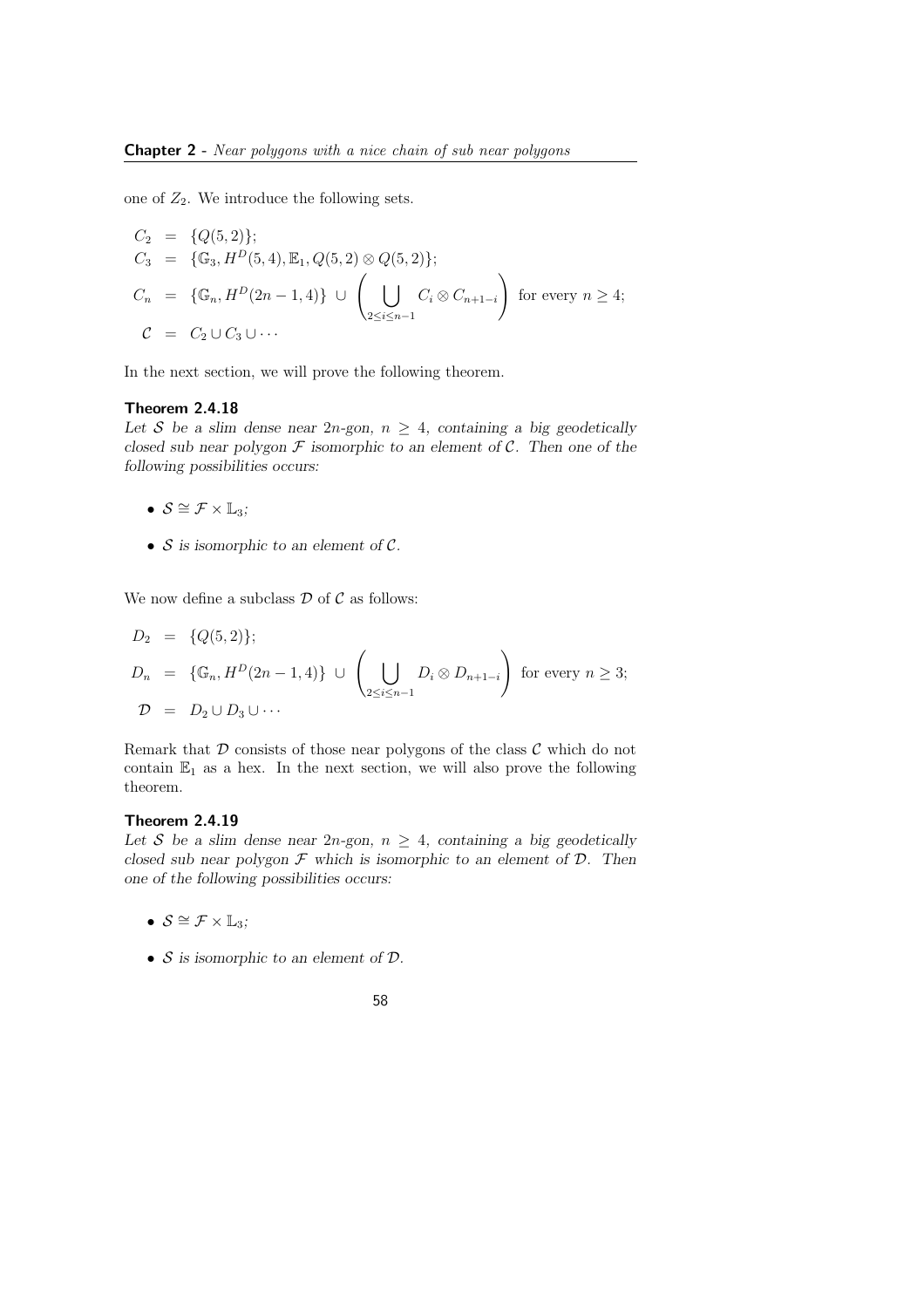one of $Z_2$. We introduce the following sets.

$$
\begin{aligned}
C_2 &= \{Q(5,2)\};\\
C_3 &= \{\mathbb{G}_3, H^D(5,4), \mathbb{E}_1, Q(5,2) \otimes Q(5,2)\};\\
C_n &= \{\mathbb{G}_n, H^D(2n-1,4)\} \cup \left( \bigcup_{2 \leq i \leq n-1} C_i \otimes C_{n+1-i} \right) \text{ for every } n \geq 4;\\
\mathcal{C} &= C_2 \cup C_3 \cup \cdots
\end{aligned}
$$

In the next section, we will prove the following theorem.

**Theorem 2.4.18**
*Let $\mathcal{S}$ be a slim dense near $2n$-gon, $n \geq 4$, containing a big geodetically closed sub near polygon $\mathcal{F}$ isomorphic to an element of $\mathcal{C}$. Then one of the following possibilities occurs:*

- *$\mathcal{S} \cong \mathcal{F} \times \mathbb{L}_3$;*
- *$\mathcal{S}$ is isomorphic to an element of $\mathcal{C}$.*

We now define a subclass $\mathcal{D}$ of $\mathcal{C}$ as follows:

$$
\begin{aligned}
D_2 &= \{Q(5,2)\};\\
D_n &= \{\mathbb{G}_n, H^D(2n-1,4)\} \cup \left( \bigcup_{2 \leq i \leq n-1} D_i \otimes D_{n+1-i} \right) \text{ for every } n \geq 3;\\
\mathcal{D} &= D_2 \cup D_3 \cup \cdots
\end{aligned}
$$

Remark that $\mathcal{D}$ consists of those near polygons of the class $\mathcal{C}$ which do not contain $\mathbb{E}_1$ as a hex. In the next section, we will also prove the following theorem.

**Theorem 2.4.19**
*Let $\mathcal{S}$ be a slim dense near $2n$-gon, $n \geq 4$, containing a big geodetically closed sub near polygon $\mathcal{F}$ which is isomorphic to an element of $\mathcal{D}$. Then one of the following possibilities occurs:*

- *$\mathcal{S} \cong \mathcal{F} \times \mathbb{L}_3$;*
- *$\mathcal{S}$ is isomorphic to an element of $\mathcal{D}$.*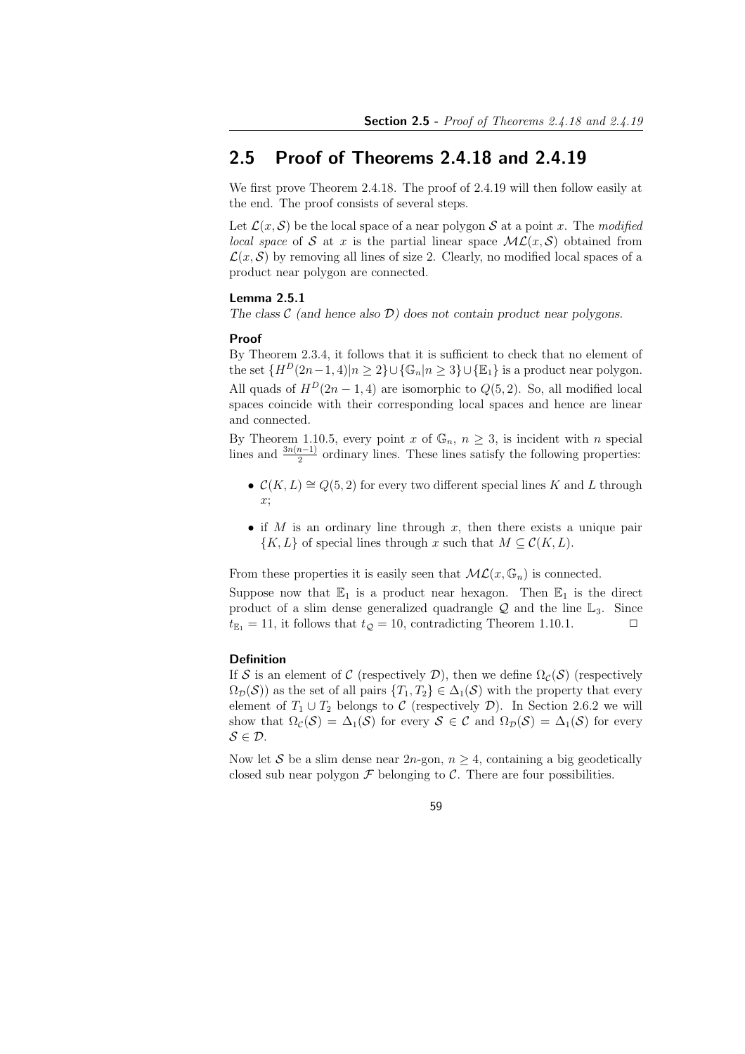## 2.5 Proof of Theorems 2.4.18 and 2.4.19

We first prove Theorem 2.4.18. The proof of 2.4.19 will then follow easily at the end. The proof consists of several steps.

Let $\mathcal{L}(x, \mathcal{S})$ be the local space of a near polygon $\mathcal{S}$ at a point $x$. The *modified local space* of $\mathcal{S}$ at $x$ is the partial linear space $\mathcal{ML}(x, \mathcal{S})$ obtained from $\mathcal{L}(x, \mathcal{S})$ by removing all lines of size 2. Clearly, no modified local spaces of a product near polygon are connected.

**Lemma 2.5.1**

*The class $\mathcal{C}$ (and hence also $\mathcal{D}$) does not contain product near polygons.*

**Proof**

By Theorem 2.3.4, it follows that it is sufficient to check that no element of the set $\{H^D(2n-1, 4)|n \geq 2\} \cup \{\mathbb{G}_n|n \geq 3\} \cup \{\mathbb{E}_1\}$ is a product near polygon.

All quads of $H^D(2n-1, 4)$ are isomorphic to $Q(5, 2)$. So, all modified local spaces coincide with their corresponding local spaces and hence are linear and connected.

By Theorem 1.10.5, every point $x$ of $\mathbb{G}_n$, $n \geq 3$, is incident with $n$ special lines and $\frac{3n(n-1)}{2}$ ordinary lines. These lines satisfy the following properties:

- $\mathcal{C}(K, L) \cong Q(5, 2)$ for every two different special lines $K$ and $L$ through $x$;
- if $M$ is an ordinary line through $x$, then there exists a unique pair $\{K, L\}$ of special lines through $x$ such that $M \subseteq \mathcal{C}(K, L)$.

From these properties it is easily seen that $\mathcal{ML}(x, \mathbb{G}_n)$ is connected.

Suppose now that $\mathbb{E}_1$ is a product near hexagon. Then $\mathbb{E}_1$ is the direct product of a slim dense generalized quadrangle $\mathcal{Q}$ and the line $\mathbb{L}_3$. Since $t_{\mathbb{E}_1} = 11$, it follows that $t_{\mathcal{Q}} = 10$, contradicting Theorem 1.10.1. □

**Definition**

If $\mathcal{S}$ is an element of $\mathcal{C}$ (respectively $\mathcal{D}$), then we define $\Omega_{\mathcal{C}}(\mathcal{S})$ (respectively $\Omega_{\mathcal{D}}(\mathcal{S})$) as the set of all pairs $\{T_1, T_2\} \in \Delta_1(\mathcal{S})$ with the property that every element of $T_1 \cup T_2$ belongs to $\mathcal{C}$ (respectively $\mathcal{D}$). In Section 2.6.2 we will show that $\Omega_{\mathcal{C}}(\mathcal{S}) = \Delta_1(\mathcal{S})$ for every $\mathcal{S} \in \mathcal{C}$ and $\Omega_{\mathcal{D}}(\mathcal{S}) = \Delta_1(\mathcal{S})$ for every $\mathcal{S} \in \mathcal{D}$.

Now let $\mathcal{S}$ be a slim dense near $2n$-gon, $n \geq 4$, containing a big geodetically closed sub near polygon $\mathcal{F}$ belonging to $\mathcal{C}$. There are four possibilities.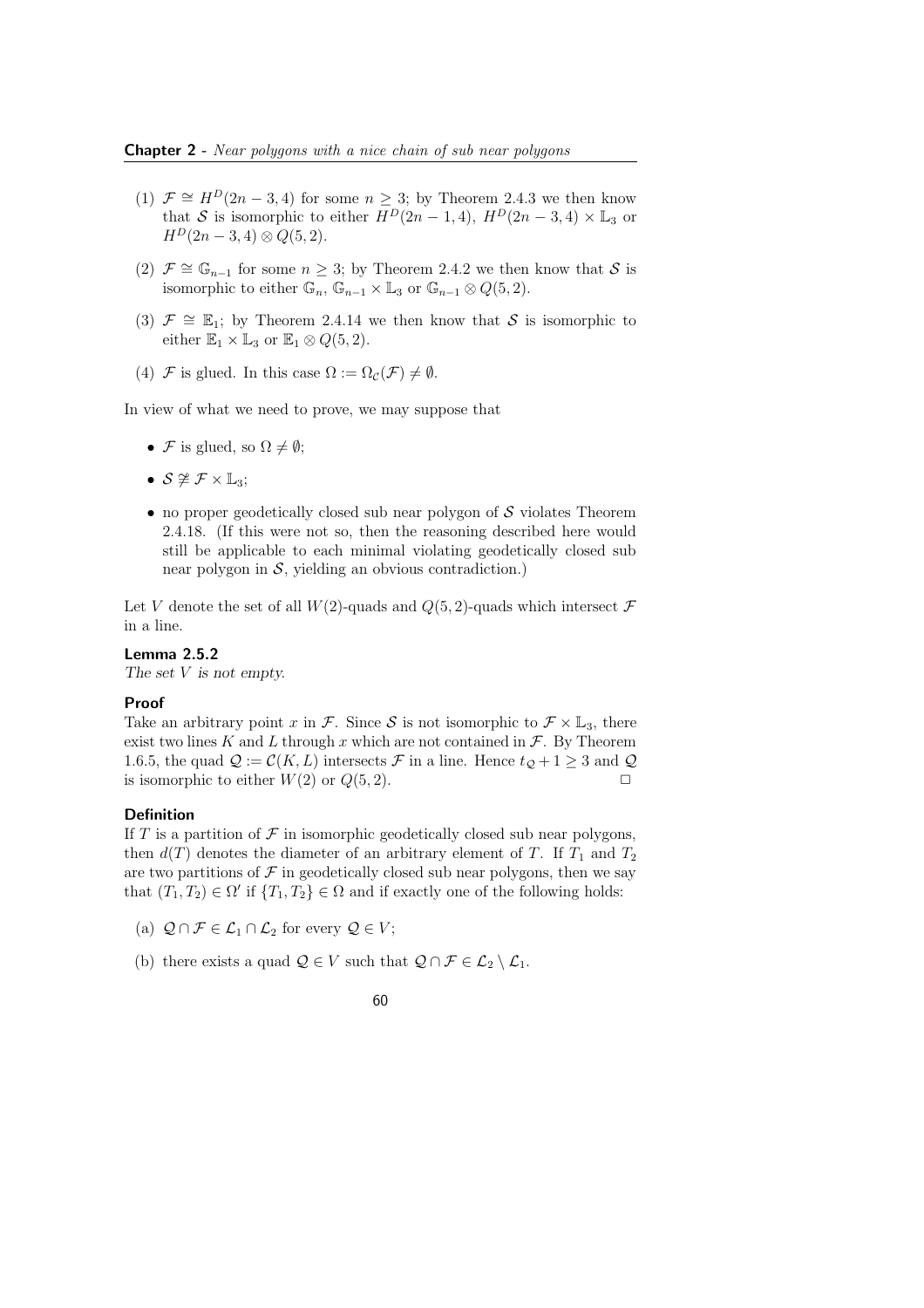(1) $\mathcal{F} \cong H^D(2n-3,4)$ for some $n \geq 3$; by Theorem 2.4.3 we then know that $\mathcal{S}$ is isomorphic to either $H^D(2n-1,4)$, $H^D(2n-3,4) \times \mathbb{L}_3$ or $H^D(2n-3,4) \otimes Q(5,2)$.

(2) $\mathcal{F} \cong \mathbb{G}_{n-1}$ for some $n \geq 3$; by Theorem 2.4.2 we then know that $\mathcal{S}$ is isomorphic to either $\mathbb{G}_n$, $\mathbb{G}_{n-1} \times \mathbb{L}_3$ or $\mathbb{G}_{n-1} \otimes Q(5,2)$.

(3) $\mathcal{F} \cong \mathbb{E}_1$; by Theorem 2.4.14 we then know that $\mathcal{S}$ is isomorphic to either $\mathbb{E}_1 \times \mathbb{L}_3$ or $\mathbb{E}_1 \otimes Q(5,2)$.

(4) $\mathcal{F}$ is glued. In this case $\Omega := \Omega_{\mathcal{C}}(\mathcal{F}) \neq \emptyset$.

In view of what we need to prove, we may suppose that

- $\mathcal{F}$ is glued, so $\Omega \neq \emptyset$;
- $\mathcal{S} \not\cong \mathcal{F} \times \mathbb{L}_3$;
- no proper geodetically closed sub near polygon of $\mathcal{S}$ violates Theorem 2.4.18. (If this were not so, then the reasoning described here would still be applicable to each minimal violating geodetically closed sub near polygon in $\mathcal{S}$, yielding an obvious contradiction.)

Let $V$ denote the set of all $W(2)$-quads and $Q(5,2)$-quads which intersect $\mathcal{F}$ in a line.

**Lemma 2.5.2**
*The set $V$ is not empty.*

**Proof**
Take an arbitrary point $x$ in $\mathcal{F}$. Since $\mathcal{S}$ is not isomorphic to $\mathcal{F} \times \mathbb{L}_3$, there exist two lines $K$ and $L$ through $x$ which are not contained in $\mathcal{F}$. By Theorem 1.6.5, the quad $\mathcal{Q} := \mathcal{C}(K,L)$ intersects $\mathcal{F}$ in a line. Hence $t_{\mathcal{Q}} + 1 \geq 3$ and $\mathcal{Q}$ is isomorphic to either $W(2)$ or $Q(5,2)$. $\square$

**Definition**
If $T$ is a partition of $\mathcal{F}$ in isomorphic geodetically closed sub near polygons, then $d(T)$ denotes the diameter of an arbitrary element of $T$. If $T_1$ and $T_2$ are two partitions of $\mathcal{F}$ in geodetically closed sub near polygons, then we say that $(T_1, T_2) \in \Omega'$ if $\{T_1, T_2\} \in \Omega$ and if exactly one of the following holds:

(a) $\mathcal{Q} \cap \mathcal{F} \in \mathcal{L}_1 \cap \mathcal{L}_2$ for every $\mathcal{Q} \in V$;

(b) there exists a quad $\mathcal{Q} \in V$ such that $\mathcal{Q} \cap \mathcal{F} \in \mathcal{L}_2 \setminus \mathcal{L}_1$.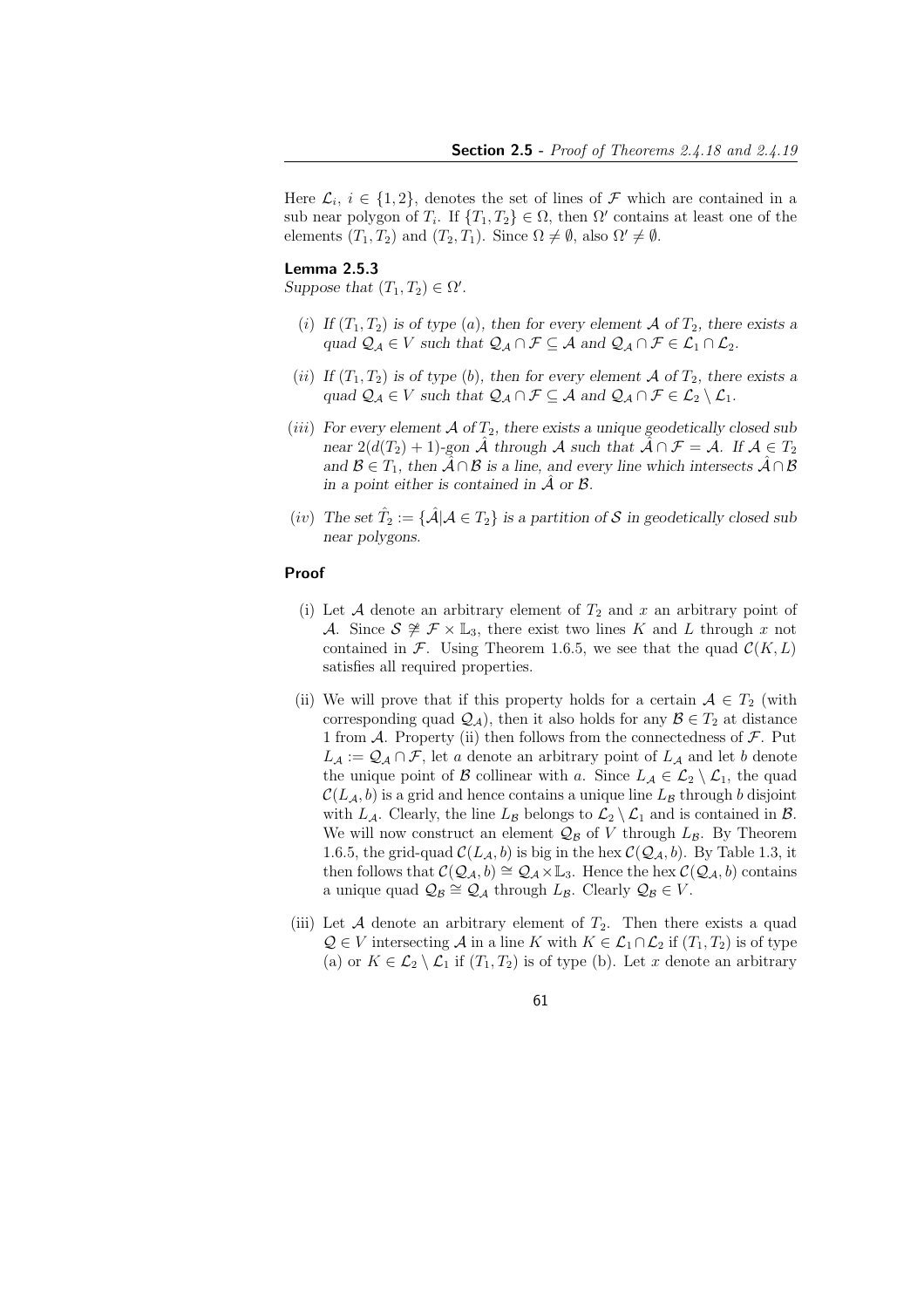Here $\mathcal{L}_i$, $i \in \{1, 2\}$, denotes the set of lines of $\mathcal{F}$ which are contained in a sub near polygon of $T_i$. If $\{T_1, T_2\} \in \Omega$, then $\Omega'$ contains at least one of the elements $(T_1, T_2)$ and $(T_2, T_1)$. Since $\Omega \neq \emptyset$, also $\Omega' \neq \emptyset$.

#### Lemma 2.5.3

*Suppose that $(T_1, T_2) \in \Omega'$.*

- (*i*) *If $(T_1, T_2)$ is of type (a), then for every element $\mathcal{A}$ of $T_2$, there exists a quad $\mathcal{Q}_\mathcal{A} \in V$ such that $\mathcal{Q}_\mathcal{A} \cap \mathcal{F} \subseteq \mathcal{A}$ and $\mathcal{Q}_\mathcal{A} \cap \mathcal{F} \in \mathcal{L}_1 \cap \mathcal{L}_2$.*
- (*ii*) *If $(T_1, T_2)$ is of type (b), then for every element $\mathcal{A}$ of $T_2$, there exists a quad $\mathcal{Q}_\mathcal{A} \in V$ such that $\mathcal{Q}_\mathcal{A} \cap \mathcal{F} \subseteq \mathcal{A}$ and $\mathcal{Q}_\mathcal{A} \cap \mathcal{F} \in \mathcal{L}_2 \setminus \mathcal{L}_1$.*
- (*iii*) *For every element $\mathcal{A}$ of $T_2$, there exists a unique geodetically closed sub near $2(d(T_2) + 1)$-gon $\hat{\mathcal{A}}$ through $\mathcal{A}$ such that $\hat{\mathcal{A}} \cap \mathcal{F} = \mathcal{A}$. If $\mathcal{A} \in T_2$ and $\mathcal{B} \in T_1$, then $\hat{\mathcal{A}} \cap \mathcal{B}$ is a line, and every line which intersects $\hat{\mathcal{A}} \cap \mathcal{B}$ in a point either is contained in $\hat{\mathcal{A}}$ or $\mathcal{B}$.*
- (*iv*) *The set $\hat{T}_2 := \{\hat{\mathcal{A}} | \mathcal{A} \in T_2\}$ is a partition of $\mathcal{S}$ in geodetically closed sub near polygons.*

#### Proof

- (i) Let $\mathcal{A}$ denote an arbitrary element of $T_2$ and $x$ an arbitrary point of $\mathcal{A}$. Since $\mathcal{S} \not\cong \mathcal{F} \times \mathbb{L}_3$, there exist two lines $K$ and $L$ through $x$ not contained in $\mathcal{F}$. Using Theorem 1.6.5, we see that the quad $\mathcal{C}(K, L)$ satisfies all required properties.
- (ii) We will prove that if this property holds for a certain $\mathcal{A} \in T_2$ (with corresponding quad $\mathcal{Q}_\mathcal{A}$), then it also holds for any $\mathcal{B} \in T_2$ at distance 1 from $\mathcal{A}$. Property (ii) then follows from the connectedness of $\mathcal{F}$. Put $L_\mathcal{A} := \mathcal{Q}_\mathcal{A} \cap \mathcal{F}$, let $a$ denote an arbitrary point of $L_\mathcal{A}$ and let $b$ denote the unique point of $\mathcal{B}$ collinear with $a$. Since $L_\mathcal{A} \in \mathcal{L}_2 \setminus \mathcal{L}_1$, the quad $\mathcal{C}(L_\mathcal{A}, b)$ is a grid and hence contains a unique line $L_\mathcal{B}$ through $b$ disjoint with $L_\mathcal{A}$. Clearly, the line $L_\mathcal{B}$ belongs to $\mathcal{L}_2 \setminus \mathcal{L}_1$ and is contained in $\mathcal{B}$. We will now construct an element $\mathcal{Q}_\mathcal{B}$ of $V$ through $L_\mathcal{B}$. By Theorem 1.6.5, the grid-quad $\mathcal{C}(L_\mathcal{A}, b)$ is big in the hex $\mathcal{C}(\mathcal{Q}_\mathcal{A}, b)$. By Table 1.3, it then follows that $\mathcal{C}(\mathcal{Q}_\mathcal{A}, b) \cong \mathcal{Q}_\mathcal{A} \times \mathbb{L}_3$. Hence the hex $\mathcal{C}(\mathcal{Q}_\mathcal{A}, b)$ contains a unique quad $\mathcal{Q}_\mathcal{B} \cong \mathcal{Q}_\mathcal{A}$ through $L_\mathcal{B}$. Clearly $\mathcal{Q}_\mathcal{B} \in V$.
- (iii) Let $\mathcal{A}$ denote an arbitrary element of $T_2$. Then there exists a quad $\mathcal{Q} \in V$ intersecting $\mathcal{A}$ in a line $K$ with $K \in \mathcal{L}_1 \cap \mathcal{L}_2$ if $(T_1, T_2)$ is of type (a) or $K \in \mathcal{L}_2 \setminus \mathcal{L}_1$ if $(T_1, T_2)$ is of type (b). Let $x$ denote an arbitrary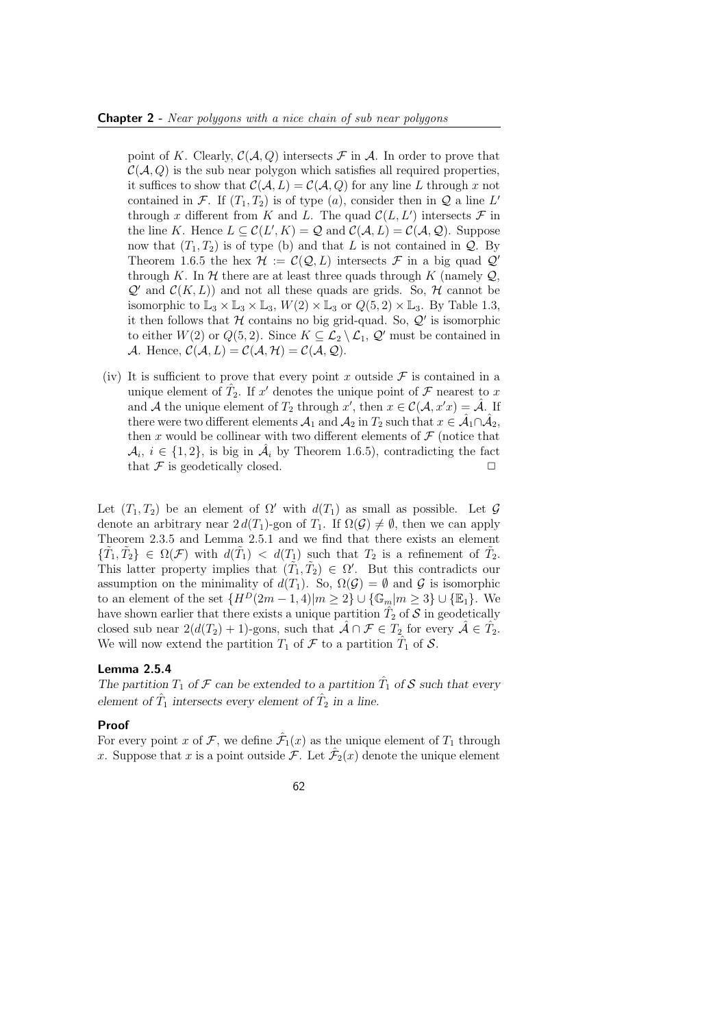point of $K$. Clearly, $\mathcal{C}(\mathcal{A}, Q)$ intersects $\mathcal{F}$ in $\mathcal{A}$. In order to prove that $\mathcal{C}(\mathcal{A}, Q)$ is the sub near polygon which satisfies all required properties, it suffices to show that $\mathcal{C}(\mathcal{A}, L) = \mathcal{C}(\mathcal{A}, Q)$ for any line $L$ through $x$ not contained in $\mathcal{F}$. If $(T_1, T_2)$ is of type $(a)$, consider then in $\mathcal{Q}$ a line $L'$ through $x$ different from $K$ and $L$. The quad $\mathcal{C}(L, L')$ intersects $\mathcal{F}$ in the line $K$. Hence $L \subseteq \mathcal{C}(L', K) = \mathcal{Q}$ and $\mathcal{C}(\mathcal{A}, L) = \mathcal{C}(\mathcal{A}, \mathcal{Q})$. Suppose now that $(T_1, T_2)$ is of type (b) and that $L$ is not contained in $\mathcal{Q}$. By Theorem 1.6.5 the hex $\mathcal{H} := \mathcal{C}(\mathcal{Q}, L)$ intersects $\mathcal{F}$ in a big quad $\mathcal{Q}'$ through $K$. In $\mathcal{H}$ there are at least three quads through $K$ (namely $\mathcal{Q}$, $\mathcal{Q}'$ and $\mathcal{C}(K, L)$) and not all these quads are grids. So, $\mathcal{H}$ cannot be isomorphic to $\mathbb{L}_3 \times \mathbb{L}_3 \times \mathbb{L}_3$, $W(2) \times \mathbb{L}_3$ or $Q(5, 2) \times \mathbb{L}_3$. By Table 1.3, it then follows that $\mathcal{H}$ contains no big grid-quad. So, $\mathcal{Q}'$ is isomorphic to either $W(2)$ or $Q(5, 2)$. Since $K \subseteq \mathcal{L}_2 \setminus \mathcal{L}_1$, $\mathcal{Q}'$ must be contained in $\mathcal{A}$. Hence, $\mathcal{C}(\mathcal{A}, L) = \mathcal{C}(\mathcal{A}, \mathcal{H}) = \mathcal{C}(\mathcal{A}, \mathcal{Q})$.

(iv) It is sufficient to prove that every point $x$ outside $\mathcal{F}$ is contained in a unique element of $\hat{T}_2$. If $x'$ denotes the unique point of $\mathcal{F}$ nearest to $x$ and $\mathcal{A}$ the unique element of $T_2$ through $x'$, then $x \in \mathcal{C}(\mathcal{A}, x'x) = \hat{\mathcal{A}}$. If there were two different elements $\mathcal{A}_1$ and $\mathcal{A}_2$ in $T_2$ such that $x \in \hat{\mathcal{A}}_1 \cap \hat{\mathcal{A}}_2$, then $x$ would be collinear with two different elements of $\mathcal{F}$ (notice that $\mathcal{A}_i$, $i \in \{1, 2\}$, is big in $\hat{\mathcal{A}}_i$ by Theorem 1.6.5), contradicting the fact that $\mathcal{F}$ is geodetically closed. □

Let $(T_1, T_2)$ be an element of $\Omega'$ with $d(T_1)$ as small as possible. Let $\mathcal{G}$ denote an arbitrary near $2\,d(T_1)$-gon of $T_1$. If $\Omega(\mathcal{G}) \neq \emptyset$, then we can apply Theorem 2.3.5 and Lemma 2.5.1 and we find that there exists an element $\{\tilde{T}_1, \tilde{T}_2\} \in \Omega(\mathcal{F})$ with $d(\tilde{T}_1) < d(T_1)$ such that $T_2$ is a refinement of $\tilde{T}_2$. This latter property implies that $(\tilde{T}_1, \tilde{T}_2) \in \Omega'$. But this contradicts our assumption on the minimality of $d(T_1)$. So, $\Omega(\mathcal{G}) = \emptyset$ and $\mathcal{G}$ is isomorphic to an element of the set $\{H^D(2m-1, 4) | m \geq 2\} \cup \{\mathbb{G}_m | m \geq 3\} \cup \{\mathbb{E}_1\}$. We have shown earlier that there exists a unique partition $\hat{T}_2$ of $\mathcal{S}$ in geodetically closed sub near $2(d(T_2)+1)$-gons, such that $\hat{\mathcal{A}} \cap \mathcal{F} \in T_2$ for every $\hat{\mathcal{A}} \in \hat{T}_2$. We will now extend the partition $T_1$ of $\mathcal{F}$ to a partition $\hat{T}_1$ of $\mathcal{S}$.

#### Lemma 2.5.4

*The partition $T_1$ of $\mathcal{F}$ can be extended to a partition $\hat{T}_1$ of $\mathcal{S}$ such that every element of $\hat{T}_1$ intersects every element of $\hat{T}_2$ in a line.*

#### Proof

For every point $x$ of $\mathcal{F}$, we define $\hat{\mathcal{F}}_1(x)$ as the unique element of $T_1$ through $x$. Suppose that $x$ is a point outside $\mathcal{F}$. Let $\hat{\mathcal{F}}_2(x)$ denote the unique element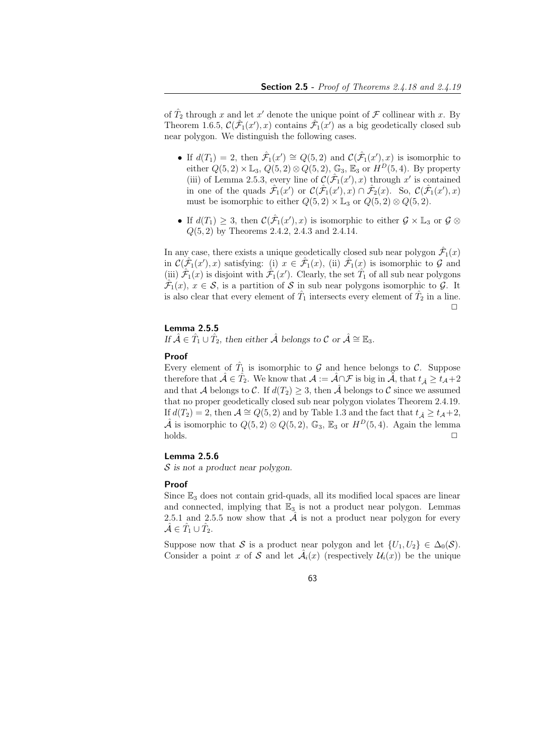of $\hat{T}_2$ through $x$ and let $x'$ denote the unique point of $\mathcal{F}$ collinear with $x$. By Theorem 1.6.5, $\mathcal{C}(\hat{\mathcal{F}}_1(x'), x)$ contains $\hat{\mathcal{F}}_1(x')$ as a big geodetically closed sub near polygon. We distinguish the following cases.

- If $d(T_1) = 2$, then $\hat{\mathcal{F}}_1(x') \cong Q(5, 2)$ and $\mathcal{C}(\hat{\mathcal{F}}_1(x'), x)$ is isomorphic to either $Q(5, 2) \times \mathbb{L}_3$, $Q(5, 2) \otimes Q(5, 2)$, $\mathbb{G}_3$, $\mathbb{E}_3$ or $H^D(5, 4)$. By property (iii) of Lemma 2.5.3, every line of $\mathcal{C}(\hat{\mathcal{F}}_1(x'), x)$ through $x'$ is contained in one of the quads $\hat{\mathcal{F}}_1(x')$ or $\mathcal{C}(\hat{\mathcal{F}}_1(x'), x) \cap \hat{\mathcal{F}}_2(x)$. So, $\mathcal{C}(\hat{\mathcal{F}}_1(x'), x)$ must be isomorphic to either $Q(5, 2) \times \mathbb{L}_3$ or $Q(5, 2) \otimes Q(5, 2)$.
- If $d(T_1) \geq 3$, then $\mathcal{C}(\hat{\mathcal{F}}_1(x'), x)$ is isomorphic to either $\mathcal{G} \times \mathbb{L}_3$ or $\mathcal{G} \otimes Q(5, 2)$ by Theorems 2.4.2, 2.4.3 and 2.4.14.

In any case, there exists a unique geodetically closed sub near polygon $\hat{\mathcal{F}}_1(x)$ in $\mathcal{C}(\hat{\mathcal{F}}_1(x'), x)$ satisfying: (i) $x \in \hat{\mathcal{F}}_1(x)$, (ii) $\hat{\mathcal{F}}_1(x)$ is isomorphic to $\mathcal{G}$ and (iii) $\hat{\mathcal{F}}_1(x)$ is disjoint with $\hat{\mathcal{F}}_1(x')$. Clearly, the set $\hat{T}_1$ of all sub near polygons $\hat{\mathcal{F}}_1(x)$, $x \in \mathcal{S}$, is a partition of $\mathcal{S}$ in sub near polygons isomorphic to $\mathcal{G}$. It is also clear that every element of $\hat{T}_1$ intersects every element of $\hat{T}_2$ in a line. □

#### Lemma 2.5.5

*If $\hat{\mathcal{A}} \in \hat{T}_1 \cup \hat{T}_2$, then either $\hat{\mathcal{A}}$ belongs to $\mathcal{C}$ or $\hat{\mathcal{A}} \cong \mathbb{E}_3$.*

#### Proof

Every element of $\hat{T}_1$ is isomorphic to $\mathcal{G}$ and hence belongs to $\mathcal{C}$. Suppose therefore that $\hat{\mathcal{A}} \in \hat{T}_2$. We know that $\mathcal{A} := \hat{\mathcal{A}} \cap \mathcal{F}$ is big in $\hat{\mathcal{A}}$, that $t_{\hat{\mathcal{A}}} \geq t_{\mathcal{A}} + 2$ and that $\mathcal{A}$ belongs to $\mathcal{C}$. If $d(T_2) \geq 3$, then $\hat{\mathcal{A}}$ belongs to $\mathcal{C}$ since we assumed that no proper geodetically closed sub near polygon violates Theorem 2.4.19. If $d(T_2) = 2$, then $\mathcal{A} \cong Q(5, 2)$ and by Table 1.3 and the fact that $t_{\hat{\mathcal{A}}} \geq t_{\mathcal{A}} + 2$, $\hat{\mathcal{A}}$ is isomorphic to $Q(5, 2) \otimes Q(5, 2)$, $\mathbb{G}_3$, $\mathbb{E}_3$ or $H^D(5, 4)$. Again the lemma holds. □

#### Lemma 2.5.6

*$\mathcal{S}$ is not a product near polygon.*

#### Proof

Since $\mathbb{E}_3$ does not contain grid-quads, all its modified local spaces are linear and connected, implying that $\mathbb{E}_3$ is not a product near polygon. Lemmas 2.5.1 and 2.5.5 now show that $\hat{\mathcal{A}}$ is not a product near polygon for every $\hat{\mathcal{A}} \in \hat{T}_1 \cup \hat{T}_2$.

Suppose now that $\mathcal{S}$ is a product near polygon and let $\{U_1, U_2\} \in \Delta_0(\mathcal{S})$. Consider a point $x$ of $\mathcal{S}$ and let $\hat{\mathcal{A}}_i(x)$ (respectively $\mathcal{U}_i(x)$) be the unique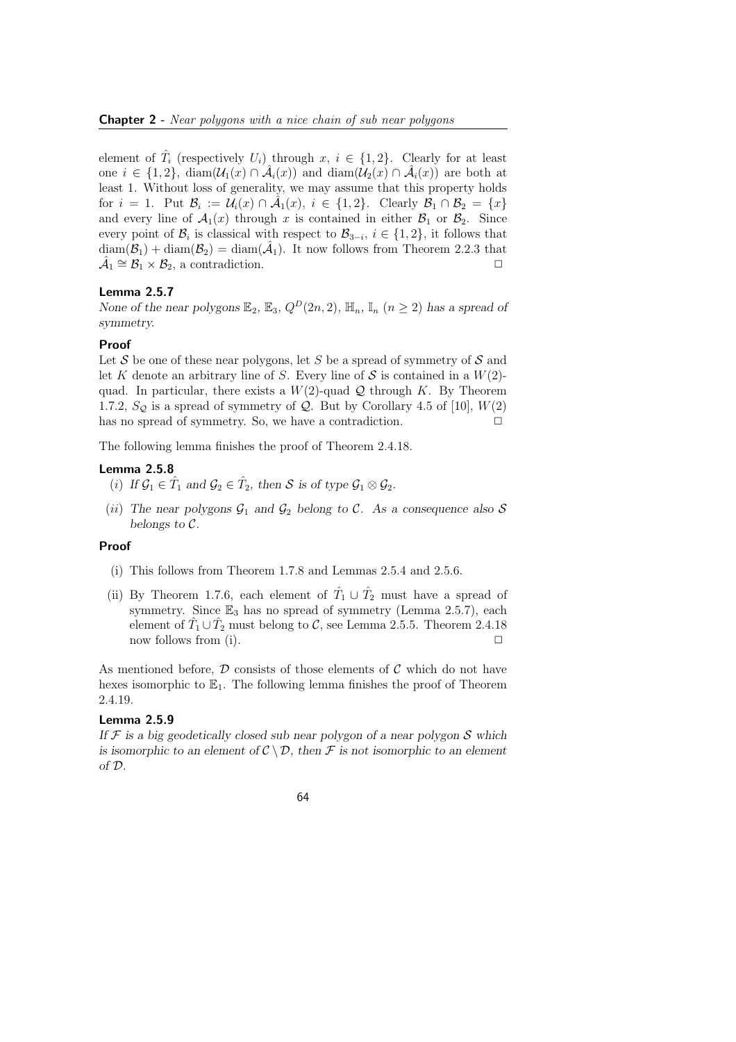element of $\hat{T}_i$ (respectively $U_i$) through $x$, $i \in \{1,2\}$. Clearly for at least one $i \in \{1,2\}$, $\mathrm{diam}(\mathcal{U}_1(x) \cap \hat{\mathcal{A}}_i(x))$ and $\mathrm{diam}(\mathcal{U}_2(x) \cap \hat{\mathcal{A}}_i(x))$ are both at least 1. Without loss of generality, we may assume that this property holds for $i = 1$. Put $\mathcal{B}_i := \mathcal{U}_i(x) \cap \hat{\mathcal{A}}_1(x)$, $i \in \{1,2\}$. Clearly $\mathcal{B}_1 \cap \mathcal{B}_2 = \{x\}$ and every line of $\mathcal{A}_1(x)$ through $x$ is contained in either $\mathcal{B}_1$ or $\mathcal{B}_2$. Since every point of $\mathcal{B}_i$ is classical with respect to $\mathcal{B}_{3-i}$, $i \in \{1,2\}$, it follows that $\mathrm{diam}(\mathcal{B}_1) + \mathrm{diam}(\mathcal{B}_2) = \mathrm{diam}(\hat{\mathcal{A}}_1)$. It now follows from Theorem 2.2.3 that $\hat{\mathcal{A}}_1 \cong \mathcal{B}_1 \times \mathcal{B}_2$, a contradiction. $\square$

#### Lemma 2.5.7

*None of the near polygons $\mathbb{E}_2$, $\mathbb{E}_3$, $Q^D(2n,2)$, $\mathbb{H}_n$, $\mathbb{I}_n$ $(n \geq 2)$ has a spread of symmetry.*

#### Proof

Let $\mathcal{S}$ be one of these near polygons, let $S$ be a spread of symmetry of $\mathcal{S}$ and let $K$ denote an arbitrary line of $S$. Every line of $\mathcal{S}$ is contained in a $W(2)$-quad. In particular, there exists a $W(2)$-quad $\mathcal{Q}$ through $K$. By Theorem 1.7.2, $S_{\mathcal{Q}}$ is a spread of symmetry of $\mathcal{Q}$. But by Corollary 4.5 of [10], $W(2)$ has no spread of symmetry. So, we have a contradiction. $\square$

The following lemma finishes the proof of Theorem 2.4.18.

#### Lemma 2.5.8

(*i*) *If $\mathcal{G}_1 \in \hat{T}_1$ and $\mathcal{G}_2 \in \hat{T}_2$, then $\mathcal{S}$ is of type $\mathcal{G}_1 \otimes \mathcal{G}_2$.*

(*ii*) *The near polygons $\mathcal{G}_1$ and $\mathcal{G}_2$ belong to $\mathcal{C}$. As a consequence also $\mathcal{S}$ belongs to $\mathcal{C}$.*

#### Proof

(i) This follows from Theorem 1.7.8 and Lemmas 2.5.4 and 2.5.6.

(ii) By Theorem 1.7.6, each element of $\hat{T}_1 \cup \hat{T}_2$ must have a spread of symmetry. Since $\mathbb{E}_3$ has no spread of symmetry (Lemma 2.5.7), each element of $\hat{T}_1 \cup \hat{T}_2$ must belong to $\mathcal{C}$, see Lemma 2.5.5. Theorem 2.4.18 now follows from (i). $\square$

As mentioned before, $\mathcal{D}$ consists of those elements of $\mathcal{C}$ which do not have hexes isomorphic to $\mathbb{E}_1$. The following lemma finishes the proof of Theorem 2.4.19.

#### Lemma 2.5.9

*If $\mathcal{F}$ is a big geodetically closed sub near polygon of a near polygon $\mathcal{S}$ which is isomorphic to an element of $\mathcal{C} \setminus \mathcal{D}$, then $\mathcal{F}$ is not isomorphic to an element of $\mathcal{D}$.*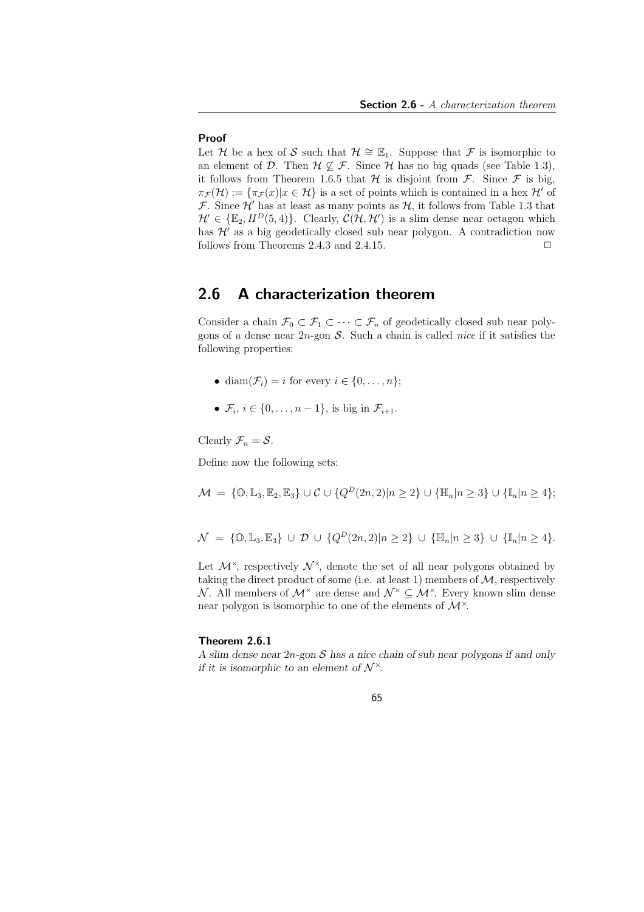**Proof**

Let $\mathcal{H}$ be a hex of $\mathcal{S}$ such that $\mathcal{H} \cong \mathbb{E}_1$. Suppose that $\mathcal{F}$ is isomorphic to an element of $\mathcal{D}$. Then $\mathcal{H} \not\subseteq \mathcal{F}$. Since $\mathcal{H}$ has no big quads (see Table 1.3), it follows from Theorem 1.6.5 that $\mathcal{H}$ is disjoint from $\mathcal{F}$. Since $\mathcal{F}$ is big, $\pi_{\mathcal{F}}(\mathcal{H}) := \{\pi_{\mathcal{F}}(x) | x \in \mathcal{H}\}$ is a set of points which is contained in a hex $\mathcal{H}'$ of $\mathcal{F}$. Since $\mathcal{H}'$ has at least as many points as $\mathcal{H}$, it follows from Table 1.3 that $\mathcal{H}' \in \{\mathbb{E}_2, H^D(5,4)\}$. Clearly, $\mathcal{C}(\mathcal{H}, \mathcal{H}')$ is a slim dense near octagon which has $\mathcal{H}'$ as a big geodetically closed sub near polygon. A contradiction now follows from Theorems 2.4.3 and 2.4.15. $\square$

## 2.6 A characterization theorem

Consider a chain $\mathcal{F}_0 \subset \mathcal{F}_1 \subset \cdots \subset \mathcal{F}_n$ of geodetically closed sub near polygons of a dense near $2n$-gon $\mathcal{S}$. Such a chain is called *nice* if it satisfies the following properties:

- $\mathrm{diam}(\mathcal{F}_i) = i$ for every $i \in \{0, \ldots, n\}$;
- $\mathcal{F}_i$, $i \in \{0, \ldots, n-1\}$, is big in $\mathcal{F}_{i+1}$.

Clearly $\mathcal{F}_n = \mathcal{S}$.

Define now the following sets:

$$\mathcal{M} = \{\mathbb{O}, \mathbb{L}_3, \mathbb{E}_2, \mathbb{E}_3\} \cup \mathcal{C} \cup \{Q^D(2n,2) | n \geq 2\} \cup \{\mathbb{H}_n | n \geq 3\} \cup \{\mathbb{I}_n | n \geq 4\};$$

$$\mathcal{N} = \{\mathbb{O}, \mathbb{L}_3, \mathbb{E}_3\} \cup \mathcal{D} \cup \{Q^D(2n,2) | n \geq 2\} \cup \{\mathbb{H}_n | n \geq 3\} \cup \{\mathbb{I}_n | n \geq 4\}.$$

Let $\mathcal{M}^\times$, respectively $\mathcal{N}^\times$, denote the set of all near polygons obtained by taking the direct product of some (i.e. at least 1) members of $\mathcal{M}$, respectively $\mathcal{N}$. All members of $\mathcal{M}^\times$ are dense and $\mathcal{N}^\times \subseteq \mathcal{M}^\times$. Every known slim dense near polygon is isomorphic to one of the elements of $\mathcal{M}^\times$.

**Theorem 2.6.1**

*A slim dense near $2n$-gon $\mathcal{S}$ has a nice chain of sub near polygons if and only if it is isomorphic to an element of $\mathcal{N}^\times$.*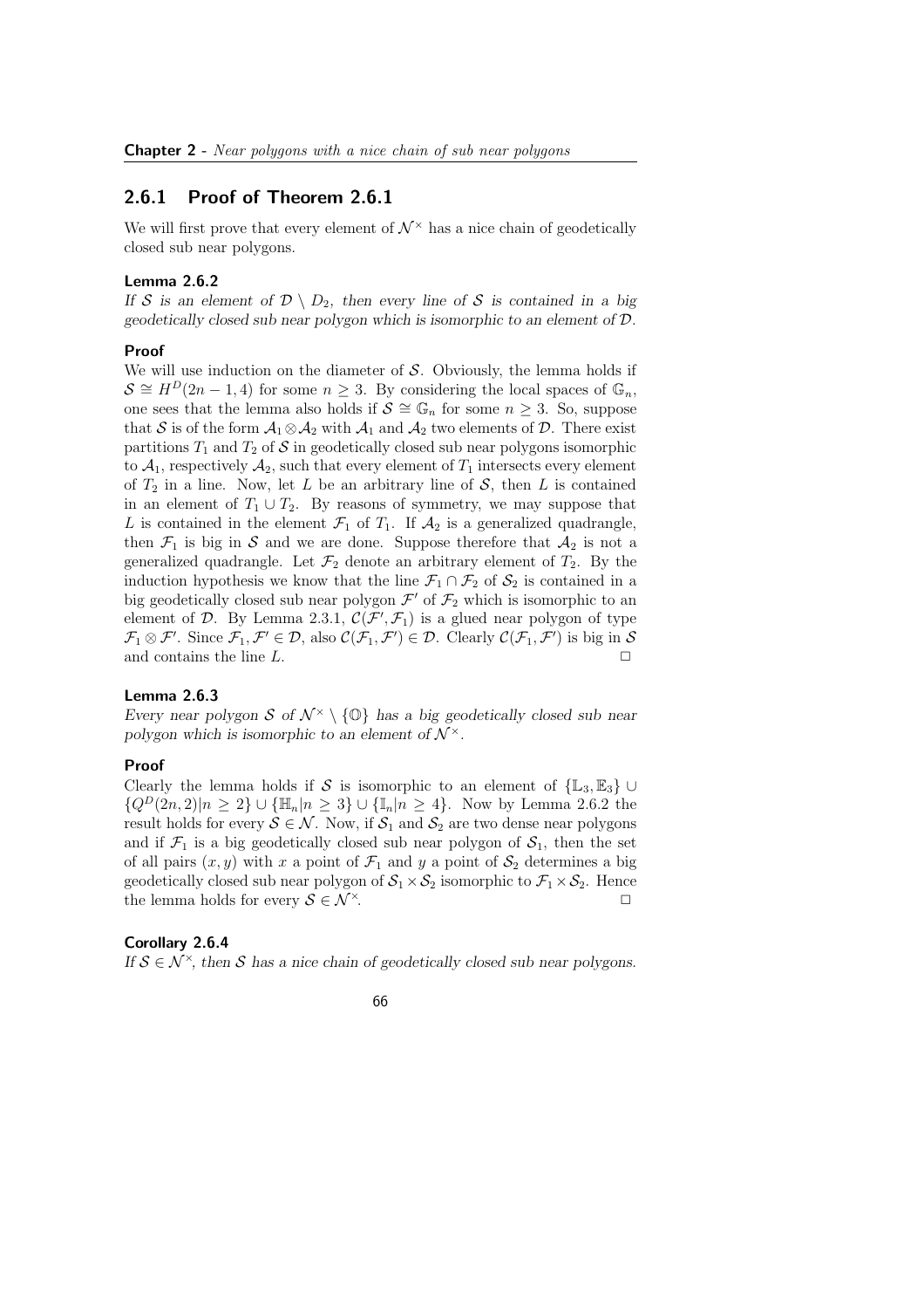### 2.6.1 Proof of Theorem 2.6.1

We will first prove that every element of $\mathcal{N}^\times$ has a nice chain of geodetically closed sub near polygons.

**Lemma 2.6.2**

*If $\mathcal{S}$ is an element of $\mathcal{D} \setminus D_2$, then every line of $\mathcal{S}$ is contained in a big geodetically closed sub near polygon which is isomorphic to an element of $\mathcal{D}$.*

**Proof**

We will use induction on the diameter of $\mathcal{S}$. Obviously, the lemma holds if $\mathcal{S} \cong H^D(2n-1, 4)$ for some $n \geq 3$. By considering the local spaces of $\mathbb{G}_n$, one sees that the lemma also holds if $\mathcal{S} \cong \mathbb{G}_n$ for some $n \geq 3$. So, suppose that $\mathcal{S}$ is of the form $\mathcal{A}_1 \otimes \mathcal{A}_2$ with $\mathcal{A}_1$ and $\mathcal{A}_2$ two elements of $\mathcal{D}$. There exist partitions $T_1$ and $T_2$ of $\mathcal{S}$ in geodetically closed sub near polygons isomorphic to $\mathcal{A}_1$, respectively $\mathcal{A}_2$, such that every element of $T_1$ intersects every element of $T_2$ in a line. Now, let $L$ be an arbitrary line of $\mathcal{S}$, then $L$ is contained in an element of $T_1 \cup T_2$. By reasons of symmetry, we may suppose that $L$ is contained in the element $\mathcal{F}_1$ of $T_1$. If $\mathcal{A}_2$ is a generalized quadrangle, then $\mathcal{F}_1$ is big in $\mathcal{S}$ and we are done. Suppose therefore that $\mathcal{A}_2$ is not a generalized quadrangle. Let $\mathcal{F}_2$ denote an arbitrary element of $T_2$. By the induction hypothesis we know that the line $\mathcal{F}_1 \cap \mathcal{F}_2$ of $\mathcal{S}_2$ is contained in a big geodetically closed sub near polygon $\mathcal{F}'$ of $\mathcal{F}_2$ which is isomorphic to an element of $\mathcal{D}$. By Lemma 2.3.1, $\mathcal{C}(\mathcal{F}', \mathcal{F}_1)$ is a glued near polygon of type $\mathcal{F}_1 \otimes \mathcal{F}'$. Since $\mathcal{F}_1, \mathcal{F}' \in \mathcal{D}$, also $\mathcal{C}(\mathcal{F}_1, \mathcal{F}') \in \mathcal{D}$. Clearly $\mathcal{C}(\mathcal{F}_1, \mathcal{F}')$ is big in $\mathcal{S}$ and contains the line $L$. □

**Lemma 2.6.3**

*Every near polygon $\mathcal{S}$ of $\mathcal{N}^\times \setminus \{\mathbb{O}\}$ has a big geodetically closed sub near polygon which is isomorphic to an element of $\mathcal{N}^\times$.*

**Proof**

Clearly the lemma holds if $\mathcal{S}$ is isomorphic to an element of $\{\mathbb{L}_3, \mathbb{E}_3\} \cup \{Q^D(2n, 2) | n \geq 2\} \cup \{\mathbb{H}_n | n \geq 3\} \cup \{\mathbb{I}_n | n \geq 4\}$. Now by Lemma 2.6.2 the result holds for every $\mathcal{S} \in \mathcal{N}$. Now, if $\mathcal{S}_1$ and $\mathcal{S}_2$ are two dense near polygons and if $\mathcal{F}_1$ is a big geodetically closed sub near polygon of $\mathcal{S}_1$, then the set of all pairs $(x, y)$ with $x$ a point of $\mathcal{F}_1$ and $y$ a point of $\mathcal{S}_2$ determines a big geodetically closed sub near polygon of $\mathcal{S}_1 \times \mathcal{S}_2$ isomorphic to $\mathcal{F}_1 \times \mathcal{S}_2$. Hence the lemma holds for every $\mathcal{S} \in \mathcal{N}^\times$. □

**Corollary 2.6.4**

*If $\mathcal{S} \in \mathcal{N}^\times$, then $\mathcal{S}$ has a nice chain of geodetically closed sub near polygons.*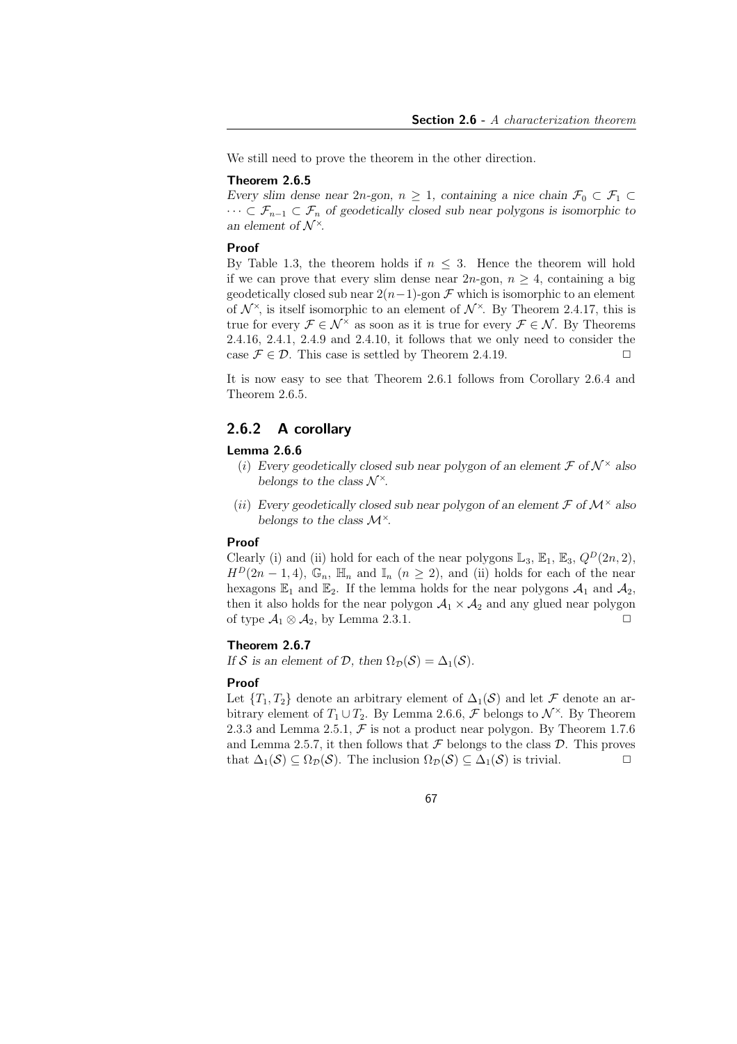We still need to prove the theorem in the other direction.

**Theorem 2.6.5**

*Every slim dense near $2n$-gon, $n \geq 1$, containing a nice chain $\mathcal{F}_0 \subset \mathcal{F}_1 \subset \cdots \subset \mathcal{F}_{n-1} \subset \mathcal{F}_n$ of geodetically closed sub near polygons is isomorphic to an element of $\mathcal{N}^\times$.*

**Proof**

By Table 1.3, the theorem holds if $n \leq 3$. Hence the theorem will hold if we can prove that every slim dense near $2n$-gon, $n \geq 4$, containing a big geodetically closed sub near $2(n-1)$-gon $\mathcal{F}$ which is isomorphic to an element of $\mathcal{N}^\times$, is itself isomorphic to an element of $\mathcal{N}^\times$. By Theorem 2.4.17, this is true for every $\mathcal{F} \in \mathcal{N}^\times$ as soon as it is true for every $\mathcal{F} \in \mathcal{N}$. By Theorems 2.4.16, 2.4.1, 2.4.9 and 2.4.10, it follows that we only need to consider the case $\mathcal{F} \in \mathcal{D}$. This case is settled by Theorem 2.4.19. □

It is now easy to see that Theorem 2.6.1 follows from Corollary 2.6.4 and Theorem 2.6.5.

## 2.6.2 A corollary

**Lemma 2.6.6**

(*i*) *Every geodetically closed sub near polygon of an element $\mathcal{F}$ of $\mathcal{N}^\times$ also belongs to the class $\mathcal{N}^\times$.*

(*ii*) *Every geodetically closed sub near polygon of an element $\mathcal{F}$ of $\mathcal{M}^\times$ also belongs to the class $\mathcal{M}^\times$.*

**Proof**

Clearly (i) and (ii) hold for each of the near polygons $\mathbb{L}_3$, $\mathbb{E}_1$, $\mathbb{E}_3$, $Q^D(2n, 2)$, $H^D(2n-1, 4)$, $\mathbb{G}_n$, $\mathbb{H}_n$ and $\mathbb{I}_n$ ($n \geq 2$), and (ii) holds for each of the near hexagons $\mathbb{E}_1$ and $\mathbb{E}_2$. If the lemma holds for the near polygons $\mathcal{A}_1$ and $\mathcal{A}_2$, then it also holds for the near polygon $\mathcal{A}_1 \times \mathcal{A}_2$ and any glued near polygon of type $\mathcal{A}_1 \otimes \mathcal{A}_2$, by Lemma 2.3.1. □

**Theorem 2.6.7**

*If $\mathcal{S}$ is an element of $\mathcal{D}$, then $\Omega_{\mathcal{D}}(\mathcal{S}) = \Delta_1(\mathcal{S})$.*

**Proof**

Let $\{T_1, T_2\}$ denote an arbitrary element of $\Delta_1(\mathcal{S})$ and let $\mathcal{F}$ denote an arbitrary element of $T_1 \cup T_2$. By Lemma 2.6.6, $\mathcal{F}$ belongs to $\mathcal{N}^\times$. By Theorem 2.3.3 and Lemma 2.5.1, $\mathcal{F}$ is not a product near polygon. By Theorem 1.7.6 and Lemma 2.5.7, it then follows that $\mathcal{F}$ belongs to the class $\mathcal{D}$. This proves that $\Delta_1(\mathcal{S}) \subseteq \Omega_{\mathcal{D}}(\mathcal{S})$. The inclusion $\Omega_{\mathcal{D}}(\mathcal{S}) \subseteq \Delta_1(\mathcal{S})$ is trivial. □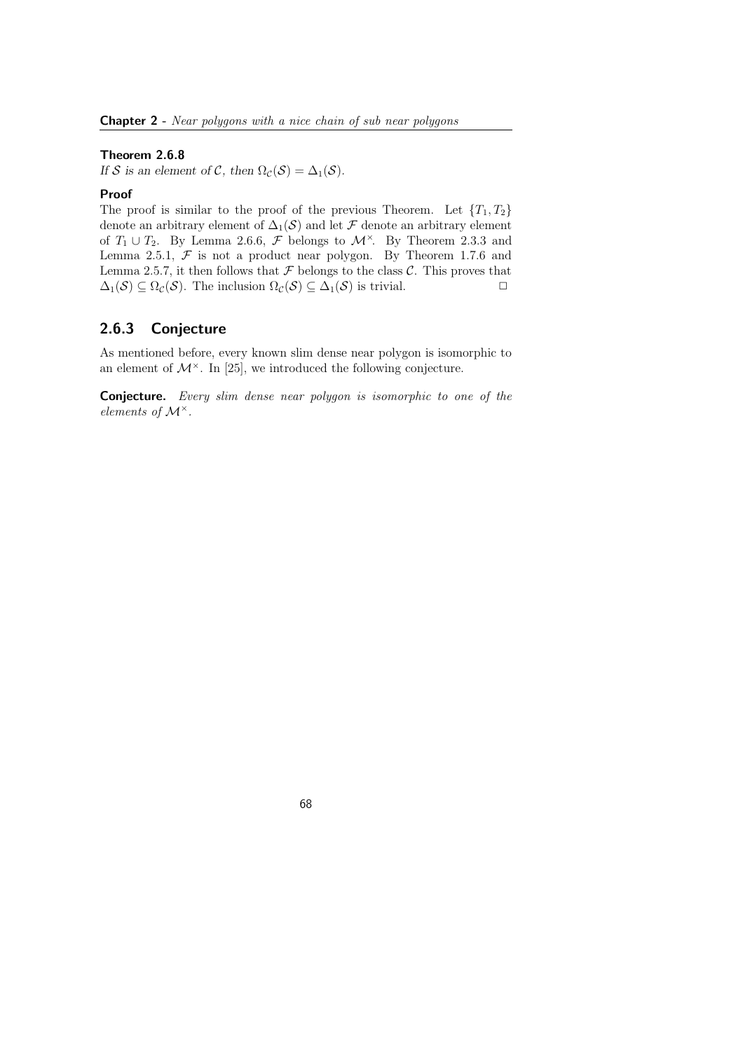**Theorem 2.6.8**
*If $\mathcal{S}$ is an element of $\mathcal{C}$, then $\Omega_{\mathcal{C}}(\mathcal{S}) = \Delta_1(\mathcal{S})$.*

**Proof**
The proof is similar to the proof of the previous Theorem. Let $\{T_1, T_2\}$ denote an arbitrary element of $\Delta_1(\mathcal{S})$ and let $\mathcal{F}$ denote an arbitrary element of $T_1 \cup T_2$. By Lemma 2.6.6, $\mathcal{F}$ belongs to $\mathcal{M}^\times$. By Theorem 2.3.3 and Lemma 2.5.1, $\mathcal{F}$ is not a product near polygon. By Theorem 1.7.6 and Lemma 2.5.7, it then follows that $\mathcal{F}$ belongs to the class $\mathcal{C}$. This proves that $\Delta_1(\mathcal{S}) \subseteq \Omega_{\mathcal{C}}(\mathcal{S})$. The inclusion $\Omega_{\mathcal{C}}(\mathcal{S}) \subseteq \Delta_1(\mathcal{S})$ is trivial. □

### 2.6.3 Conjecture

As mentioned before, every known slim dense near polygon is isomorphic to an element of $\mathcal{M}^\times$. In [25], we introduced the following conjecture.

**Conjecture.** *Every slim dense near polygon is isomorphic to one of the elements of $\mathcal{M}^\times$.*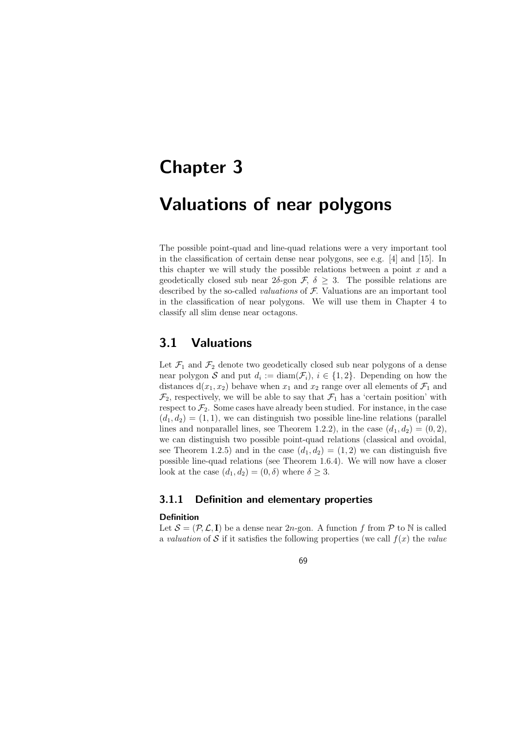# Chapter 3

# Valuations of near polygons

The possible point-quad and line-quad relations were a very important tool in the classification of certain dense near polygons, see e.g. [4] and [15]. In this chapter we will study the possible relations between a point $x$ and a geodetically closed sub near $2\delta$-gon $\mathcal{F}$, $\delta \geq 3$. The possible relations are described by the so-called *valuations* of $\mathcal{F}$. Valuations are an important tool in the classification of near polygons. We will use them in Chapter 4 to classify all slim dense near octagons.

## 3.1 Valuations

Let $\mathcal{F}_1$ and $\mathcal{F}_2$ denote two geodetically closed sub near polygons of a dense near polygon $\mathcal{S}$ and put $d_i := \mathrm{diam}(\mathcal{F}_i)$, $i \in \{1, 2\}$. Depending on how the distances $\mathrm{d}(x_1, x_2)$ behave when $x_1$ and $x_2$ range over all elements of $\mathcal{F}_1$ and $\mathcal{F}_2$, respectively, we will be able to say that $\mathcal{F}_1$ has a 'certain position' with respect to $\mathcal{F}_2$. Some cases have already been studied. For instance, in the case $(d_1, d_2) = (1, 1)$, we can distinguish two possible line-line relations (parallel lines and nonparallel lines, see Theorem 1.2.2), in the case $(d_1, d_2) = (0, 2)$, we can distinguish two possible point-quad relations (classical and ovoidal, see Theorem 1.2.5) and in the case $(d_1, d_2) = (1, 2)$ we can distinguish five possible line-quad relations (see Theorem 1.6.4). We will now have a closer look at the case $(d_1, d_2) = (0, \delta)$ where $\delta \geq 3$.

### 3.1.1 Definition and elementary properties

**Definition**

Let $\mathcal{S} = (\mathcal{P}, \mathcal{L}, \mathbf{I})$ be a dense near $2n$-gon. A function $f$ from $\mathcal{P}$ to $\mathbb{N}$ is called a *valuation* of $\mathcal{S}$ if it satisfies the following properties (we call $f(x)$ the *value*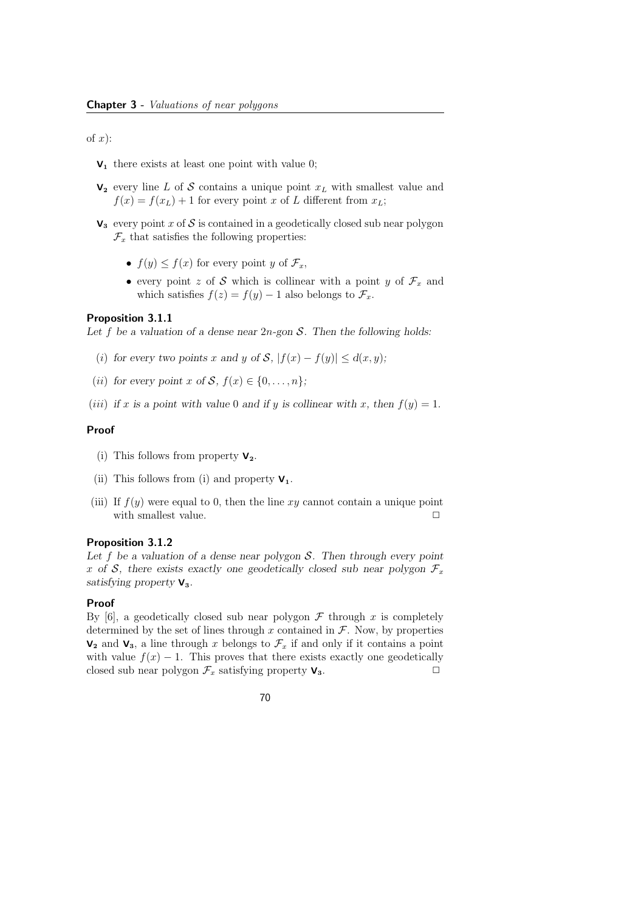of $x$):

- $\mathbf{V_1}$ there exists at least one point with value 0;
- $\mathbf{V_2}$ every line $L$ of $\mathcal{S}$ contains a unique point $x_L$ with smallest value and $f(x) = f(x_L) + 1$ for every point $x$ of $L$ different from $x_L$;
- $\mathbf{V_3}$ every point $x$ of $\mathcal{S}$ is contained in a geodetically closed sub near polygon $\mathcal{F}_x$ that satisfies the following properties:
  - $f(y) \leq f(x)$ for every point $y$ of $\mathcal{F}_x$,
  - every point $z$ of $\mathcal{S}$ which is collinear with a point $y$ of $\mathcal{F}_x$ and which satisfies $f(z) = f(y) - 1$ also belongs to $\mathcal{F}_x$.

### Proposition 3.1.1

*Let $f$ be a valuation of a dense near $2n$-gon $\mathcal{S}$. Then the following holds:*

(*i*) *for every two points $x$ and $y$ of $\mathcal{S}$, $|f(x) - f(y)| \leq d(x, y)$;*

(*ii*) *for every point $x$ of $\mathcal{S}$, $f(x) \in \{0, \ldots, n\}$;*

(*iii*) *if $x$ is a point with value 0 and if $y$ is collinear with $x$, then $f(y) = 1$.*

### Proof

(i) This follows from property $\mathbf{V_2}$.

(ii) This follows from (i) and property $\mathbf{V_1}$.

(iii) If $f(y)$ were equal to 0, then the line $xy$ cannot contain a unique point with smallest value. $\square$

### Proposition 3.1.2

*Let $f$ be a valuation of a dense near polygon $\mathcal{S}$. Then through every point $x$ of $\mathcal{S}$, there exists exactly one geodetically closed sub near polygon $\mathcal{F}_x$ satisfying property $\mathbf{V_3}$.*

### Proof

By [6], a geodetically closed sub near polygon $\mathcal{F}$ through $x$ is completely determined by the set of lines through $x$ contained in $\mathcal{F}$. Now, by properties $\mathbf{V_2}$ and $\mathbf{V_3}$, a line through $x$ belongs to $\mathcal{F}_x$ if and only if it contains a point with value $f(x) - 1$. This proves that there exists exactly one geodetically closed sub near polygon $\mathcal{F}_x$ satisfying property $\mathbf{V_3}$. $\square$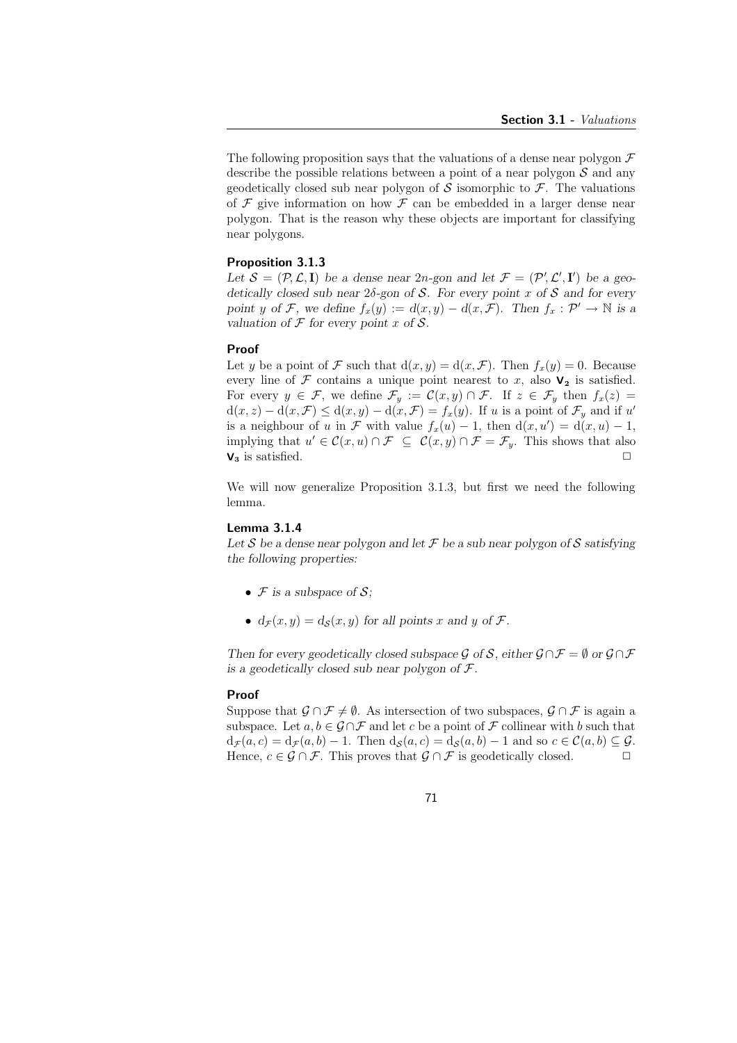The following proposition says that the valuations of a dense near polygon $\mathcal{F}$ describe the possible relations between a point of a near polygon $\mathcal{S}$ and any geodetically closed sub near polygon of $\mathcal{S}$ isomorphic to $\mathcal{F}$. The valuations of $\mathcal{F}$ give information on how $\mathcal{F}$ can be embedded in a larger dense near polygon. That is the reason why these objects are important for classifying near polygons.

**Proposition 3.1.3**

*Let $\mathcal{S} = (\mathcal{P}, \mathcal{L}, \mathbf{I})$ be a dense near $2n$-gon and let $\mathcal{F} = (\mathcal{P}', \mathcal{L}', \mathbf{I}')$ be a geodetically closed sub near $2\delta$-gon of $\mathcal{S}$. For every point $x$ of $\mathcal{S}$ and for every point $y$ of $\mathcal{F}$, we define $f_x(y) := d(x, y) - d(x, \mathcal{F})$. Then $f_x : \mathcal{P}' \to \mathbb{N}$ is a valuation of $\mathcal{F}$ for every point $x$ of $\mathcal{S}$.*

**Proof**

Let $y$ be a point of $\mathcal{F}$ such that $\mathrm{d}(x, y) = \mathrm{d}(x, \mathcal{F})$. Then $f_x(y) = 0$. Because every line of $\mathcal{F}$ contains a unique point nearest to $x$, also $\mathbf{V_2}$ is satisfied. For every $y \in \mathcal{F}$, we define $\mathcal{F}_y := \mathcal{C}(x, y) \cap \mathcal{F}$. If $z \in \mathcal{F}_y$ then $f_x(z) = \mathrm{d}(x, z) - \mathrm{d}(x, \mathcal{F}) \le \mathrm{d}(x, y) - \mathrm{d}(x, \mathcal{F}) = f_x(y)$. If $u$ is a point of $\mathcal{F}_y$ and if $u'$ is a neighbour of $u$ in $\mathcal{F}$ with value $f_x(u) - 1$, then $\mathrm{d}(x, u') = \mathrm{d}(x, u) - 1$, implying that $u' \in \mathcal{C}(x, u) \cap \mathcal{F} \subseteq \mathcal{C}(x, y) \cap \mathcal{F} = \mathcal{F}_y$. This shows that also $\mathbf{V_3}$ is satisfied. $\square$

We will now generalize Proposition 3.1.3, but first we need the following lemma.

**Lemma 3.1.4**

*Let $\mathcal{S}$ be a dense near polygon and let $\mathcal{F}$ be a sub near polygon of $\mathcal{S}$ satisfying the following properties:*

- *$\mathcal{F}$ is a subspace of $\mathcal{S}$;*
- *$d_{\mathcal{F}}(x, y) = d_{\mathcal{S}}(x, y)$ for all points $x$ and $y$ of $\mathcal{F}$.*

*Then for every geodetically closed subspace $\mathcal{G}$ of $\mathcal{S}$, either $\mathcal{G} \cap \mathcal{F} = \emptyset$ or $\mathcal{G} \cap \mathcal{F}$ is a geodetically closed sub near polygon of $\mathcal{F}$.*

**Proof**

Suppose that $\mathcal{G} \cap \mathcal{F} \neq \emptyset$. As intersection of two subspaces, $\mathcal{G} \cap \mathcal{F}$ is again a subspace. Let $a, b \in \mathcal{G} \cap \mathcal{F}$ and let $c$ be a point of $\mathcal{F}$ collinear with $b$ such that $\mathrm{d}_{\mathcal{F}}(a, c) = \mathrm{d}_{\mathcal{F}}(a, b) - 1$. Then $\mathrm{d}_{\mathcal{S}}(a, c) = \mathrm{d}_{\mathcal{S}}(a, b) - 1$ and so $c \in \mathcal{C}(a, b) \subseteq \mathcal{G}$. Hence, $c \in \mathcal{G} \cap \mathcal{F}$. This proves that $\mathcal{G} \cap \mathcal{F}$ is geodetically closed. $\square$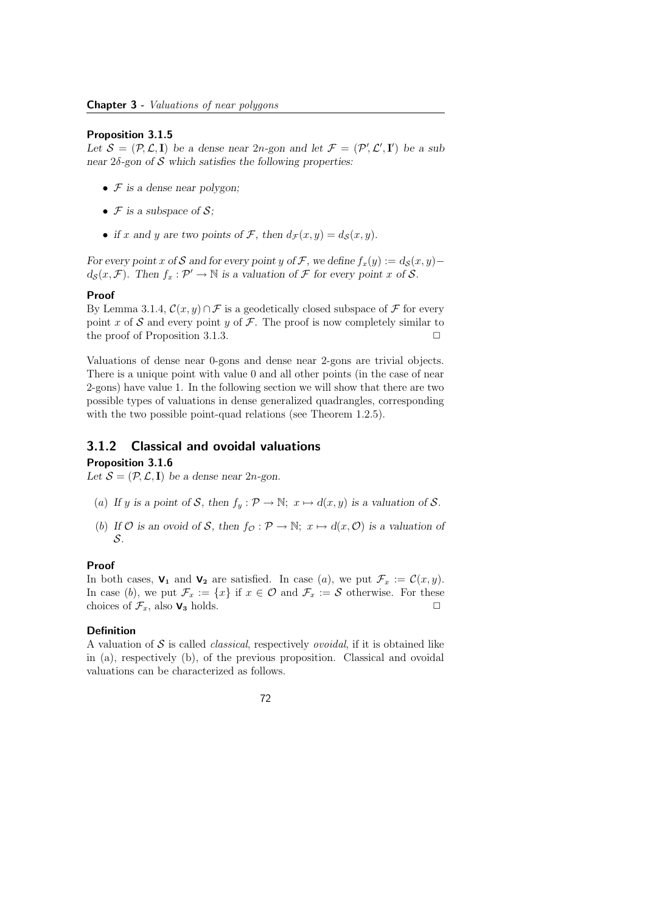**Proposition 3.1.5**

*Let $\mathcal{S} = (\mathcal{P}, \mathcal{L}, \mathbf{I})$ be a dense near $2n$-gon and let $\mathcal{F} = (\mathcal{P}', \mathcal{L}', \mathbf{I}')$ be a sub near $2\delta$-gon of $\mathcal{S}$ which satisfies the following properties:*

- *$\mathcal{F}$ is a dense near polygon;*
- *$\mathcal{F}$ is a subspace of $\mathcal{S}$;*
- *if $x$ and $y$ are two points of $\mathcal{F}$, then $d_{\mathcal{F}}(x, y) = d_{\mathcal{S}}(x, y)$.*

*For every point $x$ of $\mathcal{S}$ and for every point $y$ of $\mathcal{F}$, we define $f_x(y) := d_{\mathcal{S}}(x, y) - d_{\mathcal{S}}(x, \mathcal{F})$. Then $f_x : \mathcal{P}' \to \mathbb{N}$ is a valuation of $\mathcal{F}$ for every point $x$ of $\mathcal{S}$.*

**Proof**

By Lemma 3.1.4, $\mathcal{C}(x, y) \cap \mathcal{F}$ is a geodetically closed subspace of $\mathcal{F}$ for every point $x$ of $\mathcal{S}$ and every point $y$ of $\mathcal{F}$. The proof is now completely similar to the proof of Proposition 3.1.3. □

Valuations of dense near 0-gons and dense near 2-gons are trivial objects. There is a unique point with value 0 and all other points (in the case of near 2-gons) have value 1. In the following section we will show that there are two possible types of valuations in dense generalized quadrangles, corresponding with the two possible point-quad relations (see Theorem 1.2.5).

## 3.1.2 Classical and ovoidal valuations

**Proposition 3.1.6**

*Let $\mathcal{S} = (\mathcal{P}, \mathcal{L}, \mathbf{I})$ be a dense near $2n$-gon.*

(*a*) *If $y$ is a point of $\mathcal{S}$, then $f_y : \mathcal{P} \to \mathbb{N};\ x \mapsto d(x, y)$ is a valuation of $\mathcal{S}$.*

(*b*) *If $\mathcal{O}$ is an ovoid of $\mathcal{S}$, then $f_{\mathcal{O}} : \mathcal{P} \to \mathbb{N};\ x \mapsto d(x, \mathcal{O})$ is a valuation of $\mathcal{S}$.*

**Proof**

In both cases, $\mathbf{V_1}$ and $\mathbf{V_2}$ are satisfied. In case ($a$), we put $\mathcal{F}_x := \mathcal{C}(x, y)$. In case ($b$), we put $\mathcal{F}_x := \{x\}$ if $x \in \mathcal{O}$ and $\mathcal{F}_x := \mathcal{S}$ otherwise. For these choices of $\mathcal{F}_x$, also $\mathbf{V_3}$ holds. □

**Definition**

A valuation of $\mathcal{S}$ is called *classical*, respectively *ovoidal*, if it is obtained like in (a), respectively (b), of the previous proposition. Classical and ovoidal valuations can be characterized as follows.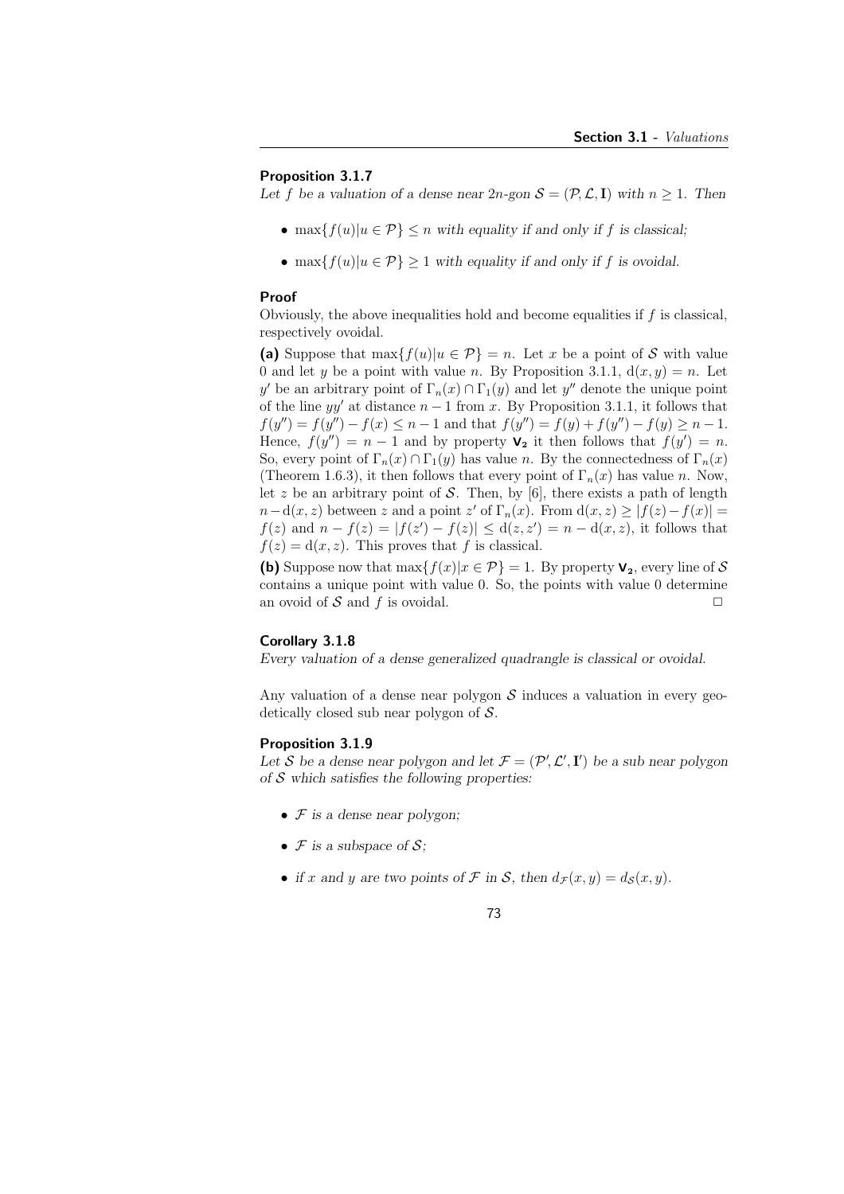### Proposition 3.1.7

*Let $f$ be a valuation of a dense near $2n$-gon $\mathcal{S} = (\mathcal{P}, \mathcal{L}, \mathbf{I})$ with $n \geq 1$. Then*

- $\max\{f(u)|u \in \mathcal{P}\} \leq n$ *with equality if and only if $f$ is classical;*
- $\max\{f(u)|u \in \mathcal{P}\} \geq 1$ *with equality if and only if $f$ is ovoidal.*

### Proof

Obviously, the above inequalities hold and become equalities if $f$ is classical, respectively ovoidal.

**(a)** Suppose that $\max\{f(u)|u \in \mathcal{P}\} = n$. Let $x$ be a point of $\mathcal{S}$ with value 0 and let $y$ be a point with value $n$. By Proposition 3.1.1, $\mathrm{d}(x, y) = n$. Let $y'$ be an arbitrary point of $\Gamma_n(x) \cap \Gamma_1(y)$ and let $y''$ denote the unique point of the line $yy'$ at distance $n-1$ from $x$. By Proposition 3.1.1, it follows that $f(y'') = f(y'') - f(x) \leq n-1$ and that $f(y'') = f(y) + f(y'') - f(y) \geq n-1$. Hence, $f(y'') = n-1$ and by property $\mathbf{V_2}$ it then follows that $f(y') = n$. So, every point of $\Gamma_n(x) \cap \Gamma_1(y)$ has value $n$. By the connectedness of $\Gamma_n(x)$ (Theorem 1.6.3), it then follows that every point of $\Gamma_n(x)$ has value $n$. Now, let $z$ be an arbitrary point of $\mathcal{S}$. Then, by [6], there exists a path of length $n - \mathrm{d}(x, z)$ between $z$ and a point $z'$ of $\Gamma_n(x)$. From $\mathrm{d}(x, z) \geq |f(z) - f(x)| = f(z)$ and $n - f(z) = |f(z') - f(z)| \leq \mathrm{d}(z, z') = n - \mathrm{d}(x, z)$, it follows that $f(z) = \mathrm{d}(x, z)$. This proves that $f$ is classical.

**(b)** Suppose now that $\max\{f(x)|x \in \mathcal{P}\} = 1$. By property $\mathbf{V_2}$, every line of $\mathcal{S}$ contains a unique point with value 0. So, the points with value 0 determine an ovoid of $\mathcal{S}$ and $f$ is ovoidal. $\square$

### Corollary 3.1.8

*Every valuation of a dense generalized quadrangle is classical or ovoidal.*

Any valuation of a dense near polygon $\mathcal{S}$ induces a valuation in every geodetically closed sub near polygon of $\mathcal{S}$.

### Proposition 3.1.9

*Let $\mathcal{S}$ be a dense near polygon and let $\mathcal{F} = (\mathcal{P}', \mathcal{L}', \mathbf{I}')$ be a sub near polygon of $\mathcal{S}$ which satisfies the following properties:*

- *$\mathcal{F}$ is a dense near polygon;*
- *$\mathcal{F}$ is a subspace of $\mathcal{S}$;*
- *if $x$ and $y$ are two points of $\mathcal{F}$ in $\mathcal{S}$, then $d_{\mathcal{F}}(x, y) = d_{\mathcal{S}}(x, y)$.*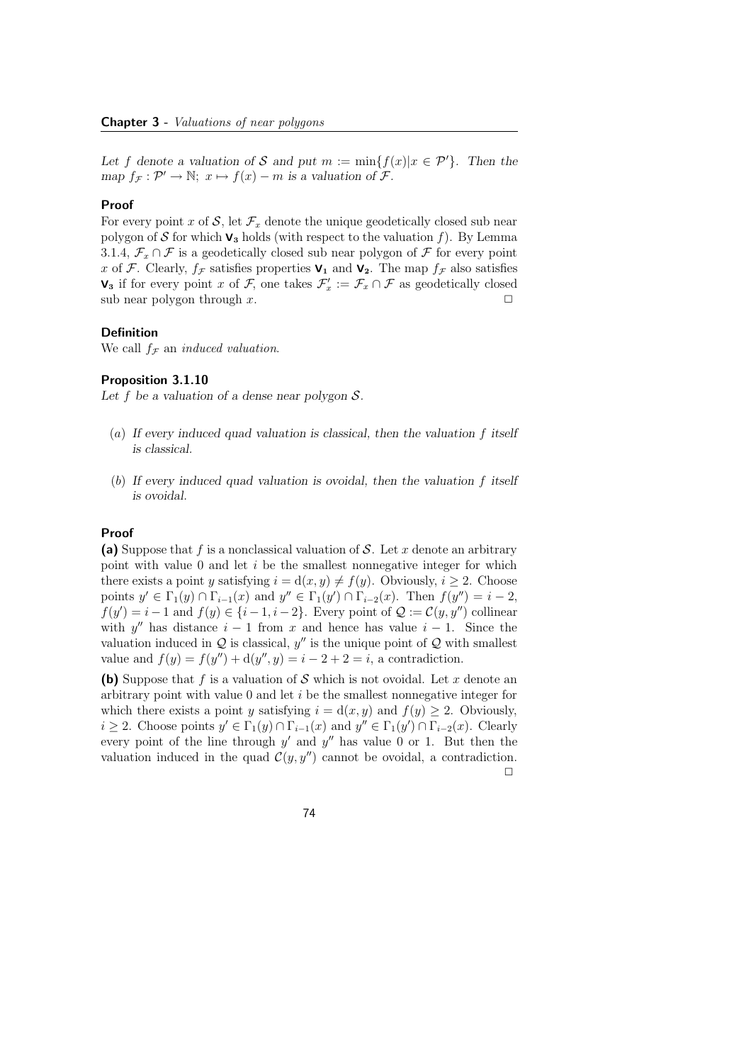*Let $f$ denote a valuation of $\mathcal{S}$ and put $m := \min\{f(x)|x \in \mathcal{P}'\}$. Then the map $f_{\mathcal{F}} : \mathcal{P}' \to \mathbb{N};\ x \mapsto f(x) - m$ is a valuation of $\mathcal{F}$.*

**Proof**

For every point $x$ of $\mathcal{S}$, let $\mathcal{F}_x$ denote the unique geodetically closed sub near polygon of $\mathcal{S}$ for which $\mathbf{V_3}$ holds (with respect to the valuation $f$). By Lemma 3.1.4, $\mathcal{F}_x \cap \mathcal{F}$ is a geodetically closed sub near polygon of $\mathcal{F}$ for every point $x$ of $\mathcal{F}$. Clearly, $f_{\mathcal{F}}$ satisfies properties $\mathbf{V_1}$ and $\mathbf{V_2}$. The map $f_{\mathcal{F}}$ also satisfies $\mathbf{V_3}$ if for every point $x$ of $\mathcal{F}$, one takes $\mathcal{F}'_x := \mathcal{F}_x \cap \mathcal{F}$ as geodetically closed sub near polygon through $x$. $\square$

**Definition**

We call $f_{\mathcal{F}}$ an *induced valuation*.

**Proposition 3.1.10**

*Let $f$ be a valuation of a dense near polygon $\mathcal{S}$.*

- (*a*) *If every induced quad valuation is classical, then the valuation $f$ itself is classical.*
- (*b*) *If every induced quad valuation is ovoidal, then the valuation $f$ itself is ovoidal.*

**Proof**

**(a)** Suppose that $f$ is a nonclassical valuation of $\mathcal{S}$. Let $x$ denote an arbitrary point with value 0 and let $i$ be the smallest nonnegative integer for which there exists a point $y$ satisfying $i = \mathrm{d}(x, y) \neq f(y)$. Obviously, $i \geq 2$. Choose points $y' \in \Gamma_1(y) \cap \Gamma_{i-1}(x)$ and $y'' \in \Gamma_1(y') \cap \Gamma_{i-2}(x)$. Then $f(y'') = i-2$, $f(y') = i-1$ and $f(y) \in \{i-1, i-2\}$. Every point of $\mathcal{Q} := \mathcal{C}(y, y'')$ collinear with $y''$ has distance $i-1$ from $x$ and hence has value $i-1$. Since the valuation induced in $\mathcal{Q}$ is classical, $y''$ is the unique point of $\mathcal{Q}$ with smallest value and $f(y) = f(y'') + \mathrm{d}(y'', y) = i - 2 + 2 = i$, a contradiction.

**(b)** Suppose that $f$ is a valuation of $\mathcal{S}$ which is not ovoidal. Let $x$ denote an arbitrary point with value 0 and let $i$ be the smallest nonnegative integer for which there exists a point $y$ satisfying $i = \mathrm{d}(x, y)$ and $f(y) \geq 2$. Obviously, $i \geq 2$. Choose points $y' \in \Gamma_1(y) \cap \Gamma_{i-1}(x)$ and $y'' \in \Gamma_1(y') \cap \Gamma_{i-2}(x)$. Clearly every point of the line through $y'$ and $y''$ has value 0 or 1. But then the valuation induced in the quad $\mathcal{C}(y, y'')$ cannot be ovoidal, a contradiction. $\square$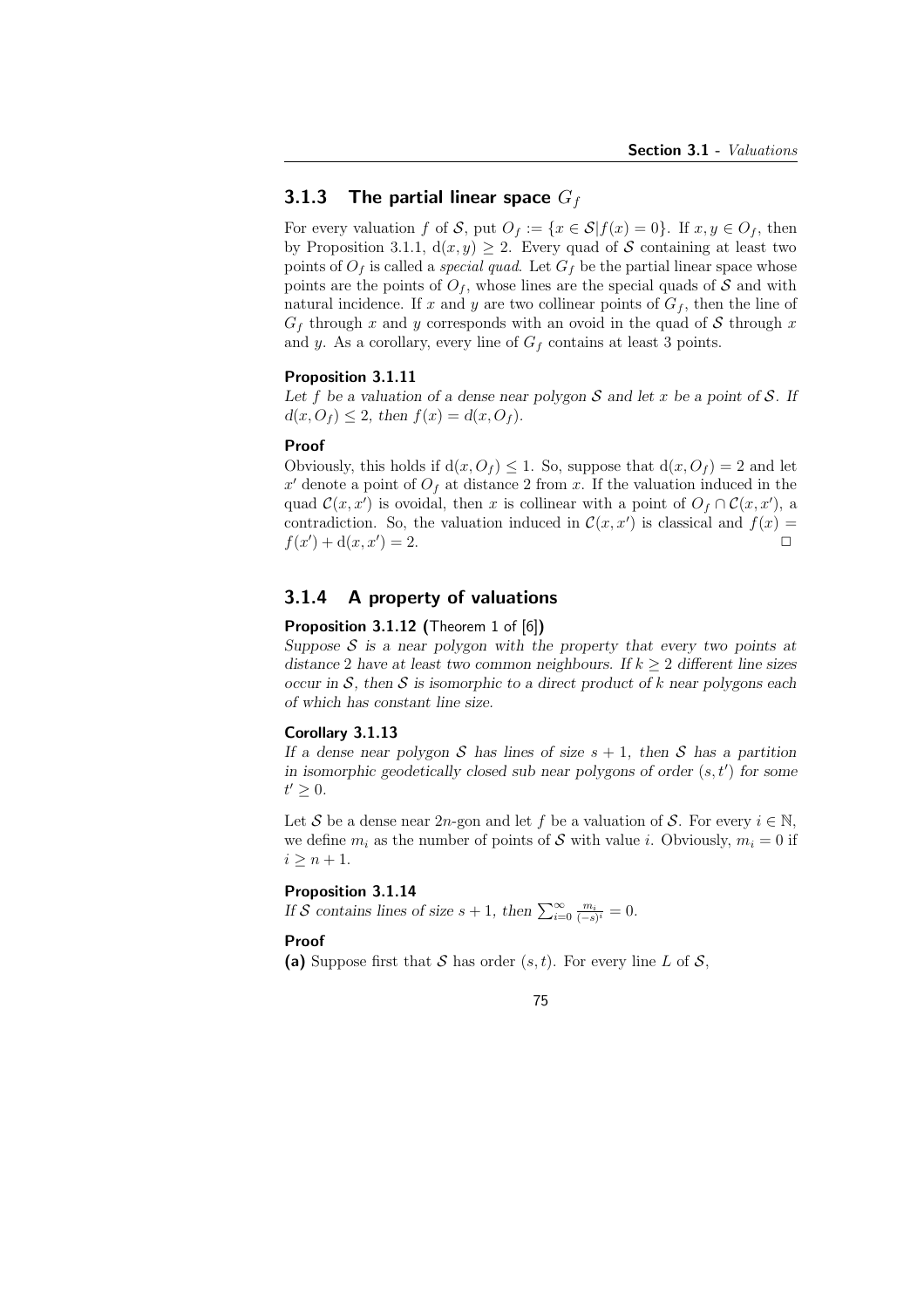### 3.1.3 The partial linear space $G_f$

For every valuation $f$ of $\mathcal{S}$, put $O_f := \{x \in \mathcal{S} | f(x) = 0\}$. If $x, y \in O_f$, then by Proposition 3.1.1, $\mathrm{d}(x, y) \geq 2$. Every quad of $\mathcal{S}$ containing at least two points of $O_f$ is called a *special quad*. Let $G_f$ be the partial linear space whose points are the points of $O_f$, whose lines are the special quads of $\mathcal{S}$ and with natural incidence. If $x$ and $y$ are two collinear points of $G_f$, then the line of $G_f$ through $x$ and $y$ corresponds with an ovoid in the quad of $\mathcal{S}$ through $x$ and $y$. As a corollary, every line of $G_f$ contains at least 3 points.

**Proposition 3.1.11**

*Let $f$ be a valuation of a dense near polygon $\mathcal{S}$ and let $x$ be a point of $\mathcal{S}$. If $d(x, O_f) \leq 2$, then $f(x) = d(x, O_f)$.*

**Proof**

Obviously, this holds if $\mathrm{d}(x, O_f) \leq 1$. So, suppose that $\mathrm{d}(x, O_f) = 2$ and let $x'$ denote a point of $O_f$ at distance 2 from $x$. If the valuation induced in the quad $\mathcal{C}(x, x')$ is ovoidal, then $x$ is collinear with a point of $O_f \cap \mathcal{C}(x, x')$, a contradiction. So, the valuation induced in $\mathcal{C}(x, x')$ is classical and $f(x) = f(x') + \mathrm{d}(x, x') = 2$. □

### 3.1.4 A property of valuations

**Proposition 3.1.12 (Theorem 1 of [6])**

*Suppose $\mathcal{S}$ is a near polygon with the property that every two points at distance 2 have at least two common neighbours. If $k \geq 2$ different line sizes occur in $\mathcal{S}$, then $\mathcal{S}$ is isomorphic to a direct product of $k$ near polygons each of which has constant line size.*

**Corollary 3.1.13**

*If a dense near polygon $\mathcal{S}$ has lines of size $s + 1$, then $\mathcal{S}$ has a partition in isomorphic geodetically closed sub near polygons of order $(s, t')$ for some $t' \geq 0$.*

Let $\mathcal{S}$ be a dense near $2n$-gon and let $f$ be a valuation of $\mathcal{S}$. For every $i \in \mathbb{N}$, we define $m_i$ as the number of points of $\mathcal{S}$ with value $i$. Obviously, $m_i = 0$ if $i \geq n + 1$.

**Proposition 3.1.14**

*If $\mathcal{S}$ contains lines of size $s + 1$, then $\sum_{i=0}^{\infty} \frac{m_i}{(-s)^i} = 0$.*

**Proof**

**(a)** Suppose first that $\mathcal{S}$ has order $(s, t)$. For every line $L$ of $\mathcal{S}$,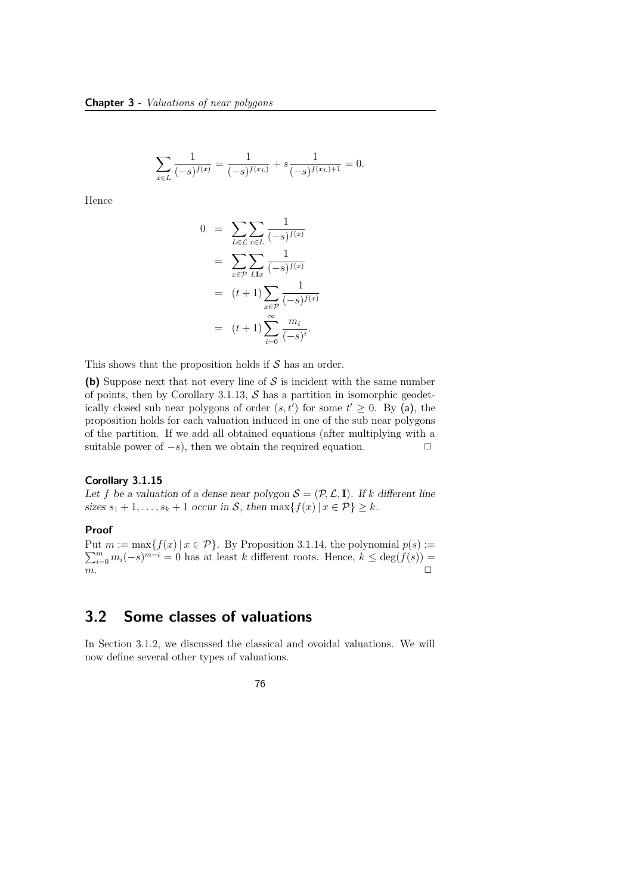$$\sum_{x \in L} \frac{1}{(-s)^{f(x)}} = \frac{1}{(-s)^{f(x_L)}} + s\frac{1}{(-s)^{f(x_L)+1}} = 0.$$

Hence

$$\begin{aligned}
0 &= \sum_{L \in \mathcal{L}} \sum_{x \in L} \frac{1}{(-s)^{f(x)}} \\
&= \sum_{x \in \mathcal{P}} \sum_{L \mathbf{I} x} \frac{1}{(-s)^{f(x)}} \\
&= (t+1) \sum_{x \in \mathcal{P}} \frac{1}{(-s)^{f(x)}} \\
&= (t+1) \sum_{i=0}^{\infty} \frac{m_i}{(-s)^i}.
\end{aligned}$$

This shows that the proposition holds if $\mathcal{S}$ has an order.

**(b)** Suppose next that not every line of $\mathcal{S}$ is incident with the same number of points, then by Corollary 3.1.13, $\mathcal{S}$ has a partition in isomorphic geodetically closed sub near polygons of order $(s, t')$ for some $t' \geq 0$. By (a), the proposition holds for each valuation induced in one of the sub near polygons of the partition. If we add all obtained equations (after multiplying with a suitable power of $-s$), then we obtain the required equation. □

#### Corollary 3.1.15

*Let $f$ be a valuation of a dense near polygon $\mathcal{S} = (\mathcal{P}, \mathcal{L}, \mathbf{I})$. If $k$ different line sizes $s_1 + 1, \ldots, s_k + 1$ occur in $\mathcal{S}$, then $\max\{f(x) \,|\, x \in \mathcal{P}\} \geq k$.*

#### Proof

Put $m := \max\{f(x) \,|\, x \in \mathcal{P}\}$. By Proposition 3.1.14, the polynomial $p(s) := \sum_{i=0}^{m} m_i (-s)^{m-i} = 0$ has at least $k$ different roots. Hence, $k \leq \deg(f(s)) = m$. □

## 3.2 Some classes of valuations

In Section 3.1.2, we discussed the classical and ovoidal valuations. We will now define several other types of valuations.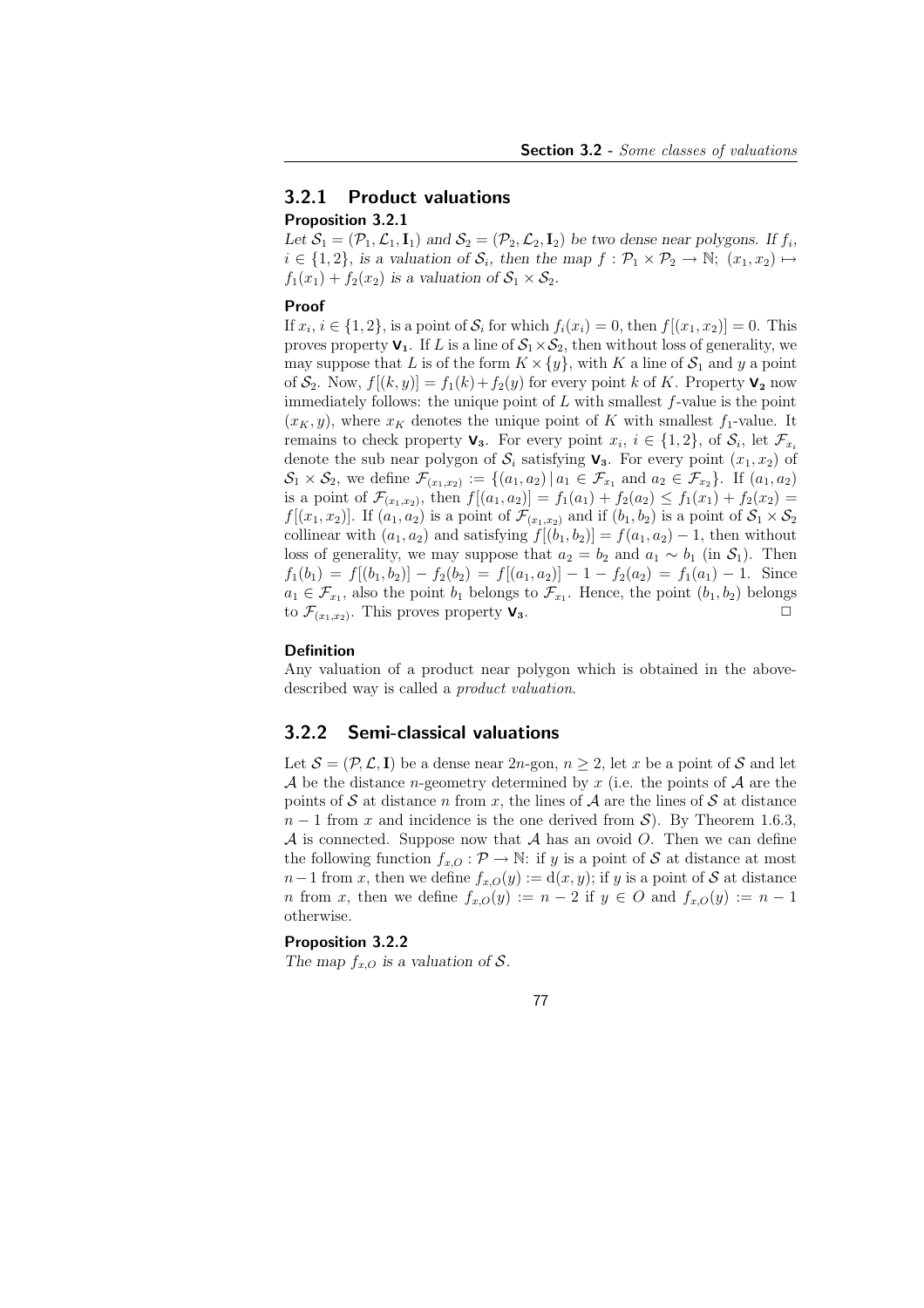### 3.2.1 Product valuations

**Proposition 3.2.1**

*Let $\mathcal{S}_1 = (\mathcal{P}_1, \mathcal{L}_1, \mathbf{I}_1)$ and $\mathcal{S}_2 = (\mathcal{P}_2, \mathcal{L}_2, \mathbf{I}_2)$ be two dense near polygons. If $f_i$, $i \in \{1, 2\}$, is a valuation of $\mathcal{S}_i$, then the map $f : \mathcal{P}_1 \times \mathcal{P}_2 \to \mathbb{N}$; $(x_1, x_2) \mapsto f_1(x_1) + f_2(x_2)$ is a valuation of $\mathcal{S}_1 \times \mathcal{S}_2$.*

**Proof**

If $x_i$, $i \in \{1, 2\}$, is a point of $\mathcal{S}_i$ for which $f_i(x_i) = 0$, then $f[(x_1, x_2)] = 0$. This proves property $\mathbf{V_1}$. If $L$ is a line of $\mathcal{S}_1 \times \mathcal{S}_2$, then without loss of generality, we may suppose that $L$ is of the form $K \times \{y\}$, with $K$ a line of $\mathcal{S}_1$ and $y$ a point of $\mathcal{S}_2$. Now, $f[(k, y)] = f_1(k) + f_2(y)$ for every point $k$ of $K$. Property $\mathbf{V_2}$ now immediately follows: the unique point of $L$ with smallest $f$-value is the point $(x_K, y)$, where $x_K$ denotes the unique point of $K$ with smallest $f_1$-value. It remains to check property $\mathbf{V_3}$. For every point $x_i$, $i \in \{1, 2\}$, of $\mathcal{S}_i$, let $\mathcal{F}_{x_i}$ denote the sub near polygon of $\mathcal{S}_i$ satisfying $\mathbf{V_3}$. For every point $(x_1, x_2)$ of $\mathcal{S}_1 \times \mathcal{S}_2$, we define $\mathcal{F}_{(x_1,x_2)} := \{(a_1, a_2) \,|\, a_1 \in \mathcal{F}_{x_1} \text{ and } a_2 \in \mathcal{F}_{x_2}\}$. If $(a_1, a_2)$ is a point of $\mathcal{F}_{(x_1,x_2)}$, then $f[(a_1, a_2)] = f_1(a_1) + f_2(a_2) \leq f_1(x_1) + f_2(x_2) = f[(x_1, x_2)]$. If $(a_1, a_2)$ is a point of $\mathcal{F}_{(x_1,x_2)}$ and if $(b_1, b_2)$ is a point of $\mathcal{S}_1 \times \mathcal{S}_2$ collinear with $(a_1, a_2)$ and satisfying $f[(b_1, b_2)] = f(a_1, a_2) - 1$, then without loss of generality, we may suppose that $a_2 = b_2$ and $a_1 \sim b_1$ (in $\mathcal{S}_1$). Then $f_1(b_1) = f[(b_1, b_2)] - f_2(b_2) = f[(a_1, a_2)] - 1 - f_2(a_2) = f_1(a_1) - 1$. Since $a_1 \in \mathcal{F}_{x_1}$, also the point $b_1$ belongs to $\mathcal{F}_{x_1}$. Hence, the point $(b_1, b_2)$ belongs to $\mathcal{F}_{(x_1,x_2)}$. This proves property $\mathbf{V_3}$. $\square$

**Definition**

Any valuation of a product near polygon which is obtained in the above-described way is called a *product valuation*.

### 3.2.2 Semi-classical valuations

Let $\mathcal{S} = (\mathcal{P}, \mathcal{L}, \mathbf{I})$ be a dense near $2n$-gon, $n \geq 2$, let $x$ be a point of $\mathcal{S}$ and let $\mathcal{A}$ be the distance $n$-geometry determined by $x$ (i.e. the points of $\mathcal{A}$ are the points of $\mathcal{S}$ at distance $n$ from $x$, the lines of $\mathcal{A}$ are the lines of $\mathcal{S}$ at distance $n-1$ from $x$ and incidence is the one derived from $\mathcal{S}$). By Theorem 1.6.3, $\mathcal{A}$ is connected. Suppose now that $\mathcal{A}$ has an ovoid $O$. Then we can define the following function $f_{x,O} : \mathcal{P} \to \mathbb{N}$: if $y$ is a point of $\mathcal{S}$ at distance at most $n-1$ from $x$, then we define $f_{x,O}(y) := \mathrm{d}(x, y)$; if $y$ is a point of $\mathcal{S}$ at distance $n$ from $x$, then we define $f_{x,O}(y) := n-2$ if $y \in O$ and $f_{x,O}(y) := n-1$ otherwise.

**Proposition 3.2.2**

*The map $f_{x,O}$ is a valuation of $\mathcal{S}$.*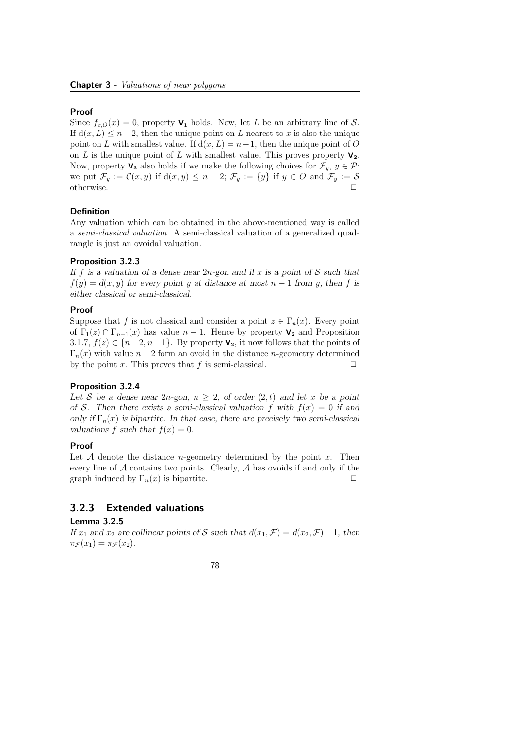#### Proof

Since $f_{x,O}(x) = 0$, property $\mathbf{V_1}$ holds. Now, let $L$ be an arbitrary line of $\mathcal{S}$. If $\mathrm{d}(x, L) \leq n-2$, then the unique point on $L$ nearest to $x$ is also the unique point on $L$ with smallest value. If $\mathrm{d}(x, L) = n-1$, then the unique point of $O$ on $L$ is the unique point of $L$ with smallest value. This proves property $\mathbf{V_2}$. Now, property $\mathbf{V_3}$ also holds if we make the following choices for $\mathcal{F}_y$, $y \in \mathcal{P}$: we put $\mathcal{F}_y := \mathcal{C}(x, y)$ if $\mathrm{d}(x, y) \leq n-2$; $\mathcal{F}_y := \{y\}$ if $y \in O$ and $\mathcal{F}_y := \mathcal{S}$ otherwise. □

#### Definition

Any valuation which can be obtained in the above-mentioned way is called a *semi-classical valuation*. A semi-classical valuation of a generalized quadrangle is just an ovoidal valuation.

#### Proposition 3.2.3

*If $f$ is a valuation of a dense near $2n$-gon and if $x$ is a point of $\mathcal{S}$ such that $f(y) = d(x, y)$ for every point $y$ at distance at most $n-1$ from $y$, then $f$ is either classical or semi-classical.*

#### Proof

Suppose that $f$ is not classical and consider a point $z \in \Gamma_n(x)$. Every point of $\Gamma_1(z) \cap \Gamma_{n-1}(x)$ has value $n-1$. Hence by property $\mathbf{V_2}$ and Proposition 3.1.7, $f(z) \in \{n-2, n-1\}$. By property $\mathbf{V_2}$, it now follows that the points of $\Gamma_n(x)$ with value $n-2$ form an ovoid in the distance $n$-geometry determined by the point $x$. This proves that $f$ is semi-classical. □

#### Proposition 3.2.4

*Let $\mathcal{S}$ be a dense near $2n$-gon, $n \geq 2$, of order $(2, t)$ and let $x$ be a point of $\mathcal{S}$. Then there exists a semi-classical valuation $f$ with $f(x) = 0$ if and only if $\Gamma_n(x)$ is bipartite. In that case, there are precisely two semi-classical valuations $f$ such that $f(x) = 0$.*

#### Proof

Let $\mathcal{A}$ denote the distance $n$-geometry determined by the point $x$. Then every line of $\mathcal{A}$ contains two points. Clearly, $\mathcal{A}$ has ovoids if and only if the graph induced by $\Gamma_n(x)$ is bipartite. □

### 3.2.3 Extended valuations

#### Lemma 3.2.5

*If $x_1$ and $x_2$ are collinear points of $\mathcal{S}$ such that $d(x_1, \mathcal{F}) = d(x_2, \mathcal{F}) - 1$, then $\pi_{\mathcal{F}}(x_1) = \pi_{\mathcal{F}}(x_2)$.*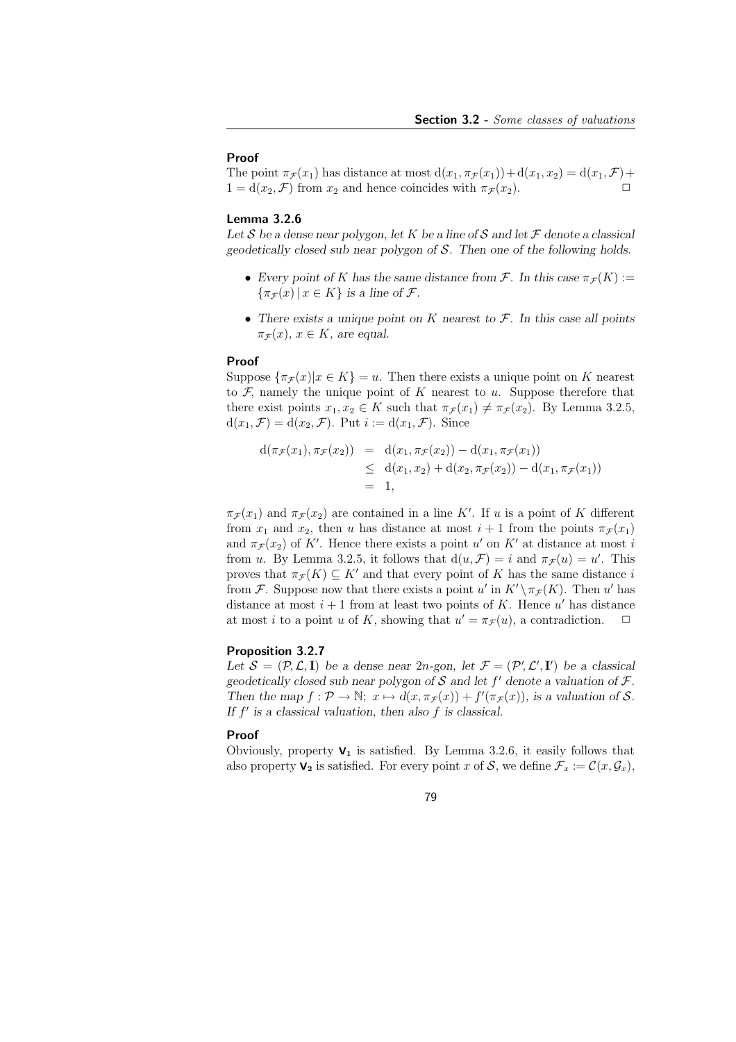**Proof**

The point $\pi_{\mathcal{F}}(x_1)$ has distance at most $\mathrm{d}(x_1, \pi_{\mathcal{F}}(x_1)) + \mathrm{d}(x_1, x_2) = \mathrm{d}(x_1, \mathcal{F}) + 1 = \mathrm{d}(x_2, \mathcal{F})$ from $x_2$ and hence coincides with $\pi_{\mathcal{F}}(x_2)$. $\square$

**Lemma 3.2.6**

*Let $\mathcal{S}$ be a dense near polygon, let $K$ be a line of $\mathcal{S}$ and let $\mathcal{F}$ denote a classical geodetically closed sub near polygon of $\mathcal{S}$. Then one of the following holds.*

- *Every point of $K$ has the same distance from $\mathcal{F}$. In this case $\pi_{\mathcal{F}}(K) := \{\pi_{\mathcal{F}}(x) \mid x \in K\}$ is a line of $\mathcal{F}$.*
- *There exists a unique point on $K$ nearest to $\mathcal{F}$. In this case all points $\pi_{\mathcal{F}}(x)$, $x \in K$, are equal.*

**Proof**

Suppose $\{\pi_{\mathcal{F}}(x) | x \in K\} = u$. Then there exists a unique point on $K$ nearest to $\mathcal{F}$, namely the unique point of $K$ nearest to $u$. Suppose therefore that there exist points $x_1, x_2 \in K$ such that $\pi_{\mathcal{F}}(x_1) \neq \pi_{\mathcal{F}}(x_2)$. By Lemma 3.2.5, $\mathrm{d}(x_1, \mathcal{F}) = \mathrm{d}(x_2, \mathcal{F})$. Put $i := \mathrm{d}(x_1, \mathcal{F})$. Since

$$\begin{aligned}
\mathrm{d}(\pi_{\mathcal{F}}(x_1), \pi_{\mathcal{F}}(x_2)) &= \mathrm{d}(x_1, \pi_{\mathcal{F}}(x_2)) - \mathrm{d}(x_1, \pi_{\mathcal{F}}(x_1)) \\
&\leq \mathrm{d}(x_1, x_2) + \mathrm{d}(x_2, \pi_{\mathcal{F}}(x_2)) - \mathrm{d}(x_1, \pi_{\mathcal{F}}(x_1)) \\
&= 1,
\end{aligned}$$

$\pi_{\mathcal{F}}(x_1)$ and $\pi_{\mathcal{F}}(x_2)$ are contained in a line $K'$. If $u$ is a point of $K$ different from $x_1$ and $x_2$, then $u$ has distance at most $i+1$ from the points $\pi_{\mathcal{F}}(x_1)$ and $\pi_{\mathcal{F}}(x_2)$ of $K'$. Hence there exists a point $u'$ on $K'$ at distance at most $i$ from $u$. By Lemma 3.2.5, it follows that $\mathrm{d}(u, \mathcal{F}) = i$ and $\pi_{\mathcal{F}}(u) = u'$. This proves that $\pi_{\mathcal{F}}(K) \subseteq K'$ and that every point of $K$ has the same distance $i$ from $\mathcal{F}$. Suppose now that there exists a point $u'$ in $K' \setminus \pi_{\mathcal{F}}(K)$. Then $u'$ has distance at most $i+1$ from at least two points of $K$. Hence $u'$ has distance at most $i$ to a point $u$ of $K$, showing that $u' = \pi_{\mathcal{F}}(u)$, a contradiction. $\square$

**Proposition 3.2.7**

*Let $\mathcal{S} = (\mathcal{P}, \mathcal{L}, \mathrm{I})$ be a dense near $2n$-gon, let $\mathcal{F} = (\mathcal{P}', \mathcal{L}', \mathrm{I}')$ be a classical geodetically closed sub near polygon of $\mathcal{S}$ and let $f'$ denote a valuation of $\mathcal{F}$. Then the map $f : \mathcal{P} \to \mathbb{N};\ x \mapsto d(x, \pi_{\mathcal{F}}(x)) + f'(\pi_{\mathcal{F}}(x))$, is a valuation of $\mathcal{S}$. If $f'$ is a classical valuation, then also $f$ is classical.*

**Proof**

Obviously, property $\mathbf{V_1}$ is satisfied. By Lemma 3.2.6, it easily follows that also property $\mathbf{V_2}$ is satisfied. For every point $x$ of $\mathcal{S}$, we define $\mathcal{F}_x := \mathcal{C}(x, \mathcal{G}_x)$,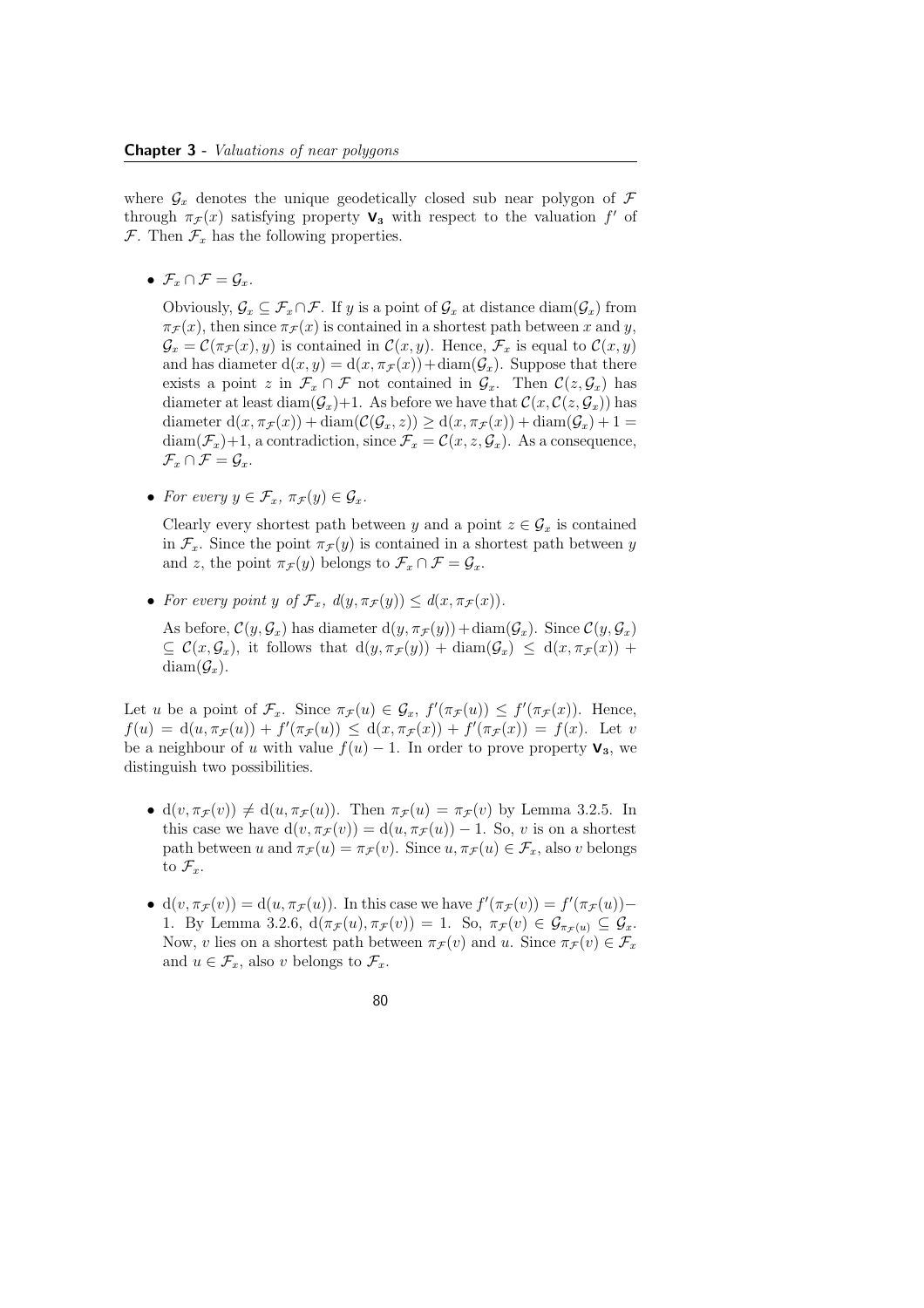where $\mathcal{G}_x$ denotes the unique geodetically closed sub near polygon of $\mathcal{F}$ through $\pi_{\mathcal{F}}(x)$ satisfying property $\mathbf{V_3}$ with respect to the valuation $f'$ of $\mathcal{F}$. Then $\mathcal{F}_x$ has the following properties.

- $\mathcal{F}_x \cap \mathcal{F} = \mathcal{G}_x$.

  Obviously, $\mathcal{G}_x \subseteq \mathcal{F}_x \cap \mathcal{F}$. If $y$ is a point of $\mathcal{G}_x$ at distance $\mathrm{diam}(\mathcal{G}_x)$ from $\pi_{\mathcal{F}}(x)$, then since $\pi_{\mathcal{F}}(x)$ is contained in a shortest path between $x$ and $y$, $\mathcal{G}_x = \mathcal{C}(\pi_{\mathcal{F}}(x), y)$ is contained in $\mathcal{C}(x, y)$. Hence, $\mathcal{F}_x$ is equal to $\mathcal{C}(x, y)$ and has diameter $\mathrm{d}(x, y) = \mathrm{d}(x, \pi_{\mathcal{F}}(x)) + \mathrm{diam}(\mathcal{G}_x)$. Suppose that there exists a point $z$ in $\mathcal{F}_x \cap \mathcal{F}$ not contained in $\mathcal{G}_x$. Then $\mathcal{C}(z, \mathcal{G}_x)$ has diameter at least $\mathrm{diam}(\mathcal{G}_x)+1$. As before we have that $\mathcal{C}(x, \mathcal{C}(z, \mathcal{G}_x))$ has diameter $\mathrm{d}(x, \pi_{\mathcal{F}}(x)) + \mathrm{diam}(\mathcal{C}(\mathcal{G}_x, z)) \geq \mathrm{d}(x, \pi_{\mathcal{F}}(x)) + \mathrm{diam}(\mathcal{G}_x) + 1 = \mathrm{diam}(\mathcal{F}_x)+1$, a contradiction, since $\mathcal{F}_x = \mathcal{C}(x, z, \mathcal{G}_x)$. As a consequence, $\mathcal{F}_x \cap \mathcal{F} = \mathcal{G}_x$.

- *For every* $y \in \mathcal{F}_x$, $\pi_{\mathcal{F}}(y) \in \mathcal{G}_x$.

  Clearly every shortest path between $y$ and a point $z \in \mathcal{G}_x$ is contained in $\mathcal{F}_x$. Since the point $\pi_{\mathcal{F}}(y)$ is contained in a shortest path between $y$ and $z$, the point $\pi_{\mathcal{F}}(y)$ belongs to $\mathcal{F}_x \cap \mathcal{F} = \mathcal{G}_x$.

- *For every point* $y$ *of* $\mathcal{F}_x$, $d(y, \pi_{\mathcal{F}}(y)) \leq d(x, \pi_{\mathcal{F}}(x))$.

  As before, $\mathcal{C}(y, \mathcal{G}_x)$ has diameter $\mathrm{d}(y, \pi_{\mathcal{F}}(y)) + \mathrm{diam}(\mathcal{G}_x)$. Since $\mathcal{C}(y, \mathcal{G}_x) \subseteq \mathcal{C}(x, \mathcal{G}_x)$, it follows that $\mathrm{d}(y, \pi_{\mathcal{F}}(y)) + \mathrm{diam}(\mathcal{G}_x) \leq \mathrm{d}(x, \pi_{\mathcal{F}}(x)) + \mathrm{diam}(\mathcal{G}_x)$.

Let $u$ be a point of $\mathcal{F}_x$. Since $\pi_{\mathcal{F}}(u) \in \mathcal{G}_x$, $f'(\pi_{\mathcal{F}}(u)) \leq f'(\pi_{\mathcal{F}}(x))$. Hence, $f(u) = \mathrm{d}(u, \pi_{\mathcal{F}}(u)) + f'(\pi_{\mathcal{F}}(u)) \leq \mathrm{d}(x, \pi_{\mathcal{F}}(x)) + f'(\pi_{\mathcal{F}}(x)) = f(x)$. Let $v$ be a neighbour of $u$ with value $f(u) - 1$. In order to prove property $\mathbf{V_3}$, we distinguish two possibilities.

- $\mathrm{d}(v, \pi_{\mathcal{F}}(v)) \neq \mathrm{d}(u, \pi_{\mathcal{F}}(u))$. Then $\pi_{\mathcal{F}}(u) = \pi_{\mathcal{F}}(v)$ by Lemma 3.2.5. In this case we have $\mathrm{d}(v, \pi_{\mathcal{F}}(v)) = \mathrm{d}(u, \pi_{\mathcal{F}}(u)) - 1$. So, $v$ is on a shortest path between $u$ and $\pi_{\mathcal{F}}(u) = \pi_{\mathcal{F}}(v)$. Since $u, \pi_{\mathcal{F}}(u) \in \mathcal{F}_x$, also $v$ belongs to $\mathcal{F}_x$.

- $\mathrm{d}(v, \pi_{\mathcal{F}}(v)) = \mathrm{d}(u, \pi_{\mathcal{F}}(u))$. In this case we have $f'(\pi_{\mathcal{F}}(v)) = f'(\pi_{\mathcal{F}}(u)) - 1$. By Lemma 3.2.6, $\mathrm{d}(\pi_{\mathcal{F}}(u), \pi_{\mathcal{F}}(v)) = 1$. So, $\pi_{\mathcal{F}}(v) \in \mathcal{G}_{\pi_{\mathcal{F}}(u)} \subseteq \mathcal{G}_x$. Now, $v$ lies on a shortest path between $\pi_{\mathcal{F}}(v)$ and $u$. Since $\pi_{\mathcal{F}}(v) \in \mathcal{F}_x$ and $u \in \mathcal{F}_x$, also $v$ belongs to $\mathcal{F}_x$.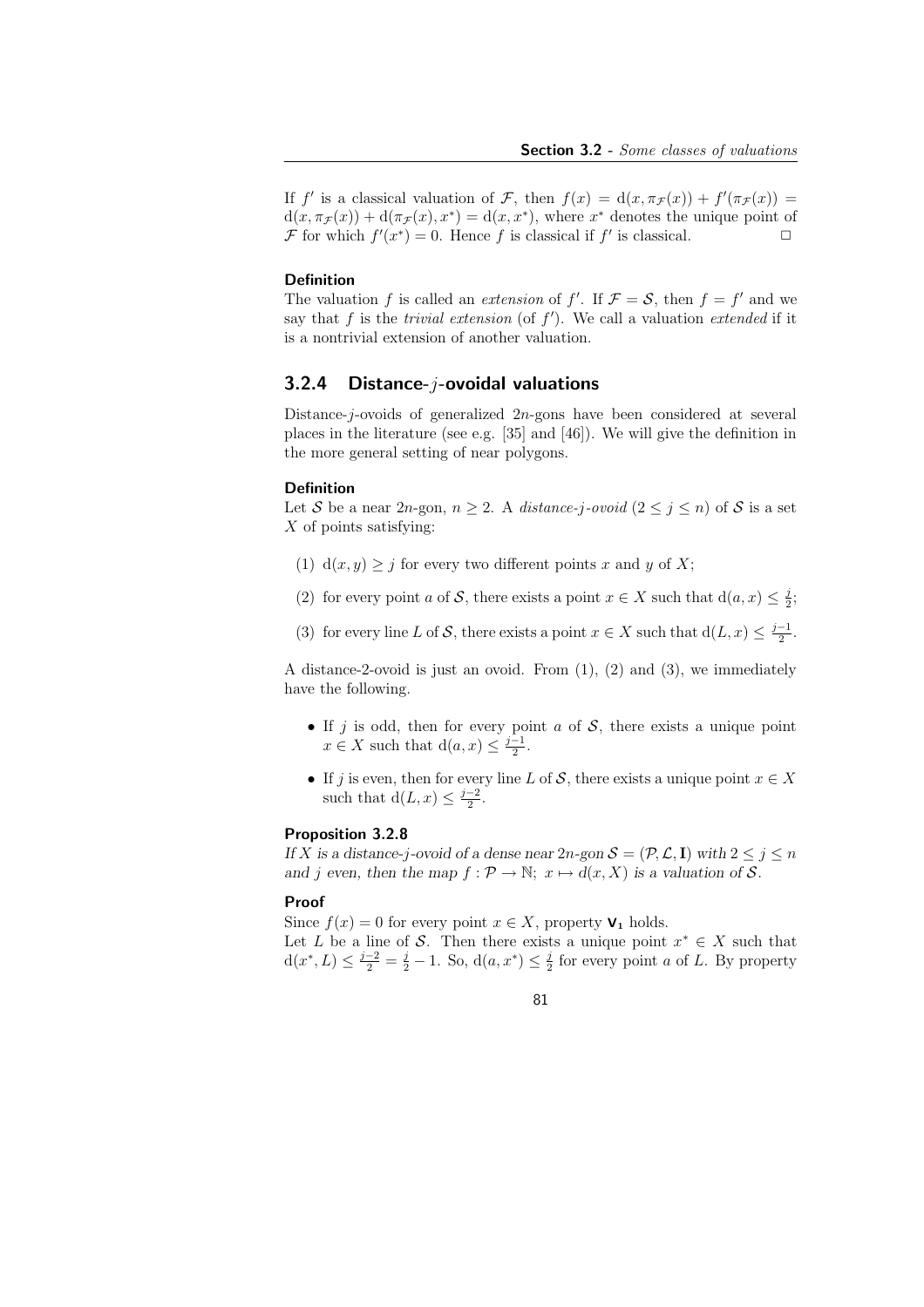If $f'$ is a classical valuation of $\mathcal{F}$, then $f(x) = \mathrm{d}(x, \pi_{\mathcal{F}}(x)) + f'(\pi_{\mathcal{F}}(x)) = \mathrm{d}(x, \pi_{\mathcal{F}}(x)) + \mathrm{d}(\pi_{\mathcal{F}}(x), x^*) = \mathrm{d}(x, x^*)$, where $x^*$ denotes the unique point of $\mathcal{F}$ for which $f'(x^*) = 0$. Hence $f$ is classical if $f'$ is classical. □

#### Definition

The valuation $f$ is called an *extension* of $f'$. If $\mathcal{F} = \mathcal{S}$, then $f = f'$ and we say that $f$ is the *trivial extension* (of $f'$). We call a valuation *extended* if it is a nontrivial extension of another valuation.

### 3.2.4 Distance-$j$-ovoidal valuations

Distance-$j$-ovoids of generalized $2n$-gons have been considered at several places in the literature (see e.g. [35] and [46]). We will give the definition in the more general setting of near polygons.

#### Definition

Let $\mathcal{S}$ be a near $2n$-gon, $n \geq 2$. A *distance-$j$-ovoid* ($2 \leq j \leq n$) of $\mathcal{S}$ is a set $X$ of points satisfying:

(1) $\mathrm{d}(x, y) \geq j$ for every two different points $x$ and $y$ of $X$;

(2) for every point $a$ of $\mathcal{S}$, there exists a point $x \in X$ such that $\mathrm{d}(a, x) \leq \frac{j}{2}$;

(3) for every line $L$ of $\mathcal{S}$, there exists a point $x \in X$ such that $\mathrm{d}(L, x) \leq \frac{j-1}{2}$.

A distance-2-ovoid is just an ovoid. From (1), (2) and (3), we immediately have the following.

- If $j$ is odd, then for every point $a$ of $\mathcal{S}$, there exists a unique point $x \in X$ such that $\mathrm{d}(a, x) \leq \frac{j-1}{2}$.
- If $j$ is even, then for every line $L$ of $\mathcal{S}$, there exists a unique point $x \in X$ such that $\mathrm{d}(L, x) \leq \frac{j-2}{2}$.

#### Proposition 3.2.8

*If $X$ is a distance-$j$-ovoid of a dense near $2n$-gon $\mathcal{S} = (\mathcal{P}, \mathcal{L}, \mathrm{I})$ with $2 \leq j \leq n$ and $j$ even, then the map $f : \mathcal{P} \to \mathbb{N};\ x \mapsto d(x, X)$ is a valuation of $\mathcal{S}$.*

#### Proof

Since $f(x) = 0$ for every point $x \in X$, property $\mathbf{V_1}$ holds.
Let $L$ be a line of $\mathcal{S}$. Then there exists a unique point $x^* \in X$ such that $\mathrm{d}(x^*, L) \leq \frac{j-2}{2} = \frac{j}{2} - 1$. So, $\mathrm{d}(a, x^*) \leq \frac{j}{2}$ for every point $a$ of $L$. By property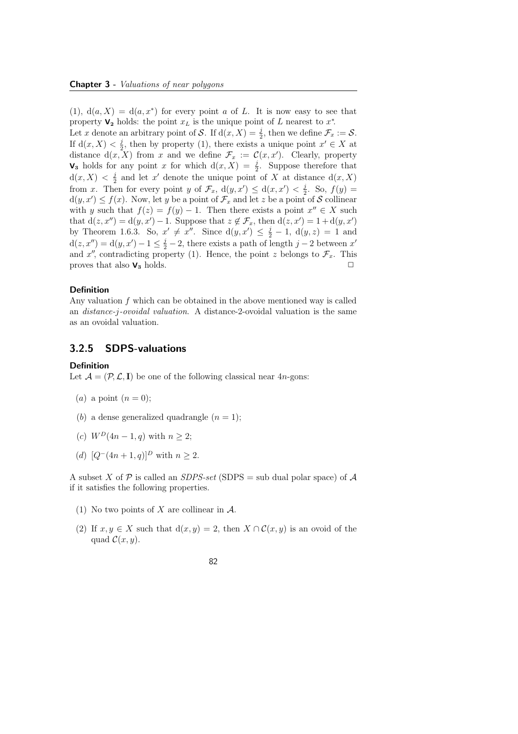(1), $\mathrm{d}(a, X) = \mathrm{d}(a, x^*)$ for every point $a$ of $L$. It is now easy to see that property $\mathbf{V_2}$ holds: the point $x_L$ is the unique point of $L$ nearest to $x^*$.
Let $x$ denote an arbitrary point of $\mathcal{S}$. If $\mathrm{d}(x, X) = \frac{j}{2}$, then we define $\mathcal{F}_x := \mathcal{S}$. If $\mathrm{d}(x, X) < \frac{j}{2}$, then by property (1), there exists a unique point $x' \in X$ at distance $\mathrm{d}(x, X)$ from $x$ and we define $\mathcal{F}_x := \mathcal{C}(x, x')$. Clearly, property $\mathbf{V_3}$ holds for any point $x$ for which $\mathrm{d}(x, X) = \frac{j}{2}$. Suppose therefore that $\mathrm{d}(x, X) < \frac{j}{2}$ and let $x'$ denote the unique point of $X$ at distance $\mathrm{d}(x, X)$ from $x$. Then for every point $y$ of $\mathcal{F}_x$, $\mathrm{d}(y, x') \leq \mathrm{d}(x, x') < \frac{j}{2}$. So, $f(y) = \mathrm{d}(y, x') \leq f(x)$. Now, let $y$ be a point of $\mathcal{F}_x$ and let $z$ be a point of $\mathcal{S}$ collinear with $y$ such that $f(z) = f(y) - 1$. Then there exists a point $x'' \in X$ such that $\mathrm{d}(z, x'') = \mathrm{d}(y, x') - 1$. Suppose that $z \notin \mathcal{F}_x$, then $\mathrm{d}(z, x') = 1 + \mathrm{d}(y, x')$ by Theorem 1.6.3. So, $x' \neq x''$. Since $\mathrm{d}(y, x') \leq \frac{j}{2} - 1$, $\mathrm{d}(y, z) = 1$ and $\mathrm{d}(z, x'') = \mathrm{d}(y, x') - 1 \leq \frac{j}{2} - 2$, there exists a path of length $j - 2$ between $x'$ and $x''$, contradicting property (1). Hence, the point $z$ belongs to $\mathcal{F}_x$. This proves that also $\mathbf{V_3}$ holds. $\square$

**Definition**
Any valuation $f$ which can be obtained in the above mentioned way is called an *distance-$j$-ovoidal valuation*. A distance-2-ovoidal valuation is the same as an ovoidal valuation.

### 3.2.5 SDPS-valuations

**Definition**
Let $\mathcal{A} = (\mathcal{P}, \mathcal{L}, \mathbf{I})$ be one of the following classical near $4n$-gons:

- $(a)$ a point $(n = 0)$;
- $(b)$ a dense generalized quadrangle $(n = 1)$;
- $(c)$ $W^D(4n - 1, q)$ with $n \geq 2$;
- $(d)$ $[Q^-(4n + 1, q)]^D$ with $n \geq 2$.

A subset $X$ of $\mathcal{P}$ is called an *SDPS-set* (SDPS = sub dual polar space) of $\mathcal{A}$ if it satisfies the following properties.

(1) No two points of $X$ are collinear in $\mathcal{A}$.

(2) If $x, y \in X$ such that $\mathrm{d}(x, y) = 2$, then $X \cap \mathcal{C}(x, y)$ is an ovoid of the quad $\mathcal{C}(x, y)$.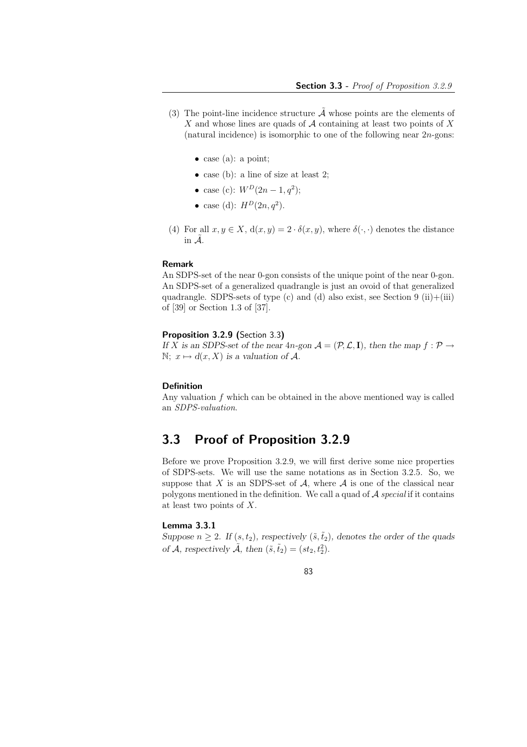(3) The point-line incidence structure $\tilde{\mathcal{A}}$ whose points are the elements of $X$ and whose lines are quads of $\mathcal{A}$ containing at least two points of $X$ (natural incidence) is isomorphic to one of the following near $2n$-gons:

- case (a): a point;
- case (b): a line of size at least 2;
- case (c): $W^D(2n-1, q^2)$;
- case (d): $H^D(2n, q^2)$.

(4) For all $x, y \in X$, $\mathrm{d}(x, y) = 2 \cdot \delta(x, y)$, where $\delta(\cdot, \cdot)$ denotes the distance in $\tilde{\mathcal{A}}$.

**Remark**

An SDPS-set of the near 0-gon consists of the unique point of the near 0-gon. An SDPS-set of a generalized quadrangle is just an ovoid of that generalized quadrangle. SDPS-sets of type (c) and (d) also exist, see Section 9 (ii)+(iii) of [39] or Section 1.3 of [37].

**Proposition 3.2.9 (**Section 3.3**)**

*If $X$ is an SDPS-set of the near $4n$-gon $\mathcal{A} = (\mathcal{P}, \mathcal{L}, \mathbf{I})$, then the map $f : \mathcal{P} \to \mathbb{N};\ x \mapsto d(x, X)$ is a valuation of $\mathcal{A}$.*

**Definition**

Any valuation $f$ which can be obtained in the above mentioned way is called an *SDPS-valuation*.

## 3.3 Proof of Proposition 3.2.9

Before we prove Proposition 3.2.9, we will first derive some nice properties of SDPS-sets. We will use the same notations as in Section 3.2.5. So, we suppose that $X$ is an SDPS-set of $\mathcal{A}$, where $\mathcal{A}$ is one of the classical near polygons mentioned in the definition. We call a quad of $\mathcal{A}$ *special* if it contains at least two points of $X$.

**Lemma 3.3.1**

*Suppose $n \geq 2$. If $(s, t_2)$, respectively $(\tilde{s}, \tilde{t}_2)$, denotes the order of the quads of $\mathcal{A}$, respectively $\tilde{\mathcal{A}}$, then $(\tilde{s}, \tilde{t}_2) = (st_2, t_2^2)$.*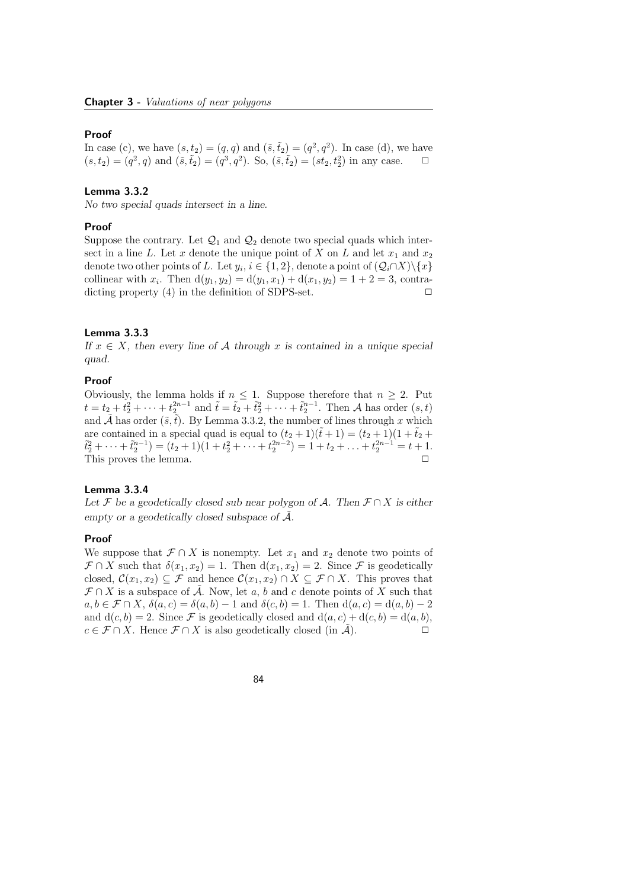#### Proof

In case (c), we have $(s, t_2) = (q, q)$ and $(\tilde{s}, \tilde{t}_2) = (q^2, q^2)$. In case (d), we have $(s, t_2) = (q^2, q)$ and $(\tilde{s}, \tilde{t}_2) = (q^3, q^2)$. So, $(\tilde{s}, \tilde{t}_2) = (st_2, t_2^2)$ in any case. $\square$

#### Lemma 3.3.2

*No two special quads intersect in a line.*

#### Proof

Suppose the contrary. Let $\mathcal{Q}_1$ and $\mathcal{Q}_2$ denote two special quads which intersect in a line $L$. Let $x$ denote the unique point of $X$ on $L$ and let $x_1$ and $x_2$ denote two other points of $L$. Let $y_i$, $i \in \{1, 2\}$, denote a point of $(\mathcal{Q}_i \cap X) \setminus \{x\}$ collinear with $x_i$. Then $\mathrm{d}(y_1, y_2) = \mathrm{d}(y_1, x_1) + \mathrm{d}(x_1, y_2) = 1 + 2 = 3$, contradicting property (4) in the definition of SDPS-set. $\square$

#### Lemma 3.3.3

*If $x \in X$, then every line of $\mathcal{A}$ through $x$ is contained in a unique special quad.*

#### Proof

Obviously, the lemma holds if $n \leq 1$. Suppose therefore that $n \geq 2$. Put $t = t_2 + t_2^2 + \cdots + t_2^{2n-1}$ and $\tilde{t} = \tilde{t}_2 + \tilde{t}_2^2 + \cdots + \tilde{t}_2^{n-1}$. Then $\mathcal{A}$ has order $(s, t)$ and $\tilde{\mathcal{A}}$ has order $(\tilde{s}, \tilde{t})$. By Lemma 3.3.2, the number of lines through $x$ which are contained in a special quad is equal to $(t_2 + 1)(\tilde{t} + 1) = (t_2 + 1)(1 + \tilde{t}_2 + \tilde{t}_2^2 + \cdots + \tilde{t}_2^{n-1}) = (t_2 + 1)(1 + t_2^2 + \cdots + t_2^{2n-2}) = 1 + t_2 + \ldots + t_2^{2n-1} = t + 1$. This proves the lemma. $\square$

#### Lemma 3.3.4

*Let $\mathcal{F}$ be a geodetically closed sub near polygon of $\mathcal{A}$. Then $\mathcal{F} \cap X$ is either empty or a geodetically closed subspace of $\tilde{\mathcal{A}}$.*

#### Proof

We suppose that $\mathcal{F} \cap X$ is nonempty. Let $x_1$ and $x_2$ denote two points of $\mathcal{F} \cap X$ such that $\delta(x_1, x_2) = 1$. Then $\mathrm{d}(x_1, x_2) = 2$. Since $\mathcal{F}$ is geodetically closed, $\mathcal{C}(x_1, x_2) \subseteq \mathcal{F}$ and hence $\mathcal{C}(x_1, x_2) \cap X \subseteq \mathcal{F} \cap X$. This proves that $\mathcal{F} \cap X$ is a subspace of $\tilde{\mathcal{A}}$. Now, let $a$, $b$ and $c$ denote points of $X$ such that $a, b \in \mathcal{F} \cap X$, $\delta(a, c) = \delta(a, b) - 1$ and $\delta(c, b) = 1$. Then $\mathrm{d}(a, c) = \mathrm{d}(a, b) - 2$ and $\mathrm{d}(c, b) = 2$. Since $\mathcal{F}$ is geodetically closed and $\mathrm{d}(a, c) + \mathrm{d}(c, b) = \mathrm{d}(a, b)$, $c \in \mathcal{F} \cap X$. Hence $\mathcal{F} \cap X$ is also geodetically closed (in $\tilde{\mathcal{A}}$). $\square$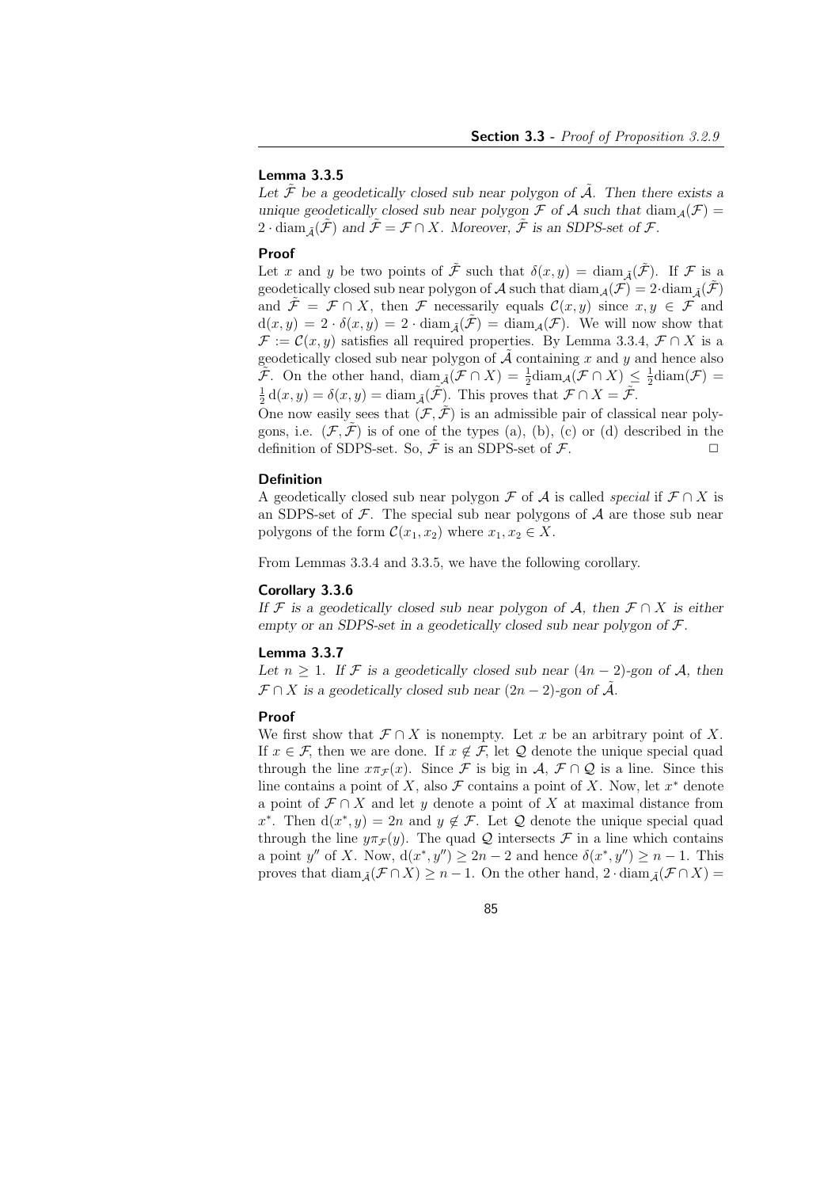**Lemma 3.3.5**

*Let $\tilde{\mathcal{F}}$ be a geodetically closed sub near polygon of $\tilde{\mathcal{A}}$. Then there exists a unique geodetically closed sub near polygon $\mathcal{F}$ of $\mathcal{A}$ such that $\mathrm{diam}_{\mathcal{A}}(\mathcal{F}) = 2 \cdot \mathrm{diam}_{\tilde{\mathcal{A}}}(\tilde{\mathcal{F}})$ and $\tilde{\mathcal{F}} = \mathcal{F} \cap X$. Moreover, $\tilde{\mathcal{F}}$ is an SDPS-set of $\mathcal{F}$.*

**Proof**

Let $x$ and $y$ be two points of $\tilde{\mathcal{F}}$ such that $\delta(x,y) = \mathrm{diam}_{\tilde{\mathcal{A}}}(\tilde{\mathcal{F}})$. If $\mathcal{F}$ is a geodetically closed sub near polygon of $\mathcal{A}$ such that $\mathrm{diam}_{\mathcal{A}}(\mathcal{F}) = 2 \cdot \mathrm{diam}_{\tilde{\mathcal{A}}}(\tilde{\mathcal{F}})$ and $\tilde{\mathcal{F}} = \mathcal{F} \cap X$, then $\mathcal{F}$ necessarily equals $\mathcal{C}(x,y)$ since $x, y \in \mathcal{F}$ and $\mathrm{d}(x,y) = 2 \cdot \delta(x,y) = 2 \cdot \mathrm{diam}_{\tilde{\mathcal{A}}}(\tilde{\mathcal{F}}) = \mathrm{diam}_{\mathcal{A}}(\mathcal{F})$. We will now show that $\mathcal{F} := \mathcal{C}(x,y)$ satisfies all required properties. By Lemma 3.3.4, $\mathcal{F} \cap X$ is a geodetically closed sub near polygon of $\tilde{\mathcal{A}}$ containing $x$ and $y$ and hence also $\tilde{\mathcal{F}}$. On the other hand, $\mathrm{diam}_{\tilde{\mathcal{A}}}(\mathcal{F} \cap X) = \frac{1}{2}\mathrm{diam}_{\mathcal{A}}(\mathcal{F} \cap X) \leq \frac{1}{2}\mathrm{diam}(\mathcal{F}) = \frac{1}{2}\,\mathrm{d}(x,y) = \delta(x,y) = \mathrm{diam}_{\tilde{\mathcal{A}}}(\tilde{\mathcal{F}})$. This proves that $\mathcal{F} \cap X = \tilde{\mathcal{F}}$.

One now easily sees that $(\mathcal{F}, \tilde{\mathcal{F}})$ is an admissible pair of classical near polygons, i.e. $(\mathcal{F}, \tilde{\mathcal{F}})$ is of one of the types (a), (b), (c) or (d) described in the definition of SDPS-set. So, $\tilde{\mathcal{F}}$ is an SDPS-set of $\mathcal{F}$. □

**Definition**

A geodetically closed sub near polygon $\mathcal{F}$ of $\mathcal{A}$ is called *special* if $\mathcal{F} \cap X$ is an SDPS-set of $\mathcal{F}$. The special sub near polygons of $\mathcal{A}$ are those sub near polygons of the form $\mathcal{C}(x_1, x_2)$ where $x_1, x_2 \in X$.

From Lemmas 3.3.4 and 3.3.5, we have the following corollary.

**Corollary 3.3.6**

*If $\mathcal{F}$ is a geodetically closed sub near polygon of $\mathcal{A}$, then $\mathcal{F} \cap X$ is either empty or an SDPS-set in a geodetically closed sub near polygon of $\mathcal{F}$.*

**Lemma 3.3.7**

*Let $n \geq 1$. If $\mathcal{F}$ is a geodetically closed sub near $(4n-2)$-gon of $\mathcal{A}$, then $\mathcal{F} \cap X$ is a geodetically closed sub near $(2n-2)$-gon of $\tilde{\mathcal{A}}$.*

**Proof**

We first show that $\mathcal{F} \cap X$ is nonempty. Let $x$ be an arbitrary point of $X$. If $x \in \mathcal{F}$, then we are done. If $x \notin \mathcal{F}$, let $\mathcal{Q}$ denote the unique special quad through the line $x\pi_{\mathcal{F}}(x)$. Since $\mathcal{F}$ is big in $\mathcal{A}$, $\mathcal{F} \cap \mathcal{Q}$ is a line. Since this line contains a point of $X$, also $\mathcal{F}$ contains a point of $X$. Now, let $x^*$ denote a point of $\mathcal{F} \cap X$ and let $y$ denote a point of $X$ at maximal distance from $x^*$. Then $\mathrm{d}(x^*, y) = 2n$ and $y \notin \mathcal{F}$. Let $\mathcal{Q}$ denote the unique special quad through the line $y\pi_{\mathcal{F}}(y)$. The quad $\mathcal{Q}$ intersects $\mathcal{F}$ in a line which contains a point $y''$ of $X$. Now, $\mathrm{d}(x^*, y'') \geq 2n-2$ and hence $\delta(x^*, y'') \geq n-1$. This proves that $\mathrm{diam}_{\tilde{\mathcal{A}}}(\mathcal{F} \cap X) \geq n-1$. On the other hand, $2 \cdot \mathrm{diam}_{\tilde{\mathcal{A}}}(\mathcal{F} \cap X) =$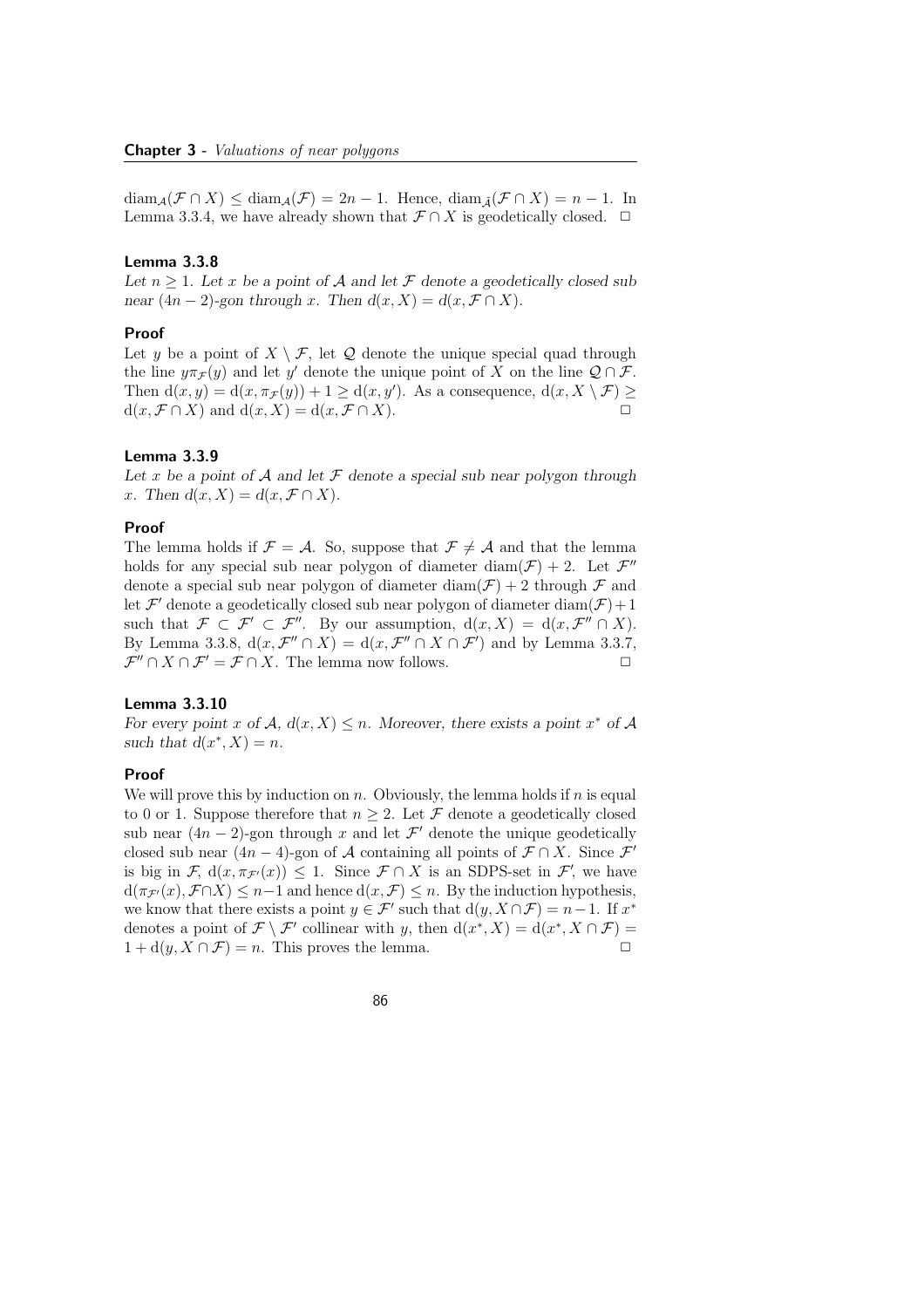$\text{diam}_{\mathcal{A}}(\mathcal{F} \cap X) \leq \text{diam}_{\mathcal{A}}(\mathcal{F}) = 2n-1$. Hence, $\text{diam}_{\tilde{\mathcal{A}}}(\mathcal{F} \cap X) = n-1$. In Lemma 3.3.4, we have already shown that $\mathcal{F} \cap X$ is geodetically closed. $\square$

#### Lemma 3.3.8

*Let $n \geq 1$. Let $x$ be a point of $\mathcal{A}$ and let $\mathcal{F}$ denote a geodetically closed sub near $(4n-2)$-gon through $x$. Then $d(x, X) = d(x, \mathcal{F} \cap X)$.*

#### Proof

Let $y$ be a point of $X \setminus \mathcal{F}$, let $\mathcal{Q}$ denote the unique special quad through the line $y\pi_{\mathcal{F}}(y)$ and let $y'$ denote the unique point of $X$ on the line $\mathcal{Q} \cap \mathcal{F}$. Then $\text{d}(x, y) = \text{d}(x, \pi_{\mathcal{F}}(y)) + 1 \geq \text{d}(x, y')$. As a consequence, $\text{d}(x, X \setminus \mathcal{F}) \geq \text{d}(x, \mathcal{F} \cap X)$ and $\text{d}(x, X) = \text{d}(x, \mathcal{F} \cap X)$. $\square$

#### Lemma 3.3.9

*Let $x$ be a point of $\mathcal{A}$ and let $\mathcal{F}$ denote a special sub near polygon through $x$. Then $d(x, X) = d(x, \mathcal{F} \cap X)$.*

#### Proof

The lemma holds if $\mathcal{F} = \mathcal{A}$. So, suppose that $\mathcal{F} \neq \mathcal{A}$ and that the lemma holds for any special sub near polygon of diameter $\text{diam}(\mathcal{F}) + 2$. Let $\mathcal{F}''$ denote a special sub near polygon of diameter $\text{diam}(\mathcal{F}) + 2$ through $\mathcal{F}$ and let $\mathcal{F}'$ denote a geodetically closed sub near polygon of diameter $\text{diam}(\mathcal{F}) + 1$ such that $\mathcal{F} \subset \mathcal{F}' \subset \mathcal{F}''$. By our assumption, $\text{d}(x, X) = \text{d}(x, \mathcal{F}'' \cap X)$. By Lemma 3.3.8, $\text{d}(x, \mathcal{F}'' \cap X) = \text{d}(x, \mathcal{F}'' \cap X \cap \mathcal{F}')$ and by Lemma 3.3.7, $\mathcal{F}'' \cap X \cap \mathcal{F}' = \mathcal{F} \cap X$. The lemma now follows. $\square$

#### Lemma 3.3.10

*For every point $x$ of $\mathcal{A}$, $d(x, X) \leq n$. Moreover, there exists a point $x^*$ of $\mathcal{A}$ such that $d(x^*, X) = n$.*

#### Proof

We will prove this by induction on $n$. Obviously, the lemma holds if $n$ is equal to 0 or 1. Suppose therefore that $n \geq 2$. Let $\mathcal{F}$ denote a geodetically closed sub near $(4n-2)$-gon through $x$ and let $\mathcal{F}'$ denote the unique geodetically closed sub near $(4n-4)$-gon of $\mathcal{A}$ containing all points of $\mathcal{F} \cap X$. Since $\mathcal{F}'$ is big in $\mathcal{F}$, $\text{d}(x, \pi_{\mathcal{F}'}(x)) \leq 1$. Since $\mathcal{F} \cap X$ is an SDPS-set in $\mathcal{F}'$, we have $\text{d}(\pi_{\mathcal{F}'}(x), \mathcal{F} \cap X) \leq n-1$ and hence $\text{d}(x, \mathcal{F}) \leq n$. By the induction hypothesis, we know that there exists a point $y \in \mathcal{F}'$ such that $\text{d}(y, X \cap \mathcal{F}) = n-1$. If $x^*$ denotes a point of $\mathcal{F} \setminus \mathcal{F}'$ collinear with $y$, then $\text{d}(x^*, X) = \text{d}(x^*, X \cap \mathcal{F}) = 1 + \text{d}(y, X \cap \mathcal{F}) = n$. This proves the lemma. $\square$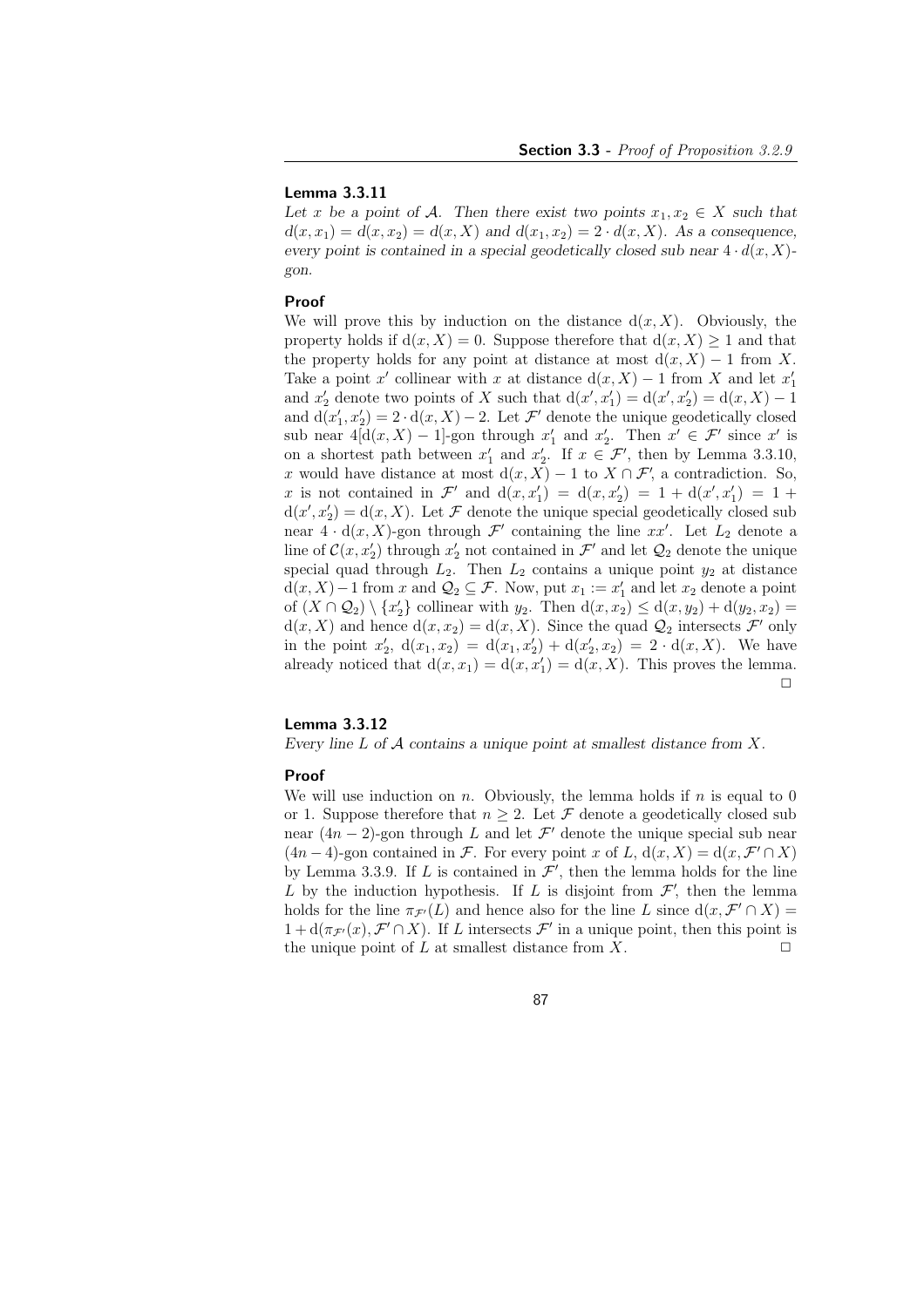#### Lemma 3.3.11

*Let $x$ be a point of $\mathcal{A}$. Then there exist two points $x_1, x_2 \in X$ such that $d(x, x_1) = d(x, x_2) = d(x, X)$ and $d(x_1, x_2) = 2 \cdot d(x, X)$. As a consequence, every point is contained in a special geodetically closed sub near $4 \cdot d(x, X)$-gon.*

#### Proof

We will prove this by induction on the distance $\mathrm{d}(x, X)$. Obviously, the property holds if $\mathrm{d}(x, X) = 0$. Suppose therefore that $\mathrm{d}(x, X) \geq 1$ and that the property holds for any point at distance at most $\mathrm{d}(x, X) - 1$ from $X$. Take a point $x'$ collinear with $x$ at distance $\mathrm{d}(x, X) - 1$ from $X$ and let $x'_1$ and $x'_2$ denote two points of $X$ such that $\mathrm{d}(x', x'_1) = \mathrm{d}(x', x'_2) = \mathrm{d}(x, X) - 1$ and $\mathrm{d}(x'_1, x'_2) = 2 \cdot \mathrm{d}(x, X) - 2$. Let $\mathcal{F}'$ denote the unique geodetically closed sub near $4[\mathrm{d}(x, X) - 1]$-gon through $x'_1$ and $x'_2$. Then $x' \in \mathcal{F}'$ since $x'$ is on a shortest path between $x'_1$ and $x'_2$. If $x \in \mathcal{F}'$, then by Lemma 3.3.10, $x$ would have distance at most $\mathrm{d}(x, X) - 1$ to $X \cap \mathcal{F}'$, a contradiction. So, $x$ is not contained in $\mathcal{F}'$ and $\mathrm{d}(x, x'_1) = \mathrm{d}(x, x'_2) = 1 + \mathrm{d}(x', x'_1) = 1 + \mathrm{d}(x', x'_2) = \mathrm{d}(x, X)$. Let $\mathcal{F}$ denote the unique special geodetically closed sub near $4 \cdot \mathrm{d}(x, X)$-gon through $\mathcal{F}'$ containing the line $xx'$. Let $L_2$ denote a line of $\mathcal{C}(x, x'_2)$ through $x'_2$ not contained in $\mathcal{F}'$ and let $\mathcal{Q}_2$ denote the unique special quad through $L_2$. Then $L_2$ contains a unique point $y_2$ at distance $\mathrm{d}(x, X) - 1$ from $x$ and $\mathcal{Q}_2 \subseteq \mathcal{F}$. Now, put $x_1 := x'_1$ and let $x_2$ denote a point of $(X \cap \mathcal{Q}_2) \setminus \{x'_2\}$ collinear with $y_2$. Then $\mathrm{d}(x, x_2) \leq \mathrm{d}(x, y_2) + \mathrm{d}(y_2, x_2) = \mathrm{d}(x, X)$ and hence $\mathrm{d}(x, x_2) = \mathrm{d}(x, X)$. Since the quad $\mathcal{Q}_2$ intersects $\mathcal{F}'$ only in the point $x'_2$, $\mathrm{d}(x_1, x_2) = \mathrm{d}(x_1, x'_2) + \mathrm{d}(x'_2, x_2) = 2 \cdot \mathrm{d}(x, X)$. We have already noticed that $\mathrm{d}(x, x_1) = \mathrm{d}(x, x'_1) = \mathrm{d}(x, X)$. This proves the lemma. □

#### Lemma 3.3.12

*Every line $L$ of $\mathcal{A}$ contains a unique point at smallest distance from $X$.*

#### Proof

We will use induction on $n$. Obviously, the lemma holds if $n$ is equal to 0 or 1. Suppose therefore that $n \geq 2$. Let $\mathcal{F}$ denote a geodetically closed sub near $(4n - 2)$-gon through $L$ and let $\mathcal{F}'$ denote the unique special sub near $(4n - 4)$-gon contained in $\mathcal{F}$. For every point $x$ of $L$, $\mathrm{d}(x, X) = \mathrm{d}(x, \mathcal{F}' \cap X)$ by Lemma 3.3.9. If $L$ is contained in $\mathcal{F}'$, then the lemma holds for the line $L$ by the induction hypothesis. If $L$ is disjoint from $\mathcal{F}'$, then the lemma holds for the line $\pi_{\mathcal{F}'}(L)$ and hence also for the line $L$ since $\mathrm{d}(x, \mathcal{F}' \cap X) = 1 + \mathrm{d}(\pi_{\mathcal{F}'}(x), \mathcal{F}' \cap X)$. If $L$ intersects $\mathcal{F}'$ in a unique point, then this point is the unique point of $L$ at smallest distance from $X$. □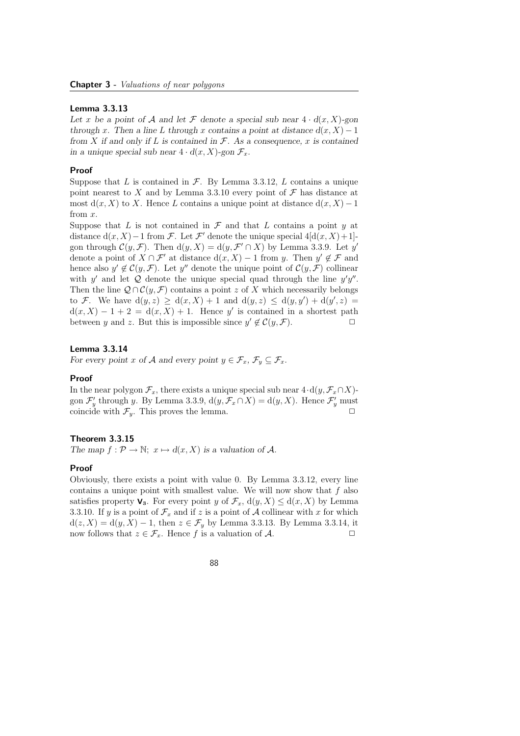### Lemma 3.3.13

*Let $x$ be a point of $\mathcal{A}$ and let $\mathcal{F}$ denote a special sub near $4 \cdot d(x, X)$-gon through $x$. Then a line $L$ through $x$ contains a point at distance $d(x, X) - 1$ from $X$ if and only if $L$ is contained in $\mathcal{F}$. As a consequence, $x$ is contained in a unique special sub near $4 \cdot d(x, X)$-gon $\mathcal{F}_x$.*

### Proof

Suppose that $L$ is contained in $\mathcal{F}$. By Lemma 3.3.12, $L$ contains a unique point nearest to $X$ and by Lemma 3.3.10 every point of $\mathcal{F}$ has distance at most $\mathrm{d}(x, X)$ to $X$. Hence $L$ contains a unique point at distance $\mathrm{d}(x, X) - 1$ from $x$.

Suppose that $L$ is not contained in $\mathcal{F}$ and that $L$ contains a point $y$ at distance $\mathrm{d}(x, X) - 1$ from $\mathcal{F}$. Let $\mathcal{F}'$ denote the unique special $4[\mathrm{d}(x, X) + 1]$-gon through $\mathcal{C}(y, \mathcal{F})$. Then $\mathrm{d}(y, X) = \mathrm{d}(y, \mathcal{F}' \cap X)$ by Lemma 3.3.9. Let $y'$ denote a point of $X \cap \mathcal{F}'$ at distance $\mathrm{d}(x, X) - 1$ from $y$. Then $y' \notin \mathcal{F}$ and hence also $y' \notin \mathcal{C}(y, \mathcal{F})$. Let $y''$ denote the unique point of $\mathcal{C}(y, \mathcal{F})$ collinear with $y'$ and let $\mathcal{Q}$ denote the unique special quad through the line $y'y''$. Then the line $\mathcal{Q} \cap \mathcal{C}(y, \mathcal{F})$ contains a point $z$ of $X$ which necessarily belongs to $\mathcal{F}$. We have $\mathrm{d}(y, z) \geq \mathrm{d}(x, X) + 1$ and $\mathrm{d}(y, z) \leq \mathrm{d}(y, y') + \mathrm{d}(y', z) = \mathrm{d}(x, X) - 1 + 2 = \mathrm{d}(x, X) + 1$. Hence $y'$ is contained in a shortest path between $y$ and $z$. But this is impossible since $y' \notin \mathcal{C}(y, \mathcal{F})$. $\square$

### Lemma 3.3.14

*For every point $x$ of $\mathcal{A}$ and every point $y \in \mathcal{F}_x$, $\mathcal{F}_y \subseteq \mathcal{F}_x$.*

### Proof

In the near polygon $\mathcal{F}_x$, there exists a unique special sub near $4 \cdot \mathrm{d}(y, \mathcal{F}_x \cap X)$-gon $\mathcal{F}'_y$ through $y$. By Lemma 3.3.9, $\mathrm{d}(y, \mathcal{F}_x \cap X) = \mathrm{d}(y, X)$. Hence $\mathcal{F}'_y$ must coincide with $\mathcal{F}_y$. This proves the lemma. $\square$

### Theorem 3.3.15

*The map $f : \mathcal{P} \to \mathbb{N};\ x \mapsto d(x, X)$ is a valuation of $\mathcal{A}$.*

### Proof

Obviously, there exists a point with value 0. By Lemma 3.3.12, every line contains a unique point with smallest value. We will now show that $f$ also satisfies property $\mathbf{V_3}$. For every point $y$ of $\mathcal{F}_x$, $\mathrm{d}(y, X) \leq \mathrm{d}(x, X)$ by Lemma 3.3.10. If $y$ is a point of $\mathcal{F}_x$ and if $z$ is a point of $\mathcal{A}$ collinear with $x$ for which $\mathrm{d}(z, X) = \mathrm{d}(y, X) - 1$, then $z \in \mathcal{F}_y$ by Lemma 3.3.13. By Lemma 3.3.14, it now follows that $z \in \mathcal{F}_x$. Hence $f$ is a valuation of $\mathcal{A}$. $\square$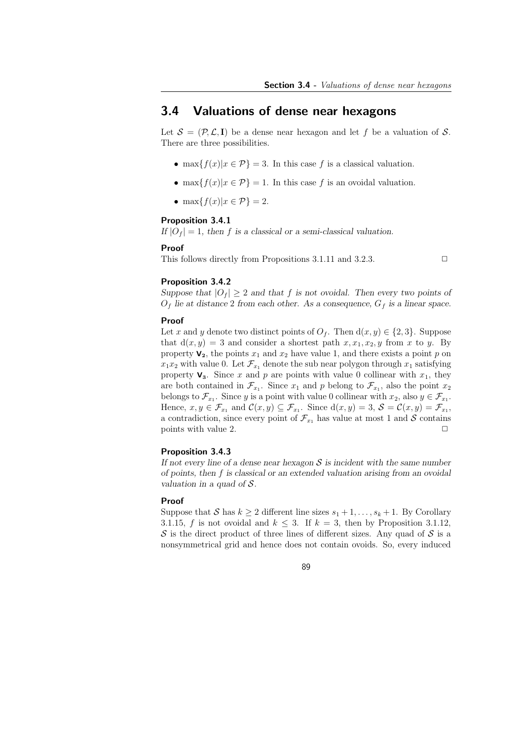## 3.4 Valuations of dense near hexagons

Let $\mathcal{S} = (\mathcal{P}, \mathcal{L}, \mathbf{I})$ be a dense near hexagon and let $f$ be a valuation of $\mathcal{S}$. There are three possibilities.

- $\max\{f(x)|x \in \mathcal{P}\} = 3$. In this case $f$ is a classical valuation.
- $\max\{f(x)|x \in \mathcal{P}\} = 1$. In this case $f$ is an ovoidal valuation.
- $\max\{f(x)|x \in \mathcal{P}\} = 2$.

**Proposition 3.4.1**

*If $|O_f| = 1$, then $f$ is a classical or a semi-classical valuation.*

**Proof**

This follows directly from Propositions 3.1.11 and 3.2.3. □

**Proposition 3.4.2**

*Suppose that $|O_f| \geq 2$ and that $f$ is not ovoidal. Then every two points of $O_f$ lie at distance 2 from each other. As a consequence, $G_f$ is a linear space.*

**Proof**

Let $x$ and $y$ denote two distinct points of $O_f$. Then $\mathrm{d}(x, y) \in \{2, 3\}$. Suppose that $\mathrm{d}(x, y) = 3$ and consider a shortest path $x, x_1, x_2, y$ from $x$ to $y$. By property $\mathbf{V_2}$, the points $x_1$ and $x_2$ have value 1, and there exists a point $p$ on $x_1x_2$ with value 0. Let $\mathcal{F}_{x_1}$ denote the sub near polygon through $x_1$ satisfying property $\mathbf{V_3}$. Since $x$ and $p$ are points with value 0 collinear with $x_1$, they are both contained in $\mathcal{F}_{x_1}$. Since $x_1$ and $p$ belong to $\mathcal{F}_{x_1}$, also the point $x_2$ belongs to $\mathcal{F}_{x_1}$. Since $y$ is a point with value 0 collinear with $x_2$, also $y \in \mathcal{F}_{x_1}$. Hence, $x, y \in \mathcal{F}_{x_1}$ and $\mathcal{C}(x, y) \subseteq \mathcal{F}_{x_1}$. Since $\mathrm{d}(x, y) = 3$, $\mathcal{S} = \mathcal{C}(x, y) = \mathcal{F}_{x_1}$, a contradiction, since every point of $\mathcal{F}_{x_1}$ has value at most 1 and $\mathcal{S}$ contains points with value 2. □

**Proposition 3.4.3**

*If not every line of a dense near hexagon $\mathcal{S}$ is incident with the same number of points, then $f$ is classical or an extended valuation arising from an ovoidal valuation in a quad of $\mathcal{S}$.*

**Proof**

Suppose that $\mathcal{S}$ has $k \geq 2$ different line sizes $s_1 + 1, \ldots, s_k + 1$. By Corollary 3.1.15, $f$ is not ovoidal and $k \leq 3$. If $k = 3$, then by Proposition 3.1.12, $\mathcal{S}$ is the direct product of three lines of different sizes. Any quad of $\mathcal{S}$ is a nonsymmetrical grid and hence does not contain ovoids. So, every induced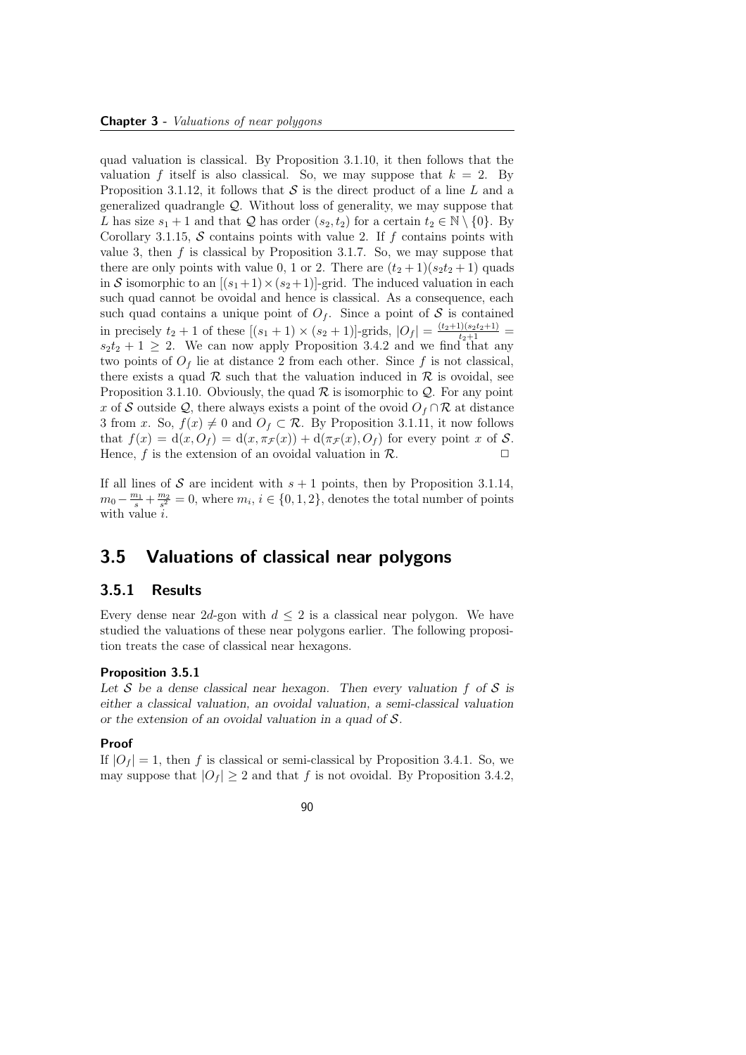quad valuation is classical. By Proposition 3.1.10, it then follows that the valuation $f$ itself is also classical. So, we may suppose that $k = 2$. By Proposition 3.1.12, it follows that $\mathcal{S}$ is the direct product of a line $L$ and a generalized quadrangle $\mathcal{Q}$. Without loss of generality, we may suppose that $L$ has size $s_1 + 1$ and that $\mathcal{Q}$ has order $(s_2, t_2)$ for a certain $t_2 \in \mathbb{N} \setminus \{0\}$. By Corollary 3.1.15, $\mathcal{S}$ contains points with value 2. If $f$ contains points with value 3, then $f$ is classical by Proposition 3.1.7. So, we may suppose that there are only points with value 0, 1 or 2. There are $(t_2+1)(s_2t_2+1)$ quads in $\mathcal{S}$ isomorphic to an $[(s_1+1)\times(s_2+1)]$-grid. The induced valuation in each such quad cannot be ovoidal and hence is classical. As a consequence, each such quad contains a unique point of $O_f$. Since a point of $\mathcal{S}$ is contained in precisely $t_2+1$ of these $[(s_1+1)\times(s_2+1)]$-grids, $|O_f| = \frac{(t_2+1)(s_2t_2+1)}{t_2+1} = s_2t_2+1 \geq 2$. We can now apply Proposition 3.4.2 and we find that any two points of $O_f$ lie at distance 2 from each other. Since $f$ is not classical, there exists a quad $\mathcal{R}$ such that the valuation induced in $\mathcal{R}$ is ovoidal, see Proposition 3.1.10. Obviously, the quad $\mathcal{R}$ is isomorphic to $\mathcal{Q}$. For any point $x$ of $\mathcal{S}$ outside $\mathcal{Q}$, there always exists a point of the ovoid $O_f \cap \mathcal{R}$ at distance 3 from $x$. So, $f(x) \neq 0$ and $O_f \subset \mathcal{R}$. By Proposition 3.1.11, it now follows that $f(x) = \mathrm{d}(x, O_f) = \mathrm{d}(x, \pi_{\mathcal{F}}(x)) + \mathrm{d}(\pi_{\mathcal{F}}(x), O_f)$ for every point $x$ of $\mathcal{S}$. Hence, $f$ is the extension of an ovoidal valuation in $\mathcal{R}$. $\square$

If all lines of $\mathcal{S}$ are incident with $s+1$ points, then by Proposition 3.1.14, $m_0 - \frac{m_1}{s} + \frac{m_2}{s^2} = 0$, where $m_i$, $i \in \{0,1,2\}$, denotes the total number of points with value $i$.

## 3.5 Valuations of classical near polygons

### 3.5.1 Results

Every dense near $2d$-gon with $d \leq 2$ is a classical near polygon. We have studied the valuations of these near polygons earlier. The following proposition treats the case of classical near hexagons.

**Proposition 3.5.1**

*Let $\mathcal{S}$ be a dense classical near hexagon. Then every valuation $f$ of $\mathcal{S}$ is either a classical valuation, an ovoidal valuation, a semi-classical valuation or the extension of an ovoidal valuation in a quad of $\mathcal{S}$.*

**Proof**

If $|O_f| = 1$, then $f$ is classical or semi-classical by Proposition 3.4.1. So, we may suppose that $|O_f| \geq 2$ and that $f$ is not ovoidal. By Proposition 3.4.2,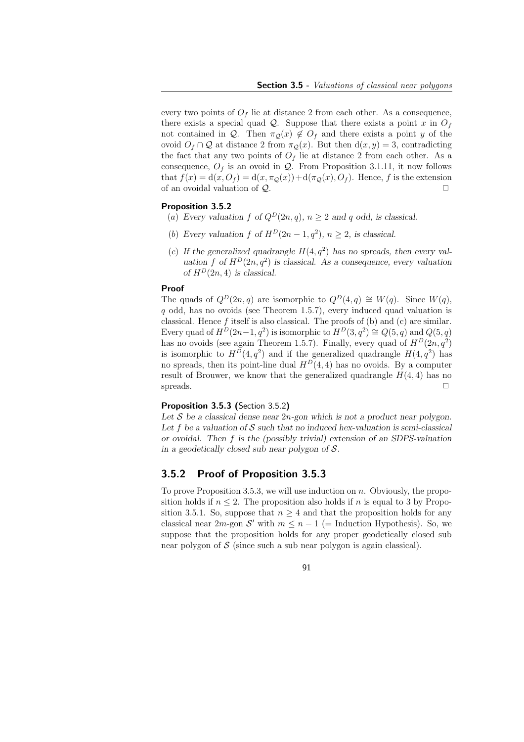every two points of $O_f$ lie at distance 2 from each other. As a consequence, there exists a special quad $\mathcal{Q}$. Suppose that there exists a point $x$ in $O_f$ not contained in $\mathcal{Q}$. Then $\pi_{\mathcal{Q}}(x) \notin O_f$ and there exists a point $y$ of the ovoid $O_f \cap \mathcal{Q}$ at distance 2 from $\pi_{\mathcal{Q}}(x)$. But then $\mathrm{d}(x, y) = 3$, contradicting the fact that any two points of $O_f$ lie at distance 2 from each other. As a consequence, $O_f$ is an ovoid in $\mathcal{Q}$. From Proposition 3.1.11, it now follows that $f(x) = \mathrm{d}(x, O_f) = \mathrm{d}(x, \pi_{\mathcal{Q}}(x)) + \mathrm{d}(\pi_{\mathcal{Q}}(x), O_f)$. Hence, $f$ is the extension of an ovoidal valuation of $\mathcal{Q}$. □

**Proposition 3.5.2**

(a) *Every valuation $f$ of $Q^D(2n, q)$, $n \geq 2$ and $q$ odd, is classical.*

(b) *Every valuation $f$ of $H^D(2n-1, q^2)$, $n \geq 2$, is classical.*

(c) *If the generalized quadrangle $H(4, q^2)$ has no spreads, then every valuation $f$ of $H^D(2n, q^2)$ is classical. As a consequence, every valuation of $H^D(2n, 4)$ is classical.*

**Proof**

The quads of $Q^D(2n, q)$ are isomorphic to $Q^D(4, q) \cong W(q)$. Since $W(q)$, $q$ odd, has no ovoids (see Theorem 1.5.7), every induced quad valuation is classical. Hence $f$ itself is also classical. The proofs of (b) and (c) are similar. Every quad of $H^D(2n-1, q^2)$ is isomorphic to $H^D(3, q^2) \cong Q(5, q)$ and $Q(5, q)$ has no ovoids (see again Theorem 1.5.7). Finally, every quad of $H^D(2n, q^2)$ is isomorphic to $H^D(4, q^2)$ and if the generalized quadrangle $H(4, q^2)$ has no spreads, then its point-line dual $H^D(4, 4)$ has no ovoids. By a computer result of Brouwer, we know that the generalized quadrangle $H(4, 4)$ has no spreads. □

**Proposition 3.5.3 (**Section 3.5.2**)**

*Let $\mathcal{S}$ be a classical dense near $2n$-gon which is not a product near polygon. Let $f$ be a valuation of $\mathcal{S}$ such that no induced hex-valuation is semi-classical or ovoidal. Then $f$ is the (possibly trivial) extension of an SDPS-valuation in a geodetically closed sub near polygon of $\mathcal{S}$.*

### 3.5.2 Proof of Proposition 3.5.3

To prove Proposition 3.5.3, we will use induction on $n$. Obviously, the proposition holds if $n \leq 2$. The proposition also holds if $n$ is equal to 3 by Proposition 3.5.1. So, suppose that $n \geq 4$ and that the proposition holds for any classical near $2m$-gon $\mathcal{S}'$ with $m \leq n-1$ (= Induction Hypothesis). So, we suppose that the proposition holds for any proper geodetically closed sub near polygon of $\mathcal{S}$ (since such a sub near polygon is again classical).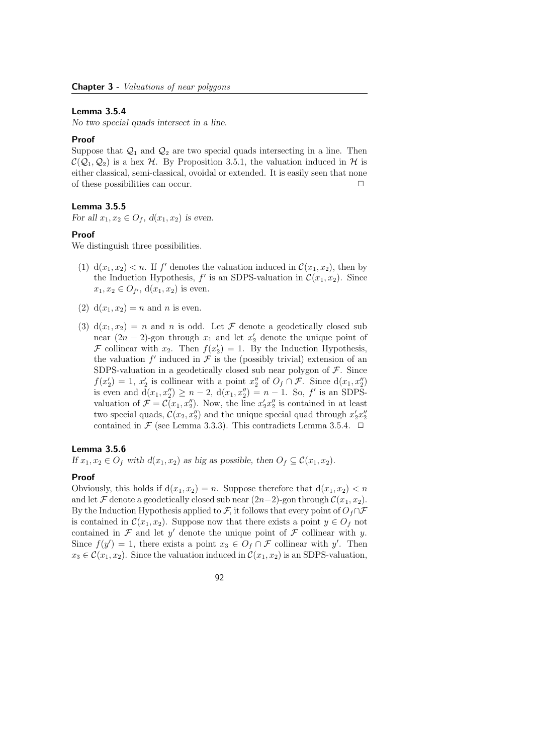**Lemma 3.5.4**

*No two special quads intersect in a line.*

**Proof**

Suppose that $\mathcal{Q}_1$ and $\mathcal{Q}_2$ are two special quads intersecting in a line. Then $\mathcal{C}(\mathcal{Q}_1, \mathcal{Q}_2)$ is a hex $\mathcal{H}$. By Proposition 3.5.1, the valuation induced in $\mathcal{H}$ is either classical, semi-classical, ovoidal or extended. It is easily seen that none of these possibilities can occur. □

**Lemma 3.5.5**

*For all $x_1, x_2 \in O_f$, $d(x_1, x_2)$ is even.*

**Proof**

We distinguish three possibilities.

(1) $d(x_1, x_2) < n$. If $f'$ denotes the valuation induced in $\mathcal{C}(x_1, x_2)$, then by the Induction Hypothesis, $f'$ is an SDPS-valuation in $\mathcal{C}(x_1, x_2)$. Since $x_1, x_2 \in O_{f'}$, $d(x_1, x_2)$ is even.

(2) $d(x_1, x_2) = n$ and $n$ is even.

(3) $d(x_1, x_2) = n$ and $n$ is odd. Let $\mathcal{F}$ denote a geodetically closed sub near $(2n-2)$-gon through $x_1$ and let $x_2'$ denote the unique point of $\mathcal{F}$ collinear with $x_2$. Then $f(x_2') = 1$. By the Induction Hypothesis, the valuation $f'$ induced in $\mathcal{F}$ is the (possibly trivial) extension of an SDPS-valuation in a geodetically closed sub near polygon of $\mathcal{F}$. Since $f(x_2') = 1$, $x_2'$ is collinear with a point $x_2''$ of $O_f \cap \mathcal{F}$. Since $d(x_1, x_2'')$ is even and $d(x_1, x_2'') \geq n-2$, $d(x_1, x_2'') = n-1$. So, $f'$ is an SDPS-valuation of $\mathcal{F} = \mathcal{C}(x_1, x_2'')$. Now, the line $x_2'x_2''$ is contained in at least two special quads, $\mathcal{C}(x_2, x_2'')$ and the unique special quad through $x_2'x_2''$ contained in $\mathcal{F}$ (see Lemma 3.3.3). This contradicts Lemma 3.5.4. □

**Lemma 3.5.6**

*If $x_1, x_2 \in O_f$ with $d(x_1, x_2)$ as big as possible, then $O_f \subseteq \mathcal{C}(x_1, x_2)$.*

**Proof**

Obviously, this holds if $d(x_1, x_2) = n$. Suppose therefore that $d(x_1, x_2) < n$ and let $\mathcal{F}$ denote a geodetically closed sub near $(2n-2)$-gon through $\mathcal{C}(x_1, x_2)$. By the Induction Hypothesis applied to $\mathcal{F}$, it follows that every point of $O_f \cap \mathcal{F}$ is contained in $\mathcal{C}(x_1, x_2)$. Suppose now that there exists a point $y \in O_f$ not contained in $\mathcal{F}$ and let $y'$ denote the unique point of $\mathcal{F}$ collinear with $y$. Since $f(y') = 1$, there exists a point $x_3 \in O_f \cap \mathcal{F}$ collinear with $y'$. Then $x_3 \in \mathcal{C}(x_1, x_2)$. Since the valuation induced in $\mathcal{C}(x_1, x_2)$ is an SDPS-valuation,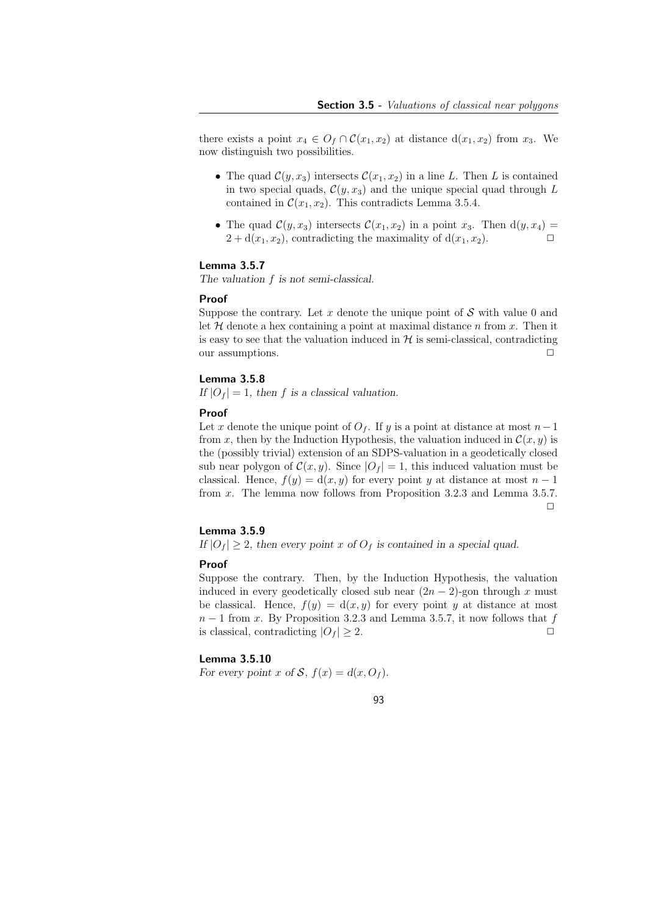there exists a point $x_4 \in O_f \cap \mathcal{C}(x_1, x_2)$ at distance $\mathrm{d}(x_1, x_2)$ from $x_3$. We now distinguish two possibilities.

- The quad $\mathcal{C}(y, x_3)$ intersects $\mathcal{C}(x_1, x_2)$ in a line $L$. Then $L$ is contained in two special quads, $\mathcal{C}(y, x_3)$ and the unique special quad through $L$ contained in $\mathcal{C}(x_1, x_2)$. This contradicts Lemma 3.5.4.
- The quad $\mathcal{C}(y, x_3)$ intersects $\mathcal{C}(x_1, x_2)$ in a point $x_3$. Then $\mathrm{d}(y, x_4) = 2 + \mathrm{d}(x_1, x_2)$, contradicting the maximality of $\mathrm{d}(x_1, x_2)$. □

**Lemma 3.5.7**

*The valuation $f$ is not semi-classical.*

**Proof**

Suppose the contrary. Let $x$ denote the unique point of $\mathcal{S}$ with value 0 and let $\mathcal{H}$ denote a hex containing a point at maximal distance $n$ from $x$. Then it is easy to see that the valuation induced in $\mathcal{H}$ is semi-classical, contradicting our assumptions. □

**Lemma 3.5.8**

*If $|O_f| = 1$, then $f$ is a classical valuation.*

**Proof**

Let $x$ denote the unique point of $O_f$. If $y$ is a point at distance at most $n-1$ from $x$, then by the Induction Hypothesis, the valuation induced in $\mathcal{C}(x, y)$ is the (possibly trivial) extension of an SDPS-valuation in a geodetically closed sub near polygon of $\mathcal{C}(x, y)$. Since $|O_f| = 1$, this induced valuation must be classical. Hence, $f(y) = \mathrm{d}(x, y)$ for every point $y$ at distance at most $n-1$ from $x$. The lemma now follows from Proposition 3.2.3 and Lemma 3.5.7. □

**Lemma 3.5.9**

*If $|O_f| \geq 2$, then every point $x$ of $O_f$ is contained in a special quad.*

**Proof**

Suppose the contrary. Then, by the Induction Hypothesis, the valuation induced in every geodetically closed sub near $(2n-2)$-gon through $x$ must be classical. Hence, $f(y) = \mathrm{d}(x, y)$ for every point $y$ at distance at most $n-1$ from $x$. By Proposition 3.2.3 and Lemma 3.5.7, it now follows that $f$ is classical, contradicting $|O_f| \geq 2$. □

**Lemma 3.5.10**

*For every point $x$ of $\mathcal{S}$, $f(x) = \mathrm{d}(x, O_f)$.*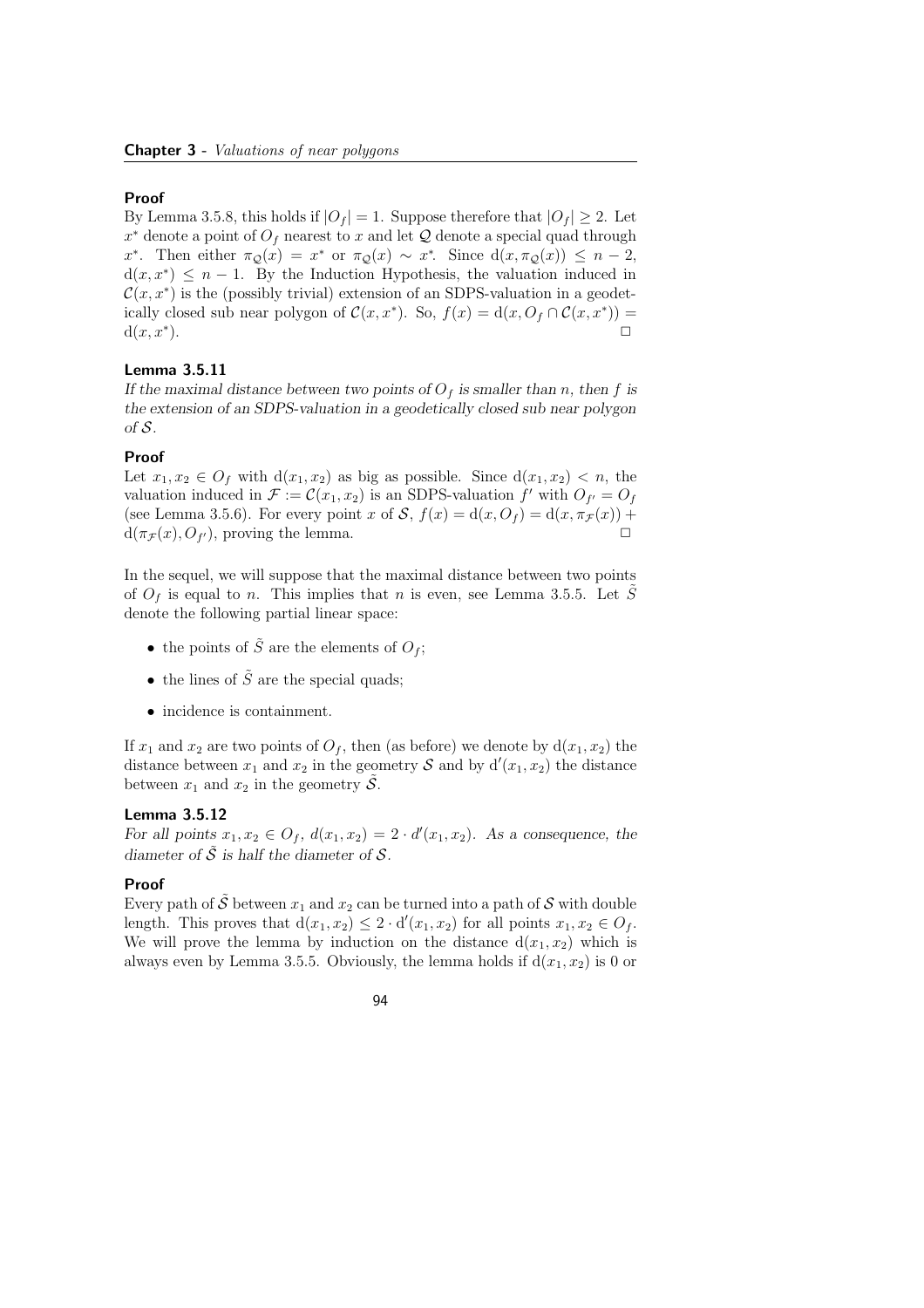**Proof**

By Lemma 3.5.8, this holds if $|O_f| = 1$. Suppose therefore that $|O_f| \geq 2$. Let $x^*$ denote a point of $O_f$ nearest to $x$ and let $\mathcal{Q}$ denote a special quad through $x^*$. Then either $\pi_{\mathcal{Q}}(x) = x^*$ or $\pi_{\mathcal{Q}}(x) \sim x^*$. Since $\mathrm{d}(x, \pi_{\mathcal{Q}}(x)) \leq n-2$, $\mathrm{d}(x, x^*) \leq n-1$. By the Induction Hypothesis, the valuation induced in $\mathcal{C}(x, x^*)$ is the (possibly trivial) extension of an SDPS-valuation in a geodetically closed sub near polygon of $\mathcal{C}(x, x^*)$. So, $f(x) = \mathrm{d}(x, O_f \cap \mathcal{C}(x, x^*)) = \mathrm{d}(x, x^*)$. □

**Lemma 3.5.11**

*If the maximal distance between two points of $O_f$ is smaller than $n$, then $f$ is the extension of an SDPS-valuation in a geodetically closed sub near polygon of $\mathcal{S}$.*

**Proof**

Let $x_1, x_2 \in O_f$ with $\mathrm{d}(x_1, x_2)$ as big as possible. Since $\mathrm{d}(x_1, x_2) < n$, the valuation induced in $\mathcal{F} := \mathcal{C}(x_1, x_2)$ is an SDPS-valuation $f'$ with $O_{f'} = O_f$ (see Lemma 3.5.6). For every point $x$ of $\mathcal{S}$, $f(x) = \mathrm{d}(x, O_f) = \mathrm{d}(x, \pi_{\mathcal{F}}(x)) + \mathrm{d}(\pi_{\mathcal{F}}(x), O_{f'})$, proving the lemma. □

In the sequel, we will suppose that the maximal distance between two points of $O_f$ is equal to $n$. This implies that $n$ is even, see Lemma 3.5.5. Let $\tilde{S}$ denote the following partial linear space:

- the points of $\tilde{S}$ are the elements of $O_f$;
- the lines of $\tilde{S}$ are the special quads;
- incidence is containment.

If $x_1$ and $x_2$ are two points of $O_f$, then (as before) we denote by $\mathrm{d}(x_1, x_2)$ the distance between $x_1$ and $x_2$ in the geometry $\mathcal{S}$ and by $\mathrm{d}'(x_1, x_2)$ the distance between $x_1$ and $x_2$ in the geometry $\tilde{\mathcal{S}}$.

**Lemma 3.5.12**

*For all points $x_1, x_2 \in O_f$, $d(x_1, x_2) = 2 \cdot d'(x_1, x_2)$. As a consequence, the diameter of $\tilde{\mathcal{S}}$ is half the diameter of $\mathcal{S}$.*

**Proof**

Every path of $\tilde{\mathcal{S}}$ between $x_1$ and $x_2$ can be turned into a path of $\mathcal{S}$ with double length. This proves that $\mathrm{d}(x_1, x_2) \leq 2 \cdot \mathrm{d}'(x_1, x_2)$ for all points $x_1, x_2 \in O_f$. We will prove the lemma by induction on the distance $\mathrm{d}(x_1, x_2)$ which is always even by Lemma 3.5.5. Obviously, the lemma holds if $\mathrm{d}(x_1, x_2)$ is 0 or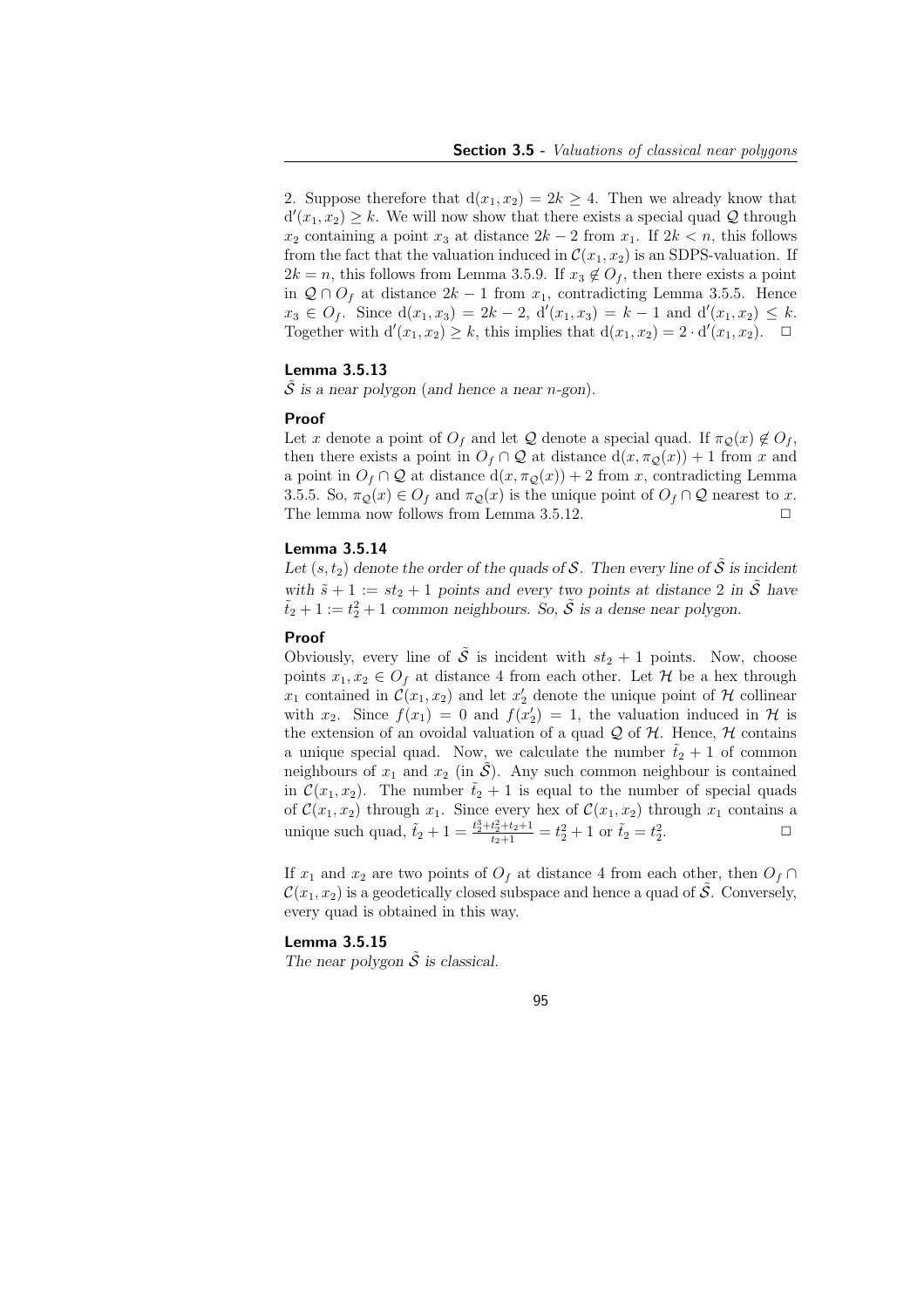2. Suppose therefore that $\mathrm{d}(x_1, x_2) = 2k \geq 4$. Then we already know that $\mathrm{d}'(x_1, x_2) \geq k$. We will now show that there exists a special quad $\mathcal{Q}$ through $x_2$ containing a point $x_3$ at distance $2k-2$ from $x_1$. If $2k < n$, this follows from the fact that the valuation induced in $\mathcal{C}(x_1, x_2)$ is an SDPS-valuation. If $2k = n$, this follows from Lemma 3.5.9. If $x_3 \notin O_f$, then there exists a point in $\mathcal{Q} \cap O_f$ at distance $2k-1$ from $x_1$, contradicting Lemma 3.5.5. Hence $x_3 \in O_f$. Since $\mathrm{d}(x_1, x_3) = 2k-2$, $\mathrm{d}'(x_1, x_3) = k-1$ and $\mathrm{d}'(x_1, x_2) \leq k$. Together with $\mathrm{d}'(x_1, x_2) \geq k$, this implies that $\mathrm{d}(x_1, x_2) = 2 \cdot \mathrm{d}'(x_1, x_2)$. $\square$

**Lemma 3.5.13**

*$\tilde{\mathcal{S}}$ is a near polygon (and hence a near $n$-gon).*

**Proof**

Let $x$ denote a point of $O_f$ and let $\mathcal{Q}$ denote a special quad. If $\pi_{\mathcal{Q}}(x) \notin O_f$, then there exists a point in $O_f \cap \mathcal{Q}$ at distance $\mathrm{d}(x, \pi_{\mathcal{Q}}(x)) + 1$ from $x$ and a point in $O_f \cap \mathcal{Q}$ at distance $\mathrm{d}(x, \pi_{\mathcal{Q}}(x)) + 2$ from $x$, contradicting Lemma 3.5.5. So, $\pi_{\mathcal{Q}}(x) \in O_f$ and $\pi_{\mathcal{Q}}(x)$ is the unique point of $O_f \cap \mathcal{Q}$ nearest to $x$. The lemma now follows from Lemma 3.5.12. $\square$

**Lemma 3.5.14**

*Let $(s, t_2)$ denote the order of the quads of $\mathcal{S}$. Then every line of $\tilde{\mathcal{S}}$ is incident with $\tilde{s} + 1 := st_2 + 1$ points and every two points at distance 2 in $\tilde{\mathcal{S}}$ have $\tilde{t}_2 + 1 := t_2^2 + 1$ common neighbours. So, $\tilde{\mathcal{S}}$ is a dense near polygon.*

**Proof**

Obviously, every line of $\tilde{\mathcal{S}}$ is incident with $st_2 + 1$ points. Now, choose points $x_1, x_2 \in O_f$ at distance 4 from each other. Let $\mathcal{H}$ be a hex through $x_1$ contained in $\mathcal{C}(x_1, x_2)$ and let $x_2'$ denote the unique point of $\mathcal{H}$ collinear with $x_2$. Since $f(x_1) = 0$ and $f(x_2') = 1$, the valuation induced in $\mathcal{H}$ is the extension of an ovoidal valuation of a quad $\mathcal{Q}$ of $\mathcal{H}$. Hence, $\mathcal{H}$ contains a unique special quad. Now, we calculate the number $\tilde{t}_2 + 1$ of common neighbours of $x_1$ and $x_2$ (in $\tilde{\mathcal{S}}$). Any such common neighbour is contained in $\mathcal{C}(x_1, x_2)$. The number $\tilde{t}_2 + 1$ is equal to the number of special quads of $\mathcal{C}(x_1, x_2)$ through $x_1$. Since every hex of $\mathcal{C}(x_1, x_2)$ through $x_1$ contains a unique such quad, $\tilde{t}_2 + 1 = \frac{t_2^3 + t_2^2 + t_2 + 1}{t_2 + 1} = t_2^2 + 1$ or $\tilde{t}_2 = t_2^2$. $\square$

If $x_1$ and $x_2$ are two points of $O_f$ at distance 4 from each other, then $O_f \cap \mathcal{C}(x_1, x_2)$ is a geodetically closed subspace and hence a quad of $\tilde{\mathcal{S}}$. Conversely, every quad is obtained in this way.

**Lemma 3.5.15**

*The near polygon $\tilde{\mathcal{S}}$ is classical.*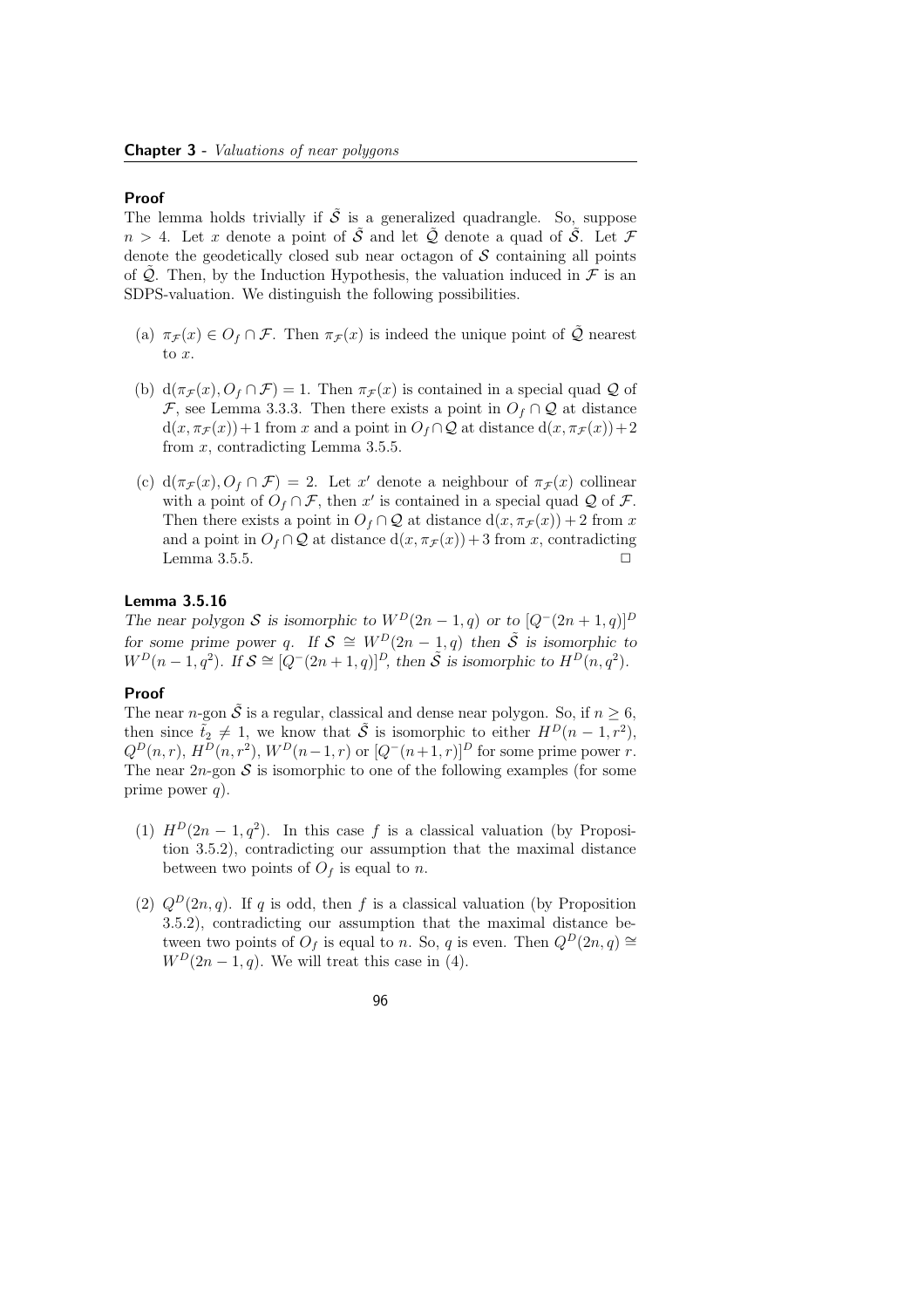**Proof**

The lemma holds trivially if $\tilde{\mathcal{S}}$ is a generalized quadrangle. So, suppose $n > 4$. Let $x$ denote a point of $\tilde{\mathcal{S}}$ and let $\tilde{\mathcal{Q}}$ denote a quad of $\tilde{\mathcal{S}}$. Let $\mathcal{F}$ denote the geodetically closed sub near octagon of $\mathcal{S}$ containing all points of $\tilde{\mathcal{Q}}$. Then, by the Induction Hypothesis, the valuation induced in $\mathcal{F}$ is an SDPS-valuation. We distinguish the following possibilities.

(a) $\pi_{\mathcal{F}}(x) \in O_f \cap \mathcal{F}$. Then $\pi_{\mathcal{F}}(x)$ is indeed the unique point of $\tilde{\mathcal{Q}}$ nearest to $x$.

(b) $\mathrm{d}(\pi_{\mathcal{F}}(x), O_f \cap \mathcal{F}) = 1$. Then $\pi_{\mathcal{F}}(x)$ is contained in a special quad $\mathcal{Q}$ of $\mathcal{F}$, see Lemma 3.3.3. Then there exists a point in $O_f \cap \mathcal{Q}$ at distance $\mathrm{d}(x, \pi_{\mathcal{F}}(x))+1$ from $x$ and a point in $O_f \cap \mathcal{Q}$ at distance $\mathrm{d}(x, \pi_{\mathcal{F}}(x))+2$ from $x$, contradicting Lemma 3.5.5.

(c) $\mathrm{d}(\pi_{\mathcal{F}}(x), O_f \cap \mathcal{F}) = 2$. Let $x'$ denote a neighbour of $\pi_{\mathcal{F}}(x)$ collinear with a point of $O_f \cap \mathcal{F}$, then $x'$ is contained in a special quad $\mathcal{Q}$ of $\mathcal{F}$. Then there exists a point in $O_f \cap \mathcal{Q}$ at distance $\mathrm{d}(x, \pi_{\mathcal{F}}(x)) + 2$ from $x$ and a point in $O_f \cap \mathcal{Q}$ at distance $\mathrm{d}(x, \pi_{\mathcal{F}}(x)) + 3$ from $x$, contradicting Lemma 3.5.5. □

**Lemma 3.5.16**

*The near polygon $\mathcal{S}$ is isomorphic to $W^D(2n-1, q)$ or to $[Q^-(2n+1, q)]^D$ for some prime power $q$. If $\mathcal{S} \cong W^D(2n-1, q)$ then $\tilde{\mathcal{S}}$ is isomorphic to $W^D(n-1, q^2)$. If $\mathcal{S} \cong [Q^-(2n+1, q)]^D$, then $\tilde{\mathcal{S}}$ is isomorphic to $H^D(n, q^2)$.*

**Proof**

The near $n$-gon $\tilde{\mathcal{S}}$ is a regular, classical and dense near polygon. So, if $n \geq 6$, then since $\tilde{t}_2 \neq 1$, we know that $\tilde{\mathcal{S}}$ is isomorphic to either $H^D(n-1, r^2)$, $Q^D(n, r)$, $H^D(n, r^2)$, $W^D(n-1, r)$ or $[Q^-(n+1, r)]^D$ for some prime power $r$. The near $2n$-gon $\mathcal{S}$ is isomorphic to one of the following examples (for some prime power $q$).

(1) $H^D(2n-1, q^2)$. In this case $f$ is a classical valuation (by Proposition 3.5.2), contradicting our assumption that the maximal distance between two points of $O_f$ is equal to $n$.

(2) $Q^D(2n, q)$. If $q$ is odd, then $f$ is a classical valuation (by Proposition 3.5.2), contradicting our assumption that the maximal distance between two points of $O_f$ is equal to $n$. So, $q$ is even. Then $Q^D(2n, q) \cong W^D(2n-1, q)$. We will treat this case in (4).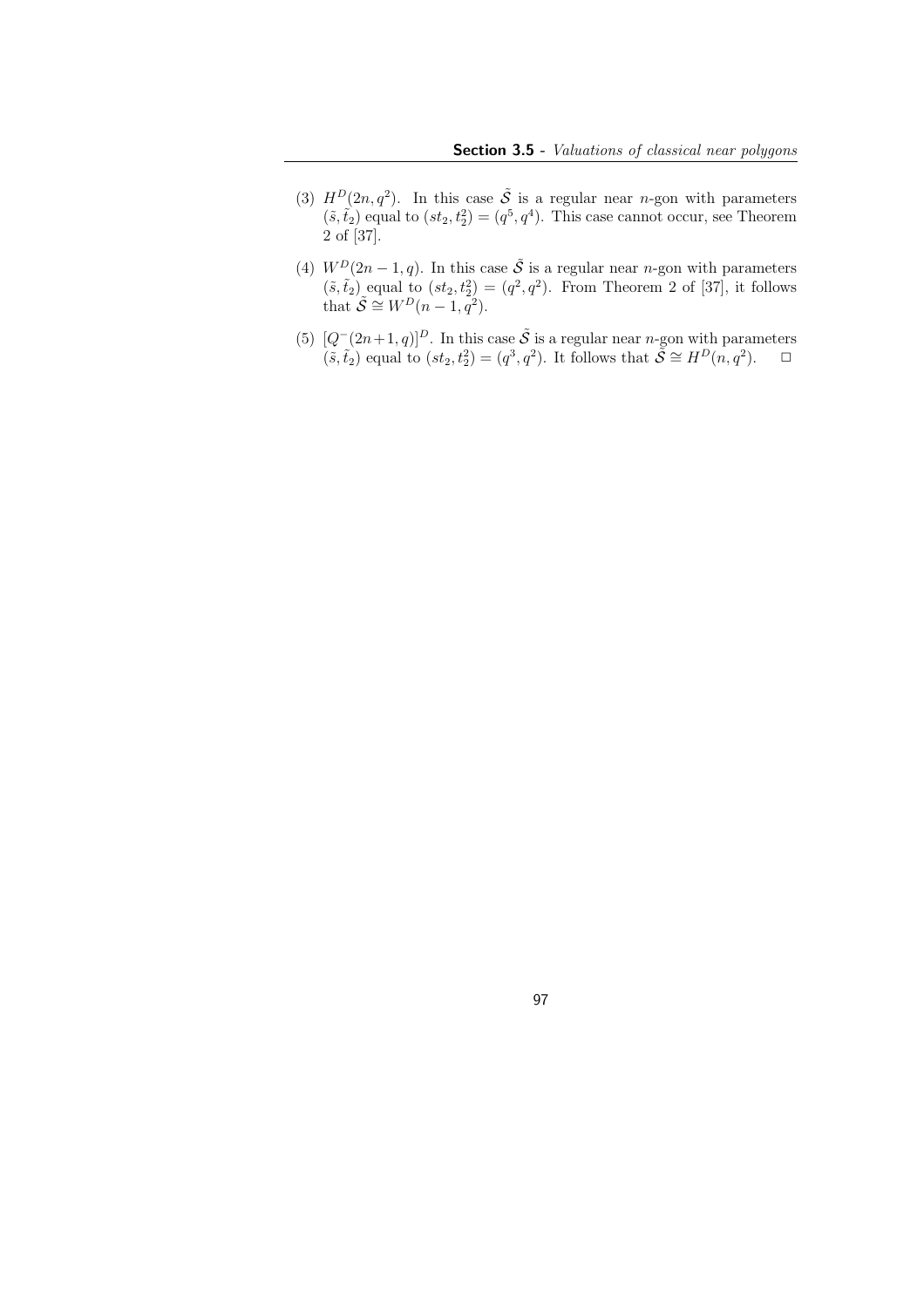(3) $H^D(2n, q^2)$. In this case $\tilde{\mathcal{S}}$ is a regular near $n$-gon with parameters $(\tilde{s}, \tilde{t}_2)$ equal to $(st_2, t_2^2) = (q^5, q^4)$. This case cannot occur, see Theorem 2 of [37].

(4) $W^D(2n-1, q)$. In this case $\tilde{\mathcal{S}}$ is a regular near $n$-gon with parameters $(\tilde{s}, \tilde{t}_2)$ equal to $(st_2, t_2^2) = (q^2, q^2)$. From Theorem 2 of [37], it follows that $\tilde{\mathcal{S}} \cong W^D(n-1, q^2)$.

(5) $[Q^-(2n+1, q)]^D$. In this case $\tilde{\mathcal{S}}$ is a regular near $n$-gon with parameters $(\tilde{s}, \tilde{t}_2)$ equal to $(st_2, t_2^2) = (q^3, q^2)$. It follows that $\tilde{\mathcal{S}} \cong H^D(n, q^2)$. □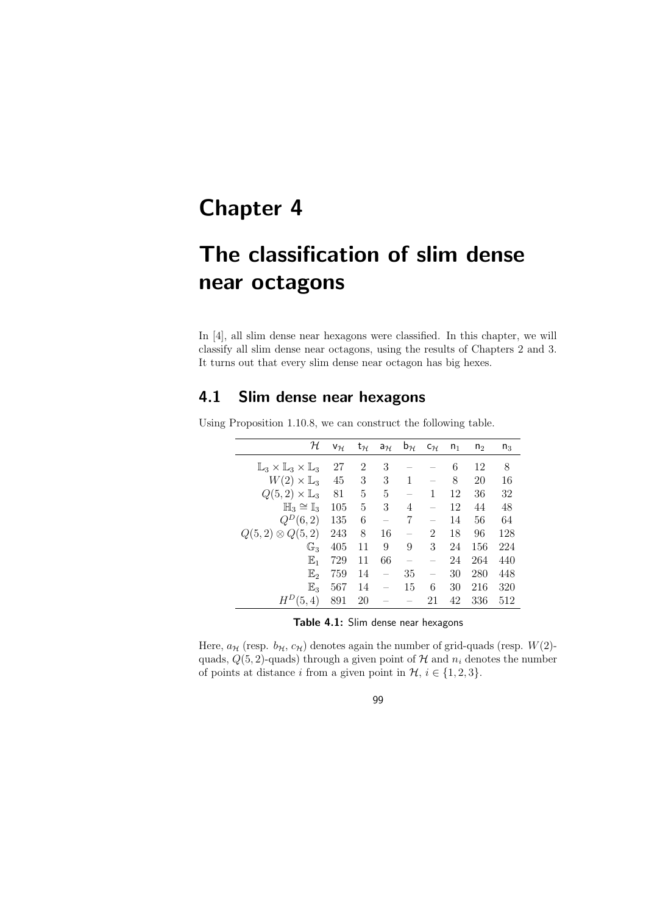# Chapter 4

# The classification of slim dense near octagons

In [4], all slim dense near hexagons were classified. In this chapter, we will classify all slim dense near octagons, using the results of Chapters 2 and 3. It turns out that every slim dense near octagon has big hexes.

## 4.1 Slim dense near hexagons

Using Proposition 1.10.8, we can construct the following table.

| $\mathcal{H}$ | $\mathsf{v}_{\mathcal{H}}$ | $\mathsf{t}_{\mathcal{H}}$ | $\mathsf{a}_{\mathcal{H}}$ | $\mathsf{b}_{\mathcal{H}}$ | $\mathsf{c}_{\mathcal{H}}$ | $\mathsf{n}_1$ | $\mathsf{n}_2$ | $\mathsf{n}_3$ |
|---|---|---|---|---|---|---|---|---|
| $\mathbb{L}_3 \times \mathbb{L}_3 \times \mathbb{L}_3$ | 27 | 2 | 3 | – | – | 6 | 12 | 8 |
| $W(2) \times \mathbb{L}_3$ | 45 | 3 | 3 | 1 | – | 8 | 20 | 16 |
| $Q(5,2) \times \mathbb{L}_3$ | 81 | 5 | 5 | – | 1 | 12 | 36 | 32 |
| $\mathbb{H}_3 \cong \mathbb{I}_3$ | 105 | 5 | 3 | 4 | – | 12 | 44 | 48 |
| $Q^D(6,2)$ | 135 | 6 | – | 7 | – | 14 | 56 | 64 |
| $Q(5,2) \otimes Q(5,2)$ | 243 | 8 | 16 | – | 2 | 18 | 96 | 128 |
| $\mathbb{G}_3$ | 405 | 11 | 9 | 9 | 3 | 24 | 156 | 224 |
| $\mathbb{E}_1$ | 729 | 11 | 66 | – | – | 24 | 264 | 440 |
| $\mathbb{E}_2$ | 759 | 14 | – | 35 | – | 30 | 280 | 448 |
| $\mathbb{E}_3$ | 567 | 14 | – | 15 | 6 | 30 | 216 | 320 |
| $H^D(5,4)$ | 891 | 20 | – | – | 21 | 42 | 336 | 512 |

**Table 4.1:** Slim dense near hexagons

Here, $a_{\mathcal{H}}$ (resp. $b_{\mathcal{H}}$, $c_{\mathcal{H}}$) denotes again the number of grid-quads (resp. $W(2)$-quads, $Q(5,2)$-quads) through a given point of $\mathcal{H}$ and $n_i$ denotes the number of points at distance $i$ from a given point in $\mathcal{H}$, $i \in \{1,2,3\}$.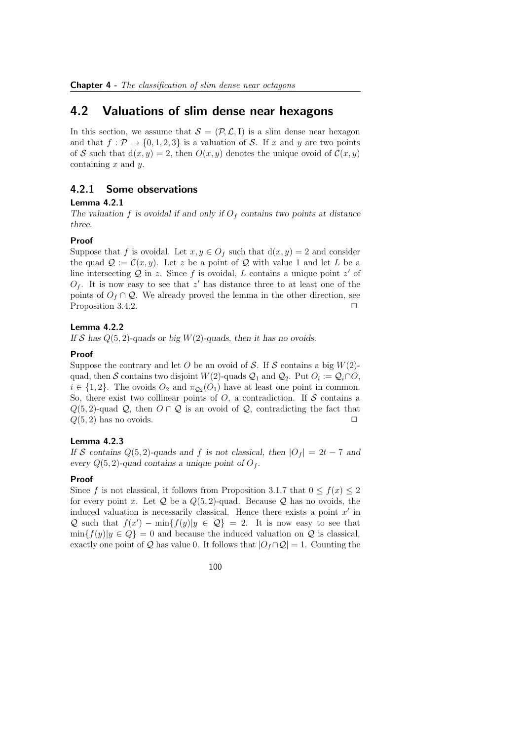## 4.2 Valuations of slim dense near hexagons

In this section, we assume that $\mathcal{S} = (\mathcal{P}, \mathcal{L}, \mathbf{I})$ is a slim dense near hexagon and that $f : \mathcal{P} \to \{0, 1, 2, 3\}$ is a valuation of $\mathcal{S}$. If $x$ and $y$ are two points of $\mathcal{S}$ such that $\mathrm{d}(x, y) = 2$, then $O(x, y)$ denotes the unique ovoid of $\mathcal{C}(x, y)$ containing $x$ and $y$.

### 4.2.1 Some observations

**Lemma 4.2.1**

*The valuation $f$ is ovoidal if and only if $O_f$ contains two points at distance three.*

**Proof**

Suppose that $f$ is ovoidal. Let $x, y \in O_f$ such that $\mathrm{d}(x, y) = 2$ and consider the quad $\mathcal{Q} := \mathcal{C}(x, y)$. Let $z$ be a point of $\mathcal{Q}$ with value 1 and let $L$ be a line intersecting $\mathcal{Q}$ in $z$. Since $f$ is ovoidal, $L$ contains a unique point $z'$ of $O_f$. It is now easy to see that $z'$ has distance three to at least one of the points of $O_f \cap \mathcal{Q}$. We already proved the lemma in the other direction, see Proposition 3.4.2. □

**Lemma 4.2.2**

*If $\mathcal{S}$ has $Q(5, 2)$-quads or big $W(2)$-quads, then it has no ovoids.*

**Proof**

Suppose the contrary and let $O$ be an ovoid of $\mathcal{S}$. If $\mathcal{S}$ contains a big $W(2)$-quad, then $\mathcal{S}$ contains two disjoint $W(2)$-quads $\mathcal{Q}_1$ and $\mathcal{Q}_2$. Put $O_i := \mathcal{Q}_i \cap O$, $i \in \{1, 2\}$. The ovoids $O_2$ and $\pi_{\mathcal{Q}_2}(O_1)$ have at least one point in common. So, there exist two collinear points of $O$, a contradiction. If $\mathcal{S}$ contains a $Q(5, 2)$-quad $\mathcal{Q}$, then $O \cap \mathcal{Q}$ is an ovoid of $\mathcal{Q}$, contradicting the fact that $Q(5, 2)$ has no ovoids. □

**Lemma 4.2.3**

*If $\mathcal{S}$ contains $Q(5, 2)$-quads and $f$ is not classical, then $|O_f| = 2t - 7$ and every $Q(5, 2)$-quad contains a unique point of $O_f$.*

**Proof**

Since $f$ is not classical, it follows from Proposition 3.1.7 that $0 \leq f(x) \leq 2$ for every point $x$. Let $\mathcal{Q}$ be a $Q(5, 2)$-quad. Because $\mathcal{Q}$ has no ovoids, the induced valuation is necessarily classical. Hence there exists a point $x'$ in $\mathcal{Q}$ such that $f(x') - \min\{f(y) | y \in \mathcal{Q}\} = 2$. It is now easy to see that $\min\{f(y) | y \in Q\} = 0$ and because the induced valuation on $\mathcal{Q}$ is classical, exactly one point of $\mathcal{Q}$ has value 0. It follows that $|O_f \cap \mathcal{Q}| = 1$. Counting the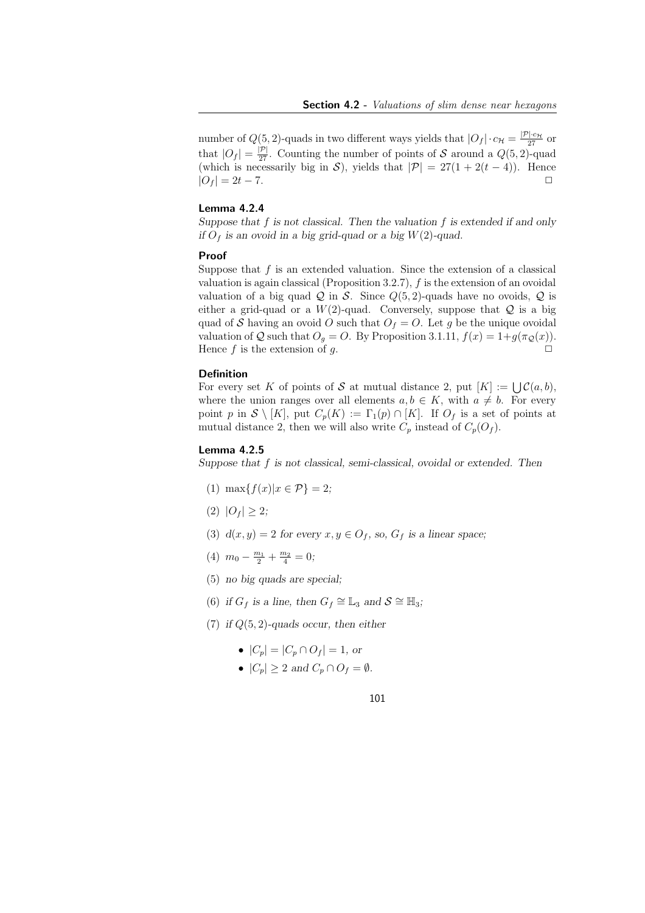number of $Q(5,2)$-quads in two different ways yields that $|O_f| \cdot c_{\mathcal{H}} = \frac{|\mathcal{P}| \cdot c_{\mathcal{H}}}{27}$ or that $|O_f| = \frac{|\mathcal{P}|}{27}$. Counting the number of points of $\mathcal{S}$ around a $Q(5,2)$-quad (which is necessarily big in $\mathcal{S}$), yields that $|\mathcal{P}| = 27(1 + 2(t-4))$. Hence $|O_f| = 2t - 7$. $\square$

#### Lemma 4.2.4

*Suppose that $f$ is not classical. Then the valuation $f$ is extended if and only if $O_f$ is an ovoid in a big grid-quad or a big $W(2)$-quad.*

#### Proof

Suppose that $f$ is an extended valuation. Since the extension of a classical valuation is again classical (Proposition 3.2.7), $f$ is the extension of an ovoidal valuation of a big quad $\mathcal{Q}$ in $\mathcal{S}$. Since $Q(5,2)$-quads have no ovoids, $\mathcal{Q}$ is either a grid-quad or a $W(2)$-quad. Conversely, suppose that $\mathcal{Q}$ is a big quad of $\mathcal{S}$ having an ovoid $O$ such that $O_f = O$. Let $g$ be the unique ovoidal valuation of $\mathcal{Q}$ such that $O_g = O$. By Proposition 3.1.11, $f(x) = 1 + g(\pi_{\mathcal{Q}}(x))$. Hence $f$ is the extension of $g$. $\square$

#### Definition

For every set $K$ of points of $\mathcal{S}$ at mutual distance 2, put $[K] := \bigcup \mathcal{C}(a,b)$, where the union ranges over all elements $a, b \in K$, with $a \neq b$. For every point $p$ in $\mathcal{S} \setminus [K]$, put $C_p(K) := \Gamma_1(p) \cap [K]$. If $O_f$ is a set of points at mutual distance 2, then we will also write $C_p$ instead of $C_p(O_f)$.

#### Lemma 4.2.5

*Suppose that $f$ is not classical, semi-classical, ovoidal or extended. Then*

(1) $\max\{f(x) | x \in \mathcal{P}\} = 2$;

(2) $|O_f| \geq 2$;

(3) $d(x,y) = 2$ *for every* $x, y \in O_f$, *so,* $G_f$ *is a linear space;*

(4) $m_0 - \frac{m_1}{2} + \frac{m_2}{4} = 0$;

(5) *no big quads are special;*

(6) *if* $G_f$ *is a line, then* $G_f \cong \mathbb{L}_3$ *and* $\mathcal{S} \cong \mathbb{H}_3$;

(7) *if* $Q(5,2)$*-quads occur, then either*

- $|C_p| = |C_p \cap O_f| = 1$, *or*
- $|C_p| \geq 2$ *and* $C_p \cap O_f = \emptyset$.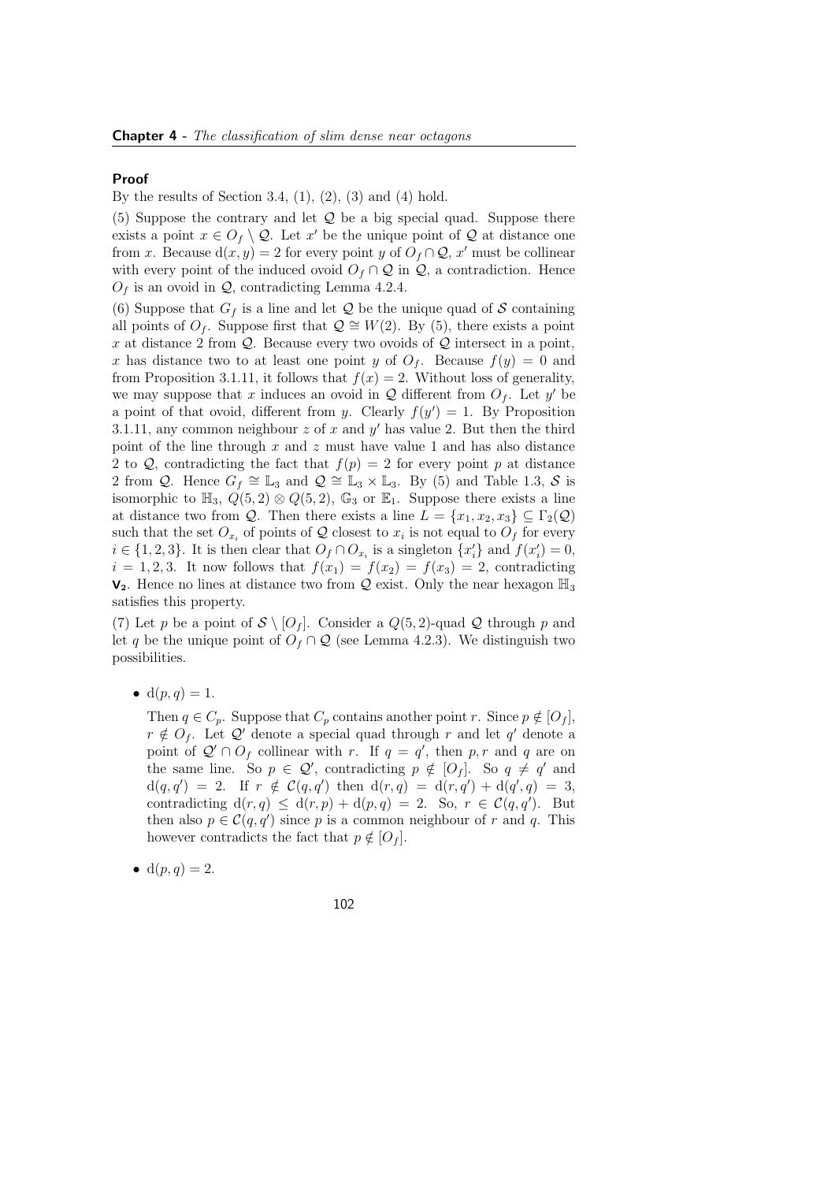**Proof**

By the results of Section 3.4, (1), (2), (3) and (4) hold.

(5) Suppose the contrary and let $\mathcal{Q}$ be a big special quad. Suppose there exists a point $x \in O_f \setminus \mathcal{Q}$. Let $x'$ be the unique point of $\mathcal{Q}$ at distance one from $x$. Because $\mathrm{d}(x, y) = 2$ for every point $y$ of $O_f \cap \mathcal{Q}$, $x'$ must be collinear with every point of the induced ovoid $O_f \cap \mathcal{Q}$ in $\mathcal{Q}$, a contradiction. Hence $O_f$ is an ovoid in $\mathcal{Q}$, contradicting Lemma 4.2.4.

(6) Suppose that $G_f$ is a line and let $\mathcal{Q}$ be the unique quad of $\mathcal{S}$ containing all points of $O_f$. Suppose first that $\mathcal{Q} \cong W(2)$. By (5), there exists a point $x$ at distance 2 from $\mathcal{Q}$. Because every two ovoids of $\mathcal{Q}$ intersect in a point, $x$ has distance two to at least one point $y$ of $O_f$. Because $f(y) = 0$ and from Proposition 3.1.11, it follows that $f(x) = 2$. Without loss of generality, we may suppose that $x$ induces an ovoid in $\mathcal{Q}$ different from $O_f$. Let $y'$ be a point of that ovoid, different from $y$. Clearly $f(y') = 1$. By Proposition 3.1.11, any common neighbour $z$ of $x$ and $y'$ has value 2. But then the third point of the line through $x$ and $z$ must have value 1 and has also distance 2 to $\mathcal{Q}$, contradicting the fact that $f(p) = 2$ for every point $p$ at distance 2 from $\mathcal{Q}$. Hence $G_f \cong \mathbb{L}_3$ and $\mathcal{Q} \cong \mathbb{L}_3 \times \mathbb{L}_3$. By (5) and Table 1.3, $\mathcal{S}$ is isomorphic to $\mathbb{H}_3$, $Q(5,2) \otimes Q(5,2)$, $\mathbb{G}_3$ or $\mathbb{E}_1$. Suppose there exists a line at distance two from $\mathcal{Q}$. Then there exists a line $L = \{x_1, x_2, x_3\} \subseteq \Gamma_2(\mathcal{Q})$ such that the set $O_{x_i}$ of points of $\mathcal{Q}$ closest to $x_i$ is not equal to $O_f$ for every $i \in \{1, 2, 3\}$. It is then clear that $O_f \cap O_{x_i}$ is a singleton $\{x_i'\}$ and $f(x_i') = 0$, $i = 1, 2, 3$. It now follows that $f(x_1) = f(x_2) = f(x_3) = 2$, contradicting $\mathbf{V_2}$. Hence no lines at distance two from $\mathcal{Q}$ exist. Only the near hexagon $\mathbb{H}_3$ satisfies this property.

(7) Let $p$ be a point of $\mathcal{S} \setminus [O_f]$. Consider a $Q(5,2)$-quad $\mathcal{Q}$ through $p$ and let $q$ be the unique point of $O_f \cap \mathcal{Q}$ (see Lemma 4.2.3). We distinguish two possibilities.

- $\mathrm{d}(p, q) = 1$.

  Then $q \in C_p$. Suppose that $C_p$ contains another point $r$. Since $p \notin [O_f]$, $r \notin O_f$. Let $\mathcal{Q}'$ denote a special quad through $r$ and let $q'$ denote a point of $\mathcal{Q}' \cap O_f$ collinear with $r$. If $q = q'$, then $p, r$ and $q$ are on the same line. So $p \in \mathcal{Q}'$, contradicting $p \notin [O_f]$. So $q \neq q'$ and $\mathrm{d}(q, q') = 2$. If $r \notin \mathcal{C}(q, q')$ then $\mathrm{d}(r, q) = \mathrm{d}(r, q') + \mathrm{d}(q', q) = 3$, contradicting $\mathrm{d}(r, q) \leq \mathrm{d}(r, p) + \mathrm{d}(p, q) = 2$. So, $r \in \mathcal{C}(q, q')$. But then also $p \in \mathcal{C}(q, q')$ since $p$ is a common neighbour of $r$ and $q$. This however contradicts the fact that $p \notin [O_f]$.

- $\mathrm{d}(p, q) = 2$.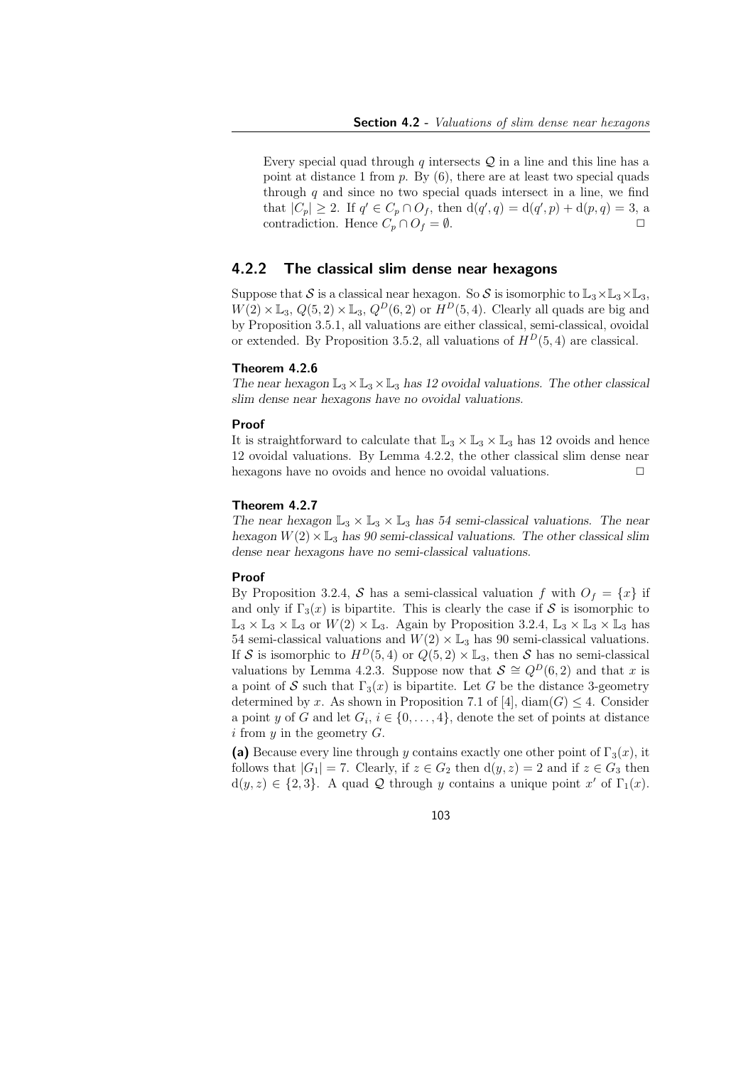Every special quad through $q$ intersects $\mathcal{Q}$ in a line and this line has a point at distance 1 from $p$. By (6), there are at least two special quads through $q$ and since no two special quads intersect in a line, we find that $|C_p| \geq 2$. If $q' \in C_p \cap O_f$, then $\mathrm{d}(q', q) = \mathrm{d}(q', p) + \mathrm{d}(p, q) = 3$, a contradiction. Hence $C_p \cap O_f = \emptyset$. □

### 4.2.2 The classical slim dense near hexagons

Suppose that $\mathcal{S}$ is a classical near hexagon. So $\mathcal{S}$ is isomorphic to $\mathbb{L}_3 \times \mathbb{L}_3 \times \mathbb{L}_3$, $W(2) \times \mathbb{L}_3$, $Q(5,2) \times \mathbb{L}_3$, $Q^D(6,2)$ or $H^D(5,4)$. Clearly all quads are big and by Proposition 3.5.1, all valuations are either classical, semi-classical, ovoidal or extended. By Proposition 3.5.2, all valuations of $H^D(5,4)$ are classical.

#### Theorem 4.2.6

*The near hexagon $\mathbb{L}_3 \times \mathbb{L}_3 \times \mathbb{L}_3$ has 12 ovoidal valuations. The other classical slim dense near hexagons have no ovoidal valuations.*

#### Proof

It is straightforward to calculate that $\mathbb{L}_3 \times \mathbb{L}_3 \times \mathbb{L}_3$ has 12 ovoids and hence 12 ovoidal valuations. By Lemma 4.2.2, the other classical slim dense near hexagons have no ovoids and hence no ovoidal valuations. □

#### Theorem 4.2.7

*The near hexagon $\mathbb{L}_3 \times \mathbb{L}_3 \times \mathbb{L}_3$ has 54 semi-classical valuations. The near hexagon $W(2) \times \mathbb{L}_3$ has 90 semi-classical valuations. The other classical slim dense near hexagons have no semi-classical valuations.*

#### Proof

By Proposition 3.2.4, $\mathcal{S}$ has a semi-classical valuation $f$ with $O_f = \{x\}$ if and only if $\Gamma_3(x)$ is bipartite. This is clearly the case if $\mathcal{S}$ is isomorphic to $\mathbb{L}_3 \times \mathbb{L}_3 \times \mathbb{L}_3$ or $W(2) \times \mathbb{L}_3$. Again by Proposition 3.2.4, $\mathbb{L}_3 \times \mathbb{L}_3 \times \mathbb{L}_3$ has 54 semi-classical valuations and $W(2) \times \mathbb{L}_3$ has 90 semi-classical valuations. If $\mathcal{S}$ is isomorphic to $H^D(5,4)$ or $Q(5,2) \times \mathbb{L}_3$, then $\mathcal{S}$ has no semi-classical valuations by Lemma 4.2.3. Suppose now that $\mathcal{S} \cong Q^D(6,2)$ and that $x$ is a point of $\mathcal{S}$ such that $\Gamma_3(x)$ is bipartite. Let $G$ be the distance 3-geometry determined by $x$. As shown in Proposition 7.1 of [4], $\mathrm{diam}(G) \leq 4$. Consider a point $y$ of $G$ and let $G_i$, $i \in \{0, \ldots, 4\}$, denote the set of points at distance $i$ from $y$ in the geometry $G$.

**(a)** Because every line through $y$ contains exactly one other point of $\Gamma_3(x)$, it follows that $|G_1| = 7$. Clearly, if $z \in G_2$ then $\mathrm{d}(y,z) = 2$ and if $z \in G_3$ then $\mathrm{d}(y,z) \in \{2,3\}$. A quad $\mathcal{Q}$ through $y$ contains a unique point $x'$ of $\Gamma_1(x)$.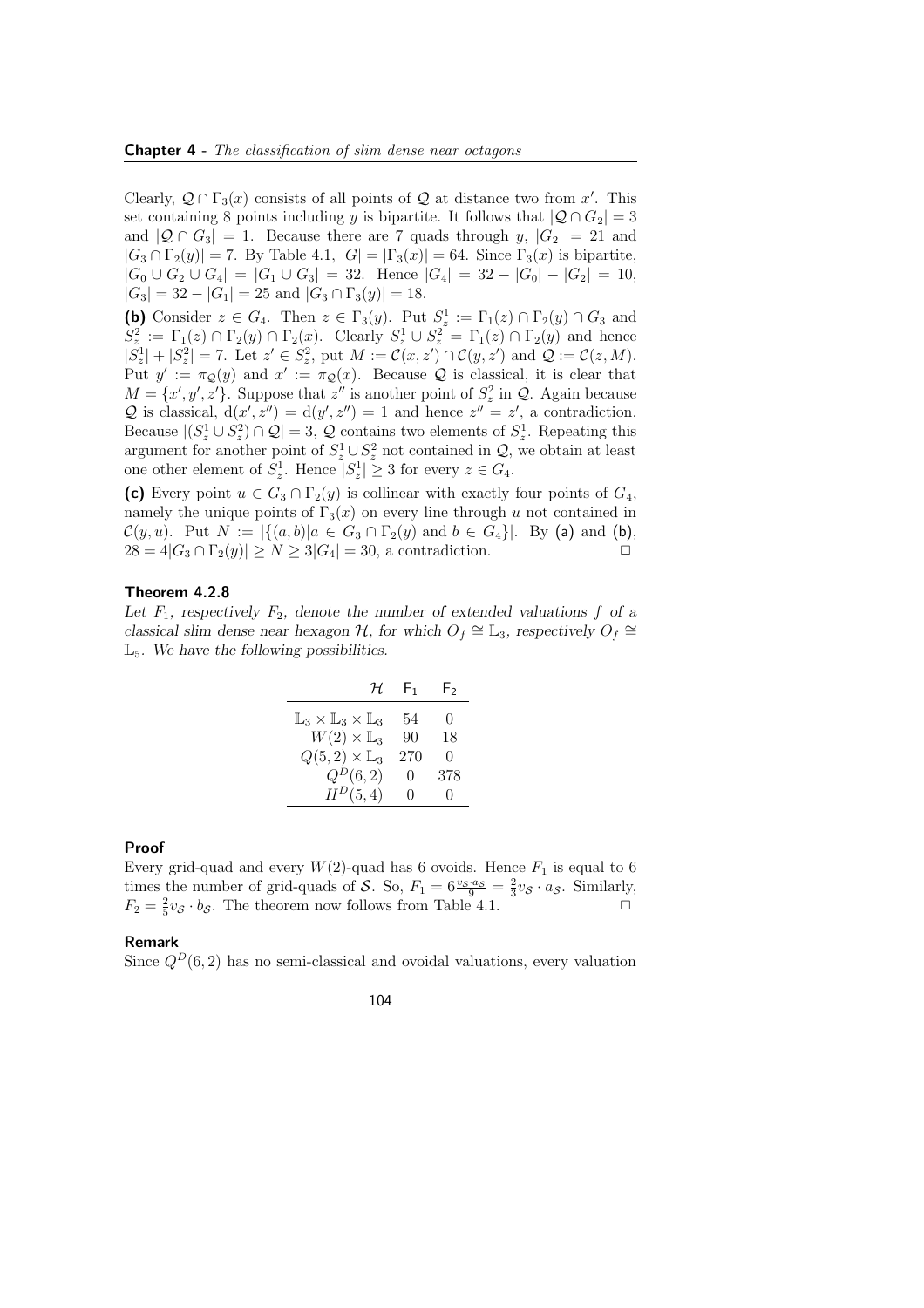Clearly, $\mathcal{Q} \cap \Gamma_3(x)$ consists of all points of $\mathcal{Q}$ at distance two from $x'$. This set containing 8 points including $y$ is bipartite. It follows that $|\mathcal{Q} \cap G_2| = 3$ and $|\mathcal{Q} \cap G_3| = 1$. Because there are 7 quads through $y$, $|G_2| = 21$ and $|G_3 \cap \Gamma_2(y)| = 7$. By Table 4.1, $|G| = |\Gamma_3(x)| = 64$. Since $\Gamma_3(x)$ is bipartite, $|G_0 \cup G_2 \cup G_4| = |G_1 \cup G_3| = 32$. Hence $|G_4| = 32 - |G_0| - |G_2| = 10$, $|G_3| = 32 - |G_1| = 25$ and $|G_3 \cap \Gamma_3(y)| = 18$.

**(b)** Consider $z \in G_4$. Then $z \in \Gamma_3(y)$. Put $S_z^1 := \Gamma_1(z) \cap \Gamma_2(y) \cap G_3$ and $S_z^2 := \Gamma_1(z) \cap \Gamma_2(y) \cap \Gamma_2(x)$. Clearly $S_z^1 \cup S_z^2 = \Gamma_1(z) \cap \Gamma_2(y)$ and hence $|S_z^1| + |S_z^2| = 7$. Let $z' \in S_z^2$, put $M := \mathcal{C}(x, z') \cap \mathcal{C}(y, z')$ and $\mathcal{Q} := \mathcal{C}(z, M)$. Put $y' := \pi_{\mathcal{Q}}(y)$ and $x' := \pi_{\mathcal{Q}}(x)$. Because $\mathcal{Q}$ is classical, it is clear that $M = \{x', y', z'\}$. Suppose that $z''$ is another point of $S_z^2$ in $\mathcal{Q}$. Again because $\mathcal{Q}$ is classical, $\mathrm{d}(x', z'') = \mathrm{d}(y', z'') = 1$ and hence $z'' = z'$, a contradiction. Because $|(S_z^1 \cup S_z^2) \cap \mathcal{Q}| = 3$, $\mathcal{Q}$ contains two elements of $S_z^1$. Repeating this argument for another point of $S_z^1 \cup S_z^2$ not contained in $\mathcal{Q}$, we obtain at least one other element of $S_z^1$. Hence $|S_z^1| \geq 3$ for every $z \in G_4$.

**(c)** Every point $u \in G_3 \cap \Gamma_2(y)$ is collinear with exactly four points of $G_4$, namely the unique points of $\Gamma_3(x)$ on every line through $u$ not contained in $\mathcal{C}(y, u)$. Put $N := |\{(a, b) | a \in G_3 \cap \Gamma_2(y) \text{ and } b \in G_4\}|$. By (a) and (b), $28 = 4|G_3 \cap \Gamma_2(y)| \geq N \geq 3|G_4| = 30$, a contradiction. □

### Theorem 4.2.8

*Let $F_1$, respectively $F_2$, denote the number of extended valuations $f$ of a classical slim dense near hexagon $\mathcal{H}$, for which $O_f \cong \mathbb{L}_3$, respectively $O_f \cong \mathbb{L}_5$. We have the following possibilities.*

| $\mathcal{H}$ | $F_1$ | $F_2$ |
|---|---|---|
| $\mathbb{L}_3 \times \mathbb{L}_3 \times \mathbb{L}_3$ | 54 | 0 |
| $W(2) \times \mathbb{L}_3$ | 90 | 18 |
| $Q(5,2) \times \mathbb{L}_3$ | 270 | 0 |
| $Q^D(6,2)$ | 0 | 378 |
| $H^D(5,4)$ | 0 | 0 |

### Proof

Every grid-quad and every $W(2)$-quad has 6 ovoids. Hence $F_1$ is equal to 6 times the number of grid-quads of $\mathcal{S}$. So, $F_1 = 6\frac{v_{\mathcal{S}} \cdot a_{\mathcal{S}}}{9} = \frac{2}{3} v_{\mathcal{S}} \cdot a_{\mathcal{S}}$. Similarly, $F_2 = \frac{2}{5} v_{\mathcal{S}} \cdot b_{\mathcal{S}}$. The theorem now follows from Table 4.1. □

### Remark

Since $Q^D(6,2)$ has no semi-classical and ovoidal valuations, every valuation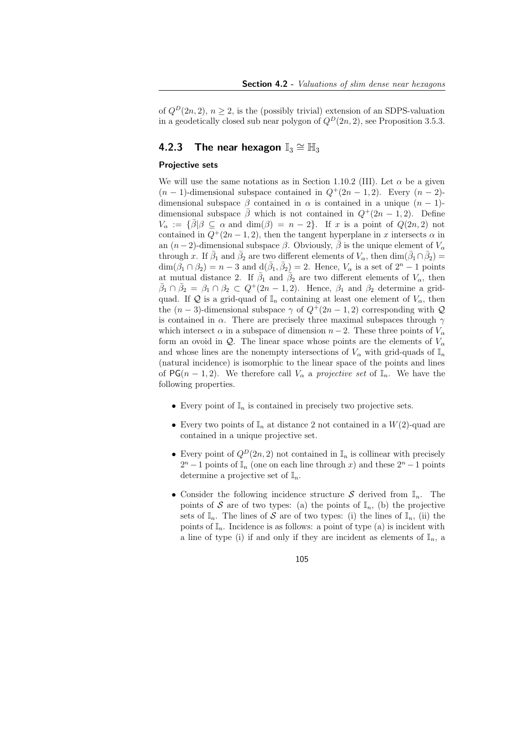of $Q^D(2n, 2)$, $n \geq 2$, is the (possibly trivial) extension of an SDPS-valuation in a geodetically closed sub near polygon of $Q^D(2n, 2)$, see Proposition 3.5.3.

### 4.2.3 The near hexagon $\mathbb{I}_3 \cong \mathbb{H}_3$

#### Projective sets

We will use the same notations as in Section 1.10.2 (III). Let $\alpha$ be a given $(n-1)$-dimensional subspace contained in $Q^+(2n-1, 2)$. Every $(n-2)$-dimensional subspace $\beta$ contained in $\alpha$ is contained in a unique $(n-1)$-dimensional subspace $\bar{\beta}$ which is not contained in $Q^+(2n-1, 2)$. Define $V_\alpha := \{\bar{\beta} | \beta \subseteq \alpha \text{ and } \dim(\beta) = n-2\}$. If $x$ is a point of $Q(2n, 2)$ not contained in $Q^+(2n-1, 2)$, then the tangent hyperplane in $x$ intersects $\alpha$ in an $(n-2)$-dimensional subspace $\beta$. Obviously, $\bar{\beta}$ is the unique element of $V_\alpha$ through $x$. If $\bar{\beta}_1$ and $\bar{\beta}_2$ are two different elements of $V_\alpha$, then $\dim(\bar{\beta}_1 \cap \bar{\beta}_2) = \dim(\beta_1 \cap \beta_2) = n-3$ and $d(\bar{\beta}_1, \bar{\beta}_2) = 2$. Hence, $V_\alpha$ is a set of $2^n - 1$ points at mutual distance 2. If $\bar{\beta}_1$ and $\bar{\beta}_2$ are two different elements of $V_\alpha$, then $\bar{\beta}_1 \cap \bar{\beta}_2 = \beta_1 \cap \beta_2 \subset Q^+(2n-1, 2)$. Hence, $\beta_1$ and $\beta_2$ determine a grid-quad. If $\mathcal{Q}$ is a grid-quad of $\mathbb{I}_n$ containing at least one element of $V_\alpha$, then the $(n-3)$-dimensional subspace $\gamma$ of $Q^+(2n-1, 2)$ corresponding with $\mathcal{Q}$ is contained in $\alpha$. There are precisely three maximal subspaces through $\gamma$ which intersect $\alpha$ in a subspace of dimension $n-2$. These three points of $V_\alpha$ form an ovoid in $\mathcal{Q}$. The linear space whose points are the elements of $V_\alpha$ and whose lines are the nonempty intersections of $V_\alpha$ with grid-quads of $\mathbb{I}_n$ (natural incidence) is isomorphic to the linear space of the points and lines of $\mathsf{PG}(n-1, 2)$. We therefore call $V_\alpha$ a *projective set* of $\mathbb{I}_n$. We have the following properties.

- Every point of $\mathbb{I}_n$ is contained in precisely two projective sets.
- Every two points of $\mathbb{I}_n$ at distance 2 not contained in a $W(2)$-quad are contained in a unique projective set.
- Every point of $Q^D(2n, 2)$ not contained in $\mathbb{I}_n$ is collinear with precisely $2^n - 1$ points of $\mathbb{I}_n$ (one on each line through $x$) and these $2^n - 1$ points determine a projective set of $\mathbb{I}_n$.
- Consider the following incidence structure $\mathcal{S}$ derived from $\mathbb{I}_n$. The points of $\mathcal{S}$ are of two types: (a) the points of $\mathbb{I}_n$, (b) the projective sets of $\mathbb{I}_n$. The lines of $\mathcal{S}$ are of two types: (i) the lines of $\mathbb{I}_n$, (ii) the points of $\mathbb{I}_n$. Incidence is as follows: a point of type (a) is incident with a line of type (i) if and only if they are incident as elements of $\mathbb{I}_n$, a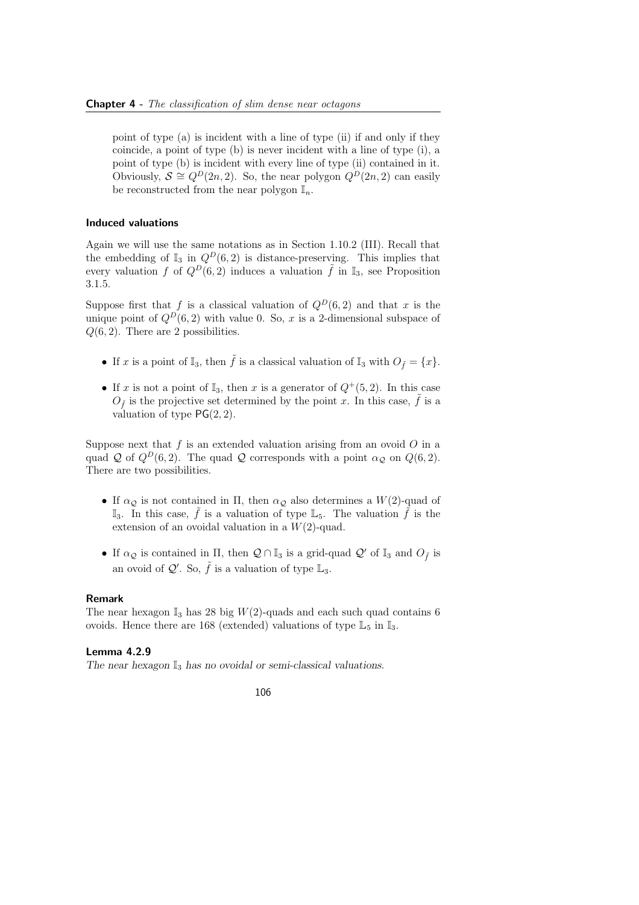point of type (a) is incident with a line of type (ii) if and only if they coincide, a point of type (b) is never incident with a line of type (i), a point of type (b) is incident with every line of type (ii) contained in it. Obviously, $\mathcal{S} \cong Q^D(2n, 2)$. So, the near polygon $Q^D(2n, 2)$ can easily be reconstructed from the near polygon $\mathbb{I}_n$.

### Induced valuations

Again we will use the same notations as in Section 1.10.2 (III). Recall that the embedding of $\mathbb{I}_3$ in $Q^D(6, 2)$ is distance-preserving. This implies that every valuation $f$ of $Q^D(6, 2)$ induces a valuation $\tilde{f}$ in $\mathbb{I}_3$, see Proposition 3.1.5.

Suppose first that $f$ is a classical valuation of $Q^D(6, 2)$ and that $x$ is the unique point of $Q^D(6, 2)$ with value 0. So, $x$ is a 2-dimensional subspace of $Q(6, 2)$. There are 2 possibilities.

- If $x$ is a point of $\mathbb{I}_3$, then $\tilde{f}$ is a classical valuation of $\mathbb{I}_3$ with $O_{\tilde{f}} = \{x\}$.
- If $x$ is not a point of $\mathbb{I}_3$, then $x$ is a generator of $Q^+(5, 2)$. In this case $O_{\tilde{f}}$ is the projective set determined by the point $x$. In this case, $\tilde{f}$ is a valuation of type $\mathsf{PG}(2, 2)$.

Suppose next that $f$ is an extended valuation arising from an ovoid $O$ in a quad $\mathcal{Q}$ of $Q^D(6, 2)$. The quad $\mathcal{Q}$ corresponds with a point $\alpha_{\mathcal{Q}}$ on $Q(6, 2)$. There are two possibilities.

- If $\alpha_{\mathcal{Q}}$ is not contained in $\Pi$, then $\alpha_{\mathcal{Q}}$ also determines a $W(2)$-quad of $\mathbb{I}_3$. In this case, $\tilde{f}$ is a valuation of type $\mathbb{L}_5$. The valuation $\tilde{f}$ is the extension of an ovoidal valuation in a $W(2)$-quad.
- If $\alpha_{\mathcal{Q}}$ is contained in $\Pi$, then $\mathcal{Q} \cap \mathbb{I}_3$ is a grid-quad $\mathcal{Q}'$ of $\mathbb{I}_3$ and $O_{\tilde{f}}$ is an ovoid of $\mathcal{Q}'$. So, $\tilde{f}$ is a valuation of type $\mathbb{L}_3$.

### Remark

The near hexagon $\mathbb{I}_3$ has 28 big $W(2)$-quads and each such quad contains 6 ovoids. Hence there are 168 (extended) valuations of type $\mathbb{L}_5$ in $\mathbb{I}_3$.

### Lemma 4.2.9

*The near hexagon $\mathbb{I}_3$ has no ovoidal or semi-classical valuations.*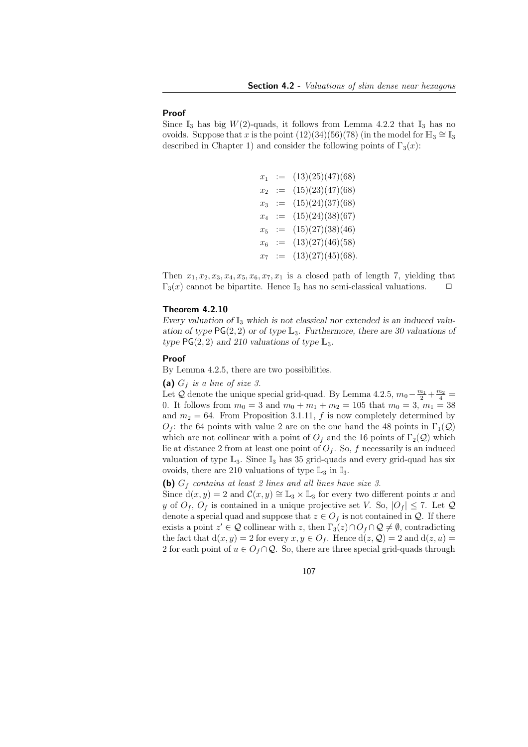### Proof

Since $\mathbb{I}_3$ has big $W(2)$-quads, it follows from Lemma 4.2.2 that $\mathbb{I}_3$ has no ovoids. Suppose that $x$ is the point $(12)(34)(56)(78)$ (in the model for $\mathbb{H}_3 \cong \mathbb{I}_3$ described in Chapter 1) and consider the following points of $\Gamma_3(x)$:

$$
\begin{aligned}
x_1 &:= (13)(25)(47)(68) \\
x_2 &:= (15)(23)(47)(68) \\
x_3 &:= (15)(24)(37)(68) \\
x_4 &:= (15)(24)(38)(67) \\
x_5 &:= (15)(27)(38)(46) \\
x_6 &:= (13)(27)(46)(58) \\
x_7 &:= (13)(27)(45)(68).
\end{aligned}
$$

Then $x_1, x_2, x_3, x_4, x_5, x_6, x_7, x_1$ is a closed path of length 7, yielding that $\Gamma_3(x)$ cannot be bipartite. Hence $\mathbb{I}_3$ has no semi-classical valuations. $\square$

### Theorem 4.2.10

*Every valuation of $\mathbb{I}_3$ which is not classical nor extended is an induced valuation of type $\mathsf{PG}(2,2)$ or of type $\mathbb{L}_3$. Furthermore, there are 30 valuations of type $\mathsf{PG}(2,2)$ and 210 valuations of type $\mathbb{L}_3$.*

### Proof

By Lemma 4.2.5, there are two possibilities.

**(a)** *$G_f$ is a line of size 3.*
Let $\mathcal{Q}$ denote the unique special grid-quad. By Lemma 4.2.5, $m_0 - \frac{m_1}{2} + \frac{m_2}{4} = 0$. It follows from $m_0 = 3$ and $m_0 + m_1 + m_2 = 105$ that $m_0 = 3$, $m_1 = 38$ and $m_2 = 64$. From Proposition 3.1.11, $f$ is now completely determined by $O_f$: the 64 points with value 2 are on the one hand the 48 points in $\Gamma_1(\mathcal{Q})$ which are not collinear with a point of $O_f$ and the 16 points of $\Gamma_2(\mathcal{Q})$ which lie at distance 2 from at least one point of $O_f$. So, $f$ necessarily is an induced valuation of type $\mathbb{L}_3$. Since $\mathbb{I}_3$ has 35 grid-quads and every grid-quad has six ovoids, there are 210 valuations of type $\mathbb{L}_3$ in $\mathbb{I}_3$.

**(b)** *$G_f$ contains at least 2 lines and all lines have size 3.*
Since $\mathrm{d}(x,y) = 2$ and $\mathcal{C}(x,y) \cong \mathbb{L}_3 \times \mathbb{L}_3$ for every two different points $x$ and $y$ of $O_f$, $O_f$ is contained in a unique projective set $V$. So, $|O_f| \leq 7$. Let $\mathcal{Q}$ denote a special quad and suppose that $z \in O_f$ is not contained in $\mathcal{Q}$. If there exists a point $z' \in \mathcal{Q}$ collinear with $z$, then $\Gamma_3(z) \cap O_f \cap \mathcal{Q} \neq \emptyset$, contradicting the fact that $\mathrm{d}(x,y) = 2$ for every $x, y \in O_f$. Hence $\mathrm{d}(z, \mathcal{Q}) = 2$ and $\mathrm{d}(z,u) = 2$ for each point of $u \in O_f \cap \mathcal{Q}$. So, there are three special grid-quads through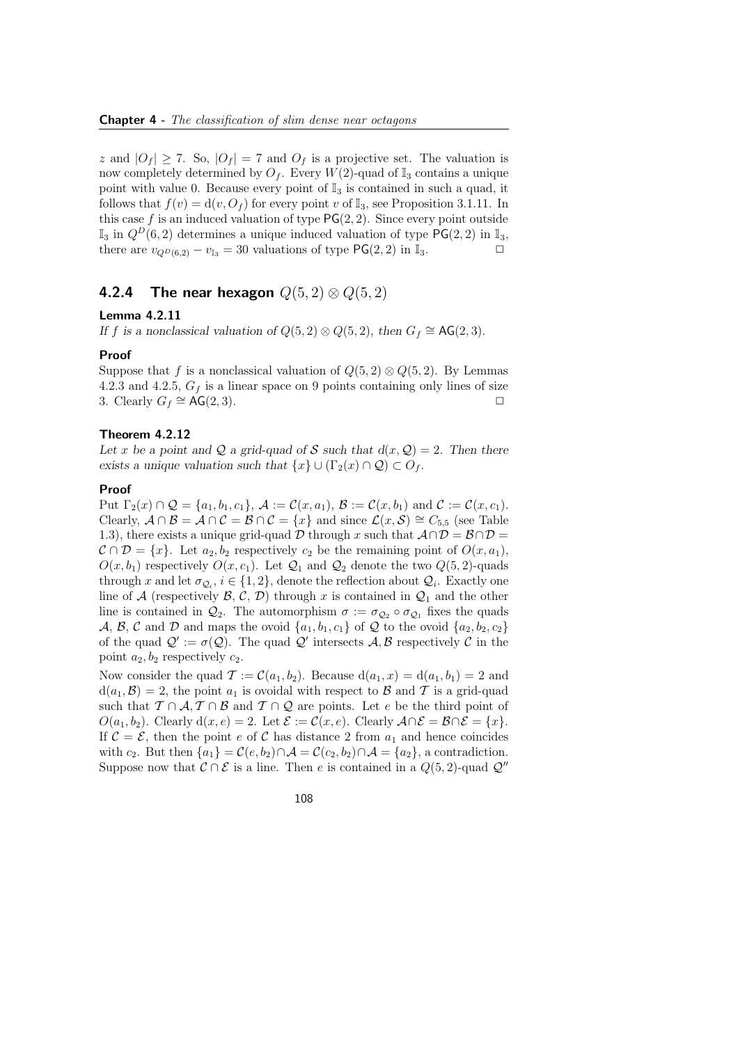$z$ and $|O_f| \geq 7$. So, $|O_f| = 7$ and $O_f$ is a projective set. The valuation is now completely determined by $O_f$. Every $W(2)$-quad of $\mathbb{I}_3$ contains a unique point with value 0. Because every point of $\mathbb{I}_3$ is contained in such a quad, it follows that $f(v) = \mathrm{d}(v, O_f)$ for every point $v$ of $\mathbb{I}_3$, see Proposition 3.1.11. In this case $f$ is an induced valuation of type $\mathsf{PG}(2,2)$. Since every point outside $\mathbb{I}_3$ in $Q^D(6,2)$ determines a unique induced valuation of type $\mathsf{PG}(2,2)$ in $\mathbb{I}_3$, there are $v_{Q^D(6,2)} - v_{\mathbb{I}_3} = 30$ valuations of type $\mathsf{PG}(2,2)$ in $\mathbb{I}_3$. □

### 4.2.4 The near hexagon $Q(5,2) \otimes Q(5,2)$

**Lemma 4.2.11**

*If $f$ is a nonclassical valuation of $Q(5,2) \otimes Q(5,2)$, then $G_f \cong \mathsf{AG}(2,3)$.*

**Proof**

Suppose that $f$ is a nonclassical valuation of $Q(5,2) \otimes Q(5,2)$. By Lemmas 4.2.3 and 4.2.5, $G_f$ is a linear space on 9 points containing only lines of size 3. Clearly $G_f \cong \mathsf{AG}(2,3)$. □

**Theorem 4.2.12**

*Let $x$ be a point and $\mathcal{Q}$ a grid-quad of $\mathcal{S}$ such that $\mathrm{d}(x, \mathcal{Q}) = 2$. Then there exists a unique valuation such that $\{x\} \cup (\Gamma_2(x) \cap \mathcal{Q}) \subset O_f$.*

**Proof**

Put $\Gamma_2(x) \cap \mathcal{Q} = \{a_1, b_1, c_1\}$, $\mathcal{A} := \mathcal{C}(x, a_1)$, $\mathcal{B} := \mathcal{C}(x, b_1)$ and $\mathcal{C} := \mathcal{C}(x, c_1)$. Clearly, $\mathcal{A} \cap \mathcal{B} = \mathcal{A} \cap \mathcal{C} = \mathcal{B} \cap \mathcal{C} = \{x\}$ and since $\mathcal{L}(x, \mathcal{S}) \cong C_{5,5}$ (see Table 1.3), there exists a unique grid-quad $\mathcal{D}$ through $x$ such that $\mathcal{A} \cap \mathcal{D} = \mathcal{B} \cap \mathcal{D} = \mathcal{C} \cap \mathcal{D} = \{x\}$. Let $a_2, b_2$ respectively $c_2$ be the remaining point of $O(x, a_1)$, $O(x, b_1)$ respectively $O(x, c_1)$. Let $\mathcal{Q}_1$ and $\mathcal{Q}_2$ denote the two $Q(5,2)$-quads through $x$ and let $\sigma_{\mathcal{Q}_i}$, $i \in \{1,2\}$, denote the reflection about $\mathcal{Q}_i$. Exactly one line of $\mathcal{A}$ (respectively $\mathcal{B}$, $\mathcal{C}$, $\mathcal{D}$) through $x$ is contained in $\mathcal{Q}_1$ and the other line is contained in $\mathcal{Q}_2$. The automorphism $\sigma := \sigma_{\mathcal{Q}_2} \circ \sigma_{\mathcal{Q}_1}$ fixes the quads $\mathcal{A}$, $\mathcal{B}$, $\mathcal{C}$ and $\mathcal{D}$ and maps the ovoid $\{a_1, b_1, c_1\}$ of $\mathcal{Q}$ to the ovoid $\{a_2, b_2, c_2\}$ of the quad $\mathcal{Q}' := \sigma(\mathcal{Q})$. The quad $\mathcal{Q}'$ intersects $\mathcal{A}, \mathcal{B}$ respectively $\mathcal{C}$ in the point $a_2, b_2$ respectively $c_2$.

Now consider the quad $\mathcal{T} := \mathcal{C}(a_1, b_2)$. Because $\mathrm{d}(a_1, x) = \mathrm{d}(a_1, b_1) = 2$ and $\mathrm{d}(a_1, \mathcal{B}) = 2$, the point $a_1$ is ovoidal with respect to $\mathcal{B}$ and $\mathcal{T}$ is a grid-quad such that $\mathcal{T} \cap \mathcal{A}, \mathcal{T} \cap \mathcal{B}$ and $\mathcal{T} \cap \mathcal{Q}$ are points. Let $e$ be the third point of $O(a_1, b_2)$. Clearly $\mathrm{d}(x, e) = 2$. Let $\mathcal{E} := \mathcal{C}(x, e)$. Clearly $\mathcal{A} \cap \mathcal{E} = \mathcal{B} \cap \mathcal{E} = \{x\}$. If $\mathcal{C} = \mathcal{E}$, then the point $e$ of $\mathcal{C}$ has distance 2 from $a_1$ and hence coincides with $c_2$. But then $\{a_1\} = \mathcal{C}(e, b_2) \cap \mathcal{A} = \mathcal{C}(c_2, b_2) \cap \mathcal{A} = \{a_2\}$, a contradiction. Suppose now that $\mathcal{C} \cap \mathcal{E}$ is a line. Then $e$ is contained in a $Q(5,2)$-quad $\mathcal{Q}''$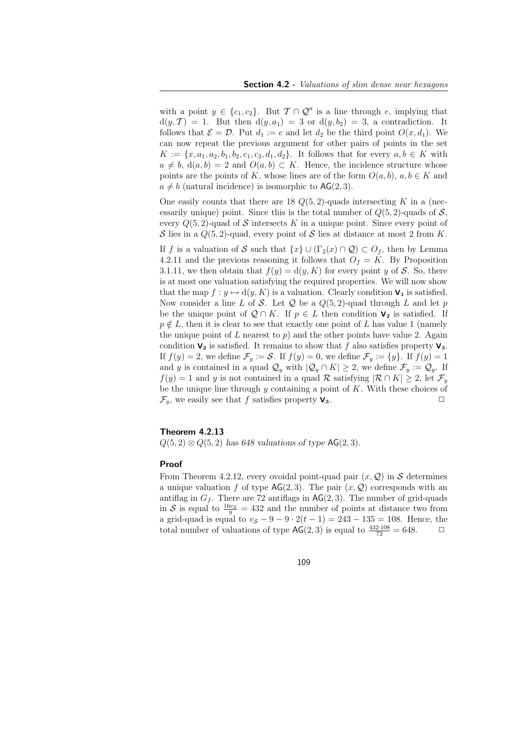with a point $y \in \{c_1, c_2\}$. But $\mathcal{T} \cap \mathcal{Q}''$ is a line through $e$, implying that $\mathrm{d}(y, \mathcal{T}) = 1$. But then $\mathrm{d}(y, a_1) = 3$ or $\mathrm{d}(y, b_2) = 3$, a contradiction. It follows that $\mathcal{E} = \mathcal{D}$. Put $d_1 := e$ and let $d_2$ be the third point $O(x, d_1)$. We can now repeat the previous argument for other pairs of points in the set $K := \{x, a_1, a_2, b_1, b_2, c_1, c_2, d_1, d_2\}$. It follows that for every $a, b \in K$ with $a \neq b$, $\mathrm{d}(a, b) = 2$ and $O(a, b) \subset K$. Hence, the incidence structure whose points are the points of $K$, whose lines are of the form $O(a, b)$, $a, b \in K$ and $a \neq b$ (natural incidence) is isomorphic to $\mathsf{AG}(2, 3)$.

One easily counts that there are 18 $Q(5, 2)$-quads intersecting $K$ in a (necessarily unique) point. Since this is the total number of $Q(5, 2)$-quads of $\mathcal{S}$, every $Q(5, 2)$-quad of $\mathcal{S}$ intersects $K$ in a unique point. Since every point of $\mathcal{S}$ lies in a $Q(5, 2)$-quad, every point of $\mathcal{S}$ lies at distance at most 2 from $K$.

If $f$ is a valuation of $\mathcal{S}$ such that $\{x\} \cup (\Gamma_2(x) \cap \mathcal{Q}) \subset O_f$, then by Lemma 4.2.11 and the previous reasoning it follows that $O_f = K$. By Proposition 3.1.11, we then obtain that $f(y) = \mathrm{d}(y, K)$ for every point $y$ of $\mathcal{S}$. So, there is at most one valuation satisfying the required properties. We will now show that the map $f : y \mapsto \mathrm{d}(y, K)$ is a valuation. Clearly condition $\mathbf{V_1}$ is satisfied. Now consider a line $L$ of $\mathcal{S}$. Let $\mathcal{Q}$ be a $Q(5, 2)$-quad through $L$ and let $p$ be the unique point of $\mathcal{Q} \cap K$. If $p \in L$ then condition $\mathbf{V_2}$ is satisfied. If $p \notin L$, then it is clear to see that exactly one point of $L$ has value 1 (namely the unique point of $L$ nearest to $p$) and the other points have value 2. Again condition $\mathbf{V_2}$ is satisfied. It remains to show that $f$ also satisfies property $\mathbf{V_3}$. If $f(y) = 2$, we define $\mathcal{F}_y := \mathcal{S}$. If $f(y) = 0$, we define $\mathcal{F}_y := \{y\}$. If $f(y) = 1$ and $y$ is contained in a quad $\mathcal{Q}_y$ with $|\mathcal{Q}_y \cap K| \geq 2$, we define $\mathcal{F}_y := \mathcal{Q}_y$. If $f(y) = 1$ and $y$ is not contained in a quad $\mathcal{R}$ satisfying $|\mathcal{R} \cap K| \geq 2$, let $\mathcal{F}_y$ be the unique line through $y$ containing a point of $K$. With these choices of $\mathcal{F}_y$, we easily see that $f$ satisfies property $\mathbf{V_3}$. $\square$

**Theorem 4.2.13**

*$Q(5, 2) \otimes Q(5, 2)$ has 648 valuations of type $\mathsf{AG}(2, 3)$.*

**Proof**

From Theorem 4.2.12, every ovoidal point-quad pair $(x, \mathcal{Q})$ in $\mathcal{S}$ determines a unique valuation $f$ of type $\mathsf{AG}(2, 3)$. The pair $(x, \mathcal{Q})$ corresponds with an antiflag in $G_f$. There are 72 antiflags in $\mathsf{AG}(2, 3)$. The number of grid-quads in $\mathcal{S}$ is equal to $\frac{16 v_{\mathcal{S}}}{9} = 432$ and the number of points at distance two from a grid-quad is equal to $v_{\mathcal{S}} - 9 - 9 \cdot 2(t - 1) = 243 - 135 = 108$. Hence, the total number of valuations of type $\mathsf{AG}(2, 3)$ is equal to $\frac{432 \cdot 108}{72} = 648$. $\square$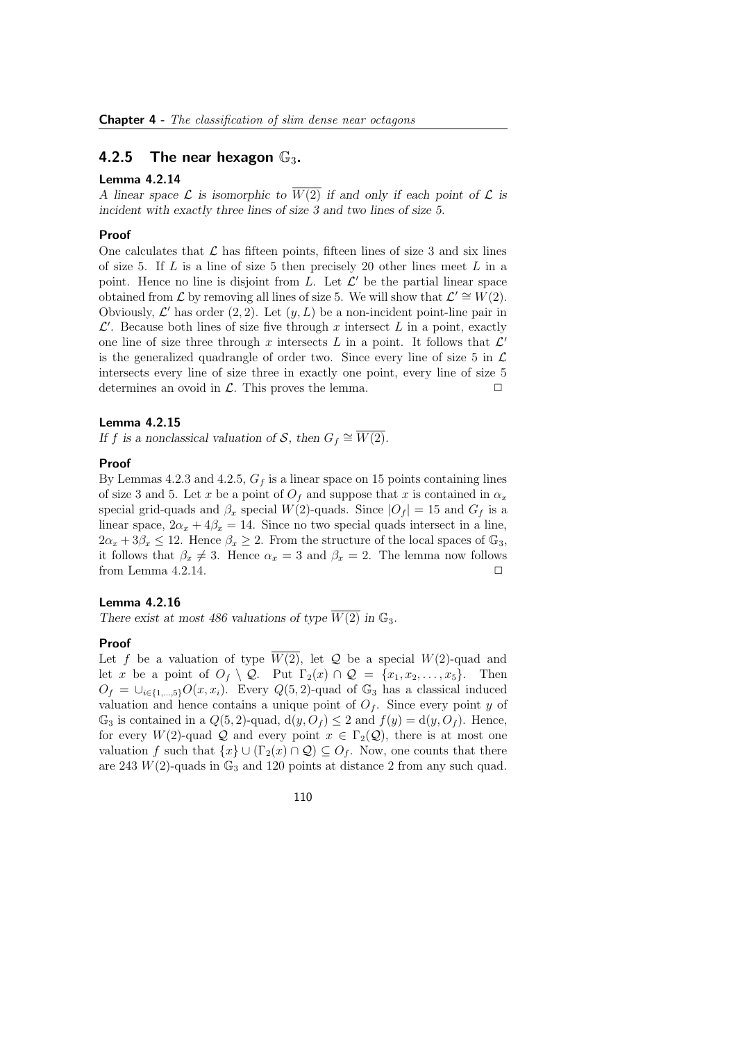### 4.2.5 The near hexagon $\mathbb{G}_3$.

**Lemma 4.2.14**

*A linear space $\mathcal{L}$ is isomorphic to $\overline{W(2)}$ if and only if each point of $\mathcal{L}$ is incident with exactly three lines of size 3 and two lines of size 5.*

**Proof**

One calculates that $\mathcal{L}$ has fifteen points, fifteen lines of size 3 and six lines of size 5. If $L$ is a line of size 5 then precisely 20 other lines meet $L$ in a point. Hence no line is disjoint from $L$. Let $\mathcal{L}'$ be the partial linear space obtained from $\mathcal{L}$ by removing all lines of size 5. We will show that $\mathcal{L}' \cong W(2)$. Obviously, $\mathcal{L}'$ has order $(2, 2)$. Let $(y, L)$ be a non-incident point-line pair in $\mathcal{L}'$. Because both lines of size five through $x$ intersect $L$ in a point, exactly one line of size three through $x$ intersects $L$ in a point. It follows that $\mathcal{L}'$ is the generalized quadrangle of order two. Since every line of size 5 in $\mathcal{L}$ intersects every line of size three in exactly one point, every line of size 5 determines an ovoid in $\mathcal{L}$. This proves the lemma. $\square$

**Lemma 4.2.15**

*If $f$ is a nonclassical valuation of $\mathcal{S}$, then $G_f \cong \overline{W(2)}$.*

**Proof**

By Lemmas 4.2.3 and 4.2.5, $G_f$ is a linear space on 15 points containing lines of size 3 and 5. Let $x$ be a point of $O_f$ and suppose that $x$ is contained in $\alpha_x$ special grid-quads and $\beta_x$ special $W(2)$-quads. Since $|O_f| = 15$ and $G_f$ is a linear space, $2\alpha_x + 4\beta_x = 14$. Since no two special quads intersect in a line, $2\alpha_x + 3\beta_x \leq 12$. Hence $\beta_x \geq 2$. From the structure of the local spaces of $\mathbb{G}_3$, it follows that $\beta_x \neq 3$. Hence $\alpha_x = 3$ and $\beta_x = 2$. The lemma now follows from Lemma 4.2.14. $\square$

**Lemma 4.2.16**

*There exist at most 486 valuations of type $\overline{W(2)}$ in $\mathbb{G}_3$.*

**Proof**

Let $f$ be a valuation of type $\overline{W(2)}$, let $\mathcal{Q}$ be a special $W(2)$-quad and let $x$ be a point of $O_f \setminus \mathcal{Q}$. Put $\Gamma_2(x) \cap \mathcal{Q} = \{x_1, x_2, \ldots, x_5\}$. Then $O_f = \cup_{i \in \{1,\ldots,5\}} O(x, x_i)$. Every $Q(5,2)$-quad of $\mathbb{G}_3$ has a classical induced valuation and hence contains a unique point of $O_f$. Since every point $y$ of $\mathbb{G}_3$ is contained in a $Q(5,2)$-quad, $\mathrm{d}(y, O_f) \leq 2$ and $f(y) = \mathrm{d}(y, O_f)$. Hence, for every $W(2)$-quad $\mathcal{Q}$ and every point $x \in \Gamma_2(\mathcal{Q})$, there is at most one valuation $f$ such that $\{x\} \cup (\Gamma_2(x) \cap \mathcal{Q}) \subseteq O_f$. Now, one counts that there are 243 $W(2)$-quads in $\mathbb{G}_3$ and 120 points at distance 2 from any such quad.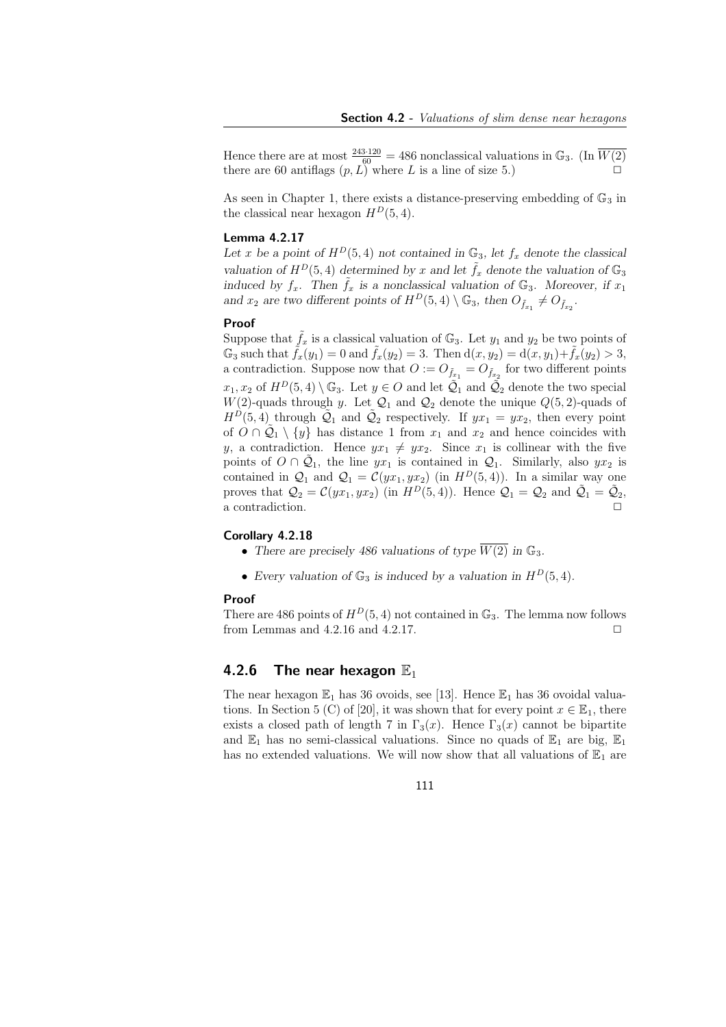Hence there are at most $\frac{243 \cdot 120}{60} = 486$ nonclassical valuations in $\mathbb{G}_3$. (In $\overline{W(2)}$ there are 60 antiflags $(p, L)$ where $L$ is a line of size 5.) $\square$

As seen in Chapter 1, there exists a distance-preserving embedding of $\mathbb{G}_3$ in the classical near hexagon $H^D(5,4)$.

**Lemma 4.2.17**

*Let $x$ be a point of $H^D(5,4)$ not contained in $\mathbb{G}_3$, let $f_x$ denote the classical valuation of $H^D(5,4)$ determined by $x$ and let $\tilde{f}_x$ denote the valuation of $\mathbb{G}_3$ induced by $f_x$. Then $\tilde{f}_x$ is a nonclassical valuation of $\mathbb{G}_3$. Moreover, if $x_1$ and $x_2$ are two different points of $H^D(5,4) \setminus \mathbb{G}_3$, then $O_{\tilde{f}_{x_1}} \neq O_{\tilde{f}_{x_2}}$.*

**Proof**

Suppose that $\tilde{f}_x$ is a classical valuation of $\mathbb{G}_3$. Let $y_1$ and $y_2$ be two points of $\mathbb{G}_3$ such that $\tilde{f}_x(y_1) = 0$ and $\tilde{f}_x(y_2) = 3$. Then $\mathrm{d}(x, y_2) = \mathrm{d}(x, y_1) + \tilde{f}_x(y_2) > 3$, a contradiction. Suppose now that $O := O_{\tilde{f}_{x_1}} = O_{\tilde{f}_{x_2}}$ for two different points $x_1, x_2$ of $H^D(5,4) \setminus \mathbb{G}_3$. Let $y \in O$ and let $\tilde{\mathcal{Q}}_1$ and $\tilde{\mathcal{Q}}_2$ denote the two special $W(2)$-quads through $y$. Let $\mathcal{Q}_1$ and $\mathcal{Q}_2$ denote the unique $Q(5,2)$-quads of $H^D(5,4)$ through $\tilde{\mathcal{Q}}_1$ and $\tilde{\mathcal{Q}}_2$ respectively. If $yx_1 = yx_2$, then every point of $O \cap \tilde{\mathcal{Q}}_1 \setminus \{y\}$ has distance 1 from $x_1$ and $x_2$ and hence coincides with $y$, a contradiction. Hence $yx_1 \neq yx_2$. Since $x_1$ is collinear with the five points of $O \cap \tilde{\mathcal{Q}}_1$, the line $yx_1$ is contained in $\mathcal{Q}_1$. Similarly, also $yx_2$ is contained in $\mathcal{Q}_1$ and $\mathcal{Q}_1 = \mathcal{C}(yx_1, yx_2)$ (in $H^D(5,4)$). In a similar way one proves that $\mathcal{Q}_2 = \mathcal{C}(yx_1, yx_2)$ (in $H^D(5,4)$). Hence $\mathcal{Q}_1 = \mathcal{Q}_2$ and $\tilde{\mathcal{Q}}_1 = \tilde{\mathcal{Q}}_2$, a contradiction. $\square$

**Corollary 4.2.18**

- *There are precisely 486 valuations of type $\overline{W(2)}$ in $\mathbb{G}_3$.*
- *Every valuation of $\mathbb{G}_3$ is induced by a valuation in $H^D(5,4)$.*

**Proof**

There are 486 points of $H^D(5,4)$ not contained in $\mathbb{G}_3$. The lemma now follows from Lemmas and 4.2.16 and 4.2.17. $\square$

### 4.2.6 The near hexagon $\mathbb{E}_1$

The near hexagon $\mathbb{E}_1$ has 36 ovoids, see [13]. Hence $\mathbb{E}_1$ has 36 ovoidal valuations. In Section 5 (C) of [20], it was shown that for every point $x \in \mathbb{E}_1$, there exists a closed path of length 7 in $\Gamma_3(x)$. Hence $\Gamma_3(x)$ cannot be bipartite and $\mathbb{E}_1$ has no semi-classical valuations. Since no quads of $\mathbb{E}_1$ are big, $\mathbb{E}_1$ has no extended valuations. We will now show that all valuations of $\mathbb{E}_1$ are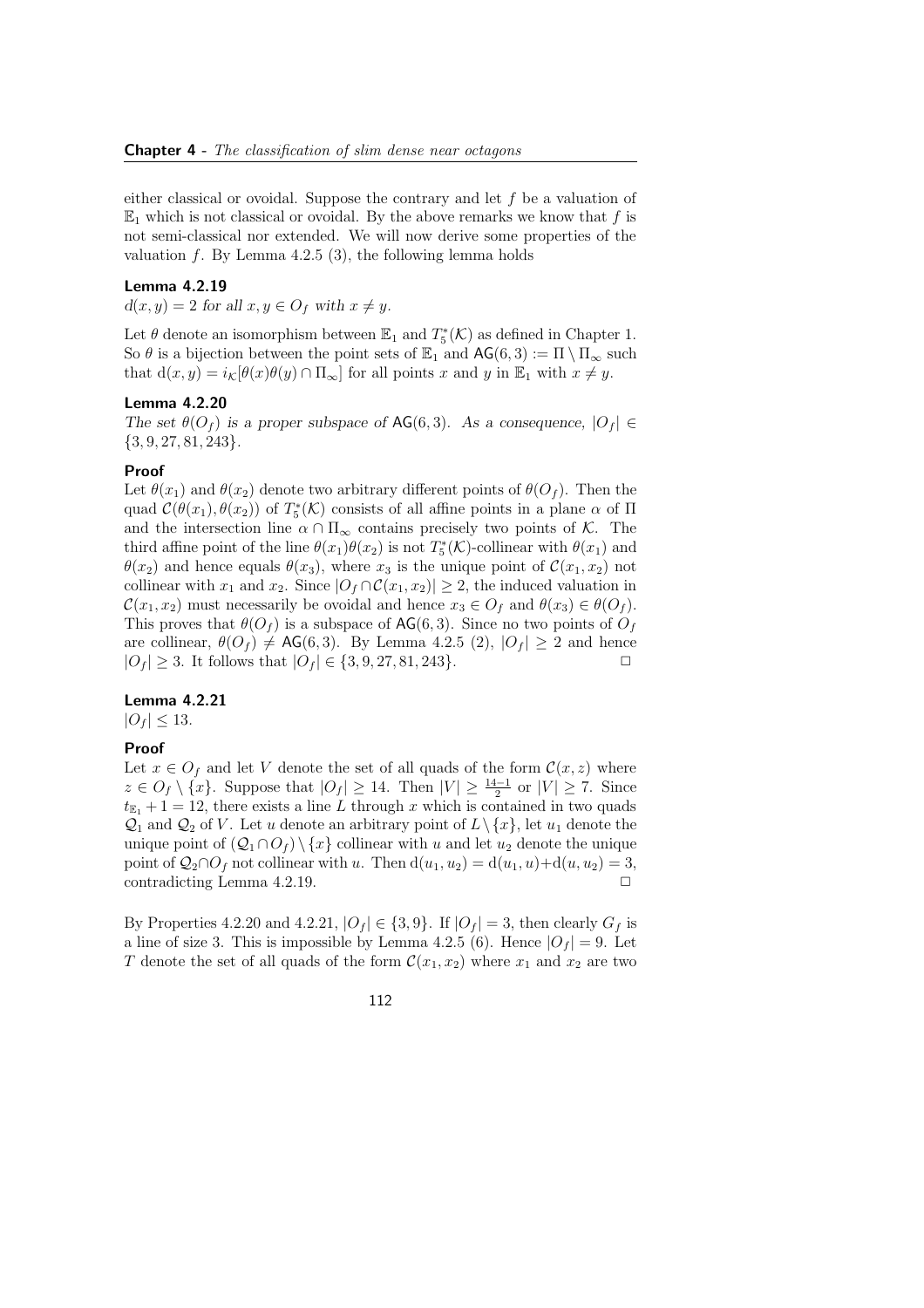either classical or ovoidal. Suppose the contrary and let $f$ be a valuation of $\mathbb{E}_1$ which is not classical or ovoidal. By the above remarks we know that $f$ is not semi-classical nor extended. We will now derive some properties of the valuation $f$. By Lemma 4.2.5 (3), the following lemma holds

#### Lemma 4.2.19

*$d(x, y) = 2$ for all $x, y \in O_f$ with $x \neq y$.*

Let $\theta$ denote an isomorphism between $\mathbb{E}_1$ and $T_5^*(\mathcal{K})$ as defined in Chapter 1. So $\theta$ is a bijection between the point sets of $\mathbb{E}_1$ and $\mathsf{AG}(6, 3) := \Pi \setminus \Pi_\infty$ such that $\mathrm{d}(x, y) = i_\mathcal{K}[\theta(x)\theta(y) \cap \Pi_\infty]$ for all points $x$ and $y$ in $\mathbb{E}_1$ with $x \neq y$.

#### Lemma 4.2.20

*The set $\theta(O_f)$ is a proper subspace of $\mathsf{AG}(6, 3)$. As a consequence, $|O_f| \in \{3, 9, 27, 81, 243\}$.*

#### Proof

Let $\theta(x_1)$ and $\theta(x_2)$ denote two arbitrary different points of $\theta(O_f)$. Then the quad $\mathcal{C}(\theta(x_1), \theta(x_2))$ of $T_5^*(\mathcal{K})$ consists of all affine points in a plane $\alpha$ of $\Pi$ and the intersection line $\alpha \cap \Pi_\infty$ contains precisely two points of $\mathcal{K}$. The third affine point of the line $\theta(x_1)\theta(x_2)$ is not $T_5^*(\mathcal{K})$-collinear with $\theta(x_1)$ and $\theta(x_2)$ and hence equals $\theta(x_3)$, where $x_3$ is the unique point of $\mathcal{C}(x_1, x_2)$ not collinear with $x_1$ and $x_2$. Since $|O_f \cap \mathcal{C}(x_1, x_2)| \geq 2$, the induced valuation in $\mathcal{C}(x_1, x_2)$ must necessarily be ovoidal and hence $x_3 \in O_f$ and $\theta(x_3) \in \theta(O_f)$. This proves that $\theta(O_f)$ is a subspace of $\mathsf{AG}(6, 3)$. Since no two points of $O_f$ are collinear, $\theta(O_f) \neq \mathsf{AG}(6, 3)$. By Lemma 4.2.5 (2), $|O_f| \geq 2$ and hence $|O_f| \geq 3$. It follows that $|O_f| \in \{3, 9, 27, 81, 243\}$. $\square$

#### Lemma 4.2.21

*$|O_f| \leq 13$.*

#### Proof

Let $x \in O_f$ and let $V$ denote the set of all quads of the form $\mathcal{C}(x, z)$ where $z \in O_f \setminus \{x\}$. Suppose that $|O_f| \geq 14$. Then $|V| \geq \frac{14-1}{2}$ or $|V| \geq 7$. Since $t_{\mathbb{E}_1} + 1 = 12$, there exists a line $L$ through $x$ which is contained in two quads $\mathcal{Q}_1$ and $\mathcal{Q}_2$ of $V$. Let $u$ denote an arbitrary point of $L \setminus \{x\}$, let $u_1$ denote the unique point of $(\mathcal{Q}_1 \cap O_f) \setminus \{x\}$ collinear with $u$ and let $u_2$ denote the unique point of $\mathcal{Q}_2 \cap O_f$ not collinear with $u$. Then $\mathrm{d}(u_1, u_2) = \mathrm{d}(u_1, u) + \mathrm{d}(u, u_2) = 3$, contradicting Lemma 4.2.19. $\square$

By Properties 4.2.20 and 4.2.21, $|O_f| \in \{3, 9\}$. If $|O_f| = 3$, then clearly $G_f$ is a line of size 3. This is impossible by Lemma 4.2.5 (6). Hence $|O_f| = 9$. Let $T$ denote the set of all quads of the form $\mathcal{C}(x_1, x_2)$ where $x_1$ and $x_2$ are two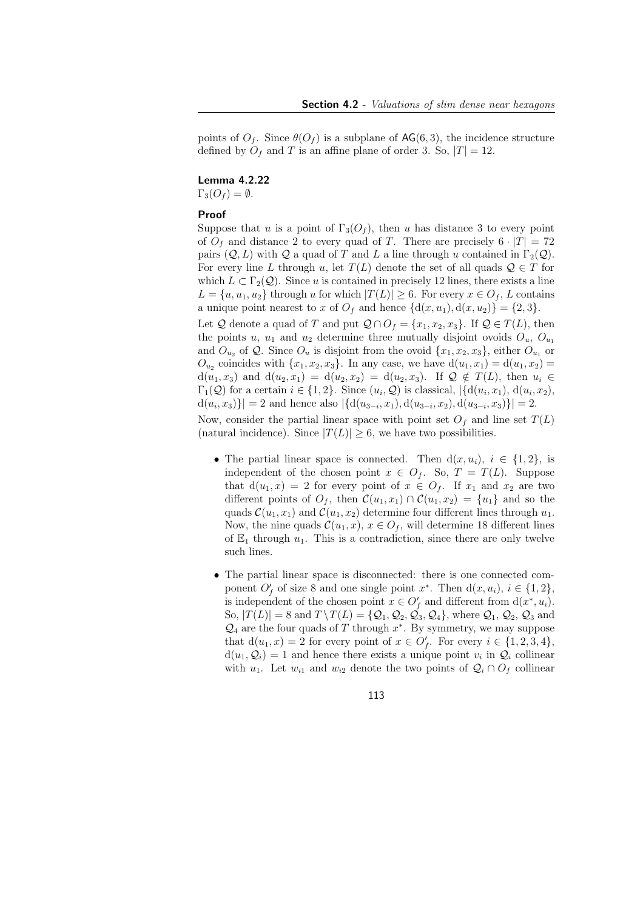points of $O_f$. Since $\theta(O_f)$ is a subplane of $\mathsf{AG}(6,3)$, the incidence structure defined by $O_f$ and $T$ is an affine plane of order 3. So, $|T| = 12$.

**Lemma 4.2.22**

$\Gamma_3(O_f) = \emptyset$.

**Proof**

Suppose that $u$ is a point of $\Gamma_3(O_f)$, then $u$ has distance 3 to every point of $O_f$ and distance 2 to every quad of $T$. There are precisely $6 \cdot |T| = 72$ pairs $(\mathcal{Q}, L)$ with $\mathcal{Q}$ a quad of $T$ and $L$ a line through $u$ contained in $\Gamma_2(\mathcal{Q})$. For every line $L$ through $u$, let $T(L)$ denote the set of all quads $\mathcal{Q} \in T$ for which $L \subset \Gamma_2(\mathcal{Q})$. Since $u$ is contained in precisely 12 lines, there exists a line $L = \{u, u_1, u_2\}$ through $u$ for which $|T(L)| \geq 6$. For every $x \in O_f$, $L$ contains a unique point nearest to $x$ of $O_f$ and hence $\{\mathrm{d}(x, u_1), \mathrm{d}(x, u_2)\} = \{2, 3\}$.

Let $\mathcal{Q}$ denote a quad of $T$ and put $\mathcal{Q} \cap O_f = \{x_1, x_2, x_3\}$. If $\mathcal{Q} \in T(L)$, then the points $u$, $u_1$ and $u_2$ determine three mutually disjoint ovoids $O_u$, $O_{u_1}$ and $O_{u_2}$ of $\mathcal{Q}$. Since $O_u$ is disjoint from the ovoid $\{x_1, x_2, x_3\}$, either $O_{u_1}$ or $O_{u_2}$ coincides with $\{x_1, x_2, x_3\}$. In any case, we have $\mathrm{d}(u_1, x_1) = \mathrm{d}(u_1, x_2) = \mathrm{d}(u_1, x_3)$ and $\mathrm{d}(u_2, x_1) = \mathrm{d}(u_2, x_2) = \mathrm{d}(u_2, x_3)$. If $\mathcal{Q} \notin T(L)$, then $u_i \in \Gamma_1(\mathcal{Q})$ for a certain $i \in \{1, 2\}$. Since $(u_i, \mathcal{Q})$ is classical, $|\{\mathrm{d}(u_i, x_1), \mathrm{d}(u_i, x_2), \mathrm{d}(u_i, x_3)\}| = 2$ and hence also $|\{\mathrm{d}(u_{3-i}, x_1), \mathrm{d}(u_{3-i}, x_2), \mathrm{d}(u_{3-i}, x_3)\}| = 2$.

Now, consider the partial linear space with point set $O_f$ and line set $T(L)$ (natural incidence). Since $|T(L)| \geq 6$, we have two possibilities.

- The partial linear space is connected. Then $\mathrm{d}(x, u_i)$, $i \in \{1, 2\}$, is independent of the chosen point $x \in O_f$. So, $T = T(L)$. Suppose that $\mathrm{d}(u_1, x) = 2$ for every point of $x \in O_f$. If $x_1$ and $x_2$ are two different points of $O_f$, then $\mathcal{C}(u_1, x_1) \cap \mathcal{C}(u_1, x_2) = \{u_1\}$ and so the quads $\mathcal{C}(u_1, x_1)$ and $\mathcal{C}(u_1, x_2)$ determine four different lines through $u_1$. Now, the nine quads $\mathcal{C}(u_1, x)$, $x \in O_f$, will determine 18 different lines of $\mathbb{E}_1$ through $u_1$. This is a contradiction, since there are only twelve such lines.

- The partial linear space is disconnected: there is one connected component $O_f'$ of size 8 and one single point $x^*$. Then $\mathrm{d}(x, u_i)$, $i \in \{1, 2\}$, is independent of the chosen point $x \in O_f'$ and different from $\mathrm{d}(x^*, u_i)$. So, $|T(L)| = 8$ and $T \setminus T(L) = \{\mathcal{Q}_1, \mathcal{Q}_2, \mathcal{Q}_3, \mathcal{Q}_4\}$, where $\mathcal{Q}_1$, $\mathcal{Q}_2$, $\mathcal{Q}_3$ and $\mathcal{Q}_4$ are the four quads of $T$ through $x^*$. By symmetry, we may suppose that $\mathrm{d}(u_1, x) = 2$ for every point of $x \in O_f'$. For every $i \in \{1, 2, 3, 4\}$, $\mathrm{d}(u_1, \mathcal{Q}_i) = 1$ and hence there exists a unique point $v_i$ in $\mathcal{Q}_i$ collinear with $u_1$. Let $w_{i1}$ and $w_{i2}$ denote the two points of $\mathcal{Q}_i \cap O_f$ collinear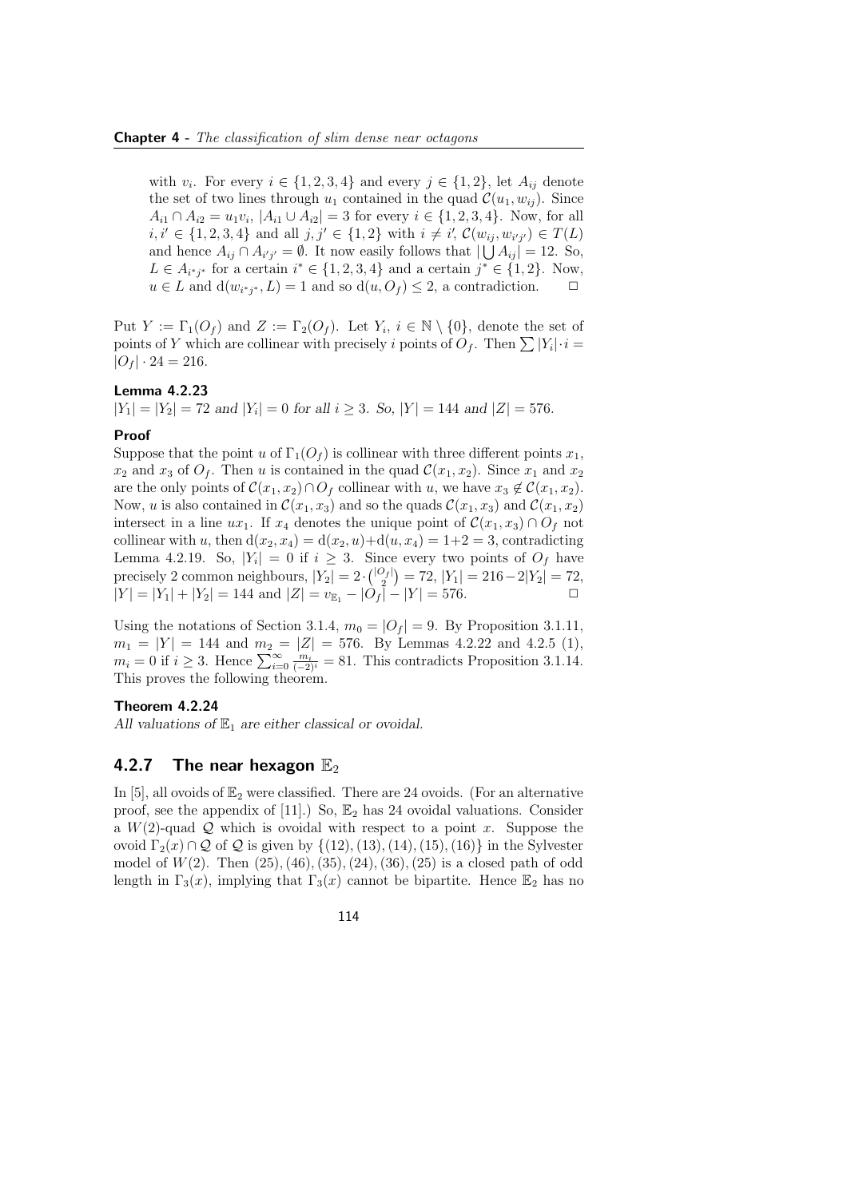with $v_i$. For every $i \in \{1,2,3,4\}$ and every $j \in \{1,2\}$, let $A_{ij}$ denote the set of two lines through $u_1$ contained in the quad $\mathcal{C}(u_1, w_{ij})$. Since $A_{i1} \cap A_{i2} = u_1 v_i$, $|A_{i1} \cup A_{i2}| = 3$ for every $i \in \{1,2,3,4\}$. Now, for all $i, i' \in \{1,2,3,4\}$ and all $j, j' \in \{1,2\}$ with $i \neq i'$, $\mathcal{C}(w_{ij}, w_{i'j'}) \in T(L)$ and hence $A_{ij} \cap A_{i'j'} = \emptyset$. It now easily follows that $|\bigcup A_{ij}| = 12$. So, $L \in A_{i^*j^*}$ for a certain $i^* \in \{1,2,3,4\}$ and a certain $j^* \in \{1,2\}$. Now, $u \in L$ and $d(w_{i^*j^*}, L) = 1$ and so $d(u, O_f) \leq 2$, a contradiction. $\square$

Put $Y := \Gamma_1(O_f)$ and $Z := \Gamma_2(O_f)$. Let $Y_i$, $i \in \mathbb{N} \setminus \{0\}$, denote the set of points of $Y$ which are collinear with precisely $i$ points of $O_f$. Then $\sum |Y_i| \cdot i = |O_f| \cdot 24 = 216$.

**Lemma 4.2.23**

*$|Y_1| = |Y_2| = 72$ and $|Y_i| = 0$ for all $i \geq 3$. So, $|Y| = 144$ and $|Z| = 576$.*

**Proof**

Suppose that the point $u$ of $\Gamma_1(O_f)$ is collinear with three different points $x_1$, $x_2$ and $x_3$ of $O_f$. Then $u$ is contained in the quad $\mathcal{C}(x_1, x_2)$. Since $x_1$ and $x_2$ are the only points of $\mathcal{C}(x_1, x_2) \cap O_f$ collinear with $u$, we have $x_3 \notin \mathcal{C}(x_1, x_2)$. Now, $u$ is also contained in $\mathcal{C}(x_1, x_3)$ and so the quads $\mathcal{C}(x_1, x_3)$ and $\mathcal{C}(x_1, x_2)$ intersect in a line $ux_1$. If $x_4$ denotes the unique point of $\mathcal{C}(x_1, x_3) \cap O_f$ not collinear with $u$, then $d(x_2, x_4) = d(x_2, u) + d(u, x_4) = 1+2 = 3$, contradicting Lemma 4.2.19. So, $|Y_i| = 0$ if $i \geq 3$. Since every two points of $O_f$ have precisely 2 common neighbours, $|Y_2| = 2 \cdot \binom{|O_f|}{2} = 72$, $|Y_1| = 216 - 2|Y_2| = 72$, $|Y| = |Y_1| + |Y_2| = 144$ and $|Z| = v_{\mathbb{E}_1} - |O_f| - |Y| = 576$. $\square$

Using the notations of Section 3.1.4, $m_0 = |O_f| = 9$. By Proposition 3.1.11, $m_1 = |Y| = 144$ and $m_2 = |Z| = 576$. By Lemmas 4.2.22 and 4.2.5 (1), $m_i = 0$ if $i \geq 3$. Hence $\sum_{i=0}^{\infty} \frac{m_i}{(-2)^i} = 81$. This contradicts Proposition 3.1.14. This proves the following theorem.

**Theorem 4.2.24**

*All valuations of $\mathbb{E}_1$ are either classical or ovoidal.*

### 4.2.7 The near hexagon $\mathbb{E}_2$

In [5], all ovoids of $\mathbb{E}_2$ were classified. There are 24 ovoids. (For an alternative proof, see the appendix of [11].) So, $\mathbb{E}_2$ has 24 ovoidal valuations. Consider a $W(2)$-quad $\mathcal{Q}$ which is ovoidal with respect to a point $x$. Suppose the ovoid $\Gamma_2(x) \cap \mathcal{Q}$ of $\mathcal{Q}$ is given by $\{(12), (13), (14), (15), (16)\}$ in the Sylvester model of $W(2)$. Then $(25), (46), (35), (24), (36), (25)$ is a closed path of odd length in $\Gamma_3(x)$, implying that $\Gamma_3(x)$ cannot be bipartite. Hence $\mathbb{E}_2$ has no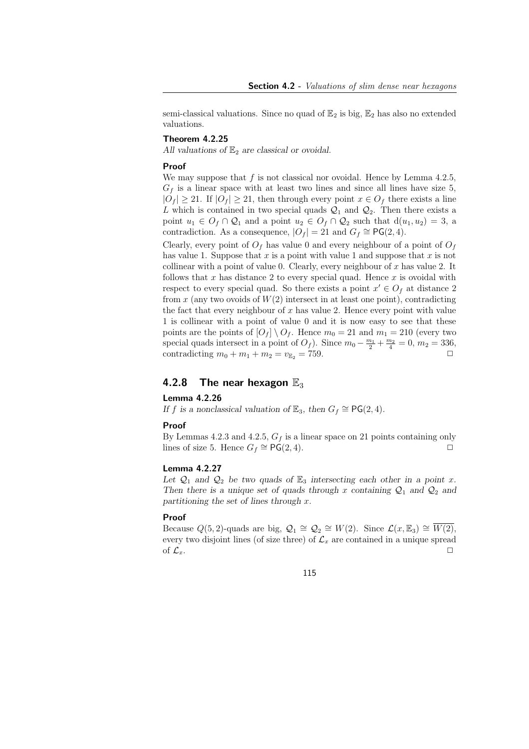semi-classical valuations. Since no quad of $\mathbb{E}_2$ is big, $\mathbb{E}_2$ has also no extended valuations.

**Theorem 4.2.25**

*All valuations of $\mathbb{E}_2$ are classical or ovoidal.*

**Proof**

We may suppose that $f$ is not classical nor ovoidal. Hence by Lemma 4.2.5, $G_f$ is a linear space with at least two lines and since all lines have size 5, $|O_f| \geq 21$. If $|O_f| \geq 21$, then through every point $x \in O_f$ there exists a line $L$ which is contained in two special quads $\mathcal{Q}_1$ and $\mathcal{Q}_2$. Then there exists a point $u_1 \in O_f \cap \mathcal{Q}_1$ and a point $u_2 \in O_f \cap \mathcal{Q}_2$ such that $\mathrm{d}(u_1, u_2) = 3$, a contradiction. As a consequence, $|O_f| = 21$ and $G_f \cong \mathsf{PG}(2, 4)$.

Clearly, every point of $O_f$ has value 0 and every neighbour of a point of $O_f$ has value 1. Suppose that $x$ is a point with value 1 and suppose that $x$ is not collinear with a point of value 0. Clearly, every neighbour of $x$ has value 2. It follows that $x$ has distance 2 to every special quad. Hence $x$ is ovoidal with respect to every special quad. So there exists a point $x' \in O_f$ at distance 2 from $x$ (any two ovoids of $W(2)$ intersect in at least one point), contradicting the fact that every neighbour of $x$ has value 2. Hence every point with value 1 is collinear with a point of value 0 and it is now easy to see that these points are the points of $[O_f] \setminus O_f$. Hence $m_0 = 21$ and $m_1 = 210$ (every two special quads intersect in a point of $O_f$). Since $m_0 - \frac{m_1}{2} + \frac{m_2}{4} = 0$, $m_2 = 336$, contradicting $m_0 + m_1 + m_2 = v_{\mathbb{E}_2} = 759$. □

### 4.2.8 The near hexagon $\mathbb{E}_3$

**Lemma 4.2.26**

*If $f$ is a nonclassical valuation of $\mathbb{E}_3$, then $G_f \cong \mathsf{PG}(2, 4)$.*

**Proof**

By Lemmas 4.2.3 and 4.2.5, $G_f$ is a linear space on 21 points containing only lines of size 5. Hence $G_f \cong \mathsf{PG}(2, 4)$. □

**Lemma 4.2.27**

*Let $\mathcal{Q}_1$ and $\mathcal{Q}_2$ be two quads of $\mathbb{E}_3$ intersecting each other in a point $x$. Then there is a unique set of quads through $x$ containing $\mathcal{Q}_1$ and $\mathcal{Q}_2$ and partitioning the set of lines through $x$.*

**Proof**

Because $Q(5, 2)$-quads are big, $\mathcal{Q}_1 \cong \mathcal{Q}_2 \cong W(2)$. Since $\mathcal{L}(x, \mathbb{E}_3) \cong \overline{W(2)}$, every two disjoint lines (of size three) of $\mathcal{L}_x$ are contained in a unique spread of $\mathcal{L}_x$. □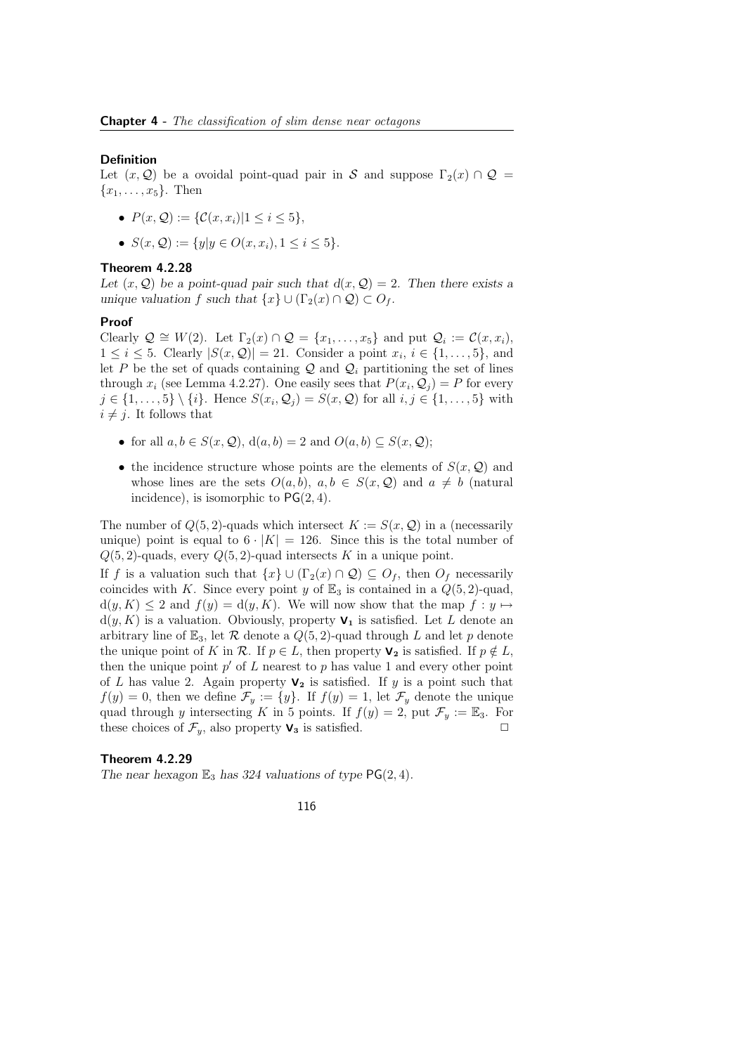#### Definition

Let $(x, \mathcal{Q})$ be a ovoidal point-quad pair in $\mathcal{S}$ and suppose $\Gamma_2(x) \cap \mathcal{Q} = \{x_1, \ldots, x_5\}$. Then

- $P(x, \mathcal{Q}) := \{\mathcal{C}(x, x_i) | 1 \leq i \leq 5\}$,
- $S(x, \mathcal{Q}) := \{y | y \in O(x, x_i), 1 \leq i \leq 5\}$.

#### Theorem 4.2.28

*Let $(x, \mathcal{Q})$ be a point-quad pair such that $\mathrm{d}(x, \mathcal{Q}) = 2$. Then there exists a unique valuation $f$ such that $\{x\} \cup (\Gamma_2(x) \cap \mathcal{Q}) \subset O_f$.*

#### Proof

Clearly $\mathcal{Q} \cong W(2)$. Let $\Gamma_2(x) \cap \mathcal{Q} = \{x_1, \ldots, x_5\}$ and put $\mathcal{Q}_i := \mathcal{C}(x, x_i)$, $1 \leq i \leq 5$. Clearly $|S(x, \mathcal{Q})| = 21$. Consider a point $x_i$, $i \in \{1, \ldots, 5\}$, and let $P$ be the set of quads containing $\mathcal{Q}$ and $\mathcal{Q}_i$ partitioning the set of lines through $x_i$ (see Lemma 4.2.27). One easily sees that $P(x_i, \mathcal{Q}_j) = P$ for every $j \in \{1, \ldots, 5\} \setminus \{i\}$. Hence $S(x_i, \mathcal{Q}_j) = S(x, \mathcal{Q})$ for all $i, j \in \{1, \ldots, 5\}$ with $i \neq j$. It follows that

- for all $a, b \in S(x, \mathcal{Q})$, $\mathrm{d}(a, b) = 2$ and $O(a, b) \subseteq S(x, \mathcal{Q})$;
- the incidence structure whose points are the elements of $S(x, \mathcal{Q})$ and whose lines are the sets $O(a, b)$, $a, b \in S(x, \mathcal{Q})$ and $a \neq b$ (natural incidence), is isomorphic to $\mathsf{PG}(2, 4)$.

The number of $Q(5, 2)$-quads which intersect $K := S(x, \mathcal{Q})$ in a (necessarily unique) point is equal to $6 \cdot |K| = 126$. Since this is the total number of $Q(5, 2)$-quads, every $Q(5, 2)$-quad intersects $K$ in a unique point.

If $f$ is a valuation such that $\{x\} \cup (\Gamma_2(x) \cap \mathcal{Q}) \subseteq O_f$, then $O_f$ necessarily coincides with $K$. Since every point $y$ of $\mathbb{E}_3$ is contained in a $Q(5, 2)$-quad, $\mathrm{d}(y, K) \leq 2$ and $f(y) = \mathrm{d}(y, K)$. We will now show that the map $f : y \mapsto \mathrm{d}(y, K)$ is a valuation. Obviously, property $\mathbf{V_1}$ is satisfied. Let $L$ denote an arbitrary line of $\mathbb{E}_3$, let $\mathcal{R}$ denote a $Q(5, 2)$-quad through $L$ and let $p$ denote the unique point of $K$ in $\mathcal{R}$. If $p \in L$, then property $\mathbf{V_2}$ is satisfied. If $p \notin L$, then the unique point $p'$ of $L$ nearest to $p$ has value 1 and every other point of $L$ has value 2. Again property $\mathbf{V_2}$ is satisfied. If $y$ is a point such that $f(y) = 0$, then we define $\mathcal{F}_y := \{y\}$. If $f(y) = 1$, let $\mathcal{F}_y$ denote the unique quad through $y$ intersecting $K$ in 5 points. If $f(y) = 2$, put $\mathcal{F}_y := \mathbb{E}_3$. For these choices of $\mathcal{F}_y$, also property $\mathbf{V_3}$ is satisfied. $\square$

#### Theorem 4.2.29

*The near hexagon $\mathbb{E}_3$ has 324 valuations of type $\mathsf{PG}(2, 4)$.*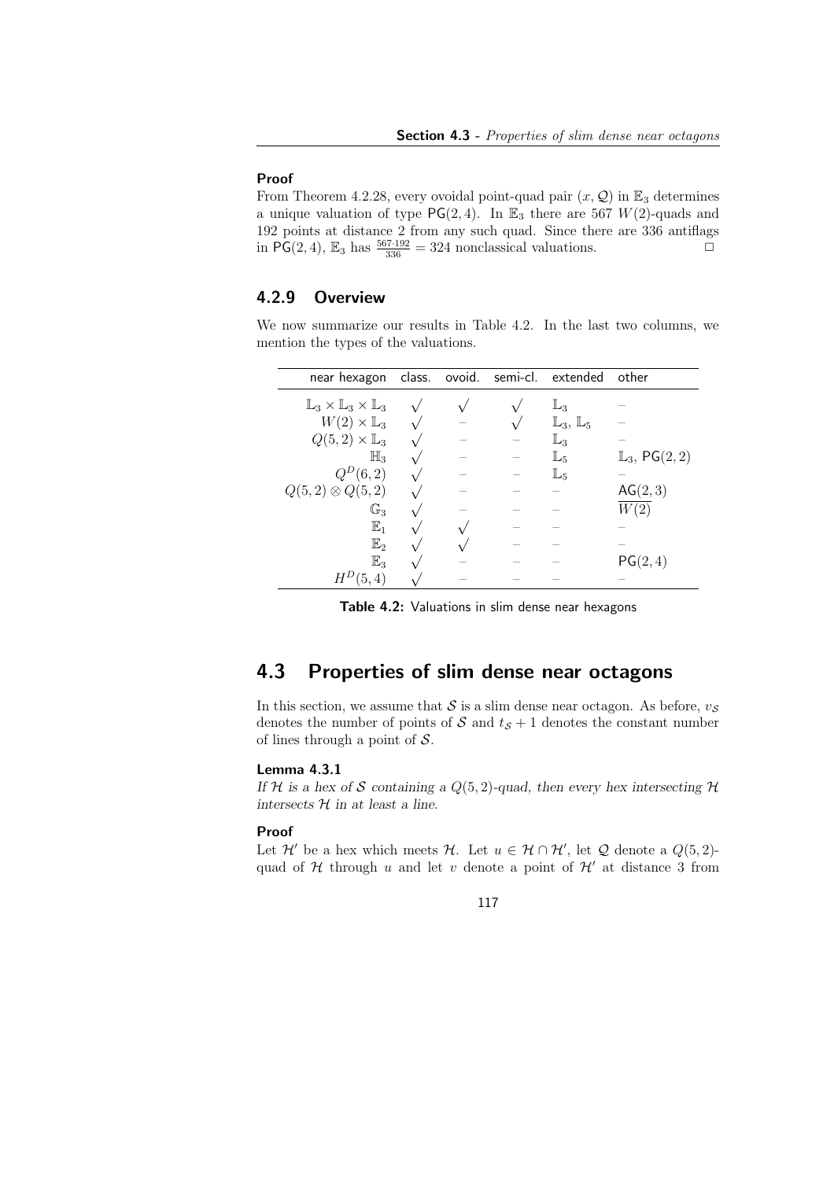**Proof**

From Theorem 4.2.28, every ovoidal point-quad pair $(x, \mathcal{Q})$ in $\mathbb{E}_3$ determines a unique valuation of type $\mathsf{PG}(2,4)$. In $\mathbb{E}_3$ there are 567 $W(2)$-quads and 192 points at distance 2 from any such quad. Since there are 336 antiflags in $\mathsf{PG}(2,4)$, $\mathbb{E}_3$ has $\frac{567 \cdot 192}{336} = 324$ nonclassical valuations. □

### 4.2.9 Overview

We now summarize our results in Table 4.2. In the last two columns, we mention the types of the valuations.

| near hexagon | class. | ovoid. | semi-cl. | extended | other |
|---|---|---|---|---|---|
| $\mathbb{L}_3 \times \mathbb{L}_3 \times \mathbb{L}_3$ | $\surd$ | $\surd$ | $\surd$ | $\mathbb{L}_3$ | – |
| $W(2) \times \mathbb{L}_3$ | $\surd$ | – | $\surd$ | $\mathbb{L}_3$, $\mathbb{L}_5$ | – |
| $Q(5,2) \times \mathbb{L}_3$ | $\surd$ | – | – | $\mathbb{L}_3$ | – |
| $\mathbb{H}_3$ | $\surd$ | – | – | $\mathbb{L}_5$ | $\mathbb{L}_3$, $\mathsf{PG}(2,2)$ |
| $Q^D(6,2)$ | $\surd$ | – | – | $\mathbb{L}_5$ | – |
| $Q(5,2) \otimes Q(5,2)$ | $\surd$ | – | – | – | $\mathsf{AG}(2,3)$ |
| $\mathbb{G}_3$ | $\surd$ | – | – | – | $\overline{W(2)}$ |
| $\mathbb{E}_1$ | $\surd$ | $\surd$ | – | – | – |
| $\mathbb{E}_2$ | $\surd$ | $\surd$ | – | – | – |
| $\mathbb{E}_3$ | $\surd$ | – | – | – | $\mathsf{PG}(2,4)$ |
| $H^D(5,4)$ | $\surd$ | – | – | – | – |

**Table 4.2:** Valuations in slim dense near hexagons

## 4.3 Properties of slim dense near octagons

In this section, we assume that $\mathcal{S}$ is a slim dense near octagon. As before, $v_{\mathcal{S}}$ denotes the number of points of $\mathcal{S}$ and $t_{\mathcal{S}} + 1$ denotes the constant number of lines through a point of $\mathcal{S}$.

**Lemma 4.3.1**

*If $\mathcal{H}$ is a hex of $\mathcal{S}$ containing a $Q(5,2)$-quad, then every hex intersecting $\mathcal{H}$ intersects $\mathcal{H}$ in at least a line.*

**Proof**

Let $\mathcal{H}'$ be a hex which meets $\mathcal{H}$. Let $u \in \mathcal{H} \cap \mathcal{H}'$, let $\mathcal{Q}$ denote a $Q(5,2)$-quad of $\mathcal{H}$ through $u$ and let $v$ denote a point of $\mathcal{H}'$ at distance 3 from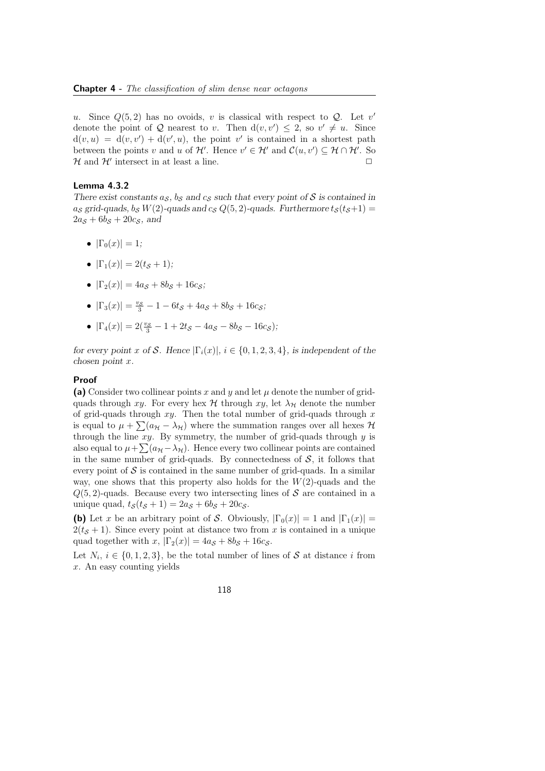$u$. Since $Q(5,2)$ has no ovoids, $v$ is classical with respect to $\mathcal{Q}$. Let $v'$ denote the point of $\mathcal{Q}$ nearest to $v$. Then $\mathrm{d}(v,v') \leq 2$, so $v' \neq u$. Since $\mathrm{d}(v,u) = \mathrm{d}(v,v') + \mathrm{d}(v',u)$, the point $v'$ is contained in a shortest path between the points $v$ and $u$ of $\mathcal{H}'$. Hence $v' \in \mathcal{H}'$ and $\mathcal{C}(u,v') \subseteq \mathcal{H} \cap \mathcal{H}'$. So $\mathcal{H}$ and $\mathcal{H}'$ intersect in at least a line. $\square$

### Lemma 4.3.2

*There exist constants $a_\mathcal{S}$, $b_\mathcal{S}$ and $c_\mathcal{S}$ such that every point of $\mathcal{S}$ is contained in $a_\mathcal{S}$ grid-quads, $b_\mathcal{S}$ $W(2)$-quads and $c_\mathcal{S}$ $Q(5,2)$-quads. Furthermore $t_\mathcal{S}(t_\mathcal{S}+1) = 2a_\mathcal{S} + 6b_\mathcal{S} + 20c_\mathcal{S}$, and*

- $|\Gamma_0(x)| = 1$;
- $|\Gamma_1(x)| = 2(t_\mathcal{S}+1)$;
- $|\Gamma_2(x)| = 4a_\mathcal{S} + 8b_\mathcal{S} + 16c_\mathcal{S}$;
- $|\Gamma_3(x)| = \frac{v_\mathcal{S}}{3} - 1 - 6t_\mathcal{S} + 4a_\mathcal{S} + 8b_\mathcal{S} + 16c_\mathcal{S}$;
- $|\Gamma_4(x)| = 2(\frac{v_\mathcal{S}}{3} - 1 + 2t_\mathcal{S} - 4a_\mathcal{S} - 8b_\mathcal{S} - 16c_\mathcal{S})$;

*for every point $x$ of $\mathcal{S}$. Hence $|\Gamma_i(x)|$, $i \in \{0,1,2,3,4\}$, is independent of the chosen point $x$.*

### Proof

**(a)** Consider two collinear points $x$ and $y$ and let $\mu$ denote the number of grid-quads through $xy$. For every hex $\mathcal{H}$ through $xy$, let $\lambda_\mathcal{H}$ denote the number of grid-quads through $xy$. Then the total number of grid-quads through $x$ is equal to $\mu + \sum(a_\mathcal{H} - \lambda_\mathcal{H})$ where the summation ranges over all hexes $\mathcal{H}$ through the line $xy$. By symmetry, the number of grid-quads through $y$ is also equal to $\mu + \sum(a_\mathcal{H} - \lambda_\mathcal{H})$. Hence every two collinear points are contained in the same number of grid-quads. By connectedness of $\mathcal{S}$, it follows that every point of $\mathcal{S}$ is contained in the same number of grid-quads. In a similar way, one shows that this property also holds for the $W(2)$-quads and the $Q(5,2)$-quads. Because every two intersecting lines of $\mathcal{S}$ are contained in a unique quad, $t_\mathcal{S}(t_\mathcal{S}+1) = 2a_\mathcal{S} + 6b_\mathcal{S} + 20c_\mathcal{S}$.

**(b)** Let $x$ be an arbitrary point of $\mathcal{S}$. Obviously, $|\Gamma_0(x)| = 1$ and $|\Gamma_1(x)| = 2(t_\mathcal{S}+1)$. Since every point at distance two from $x$ is contained in a unique quad together with $x$, $|\Gamma_2(x)| = 4a_\mathcal{S} + 8b_\mathcal{S} + 16c_\mathcal{S}$.

Let $N_i$, $i \in \{0,1,2,3\}$, be the total number of lines of $\mathcal{S}$ at distance $i$ from $x$. An easy counting yields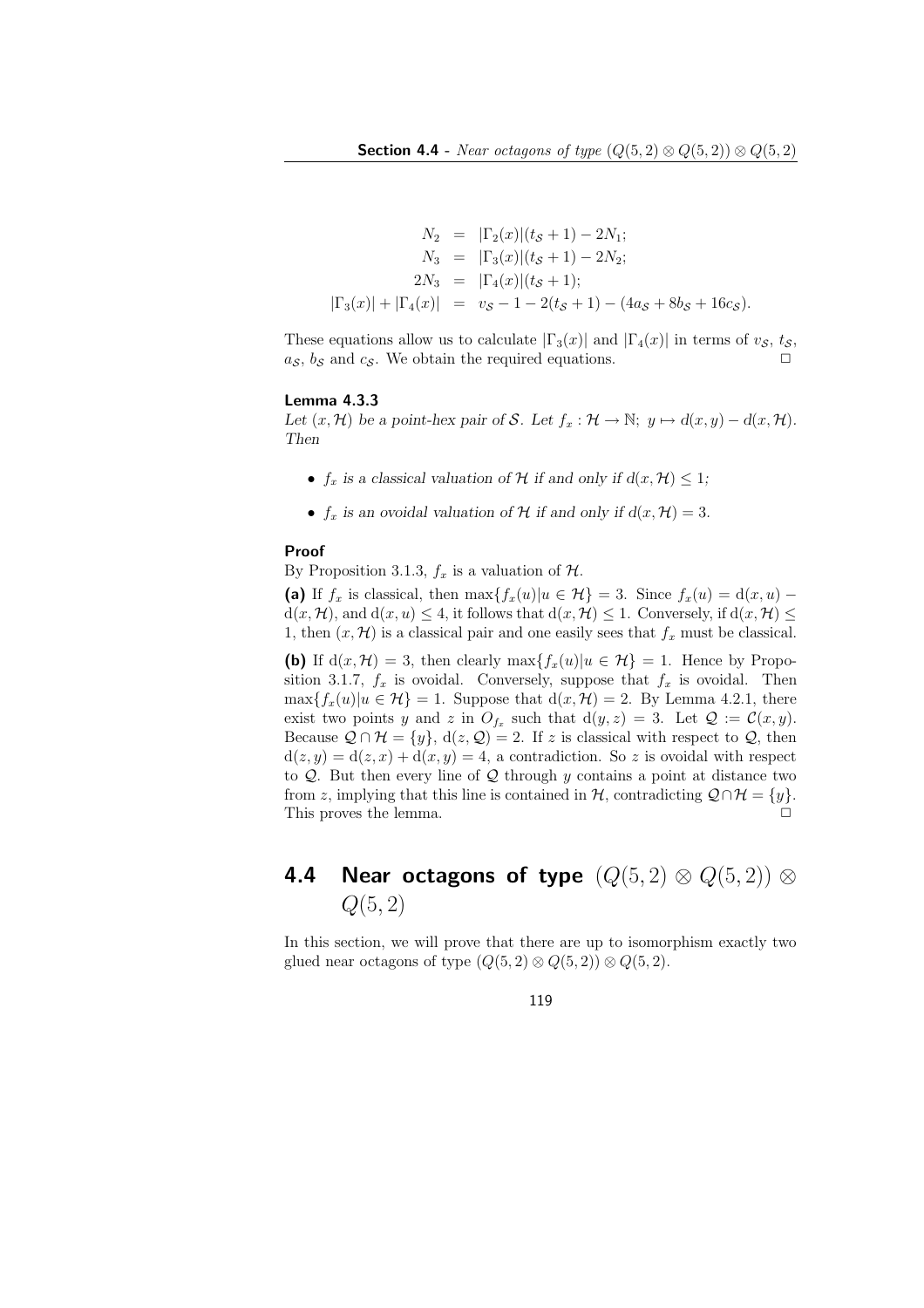$$
\begin{aligned}
N_2 &= |\Gamma_2(x)|(t_{\mathcal{S}}+1) - 2N_1; \\
N_3 &= |\Gamma_3(x)|(t_{\mathcal{S}}+1) - 2N_2; \\
2N_3 &= |\Gamma_4(x)|(t_{\mathcal{S}}+1); \\
|\Gamma_3(x)| + |\Gamma_4(x)| &= v_{\mathcal{S}} - 1 - 2(t_{\mathcal{S}}+1) - (4a_{\mathcal{S}} + 8b_{\mathcal{S}} + 16c_{\mathcal{S}}).
\end{aligned}
$$

These equations allow us to calculate $|\Gamma_3(x)|$ and $|\Gamma_4(x)|$ in terms of $v_{\mathcal{S}}$, $t_{\mathcal{S}}$, $a_{\mathcal{S}}$, $b_{\mathcal{S}}$ and $c_{\mathcal{S}}$. We obtain the required equations. □

**Lemma 4.3.3**

*Let $(x, \mathcal{H})$ be a point-hex pair of $\mathcal{S}$. Let $f_x : \mathcal{H} \to \mathbb{N};\ y \mapsto d(x, y) - d(x, \mathcal{H})$. Then*

- *$f_x$ is a classical valuation of $\mathcal{H}$ if and only if $d(x, \mathcal{H}) \leq 1$;*
- *$f_x$ is an ovoidal valuation of $\mathcal{H}$ if and only if $d(x, \mathcal{H}) = 3$.*

**Proof**

By Proposition 3.1.3, $f_x$ is a valuation of $\mathcal{H}$.

**(a)** If $f_x$ is classical, then $\max\{f_x(u) | u \in \mathcal{H}\} = 3$. Since $f_x(u) = \mathrm{d}(x, u) - \mathrm{d}(x, \mathcal{H})$, and $\mathrm{d}(x, u) \leq 4$, it follows that $\mathrm{d}(x, \mathcal{H}) \leq 1$. Conversely, if $\mathrm{d}(x, \mathcal{H}) \leq 1$, then $(x, \mathcal{H})$ is a classical pair and one easily sees that $f_x$ must be classical.

**(b)** If $\mathrm{d}(x, \mathcal{H}) = 3$, then clearly $\max\{f_x(u) | u \in \mathcal{H}\} = 1$. Hence by Proposition 3.1.7, $f_x$ is ovoidal. Conversely, suppose that $f_x$ is ovoidal. Then $\max\{f_x(u) | u \in \mathcal{H}\} = 1$. Suppose that $\mathrm{d}(x, \mathcal{H}) = 2$. By Lemma 4.2.1, there exist two points $y$ and $z$ in $O_{f_x}$ such that $\mathrm{d}(y, z) = 3$. Let $\mathcal{Q} := \mathcal{C}(x, y)$. Because $\mathcal{Q} \cap \mathcal{H} = \{y\}$, $\mathrm{d}(z, \mathcal{Q}) = 2$. If $z$ is classical with respect to $\mathcal{Q}$, then $\mathrm{d}(z, y) = \mathrm{d}(z, x) + \mathrm{d}(x, y) = 4$, a contradiction. So $z$ is ovoidal with respect to $\mathcal{Q}$. But then every line of $\mathcal{Q}$ through $y$ contains a point at distance two from $z$, implying that this line is contained in $\mathcal{H}$, contradicting $\mathcal{Q} \cap \mathcal{H} = \{y\}$. This proves the lemma. □

## 4.4 Near octagons of type $(Q(5, 2) \otimes Q(5, 2)) \otimes Q(5, 2)$

In this section, we will prove that there are up to isomorphism exactly two glued near octagons of type $(Q(5, 2) \otimes Q(5, 2)) \otimes Q(5, 2)$.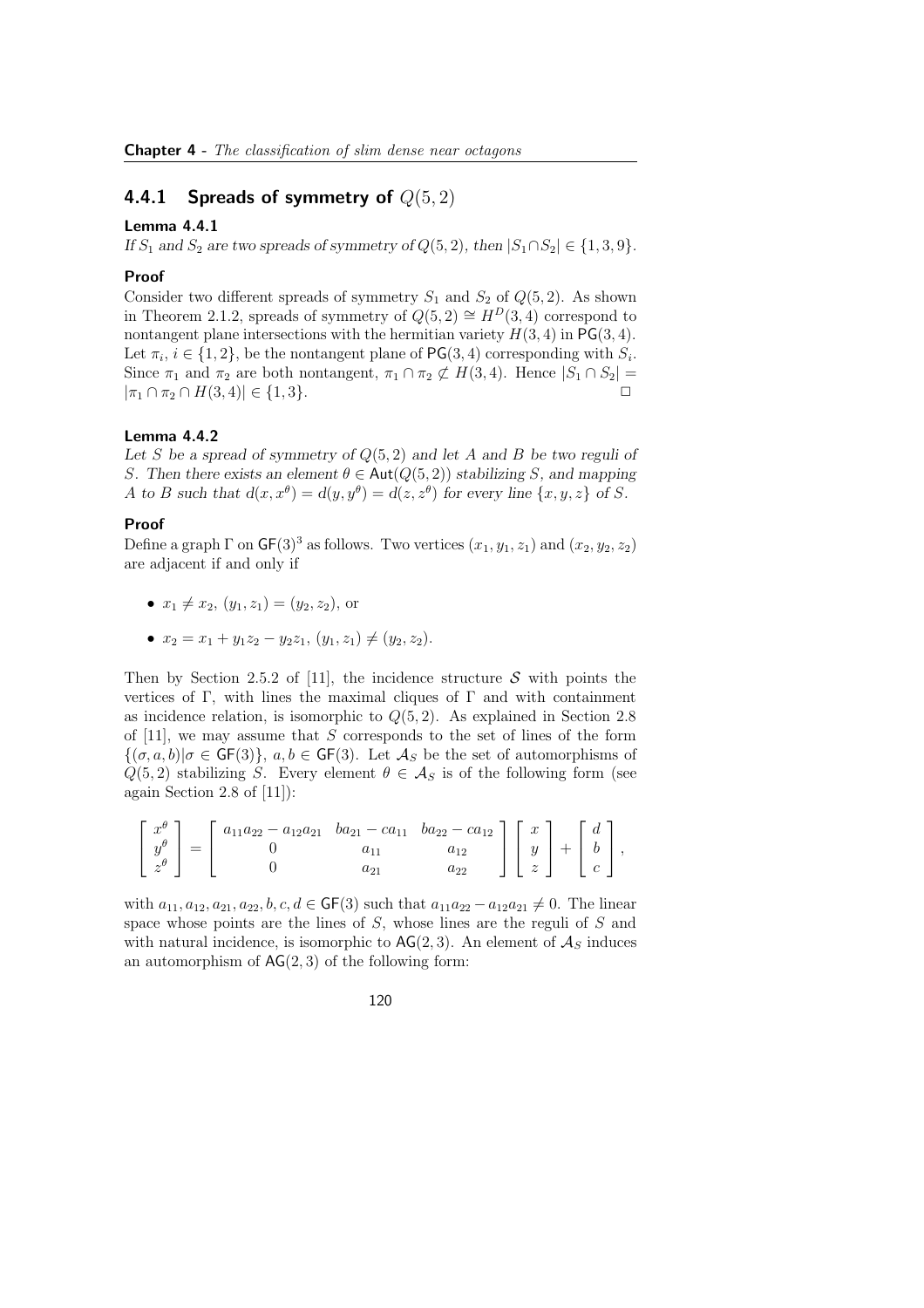## 4.4.1 Spreads of symmetry of $Q(5,2)$

**Lemma 4.4.1**

*If $S_1$ and $S_2$ are two spreads of symmetry of $Q(5,2)$, then $|S_1 \cap S_2| \in \{1,3,9\}$.*

**Proof**

Consider two different spreads of symmetry $S_1$ and $S_2$ of $Q(5,2)$. As shown in Theorem 2.1.2, spreads of symmetry of $Q(5,2) \cong H^D(3,4)$ correspond to nontangent plane intersections with the hermitian variety $H(3,4)$ in $\mathsf{PG}(3,4)$. Let $\pi_i$, $i \in \{1,2\}$, be the nontangent plane of $\mathsf{PG}(3,4)$ corresponding with $S_i$. Since $\pi_1$ and $\pi_2$ are both nontangent, $\pi_1 \cap \pi_2 \not\subset H(3,4)$. Hence $|S_1 \cap S_2| = |\pi_1 \cap \pi_2 \cap H(3,4)| \in \{1,3\}$. □

**Lemma 4.4.2**

*Let $S$ be a spread of symmetry of $Q(5,2)$ and let $A$ and $B$ be two reguli of $S$. Then there exists an element $\theta \in \mathsf{Aut}(Q(5,2))$ stabilizing $S$, and mapping $A$ to $B$ such that $d(x,x^\theta) = d(y,y^\theta) = d(z,z^\theta)$ for every line $\{x,y,z\}$ of $S$.*

**Proof**

Define a graph $\Gamma$ on $\mathsf{GF}(3)^3$ as follows. Two vertices $(x_1,y_1,z_1)$ and $(x_2,y_2,z_2)$ are adjacent if and only if

- $x_1 \neq x_2$, $(y_1,z_1) = (y_2,z_2)$, or
- $x_2 = x_1 + y_1 z_2 - y_2 z_1$, $(y_1,z_1) \neq (y_2,z_2)$.

Then by Section 2.5.2 of [11], the incidence structure $\mathcal{S}$ with points the vertices of $\Gamma$, with lines the maximal cliques of $\Gamma$ and with containment as incidence relation, is isomorphic to $Q(5,2)$. As explained in Section 2.8 of [11], we may assume that $S$ corresponds to the set of lines of the form $\{(\sigma,a,b) | \sigma \in \mathsf{GF}(3)\}$, $a,b \in \mathsf{GF}(3)$. Let $\mathcal{A}_S$ be the set of automorphisms of $Q(5,2)$ stabilizing $S$. Every element $\theta \in \mathcal{A}_S$ is of the following form (see again Section 2.8 of [11]):

$$\begin{bmatrix} x^\theta \\ y^\theta \\ z^\theta \end{bmatrix} = \begin{bmatrix} a_{11}a_{22} - a_{12}a_{21} & ba_{21} - ca_{11} & ba_{22} - ca_{12} \\ 0 & a_{11} & a_{12} \\ 0 & a_{21} & a_{22} \end{bmatrix} \begin{bmatrix} x \\ y \\ z \end{bmatrix} + \begin{bmatrix} d \\ b \\ c \end{bmatrix},$$

with $a_{11}, a_{12}, a_{21}, a_{22}, b, c, d \in \mathsf{GF}(3)$ such that $a_{11}a_{22} - a_{12}a_{21} \neq 0$. The linear space whose points are the lines of $S$, whose lines are the reguli of $S$ and with natural incidence, is isomorphic to $\mathsf{AG}(2,3)$. An element of $\mathcal{A}_S$ induces an automorphism of $\mathsf{AG}(2,3)$ of the following form: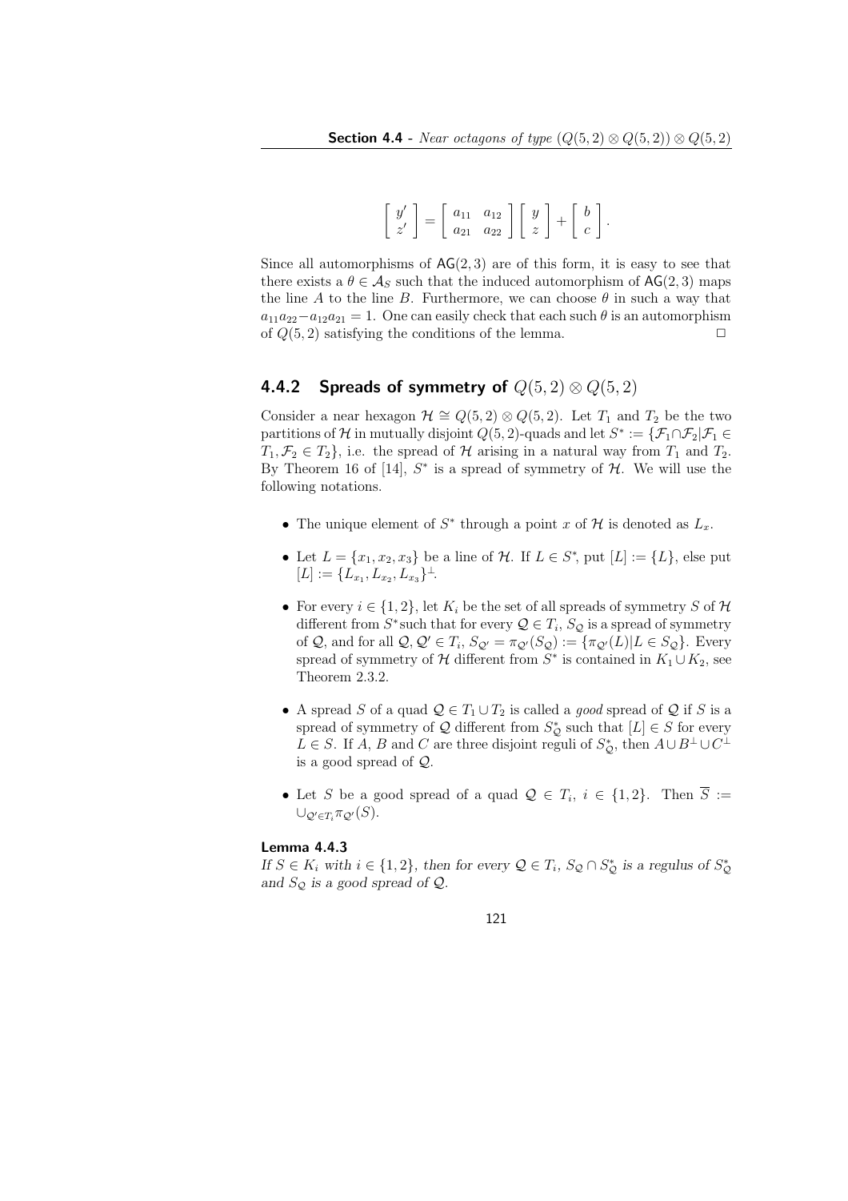$$\begin{bmatrix} y' \\ z' \end{bmatrix} = \begin{bmatrix} a_{11} & a_{12} \\ a_{21} & a_{22} \end{bmatrix} \begin{bmatrix} y \\ z \end{bmatrix} + \begin{bmatrix} b \\ c \end{bmatrix}.$$

Since all automorphisms of $\mathsf{AG}(2,3)$ are of this form, it is easy to see that there exists a $\theta \in \mathcal{A}_S$ such that the induced automorphism of $\mathsf{AG}(2,3)$ maps the line $A$ to the line $B$. Furthermore, we can choose $\theta$ in such a way that $a_{11}a_{22} - a_{12}a_{21} = 1$. One can easily check that each such $\theta$ is an automorphism of $Q(5,2)$ satisfying the conditions of the lemma. □

### 4.4.2 Spreads of symmetry of $Q(5,2) \otimes Q(5,2)$

Consider a near hexagon $\mathcal{H} \cong Q(5,2) \otimes Q(5,2)$. Let $T_1$ and $T_2$ be the two partitions of $\mathcal{H}$ in mutually disjoint $Q(5,2)$-quads and let $S^* := \{\mathcal{F}_1 \cap \mathcal{F}_2 | \mathcal{F}_1 \in T_1, \mathcal{F}_2 \in T_2\}$, i.e. the spread of $\mathcal{H}$ arising in a natural way from $T_1$ and $T_2$. By Theorem 16 of [14], $S^*$ is a spread of symmetry of $\mathcal{H}$. We will use the following notations.

- The unique element of $S^*$ through a point $x$ of $\mathcal{H}$ is denoted as $L_x$.
- Let $L = \{x_1, x_2, x_3\}$ be a line of $\mathcal{H}$. If $L \in S^*$, put $[L] := \{L\}$, else put $[L] := \{L_{x_1}, L_{x_2}, L_{x_3}\}^{\perp}$.
- For every $i \in \{1,2\}$, let $K_i$ be the set of all spreads of symmetry $S$ of $\mathcal{H}$ different from $S^*$ such that for every $\mathcal{Q} \in T_i$, $S_{\mathcal{Q}}$ is a spread of symmetry of $\mathcal{Q}$, and for all $\mathcal{Q}, \mathcal{Q}' \in T_i$, $S_{\mathcal{Q}'} = \pi_{\mathcal{Q}'}(S_{\mathcal{Q}}) := \{\pi_{\mathcal{Q}'}(L) | L \in S_{\mathcal{Q}}\}$. Every spread of symmetry of $\mathcal{H}$ different from $S^*$ is contained in $K_1 \cup K_2$, see Theorem 2.3.2.
- A spread $S$ of a quad $\mathcal{Q} \in T_1 \cup T_2$ is called a *good* spread of $\mathcal{Q}$ if $S$ is a spread of symmetry of $\mathcal{Q}$ different from $S^*_{\mathcal{Q}}$ such that $[L] \in S$ for every $L \in S$. If $A$, $B$ and $C$ are three disjoint reguli of $S^*_{\mathcal{Q}}$, then $A \cup B^{\perp} \cup C^{\perp}$ is a good spread of $\mathcal{Q}$.
- Let $S$ be a good spread of a quad $\mathcal{Q} \in T_i$, $i \in \{1,2\}$. Then $\overline{S} := \cup_{\mathcal{Q}' \in T_i} \pi_{\mathcal{Q}'}(S)$.

**Lemma 4.4.3**
*If $S \in K_i$ with $i \in \{1,2\}$, then for every $\mathcal{Q} \in T_i$, $S_{\mathcal{Q}} \cap S^*_{\mathcal{Q}}$ is a regulus of $S^*_{\mathcal{Q}}$ and $S_{\mathcal{Q}}$ is a good spread of $\mathcal{Q}$.*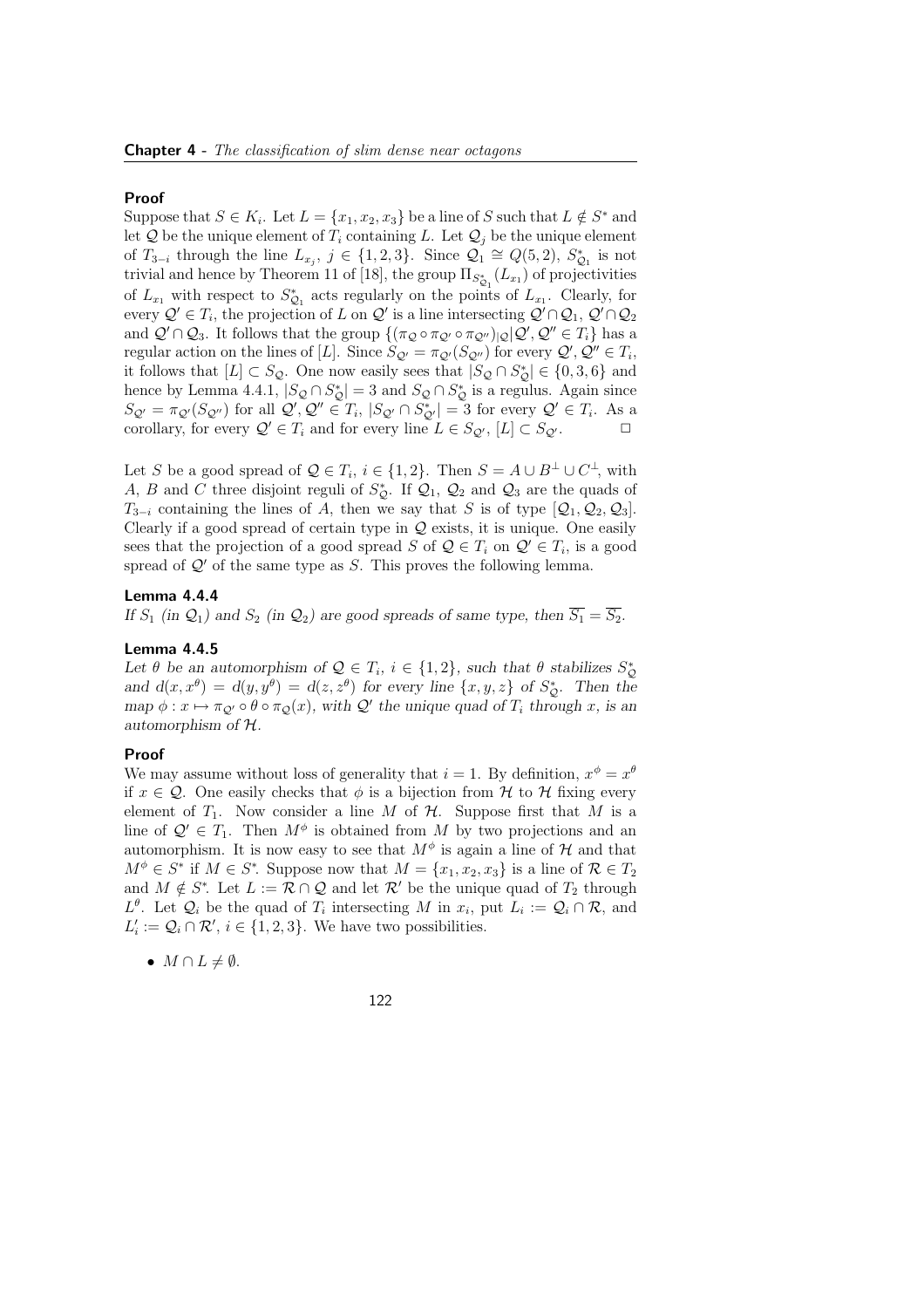**Proof**

Suppose that $S \in K_i$. Let $L = \{x_1, x_2, x_3\}$ be a line of $S$ such that $L \notin S^*$ and let $\mathcal{Q}$ be the unique element of $T_i$ containing $L$. Let $\mathcal{Q}_j$ be the unique element of $T_{3-i}$ through the line $L_{x_j}$, $j \in \{1, 2, 3\}$. Since $\mathcal{Q}_1 \cong Q(5, 2)$, $S^*_{\mathcal{Q}_1}$ is not trivial and hence by Theorem 11 of [18], the group $\Pi_{S^*_{\mathcal{Q}_1}}(L_{x_1})$ of projectivities of $L_{x_1}$ with respect to $S^*_{\mathcal{Q}_1}$ acts regularly on the points of $L_{x_1}$. Clearly, for every $\mathcal{Q}' \in T_i$, the projection of $L$ on $\mathcal{Q}'$ is a line intersecting $\mathcal{Q}' \cap \mathcal{Q}_1$, $\mathcal{Q}' \cap \mathcal{Q}_2$ and $\mathcal{Q}' \cap \mathcal{Q}_3$. It follows that the group $\{(\pi_{\mathcal{Q}} \circ \pi_{\mathcal{Q}'} \circ \pi_{\mathcal{Q}''})_{|\mathcal{Q}} | \mathcal{Q}', \mathcal{Q}'' \in T_i\}$ has a regular action on the lines of $[L]$. Since $S_{\mathcal{Q}'} = \pi_{\mathcal{Q}'}(S_{\mathcal{Q}''})$ for every $\mathcal{Q}', \mathcal{Q}'' \in T_i$, it follows that $[L] \subset S_{\mathcal{Q}}$. One now easily sees that $|S_{\mathcal{Q}} \cap S^*_{\mathcal{Q}}| \in \{0, 3, 6\}$ and hence by Lemma 4.4.1, $|S_{\mathcal{Q}} \cap S^*_{\mathcal{Q}}| = 3$ and $S_{\mathcal{Q}} \cap S^*_{\mathcal{Q}}$ is a regulus. Again since $S_{\mathcal{Q}'} = \pi_{\mathcal{Q}'}(S_{\mathcal{Q}''})$ for all $\mathcal{Q}', \mathcal{Q}'' \in T_i$, $|S_{\mathcal{Q}'} \cap S^*_{\mathcal{Q}'}| = 3$ for every $\mathcal{Q}' \in T_i$. As a corollary, for every $\mathcal{Q}' \in T_i$ and for every line $L \in S_{\mathcal{Q}'}$, $[L] \subset S_{\mathcal{Q}'}$. $\square$

Let $S$ be a good spread of $\mathcal{Q} \in T_i$, $i \in \{1, 2\}$. Then $S = A \cup B^{\perp} \cup C^{\perp}$, with $A$, $B$ and $C$ three disjoint reguli of $S^*_{\mathcal{Q}}$. If $\mathcal{Q}_1$, $\mathcal{Q}_2$ and $\mathcal{Q}_3$ are the quads of $T_{3-i}$ containing the lines of $A$, then we say that $S$ is of type $[\mathcal{Q}_1, \mathcal{Q}_2, \mathcal{Q}_3]$. Clearly if a good spread of certain type in $\mathcal{Q}$ exists, it is unique. One easily sees that the projection of a good spread $S$ of $\mathcal{Q} \in T_i$ on $\mathcal{Q}' \in T_i$, is a good spread of $\mathcal{Q}'$ of the same type as $S$. This proves the following lemma.

**Lemma 4.4.4**

*If $S_1$ (in $\mathcal{Q}_1$) and $S_2$ (in $\mathcal{Q}_2$) are good spreads of same type, then $\overline{S_1} = \overline{S_2}$.*

**Lemma 4.4.5**

*Let $\theta$ be an automorphism of $\mathcal{Q} \in T_i$, $i \in \{1, 2\}$, such that $\theta$ stabilizes $S^*_{\mathcal{Q}}$ and $d(x, x^{\theta}) = d(y, y^{\theta}) = d(z, z^{\theta})$ for every line $\{x, y, z\}$ of $S^*_{\mathcal{Q}}$. Then the map $\phi : x \mapsto \pi_{\mathcal{Q}'} \circ \theta \circ \pi_{\mathcal{Q}}(x)$, with $\mathcal{Q}'$ the unique quad of $T_i$ through $x$, is an automorphism of $\mathcal{H}$.*

**Proof**

We may assume without loss of generality that $i = 1$. By definition, $x^{\phi} = x^{\theta}$ if $x \in \mathcal{Q}$. One easily checks that $\phi$ is a bijection from $\mathcal{H}$ to $\mathcal{H}$ fixing every element of $T_1$. Now consider a line $M$ of $\mathcal{H}$. Suppose first that $M$ is a line of $\mathcal{Q}' \in T_1$. Then $M^{\phi}$ is obtained from $M$ by two projections and an automorphism. It is now easy to see that $M^{\phi}$ is again a line of $\mathcal{H}$ and that $M^{\phi} \in S^*$ if $M \in S^*$. Suppose now that $M = \{x_1, x_2, x_3\}$ is a line of $\mathcal{R} \in T_2$ and $M \notin S^*$. Let $L := \mathcal{R} \cap \mathcal{Q}$ and let $\mathcal{R}'$ be the unique quad of $T_2$ through $L^{\theta}$. Let $\mathcal{Q}_i$ be the quad of $T_i$ intersecting $M$ in $x_i$, put $L_i := \mathcal{Q}_i \cap \mathcal{R}$, and $L'_i := \mathcal{Q}_i \cap \mathcal{R}'$, $i \in \{1, 2, 3\}$. We have two possibilities.

- $M \cap L \neq \emptyset$.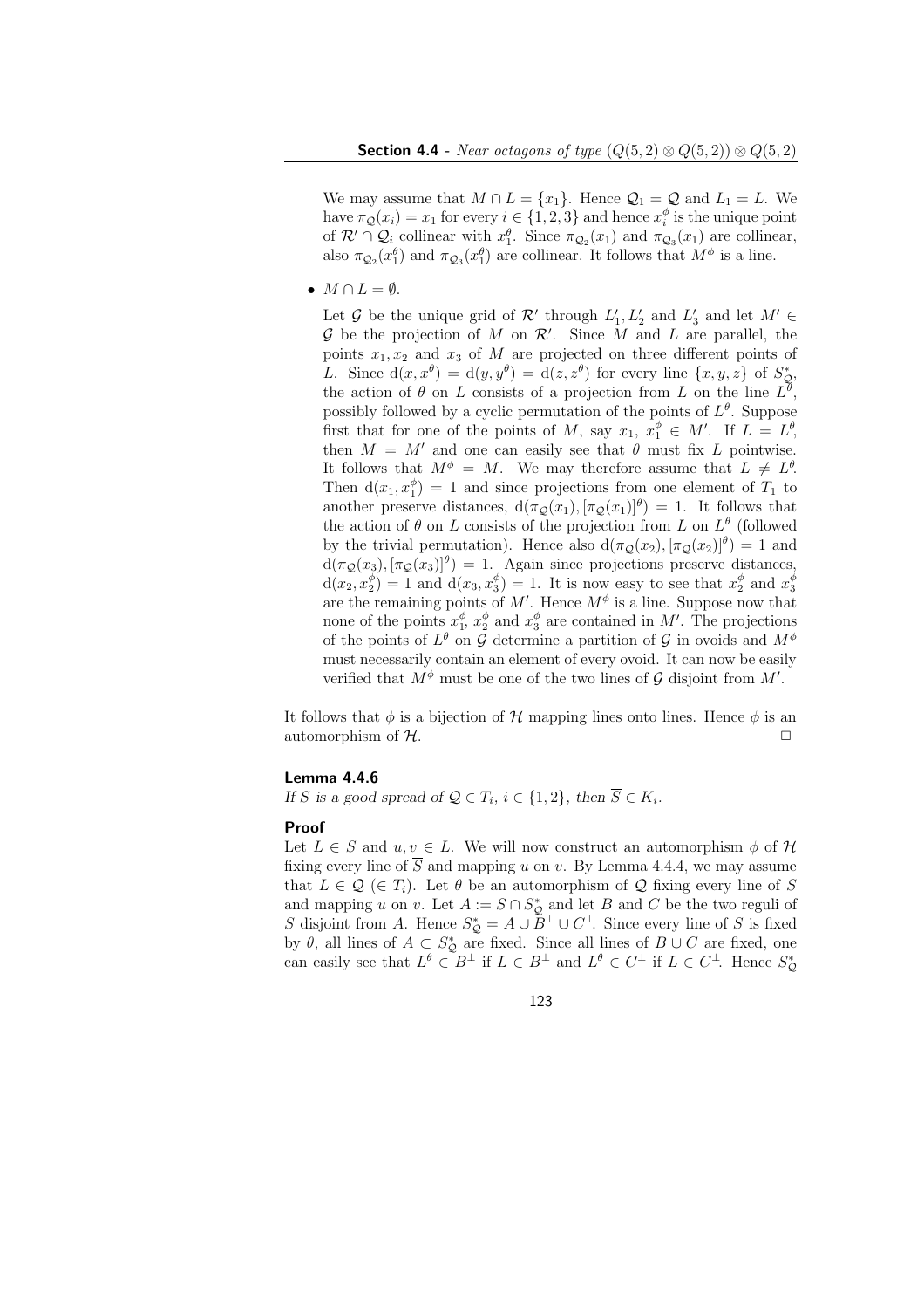We may assume that $M \cap L = \{x_1\}$. Hence $\mathcal{Q}_1 = \mathcal{Q}$ and $L_1 = L$. We have $\pi_{\mathcal{Q}}(x_i) = x_1$ for every $i \in \{1,2,3\}$ and hence $x_i^\phi$ is the unique point of $\mathcal{R}' \cap \mathcal{Q}_i$ collinear with $x_1^\theta$. Since $\pi_{\mathcal{Q}_2}(x_1)$ and $\pi_{\mathcal{Q}_3}(x_1)$ are collinear, also $\pi_{\mathcal{Q}_2}(x_1^\theta)$ and $\pi_{\mathcal{Q}_3}(x_1^\theta)$ are collinear. It follows that $M^\phi$ is a line.

- $M \cap L = \emptyset$.

  Let $\mathcal{G}$ be the unique grid of $\mathcal{R}'$ through $L_1', L_2'$ and $L_3'$ and let $M' \in \mathcal{G}$ be the projection of $M$ on $\mathcal{R}'$. Since $M$ and $L$ are parallel, the points $x_1, x_2$ and $x_3$ of $M$ are projected on three different points of $L$. Since $\mathrm{d}(x, x^\theta) = \mathrm{d}(y, y^\theta) = \mathrm{d}(z, z^\theta)$ for every line $\{x, y, z\}$ of $S_{\mathcal{Q}}^*$, the action of $\theta$ on $L$ consists of a projection from $L$ on the line $L^\theta$, possibly followed by a cyclic permutation of the points of $L^\theta$. Suppose first that for one of the points of $M$, say $x_1$, $x_1^\phi \in M'$. If $L = L^\theta$, then $M = M'$ and one can easily see that $\theta$ must fix $L$ pointwise. It follows that $M^\phi = M$. We may therefore assume that $L \neq L^\theta$. Then $\mathrm{d}(x_1, x_1^\phi) = 1$ and since projections from one element of $T_1$ to another preserve distances, $\mathrm{d}(\pi_{\mathcal{Q}}(x_1), [\pi_{\mathcal{Q}}(x_1)]^\theta) = 1$. It follows that the action of $\theta$ on $L$ consists of the projection from $L$ on $L^\theta$ (followed by the trivial permutation). Hence also $\mathrm{d}(\pi_{\mathcal{Q}}(x_2), [\pi_{\mathcal{Q}}(x_2)]^\theta) = 1$ and $\mathrm{d}(\pi_{\mathcal{Q}}(x_3), [\pi_{\mathcal{Q}}(x_3)]^\theta) = 1$. Again since projections preserve distances, $\mathrm{d}(x_2, x_2^\phi) = 1$ and $\mathrm{d}(x_3, x_3^\phi) = 1$. It is now easy to see that $x_2^\phi$ and $x_3^\phi$ are the remaining points of $M'$. Hence $M^\phi$ is a line. Suppose now that none of the points $x_1^\phi$, $x_2^\phi$ and $x_3^\phi$ are contained in $M'$. The projections of the points of $L^\theta$ on $\mathcal{G}$ determine a partition of $\mathcal{G}$ in ovoids and $M^\phi$ must necessarily contain an element of every ovoid. It can now be easily verified that $M^\phi$ must be one of the two lines of $\mathcal{G}$ disjoint from $M'$.

It follows that $\phi$ is a bijection of $\mathcal{H}$ mapping lines onto lines. Hence $\phi$ is an automorphism of $\mathcal{H}$. $\square$

#### Lemma 4.4.6

*If $S$ is a good spread of $\mathcal{Q} \in T_i$, $i \in \{1,2\}$, then $\overline{S} \in K_i$.*

#### Proof

Let $L \in \overline{S}$ and $u, v \in L$. We will now construct an automorphism $\phi$ of $\mathcal{H}$ fixing every line of $\overline{S}$ and mapping $u$ on $v$. By Lemma 4.4.4, we may assume that $L \in \mathcal{Q}$ ($\in T_i$). Let $\theta$ be an automorphism of $\mathcal{Q}$ fixing every line of $S$ and mapping $u$ on $v$. Let $A := S \cap S_{\mathcal{Q}}^*$ and let $B$ and $C$ be the two reguli of $S$ disjoint from $A$. Hence $S_{\mathcal{Q}}^* = A \cup B^\perp \cup C^\perp$. Since every line of $S$ is fixed by $\theta$, all lines of $A \subset S_{\mathcal{Q}}^*$ are fixed. Since all lines of $B \cup C$ are fixed, one can easily see that $L^\theta \in B^\perp$ if $L \in B^\perp$ and $L^\theta \in C^\perp$ if $L \in C^\perp$. Hence $S_{\mathcal{Q}}^*$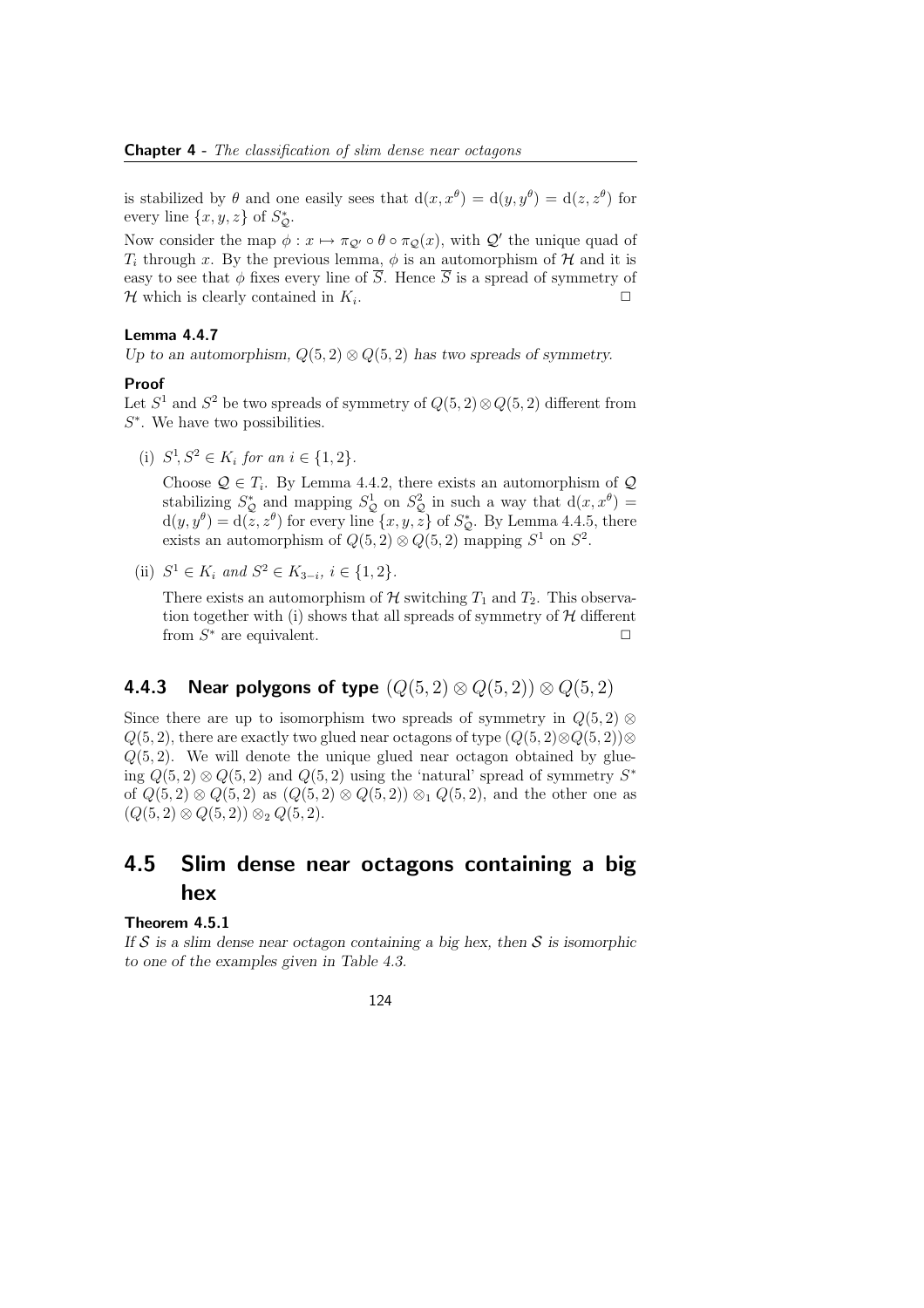is stabilized by $\theta$ and one easily sees that $\mathrm{d}(x, x^\theta) = \mathrm{d}(y, y^\theta) = \mathrm{d}(z, z^\theta)$ for every line $\{x, y, z\}$ of $S^*_{\mathcal{Q}}$.

Now consider the map $\phi : x \mapsto \pi_{\mathcal{Q}'} \circ \theta \circ \pi_{\mathcal{Q}}(x)$, with $\mathcal{Q}'$ the unique quad of $T_i$ through $x$. By the previous lemma, $\phi$ is an automorphism of $\mathcal{H}$ and it is easy to see that $\phi$ fixes every line of $\overline{S}$. Hence $\overline{S}$ is a spread of symmetry of $\mathcal{H}$ which is clearly contained in $K_i$. □

#### Lemma 4.4.7

*Up to an automorphism, $Q(5,2) \otimes Q(5,2)$ has two spreads of symmetry.*

#### Proof

Let $S^1$ and $S^2$ be two spreads of symmetry of $Q(5,2) \otimes Q(5,2)$ different from $S^*$. We have two possibilities.

(i) *$S^1, S^2 \in K_i$ for an $i \in \{1, 2\}$.*

Choose $\mathcal{Q} \in T_i$. By Lemma 4.4.2, there exists an automorphism of $\mathcal{Q}$ stabilizing $S^*_{\mathcal{Q}}$ and mapping $S^1_{\mathcal{Q}}$ on $S^2_{\mathcal{Q}}$ in such a way that $\mathrm{d}(x, x^\theta) = \mathrm{d}(y, y^\theta) = \mathrm{d}(z, z^\theta)$ for every line $\{x, y, z\}$ of $S^*_{\mathcal{Q}}$. By Lemma 4.4.5, there exists an automorphism of $Q(5,2) \otimes Q(5,2)$ mapping $S^1$ on $S^2$.

(ii) *$S^1 \in K_i$ and $S^2 \in K_{3-i}$, $i \in \{1, 2\}$.*

There exists an automorphism of $\mathcal{H}$ switching $T_1$ and $T_2$. This observation together with (i) shows that all spreads of symmetry of $\mathcal{H}$ different from $S^*$ are equivalent. □

### 4.4.3 Near polygons of type $(Q(5,2) \otimes Q(5,2)) \otimes Q(5,2)$

Since there are up to isomorphism two spreads of symmetry in $Q(5,2) \otimes Q(5,2)$, there are exactly two glued near octagons of type $(Q(5,2) \otimes Q(5,2)) \otimes Q(5,2)$. We will denote the unique glued near octagon obtained by glueing $Q(5,2) \otimes Q(5,2)$ and $Q(5,2)$ using the 'natural' spread of symmetry $S^*$ of $Q(5,2) \otimes Q(5,2)$ as $(Q(5,2) \otimes Q(5,2)) \otimes_1 Q(5,2)$, and the other one as $(Q(5,2) \otimes Q(5,2)) \otimes_2 Q(5,2)$.

## 4.5 Slim dense near octagons containing a big hex

#### Theorem 4.5.1

*If $\mathcal{S}$ is a slim dense near octagon containing a big hex, then $\mathcal{S}$ is isomorphic to one of the examples given in Table 4.3.*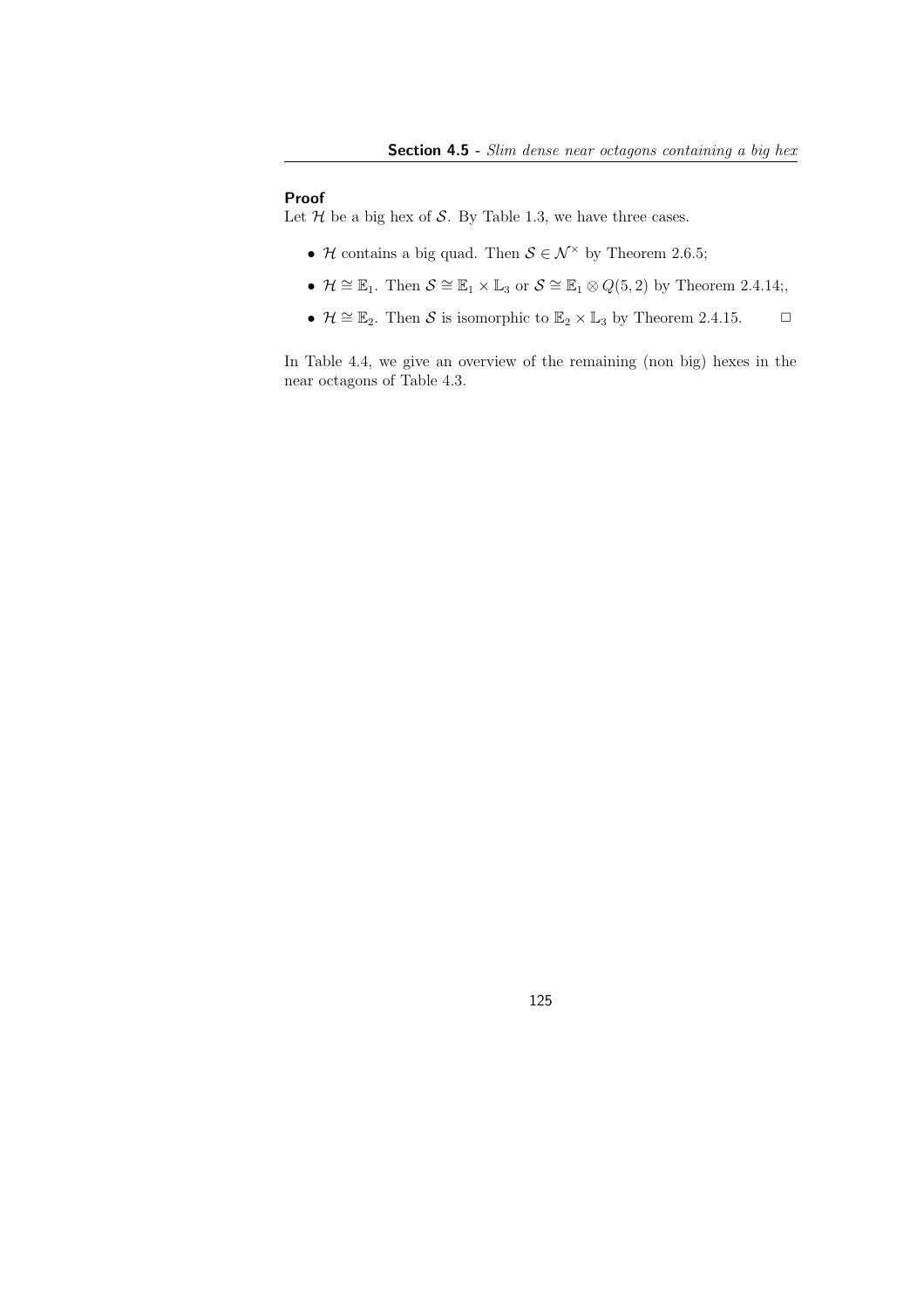**Proof**

Let $\mathcal{H}$ be a big hex of $\mathcal{S}$. By Table 1.3, we have three cases.

- $\mathcal{H}$ contains a big quad. Then $\mathcal{S} \in \mathcal{N}^{\times}$ by Theorem 2.6.5;
- $\mathcal{H} \cong \mathbb{E}_1$. Then $\mathcal{S} \cong \mathbb{E}_1 \times \mathbb{L}_3$ or $\mathcal{S} \cong \mathbb{E}_1 \otimes Q(5,2)$ by Theorem 2.4.14;,
- $\mathcal{H} \cong \mathbb{E}_2$. Then $\mathcal{S}$ is isomorphic to $\mathbb{E}_2 \times \mathbb{L}_3$ by Theorem 2.4.15. $\square$

In Table 4.4, we give an overview of the remaining (non big) hexes in the near octagons of Table 4.3.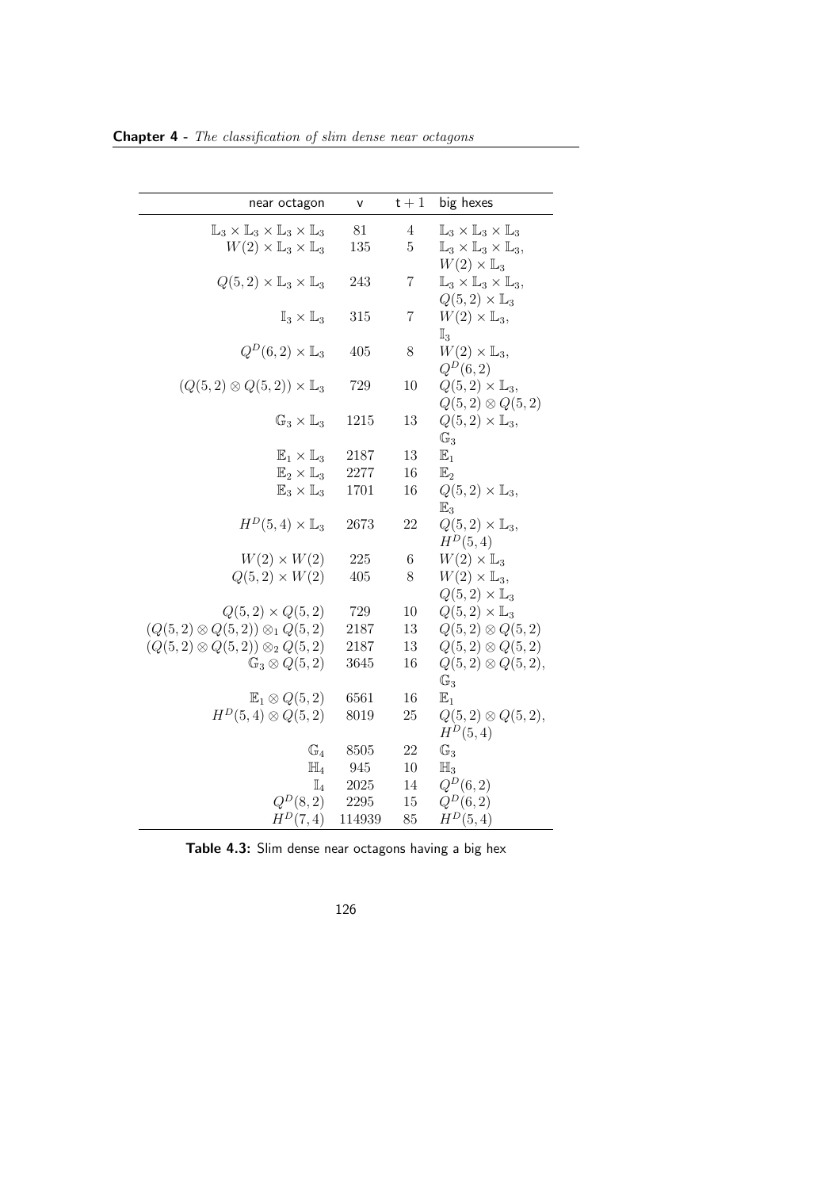| near octagon | v | $t+1$ | big hexes |
|---|---|---|---|
| $\mathbb{L}_3 \times \mathbb{L}_3 \times \mathbb{L}_3 \times \mathbb{L}_3$ | 81 | 4 | $\mathbb{L}_3 \times \mathbb{L}_3 \times \mathbb{L}_3$ |
| $W(2) \times \mathbb{L}_3 \times \mathbb{L}_3$ | 135 | 5 | $\mathbb{L}_3 \times \mathbb{L}_3 \times \mathbb{L}_3$, $W(2) \times \mathbb{L}_3$ |
| $Q(5,2) \times \mathbb{L}_3 \times \mathbb{L}_3$ | 243 | 7 | $\mathbb{L}_3 \times \mathbb{L}_3 \times \mathbb{L}_3$, $Q(5,2) \times \mathbb{L}_3$ |
| $\mathbb{I}_3 \times \mathbb{L}_3$ | 315 | 7 | $W(2) \times \mathbb{L}_3$, $\mathbb{I}_3$ |
| $Q^D(6,2) \times \mathbb{L}_3$ | 405 | 8 | $W(2) \times \mathbb{L}_3$, $Q^D(6,2)$ |
| $(Q(5,2) \otimes Q(5,2)) \times \mathbb{L}_3$ | 729 | 10 | $Q(5,2) \times \mathbb{L}_3$, $Q(5,2) \otimes Q(5,2)$ |
| $\mathbb{G}_3 \times \mathbb{L}_3$ | 1215 | 13 | $Q(5,2) \times \mathbb{L}_3$, $\mathbb{G}_3$ |
| $\mathbb{E}_1 \times \mathbb{L}_3$ | 2187 | 13 | $\mathbb{E}_1$ |
| $\mathbb{E}_2 \times \mathbb{L}_3$ | 2277 | 16 | $\mathbb{E}_2$ |
| $\mathbb{E}_3 \times \mathbb{L}_3$ | 1701 | 16 | $Q(5,2) \times \mathbb{L}_3$, $\mathbb{E}_3$ |
| $H^D(5,4) \times \mathbb{L}_3$ | 2673 | 22 | $Q(5,2) \times \mathbb{L}_3$, $H^D(5,4)$ |
| $W(2) \times W(2)$ | 225 | 6 | $W(2) \times \mathbb{L}_3$ |
| $Q(5,2) \times W(2)$ | 405 | 8 | $W(2) \times \mathbb{L}_3$, $Q(5,2) \times \mathbb{L}_3$ |
| $Q(5,2) \times Q(5,2)$ | 729 | 10 | $Q(5,2) \times \mathbb{L}_3$ |
| $(Q(5,2) \otimes Q(5,2)) \otimes_1 Q(5,2)$ | 2187 | 13 | $Q(5,2) \otimes Q(5,2)$ |
| $(Q(5,2) \otimes Q(5,2)) \otimes_2 Q(5,2)$ | 2187 | 13 | $Q(5,2) \otimes Q(5,2)$ |
| $\mathbb{G}_3 \otimes Q(5,2)$ | 3645 | 16 | $Q(5,2) \otimes Q(5,2)$, $\mathbb{G}_3$ |
| $\mathbb{E}_1 \otimes Q(5,2)$ | 6561 | 16 | $\mathbb{E}_1$ |
| $H^D(5,4) \otimes Q(5,2)$ | 8019 | 25 | $Q(5,2) \otimes Q(5,2)$, $H^D(5,4)$ |
| $\mathbb{G}_4$ | 8505 | 22 | $\mathbb{G}_3$ |
| $\mathbb{H}_4$ | 945 | 10 | $\mathbb{H}_3$ |
| $\mathbb{I}_4$ | 2025 | 14 | $Q^D(6,2)$ |
| $Q^D(8,2)$ | 2295 | 15 | $Q^D(6,2)$ |
| $H^D(7,4)$ | 114939 | 85 | $H^D(5,4)$ |

**Table 4.3:** Slim dense near octagons having a big hex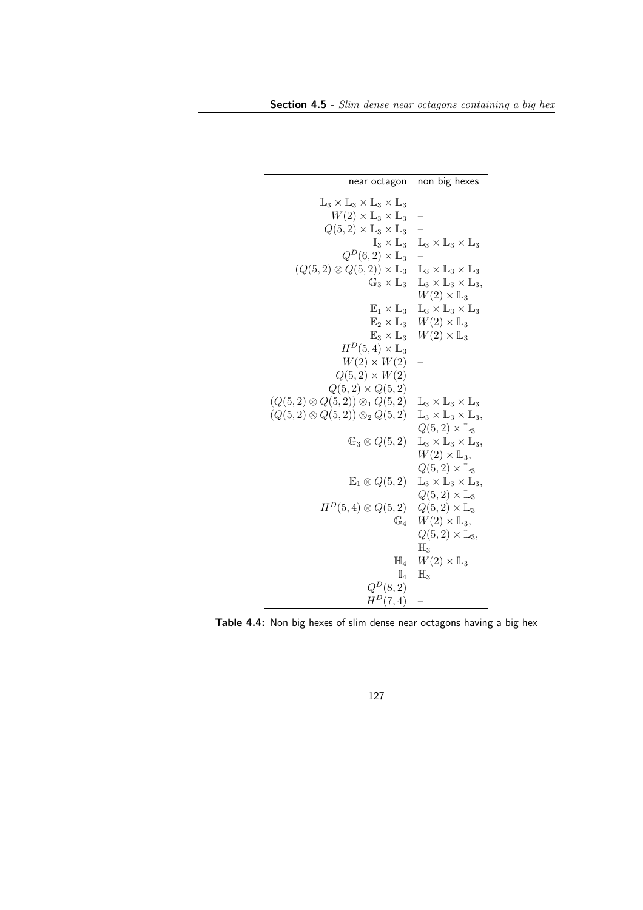| near octagon | non big hexes |
|---|---|
| $\mathbb{L}_3 \times \mathbb{L}_3 \times \mathbb{L}_3 \times \mathbb{L}_3$ | – |
| $W(2) \times \mathbb{L}_3 \times \mathbb{L}_3$ | – |
| $Q(5,2) \times \mathbb{L}_3 \times \mathbb{L}_3$ | – |
| $\mathbb{I}_3 \times \mathbb{L}_3$ | $\mathbb{L}_3 \times \mathbb{L}_3 \times \mathbb{L}_3$ |
| $Q^D(6,2) \times \mathbb{L}_3$ | – |
| $(Q(5,2) \otimes Q(5,2)) \times \mathbb{L}_3$ | $\mathbb{L}_3 \times \mathbb{L}_3 \times \mathbb{L}_3$ |
| $\mathbb{G}_3 \times \mathbb{L}_3$ | $\mathbb{L}_3 \times \mathbb{L}_3 \times \mathbb{L}_3$, $W(2) \times \mathbb{L}_3$ |
| $\mathbb{E}_1 \times \mathbb{L}_3$ | $\mathbb{L}_3 \times \mathbb{L}_3 \times \mathbb{L}_3$ |
| $\mathbb{E}_2 \times \mathbb{L}_3$ | $W(2) \times \mathbb{L}_3$ |
| $\mathbb{E}_3 \times \mathbb{L}_3$ | $W(2) \times \mathbb{L}_3$ |
| $H^D(5,4) \times \mathbb{L}_3$ | – |
| $W(2) \times W(2)$ | – |
| $Q(5,2) \times W(2)$ | – |
| $Q(5,2) \times Q(5,2)$ | – |
| $(Q(5,2) \otimes Q(5,2)) \otimes_1 Q(5,2)$ | $\mathbb{L}_3 \times \mathbb{L}_3 \times \mathbb{L}_3$ |
| $(Q(5,2) \otimes Q(5,2)) \otimes_2 Q(5,2)$ | $\mathbb{L}_3 \times \mathbb{L}_3 \times \mathbb{L}_3$, $Q(5,2) \times \mathbb{L}_3$ |
| $\mathbb{G}_3 \otimes Q(5,2)$ | $\mathbb{L}_3 \times \mathbb{L}_3 \times \mathbb{L}_3$, $W(2) \times \mathbb{L}_3$, $Q(5,2) \times \mathbb{L}_3$ |
| $\mathbb{E}_1 \otimes Q(5,2)$ | $\mathbb{L}_3 \times \mathbb{L}_3 \times \mathbb{L}_3$, $Q(5,2) \times \mathbb{L}_3$ |
| $H^D(5,4) \otimes Q(5,2)$ | $Q(5,2) \times \mathbb{L}_3$ |
| $\mathbb{G}_4$ | $W(2) \times \mathbb{L}_3$, $Q(5,2) \times \mathbb{L}_3$, $\mathbb{H}_3$ |
| $\mathbb{H}_4$ | $W(2) \times \mathbb{L}_3$ |
| $\mathbb{I}_4$ | $\mathbb{H}_3$ |
| $Q^D(8,2)$ | – |
| $H^D(7,4)$ | – |

**Table 4.4:** Non big hexes of slim dense near octagons having a big hex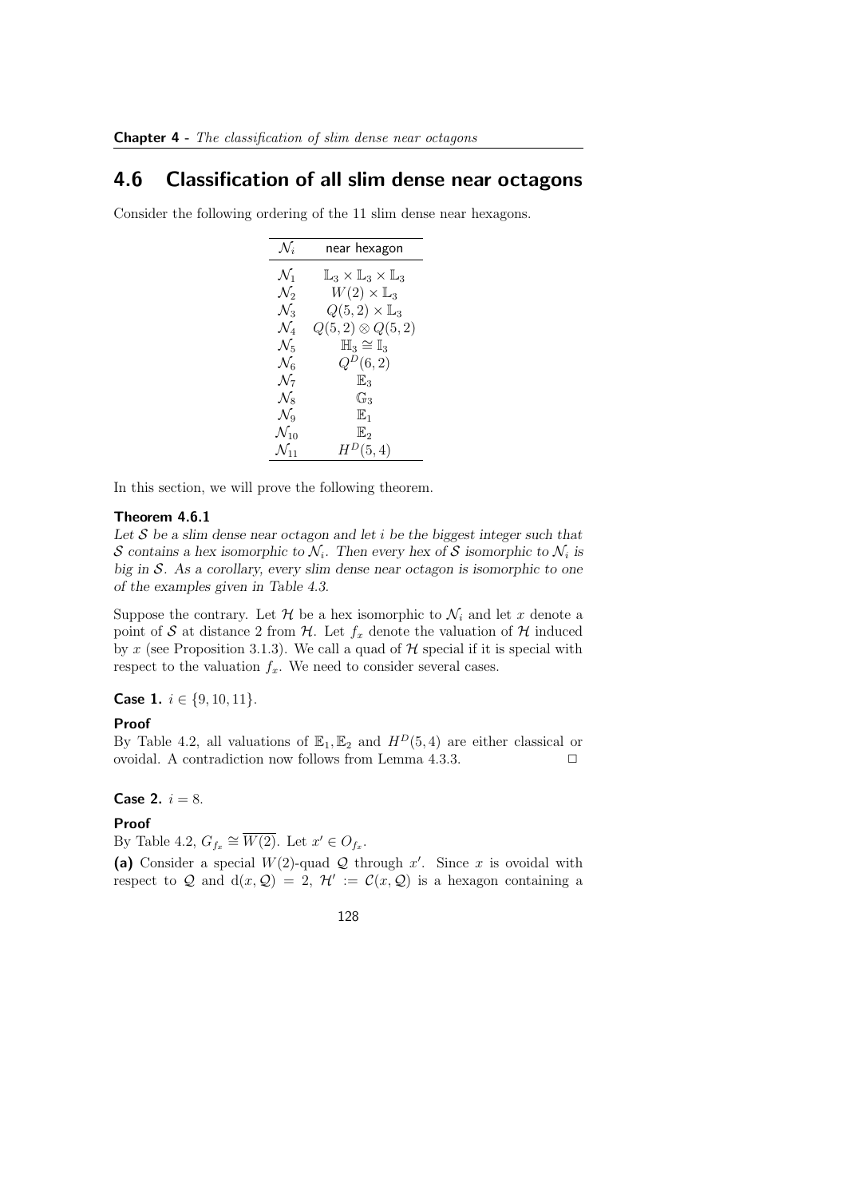## 4.6 Classification of all slim dense near octagons

Consider the following ordering of the 11 slim dense near hexagons.

| $\mathcal{N}_i$ | near hexagon |
|---|---|
| $\mathcal{N}_1$ | $\mathbb{L}_3 \times \mathbb{L}_3 \times \mathbb{L}_3$ |
| $\mathcal{N}_2$ | $W(2) \times \mathbb{L}_3$ |
| $\mathcal{N}_3$ | $Q(5,2) \times \mathbb{L}_3$ |
| $\mathcal{N}_4$ | $Q(5,2) \otimes Q(5,2)$ |
| $\mathcal{N}_5$ | $\mathbb{H}_3 \cong \mathbb{I}_3$ |
| $\mathcal{N}_6$ | $Q^D(6,2)$ |
| $\mathcal{N}_7$ | $\mathbb{E}_3$ |
| $\mathcal{N}_8$ | $\mathbb{G}_3$ |
| $\mathcal{N}_9$ | $\mathbb{E}_1$ |
| $\mathcal{N}_{10}$ | $\mathbb{E}_2$ |
| $\mathcal{N}_{11}$ | $H^D(5,4)$ |

In this section, we will prove the following theorem.

**Theorem 4.6.1**

*Let $\mathcal{S}$ be a slim dense near octagon and let $i$ be the biggest integer such that $\mathcal{S}$ contains a hex isomorphic to $\mathcal{N}_i$. Then every hex of $\mathcal{S}$ isomorphic to $\mathcal{N}_i$ is big in $\mathcal{S}$. As a corollary, every slim dense near octagon is isomorphic to one of the examples given in Table 4.3.*

Suppose the contrary. Let $\mathcal{H}$ be a hex isomorphic to $\mathcal{N}_i$ and let $x$ denote a point of $\mathcal{S}$ at distance 2 from $\mathcal{H}$. Let $f_x$ denote the valuation of $\mathcal{H}$ induced by $x$ (see Proposition 3.1.3). We call a quad of $\mathcal{H}$ special if it is special with respect to the valuation $f_x$. We need to consider several cases.

**Case 1.** $i \in \{9, 10, 11\}$.

**Proof**

By Table 4.2, all valuations of $\mathbb{E}_1, \mathbb{E}_2$ and $H^D(5,4)$ are either classical or ovoidal. A contradiction now follows from Lemma 4.3.3. $\square$

**Case 2.** $i = 8$.

**Proof**

By Table 4.2, $G_{f_x} \cong \overline{W(2)}$. Let $x' \in O_{f_x}$.

**(a)** Consider a special $W(2)$-quad $\mathcal{Q}$ through $x'$. Since $x$ is ovoidal with respect to $\mathcal{Q}$ and $\mathrm{d}(x, \mathcal{Q}) = 2$, $\mathcal{H}' := \mathcal{C}(x, \mathcal{Q})$ is a hexagon containing a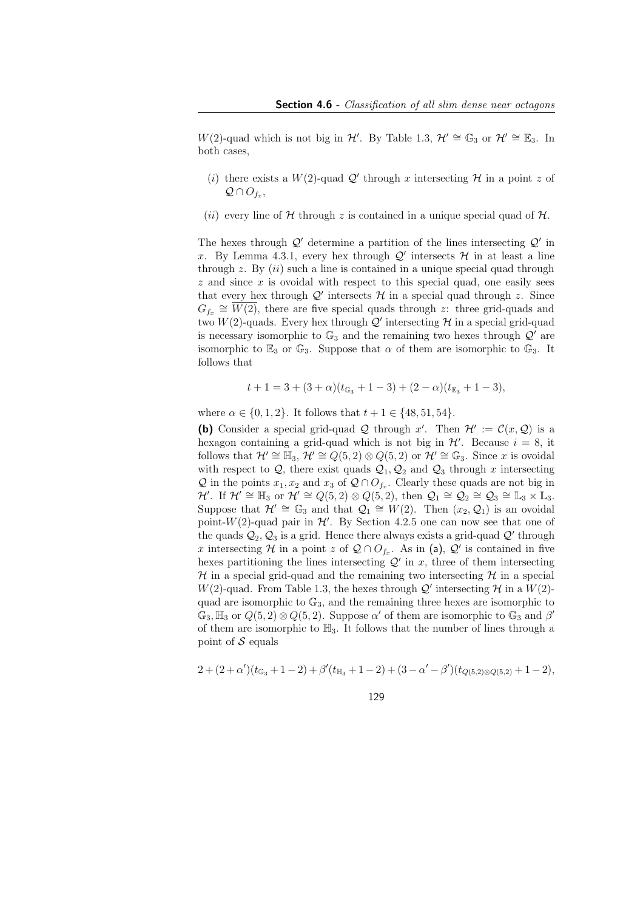$W(2)$-quad which is not big in $\mathcal{H}'$. By Table 1.3, $\mathcal{H}' \cong \mathbb{G}_3$ or $\mathcal{H}' \cong \mathbb{E}_3$. In both cases,

(*i*) there exists a $W(2)$-quad $\mathcal{Q}'$ through $x$ intersecting $\mathcal{H}$ in a point $z$ of $\mathcal{Q} \cap O_{f_x}$,

(*ii*) every line of $\mathcal{H}$ through $z$ is contained in a unique special quad of $\mathcal{H}$.

The hexes through $\mathcal{Q}'$ determine a partition of the lines intersecting $\mathcal{Q}'$ in $x$. By Lemma 4.3.1, every hex through $\mathcal{Q}'$ intersects $\mathcal{H}$ in at least a line through $z$. By (*ii*) such a line is contained in a unique special quad through $z$ and since $x$ is ovoidal with respect to this special quad, one easily sees that every hex through $\mathcal{Q}'$ intersects $\mathcal{H}$ in a special quad through $z$. Since $G_{f_x} \cong \overline{W(2)}$, there are five special quads through $z$: three grid-quads and two $W(2)$-quads. Every hex through $\mathcal{Q}'$ intersecting $\mathcal{H}$ in a special grid-quad is necessary isomorphic to $\mathbb{G}_3$ and the remaining two hexes through $\mathcal{Q}'$ are isomorphic to $\mathbb{E}_3$ or $\mathbb{G}_3$. Suppose that $\alpha$ of them are isomorphic to $\mathbb{G}_3$. It follows that

$$t + 1 = 3 + (3 + \alpha)(t_{\mathbb{G}_3} + 1 - 3) + (2 - \alpha)(t_{\mathbb{E}_3} + 1 - 3),$$

where $\alpha \in \{0, 1, 2\}$. It follows that $t + 1 \in \{48, 51, 54\}$.

**(b)** Consider a special grid-quad $\mathcal{Q}$ through $x'$. Then $\mathcal{H}' := \mathcal{C}(x, \mathcal{Q})$ is a hexagon containing a grid-quad which is not big in $\mathcal{H}'$. Because $i = 8$, it follows that $\mathcal{H}' \cong \mathbb{H}_3$, $\mathcal{H}' \cong Q(5,2) \otimes Q(5,2)$ or $\mathcal{H}' \cong \mathbb{G}_3$. Since $x$ is ovoidal with respect to $\mathcal{Q}$, there exist quads $\mathcal{Q}_1, \mathcal{Q}_2$ and $\mathcal{Q}_3$ through $x$ intersecting $\mathcal{Q}$ in the points $x_1, x_2$ and $x_3$ of $\mathcal{Q} \cap O_{f_x}$. Clearly these quads are not big in $\mathcal{H}'$. If $\mathcal{H}' \cong \mathbb{H}_3$ or $\mathcal{H}' \cong Q(5,2) \otimes Q(5,2)$, then $\mathcal{Q}_1 \cong \mathcal{Q}_2 \cong \mathcal{Q}_3 \cong \mathbb{L}_3 \times \mathbb{L}_3$. Suppose that $\mathcal{H}' \cong \mathbb{G}_3$ and that $\mathcal{Q}_1 \cong W(2)$. Then $(x_2, \mathcal{Q}_1)$ is an ovoidal point-$W(2)$-quad pair in $\mathcal{H}'$. By Section 4.2.5 one can now see that one of the quads $\mathcal{Q}_2, \mathcal{Q}_3$ is a grid. Hence there always exists a grid-quad $\mathcal{Q}'$ through $x$ intersecting $\mathcal{H}$ in a point $z$ of $\mathcal{Q} \cap O_{f_x}$. As in (a), $\mathcal{Q}'$ is contained in five hexes partitioning the lines intersecting $\mathcal{Q}'$ in $x$, three of them intersecting $\mathcal{H}$ in a special grid-quad and the remaining two intersecting $\mathcal{H}$ in a special $W(2)$-quad. From Table 1.3, the hexes through $\mathcal{Q}'$ intersecting $\mathcal{H}$ in a $W(2)$-quad are isomorphic to $\mathbb{G}_3$, and the remaining three hexes are isomorphic to $\mathbb{G}_3, \mathbb{H}_3$ or $Q(5,2) \otimes Q(5,2)$. Suppose $\alpha'$ of them are isomorphic to $\mathbb{G}_3$ and $\beta'$ of them are isomorphic to $\mathbb{H}_3$. It follows that the number of lines through a point of $\mathcal{S}$ equals

$$2 + (2 + \alpha')(t_{\mathbb{G}_3} + 1 - 2) + \beta'(t_{\mathbb{H}_3} + 1 - 2) + (3 - \alpha' - \beta')(t_{Q(5,2) \otimes Q(5,2)} + 1 - 2),$$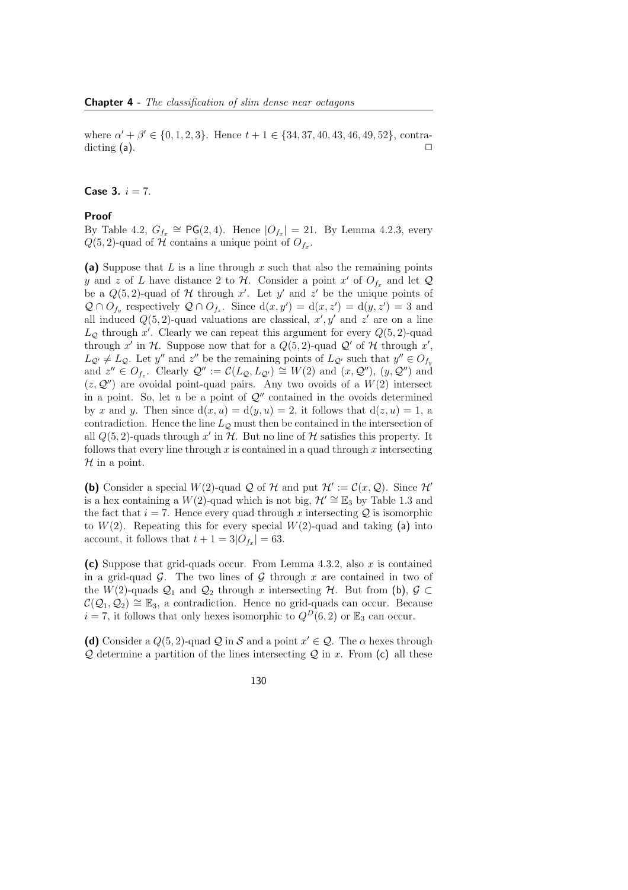where $\alpha' + \beta' \in \{0, 1, 2, 3\}$. Hence $t + 1 \in \{34, 37, 40, 43, 46, 49, 52\}$, contradicting **(a)**. $\square$

**Case 3.** $i = 7$.

**Proof**

By Table 4.2, $G_{f_x} \cong \mathsf{PG}(2, 4)$. Hence $|O_{f_x}| = 21$. By Lemma 4.2.3, every $Q(5, 2)$-quad of $\mathcal{H}$ contains a unique point of $O_{f_x}$.

**(a)** Suppose that $L$ is a line through $x$ such that also the remaining points $y$ and $z$ of $L$ have distance 2 to $\mathcal{H}$. Consider a point $x'$ of $O_{f_x}$ and let $\mathcal{Q}$ be a $Q(5, 2)$-quad of $\mathcal{H}$ through $x'$. Let $y'$ and $z'$ be the unique points of $\mathcal{Q} \cap O_{f_y}$ respectively $\mathcal{Q} \cap O_{f_z}$. Since $d(x, y') = d(x, z') = d(y, z') = 3$ and all induced $Q(5, 2)$-quad valuations are classical, $x', y'$ and $z'$ are on a line $L_{\mathcal{Q}}$ through $x'$. Clearly we can repeat this argument for every $Q(5, 2)$-quad through $x'$ in $\mathcal{H}$. Suppose now that for a $Q(5, 2)$-quad $\mathcal{Q}'$ of $\mathcal{H}$ through $x'$, $L_{\mathcal{Q}'} \neq L_{\mathcal{Q}}$. Let $y''$ and $z''$ be the remaining points of $L_{\mathcal{Q}'}$ such that $y'' \in O_{f_y}$ and $z'' \in O_{f_z}$. Clearly $\mathcal{Q}'' := \mathcal{C}(L_{\mathcal{Q}}, L_{\mathcal{Q}'}) \cong W(2)$ and $(x, \mathcal{Q}'')$, $(y, \mathcal{Q}'')$ and $(z, \mathcal{Q}'')$ are ovoidal point-quad pairs. Any two ovoids of a $W(2)$ intersect in a point. So, let $u$ be a point of $\mathcal{Q}''$ contained in the ovoids determined by $x$ and $y$. Then since $d(x, u) = d(y, u) = 2$, it follows that $d(z, u) = 1$, a contradiction. Hence the line $L_{\mathcal{Q}}$ must then be contained in the intersection of all $Q(5, 2)$-quads through $x'$ in $\mathcal{H}$. But no line of $\mathcal{H}$ satisfies this property. It follows that every line through $x$ is contained in a quad through $x$ intersecting $\mathcal{H}$ in a point.

**(b)** Consider a special $W(2)$-quad $\mathcal{Q}$ of $\mathcal{H}$ and put $\mathcal{H}' := \mathcal{C}(x, \mathcal{Q})$. Since $\mathcal{H}'$ is a hex containing a $W(2)$-quad which is not big, $\mathcal{H}' \cong \mathbb{E}_3$ by Table 1.3 and the fact that $i = 7$. Hence every quad through $x$ intersecting $\mathcal{Q}$ is isomorphic to $W(2)$. Repeating this for every special $W(2)$-quad and taking **(a)** into account, it follows that $t + 1 = 3|O_{f_x}| = 63$.

**(c)** Suppose that grid-quads occur. From Lemma 4.3.2, also $x$ is contained in a grid-quad $\mathcal{G}$. The two lines of $\mathcal{G}$ through $x$ are contained in two of the $W(2)$-quads $\mathcal{Q}_1$ and $\mathcal{Q}_2$ through $x$ intersecting $\mathcal{H}$. But from **(b)**, $\mathcal{G} \subset \mathcal{C}(\mathcal{Q}_1, \mathcal{Q}_2) \cong \mathbb{E}_3$, a contradiction. Hence no grid-quads can occur. Because $i = 7$, it follows that only hexes isomorphic to $Q^D(6, 2)$ or $\mathbb{E}_3$ can occur.

**(d)** Consider a $Q(5, 2)$-quad $\mathcal{Q}$ in $\mathcal{S}$ and a point $x' \in \mathcal{Q}$. The $\alpha$ hexes through $\mathcal{Q}$ determine a partition of the lines intersecting $\mathcal{Q}$ in $x$. From **(c)** all these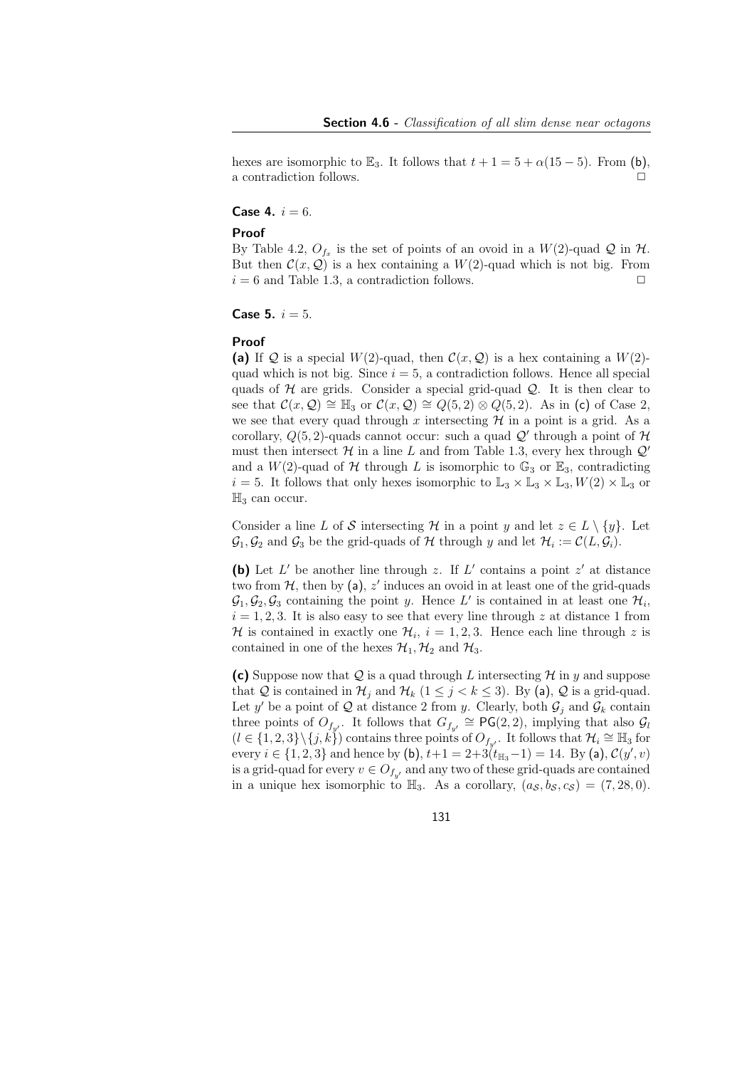hexes are isomorphic to $\mathbb{E}_3$. It follows that $t + 1 = 5 + \alpha(15 - 5)$. From (b), a contradiction follows. $\square$

**Case 4.** $i = 6$.

**Proof**

By Table 4.2, $O_{f_x}$ is the set of points of an ovoid in a $W(2)$-quad $\mathcal{Q}$ in $\mathcal{H}$. But then $\mathcal{C}(x, \mathcal{Q})$ is a hex containing a $W(2)$-quad which is not big. From $i = 6$ and Table 1.3, a contradiction follows. $\square$

**Case 5.** $i = 5$.

**Proof**

**(a)** If $\mathcal{Q}$ is a special $W(2)$-quad, then $\mathcal{C}(x, \mathcal{Q})$ is a hex containing a $W(2)$-quad which is not big. Since $i = 5$, a contradiction follows. Hence all special quads of $\mathcal{H}$ are grids. Consider a special grid-quad $\mathcal{Q}$. It is then clear to see that $\mathcal{C}(x, \mathcal{Q}) \cong \mathbb{H}_3$ or $\mathcal{C}(x, \mathcal{Q}) \cong Q(5, 2) \otimes Q(5, 2)$. As in (c) of Case 2, we see that every quad through $x$ intersecting $\mathcal{H}$ in a point is a grid. As a corollary, $Q(5, 2)$-quads cannot occur: such a quad $\mathcal{Q}'$ through a point of $\mathcal{H}$ must then intersect $\mathcal{H}$ in a line $L$ and from Table 1.3, every hex through $\mathcal{Q}'$ and a $W(2)$-quad of $\mathcal{H}$ through $L$ is isomorphic to $\mathbb{G}_3$ or $\mathbb{E}_3$, contradicting $i = 5$. It follows that only hexes isomorphic to $\mathbb{L}_3 \times \mathbb{L}_3 \times \mathbb{L}_3, W(2) \times \mathbb{L}_3$ or $\mathbb{H}_3$ can occur.

Consider a line $L$ of $\mathcal{S}$ intersecting $\mathcal{H}$ in a point $y$ and let $z \in L \setminus \{y\}$. Let $\mathcal{G}_1, \mathcal{G}_2$ and $\mathcal{G}_3$ be the grid-quads of $\mathcal{H}$ through $y$ and let $\mathcal{H}_i := \mathcal{C}(L, \mathcal{G}_i)$.

**(b)** Let $L'$ be another line through $z$. If $L'$ contains a point $z'$ at distance two from $\mathcal{H}$, then by (a), $z'$ induces an ovoid in at least one of the grid-quads $\mathcal{G}_1, \mathcal{G}_2, \mathcal{G}_3$ containing the point $y$. Hence $L'$ is contained in at least one $\mathcal{H}_i$, $i = 1, 2, 3$. It is also easy to see that every line through $z$ at distance 1 from $\mathcal{H}$ is contained in exactly one $\mathcal{H}_i$, $i = 1, 2, 3$. Hence each line through $z$ is contained in one of the hexes $\mathcal{H}_1, \mathcal{H}_2$ and $\mathcal{H}_3$.

**(c)** Suppose now that $\mathcal{Q}$ is a quad through $L$ intersecting $\mathcal{H}$ in $y$ and suppose that $\mathcal{Q}$ is contained in $\mathcal{H}_j$ and $\mathcal{H}_k$ ($1 \leq j < k \leq 3$). By (a), $\mathcal{Q}$ is a grid-quad. Let $y'$ be a point of $\mathcal{Q}$ at distance 2 from $y$. Clearly, both $\mathcal{G}_j$ and $\mathcal{G}_k$ contain three points of $O_{f_{y'}}$. It follows that $G_{f_{y'}} \cong \mathsf{PG}(2, 2)$, implying that also $\mathcal{G}_l$ ($l \in \{1, 2, 3\} \setminus \{j, k\}$) contains three points of $O_{f_{y'}}$. It follows that $\mathcal{H}_i \cong \mathbb{H}_3$ for every $i \in \{1, 2, 3\}$ and hence by (b), $t+1 = 2+3(t_{\mathbb{H}_3}-1) = 14$. By (a), $\mathcal{C}(y', v)$ is a grid-quad for every $v \in O_{f_{y'}}$ and any two of these grid-quads are contained in a unique hex isomorphic to $\mathbb{H}_3$. As a corollary, $(a_{\mathcal{S}}, b_{\mathcal{S}}, c_{\mathcal{S}}) = (7, 28, 0)$.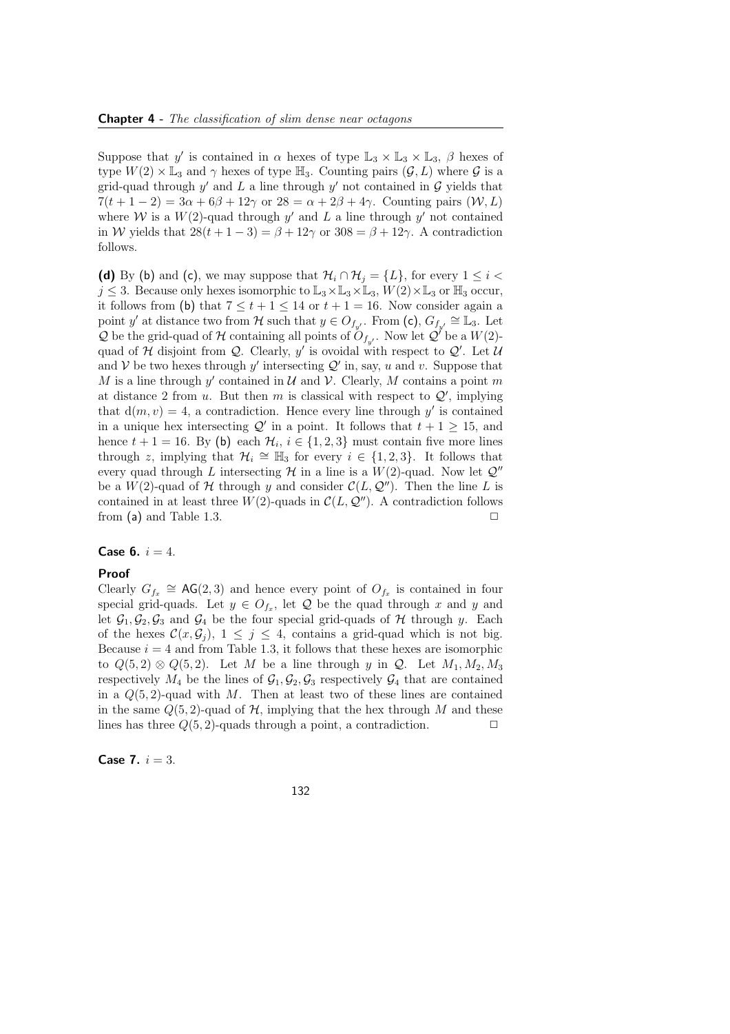Suppose that $y'$ is contained in $\alpha$ hexes of type $\mathbb{L}_3 \times \mathbb{L}_3 \times \mathbb{L}_3$, $\beta$ hexes of type $W(2) \times \mathbb{L}_3$ and $\gamma$ hexes of type $\mathbb{H}_3$. Counting pairs $(\mathcal{G}, L)$ where $\mathcal{G}$ is a grid-quad through $y'$ and $L$ a line through $y'$ not contained in $\mathcal{G}$ yields that $7(t+1-2) = 3\alpha + 6\beta + 12\gamma$ or $28 = \alpha + 2\beta + 4\gamma$. Counting pairs $(\mathcal{W}, L)$ where $\mathcal{W}$ is a $W(2)$-quad through $y'$ and $L$ a line through $y'$ not contained in $\mathcal{W}$ yields that $28(t+1-3) = \beta + 12\gamma$ or $308 = \beta + 12\gamma$. A contradiction follows.

**(d)** By **(b)** and **(c)**, we may suppose that $\mathcal{H}_i \cap \mathcal{H}_j = \{L\}$, for every $1 \leq i < j \leq 3$. Because only hexes isomorphic to $\mathbb{L}_3 \times \mathbb{L}_3 \times \mathbb{L}_3$, $W(2) \times \mathbb{L}_3$ or $\mathbb{H}_3$ occur, it follows from **(b)** that $7 \leq t+1 \leq 14$ or $t+1 = 16$. Now consider again a point $y'$ at distance two from $\mathcal{H}$ such that $y \in O_{f_{y'}}$. From **(c)**, $G_{f_{y'}} \cong \mathbb{L}_3$. Let $\mathcal{Q}$ be the grid-quad of $\mathcal{H}$ containing all points of $O_{f_{y'}}$. Now let $\mathcal{Q}'$ be a $W(2)$-quad of $\mathcal{H}$ disjoint from $\mathcal{Q}$. Clearly, $y'$ is ovoidal with respect to $\mathcal{Q}'$. Let $\mathcal{U}$ and $\mathcal{V}$ be two hexes through $y'$ intersecting $\mathcal{Q}'$ in, say, $u$ and $v$. Suppose that $M$ is a line through $y'$ contained in $\mathcal{U}$ and $\mathcal{V}$. Clearly, $M$ contains a point $m$ at distance 2 from $u$. But then $m$ is classical with respect to $\mathcal{Q}'$, implying that $\mathrm{d}(m, v) = 4$, a contradiction. Hence every line through $y'$ is contained in a unique hex intersecting $\mathcal{Q}'$ in a point. It follows that $t+1 \geq 15$, and hence $t+1 = 16$. By **(b)** each $\mathcal{H}_i$, $i \in \{1,2,3\}$ must contain five more lines through $z$, implying that $\mathcal{H}_i \cong \mathbb{H}_3$ for every $i \in \{1,2,3\}$. It follows that every quad through $L$ intersecting $\mathcal{H}$ in a line is a $W(2)$-quad. Now let $\mathcal{Q}''$ be a $W(2)$-quad of $\mathcal{H}$ through $y$ and consider $\mathcal{C}(L, \mathcal{Q}'')$. Then the line $L$ is contained in at least three $W(2)$-quads in $\mathcal{C}(L, \mathcal{Q}'')$. A contradiction follows from **(a)** and Table 1.3. □

**Case 6.** $i = 4$.

**Proof**

Clearly $G_{f_x} \cong \mathsf{AG}(2,3)$ and hence every point of $O_{f_x}$ is contained in four special grid-quads. Let $y \in O_{f_x}$, let $\mathcal{Q}$ be the quad through $x$ and $y$ and let $\mathcal{G}_1, \mathcal{G}_2, \mathcal{G}_3$ and $\mathcal{G}_4$ be the four special grid-quads of $\mathcal{H}$ through $y$. Each of the hexes $\mathcal{C}(x, \mathcal{G}_j)$, $1 \leq j \leq 4$, contains a grid-quad which is not big. Because $i = 4$ and from Table 1.3, it follows that these hexes are isomorphic to $Q(5,2) \otimes Q(5,2)$. Let $M$ be a line through $y$ in $\mathcal{Q}$. Let $M_1, M_2, M_3$ respectively $M_4$ be the lines of $\mathcal{G}_1, \mathcal{G}_2, \mathcal{G}_3$ respectively $\mathcal{G}_4$ that are contained in a $Q(5,2)$-quad with $M$. Then at least two of these lines are contained in the same $Q(5,2)$-quad of $\mathcal{H}$, implying that the hex through $M$ and these lines has three $Q(5,2)$-quads through a point, a contradiction. □

**Case 7.** $i = 3$.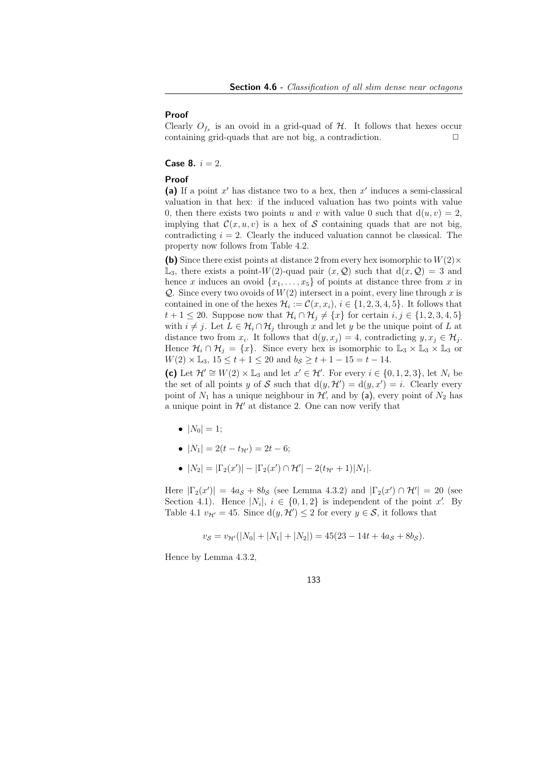**Proof**
Clearly $O_{f_x}$ is an ovoid in a grid-quad of $\mathcal{H}$. It follows that hexes occur containing grid-quads that are not big, a contradiction. □

**Case 8.** $i = 2$.

**Proof**
**(a)** If a point $x'$ has distance two to a hex, then $x'$ induces a semi-classical valuation in that hex: if the induced valuation has two points with value 0, then there exists two points $u$ and $v$ with value 0 such that $\mathrm{d}(u, v) = 2$, implying that $\mathcal{C}(x, u, v)$ is a hex of $\mathcal{S}$ containing quads that are not big, contradicting $i = 2$. Clearly the induced valuation cannot be classical. The property now follows from Table 4.2.

**(b)** Since there exist points at distance 2 from every hex isomorphic to $W(2) \times \mathbb{L}_3$, there exists a point-$W(2)$-quad pair $(x, \mathcal{Q})$ such that $\mathrm{d}(x, \mathcal{Q}) = 3$ and hence $x$ induces an ovoid $\{x_1, \ldots, x_5\}$ of points at distance three from $x$ in $\mathcal{Q}$. Since every two ovoids of $W(2)$ intersect in a point, every line through $x$ is contained in one of the hexes $\mathcal{H}_i := \mathcal{C}(x, x_i)$, $i \in \{1, 2, 3, 4, 5\}$. It follows that $t + 1 \leq 20$. Suppose now that $\mathcal{H}_i \cap \mathcal{H}_j \neq \{x\}$ for certain $i, j \in \{1, 2, 3, 4, 5\}$ with $i \neq j$. Let $L \in \mathcal{H}_i \cap \mathcal{H}_j$ through $x$ and let $y$ be the unique point of $L$ at distance two from $x_i$. It follows that $\mathrm{d}(y, x_j) = 4$, contradicting $y, x_j \in \mathcal{H}_j$. Hence $\mathcal{H}_i \cap \mathcal{H}_j = \{x\}$. Since every hex is isomorphic to $\mathbb{L}_3 \times \mathbb{L}_3 \times \mathbb{L}_3$ or $W(2) \times \mathbb{L}_3$, $15 \leq t + 1 \leq 20$ and $b_{\mathcal{S}} \geq t + 1 - 15 = t - 14$.

**(c)** Let $\mathcal{H}' \cong W(2) \times \mathbb{L}_3$ and let $x' \in \mathcal{H}'$. For every $i \in \{0, 1, 2, 3\}$, let $N_i$ be the set of all points $y$ of $\mathcal{S}$ such that $\mathrm{d}(y, \mathcal{H}') = \mathrm{d}(y, x') = i$. Clearly every point of $N_1$ has a unique neighbour in $\mathcal{H}'$, and by **(a)**, every point of $N_2$ has a unique point in $\mathcal{H}'$ at distance 2. One can now verify that

- $|N_0| = 1$;
- $|N_1| = 2(t - t_{\mathcal{H}'}) = 2t - 6$;
- $|N_2| = |\Gamma_2(x')| - |\Gamma_2(x') \cap \mathcal{H}'| - 2(t_{\mathcal{H}'} + 1)|N_1|$.

Here $|\Gamma_2(x')| = 4a_{\mathcal{S}} + 8b_{\mathcal{S}}$ (see Lemma 4.3.2) and $|\Gamma_2(x') \cap \mathcal{H}'| = 20$ (see Section 4.1). Hence $|N_i|$, $i \in \{0, 1, 2\}$ is independent of the point $x'$. By Table 4.1 $v_{\mathcal{H}'} = 45$. Since $\mathrm{d}(y, \mathcal{H}') \leq 2$ for every $y \in \mathcal{S}$, it follows that

$$v_{\mathcal{S}} = v_{\mathcal{H}'}(|N_0| + |N_1| + |N_2|) = 45(23 - 14t + 4a_{\mathcal{S}} + 8b_{\mathcal{S}}).$$

Hence by Lemma 4.3.2,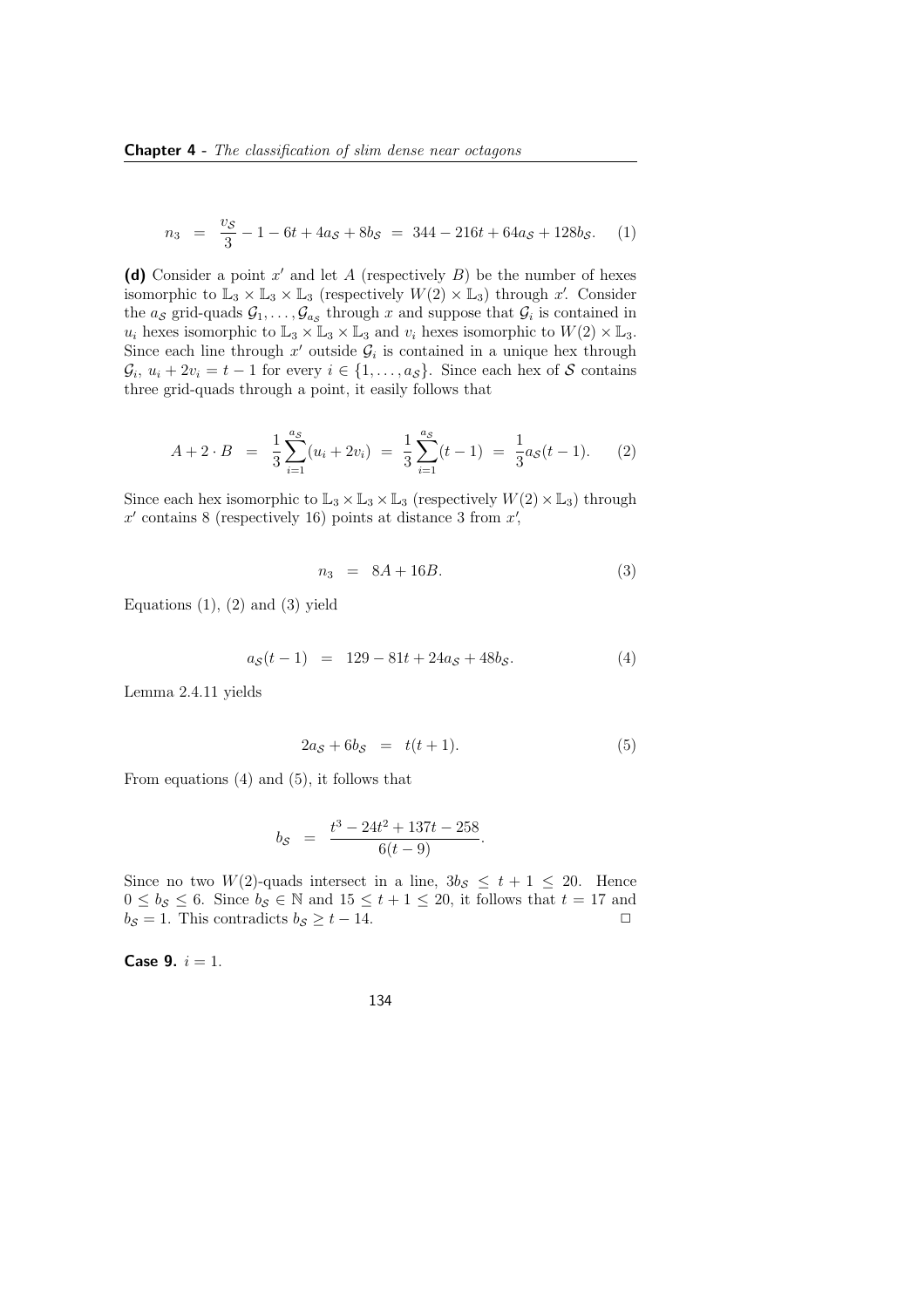$$n_3 \;=\; \frac{v_{\mathcal{S}}}{3} - 1 - 6t + 4a_{\mathcal{S}} + 8b_{\mathcal{S}} \;=\; 344 - 216t + 64a_{\mathcal{S}} + 128b_{\mathcal{S}}. \qquad (1)$$

**(d)** Consider a point $x'$ and let $A$ (respectively $B$) be the number of hexes isomorphic to $\mathbb{L}_3 \times \mathbb{L}_3 \times \mathbb{L}_3$ (respectively $W(2) \times \mathbb{L}_3$) through $x'$. Consider the $a_{\mathcal{S}}$ grid-quads $\mathcal{G}_1, \ldots, \mathcal{G}_{a_{\mathcal{S}}}$ through $x$ and suppose that $\mathcal{G}_i$ is contained in $u_i$ hexes isomorphic to $\mathbb{L}_3 \times \mathbb{L}_3 \times \mathbb{L}_3$ and $v_i$ hexes isomorphic to $W(2) \times \mathbb{L}_3$. Since each line through $x'$ outside $\mathcal{G}_i$ is contained in a unique hex through $\mathcal{G}_i$, $u_i + 2v_i = t - 1$ for every $i \in \{1, \ldots, a_{\mathcal{S}}\}$. Since each hex of $\mathcal{S}$ contains three grid-quads through a point, it easily follows that

$$A + 2 \cdot B \;=\; \frac{1}{3}\sum_{i=1}^{a_{\mathcal{S}}}(u_i + 2v_i) \;=\; \frac{1}{3}\sum_{i=1}^{a_{\mathcal{S}}}(t-1) \;=\; \frac{1}{3}a_{\mathcal{S}}(t-1). \qquad (2)$$

Since each hex isomorphic to $\mathbb{L}_3 \times \mathbb{L}_3 \times \mathbb{L}_3$ (respectively $W(2) \times \mathbb{L}_3$) through $x'$ contains 8 (respectively 16) points at distance 3 from $x'$,

$$n_3 \;=\; 8A + 16B. \qquad (3)$$

Equations (1), (2) and (3) yield

$$a_{\mathcal{S}}(t-1) \;=\; 129 - 81t + 24a_{\mathcal{S}} + 48b_{\mathcal{S}}. \qquad (4)$$

Lemma 2.4.11 yields

$$2a_{\mathcal{S}} + 6b_{\mathcal{S}} \;=\; t(t+1). \qquad (5)$$

From equations (4) and (5), it follows that

$$b_{\mathcal{S}} \;=\; \frac{t^3 - 24t^2 + 137t - 258}{6(t-9)}.$$

Since no two $W(2)$-quads intersect in a line, $3b_{\mathcal{S}} \leq t + 1 \leq 20$. Hence $0 \leq b_{\mathcal{S}} \leq 6$. Since $b_{\mathcal{S}} \in \mathbb{N}$ and $15 \leq t + 1 \leq 20$, it follows that $t = 17$ and $b_{\mathcal{S}} = 1$. This contradicts $b_{\mathcal{S}} \geq t - 14$. $\square$

**Case 9.** $i = 1$.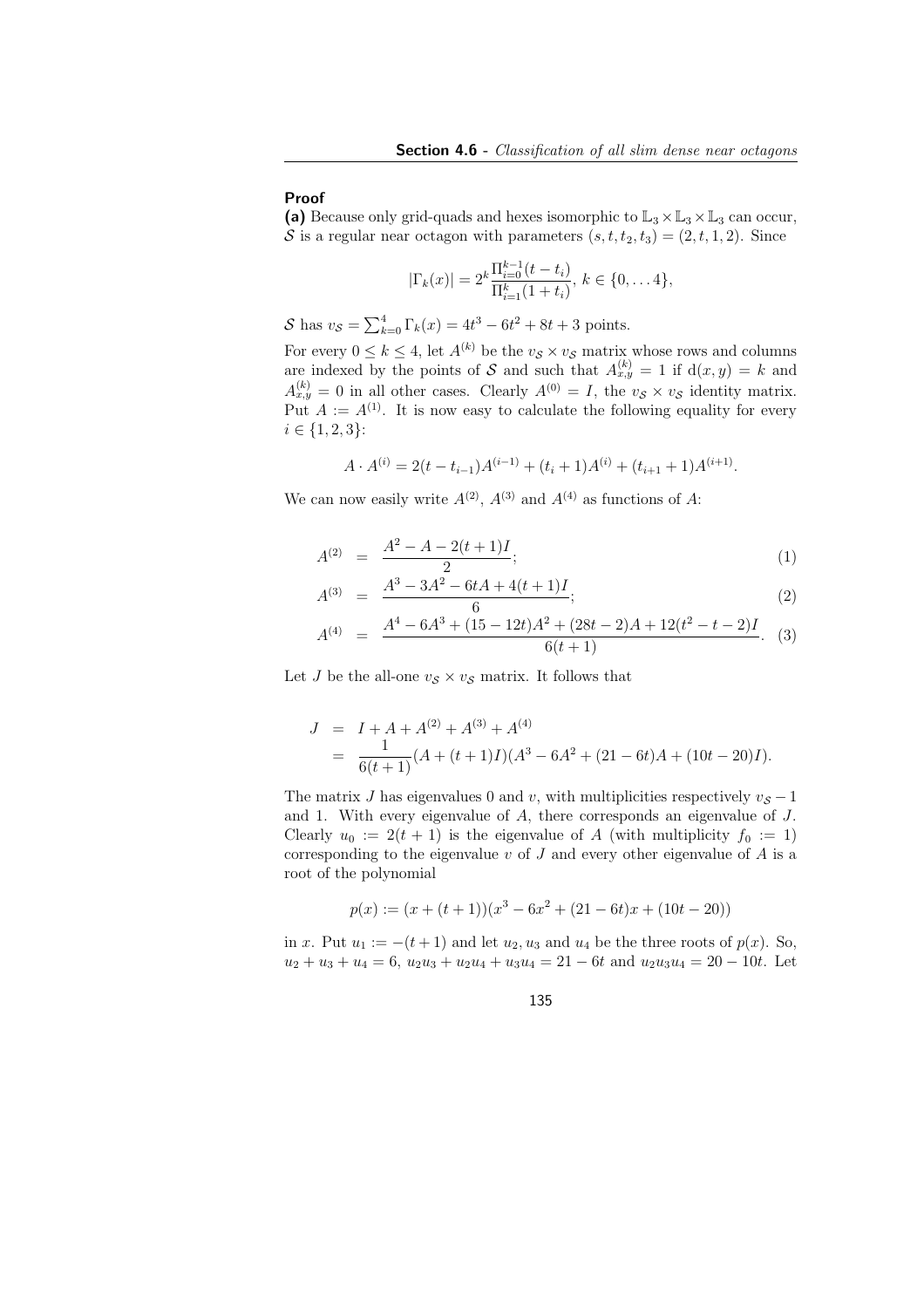**Proof**

**(a)** Because only grid-quads and hexes isomorphic to $\mathbb{L}_3 \times \mathbb{L}_3 \times \mathbb{L}_3$ can occur, $\mathcal{S}$ is a regular near octagon with parameters $(s, t, t_2, t_3) = (2, t, 1, 2)$. Since

$$|\Gamma_k(x)| = 2^k \frac{\Pi_{i=0}^{k-1}(t - t_i)}{\Pi_{i=1}^{k}(1 + t_i)},\ k \in \{0, \dots 4\},$$

$\mathcal{S}$ has $v_{\mathcal{S}} = \sum_{k=0}^{4} \Gamma_k(x) = 4t^3 - 6t^2 + 8t + 3$ points.

For every $0 \leq k \leq 4$, let $A^{(k)}$ be the $v_{\mathcal{S}} \times v_{\mathcal{S}}$ matrix whose rows and columns are indexed by the points of $\mathcal{S}$ and such that $A^{(k)}_{x,y} = 1$ if $\mathrm{d}(x, y) = k$ and $A^{(k)}_{x,y} = 0$ in all other cases. Clearly $A^{(0)} = I$, the $v_{\mathcal{S}} \times v_{\mathcal{S}}$ identity matrix. Put $A := A^{(1)}$. It is now easy to calculate the following equality for every $i \in \{1, 2, 3\}$:

$$A \cdot A^{(i)} = 2(t - t_{i-1})A^{(i-1)} + (t_i + 1)A^{(i)} + (t_{i+1} + 1)A^{(i+1)}.$$

We can now easily write $A^{(2)}$, $A^{(3)}$ and $A^{(4)}$ as functions of $A$:

$$A^{(2)} = \frac{A^2 - A - 2(t+1)I}{2}; \tag{1}$$

$$A^{(3)} = \frac{A^3 - 3A^2 - 6tA + 4(t+1)I}{6}; \tag{2}$$

$$A^{(4)} = \frac{A^4 - 6A^3 + (15 - 12t)A^2 + (28t - 2)A + 12(t^2 - t - 2)I}{6(t+1)}. \tag{3}$$

Let $J$ be the all-one $v_{\mathcal{S}} \times v_{\mathcal{S}}$ matrix. It follows that

$$\begin{aligned} J &= I + A + A^{(2)} + A^{(3)} + A^{(4)} \\ &= \frac{1}{6(t+1)}(A + (t+1)I)(A^3 - 6A^2 + (21 - 6t)A + (10t - 20)I). \end{aligned}$$

The matrix $J$ has eigenvalues 0 and $v$, with multiplicities respectively $v_{\mathcal{S}} - 1$ and 1. With every eigenvalue of $A$, there corresponds an eigenvalue of $J$. Clearly $u_0 := 2(t+1)$ is the eigenvalue of $A$ (with multiplicity $f_0 := 1$) corresponding to the eigenvalue $v$ of $J$ and every other eigenvalue of $A$ is a root of the polynomial

$$p(x) := (x + (t+1))(x^3 - 6x^2 + (21 - 6t)x + (10t - 20))$$

in $x$. Put $u_1 := -(t+1)$ and let $u_2, u_3$ and $u_4$ be the three roots of $p(x)$. So, $u_2 + u_3 + u_4 = 6$, $u_2u_3 + u_2u_4 + u_3u_4 = 21 - 6t$ and $u_2u_3u_4 = 20 - 10t$. Let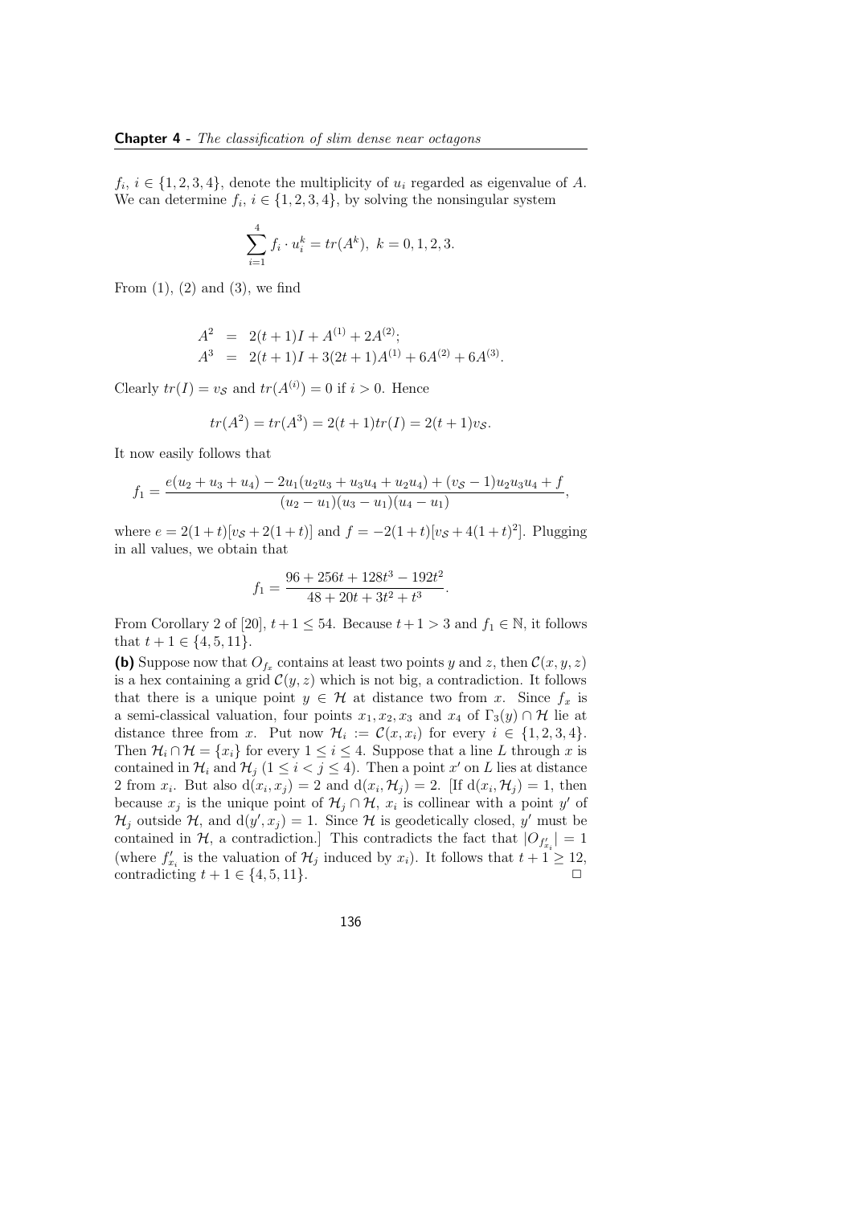$f_i$, $i \in \{1,2,3,4\}$, denote the multiplicity of $u_i$ regarded as eigenvalue of $A$. We can determine $f_i$, $i \in \{1,2,3,4\}$, by solving the nonsingular system

$$\sum_{i=1}^{4} f_i \cdot u_i^k = tr(A^k),\ k = 0,1,2,3.$$

From (1), (2) and (3), we find

$$\begin{aligned} A^2 &= 2(t+1)I + A^{(1)} + 2A^{(2)}; \\ A^3 &= 2(t+1)I + 3(2t+1)A^{(1)} + 6A^{(2)} + 6A^{(3)}. \end{aligned}$$

Clearly $tr(I) = v_{\mathcal{S}}$ and $tr(A^{(i)}) = 0$ if $i > 0$. Hence

$$tr(A^2) = tr(A^3) = 2(t+1)tr(I) = 2(t+1)v_{\mathcal{S}}.$$

It now easily follows that

$$f_1 = \frac{e(u_2+u_3+u_4) - 2u_1(u_2u_3+u_3u_4+u_2u_4) + (v_{\mathcal{S}}-1)u_2u_3u_4 + f}{(u_2-u_1)(u_3-u_1)(u_4-u_1)},$$

where $e = 2(1+t)[v_{\mathcal{S}} + 2(1+t)]$ and $f = -2(1+t)[v_{\mathcal{S}} + 4(1+t)^2]$. Plugging in all values, we obtain that

$$f_1 = \frac{96 + 256t + 128t^3 - 192t^2}{48 + 20t + 3t^2 + t^3}.$$

From Corollary 2 of [20], $t+1 \leq 54$. Because $t+1 > 3$ and $f_1 \in \mathbb{N}$, it follows that $t+1 \in \{4,5,11\}$.

**(b)** Suppose now that $O_{f_x}$ contains at least two points $y$ and $z$, then $\mathcal{C}(x,y,z)$ is a hex containing a grid $\mathcal{C}(y,z)$ which is not big, a contradiction. It follows that there is a unique point $y \in \mathcal{H}$ at distance two from $x$. Since $f_x$ is a semi-classical valuation, four points $x_1, x_2, x_3$ and $x_4$ of $\Gamma_3(y) \cap \mathcal{H}$ lie at distance three from $x$. Put now $\mathcal{H}_i := \mathcal{C}(x, x_i)$ for every $i \in \{1,2,3,4\}$. Then $\mathcal{H}_i \cap \mathcal{H} = \{x_i\}$ for every $1 \leq i \leq 4$. Suppose that a line $L$ through $x$ is contained in $\mathcal{H}_i$ and $\mathcal{H}_j$ ($1 \leq i < j \leq 4$). Then a point $x'$ on $L$ lies at distance 2 from $x_i$. But also $\mathrm{d}(x_i, x_j) = 2$ and $\mathrm{d}(x_i, \mathcal{H}_j) = 2$. [If $\mathrm{d}(x_i, \mathcal{H}_j) = 1$, then because $x_j$ is the unique point of $\mathcal{H}_j \cap \mathcal{H}$, $x_i$ is collinear with a point $y'$ of $\mathcal{H}_j$ outside $\mathcal{H}$, and $\mathrm{d}(y', x_j) = 1$. Since $\mathcal{H}$ is geodetically closed, $y'$ must be contained in $\mathcal{H}$, a contradiction.] This contradicts the fact that $|O_{f'_{x_i}}| = 1$ (where $f'_{x_i}$ is the valuation of $\mathcal{H}_j$ induced by $x_i$). It follows that $t+1 \geq 12$, contradicting $t+1 \in \{4,5,11\}$. $\square$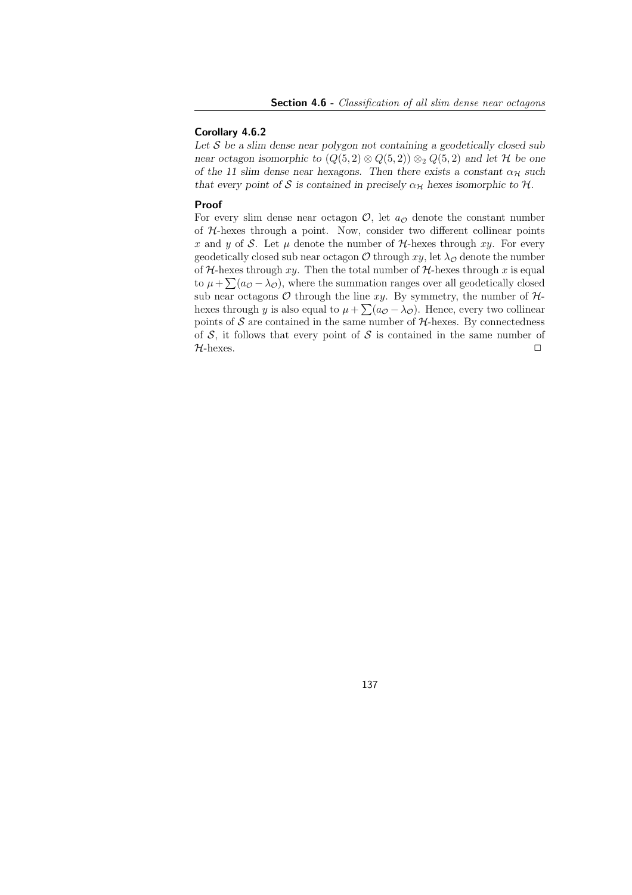### Corollary 4.6.2

*Let $\mathcal{S}$ be a slim dense near polygon not containing a geodetically closed sub near octagon isomorphic to $(Q(5,2) \otimes Q(5,2)) \otimes_2 Q(5,2)$ and let $\mathcal{H}$ be one of the 11 slim dense near hexagons. Then there exists a constant $\alpha_{\mathcal{H}}$ such that every point of $\mathcal{S}$ is contained in precisely $\alpha_{\mathcal{H}}$ hexes isomorphic to $\mathcal{H}$.*

### Proof

For every slim dense near octagon $\mathcal{O}$, let $a_{\mathcal{O}}$ denote the constant number of $\mathcal{H}$-hexes through a point. Now, consider two different collinear points $x$ and $y$ of $\mathcal{S}$. Let $\mu$ denote the number of $\mathcal{H}$-hexes through $xy$. For every geodetically closed sub near octagon $\mathcal{O}$ through $xy$, let $\lambda_{\mathcal{O}}$ denote the number of $\mathcal{H}$-hexes through $xy$. Then the total number of $\mathcal{H}$-hexes through $x$ is equal to $\mu + \sum(a_{\mathcal{O}} - \lambda_{\mathcal{O}})$, where the summation ranges over all geodetically closed sub near octagons $\mathcal{O}$ through the line $xy$. By symmetry, the number of $\mathcal{H}$-hexes through $y$ is also equal to $\mu + \sum(a_{\mathcal{O}} - \lambda_{\mathcal{O}})$. Hence, every two collinear points of $\mathcal{S}$ are contained in the same number of $\mathcal{H}$-hexes. By connectedness of $\mathcal{S}$, it follows that every point of $\mathcal{S}$ is contained in the same number of $\mathcal{H}$-hexes. □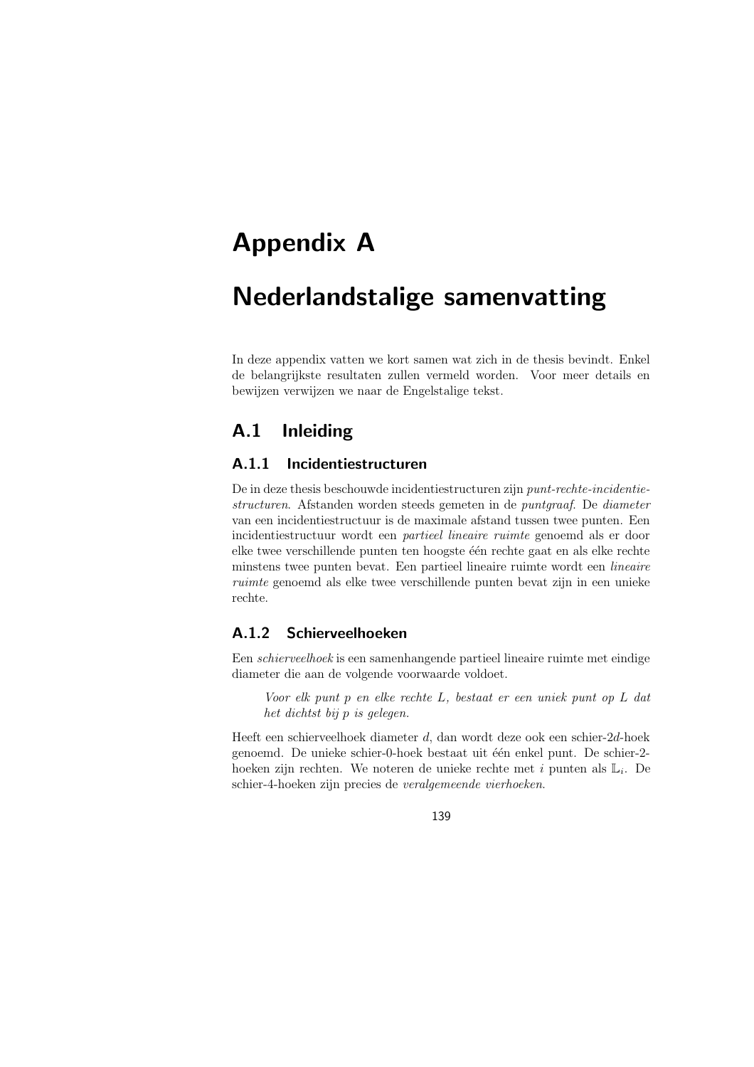# Appendix A

# Nederlandstalige samenvatting

In deze appendix vatten we kort samen wat zich in de thesis bevindt. Enkel de belangrijkste resultaten zullen vermeld worden. Voor meer details en bewijzen verwijzen we naar de Engelstalige tekst.

## A.1 Inleiding

### A.1.1 Incidentiestructuren

De in deze thesis beschouwde incidentiestructuren zijn *punt-rechte-incidentiestructuren*. Afstanden worden steeds gemeten in de *puntgraaf*. De *diameter* van een incidentiestructuur is de maximale afstand tussen twee punten. Een incidentiestructuur wordt een *partieel lineaire ruimte* genoemd als er door elke twee verschillende punten ten hoogste één rechte gaat en als elke rechte minstens twee punten bevat. Een partieel lineaire ruimte wordt een *lineaire ruimte* genoemd als elke twee verschillende punten bevat zijn in een unieke rechte.

### A.1.2 Schierveelhoeken

Een *schierveelhoek* is een samenhangende partieel lineaire ruimte met eindige diameter die aan de volgende voorwaarde voldoet.

> *Voor elk punt $p$ en elke rechte $L$, bestaat er een uniek punt op $L$ dat het dichtst bij $p$ is gelegen.*

Heeft een schierveelhoek diameter $d$, dan wordt deze ook een schier-$2d$-hoek genoemd. De unieke schier-0-hoek bestaat uit één enkel punt. De schier-2-hoeken zijn rechten. We noteren de unieke rechte met $i$ punten als $\mathbb{L}_i$. De schier-4-hoeken zijn precies de *veralgemeende vierhoeken*.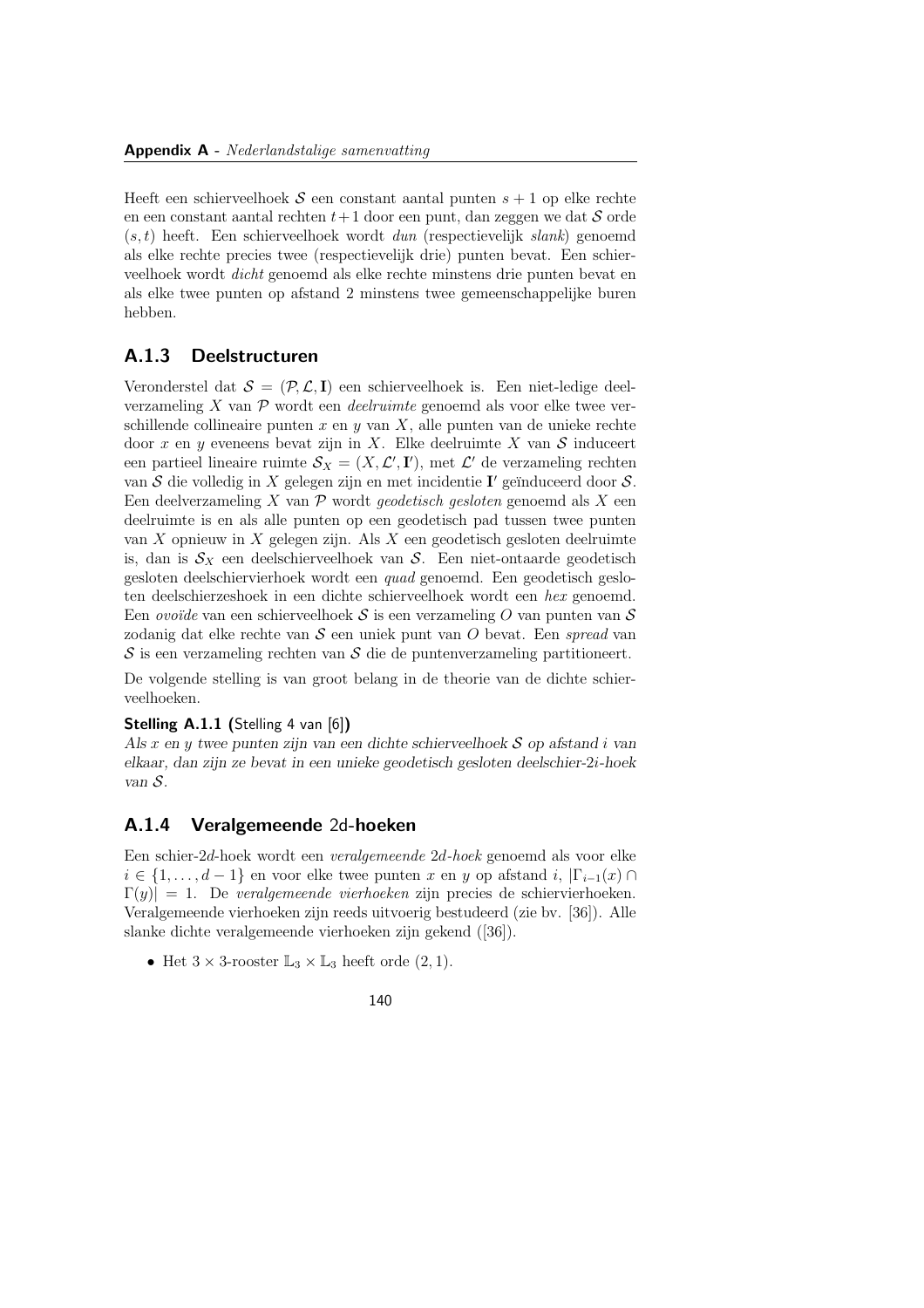Heeft een schierveelhoek $\mathcal{S}$ een constant aantal punten $s+1$ op elke rechte en een constant aantal rechten $t+1$ door een punt, dan zeggen we dat $\mathcal{S}$ orde $(s,t)$ heeft. Een schierveelhoek wordt *dun* (respectievelijk *slank*) genoemd als elke rechte precies twee (respectievelijk drie) punten bevat. Een schierveelhoek wordt *dicht* genoemd als elke rechte minstens drie punten bevat en als elke twee punten op afstand 2 minstens twee gemeenschappelijke buren hebben.

### A.1.3 Deelstructuren

Veronderstel dat $\mathcal{S} = (\mathcal{P}, \mathcal{L}, \mathbf{I})$ een schierveelhoek is. Een niet-ledige deelverzameling $X$ van $\mathcal{P}$ wordt een *deelruimte* genoemd als voor elke twee verschillende collineaire punten $x$ en $y$ van $X$, alle punten van de unieke rechte door $x$ en $y$ eveneens bevat zijn in $X$. Elke deelruimte $X$ van $\mathcal{S}$ induceert een partieel lineaire ruimte $\mathcal{S}_X = (X, \mathcal{L}', \mathbf{I}')$, met $\mathcal{L}'$ de verzameling rechten van $\mathcal{S}$ die volledig in $X$ gelegen zijn en met incidentie $\mathbf{I}'$ geïnduceerd door $\mathcal{S}$. Een deelverzameling $X$ van $\mathcal{P}$ wordt *geodetisch gesloten* genoemd als $X$ een deelruimte is en als alle punten op een geodetisch pad tussen twee punten van $X$ opnieuw in $X$ gelegen zijn. Als $X$ een geodetisch gesloten deelruimte is, dan is $\mathcal{S}_X$ een deelschierveelhoek van $\mathcal{S}$. Een niet-ontaarde geodetisch gesloten deelschiervierhoek wordt een *quad* genoemd. Een geodetisch gesloten deelschierzeshoek in een dichte schierveelhoek wordt een *hex* genoemd. Een *ovoïde* van een schierveelhoek $\mathcal{S}$ is een verzameling $O$ van punten van $\mathcal{S}$ zodanig dat elke rechte van $\mathcal{S}$ een uniek punt van $O$ bevat. Een *spread* van $\mathcal{S}$ is een verzameling rechten van $\mathcal{S}$ die de puntenverzameling partitioneert.

De volgende stelling is van groot belang in de theorie van de dichte schierveelhoeken.

**Stelling A.1.1 (**Stelling 4 van [6]**)**
*Als $x$ en $y$ twee punten zijn van een dichte schierveelhoek $\mathcal{S}$ op afstand $i$ van elkaar, dan zijn ze bevat in een unieke geodetisch gesloten deelschier-$2i$-hoek van $\mathcal{S}$.*

### A.1.4 Veralgemeende $2d$-hoeken

Een schier-$2d$-hoek wordt een *veralgemeende* $2d$*-hoek* genoemd als voor elke $i \in \{1, \ldots, d-1\}$ en voor elke twee punten $x$ en $y$ op afstand $i$, $|\Gamma_{i-1}(x) \cap \Gamma(y)| = 1$. De *veralgemeende vierhoeken* zijn precies de schiervierhoeken. Veralgemeende vierhoeken zijn reeds uitvoerig bestudeerd (zie bv. [36]). Alle slanke dichte veralgemeende vierhoeken zijn gekend ([36]).

- Het $3 \times 3$-rooster $\mathbb{L}_3 \times \mathbb{L}_3$ heeft orde $(2, 1)$.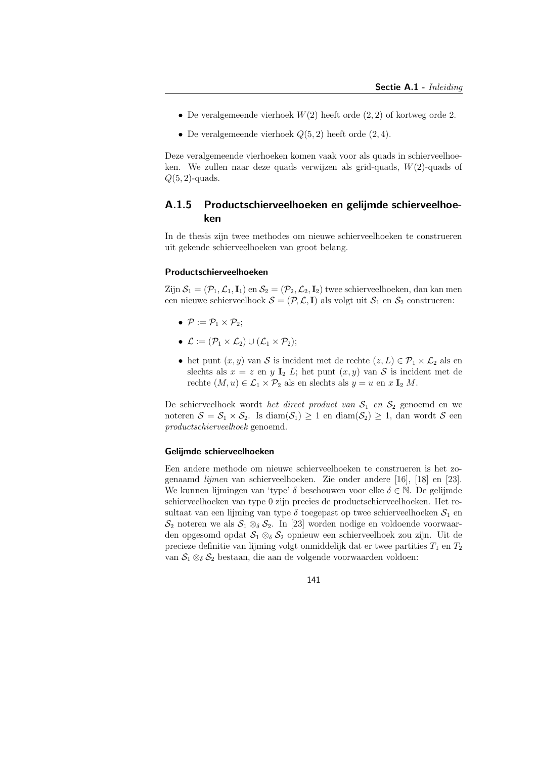- De veralgemeende vierhoek $W(2)$ heeft orde $(2, 2)$ of kortweg orde 2.
- De veralgemeende vierhoek $Q(5, 2)$ heeft orde $(2, 4)$.

Deze veralgemeende vierhoeken komen vaak voor als quads in schierveelhoeken. We zullen naar deze quads verwijzen als grid-quads, $W(2)$-quads of $Q(5, 2)$-quads.

### A.1.5 Productschierveelhoeken en gelijmde schierveelhoeken

In de thesis zijn twee methodes om nieuwe schierveelhoeken te construeren uit gekende schierveelhoeken van groot belang.

#### Productschierveelhoeken

Zijn $\mathcal{S}_1 = (\mathcal{P}_1, \mathcal{L}_1, \mathbf{I}_1)$ en $\mathcal{S}_2 = (\mathcal{P}_2, \mathcal{L}_2, \mathbf{I}_2)$ twee schierveelhoeken, dan kan men een nieuwe schierveelhoek $\mathcal{S} = (\mathcal{P}, \mathcal{L}, \mathbf{I})$ als volgt uit $\mathcal{S}_1$ en $\mathcal{S}_2$ construeren:

- $\mathcal{P} := \mathcal{P}_1 \times \mathcal{P}_2$;
- $\mathcal{L} := (\mathcal{P}_1 \times \mathcal{L}_2) \cup (\mathcal{L}_1 \times \mathcal{P}_2)$;
- het punt $(x, y)$ van $\mathcal{S}$ is incident met de rechte $(z, L) \in \mathcal{P}_1 \times \mathcal{L}_2$ als en slechts als $x = z$ en $y \; \mathbf{I}_2 \; L$; het punt $(x, y)$ van $\mathcal{S}$ is incident met de rechte $(M, u) \in \mathcal{L}_1 \times \mathcal{P}_2$ als en slechts als $y = u$ en $x \; \mathbf{I}_2 \; M$.

De schierveelhoek wordt *het direct product van $\mathcal{S}_1$ en $\mathcal{S}_2$* genoemd en we noteren $\mathcal{S} = \mathcal{S}_1 \times \mathcal{S}_2$. Is $\mathrm{diam}(\mathcal{S}_1) \geq 1$ en $\mathrm{diam}(\mathcal{S}_2) \geq 1$, dan wordt $\mathcal{S}$ een *productschierveelhoek* genoemd.

#### Gelijmde schierveelhoeken

Een andere methode om nieuwe schierveelhoeken te construeren is het zogenaamd *lijmen* van schierveelhoeken. Zie onder andere [16], [18] en [23]. We kunnen lijmingen van 'type' $\delta$ beschouwen voor elke $\delta \in \mathbb{N}$. De gelijmde schierveelhoeken van type 0 zijn precies de productschierveelhoeken. Het resultaat van een lijming van type $\delta$ toegepast op twee schierveelhoeken $\mathcal{S}_1$ en $\mathcal{S}_2$ noteren we als $\mathcal{S}_1 \otimes_\delta \mathcal{S}_2$. In [23] worden nodige en voldoende voorwaarden opgesomd opdat $\mathcal{S}_1 \otimes_\delta \mathcal{S}_2$ opnieuw een schierveelhoek zou zijn. Uit de precieze definitie van lijming volgt onmiddelijk dat er twee partities $T_1$ en $T_2$ van $\mathcal{S}_1 \otimes_\delta \mathcal{S}_2$ bestaan, die aan de volgende voorwaarden voldoen: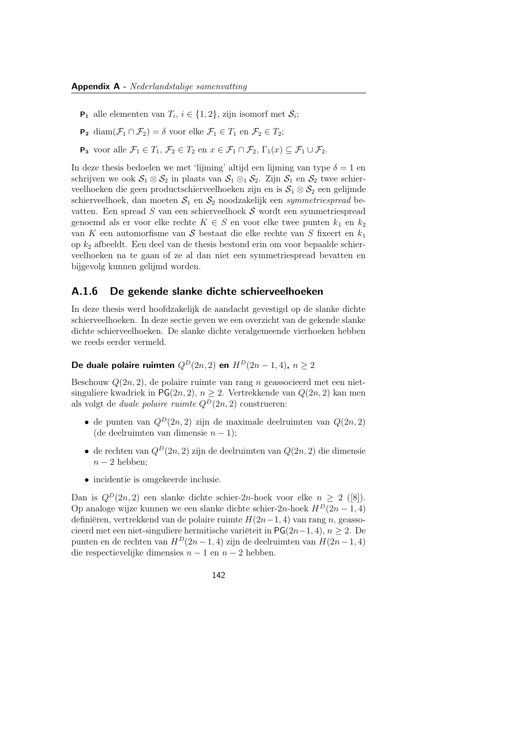- **P₁** alle elementen van $T_i$, $i \in \{1, 2\}$, zijn isomorf met $\mathcal{S}_i$;
- **P₂** $\mathrm{diam}(\mathcal{F}_1 \cap \mathcal{F}_2) = \delta$ voor elke $\mathcal{F}_1 \in T_1$ en $\mathcal{F}_2 \in T_2$;
- **P₃** voor alle $\mathcal{F}_1 \in T_1$, $\mathcal{F}_2 \in T_2$ en $x \in \mathcal{F}_1 \cap \mathcal{F}_2$, $\Gamma_1(x) \subseteq \mathcal{F}_1 \cup \mathcal{F}_2$.

In deze thesis bedoelen we met 'lijming' altijd een lijming van type $\delta = 1$ en schrijven we ook $\mathcal{S}_1 \otimes \mathcal{S}_2$ in plaats van $\mathcal{S}_1 \otimes_1 \mathcal{S}_2$. Zijn $\mathcal{S}_1$ en $\mathcal{S}_2$ twee schierveelhoeken die geen productschierveelhoeken zijn en is $\mathcal{S}_1 \otimes \mathcal{S}_2$ een gelijmde schierveelhoek, dan moeten $\mathcal{S}_1$ en $\mathcal{S}_2$ noodzakelijk een *symmetriespread* bevatten. Een spread $S$ van een schierveelhoek $\mathcal{S}$ wordt een symmetriespread genoemd als er voor elke rechte $K \in S$ en voor elke twee punten $k_1$ en $k_2$ van $K$ een automorfisme van $\mathcal{S}$ bestaat die elke rechte van $S$ fixeert en $k_1$ op $k_2$ afbeeldt. Een deel van de thesis bestond erin om voor bepaalde schierveelhoeken na te gaan of ze al dan niet een symmetriespread bevatten en bijgevolg kunnen gelijmd worden.

### A.1.6 De gekende slanke dichte schierveelhoeken

In deze thesis werd hoofdzakelijk de aandacht gevestigd op de slanke dichte schierveelhoeken. In deze sectie geven we een overzicht van de gekende slanke dichte schierveelhoeken. De slanke dichte veralgemeende vierhoeken hebben we reeds eerder vermeld.

#### De duale polaire ruimten $Q^D(2n, 2)$ en $H^D(2n-1, 4)$, $n \geq 2$

Beschouw $Q(2n, 2)$, de polaire ruimte van rang $n$ geassocieerd met een niet-singuliere kwadriek in $\mathsf{PG}(2n, 2)$, $n \geq 2$. Vertrekkende van $Q(2n, 2)$ kan men als volgt de *duale polaire ruimte* $Q^D(2n, 2)$ construeren:

- de punten van $Q^D(2n, 2)$ zijn de maximale deelruimten van $Q(2n, 2)$ (de deelruimten van dimensie $n-1$);
- de rechten van $Q^D(2n, 2)$ zijn de deelruimten van $Q(2n, 2)$ die dimensie $n-2$ hebben;
- incidentie is omgekeerde inclusie.

Dan is $Q^D(2n, 2)$ een slanke dichte schier-$2n$-hoek voor elke $n \geq 2$ ([8]). Op analoge wijze kunnen we een slanke dichte schier-$2n$-hoek $H^D(2n-1, 4)$ definiëren, vertrekkend van de polaire ruimte $H(2n-1, 4)$ van rang $n$, geassocieerd met een niet-singuliere hermitische variëteit in $\mathsf{PG}(2n-1, 4)$, $n \geq 2$. De punten en de rechten van $H^D(2n-1, 4)$ zijn de deelruimten van $H(2n-1, 4)$ die respectievelijke dimensies $n-1$ en $n-2$ hebben.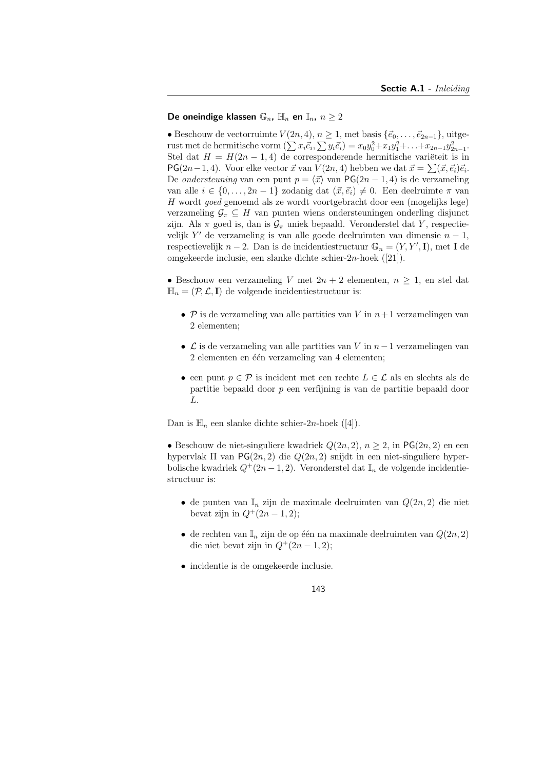### De oneindige klassen $\mathbb{G}_n$, $\mathbb{H}_n$ en $\mathbb{I}_n$, $n \geq 2$

• Beschouw de vectorruimte $V(2n, 4)$, $n \geq 1$, met basis $\{\vec{e}_0, \ldots, \vec{e}_{2n-1}\}$, uitgerust met de hermitische vorm $(\sum x_i \vec{e}_i, \sum y_i \vec{e}_i) = x_0 y_0^2 + x_1 y_1^2 + \ldots + x_{2n-1} y_{2n-1}^2$. Stel dat $H = H(2n-1, 4)$ de corresponderende hermitische variëteit is in $\mathsf{PG}(2n-1, 4)$. Voor elke vector $\vec{x}$ van $V(2n, 4)$ hebben we dat $\vec{x} = \sum (\vec{x}, \vec{e}_i) \vec{e}_i$. De *ondersteuning* van een punt $p = \langle \vec{x} \rangle$ van $\mathsf{PG}(2n-1, 4)$ is de verzameling van alle $i \in \{0, \ldots, 2n-1\}$ zodanig dat $(\vec{x}, \vec{e}_i) \neq 0$. Een deelruimte $\pi$ van $H$ wordt *goed* genoemd als ze wordt voortgebracht door een (mogelijks lege) verzameling $\mathcal{G}_\pi \subseteq H$ van punten wiens ondersteuningen onderling disjunct zijn. Als $\pi$ goed is, dan is $\mathcal{G}_\pi$ uniek bepaald. Veronderstel dat $Y$, respectievelijk $Y'$ de verzameling is van alle goede deelruimten van dimensie $n-1$, respectievelijk $n-2$. Dan is de incidentiestructuur $\mathbb{G}_n = (Y, Y', \mathbf{I})$, met $\mathbf{I}$ de omgekeerde inclusie, een slanke dichte schier-$2n$-hoek ([21]).

• Beschouw een verzameling $V$ met $2n+2$ elementen, $n \geq 1$, en stel dat $\mathbb{H}_n = (\mathcal{P}, \mathcal{L}, \mathbf{I})$ de volgende incidentiestructuur is:

- $\mathcal{P}$ is de verzameling van alle partities van $V$ in $n+1$ verzamelingen van 2 elementen;
- $\mathcal{L}$ is de verzameling van alle partities van $V$ in $n-1$ verzamelingen van 2 elementen en één verzameling van 4 elementen;
- een punt $p \in \mathcal{P}$ is incident met een rechte $L \in \mathcal{L}$ als en slechts als de partitie bepaald door $p$ een verfijning is van de partitie bepaald door $L$.

Dan is $\mathbb{H}_n$ een slanke dichte schier-$2n$-hoek ([4]).

• Beschouw de niet-singuliere kwadriek $Q(2n, 2)$, $n \geq 2$, in $\mathsf{PG}(2n, 2)$ en een hypervlak $\Pi$ van $\mathsf{PG}(2n, 2)$ die $Q(2n, 2)$ snijdt in een niet-singuliere hyperbolische kwadriek $Q^+(2n-1, 2)$. Veronderstel dat $\mathbb{I}_n$ de volgende incidentiestructuur is:

- de punten van $\mathbb{I}_n$ zijn de maximale deelruimten van $Q(2n, 2)$ die niet bevat zijn in $Q^+(2n-1, 2)$;
- de rechten van $\mathbb{I}_n$ zijn de op één na maximale deelruimten van $Q(2n, 2)$ die niet bevat zijn in $Q^+(2n-1, 2)$;
- incidentie is de omgekeerde inclusie.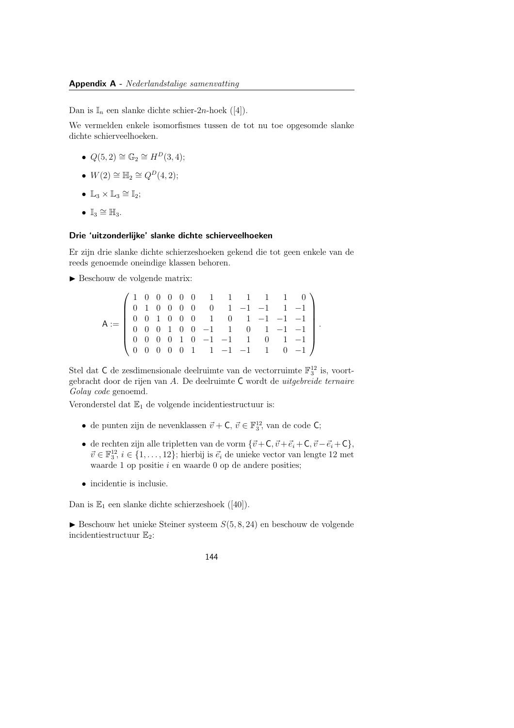Dan is $\mathbb{I}_n$ een slanke dichte schier-$2n$-hoek ([4]).

We vermelden enkele isomorfismes tussen de tot nu toe opgesomde slanke dichte schierveelhoeken.

- $Q(5,2) \cong \mathbb{G}_2 \cong H^D(3,4)$;
- $W(2) \cong \mathbb{H}_2 \cong Q^D(4,2)$;
- $\mathbb{L}_3 \times \mathbb{L}_3 \cong \mathbb{I}_2$;
- $\mathbb{I}_3 \cong \mathbb{H}_3$.

#### Drie 'uitzonderlijke' slanke dichte schierveelhoeken

Er zijn drie slanke dichte schierzeshoeken gekend die tot geen enkele van de reeds genoemde oneindige klassen behoren.

▶ Beschouw de volgende matrix:

$$\mathsf{A} := \begin{pmatrix} 1 & 0 & 0 & 0 & 0 & 0 & 1 & 1 & 1 & 1 & 1 & 0 \\ 0 & 1 & 0 & 0 & 0 & 0 & 0 & 1 & -1 & -1 & 1 & -1 \\ 0 & 0 & 1 & 0 & 0 & 0 & 1 & 0 & 1 & -1 & -1 & -1 \\ 0 & 0 & 0 & 1 & 0 & 0 & -1 & 1 & 0 & 1 & -1 & -1 \\ 0 & 0 & 0 & 0 & 1 & 0 & -1 & -1 & 1 & 0 & 1 & -1 \\ 0 & 0 & 0 & 0 & 0 & 1 & 1 & -1 & -1 & 1 & 0 & -1 \end{pmatrix}.$$

Stel dat $\mathsf{C}$ de zesdimensionale deelruimte van de vectorruimte $\mathbb{F}_3^{12}$ is, voortgebracht door de rijen van $A$. De deelruimte $\mathsf{C}$ wordt de *uitgebreide ternaire Golay code* genoemd.

Veronderstel dat $\mathbb{E}_1$ de volgende incidentiestructuur is:

- de punten zijn de nevenklassen $\vec{v} + \mathsf{C}$, $\vec{v} \in \mathbb{F}_3^{12}$, van de code $\mathsf{C}$;
- de rechten zijn alle tripletten van de vorm $\{\vec{v}+\mathsf{C}, \vec{v}+\vec{e}_i+\mathsf{C}, \vec{v}-\vec{e}_i+\mathsf{C}\}$, $\vec{v} \in \mathbb{F}_3^{12}$, $i \in \{1,\ldots,12\}$; hierbij is $\vec{e}_i$ de unieke vector van lengte 12 met waarde 1 op positie $i$ en waarde 0 op de andere posities;
- incidentie is inclusie.

Dan is $\mathbb{E}_1$ een slanke dichte schierzeshoek ([40]).

▶ Beschouw het unieke Steiner systeem $S(5,8,24)$ en beschouw de volgende incidentiestructuur $\mathbb{E}_2$: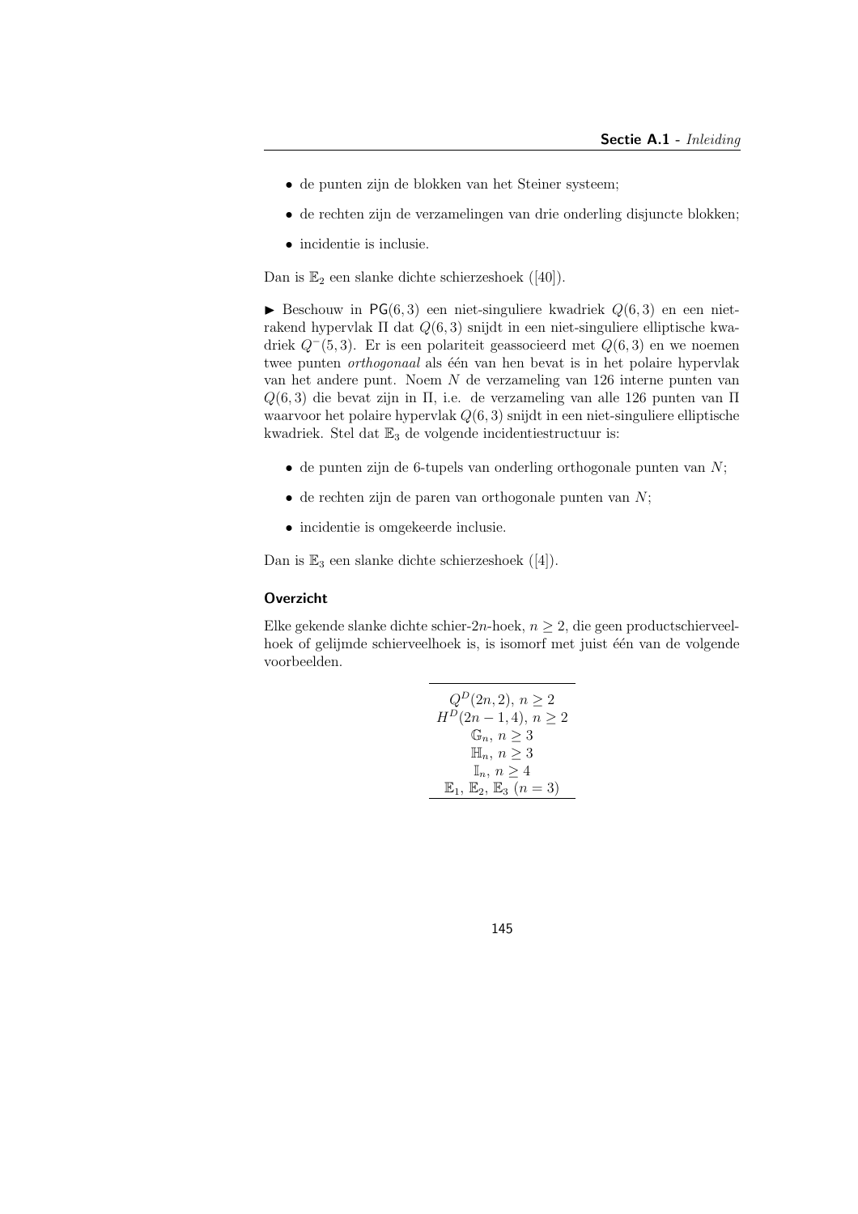- de punten zijn de blokken van het Steiner systeem;
- de rechten zijn de verzamelingen van drie onderling disjuncte blokken;
- incidentie is inclusie.

Dan is $\mathbb{E}_2$ een slanke dichte schierzeshoek ([40]).

► Beschouw in $\mathsf{PG}(6,3)$ een niet-singuliere kwadriek $Q(6,3)$ en een niet-rakend hypervlak $\Pi$ dat $Q(6,3)$ snijdt in een niet-singuliere elliptische kwadriek $Q^-(5,3)$. Er is een polariteit geassocieerd met $Q(6,3)$ en we noemen twee punten *orthogonaal* als één van hen bevat is in het polaire hypervlak van het andere punt. Noem $N$ de verzameling van 126 interne punten van $Q(6,3)$ die bevat zijn in $\Pi$, i.e. de verzameling van alle 126 punten van $\Pi$ waarvoor het polaire hypervlak $Q(6,3)$ snijdt in een niet-singuliere elliptische kwadriek. Stel dat $\mathbb{E}_3$ de volgende incidentiestructuur is:

- de punten zijn de 6-tupels van onderling orthogonale punten van $N$;
- de rechten zijn de paren van orthogonale punten van $N$;
- incidentie is omgekeerde inclusie.

Dan is $\mathbb{E}_3$ een slanke dichte schierzeshoek ([4]).

### Overzicht

Elke gekende slanke dichte schier-$2n$-hoek, $n \geq 2$, die geen productschierveelhoek of gelijmde schierveelhoek is, is isomorf met juist één van de volgende voorbeelden.

| |
|---|
| $Q^D(2n,2)$, $n \geq 2$ |
| $H^D(2n-1,4)$, $n \geq 2$ |
| $\mathbb{G}_n$, $n \geq 3$ |
| $\mathbb{H}_n$, $n \geq 3$ |
| $\mathbb{I}_n$, $n \geq 4$ |
| $\mathbb{E}_1$, $\mathbb{E}_2$, $\mathbb{E}_3$ ($n=3$) |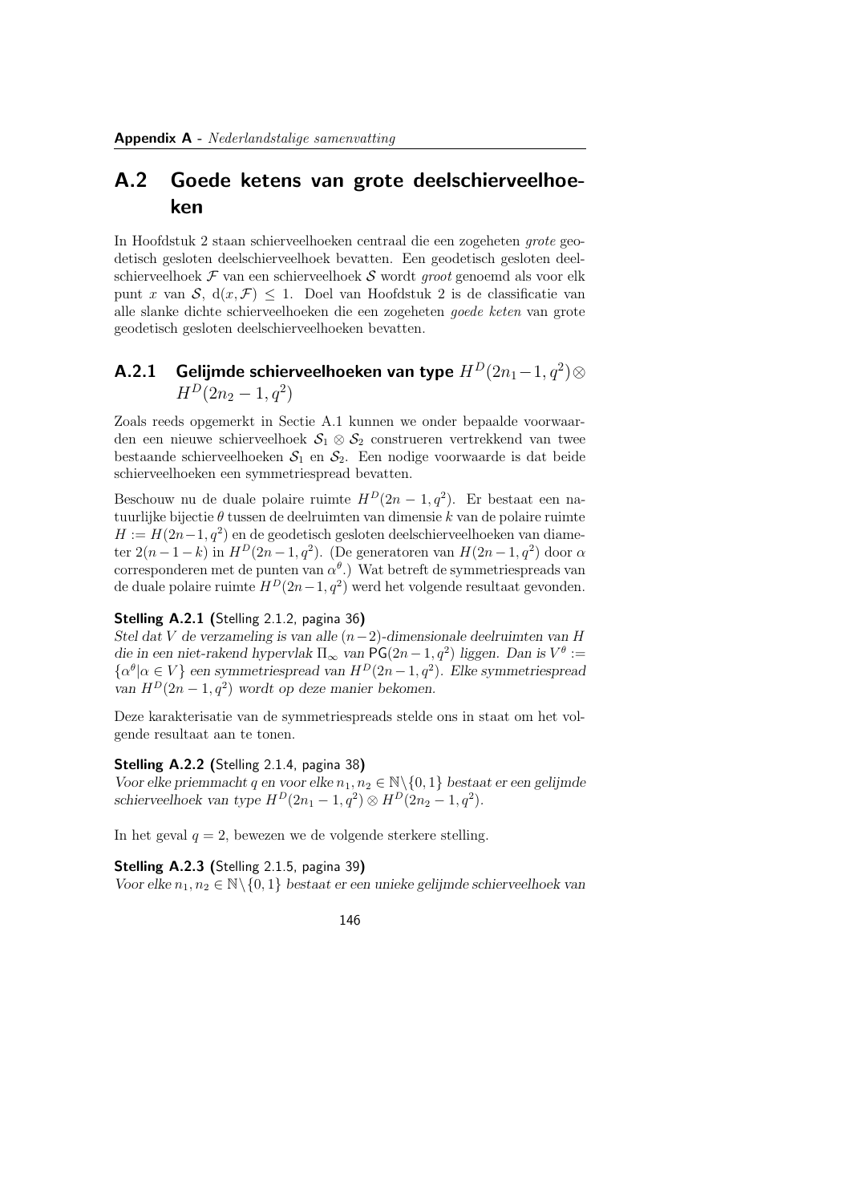## A.2 Goede ketens van grote deelschierveelhoeken

In Hoofdstuk 2 staan schierveelhoeken centraal die een zogeheten *grote* geodetisch gesloten deelschierveelhoek bevatten. Een geodetisch gesloten deelschierveelhoek $\mathcal{F}$ van een schierveelhoek $\mathcal{S}$ wordt *groot* genoemd als voor elk punt $x$ van $\mathcal{S}$, $\mathrm{d}(x, \mathcal{F}) \leq 1$. Doel van Hoofdstuk 2 is de classificatie van alle slanke dichte schierveelhoeken die een zogeheten *goede keten* van grote geodetisch gesloten deelschierveelhoeken bevatten.

### A.2.1 Gelijmde schierveelhoeken van type $H^D(2n_1-1, q^2) \otimes H^D(2n_2-1, q^2)$

Zoals reeds opgemerkt in Sectie A.1 kunnen we onder bepaalde voorwaarden een nieuwe schierveelhoek $\mathcal{S}_1 \otimes \mathcal{S}_2$ construeren vertrekkend van twee bestaande schierveelhoeken $\mathcal{S}_1$ en $\mathcal{S}_2$. Een nodige voorwaarde is dat beide schierveelhoeken een symmetriespread bevatten.

Beschouw nu de duale polaire ruimte $H^D(2n-1, q^2)$. Er bestaat een natuurlijke bijectie $\theta$ tussen de deelruimten van dimensie $k$ van de polaire ruimte $H := H(2n-1, q^2)$ en de geodetisch gesloten deelschierveelhoeken van diameter $2(n-1-k)$ in $H^D(2n-1, q^2)$. (De generatoren van $H(2n-1, q^2)$ door $\alpha$ corresponderen met de punten van $\alpha^\theta$.) Wat betreft de symmetriespreads van de duale polaire ruimte $H^D(2n-1, q^2)$ werd het volgende resultaat gevonden.

**Stelling A.2.1 (**Stelling 2.1.2, pagina 36**)**
*Stel dat $V$ de verzameling is van alle $(n-2)$-dimensionale deelruimten van $H$ die in een niet-rakend hypervlak $\Pi_\infty$ van $\mathsf{PG}(2n-1, q^2)$ liggen. Dan is $V^\theta := \{\alpha^\theta | \alpha \in V\}$ een symmetriespread van $H^D(2n-1, q^2)$. Elke symmetriespread van $H^D(2n-1, q^2)$ wordt op deze manier bekomen.*

Deze karakterisatie van de symmetriespreads stelde ons in staat om het volgende resultaat aan te tonen.

**Stelling A.2.2 (**Stelling 2.1.4, pagina 38**)**
*Voor elke priemmacht $q$ en voor elke $n_1, n_2 \in \mathbb{N}\setminus\{0, 1\}$ bestaat er een gelijmde schierveelhoek van type $H^D(2n_1-1, q^2) \otimes H^D(2n_2-1, q^2)$.*

In het geval $q = 2$, bewezen we de volgende sterkere stelling.

**Stelling A.2.3 (**Stelling 2.1.5, pagina 39**)**
*Voor elke $n_1, n_2 \in \mathbb{N}\setminus\{0, 1\}$ bestaat er een unieke gelijmde schierveelhoek van*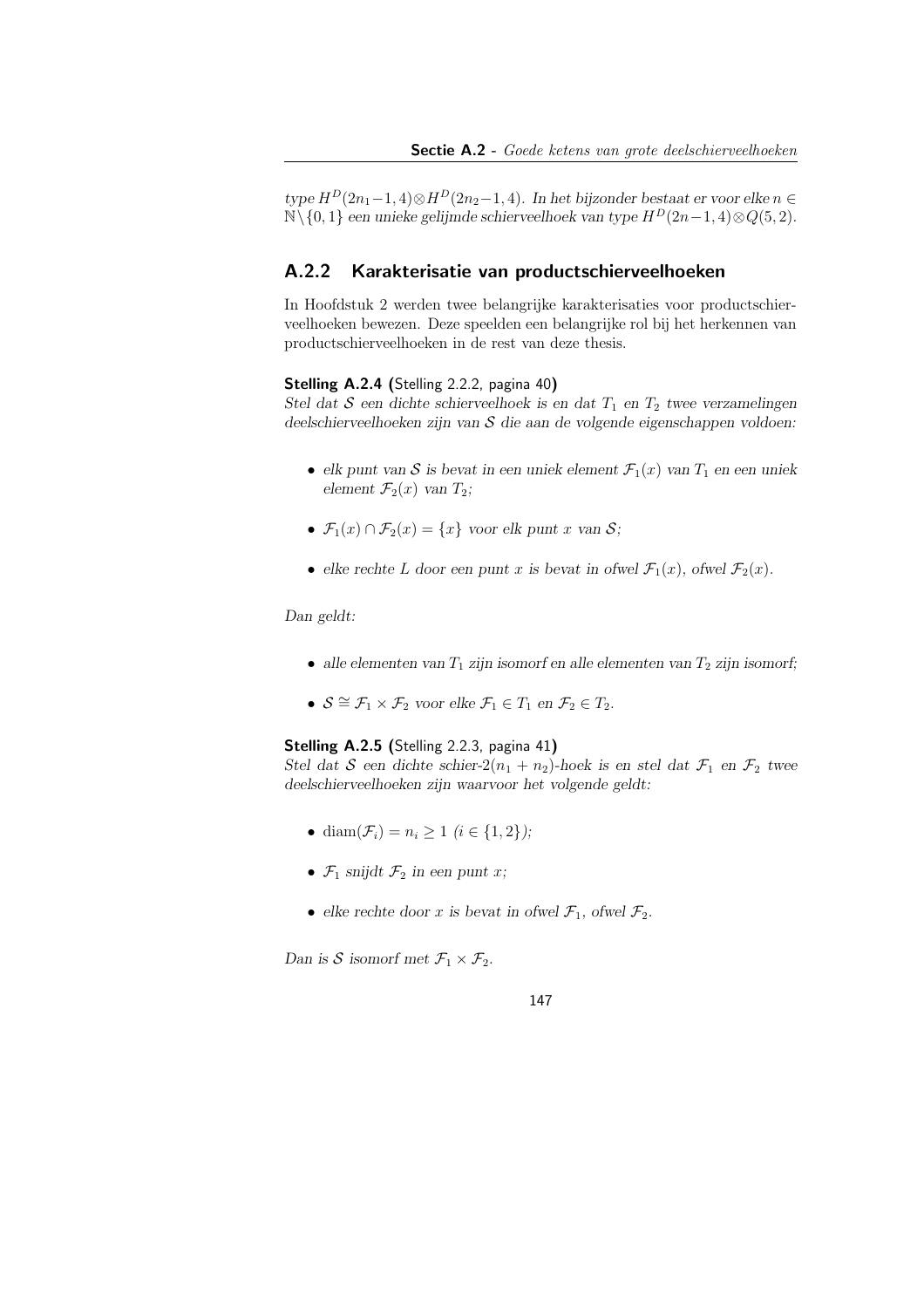*type $H^D(2n_1-1,4)\otimes H^D(2n_2-1,4)$. In het bijzonder bestaat er voor elke $n \in \mathbb{N}\setminus\{0,1\}$ een unieke gelijmde schierveelhoek van type $H^D(2n-1,4)\otimes Q(5,2)$.*

### A.2.2 Karakterisatie van productschierveelhoeken

In Hoofdstuk 2 werden twee belangrijke karakterisaties voor productschierveelhoeken bewezen. Deze speelden een belangrijke rol bij het herkennen van productschierveelhoeken in de rest van deze thesis.

**Stelling A.2.4 (**Stelling 2.2.2, pagina 40**)**
*Stel dat $\mathcal{S}$ een dichte schierveelhoek is en dat $T_1$ en $T_2$ twee verzamelingen deelschierveelhoeken zijn van $\mathcal{S}$ die aan de volgende eigenschappen voldoen:*

- *elk punt van $\mathcal{S}$ is bevat in een uniek element $\mathcal{F}_1(x)$ van $T_1$ en een uniek element $\mathcal{F}_2(x)$ van $T_2$;*
- *$\mathcal{F}_1(x)\cap\mathcal{F}_2(x)=\{x\}$ voor elk punt $x$ van $\mathcal{S}$;*
- *elke rechte $L$ door een punt $x$ is bevat in ofwel $\mathcal{F}_1(x)$, ofwel $\mathcal{F}_2(x)$.*

*Dan geldt:*

- *alle elementen van $T_1$ zijn isomorf en alle elementen van $T_2$ zijn isomorf;*
- *$\mathcal{S}\cong\mathcal{F}_1\times\mathcal{F}_2$ voor elke $\mathcal{F}_1\in T_1$ en $\mathcal{F}_2\in T_2$.*

**Stelling A.2.5 (**Stelling 2.2.3, pagina 41**)**
*Stel dat $\mathcal{S}$ een dichte schier-$2(n_1+n_2)$-hoek is en stel dat $\mathcal{F}_1$ en $\mathcal{F}_2$ twee deelschierveelhoeken zijn waarvoor het volgende geldt:*

- *$\mathrm{diam}(\mathcal{F}_i)=n_i\geq 1$ ($i\in\{1,2\}$);*
- *$\mathcal{F}_1$ snijdt $\mathcal{F}_2$ in een punt $x$;*
- *elke rechte door $x$ is bevat in ofwel $\mathcal{F}_1$, ofwel $\mathcal{F}_2$.*

*Dan is $\mathcal{S}$ isomorf met $\mathcal{F}_1\times\mathcal{F}_2$.*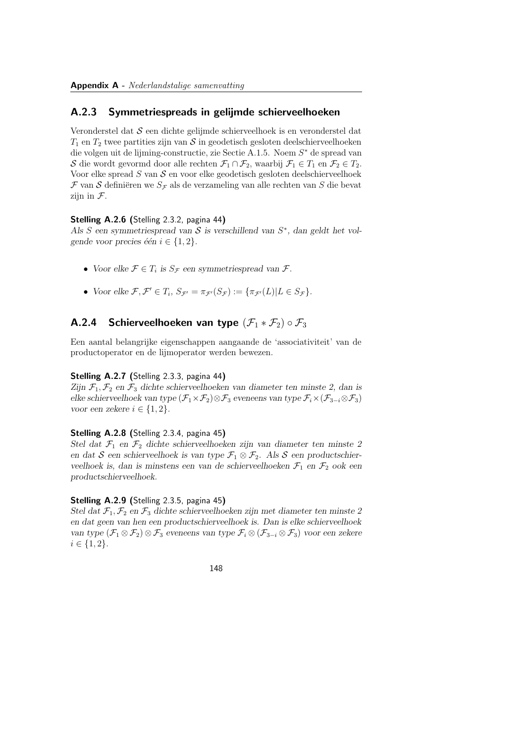### A.2.3 Symmetriespreads in gelijmde schierveelhoeken

Veronderstel dat $\mathcal{S}$ een dichte gelijmde schierveelhoek is en veronderstel dat $T_1$ en $T_2$ twee partities zijn van $\mathcal{S}$ in geodetisch gesloten deelschierveelhoeken die volgen uit de lijming-constructie, zie Sectie A.1.5. Noem $S^*$ de spread van $\mathcal{S}$ die wordt gevormd door alle rechten $\mathcal{F}_1 \cap \mathcal{F}_2$, waarbij $\mathcal{F}_1 \in T_1$ en $\mathcal{F}_2 \in T_2$. Voor elke spread $S$ van $\mathcal{S}$ en voor elke geodetisch gesloten deelschierveelhoek $\mathcal{F}$ van $\mathcal{S}$ definiëren we $S_{\mathcal{F}}$ als de verzameling van alle rechten van $S$ die bevat zijn in $\mathcal{F}$.

**Stelling A.2.6 (**Stelling 2.3.2, pagina 44**)**
*Als $S$ een symmetriespread van $\mathcal{S}$ is verschillend van $S^*$, dan geldt het volgende voor precies één $i \in \{1, 2\}$.*

- *Voor elke $\mathcal{F} \in T_i$ is $S_{\mathcal{F}}$ een symmetriespread van $\mathcal{F}$.*
- *Voor elke $\mathcal{F}, \mathcal{F}' \in T_i$, $S_{\mathcal{F}'} = \pi_{\mathcal{F}'}(S_{\mathcal{F}}) := \{\pi_{\mathcal{F}'}(L) | L \in S_{\mathcal{F}}\}$.*

### A.2.4 Schierveelhoeken van type $(\mathcal{F}_1 * \mathcal{F}_2) \circ \mathcal{F}_3$

Een aantal belangrijke eigenschappen aangaande de 'associativiteit' van de productoperator en de lijmoperator werden bewezen.

**Stelling A.2.7 (**Stelling 2.3.3, pagina 44**)**
*Zijn $\mathcal{F}_1, \mathcal{F}_2$ en $\mathcal{F}_3$ dichte schierveelhoeken van diameter ten minste 2, dan is elke schierveelhoek van type $(\mathcal{F}_1 \times \mathcal{F}_2) \otimes \mathcal{F}_3$ eveneens van type $\mathcal{F}_i \times (\mathcal{F}_{3-i} \otimes \mathcal{F}_3)$ voor een zekere $i \in \{1, 2\}$.*

**Stelling A.2.8 (**Stelling 2.3.4, pagina 45**)**
*Stel dat $\mathcal{F}_1$ en $\mathcal{F}_2$ dichte schierveelhoeken zijn van diameter ten minste 2 en dat $\mathcal{S}$ een schierveelhoek is van type $\mathcal{F}_1 \otimes \mathcal{F}_2$. Als $\mathcal{S}$ een productschierveelhoek is, dan is minstens een van de schierveelhoeken $\mathcal{F}_1$ en $\mathcal{F}_2$ ook een productschierveelhoek.*

**Stelling A.2.9 (**Stelling 2.3.5, pagina 45**)**
*Stel dat $\mathcal{F}_1, \mathcal{F}_2$ en $\mathcal{F}_3$ dichte schierveelhoeken zijn met diameter ten minste 2 en dat geen van hen een productschierveelhoek is. Dan is elke schierveelhoek van type $(\mathcal{F}_1 \otimes \mathcal{F}_2) \otimes \mathcal{F}_3$ eveneens van type $\mathcal{F}_i \otimes (\mathcal{F}_{3-i} \otimes \mathcal{F}_3)$ voor een zekere $i \in \{1, 2\}$.*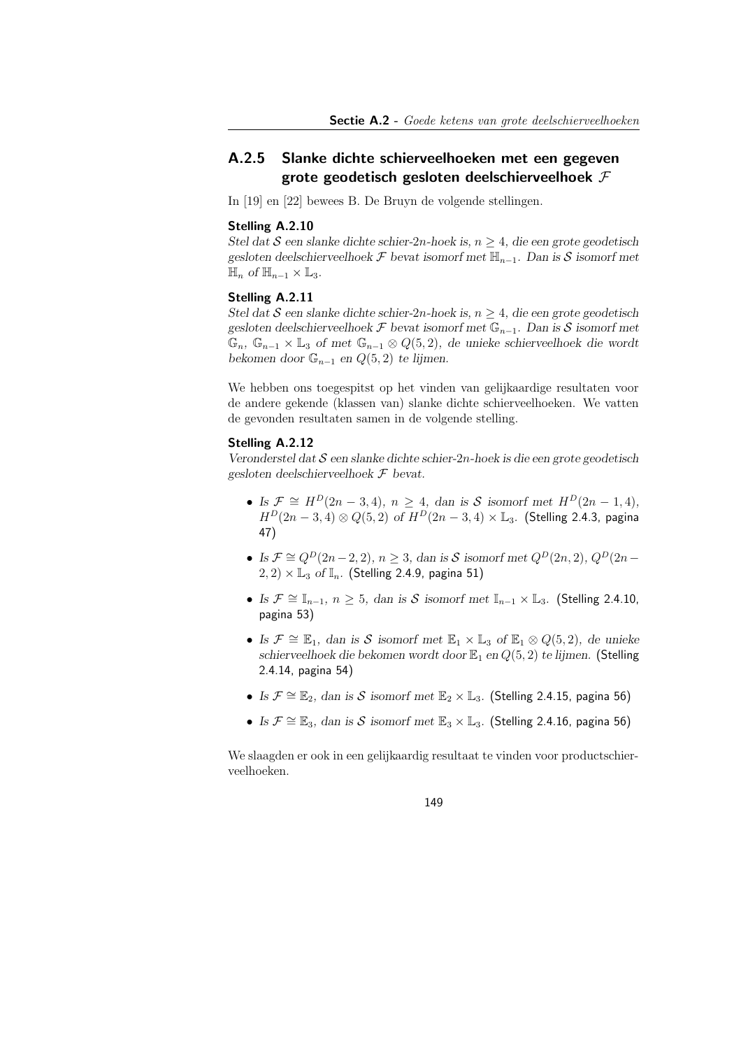### A.2.5 Slanke dichte schierveelhoeken met een gegeven grote geodetisch gesloten deelschierveelhoek $\mathcal{F}$

In [19] en [22] bewees B. De Bruyn de volgende stellingen.

**Stelling A.2.10**
*Stel dat $\mathcal{S}$ een slanke dichte schier-2n-hoek is, $n \geq 4$, die een grote geodetisch gesloten deelschierveelhoek $\mathcal{F}$ bevat isomorf met $\mathbb{H}_{n-1}$. Dan is $\mathcal{S}$ isomorf met $\mathbb{H}_n$ of $\mathbb{H}_{n-1} \times \mathbb{L}_3$.*

**Stelling A.2.11**
*Stel dat $\mathcal{S}$ een slanke dichte schier-2n-hoek is, $n \geq 4$, die een grote geodetisch gesloten deelschierveelhoek $\mathcal{F}$ bevat isomorf met $\mathbb{G}_{n-1}$. Dan is $\mathcal{S}$ isomorf met $\mathbb{G}_n$, $\mathbb{G}_{n-1} \times \mathbb{L}_3$ of met $\mathbb{G}_{n-1} \otimes Q(5,2)$, de unieke schierveelhoek die wordt bekomen door $\mathbb{G}_{n-1}$ en $Q(5,2)$ te lijmen.*

We hebben ons toegespitst op het vinden van gelijkaardige resultaten voor de andere gekende (klassen van) slanke dichte schierveelhoeken. We vatten de gevonden resultaten samen in de volgende stelling.

**Stelling A.2.12**
*Veronderstel dat $\mathcal{S}$ een slanke dichte schier-2n-hoek is die een grote geodetisch gesloten deelschierveelhoek $\mathcal{F}$ bevat.*

- *Is $\mathcal{F} \cong H^D(2n-3,4)$, $n \geq 4$, dan is $\mathcal{S}$ isomorf met $H^D(2n-1,4)$, $H^D(2n-3,4) \otimes Q(5,2)$ of $H^D(2n-3,4) \times \mathbb{L}_3$.* (Stelling 2.4.3, pagina 47)
- *Is $\mathcal{F} \cong Q^D(2n-2,2)$, $n \geq 3$, dan is $\mathcal{S}$ isomorf met $Q^D(2n,2)$, $Q^D(2n-2,2) \times \mathbb{L}_3$ of $\mathbb{I}_n$.* (Stelling 2.4.9, pagina 51)
- *Is $\mathcal{F} \cong \mathbb{I}_{n-1}$, $n \geq 5$, dan is $\mathcal{S}$ isomorf met $\mathbb{I}_{n-1} \times \mathbb{L}_3$.* (Stelling 2.4.10, pagina 53)
- *Is $\mathcal{F} \cong \mathbb{E}_1$, dan is $\mathcal{S}$ isomorf met $\mathbb{E}_1 \times \mathbb{L}_3$ of $\mathbb{E}_1 \otimes Q(5,2)$, de unieke schierveelhoek die bekomen wordt door $\mathbb{E}_1$ en $Q(5,2)$ te lijmen.* (Stelling 2.4.14, pagina 54)
- *Is $\mathcal{F} \cong \mathbb{E}_2$, dan is $\mathcal{S}$ isomorf met $\mathbb{E}_2 \times \mathbb{L}_3$.* (Stelling 2.4.15, pagina 56)
- *Is $\mathcal{F} \cong \mathbb{E}_3$, dan is $\mathcal{S}$ isomorf met $\mathbb{E}_3 \times \mathbb{L}_3$.* (Stelling 2.4.16, pagina 56)

We slaagden er ook in een gelijkaardig resultaat te vinden voor productschierveelhoeken.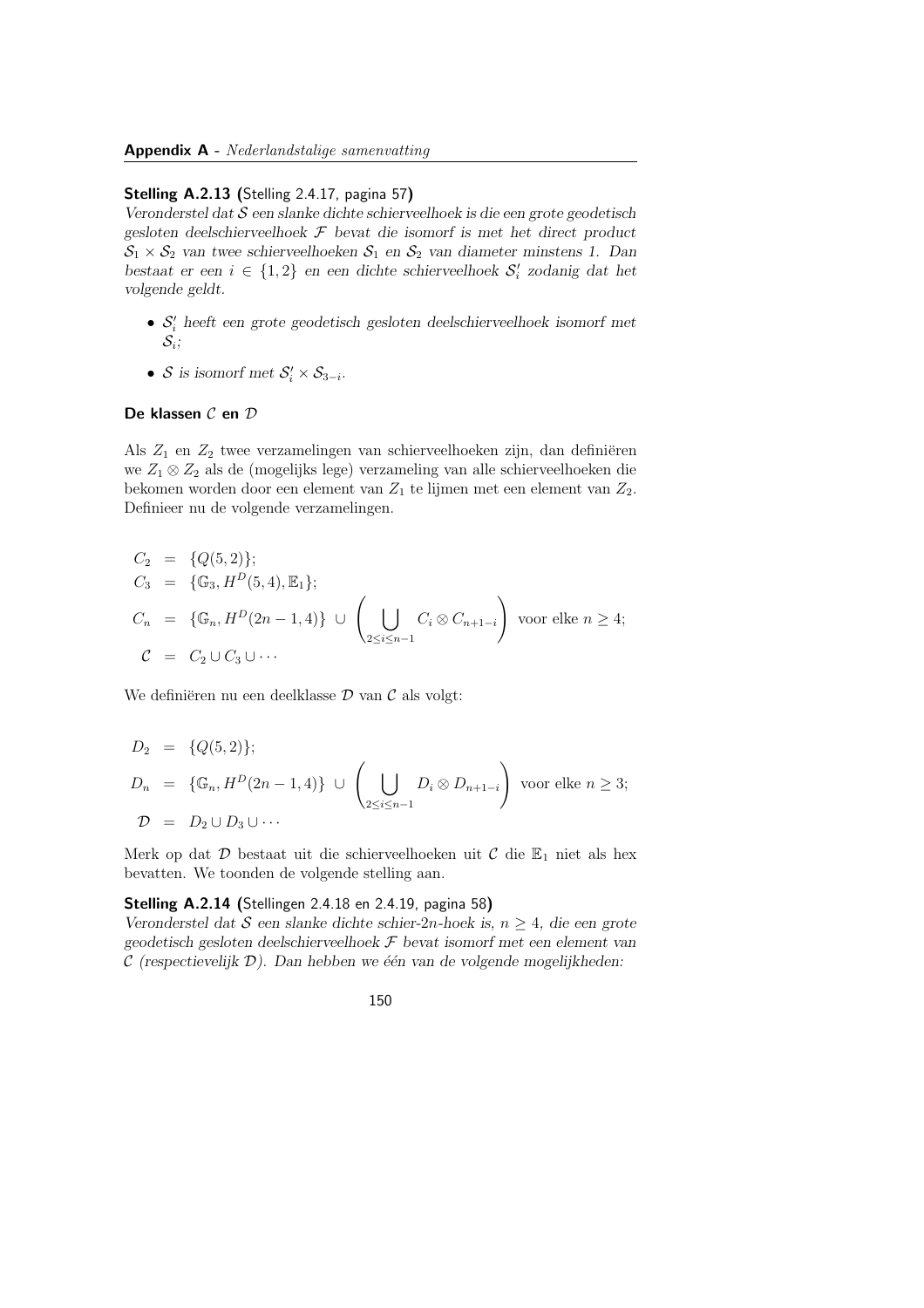**Stelling A.2.13 (**Stelling 2.4.17, pagina 57**)**
*Veronderstel dat $\mathcal{S}$ een slanke dichte schierveelhoek is die een grote geodetisch gesloten deelschierveelhoek $\mathcal{F}$ bevat die isomorf is met het direct product $\mathcal{S}_1 \times \mathcal{S}_2$ van twee schierveelhoeken $\mathcal{S}_1$ en $\mathcal{S}_2$ van diameter minstens 1. Dan bestaat er een $i \in \{1, 2\}$ en een dichte schierveelhoek $\mathcal{S}'_i$ zodanig dat het volgende geldt.*

- *$\mathcal{S}'_i$ heeft een grote geodetisch gesloten deelschierveelhoek isomorf met $\mathcal{S}_i$;*
- *$\mathcal{S}$ is isomorf met $\mathcal{S}'_i \times \mathcal{S}_{3-i}$.*

#### De klassen $\mathcal{C}$ en $\mathcal{D}$

Als $Z_1$ en $Z_2$ twee verzamelingen van schierveelhoeken zijn, dan definiëren we $Z_1 \otimes Z_2$ als de (mogelijks lege) verzameling van alle schierveelhoeken die bekomen worden door een element van $Z_1$ te lijmen met een element van $Z_2$. Definieer nu de volgende verzamelingen.

$$
\begin{aligned}
C_2 &= \{Q(5,2)\}; \\
C_3 &= \{\mathbb{G}_3, H^D(5,4), \mathbb{E}_1\}; \\
C_n &= \{\mathbb{G}_n, H^D(2n-1,4)\} \cup \left( \bigcup_{2 \le i \le n-1} C_i \otimes C_{n+1-i} \right) \text{ voor elke } n \ge 4; \\
\mathcal{C} &= C_2 \cup C_3 \cup \cdots
\end{aligned}
$$

We definiëren nu een deelklasse $\mathcal{D}$ van $\mathcal{C}$ als volgt:

$$
\begin{aligned}
D_2 &= \{Q(5,2)\}; \\
D_n &= \{\mathbb{G}_n, H^D(2n-1,4)\} \cup \left( \bigcup_{2 \le i \le n-1} D_i \otimes D_{n+1-i} \right) \text{ voor elke } n \ge 3; \\
\mathcal{D} &= D_2 \cup D_3 \cup \cdots
\end{aligned}
$$

Merk op dat $\mathcal{D}$ bestaat uit die schierveelhoeken uit $\mathcal{C}$ die $\mathbb{E}_1$ niet als hex bevatten. We toonden de volgende stelling aan.

**Stelling A.2.14 (**Stellingen 2.4.18 en 2.4.19, pagina 58**)**
*Veronderstel dat $\mathcal{S}$ een slanke dichte schier-2n-hoek is, $n \ge 4$, die een grote geodetisch gesloten deelschierveelhoek $\mathcal{F}$ bevat isomorf met een element van $\mathcal{C}$ (respectievelijk $\mathcal{D}$). Dan hebben we één van de volgende mogelijkheden:*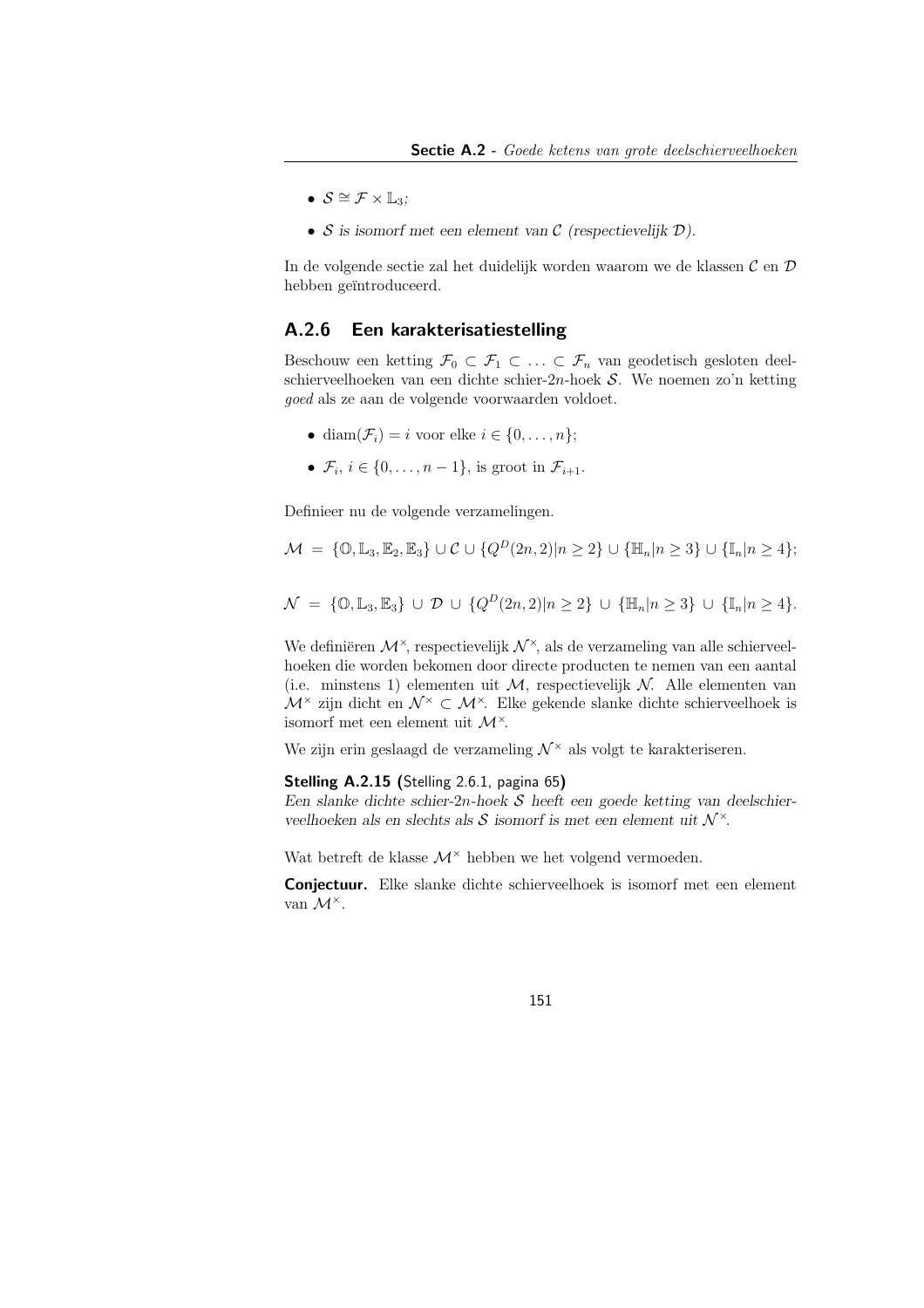- *$\mathcal{S} \cong \mathcal{F} \times \mathbb{L}_3$;*
- *$\mathcal{S}$ is isomorf met een element van $\mathcal{C}$ (respectievelijk $\mathcal{D}$).*

In de volgende sectie zal het duidelijk worden waarom we de klassen $\mathcal{C}$ en $\mathcal{D}$ hebben geïntroduceerd.

### A.2.6 Een karakterisatiestelling

Beschouw een ketting $\mathcal{F}_0 \subset \mathcal{F}_1 \subset \ldots \subset \mathcal{F}_n$ van geodetisch gesloten deelschierveelhoeken van een dichte schier-$2n$-hoek $\mathcal{S}$. We noemen zo'n ketting *goed* als ze aan de volgende voorwaarden voldoet.

- $\mathrm{diam}(\mathcal{F}_i) = i$ voor elke $i \in \{0, \ldots, n\}$;
- $\mathcal{F}_i$, $i \in \{0, \ldots, n-1\}$, is groot in $\mathcal{F}_{i+1}$.

Definieer nu de volgende verzamelingen.

$$\mathcal{M} = \{\mathbb{O}, \mathbb{L}_3, \mathbb{E}_2, \mathbb{E}_3\} \cup \mathcal{C} \cup \{Q^D(2n,2) | n \geq 2\} \cup \{\mathbb{H}_n | n \geq 3\} \cup \{\mathbb{I}_n | n \geq 4\};$$

$$\mathcal{N} = \{\mathbb{O}, \mathbb{L}_3, \mathbb{E}_3\} \cup \mathcal{D} \cup \{Q^D(2n,2) | n \geq 2\} \cup \{\mathbb{H}_n | n \geq 3\} \cup \{\mathbb{I}_n | n \geq 4\}.$$

We definiëren $\mathcal{M}^\times$, respectievelijk $\mathcal{N}^\times$, als de verzameling van alle schierveelhoeken die worden bekomen door directe producten te nemen van een aantal (i.e. minstens 1) elementen uit $\mathcal{M}$, respectievelijk $\mathcal{N}$. Alle elementen van $\mathcal{M}^\times$ zijn dicht en $\mathcal{N}^\times \subset \mathcal{M}^\times$. Elke gekende slanke dichte schierveelhoek is isomorf met een element uit $\mathcal{M}^\times$.

We zijn erin geslaagd de verzameling $\mathcal{N}^\times$ als volgt te karakteriseren.

**Stelling A.2.15 (**Stelling 2.6.1, pagina 65**)**
*Een slanke dichte schier-$2n$-hoek $\mathcal{S}$ heeft een goede ketting van deelschierveelhoeken als en slechts als $\mathcal{S}$ isomorf is met een element uit $\mathcal{N}^\times$.*

Wat betreft de klasse $\mathcal{M}^\times$ hebben we het volgend vermoeden.

**Conjectuur.** Elke slanke dichte schierveelhoek is isomorf met een element van $\mathcal{M}^\times$.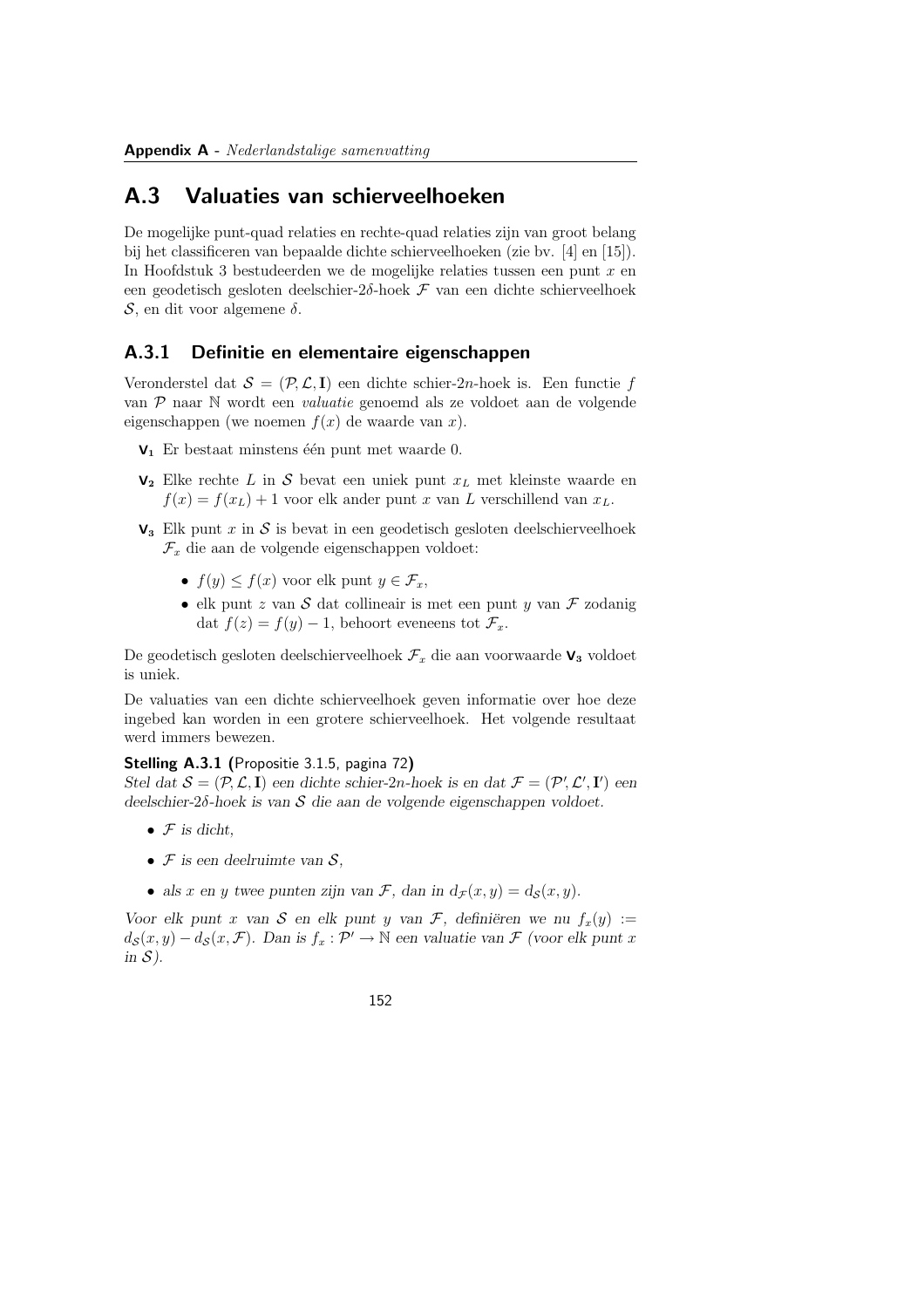## A.3 Valuaties van schierveelhoeken

De mogelijke punt-quad relaties en rechte-quad relaties zijn van groot belang bij het classificeren van bepaalde dichte schierveelhoeken (zie bv. [4] en [15]). In Hoofdstuk 3 bestudeerden we de mogelijke relaties tussen een punt $x$ en een geodetisch gesloten deelschier-$2\delta$-hoek $\mathcal{F}$ van een dichte schierveelhoek $\mathcal{S}$, en dit voor algemene $\delta$.

### A.3.1 Definitie en elementaire eigenschappen

Veronderstel dat $\mathcal{S} = (\mathcal{P}, \mathcal{L}, \mathbf{I})$ een dichte schier-$2n$-hoek is. Een functie $f$ van $\mathcal{P}$ naar $\mathbb{N}$ wordt een *valuatie* genoemd als ze voldoet aan de volgende eigenschappen (we noemen $f(x)$ de waarde van $x$).

- **V₁** Er bestaat minstens één punt met waarde 0.
- **V₂** Elke rechte $L$ in $\mathcal{S}$ bevat een uniek punt $x_L$ met kleinste waarde en $f(x) = f(x_L) + 1$ voor elk ander punt $x$ van $L$ verschillend van $x_L$.
- **V₃** Elk punt $x$ in $\mathcal{S}$ is bevat in een geodetisch gesloten deelschierveelhoek $\mathcal{F}_x$ die aan de volgende eigenschappen voldoet:
  - $f(y) \leq f(x)$ voor elk punt $y \in \mathcal{F}_x$,
  - elk punt $z$ van $\mathcal{S}$ dat collineair is met een punt $y$ van $\mathcal{F}$ zodanig dat $f(z) = f(y) - 1$, behoort eveneens tot $\mathcal{F}_x$.

De geodetisch gesloten deelschierveelhoek $\mathcal{F}_x$ die aan voorwaarde **V₃** voldoet is uniek.

De valuaties van een dichte schierveelhoek geven informatie over hoe deze ingebed kan worden in een grotere schierveelhoek. Het volgende resultaat werd immers bewezen.

**Stelling A.3.1 (**Propositie 3.1.5, pagina 72**)**
*Stel dat $\mathcal{S} = (\mathcal{P}, \mathcal{L}, \mathbf{I})$ een dichte schier-$2n$-hoek is en dat $\mathcal{F} = (\mathcal{P}', \mathcal{L}', \mathbf{I}')$ een deelschier-$2\delta$-hoek is van $\mathcal{S}$ die aan de volgende eigenschappen voldoet.*

- *$\mathcal{F}$ is dicht,*
- *$\mathcal{F}$ is een deelruimte van $\mathcal{S}$,*
- *als $x$ en $y$ twee punten zijn van $\mathcal{F}$, dan in $d_{\mathcal{F}}(x, y) = d_{\mathcal{S}}(x, y)$.*

*Voor elk punt $x$ van $\mathcal{S}$ en elk punt $y$ van $\mathcal{F}$, definiëren we nu $f_x(y) := d_{\mathcal{S}}(x, y) - d_{\mathcal{S}}(x, \mathcal{F})$. Dan is $f_x : \mathcal{P}' \to \mathbb{N}$ een valuatie van $\mathcal{F}$ (voor elk punt $x$ in $\mathcal{S}$).*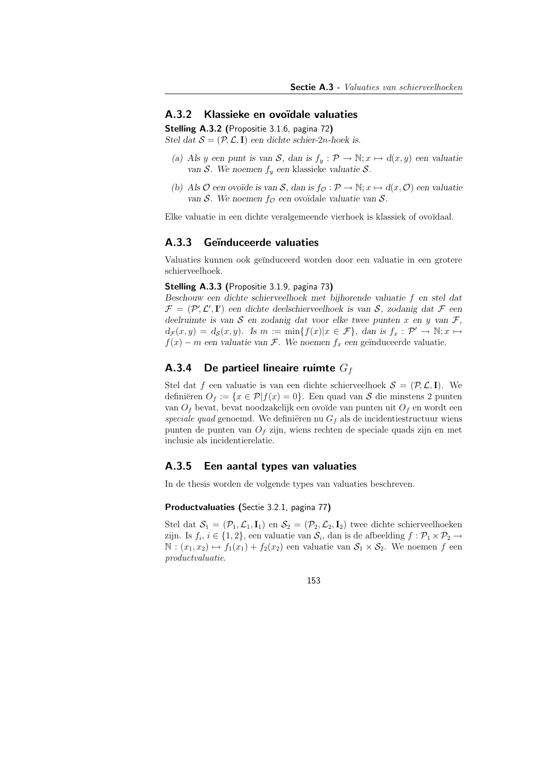### A.3.2 Klassieke en ovoïdale valuaties

**Stelling A.3.2 (**Propositie 3.1.6, pagina 72**)**
*Stel dat $\mathcal{S} = (\mathcal{P}, \mathcal{L}, \mathbf{I})$ een dichte schier-$2n$-hoek is.*

*(a) Als $y$ een punt is van $\mathcal{S}$, dan is $f_y : \mathcal{P} \to \mathbb{N}; x \mapsto d(x, y)$ een valuatie van $\mathcal{S}$. We noemen $f_y$ een* klassieke *valuatie $\mathcal{S}$.*

*(b) Als $\mathcal{O}$ een ovoïde is van $\mathcal{S}$, dan is $f_{\mathcal{O}} : \mathcal{P} \to \mathbb{N}; x \mapsto d(x, \mathcal{O})$ een valuatie van $\mathcal{S}$. We noemen $f_{\mathcal{O}}$ een* ovoïdale *valuatie van $\mathcal{S}$.*

Elke valuatie in een dichte veralgemeende vierhoek is klassiek of ovoïdaal.

### A.3.3 Geïnduceerde valuaties

Valuaties kunnen ook geïnduceerd worden door een valuatie in een grotere schierveelhoek.

**Stelling A.3.3 (**Propositie 3.1.9, pagina 73**)**
*Beschouw een dichte schierveelhoek met bijhorende valuatie $f$ en stel dat $\mathcal{F} = (\mathcal{P}', \mathcal{L}', \mathbf{I}')$ een dichte deelschierveelhoek is van $\mathcal{S}$, zodanig dat $\mathcal{F}$ een deelruimte is van $\mathcal{S}$ en zodanig dat voor elke twee punten $x$ en $y$ van $\mathcal{F}$, $d_{\mathcal{F}}(x, y) = d_{\mathcal{S}}(x, y)$. Is $m := \min\{f(x) | x \in \mathcal{F}\}$, dan is $f_x : \mathcal{P}' \to \mathbb{N}; x \mapsto f(x) - m$ een valuatie van $\mathcal{F}$. We noemen $f_x$ een* geïnduceerde valuatie.

### A.3.4 De partieel lineaire ruimte $G_f$

Stel dat $f$ een valuatie is van een dichte schierveelhoek $\mathcal{S} = (\mathcal{P}, \mathcal{L}, \mathbf{I})$. We definiëren $O_f := \{x \in \mathcal{P} | f(x) = 0\}$. Een quad van $\mathcal{S}$ die minstens 2 punten van $O_f$ bevat, bevat noodzakelijk een ovoïde van punten uit $O_f$ en wordt een *speciale quad* genoemd. We definiëren nu $G_f$ als de incidentiestructuur wiens punten de punten van $O_f$ zijn, wiens rechten de speciale quads zijn en met inclusie als incidentierelatie.

### A.3.5 Een aantal types van valuaties

In de thesis worden de volgende types van valuaties beschreven.

**Productvaluaties (**Sectie 3.2.1, pagina 77**)**

Stel dat $\mathcal{S}_1 = (\mathcal{P}_1, \mathcal{L}_1, \mathbf{I}_1)$ en $\mathcal{S}_2 = (\mathcal{P}_2, \mathcal{L}_2, \mathbf{I}_2)$ twee dichte schierveelhoeken zijn. Is $f_i$, $i \in \{1, 2\}$, een valuatie van $\mathcal{S}_i$, dan is de afbeelding $f : \mathcal{P}_1 \times \mathcal{P}_2 \to \mathbb{N} : (x_1, x_2) \mapsto f_1(x_1) + f_2(x_2)$ een valuatie van $\mathcal{S}_1 \times \mathcal{S}_2$. We noemen $f$ een *productvaluatie*.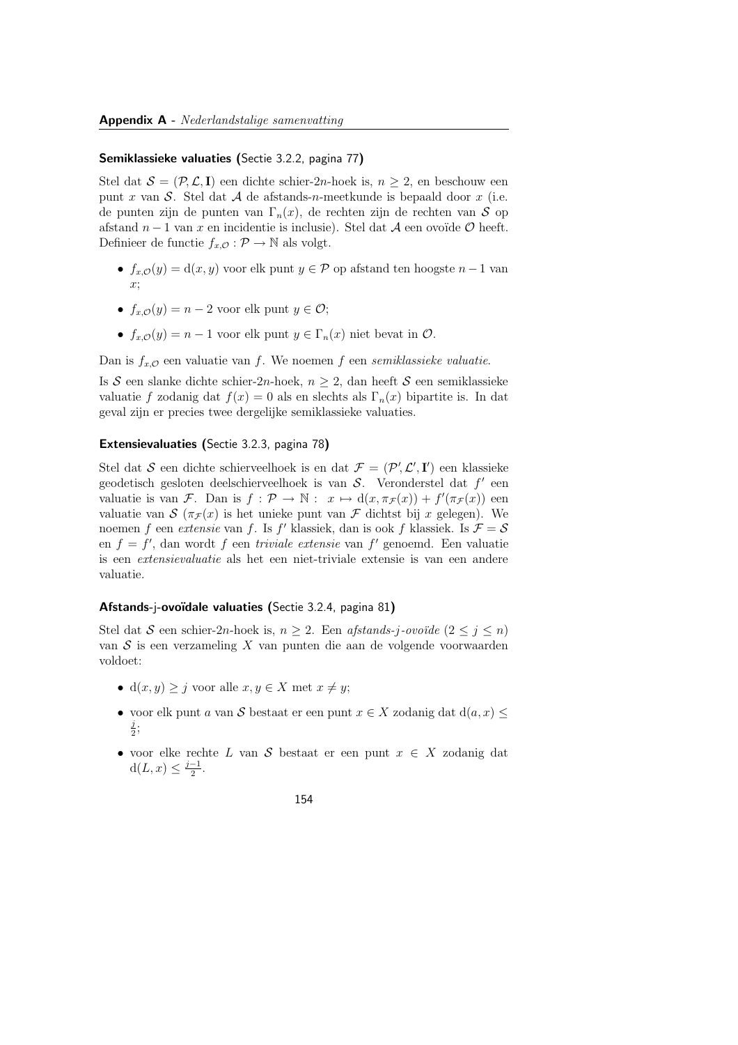### Semiklassieke valuaties (Sectie 3.2.2, pagina 77)

Stel dat $\mathcal{S} = (\mathcal{P}, \mathcal{L}, \mathbf{I})$ een dichte schier-$2n$-hoek is, $n \geq 2$, en beschouw een punt $x$ van $\mathcal{S}$. Stel dat $\mathcal{A}$ de afstands-$n$-meetkunde is bepaald door $x$ (i.e. de punten zijn de punten van $\Gamma_n(x)$, de rechten zijn de rechten van $\mathcal{S}$ op afstand $n-1$ van $x$ en incidentie is inclusie). Stel dat $\mathcal{A}$ een ovoïde $\mathcal{O}$ heeft. Definieer de functie $f_{x,\mathcal{O}} : \mathcal{P} \to \mathbb{N}$ als volgt.

- $f_{x,\mathcal{O}}(y) = \mathrm{d}(x, y)$ voor elk punt $y \in \mathcal{P}$ op afstand ten hoogste $n-1$ van $x$;
- $f_{x,\mathcal{O}}(y) = n-2$ voor elk punt $y \in \mathcal{O}$;
- $f_{x,\mathcal{O}}(y) = n-1$ voor elk punt $y \in \Gamma_n(x)$ niet bevat in $\mathcal{O}$.

Dan is $f_{x,\mathcal{O}}$ een valuatie van $f$. We noemen $f$ een *semiklassieke valuatie*.

Is $\mathcal{S}$ een slanke dichte schier-$2n$-hoek, $n \geq 2$, dan heeft $\mathcal{S}$ een semiklassieke valuatie $f$ zodanig dat $f(x) = 0$ als en slechts als $\Gamma_n(x)$ bipartite is. In dat geval zijn er precies twee dergelijke semiklassieke valuaties.

### Extensievaluaties (Sectie 3.2.3, pagina 78)

Stel dat $\mathcal{S}$ een dichte schierveelhoek is en dat $\mathcal{F} = (\mathcal{P}', \mathcal{L}', \mathbf{I}')$ een klassieke geodetisch gesloten deelschierveelhoek is van $\mathcal{S}$. Veronderstel dat $f'$ een valuatie is van $\mathcal{F}$. Dan is $f : \mathcal{P} \to \mathbb{N} : \; x \mapsto \mathrm{d}(x, \pi_{\mathcal{F}}(x)) + f'(\pi_{\mathcal{F}}(x))$ een valuatie van $\mathcal{S}$ ($\pi_{\mathcal{F}}(x)$ is het unieke punt van $\mathcal{F}$ dichtst bij $x$ gelegen). We noemen $f$ een *extensie* van $f$. Is $f'$ klassiek, dan is ook $f$ klassiek. Is $\mathcal{F} = \mathcal{S}$ en $f = f'$, dan wordt $f$ een *triviale extensie* van $f'$ genoemd. Een valuatie is een *extensievaluatie* als het een niet-triviale extensie is van een andere valuatie.

### Afstands-j-ovoïdale valuaties (Sectie 3.2.4, pagina 81)

Stel dat $\mathcal{S}$ een schier-$2n$-hoek is, $n \geq 2$. Een *afstands-$j$-ovoïde* ($2 \leq j \leq n$) van $\mathcal{S}$ is een verzameling $X$ van punten die aan de volgende voorwaarden voldoet:

- $\mathrm{d}(x, y) \geq j$ voor alle $x, y \in X$ met $x \neq y$;
- voor elk punt $a$ van $\mathcal{S}$ bestaat er een punt $x \in X$ zodanig dat $\mathrm{d}(a, x) \leq \frac{j}{2}$;
- voor elke rechte $L$ van $\mathcal{S}$ bestaat er een punt $x \in X$ zodanig dat $\mathrm{d}(L, x) \leq \frac{j-1}{2}$.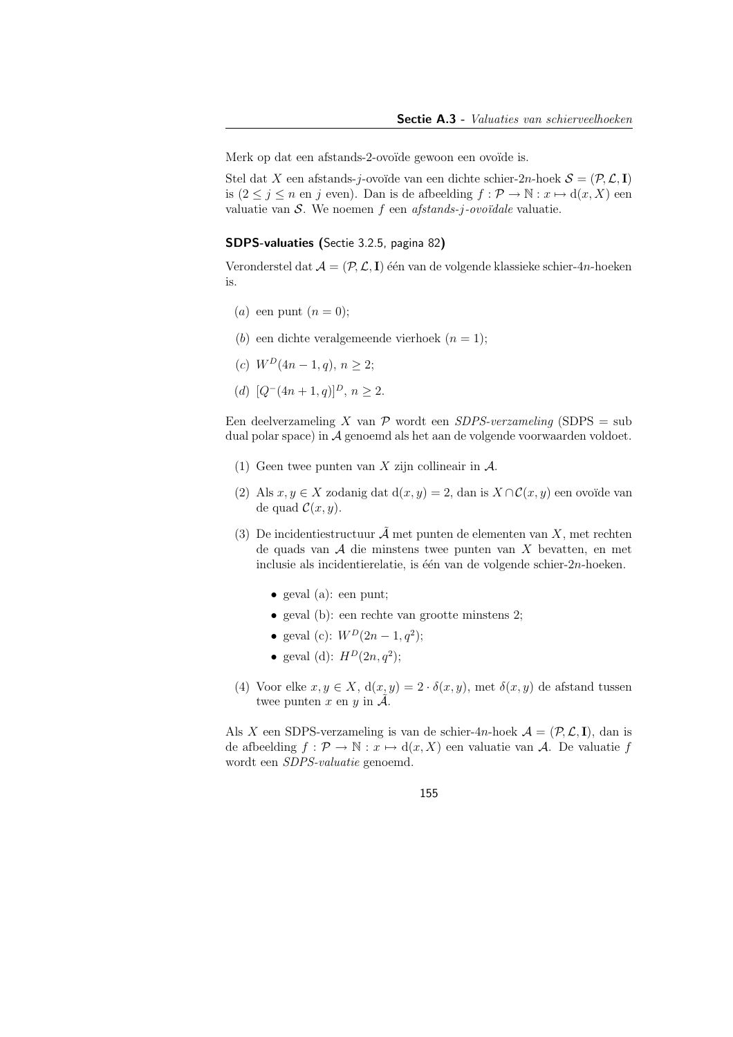Merk op dat een afstands-2-ovoïde gewoon een ovoïde is.

Stel dat $X$ een afstands-$j$-ovoïde van een dichte schier-$2n$-hoek $\mathcal{S} = (\mathcal{P}, \mathcal{L}, \mathbf{I})$ is ($2 \leq j \leq n$ en $j$ even). Dan is de afbeelding $f : \mathcal{P} \to \mathbb{N} : x \mapsto \mathrm{d}(x, X)$ een valuatie van $\mathcal{S}$. We noemen $f$ een *afstands-$j$-ovoïdale* valuatie.

### SDPS-valuaties (Sectie 3.2.5, pagina 82)

Veronderstel dat $\mathcal{A} = (\mathcal{P}, \mathcal{L}, \mathbf{I})$ één van de volgende klassieke schier-$4n$-hoeken is.

- ($a$) een punt ($n = 0$);
- ($b$) een dichte veralgemeende vierhoek ($n = 1$);
- ($c$) $W^D(4n-1, q)$, $n \geq 2$;
- ($d$) $[Q^-(4n+1, q)]^D$, $n \geq 2$.

Een deelverzameling $X$ van $\mathcal{P}$ wordt een *SDPS-verzameling* (SDPS = sub dual polar space) in $\mathcal{A}$ genoemd als het aan de volgende voorwaarden voldoet.

1. Geen twee punten van $X$ zijn collineair in $\mathcal{A}$.
2. Als $x, y \in X$ zodanig dat $\mathrm{d}(x, y) = 2$, dan is $X \cap \mathcal{C}(x, y)$ een ovoïde van de quad $\mathcal{C}(x, y)$.
3. De incidentiestructuur $\tilde{\mathcal{A}}$ met punten de elementen van $X$, met rechten de quads van $\mathcal{A}$ die minstens twee punten van $X$ bevatten, en met inclusie als incidentierelatie, is één van de volgende schier-$2n$-hoeken.
   - geval (a): een punt;
   - geval (b): een rechte van grootte minstens 2;
   - geval (c): $W^D(2n-1, q^2)$;
   - geval (d): $H^D(2n, q^2)$;
4. Voor elke $x, y \in X$, $\mathrm{d}(x, y) = 2 \cdot \delta(x, y)$, met $\delta(x, y)$ de afstand tussen twee punten $x$ en $y$ in $\tilde{\mathcal{A}}$.

Als $X$ een SDPS-verzameling is van de schier-$4n$-hoek $\mathcal{A} = (\mathcal{P}, \mathcal{L}, \mathbf{I})$, dan is de afbeelding $f : \mathcal{P} \to \mathbb{N} : x \mapsto \mathrm{d}(x, X)$ een valuatie van $\mathcal{A}$. De valuatie $f$ wordt een *SDPS-valuatie* genoemd.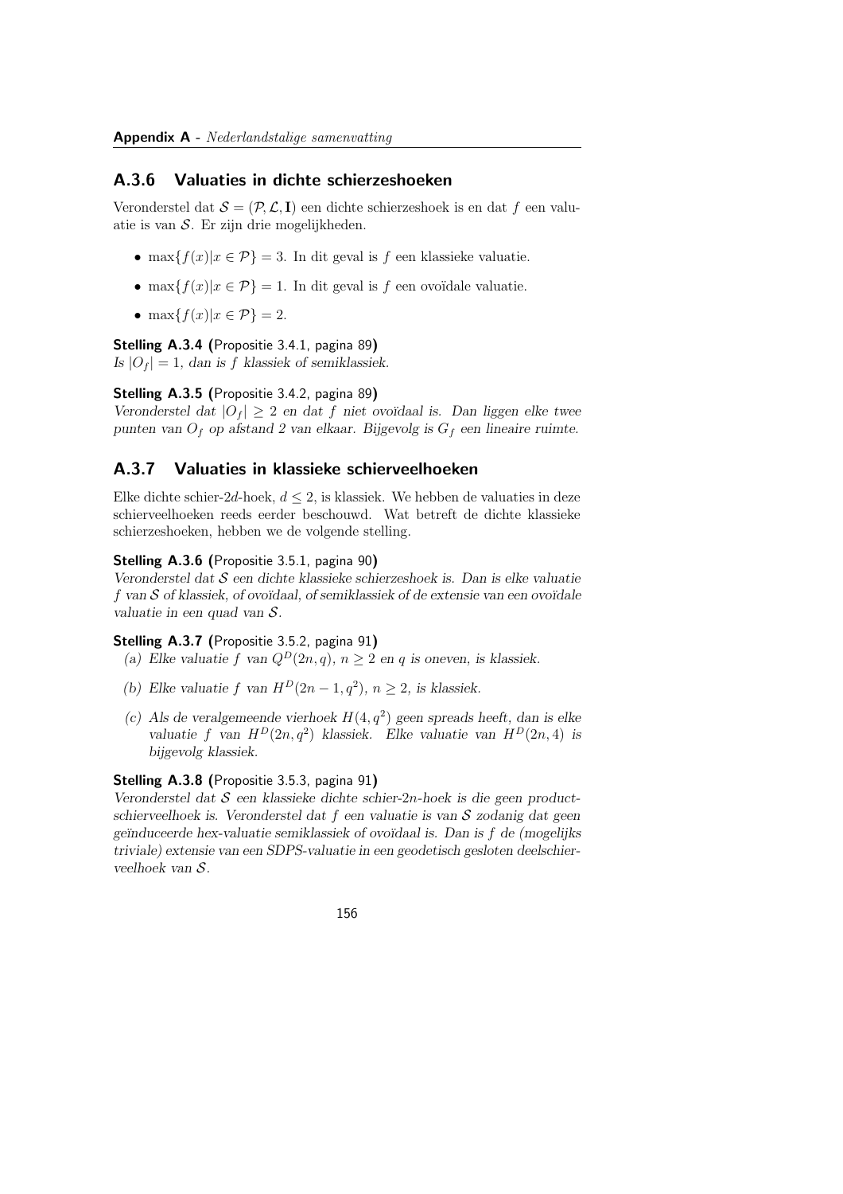### A.3.6 Valuaties in dichte schierzeshoeken

Veronderstel dat $\mathcal{S} = (\mathcal{P}, \mathcal{L}, \mathbf{I})$ een dichte schierzeshoek is en dat $f$ een valuatie is van $\mathcal{S}$. Er zijn drie mogelijkheden.

- $\max\{f(x)|x \in \mathcal{P}\} = 3$. In dit geval is $f$ een klassieke valuatie.
- $\max\{f(x)|x \in \mathcal{P}\} = 1$. In dit geval is $f$ een ovoïdale valuatie.
- $\max\{f(x)|x \in \mathcal{P}\} = 2$.

**Stelling A.3.4 (**Propositie 3.4.1, pagina 89**)**
*Is $|O_f| = 1$, dan is $f$ klassiek of semiklassiek.*

**Stelling A.3.5 (**Propositie 3.4.2, pagina 89**)**
*Veronderstel dat $|O_f| \geq 2$ en dat $f$ niet ovoïdaal is. Dan liggen elke twee punten van $O_f$ op afstand 2 van elkaar. Bijgevolg is $G_f$ een lineaire ruimte.*

### A.3.7 Valuaties in klassieke schierveelhoeken

Elke dichte schier-$2d$-hoek, $d \leq 2$, is klassiek. We hebben de valuaties in deze schierveelhoeken reeds eerder beschouwd. Wat betreft de dichte klassieke schierzeshoeken, hebben we de volgende stelling.

**Stelling A.3.6 (**Propositie 3.5.1, pagina 90**)**
*Veronderstel dat $\mathcal{S}$ een dichte klassieke schierzeshoek is. Dan is elke valuatie $f$ van $\mathcal{S}$ of klassiek, of ovoïdaal, of semiklassiek of de extensie van een ovoïdale valuatie in een quad van $\mathcal{S}$.*

**Stelling A.3.7 (**Propositie 3.5.2, pagina 91**)**

*(a) Elke valuatie $f$ van $Q^D(2n, q)$, $n \geq 2$ en $q$ is oneven, is klassiek.*

*(b) Elke valuatie $f$ van $H^D(2n - 1, q^2)$, $n \geq 2$, is klassiek.*

*(c) Als de veralgemeende vierhoek $H(4, q^2)$ geen spreads heeft, dan is elke valuatie $f$ van $H^D(2n, q^2)$ klassiek. Elke valuatie van $H^D(2n, 4)$ is bijgevolg klassiek.*

**Stelling A.3.8 (**Propositie 3.5.3, pagina 91**)**
*Veronderstel dat $\mathcal{S}$ een klassieke dichte schier-$2n$-hoek is die geen productschierveelhoek is. Veronderstel dat $f$ een valuatie is van $\mathcal{S}$ zodanig dat geen geïnduceerde hex-valuatie semiklassiek of ovoïdaal is. Dan is $f$ de (mogelijks triviale) extensie van een SDPS-valuatie in een geodetisch gesloten deelschierveelhoek van $\mathcal{S}$.*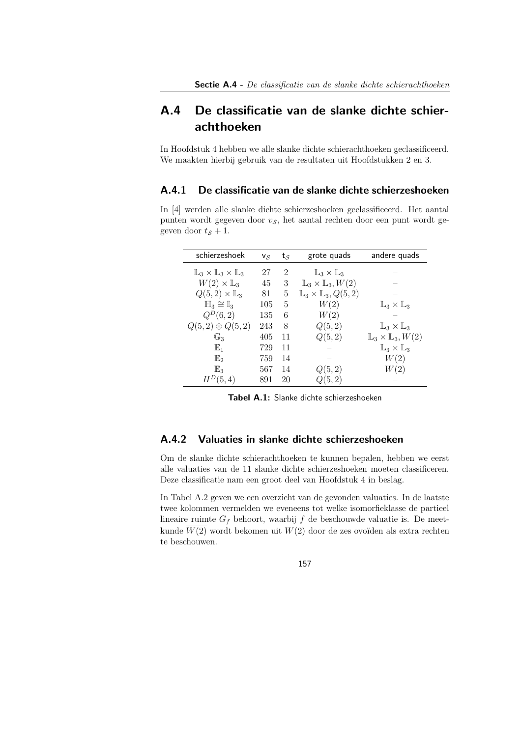## A.4 De classificatie van de slanke dichte schierachthoeken

In Hoofdstuk 4 hebben we alle slanke dichte schierachthoeken geclassificeerd. We maakten hierbij gebruik van de resultaten uit Hoofdstukken 2 en 3.

### A.4.1 De classificatie van de slanke dichte schierzeshoeken

In [4] werden alle slanke dichte schierzeshoeken geclassificeerd. Het aantal punten wordt gegeven door $v_{\mathcal{S}}$, het aantal rechten door een punt wordt gegeven door $t_{\mathcal{S}} + 1$.

| schierzeshoek | $v_{\mathcal{S}}$ | $t_{\mathcal{S}}$ | grote quads | andere quads |
|---|---|---|---|---|
| $\mathbb{L}_3 \times \mathbb{L}_3 \times \mathbb{L}_3$ | 27 | 2 | $\mathbb{L}_3 \times \mathbb{L}_3$ | – |
| $W(2) \times \mathbb{L}_3$ | 45 | 3 | $\mathbb{L}_3 \times \mathbb{L}_3, W(2)$ | – |
| $Q(5,2) \times \mathbb{L}_3$ | 81 | 5 | $\mathbb{L}_3 \times \mathbb{L}_3, Q(5,2)$ | – |
| $\mathbb{H}_3 \cong \mathbb{I}_3$ | 105 | 5 | $W(2)$ | $\mathbb{L}_3 \times \mathbb{L}_3$ |
| $Q^D(6,2)$ | 135 | 6 | $W(2)$ | – |
| $Q(5,2) \otimes Q(5,2)$ | 243 | 8 | $Q(5,2)$ | $\mathbb{L}_3 \times \mathbb{L}_3$ |
| $\mathbb{G}_3$ | 405 | 11 | $Q(5,2)$ | $\mathbb{L}_3 \times \mathbb{L}_3, W(2)$ |
| $\mathbb{E}_1$ | 729 | 11 | – | $\mathbb{L}_3 \times \mathbb{L}_3$ |
| $\mathbb{E}_2$ | 759 | 14 | – | $W(2)$ |
| $\mathbb{E}_3$ | 567 | 14 | $Q(5,2)$ | $W(2)$ |
| $H^D(5,4)$ | 891 | 20 | $Q(5,2)$ | – |

**Tabel A.1:** Slanke dichte schierzeshoeken

### A.4.2 Valuaties in slanke dichte schierzeshoeken

Om de slanke dichte schierachthoeken te kunnen bepalen, hebben we eerst alle valuaties van de 11 slanke dichte schierzeshoeken moeten classificeren. Deze classificatie nam een groot deel van Hoofdstuk 4 in beslag.

In Tabel A.2 geven we een overzicht van de gevonden valuaties. In de laatste twee kolommen vermelden we eveneens tot welke isomorfieklasse de partieel lineaire ruimte $G_f$ behoort, waarbij $f$ de beschouwde valuatie is. De meetkunde $\overline{W(2)}$ wordt bekomen uit $W(2)$ door de zes ovoïden als extra rechten te beschouwen.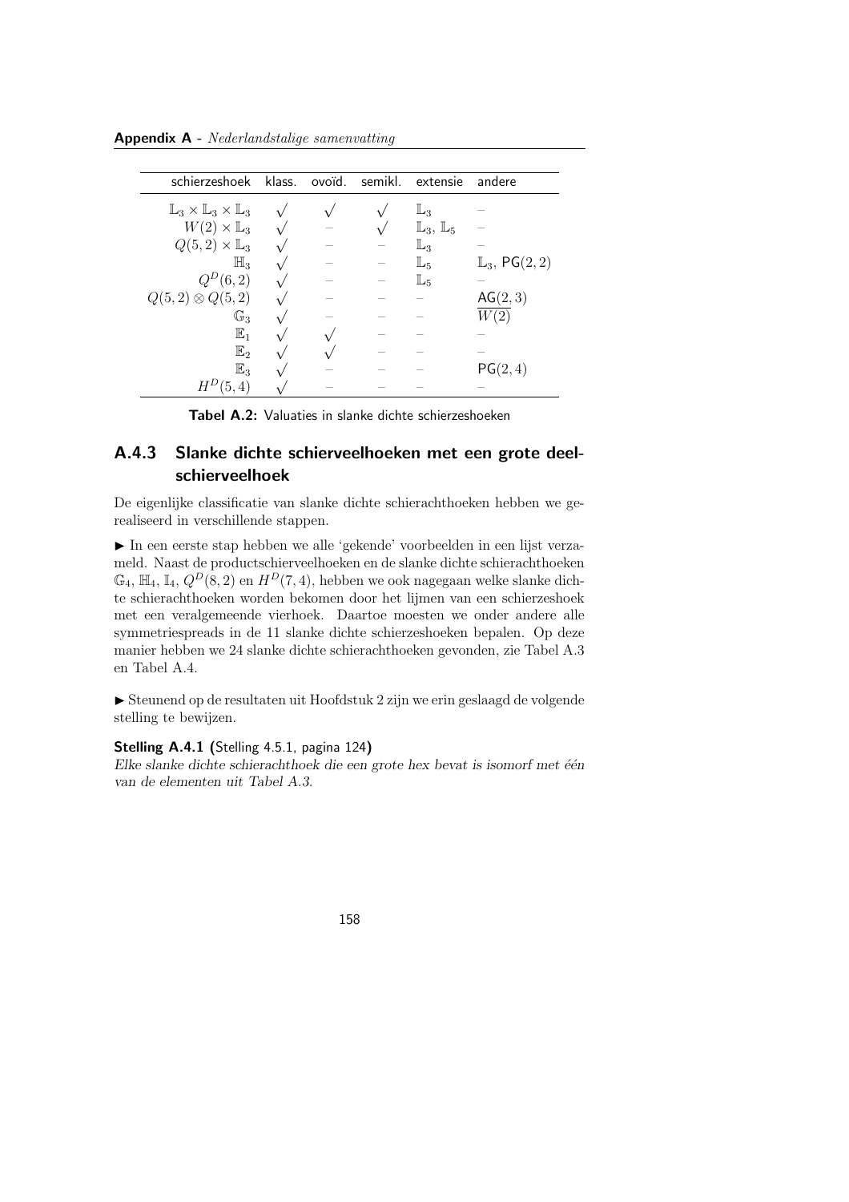| schierzeshoek | klass. | ovoïd. | semikl. | extensie | andere |
|---|---|---|---|---|---|
| $\mathbb{L}_3 \times \mathbb{L}_3 \times \mathbb{L}_3$ | $\surd$ | $\surd$ | $\surd$ | $\mathbb{L}_3$ | – |
| $W(2) \times \mathbb{L}_3$ | $\surd$ | – | $\surd$ | $\mathbb{L}_3$, $\mathbb{L}_5$ | – |
| $Q(5,2) \times \mathbb{L}_3$ | $\surd$ | – | – | $\mathbb{L}_3$ | – |
| $\mathbb{H}_3$ | $\surd$ | – | – | $\mathbb{L}_5$ | $\mathbb{L}_3$, $\mathsf{PG}(2,2)$ |
| $Q^D(6,2)$ | $\surd$ | – | – | $\mathbb{L}_5$ | – |
| $Q(5,2) \otimes Q(5,2)$ | $\surd$ | – | – | – | $\mathsf{AG}(2,3)$ |
| $\mathbb{G}_3$ | $\surd$ | – | – | – | $\overline{W(2)}$ |
| $\mathbb{E}_1$ | $\surd$ | $\surd$ | – | – | – |
| $\mathbb{E}_2$ | $\surd$ | $\surd$ | – | – | – |
| $\mathbb{E}_3$ | $\surd$ | – | – | – | $\mathsf{PG}(2,4)$ |
| $H^D(5,4)$ | $\surd$ | – | – | – | – |

**Tabel A.2:** Valuaties in slanke dichte schierzeshoeken

### A.4.3 Slanke dichte schierveelhoeken met een grote deelschierveelhoek

De eigenlijke classificatie van slanke dichte schierachthoeken hebben we gerealiseerd in verschillende stappen.

► In een eerste stap hebben we alle 'gekende' voorbeelden in een lijst verzameld. Naast de productschierveelhoeken en de slanke dichte schierachthoeken $\mathbb{G}_4$, $\mathbb{H}_4$, $\mathbb{I}_4$, $Q^D(8,2)$ en $H^D(7,4)$, hebben we ook nagegaan welke slanke dichte schierachthoeken worden bekomen door het lijmen van een schierzeshoek met een veralgemeende vierhoek. Daartoe moesten we onder andere alle symmetriespreads in de 11 slanke dichte schierzeshoeken bepalen. Op deze manier hebben we 24 slanke dichte schierachthoeken gevonden, zie Tabel A.3 en Tabel A.4.

► Steunend op de resultaten uit Hoofdstuk 2 zijn we erin geslaagd de volgende stelling te bewijzen.

**Stelling A.4.1 (**Stelling 4.5.1, pagina 124**)**
*Elke slanke dichte schierachthoek die een grote hex bevat is isomorf met één van de elementen uit Tabel A.3.*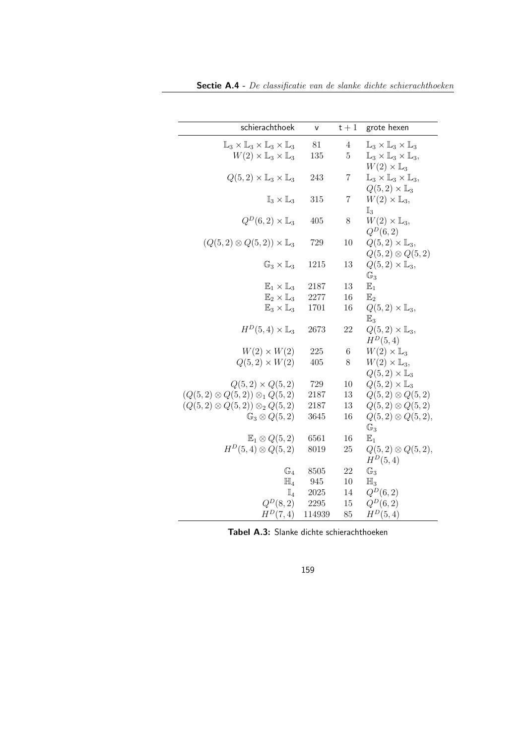| schierachthoek | v | $t+1$ | grote hexen |
|---|---|---|---|
| $\mathbb{L}_3 \times \mathbb{L}_3 \times \mathbb{L}_3 \times \mathbb{L}_3$ | 81 | 4 | $\mathbb{L}_3 \times \mathbb{L}_3 \times \mathbb{L}_3$ |
| $W(2) \times \mathbb{L}_3 \times \mathbb{L}_3$ | 135 | 5 | $\mathbb{L}_3 \times \mathbb{L}_3 \times \mathbb{L}_3$, $W(2) \times \mathbb{L}_3$ |
| $Q(5,2) \times \mathbb{L}_3 \times \mathbb{L}_3$ | 243 | 7 | $\mathbb{L}_3 \times \mathbb{L}_3 \times \mathbb{L}_3$, $Q(5,2) \times \mathbb{L}_3$ |
| $\mathbb{I}_3 \times \mathbb{L}_3$ | 315 | 7 | $W(2) \times \mathbb{L}_3$, $\mathbb{I}_3$ |
| $Q^D(6,2) \times \mathbb{L}_3$ | 405 | 8 | $W(2) \times \mathbb{L}_3$, $Q^D(6,2)$ |
| $(Q(5,2) \otimes Q(5,2)) \times \mathbb{L}_3$ | 729 | 10 | $Q(5,2) \times \mathbb{L}_3$, $Q(5,2) \otimes Q(5,2)$ |
| $\mathbb{G}_3 \times \mathbb{L}_3$ | 1215 | 13 | $Q(5,2) \times \mathbb{L}_3$, $\mathbb{G}_3$ |
| $\mathbb{E}_1 \times \mathbb{L}_3$ | 2187 | 13 | $\mathbb{E}_1$ |
| $\mathbb{E}_2 \times \mathbb{L}_3$ | 2277 | 16 | $\mathbb{E}_2$ |
| $\mathbb{E}_3 \times \mathbb{L}_3$ | 1701 | 16 | $Q(5,2) \times \mathbb{L}_3$, $\mathbb{E}_3$ |
| $H^D(5,4) \times \mathbb{L}_3$ | 2673 | 22 | $Q(5,2) \times \mathbb{L}_3$, $H^D(5,4)$ |
| $W(2) \times W(2)$ | 225 | 6 | $W(2) \times \mathbb{L}_3$ |
| $Q(5,2) \times W(2)$ | 405 | 8 | $W(2) \times \mathbb{L}_3$, $Q(5,2) \times \mathbb{L}_3$ |
| $Q(5,2) \times Q(5,2)$ | 729 | 10 | $Q(5,2) \times \mathbb{L}_3$ |
| $(Q(5,2) \otimes Q(5,2)) \otimes_1 Q(5,2)$ | 2187 | 13 | $Q(5,2) \otimes Q(5,2)$ |
| $(Q(5,2) \otimes Q(5,2)) \otimes_2 Q(5,2)$ | 2187 | 13 | $Q(5,2) \otimes Q(5,2)$ |
| $\mathbb{G}_3 \otimes Q(5,2)$ | 3645 | 16 | $Q(5,2) \otimes Q(5,2)$, $\mathbb{G}_3$ |
| $\mathbb{E}_1 \otimes Q(5,2)$ | 6561 | 16 | $\mathbb{E}_1$ |
| $H^D(5,4) \otimes Q(5,2)$ | 8019 | 25 | $Q(5,2) \otimes Q(5,2)$, $H^D(5,4)$ |
| $\mathbb{G}_4$ | 8505 | 22 | $\mathbb{G}_3$ |
| $\mathbb{H}_4$ | 945 | 10 | $\mathbb{H}_3$ |
| $\mathbb{I}_4$ | 2025 | 14 | $Q^D(6,2)$ |
| $Q^D(8,2)$ | 2295 | 15 | $Q^D(6,2)$ |
| $H^D(7,4)$ | 114939 | 85 | $H^D(5,4)$ |

**Tabel A.3:** Slanke dichte schierachthoeken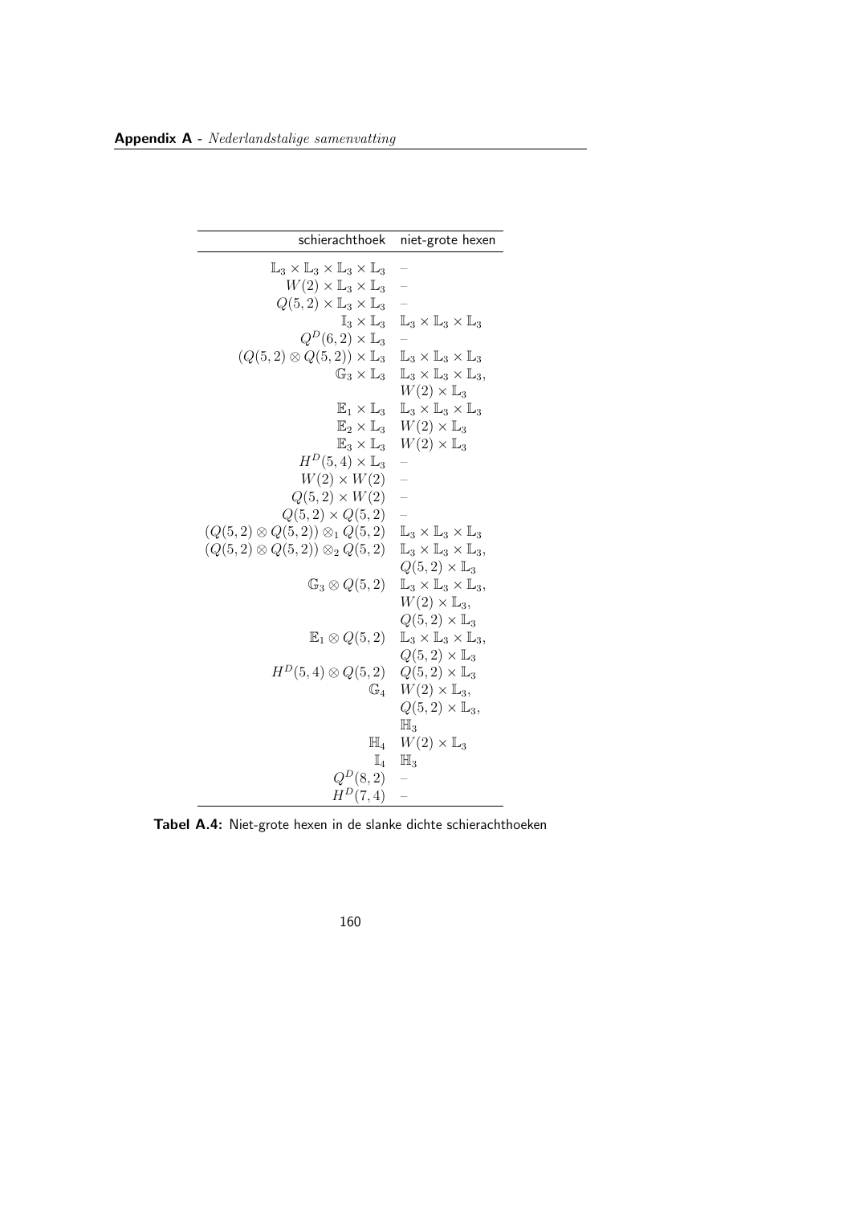| schierachthoek | niet-grote hexen |
| --- | --- |
| $\mathbb{L}_3 \times \mathbb{L}_3 \times \mathbb{L}_3 \times \mathbb{L}_3$ | – |
| $W(2) \times \mathbb{L}_3 \times \mathbb{L}_3$ | – |
| $Q(5,2) \times \mathbb{L}_3 \times \mathbb{L}_3$ | – |
| $\mathbb{I}_3 \times \mathbb{L}_3$ | $\mathbb{L}_3 \times \mathbb{L}_3 \times \mathbb{L}_3$ |
| $Q^D(6,2) \times \mathbb{L}_3$ | – |
| $(Q(5,2) \otimes Q(5,2)) \times \mathbb{L}_3$ | $\mathbb{L}_3 \times \mathbb{L}_3 \times \mathbb{L}_3$ |
| $\mathbb{G}_3 \times \mathbb{L}_3$ | $\mathbb{L}_3 \times \mathbb{L}_3 \times \mathbb{L}_3$, $W(2) \times \mathbb{L}_3$ |
| $\mathbb{E}_1 \times \mathbb{L}_3$ | $\mathbb{L}_3 \times \mathbb{L}_3 \times \mathbb{L}_3$ |
| $\mathbb{E}_2 \times \mathbb{L}_3$ | $W(2) \times \mathbb{L}_3$ |
| $\mathbb{E}_3 \times \mathbb{L}_3$ | $W(2) \times \mathbb{L}_3$ |
| $H^D(5,4) \times \mathbb{L}_3$ | – |
| $W(2) \times W(2)$ | – |
| $Q(5,2) \times W(2)$ | – |
| $Q(5,2) \times Q(5,2)$ | – |
| $(Q(5,2) \otimes Q(5,2)) \otimes_1 Q(5,2)$ | $\mathbb{L}_3 \times \mathbb{L}_3 \times \mathbb{L}_3$ |
| $(Q(5,2) \otimes Q(5,2)) \otimes_2 Q(5,2)$ | $\mathbb{L}_3 \times \mathbb{L}_3 \times \mathbb{L}_3$, $Q(5,2) \times \mathbb{L}_3$ |
| $\mathbb{G}_3 \otimes Q(5,2)$ | $\mathbb{L}_3 \times \mathbb{L}_3 \times \mathbb{L}_3$, $W(2) \times \mathbb{L}_3$, $Q(5,2) \times \mathbb{L}_3$ |
| $\mathbb{E}_1 \otimes Q(5,2)$ | $\mathbb{L}_3 \times \mathbb{L}_3 \times \mathbb{L}_3$, $Q(5,2) \times \mathbb{L}_3$ |
| $H^D(5,4) \otimes Q(5,2)$ | $Q(5,2) \times \mathbb{L}_3$ |
| $\mathbb{G}_4$ | $W(2) \times \mathbb{L}_3$, $Q(5,2) \times \mathbb{L}_3$, $\mathbb{H}_3$ |
| $\mathbb{H}_4$ | $W(2) \times \mathbb{L}_3$ |
| $\mathbb{I}_4$ | $\mathbb{H}_3$ |
| $Q^D(8,2)$ | – |
| $H^D(7,4)$ | – |

**Tabel A.4:** Niet-grote hexen in de slanke dichte schierachthoeken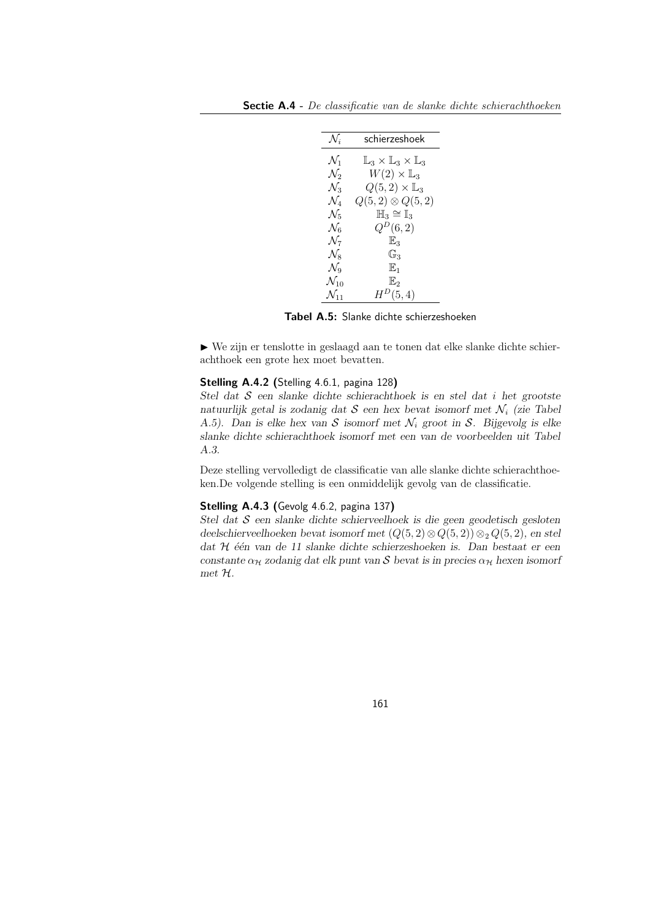| $\mathcal{N}_i$ | schierzeshoek |
|---|---|
| $\mathcal{N}_1$ | $\mathbb{L}_3 \times \mathbb{L}_3 \times \mathbb{L}_3$ |
| $\mathcal{N}_2$ | $W(2) \times \mathbb{L}_3$ |
| $\mathcal{N}_3$ | $Q(5,2) \times \mathbb{L}_3$ |
| $\mathcal{N}_4$ | $Q(5,2) \otimes Q(5,2)$ |
| $\mathcal{N}_5$ | $\mathbb{H}_3 \cong \mathbb{I}_3$ |
| $\mathcal{N}_6$ | $Q^D(6,2)$ |
| $\mathcal{N}_7$ | $\mathbb{E}_3$ |
| $\mathcal{N}_8$ | $\mathbb{G}_3$ |
| $\mathcal{N}_9$ | $\mathbb{E}_1$ |
| $\mathcal{N}_{10}$ | $\mathbb{E}_2$ |
| $\mathcal{N}_{11}$ | $H^D(5,4)$ |

**Tabel A.5:** Slanke dichte schierzeshoeken

► We zijn er tenslotte in geslaagd aan te tonen dat elke slanke dichte schierachthoek een grote hex moet bevatten.

**Stelling A.4.2 (**Stelling 4.6.1, pagina 128**)**
*Stel dat $\mathcal{S}$ een slanke dichte schierachthoek is en stel dat $i$ het grootste natuurlijk getal is zodanig dat $\mathcal{S}$ een hex bevat isomorf met $\mathcal{N}_i$ (zie Tabel A.5). Dan is elke hex van $\mathcal{S}$ isomorf met $\mathcal{N}_i$ groot in $\mathcal{S}$. Bijgevolg is elke slanke dichte schierachthoek isomorf met een van de voorbeelden uit Tabel A.3.*

Deze stelling vervolledigt de classificatie van alle slanke dichte schierachthoeken.De volgende stelling is een onmiddelijk gevolg van de classificatie.

**Stelling A.4.3 (**Gevolg 4.6.2, pagina 137**)**
*Stel dat $\mathcal{S}$ een slanke dichte schierveelhoek is die geen geodetisch gesloten deelschierveelhoeken bevat isomorf met $(Q(5,2) \otimes Q(5,2)) \otimes_2 Q(5,2)$, en stel dat $\mathcal{H}$ één van de 11 slanke dichte schierzeshoeken is. Dan bestaat er een constante $\alpha_{\mathcal{H}}$ zodanig dat elk punt van $\mathcal{S}$ bevat is in precies $\alpha_{\mathcal{H}}$ hexen isomorf met $\mathcal{H}$.*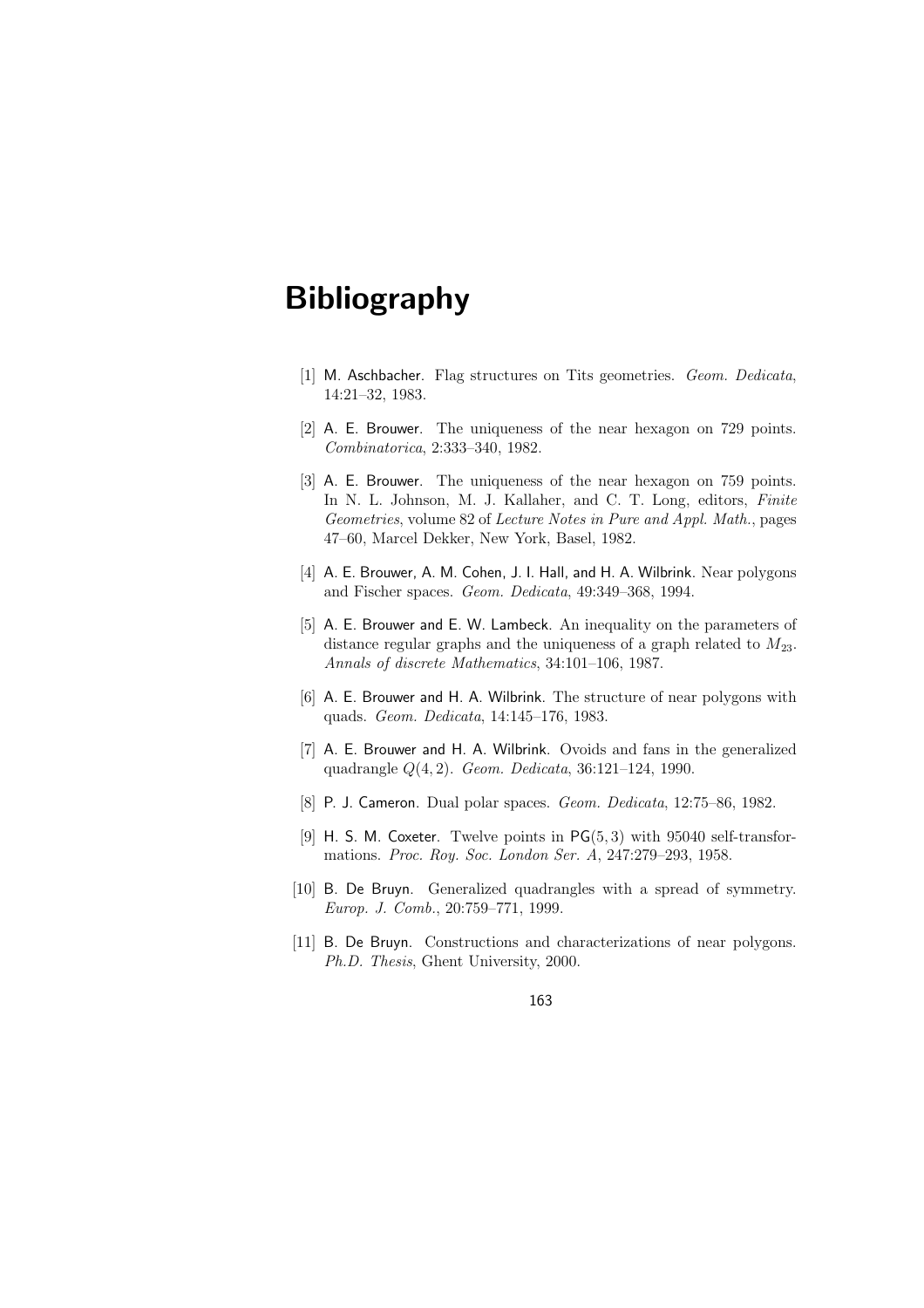# Bibliography

[1] M. Aschbacher. Flag structures on Tits geometries. *Geom. Dedicata*, 14:21–32, 1983.

[2] A. E. Brouwer. The uniqueness of the near hexagon on 729 points. *Combinatorica*, 2:333–340, 1982.

[3] A. E. Brouwer. The uniqueness of the near hexagon on 759 points. In N. L. Johnson, M. J. Kallaher, and C. T. Long, editors, *Finite Geometries*, volume 82 of *Lecture Notes in Pure and Appl. Math.*, pages 47–60, Marcel Dekker, New York, Basel, 1982.

[4] A. E. Brouwer, A. M. Cohen, J. I. Hall, and H. A. Wilbrink. Near polygons and Fischer spaces. *Geom. Dedicata*, 49:349–368, 1994.

[5] A. E. Brouwer and E. W. Lambeck. An inequality on the parameters of distance regular graphs and the uniqueness of a graph related to $M_{23}$. *Annals of discrete Mathematics*, 34:101–106, 1987.

[6] A. E. Brouwer and H. A. Wilbrink. The structure of near polygons with quads. *Geom. Dedicata*, 14:145–176, 1983.

[7] A. E. Brouwer and H. A. Wilbrink. Ovoids and fans in the generalized quadrangle $Q(4,2)$. *Geom. Dedicata*, 36:121–124, 1990.

[8] P. J. Cameron. Dual polar spaces. *Geom. Dedicata*, 12:75–86, 1982.

[9] H. S. M. Coxeter. Twelve points in $\mathsf{PG}(5,3)$ with 95040 self-transformations. *Proc. Roy. Soc. London Ser. A*, 247:279–293, 1958.

[10] B. De Bruyn. Generalized quadrangles with a spread of symmetry. *Europ. J. Comb.*, 20:759–771, 1999.

[11] B. De Bruyn. Constructions and characterizations of near polygons. *Ph.D. Thesis*, Ghent University, 2000.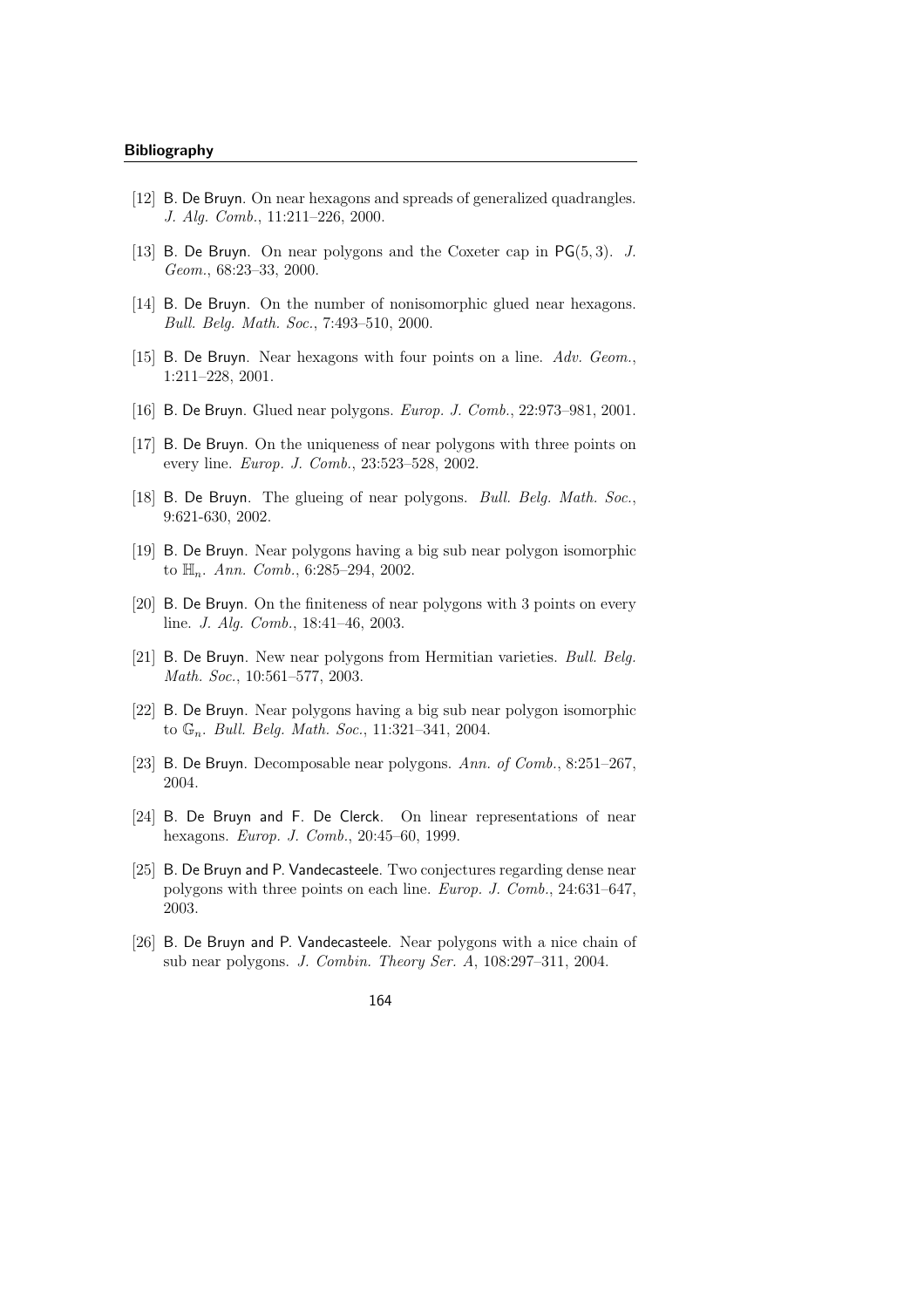[12] B. De Bruyn. On near hexagons and spreads of generalized quadrangles. *J. Alg. Comb.*, 11:211–226, 2000.

[13] B. De Bruyn. On near polygons and the Coxeter cap in $\mathsf{PG}(5,3)$. *J. Geom.*, 68:23–33, 2000.

[14] B. De Bruyn. On the number of nonisomorphic glued near hexagons. *Bull. Belg. Math. Soc.*, 7:493–510, 2000.

[15] B. De Bruyn. Near hexagons with four points on a line. *Adv. Geom.*, 1:211–228, 2001.

[16] B. De Bruyn. Glued near polygons. *Europ. J. Comb.*, 22:973–981, 2001.

[17] B. De Bruyn. On the uniqueness of near polygons with three points on every line. *Europ. J. Comb.*, 23:523–528, 2002.

[18] B. De Bruyn. The glueing of near polygons. *Bull. Belg. Math. Soc.*, 9:621-630, 2002.

[19] B. De Bruyn. Near polygons having a big sub near polygon isomorphic to $\mathbb{H}_n$. *Ann. Comb.*, 6:285–294, 2002.

[20] B. De Bruyn. On the finiteness of near polygons with 3 points on every line. *J. Alg. Comb.*, 18:41–46, 2003.

[21] B. De Bruyn. New near polygons from Hermitian varieties. *Bull. Belg. Math. Soc.*, 10:561–577, 2003.

[22] B. De Bruyn. Near polygons having a big sub near polygon isomorphic to $\mathbb{G}_n$. *Bull. Belg. Math. Soc.*, 11:321–341, 2004.

[23] B. De Bruyn. Decomposable near polygons. *Ann. of Comb.*, 8:251–267, 2004.

[24] B. De Bruyn and F. De Clerck. On linear representations of near hexagons. *Europ. J. Comb.*, 20:45–60, 1999.

[25] B. De Bruyn and P. Vandecasteele. Two conjectures regarding dense near polygons with three points on each line. *Europ. J. Comb.*, 24:631–647, 2003.

[26] B. De Bruyn and P. Vandecasteele. Near polygons with a nice chain of sub near polygons. *J. Combin. Theory Ser. A*, 108:297–311, 2004.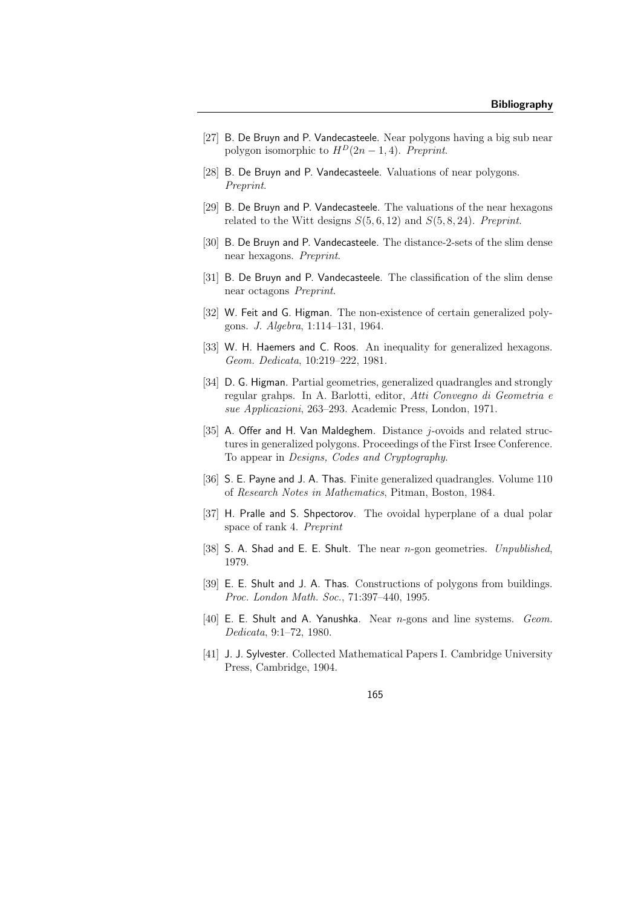- [27] B. De Bruyn and P. Vandecasteele. Near polygons having a big sub near polygon isomorphic to $H^D(2n-1,4)$. *Preprint*.

- [28] B. De Bruyn and P. Vandecasteele. Valuations of near polygons. *Preprint*.

- [29] B. De Bruyn and P. Vandecasteele. The valuations of the near hexagons related to the Witt designs $S(5,6,12)$ and $S(5,8,24)$. *Preprint*.

- [30] B. De Bruyn and P. Vandecasteele. The distance-2-sets of the slim dense near hexagons. *Preprint*.

- [31] B. De Bruyn and P. Vandecasteele. The classification of the slim dense near octagons *Preprint*.

- [32] W. Feit and G. Higman. The non-existence of certain generalized polygons. *J. Algebra*, 1:114–131, 1964.

- [33] W. H. Haemers and C. Roos. An inequality for generalized hexagons. *Geom. Dedicata*, 10:219–222, 1981.

- [34] D. G. Higman. Partial geometries, generalized quadrangles and strongly regular grahps. In A. Barlotti, editor, *Atti Convegno di Geometria e sue Applicazioni*, 263–293. Academic Press, London, 1971.

- [35] A. Offer and H. Van Maldeghem. Distance $j$-ovoids and related structures in generalized polygons. Proceedings of the First Irsee Conference. To appear in *Designs, Codes and Cryptography*.

- [36] S. E. Payne and J. A. Thas. Finite generalized quadrangles. Volume 110 of *Research Notes in Mathematics*, Pitman, Boston, 1984.

- [37] H. Pralle and S. Shpectorov. The ovoidal hyperplane of a dual polar space of rank 4. *Preprint*

- [38] S. A. Shad and E. E. Shult. The near $n$-gon geometries. *Unpublished*, 1979.

- [39] E. E. Shult and J. A. Thas. Constructions of polygons from buildings. *Proc. London Math. Soc.*, 71:397–440, 1995.

- [40] E. E. Shult and A. Yanushka. Near $n$-gons and line systems. *Geom. Dedicata*, 9:1–72, 1980.

- [41] J. J. Sylvester. Collected Mathematical Papers I. Cambridge University Press, Cambridge, 1904.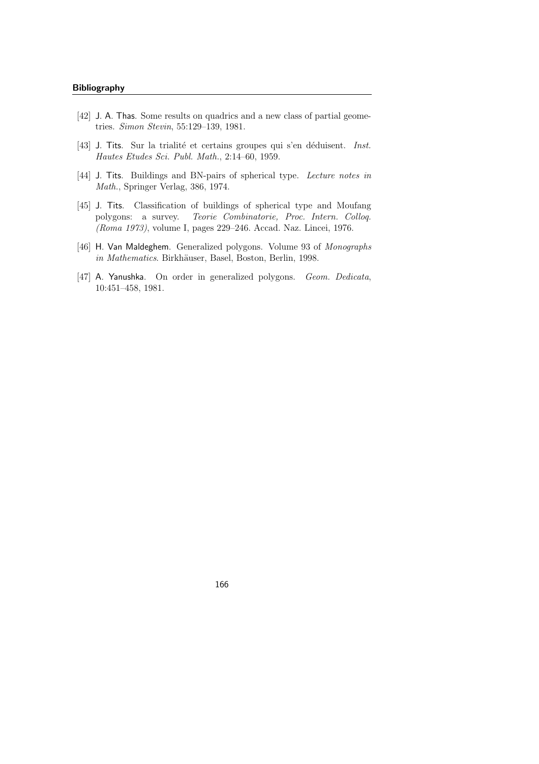- [42] J. A. Thas. Some results on quadrics and a new class of partial geometries. *Simon Stevin*, 55:129–139, 1981.

- [43] J. Tits. Sur la trialité et certains groupes qui s'en déduisent. *Inst. Hautes Etudes Sci. Publ. Math.*, 2:14–60, 1959.

- [44] J. Tits. Buildings and BN-pairs of spherical type. *Lecture notes in Math.*, Springer Verlag, 386, 1974.

- [45] J. Tits. Classification of buildings of spherical type and Moufang polygons: a survey. *Teorie Combinatorie, Proc. Intern. Colloq. (Roma 1973)*, volume I, pages 229–246. Accad. Naz. Lincei, 1976.

- [46] H. Van Maldeghem. Generalized polygons. Volume 93 of *Monographs in Mathematics*. Birkhäuser, Basel, Boston, Berlin, 1998.

- [47] A. Yanushka. On order in generalized polygons. *Geom. Dedicata*, 10:451–458, 1981.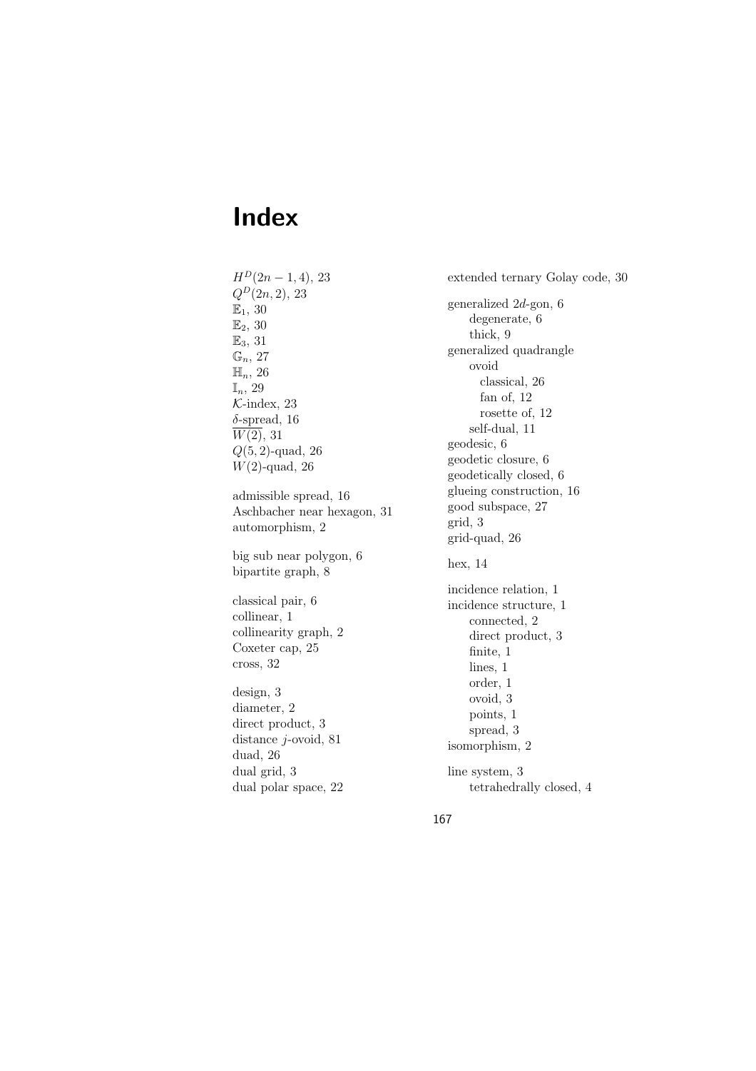# Index

$H^D(2n-1,4)$, 23
$Q^D(2n,2)$, 23
$\mathbb{E}_1$, 30
$\mathbb{E}_2$, 30
$\mathbb{E}_3$, 31
$\mathbb{G}_n$, 27
$\mathbb{H}_n$, 26
$\mathbb{I}_n$, 29
$\mathcal{K}$-index, 23
$\delta$-spread, 16
$\overline{W(2)}$, 31
$Q(5,2)$-quad, 26
$W(2)$-quad, 26

admissible spread, 16
Aschbacher near hexagon, 31
automorphism, 2

big sub near polygon, 6
bipartite graph, 8

classical pair, 6
collinear, 1
collinearity graph, 2
Coxeter cap, 25
cross, 32

design, 3
diameter, 2
direct product, 3
distance $j$-ovoid, 81
duad, 26
dual grid, 3
dual polar space, 22

extended ternary Golay code, 30

generalized $2d$-gon, 6
- degenerate, 6
- thick, 9

generalized quadrangle
- ovoid
  - classical, 26
  - fan of, 12
  - rosette of, 12
- self-dual, 11

geodesic, 6
geodetic closure, 6
geodetically closed, 6
glueing construction, 16
good subspace, 27
grid, 3
grid-quad, 26

hex, 14

incidence relation, 1
incidence structure, 1
- connected, 2
- direct product, 3
- finite, 1
- lines, 1
- order, 1
- ovoid, 3
- points, 1
- spread, 3

isomorphism, 2

line system, 3
- tetrahedrally closed, 4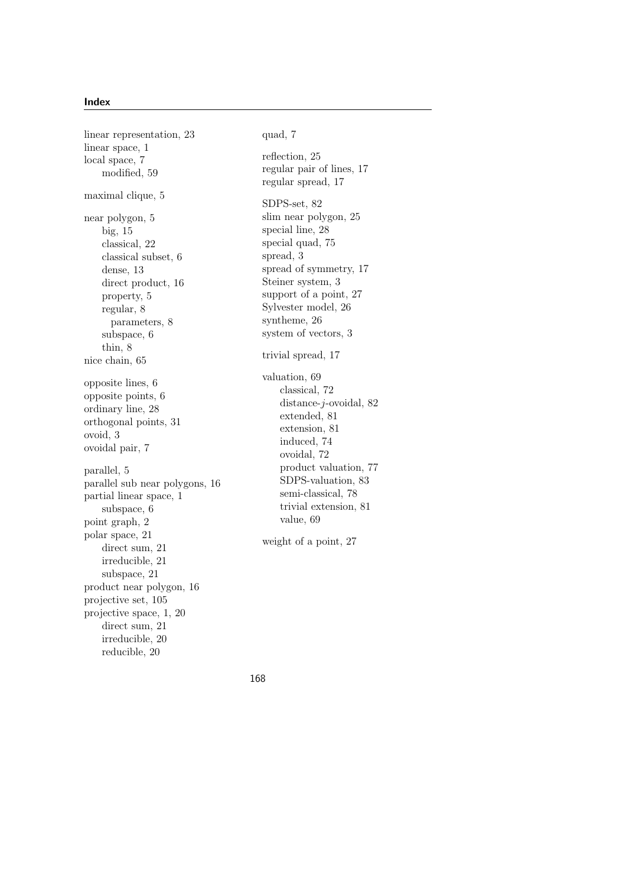linear representation, 23
linear space, 1
local space, 7
    modified, 59

maximal clique, 5

near polygon, 5
    big, 15
    classical, 22
    classical subset, 6
    dense, 13
    direct product, 16
    property, 5
    regular, 8
        parameters, 8
    subspace, 6
    thin, 8
nice chain, 65

opposite lines, 6
opposite points, 6
ordinary line, 28
orthogonal points, 31
ovoid, 3
ovoidal pair, 7

parallel, 5
parallel sub near polygons, 16
partial linear space, 1
    subspace, 6
point graph, 2
polar space, 21
    direct sum, 21
    irreducible, 21
    subspace, 21
product near polygon, 16
projective set, 105
projective space, 1, 20
    direct sum, 21
    irreducible, 20
    reducible, 20

quad, 7

reflection, 25
regular pair of lines, 17
regular spread, 17

SDPS-set, 82
slim near polygon, 25
special line, 28
special quad, 75
spread, 3
spread of symmetry, 17
Steiner system, 3
support of a point, 27
Sylvester model, 26
syntheme, 26
system of vectors, 3

trivial spread, 17

valuation, 69
    classical, 72
    distance-$j$-ovoidal, 82
    extended, 81
    extension, 81
    induced, 74
    ovoidal, 72
    product valuation, 77
    SDPS-valuation, 83
    semi-classical, 78
    trivial extension, 81
    value, 69

weight of a point, 27